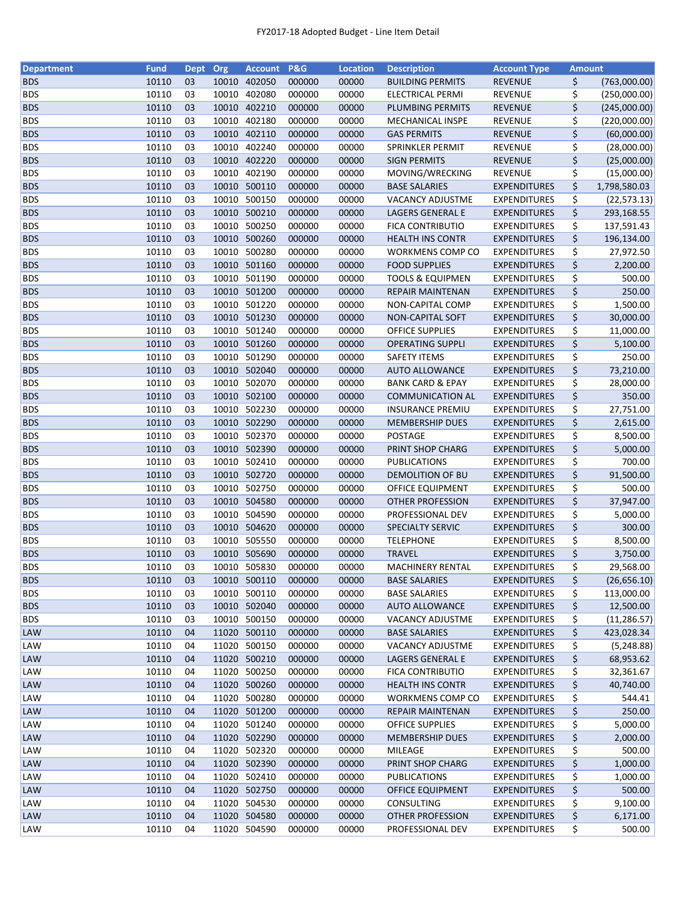# FY2017-18 Adopted Budget - Line Item Detail

| Department | Fund | Dept | Org | Account | P&G | Location | Description | Account Type | Amount |
|---|---|---|---|---|---|---|---|---|---|
| BDS | 10110 | 03 | 10010 | 402050 | 000000 | 00000 | BUILDING PERMITS | REVENUE | $ (763,000.00) |
| BDS | 10110 | 03 | 10010 | 402080 | 000000 | 00000 | ELECTRICAL PERMI | REVENUE | $ (250,000.00) |
| BDS | 10110 | 03 | 10010 | 402210 | 000000 | 00000 | PLUMBING PERMITS | REVENUE | $ (245,000.00) |
| BDS | 10110 | 03 | 10010 | 402180 | 000000 | 00000 | MECHANICAL INSPE | REVENUE | $ (220,000.00) |
| BDS | 10110 | 03 | 10010 | 402110 | 000000 | 00000 | GAS PERMITS | REVENUE | $ (60,000.00) |
| BDS | 10110 | 03 | 10010 | 402240 | 000000 | 00000 | SPRINKLER PERMIT | REVENUE | $ (28,000.00) |
| BDS | 10110 | 03 | 10010 | 402220 | 000000 | 00000 | SIGN PERMITS | REVENUE | $ (25,000.00) |
| BDS | 10110 | 03 | 10010 | 402190 | 000000 | 00000 | MOVING/WRECKING | REVENUE | $ (15,000.00) |
| BDS | 10110 | 03 | 10010 | 500110 | 000000 | 00000 | BASE SALARIES | EXPENDITURES | $ 1,798,580.03 |
| BDS | 10110 | 03 | 10010 | 500150 | 000000 | 00000 | VACANCY ADJUSTME | EXPENDITURES | $ (22,573.13) |
| BDS | 10110 | 03 | 10010 | 500210 | 000000 | 00000 | LAGERS GENERAL E | EXPENDITURES | $ 293,168.55 |
| BDS | 10110 | 03 | 10010 | 500250 | 000000 | 00000 | FICA CONTRIBUTIO | EXPENDITURES | $ 137,591.43 |
| BDS | 10110 | 03 | 10010 | 500260 | 000000 | 00000 | HEALTH INS CONTR | EXPENDITURES | $ 196,134.00 |
| BDS | 10110 | 03 | 10010 | 500280 | 000000 | 00000 | WORKMENS COMP CO | EXPENDITURES | $ 27,972.50 |
| BDS | 10110 | 03 | 10010 | 501160 | 000000 | 00000 | FOOD SUPPLIES | EXPENDITURES | $ 2,200.00 |
| BDS | 10110 | 03 | 10010 | 501190 | 000000 | 00000 | TOOLS & EQUIPMEN | EXPENDITURES | $ 500.00 |
| BDS | 10110 | 03 | 10010 | 501200 | 000000 | 00000 | REPAIR MAINTENAN | EXPENDITURES | $ 250.00 |
| BDS | 10110 | 03 | 10010 | 501220 | 000000 | 00000 | NON-CAPITAL COMP | EXPENDITURES | $ 1,500.00 |
| BDS | 10110 | 03 | 10010 | 501230 | 000000 | 00000 | NON-CAPITAL SOFT | EXPENDITURES | $ 30,000.00 |
| BDS | 10110 | 03 | 10010 | 501240 | 000000 | 00000 | OFFICE SUPPLIES | EXPENDITURES | $ 11,000.00 |
| BDS | 10110 | 03 | 10010 | 501260 | 000000 | 00000 | OPERATING SUPPLI | EXPENDITURES | $ 5,100.00 |
| BDS | 10110 | 03 | 10010 | 501290 | 000000 | 00000 | SAFETY ITEMS | EXPENDITURES | $ 250.00 |
| BDS | 10110 | 03 | 10010 | 502040 | 000000 | 00000 | AUTO ALLOWANCE | EXPENDITURES | $ 73,210.00 |
| BDS | 10110 | 03 | 10010 | 502070 | 000000 | 00000 | BANK CARD & EPAY | EXPENDITURES | $ 28,000.00 |
| BDS | 10110 | 03 | 10010 | 502100 | 000000 | 00000 | COMMUNICATION AL | EXPENDITURES | $ 350.00 |
| BDS | 10110 | 03 | 10010 | 502230 | 000000 | 00000 | INSURANCE PREMIU | EXPENDITURES | $ 27,751.00 |
| BDS | 10110 | 03 | 10010 | 502290 | 000000 | 00000 | MEMBERSHIP DUES | EXPENDITURES | $ 2,615.00 |
| BDS | 10110 | 03 | 10010 | 502370 | 000000 | 00000 | POSTAGE | EXPENDITURES | $ 8,500.00 |
| BDS | 10110 | 03 | 10010 | 502390 | 000000 | 00000 | PRINT SHOP CHARG | EXPENDITURES | $ 5,000.00 |
| BDS | 10110 | 03 | 10010 | 502410 | 000000 | 00000 | PUBLICATIONS | EXPENDITURES | $ 700.00 |
| BDS | 10110 | 03 | 10010 | 502720 | 000000 | 00000 | DEMOLITION OF BU | EXPENDITURES | $ 91,500.00 |
| BDS | 10110 | 03 | 10010 | 502750 | 000000 | 00000 | OFFICE EQUIPMENT | EXPENDITURES | $ 500.00 |
| BDS | 10110 | 03 | 10010 | 504580 | 000000 | 00000 | OTHER PROFESSION | EXPENDITURES | $ 37,947.00 |
| BDS | 10110 | 03 | 10010 | 504590 | 000000 | 00000 | PROFESSIONAL DEV | EXPENDITURES | $ 5,000.00 |
| BDS | 10110 | 03 | 10010 | 504620 | 000000 | 00000 | SPECIALTY SERVIC | EXPENDITURES | $ 300.00 |
| BDS | 10110 | 03 | 10010 | 505550 | 000000 | 00000 | TELEPHONE | EXPENDITURES | $ 8,500.00 |
| BDS | 10110 | 03 | 10010 | 505690 | 000000 | 00000 | TRAVEL | EXPENDITURES | $ 3,750.00 |
| BDS | 10110 | 03 | 10010 | 505830 | 000000 | 00000 | MACHINERY RENTAL | EXPENDITURES | $ 29,568.00 |
| BDS | 10110 | 03 | 10010 | 500110 | 000000 | 00000 | BASE SALARIES | EXPENDITURES | $ (26,656.10) |
| BDS | 10110 | 03 | 10010 | 500110 | 000000 | 00000 | BASE SALARIES | EXPENDITURES | $ 113,000.00 |
| BDS | 10110 | 03 | 10010 | 502040 | 000000 | 00000 | AUTO ALLOWANCE | EXPENDITURES | $ 12,500.00 |
| BDS | 10110 | 03 | 10010 | 500150 | 000000 | 00000 | VACANCY ADJUSTME | EXPENDITURES | $ (11,286.57) |
| LAW | 10110 | 04 | 11020 | 500110 | 000000 | 00000 | BASE SALARIES | EXPENDITURES | $ 423,028.34 |
| LAW | 10110 | 04 | 11020 | 500150 | 000000 | 00000 | VACANCY ADJUSTME | EXPENDITURES | $ (5,248.88) |
| LAW | 10110 | 04 | 11020 | 500210 | 000000 | 00000 | LAGERS GENERAL E | EXPENDITURES | $ 68,953.62 |
| LAW | 10110 | 04 | 11020 | 500250 | 000000 | 00000 | FICA CONTRIBUTIO | EXPENDITURES | $ 32,361.67 |
| LAW | 10110 | 04 | 11020 | 500260 | 000000 | 00000 | HEALTH INS CONTR | EXPENDITURES | $ 40,740.00 |
| LAW | 10110 | 04 | 11020 | 500280 | 000000 | 00000 | WORKMENS COMP CO | EXPENDITURES | $ 544.41 |
| LAW | 10110 | 04 | 11020 | 501200 | 000000 | 00000 | REPAIR MAINTENAN | EXPENDITURES | $ 250.00 |
| LAW | 10110 | 04 | 11020 | 501240 | 000000 | 00000 | OFFICE SUPPLIES | EXPENDITURES | $ 5,000.00 |
| LAW | 10110 | 04 | 11020 | 502290 | 000000 | 00000 | MEMBERSHIP DUES | EXPENDITURES | $ 2,000.00 |
| LAW | 10110 | 04 | 11020 | 502320 | 000000 | 00000 | MILEAGE | EXPENDITURES | $ 500.00 |
| LAW | 10110 | 04 | 11020 | 502390 | 000000 | 00000 | PRINT SHOP CHARG | EXPENDITURES | $ 1,000.00 |
| LAW | 10110 | 04 | 11020 | 502410 | 000000 | 00000 | PUBLICATIONS | EXPENDITURES | $ 1,000.00 |
| LAW | 10110 | 04 | 11020 | 502750 | 000000 | 00000 | OFFICE EQUIPMENT | EXPENDITURES | $ 500.00 |
| LAW | 10110 | 04 | 11020 | 504530 | 000000 | 00000 | CONSULTING | EXPENDITURES | $ 9,100.00 |
| LAW | 10110 | 04 | 11020 | 504580 | 000000 | 00000 | OTHER PROFESSION | EXPENDITURES | $ 6,171.00 |
| LAW | 10110 | 04 | 11020 | 504590 | 000000 | 00000 | PROFESSIONAL DEV | EXPENDITURES | $ 500.00 |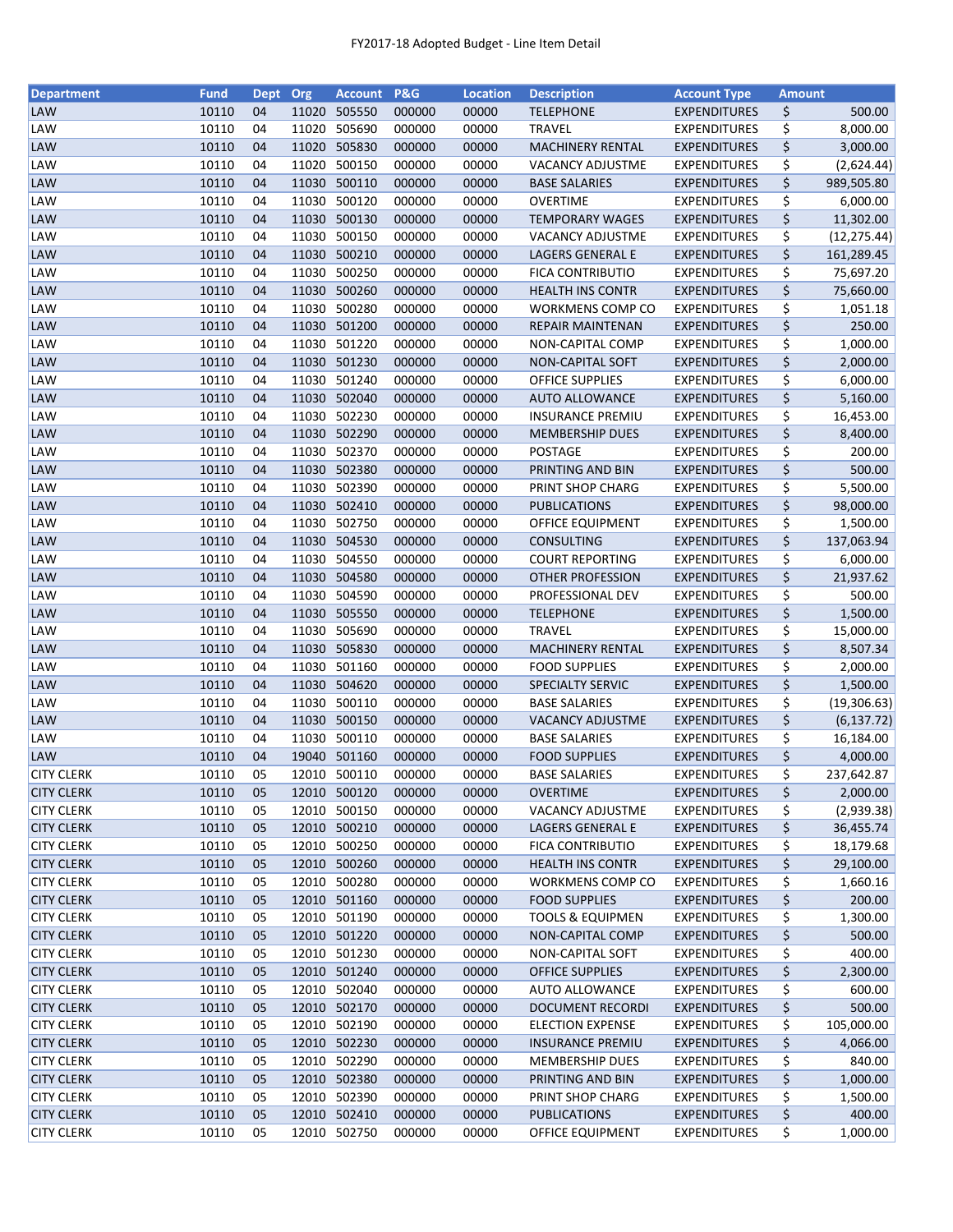FY2017-18 Adopted Budget - Line Item Detail

| Department | Fund | Dept | Org | Account | P&G | Location | Description | Account Type | Amount |
|---|---|---|---|---|---|---|---|---|---|
| LAW | 10110 | 04 | 11020 | 505550 | 000000 | 00000 | TELEPHONE | EXPENDITURES | $ 500.00 |
| LAW | 10110 | 04 | 11020 | 505690 | 000000 | 00000 | TRAVEL | EXPENDITURES | $ 8,000.00 |
| LAW | 10110 | 04 | 11020 | 505830 | 000000 | 00000 | MACHINERY RENTAL | EXPENDITURES | $ 3,000.00 |
| LAW | 10110 | 04 | 11020 | 500150 | 000000 | 00000 | VACANCY ADJUSTME | EXPENDITURES | $ (2,624.44) |
| LAW | 10110 | 04 | 11030 | 500110 | 000000 | 00000 | BASE SALARIES | EXPENDITURES | $ 989,505.80 |
| LAW | 10110 | 04 | 11030 | 500120 | 000000 | 00000 | OVERTIME | EXPENDITURES | $ 6,000.00 |
| LAW | 10110 | 04 | 11030 | 500130 | 000000 | 00000 | TEMPORARY WAGES | EXPENDITURES | $ 11,302.00 |
| LAW | 10110 | 04 | 11030 | 500150 | 000000 | 00000 | VACANCY ADJUSTME | EXPENDITURES | $ (12,275.44) |
| LAW | 10110 | 04 | 11030 | 500210 | 000000 | 00000 | LAGERS GENERAL E | EXPENDITURES | $ 161,289.45 |
| LAW | 10110 | 04 | 11030 | 500250 | 000000 | 00000 | FICA CONTRIBUTIO | EXPENDITURES | $ 75,697.20 |
| LAW | 10110 | 04 | 11030 | 500260 | 000000 | 00000 | HEALTH INS CONTR | EXPENDITURES | $ 75,660.00 |
| LAW | 10110 | 04 | 11030 | 500280 | 000000 | 00000 | WORKMENS COMP CO | EXPENDITURES | $ 1,051.18 |
| LAW | 10110 | 04 | 11030 | 501200 | 000000 | 00000 | REPAIR MAINTENAN | EXPENDITURES | $ 250.00 |
| LAW | 10110 | 04 | 11030 | 501220 | 000000 | 00000 | NON-CAPITAL COMP | EXPENDITURES | $ 1,000.00 |
| LAW | 10110 | 04 | 11030 | 501230 | 000000 | 00000 | NON-CAPITAL SOFT | EXPENDITURES | $ 2,000.00 |
| LAW | 10110 | 04 | 11030 | 501240 | 000000 | 00000 | OFFICE SUPPLIES | EXPENDITURES | $ 6,000.00 |
| LAW | 10110 | 04 | 11030 | 502040 | 000000 | 00000 | AUTO ALLOWANCE | EXPENDITURES | $ 5,160.00 |
| LAW | 10110 | 04 | 11030 | 502230 | 000000 | 00000 | INSURANCE PREMIU | EXPENDITURES | $ 16,453.00 |
| LAW | 10110 | 04 | 11030 | 502290 | 000000 | 00000 | MEMBERSHIP DUES | EXPENDITURES | $ 8,400.00 |
| LAW | 10110 | 04 | 11030 | 502370 | 000000 | 00000 | POSTAGE | EXPENDITURES | $ 200.00 |
| LAW | 10110 | 04 | 11030 | 502380 | 000000 | 00000 | PRINTING AND BIN | EXPENDITURES | $ 500.00 |
| LAW | 10110 | 04 | 11030 | 502390 | 000000 | 00000 | PRINT SHOP CHARG | EXPENDITURES | $ 5,500.00 |
| LAW | 10110 | 04 | 11030 | 502410 | 000000 | 00000 | PUBLICATIONS | EXPENDITURES | $ 98,000.00 |
| LAW | 10110 | 04 | 11030 | 502750 | 000000 | 00000 | OFFICE EQUIPMENT | EXPENDITURES | $ 1,500.00 |
| LAW | 10110 | 04 | 11030 | 504530 | 000000 | 00000 | CONSULTING | EXPENDITURES | $ 137,063.94 |
| LAW | 10110 | 04 | 11030 | 504550 | 000000 | 00000 | COURT REPORTING | EXPENDITURES | $ 6,000.00 |
| LAW | 10110 | 04 | 11030 | 504580 | 000000 | 00000 | OTHER PROFESSION | EXPENDITURES | $ 21,937.62 |
| LAW | 10110 | 04 | 11030 | 504590 | 000000 | 00000 | PROFESSIONAL DEV | EXPENDITURES | $ 500.00 |
| LAW | 10110 | 04 | 11030 | 505550 | 000000 | 00000 | TELEPHONE | EXPENDITURES | $ 1,500.00 |
| LAW | 10110 | 04 | 11030 | 505690 | 000000 | 00000 | TRAVEL | EXPENDITURES | $ 15,000.00 |
| LAW | 10110 | 04 | 11030 | 505830 | 000000 | 00000 | MACHINERY RENTAL | EXPENDITURES | $ 8,507.34 |
| LAW | 10110 | 04 | 11030 | 501160 | 000000 | 00000 | FOOD SUPPLIES | EXPENDITURES | $ 2,000.00 |
| LAW | 10110 | 04 | 11030 | 504620 | 000000 | 00000 | SPECIALTY SERVIC | EXPENDITURES | $ 1,500.00 |
| LAW | 10110 | 04 | 11030 | 500110 | 000000 | 00000 | BASE SALARIES | EXPENDITURES | $ (19,306.63) |
| LAW | 10110 | 04 | 11030 | 500150 | 000000 | 00000 | VACANCY ADJUSTME | EXPENDITURES | $ (6,137.72) |
| LAW | 10110 | 04 | 11030 | 500110 | 000000 | 00000 | BASE SALARIES | EXPENDITURES | $ 16,184.00 |
| LAW | 10110 | 04 | 19040 | 501160 | 000000 | 00000 | FOOD SUPPLIES | EXPENDITURES | $ 4,000.00 |
| CITY CLERK | 10110 | 05 | 12010 | 500110 | 000000 | 00000 | BASE SALARIES | EXPENDITURES | $ 237,642.87 |
| CITY CLERK | 10110 | 05 | 12010 | 500120 | 000000 | 00000 | OVERTIME | EXPENDITURES | $ 2,000.00 |
| CITY CLERK | 10110 | 05 | 12010 | 500150 | 000000 | 00000 | VACANCY ADJUSTME | EXPENDITURES | $ (2,939.38) |
| CITY CLERK | 10110 | 05 | 12010 | 500210 | 000000 | 00000 | LAGERS GENERAL E | EXPENDITURES | $ 36,455.74 |
| CITY CLERK | 10110 | 05 | 12010 | 500250 | 000000 | 00000 | FICA CONTRIBUTIO | EXPENDITURES | $ 18,179.68 |
| CITY CLERK | 10110 | 05 | 12010 | 500260 | 000000 | 00000 | HEALTH INS CONTR | EXPENDITURES | $ 29,100.00 |
| CITY CLERK | 10110 | 05 | 12010 | 500280 | 000000 | 00000 | WORKMENS COMP CO | EXPENDITURES | $ 1,660.16 |
| CITY CLERK | 10110 | 05 | 12010 | 501160 | 000000 | 00000 | FOOD SUPPLIES | EXPENDITURES | $ 200.00 |
| CITY CLERK | 10110 | 05 | 12010 | 501190 | 000000 | 00000 | TOOLS & EQUIPMEN | EXPENDITURES | $ 1,300.00 |
| CITY CLERK | 10110 | 05 | 12010 | 501220 | 000000 | 00000 | NON-CAPITAL COMP | EXPENDITURES | $ 500.00 |
| CITY CLERK | 10110 | 05 | 12010 | 501230 | 000000 | 00000 | NON-CAPITAL SOFT | EXPENDITURES | $ 400.00 |
| CITY CLERK | 10110 | 05 | 12010 | 501240 | 000000 | 00000 | OFFICE SUPPLIES | EXPENDITURES | $ 2,300.00 |
| CITY CLERK | 10110 | 05 | 12010 | 502040 | 000000 | 00000 | AUTO ALLOWANCE | EXPENDITURES | $ 600.00 |
| CITY CLERK | 10110 | 05 | 12010 | 502170 | 000000 | 00000 | DOCUMENT RECORDI | EXPENDITURES | $ 500.00 |
| CITY CLERK | 10110 | 05 | 12010 | 502190 | 000000 | 00000 | ELECTION EXPENSE | EXPENDITURES | $ 105,000.00 |
| CITY CLERK | 10110 | 05 | 12010 | 502230 | 000000 | 00000 | INSURANCE PREMIU | EXPENDITURES | $ 4,066.00 |
| CITY CLERK | 10110 | 05 | 12010 | 502290 | 000000 | 00000 | MEMBERSHIP DUES | EXPENDITURES | $ 840.00 |
| CITY CLERK | 10110 | 05 | 12010 | 502380 | 000000 | 00000 | PRINTING AND BIN | EXPENDITURES | $ 1,000.00 |
| CITY CLERK | 10110 | 05 | 12010 | 502390 | 000000 | 00000 | PRINT SHOP CHARG | EXPENDITURES | $ 1,500.00 |
| CITY CLERK | 10110 | 05 | 12010 | 502410 | 000000 | 00000 | PUBLICATIONS | EXPENDITURES | $ 400.00 |
| CITY CLERK | 10110 | 05 | 12010 | 502750 | 000000 | 00000 | OFFICE EQUIPMENT | EXPENDITURES | $ 1,000.00 |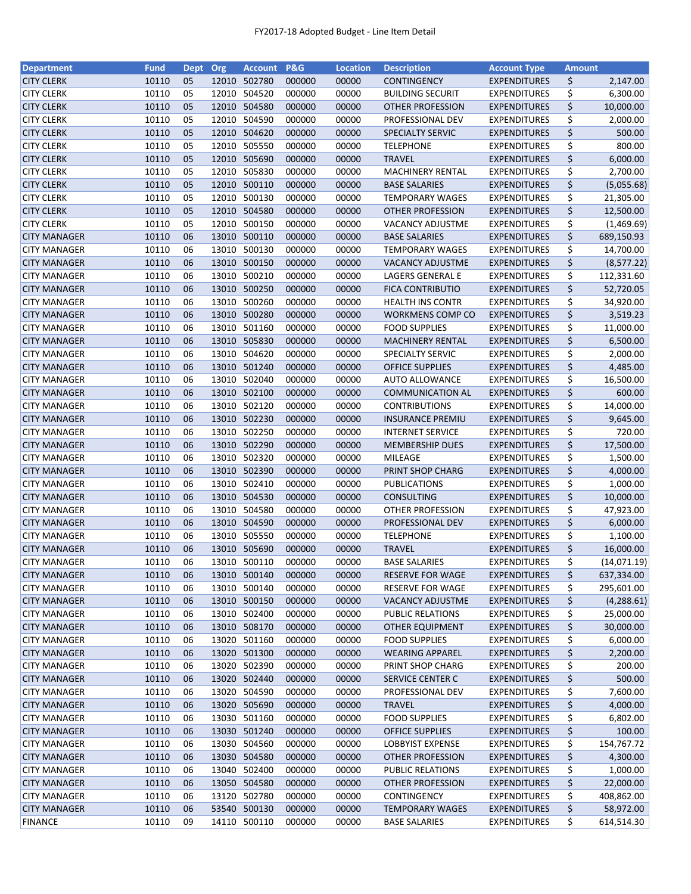# FY2017-18 Adopted Budget - Line Item Detail

| Department | Fund | Dept | Org | Account | P&G | Location | Description | Account Type | Amount |
|---|---|---|---|---|---|---|---|---|---|
| CITY CLERK | 10110 | 05 | 12010 | 502780 | 000000 | 00000 | CONTINGENCY | EXPENDITURES | $ 2,147.00 |
| CITY CLERK | 10110 | 05 | 12010 | 504520 | 000000 | 00000 | BUILDING SECURIT | EXPENDITURES | $ 6,300.00 |
| CITY CLERK | 10110 | 05 | 12010 | 504580 | 000000 | 00000 | OTHER PROFESSION | EXPENDITURES | $ 10,000.00 |
| CITY CLERK | 10110 | 05 | 12010 | 504590 | 000000 | 00000 | PROFESSIONAL DEV | EXPENDITURES | $ 2,000.00 |
| CITY CLERK | 10110 | 05 | 12010 | 504620 | 000000 | 00000 | SPECIALTY SERVIC | EXPENDITURES | $ 500.00 |
| CITY CLERK | 10110 | 05 | 12010 | 505550 | 000000 | 00000 | TELEPHONE | EXPENDITURES | $ 800.00 |
| CITY CLERK | 10110 | 05 | 12010 | 505690 | 000000 | 00000 | TRAVEL | EXPENDITURES | $ 6,000.00 |
| CITY CLERK | 10110 | 05 | 12010 | 505830 | 000000 | 00000 | MACHINERY RENTAL | EXPENDITURES | $ 2,700.00 |
| CITY CLERK | 10110 | 05 | 12010 | 500110 | 000000 | 00000 | BASE SALARIES | EXPENDITURES | $ (5,055.68) |
| CITY CLERK | 10110 | 05 | 12010 | 500130 | 000000 | 00000 | TEMPORARY WAGES | EXPENDITURES | $ 21,305.00 |
| CITY CLERK | 10110 | 05 | 12010 | 504580 | 000000 | 00000 | OTHER PROFESSION | EXPENDITURES | $ 12,500.00 |
| CITY CLERK | 10110 | 05 | 12010 | 500150 | 000000 | 00000 | VACANCY ADJUSTME | EXPENDITURES | $ (1,469.69) |
| CITY MANAGER | 10110 | 06 | 13010 | 500110 | 000000 | 00000 | BASE SALARIES | EXPENDITURES | $ 689,150.93 |
| CITY MANAGER | 10110 | 06 | 13010 | 500130 | 000000 | 00000 | TEMPORARY WAGES | EXPENDITURES | $ 14,700.00 |
| CITY MANAGER | 10110 | 06 | 13010 | 500150 | 000000 | 00000 | VACANCY ADJUSTME | EXPENDITURES | $ (8,577.22) |
| CITY MANAGER | 10110 | 06 | 13010 | 500210 | 000000 | 00000 | LAGERS GENERAL E | EXPENDITURES | $ 112,331.60 |
| CITY MANAGER | 10110 | 06 | 13010 | 500250 | 000000 | 00000 | FICA CONTRIBUTIO | EXPENDITURES | $ 52,720.05 |
| CITY MANAGER | 10110 | 06 | 13010 | 500260 | 000000 | 00000 | HEALTH INS CONTR | EXPENDITURES | $ 34,920.00 |
| CITY MANAGER | 10110 | 06 | 13010 | 500280 | 000000 | 00000 | WORKMENS COMP CO | EXPENDITURES | $ 3,519.23 |
| CITY MANAGER | 10110 | 06 | 13010 | 501160 | 000000 | 00000 | FOOD SUPPLIES | EXPENDITURES | $ 11,000.00 |
| CITY MANAGER | 10110 | 06 | 13010 | 505830 | 000000 | 00000 | MACHINERY RENTAL | EXPENDITURES | $ 6,500.00 |
| CITY MANAGER | 10110 | 06 | 13010 | 504620 | 000000 | 00000 | SPECIALTY SERVIC | EXPENDITURES | $ 2,000.00 |
| CITY MANAGER | 10110 | 06 | 13010 | 501240 | 000000 | 00000 | OFFICE SUPPLIES | EXPENDITURES | $ 4,485.00 |
| CITY MANAGER | 10110 | 06 | 13010 | 502040 | 000000 | 00000 | AUTO ALLOWANCE | EXPENDITURES | $ 16,500.00 |
| CITY MANAGER | 10110 | 06 | 13010 | 502100 | 000000 | 00000 | COMMUNICATION AL | EXPENDITURES | $ 600.00 |
| CITY MANAGER | 10110 | 06 | 13010 | 502120 | 000000 | 00000 | CONTRIBUTIONS | EXPENDITURES | $ 14,000.00 |
| CITY MANAGER | 10110 | 06 | 13010 | 502230 | 000000 | 00000 | INSURANCE PREMIU | EXPENDITURES | $ 9,645.00 |
| CITY MANAGER | 10110 | 06 | 13010 | 502250 | 000000 | 00000 | INTERNET SERVICE | EXPENDITURES | $ 720.00 |
| CITY MANAGER | 10110 | 06 | 13010 | 502290 | 000000 | 00000 | MEMBERSHIP DUES | EXPENDITURES | $ 17,500.00 |
| CITY MANAGER | 10110 | 06 | 13010 | 502320 | 000000 | 00000 | MILEAGE | EXPENDITURES | $ 1,500.00 |
| CITY MANAGER | 10110 | 06 | 13010 | 502390 | 000000 | 00000 | PRINT SHOP CHARG | EXPENDITURES | $ 4,000.00 |
| CITY MANAGER | 10110 | 06 | 13010 | 502410 | 000000 | 00000 | PUBLICATIONS | EXPENDITURES | $ 1,000.00 |
| CITY MANAGER | 10110 | 06 | 13010 | 504530 | 000000 | 00000 | CONSULTING | EXPENDITURES | $ 10,000.00 |
| CITY MANAGER | 10110 | 06 | 13010 | 504580 | 000000 | 00000 | OTHER PROFESSION | EXPENDITURES | $ 47,923.00 |
| CITY MANAGER | 10110 | 06 | 13010 | 504590 | 000000 | 00000 | PROFESSIONAL DEV | EXPENDITURES | $ 6,000.00 |
| CITY MANAGER | 10110 | 06 | 13010 | 505550 | 000000 | 00000 | TELEPHONE | EXPENDITURES | $ 1,100.00 |
| CITY MANAGER | 10110 | 06 | 13010 | 505690 | 000000 | 00000 | TRAVEL | EXPENDITURES | $ 16,000.00 |
| CITY MANAGER | 10110 | 06 | 13010 | 500110 | 000000 | 00000 | BASE SALARIES | EXPENDITURES | $ (14,071.19) |
| CITY MANAGER | 10110 | 06 | 13010 | 500140 | 000000 | 00000 | RESERVE FOR WAGE | EXPENDITURES | $ 637,334.00 |
| CITY MANAGER | 10110 | 06 | 13010 | 500140 | 000000 | 00000 | RESERVE FOR WAGE | EXPENDITURES | $ 295,601.00 |
| CITY MANAGER | 10110 | 06 | 13010 | 500150 | 000000 | 00000 | VACANCY ADJUSTME | EXPENDITURES | $ (4,288.61) |
| CITY MANAGER | 10110 | 06 | 13010 | 502400 | 000000 | 00000 | PUBLIC RELATIONS | EXPENDITURES | $ 25,000.00 |
| CITY MANAGER | 10110 | 06 | 13010 | 508170 | 000000 | 00000 | OTHER EQUIPMENT | EXPENDITURES | $ 30,000.00 |
| CITY MANAGER | 10110 | 06 | 13020 | 501160 | 000000 | 00000 | FOOD SUPPLIES | EXPENDITURES | $ 6,000.00 |
| CITY MANAGER | 10110 | 06 | 13020 | 501300 | 000000 | 00000 | WEARING APPAREL | EXPENDITURES | $ 2,200.00 |
| CITY MANAGER | 10110 | 06 | 13020 | 502390 | 000000 | 00000 | PRINT SHOP CHARG | EXPENDITURES | $ 200.00 |
| CITY MANAGER | 10110 | 06 | 13020 | 502440 | 000000 | 00000 | SERVICE CENTER C | EXPENDITURES | $ 500.00 |
| CITY MANAGER | 10110 | 06 | 13020 | 504590 | 000000 | 00000 | PROFESSIONAL DEV | EXPENDITURES | $ 7,600.00 |
| CITY MANAGER | 10110 | 06 | 13020 | 505690 | 000000 | 00000 | TRAVEL | EXPENDITURES | $ 4,000.00 |
| CITY MANAGER | 10110 | 06 | 13030 | 501160 | 000000 | 00000 | FOOD SUPPLIES | EXPENDITURES | $ 6,802.00 |
| CITY MANAGER | 10110 | 06 | 13030 | 501240 | 000000 | 00000 | OFFICE SUPPLIES | EXPENDITURES | $ 100.00 |
| CITY MANAGER | 10110 | 06 | 13030 | 504560 | 000000 | 00000 | LOBBYIST EXPENSE | EXPENDITURES | $ 154,767.72 |
| CITY MANAGER | 10110 | 06 | 13030 | 504580 | 000000 | 00000 | OTHER PROFESSION | EXPENDITURES | $ 4,300.00 |
| CITY MANAGER | 10110 | 06 | 13040 | 502400 | 000000 | 00000 | PUBLIC RELATIONS | EXPENDITURES | $ 1,000.00 |
| CITY MANAGER | 10110 | 06 | 13050 | 504580 | 000000 | 00000 | OTHER PROFESSION | EXPENDITURES | $ 22,000.00 |
| CITY MANAGER | 10110 | 06 | 13120 | 502780 | 000000 | 00000 | CONTINGENCY | EXPENDITURES | $ 408,862.00 |
| CITY MANAGER | 10110 | 06 | 53540 | 500130 | 000000 | 00000 | TEMPORARY WAGES | EXPENDITURES | $ 58,972.00 |
| FINANCE | 10110 | 09 | 14110 | 500110 | 000000 | 00000 | BASE SALARIES | EXPENDITURES | $ 614,514.30 |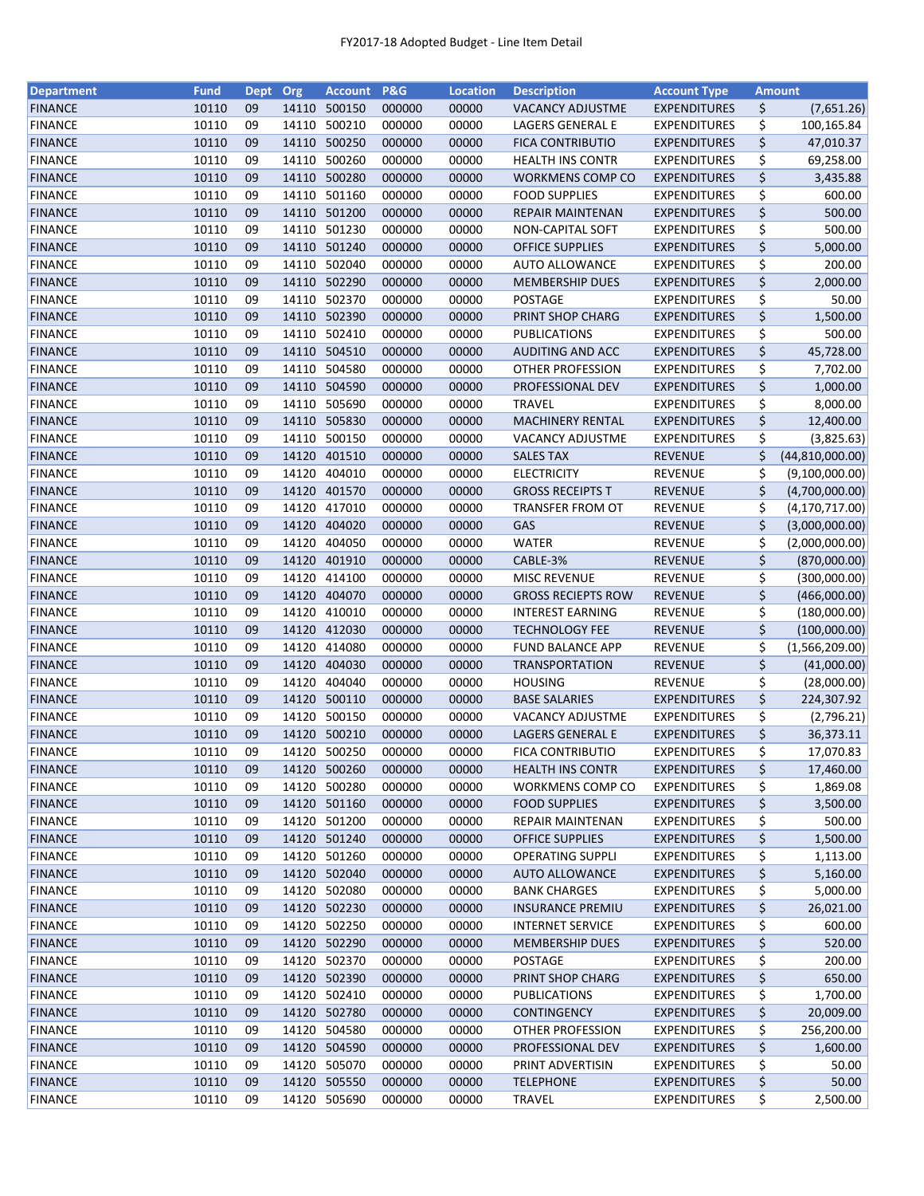FY2017-18 Adopted Budget - Line Item Detail

| Department | Fund | Dept | Org | Account | P&G | Location | Description | Account Type | Amount |
|---|---|---|---|---|---|---|---|---|---|
| FINANCE | 10110 | 09 | 14110 | 500150 | 000000 | 00000 | VACANCY ADJUSTME | EXPENDITURES | $ (7,651.26) |
| FINANCE | 10110 | 09 | 14110 | 500210 | 000000 | 00000 | LAGERS GENERAL E | EXPENDITURES | $ 100,165.84 |
| FINANCE | 10110 | 09 | 14110 | 500250 | 000000 | 00000 | FICA CONTRIBUTIO | EXPENDITURES | $ 47,010.37 |
| FINANCE | 10110 | 09 | 14110 | 500260 | 000000 | 00000 | HEALTH INS CONTR | EXPENDITURES | $ 69,258.00 |
| FINANCE | 10110 | 09 | 14110 | 500280 | 000000 | 00000 | WORKMENS COMP CO | EXPENDITURES | $ 3,435.88 |
| FINANCE | 10110 | 09 | 14110 | 501160 | 000000 | 00000 | FOOD SUPPLIES | EXPENDITURES | $ 600.00 |
| FINANCE | 10110 | 09 | 14110 | 501200 | 000000 | 00000 | REPAIR MAINTENAN | EXPENDITURES | $ 500.00 |
| FINANCE | 10110 | 09 | 14110 | 501230 | 000000 | 00000 | NON-CAPITAL SOFT | EXPENDITURES | $ 500.00 |
| FINANCE | 10110 | 09 | 14110 | 501240 | 000000 | 00000 | OFFICE SUPPLIES | EXPENDITURES | $ 5,000.00 |
| FINANCE | 10110 | 09 | 14110 | 502040 | 000000 | 00000 | AUTO ALLOWANCE | EXPENDITURES | $ 200.00 |
| FINANCE | 10110 | 09 | 14110 | 502290 | 000000 | 00000 | MEMBERSHIP DUES | EXPENDITURES | $ 2,000.00 |
| FINANCE | 10110 | 09 | 14110 | 502370 | 000000 | 00000 | POSTAGE | EXPENDITURES | $ 50.00 |
| FINANCE | 10110 | 09 | 14110 | 502390 | 000000 | 00000 | PRINT SHOP CHARG | EXPENDITURES | $ 1,500.00 |
| FINANCE | 10110 | 09 | 14110 | 502410 | 000000 | 00000 | PUBLICATIONS | EXPENDITURES | $ 500.00 |
| FINANCE | 10110 | 09 | 14110 | 504510 | 000000 | 00000 | AUDITING AND ACC | EXPENDITURES | $ 45,728.00 |
| FINANCE | 10110 | 09 | 14110 | 504580 | 000000 | 00000 | OTHER PROFESSION | EXPENDITURES | $ 7,702.00 |
| FINANCE | 10110 | 09 | 14110 | 504590 | 000000 | 00000 | PROFESSIONAL DEV | EXPENDITURES | $ 1,000.00 |
| FINANCE | 10110 | 09 | 14110 | 505690 | 000000 | 00000 | TRAVEL | EXPENDITURES | $ 8,000.00 |
| FINANCE | 10110 | 09 | 14110 | 505830 | 000000 | 00000 | MACHINERY RENTAL | EXPENDITURES | $ 12,400.00 |
| FINANCE | 10110 | 09 | 14110 | 500150 | 000000 | 00000 | VACANCY ADJUSTME | EXPENDITURES | $ (3,825.63) |
| FINANCE | 10110 | 09 | 14120 | 401510 | 000000 | 00000 | SALES TAX | REVENUE | $ (44,810,000.00) |
| FINANCE | 10110 | 09 | 14120 | 404010 | 000000 | 00000 | ELECTRICITY | REVENUE | $ (9,100,000.00) |
| FINANCE | 10110 | 09 | 14120 | 401570 | 000000 | 00000 | GROSS RECEIPTS T | REVENUE | $ (4,700,000.00) |
| FINANCE | 10110 | 09 | 14120 | 417010 | 000000 | 00000 | TRANSFER FROM OT | REVENUE | $ (4,170,717.00) |
| FINANCE | 10110 | 09 | 14120 | 404020 | 000000 | 00000 | GAS | REVENUE | $ (3,000,000.00) |
| FINANCE | 10110 | 09 | 14120 | 404050 | 000000 | 00000 | WATER | REVENUE | $ (2,000,000.00) |
| FINANCE | 10110 | 09 | 14120 | 401910 | 000000 | 00000 | CABLE-3% | REVENUE | $ (870,000.00) |
| FINANCE | 10110 | 09 | 14120 | 414100 | 000000 | 00000 | MISC REVENUE | REVENUE | $ (300,000.00) |
| FINANCE | 10110 | 09 | 14120 | 404070 | 000000 | 00000 | GROSS RECIEPTS ROW | REVENUE | $ (466,000.00) |
| FINANCE | 10110 | 09 | 14120 | 410010 | 000000 | 00000 | INTEREST EARNING | REVENUE | $ (180,000.00) |
| FINANCE | 10110 | 09 | 14120 | 412030 | 000000 | 00000 | TECHNOLOGY FEE | REVENUE | $ (100,000.00) |
| FINANCE | 10110 | 09 | 14120 | 414080 | 000000 | 00000 | FUND BALANCE APP | REVENUE | $ (1,566,209.00) |
| FINANCE | 10110 | 09 | 14120 | 404030 | 000000 | 00000 | TRANSPORTATION | REVENUE | $ (41,000.00) |
| FINANCE | 10110 | 09 | 14120 | 404040 | 000000 | 00000 | HOUSING | REVENUE | $ (28,000.00) |
| FINANCE | 10110 | 09 | 14120 | 500110 | 000000 | 00000 | BASE SALARIES | EXPENDITURES | $ 224,307.92 |
| FINANCE | 10110 | 09 | 14120 | 500150 | 000000 | 00000 | VACANCY ADJUSTME | EXPENDITURES | $ (2,796.21) |
| FINANCE | 10110 | 09 | 14120 | 500210 | 000000 | 00000 | LAGERS GENERAL E | EXPENDITURES | $ 36,373.11 |
| FINANCE | 10110 | 09 | 14120 | 500250 | 000000 | 00000 | FICA CONTRIBUTIO | EXPENDITURES | $ 17,070.83 |
| FINANCE | 10110 | 09 | 14120 | 500260 | 000000 | 00000 | HEALTH INS CONTR | EXPENDITURES | $ 17,460.00 |
| FINANCE | 10110 | 09 | 14120 | 500280 | 000000 | 00000 | WORKMENS COMP CO | EXPENDITURES | $ 1,869.08 |
| FINANCE | 10110 | 09 | 14120 | 501160 | 000000 | 00000 | FOOD SUPPLIES | EXPENDITURES | $ 3,500.00 |
| FINANCE | 10110 | 09 | 14120 | 501200 | 000000 | 00000 | REPAIR MAINTENAN | EXPENDITURES | $ 500.00 |
| FINANCE | 10110 | 09 | 14120 | 501240 | 000000 | 00000 | OFFICE SUPPLIES | EXPENDITURES | $ 1,500.00 |
| FINANCE | 10110 | 09 | 14120 | 501260 | 000000 | 00000 | OPERATING SUPPLI | EXPENDITURES | $ 1,113.00 |
| FINANCE | 10110 | 09 | 14120 | 502040 | 000000 | 00000 | AUTO ALLOWANCE | EXPENDITURES | $ 5,160.00 |
| FINANCE | 10110 | 09 | 14120 | 502080 | 000000 | 00000 | BANK CHARGES | EXPENDITURES | $ 5,000.00 |
| FINANCE | 10110 | 09 | 14120 | 502230 | 000000 | 00000 | INSURANCE PREMIU | EXPENDITURES | $ 26,021.00 |
| FINANCE | 10110 | 09 | 14120 | 502250 | 000000 | 00000 | INTERNET SERVICE | EXPENDITURES | $ 600.00 |
| FINANCE | 10110 | 09 | 14120 | 502290 | 000000 | 00000 | MEMBERSHIP DUES | EXPENDITURES | $ 520.00 |
| FINANCE | 10110 | 09 | 14120 | 502370 | 000000 | 00000 | POSTAGE | EXPENDITURES | $ 200.00 |
| FINANCE | 10110 | 09 | 14120 | 502390 | 000000 | 00000 | PRINT SHOP CHARG | EXPENDITURES | $ 650.00 |
| FINANCE | 10110 | 09 | 14120 | 502410 | 000000 | 00000 | PUBLICATIONS | EXPENDITURES | $ 1,700.00 |
| FINANCE | 10110 | 09 | 14120 | 502780 | 000000 | 00000 | CONTINGENCY | EXPENDITURES | $ 20,009.00 |
| FINANCE | 10110 | 09 | 14120 | 504580 | 000000 | 00000 | OTHER PROFESSION | EXPENDITURES | $ 256,200.00 |
| FINANCE | 10110 | 09 | 14120 | 504590 | 000000 | 00000 | PROFESSIONAL DEV | EXPENDITURES | $ 1,600.00 |
| FINANCE | 10110 | 09 | 14120 | 505070 | 000000 | 00000 | PRINT ADVERTISIN | EXPENDITURES | $ 50.00 |
| FINANCE | 10110 | 09 | 14120 | 505550 | 000000 | 00000 | TELEPHONE | EXPENDITURES | $ 50.00 |
| FINANCE | 10110 | 09 | 14120 | 505690 | 000000 | 00000 | TRAVEL | EXPENDITURES | $ 2,500.00 |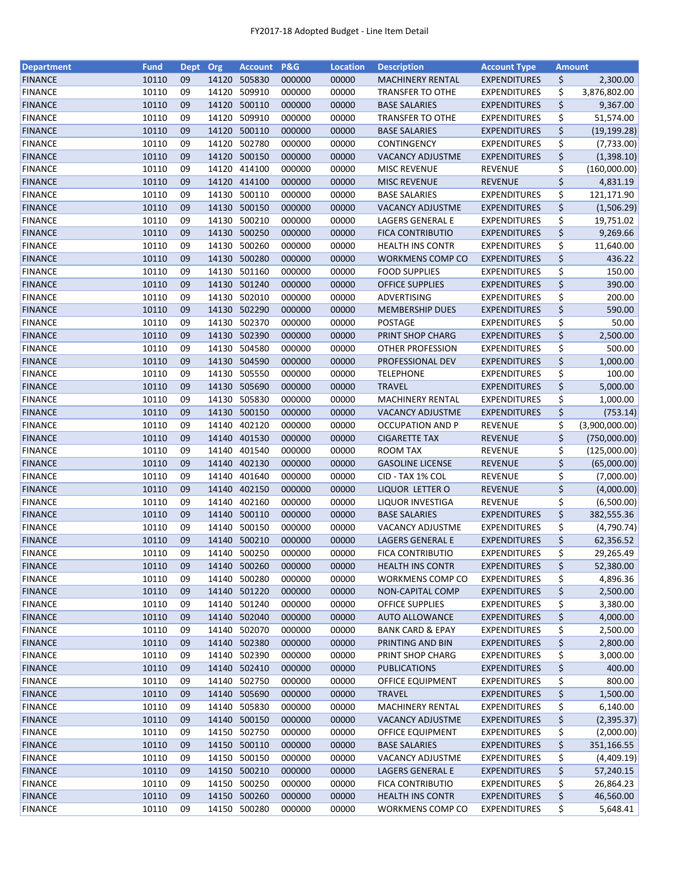FY2017-18 Adopted Budget - Line Item Detail

| Department | Fund | Dept | Org | Account | P&G | Location | Description | Account Type | Amount |
|---|---|---|---|---|---|---|---|---|---|
| FINANCE | 10110 | 09 | 14120 | 505830 | 000000 | 00000 | MACHINERY RENTAL | EXPENDITURES | $ 2,300.00 |
| FINANCE | 10110 | 09 | 14120 | 509910 | 000000 | 00000 | TRANSFER TO OTHE | EXPENDITURES | $ 3,876,802.00 |
| FINANCE | 10110 | 09 | 14120 | 500110 | 000000 | 00000 | BASE SALARIES | EXPENDITURES | $ 9,367.00 |
| FINANCE | 10110 | 09 | 14120 | 509910 | 000000 | 00000 | TRANSFER TO OTHE | EXPENDITURES | $ 51,574.00 |
| FINANCE | 10110 | 09 | 14120 | 500110 | 000000 | 00000 | BASE SALARIES | EXPENDITURES | $ (19,199.28) |
| FINANCE | 10110 | 09 | 14120 | 502780 | 000000 | 00000 | CONTINGENCY | EXPENDITURES | $ (7,733.00) |
| FINANCE | 10110 | 09 | 14120 | 500150 | 000000 | 00000 | VACANCY ADJUSTME | EXPENDITURES | $ (1,398.10) |
| FINANCE | 10110 | 09 | 14120 | 414100 | 000000 | 00000 | MISC REVENUE | REVENUE | $ (160,000.00) |
| FINANCE | 10110 | 09 | 14120 | 414100 | 000000 | 00000 | MISC REVENUE | REVENUE | $ 4,831.19 |
| FINANCE | 10110 | 09 | 14130 | 500110 | 000000 | 00000 | BASE SALARIES | EXPENDITURES | $ 121,171.90 |
| FINANCE | 10110 | 09 | 14130 | 500150 | 000000 | 00000 | VACANCY ADJUSTME | EXPENDITURES | $ (1,506.29) |
| FINANCE | 10110 | 09 | 14130 | 500210 | 000000 | 00000 | LAGERS GENERAL E | EXPENDITURES | $ 19,751.02 |
| FINANCE | 10110 | 09 | 14130 | 500250 | 000000 | 00000 | FICA CONTRIBUTIO | EXPENDITURES | $ 9,269.66 |
| FINANCE | 10110 | 09 | 14130 | 500260 | 000000 | 00000 | HEALTH INS CONTR | EXPENDITURES | $ 11,640.00 |
| FINANCE | 10110 | 09 | 14130 | 500280 | 000000 | 00000 | WORKMENS COMP CO | EXPENDITURES | $ 436.22 |
| FINANCE | 10110 | 09 | 14130 | 501160 | 000000 | 00000 | FOOD SUPPLIES | EXPENDITURES | $ 150.00 |
| FINANCE | 10110 | 09 | 14130 | 501240 | 000000 | 00000 | OFFICE SUPPLIES | EXPENDITURES | $ 390.00 |
| FINANCE | 10110 | 09 | 14130 | 502010 | 000000 | 00000 | ADVERTISING | EXPENDITURES | $ 200.00 |
| FINANCE | 10110 | 09 | 14130 | 502290 | 000000 | 00000 | MEMBERSHIP DUES | EXPENDITURES | $ 590.00 |
| FINANCE | 10110 | 09 | 14130 | 502370 | 000000 | 00000 | POSTAGE | EXPENDITURES | $ 50.00 |
| FINANCE | 10110 | 09 | 14130 | 502390 | 000000 | 00000 | PRINT SHOP CHARG | EXPENDITURES | $ 2,500.00 |
| FINANCE | 10110 | 09 | 14130 | 504580 | 000000 | 00000 | OTHER PROFESSION | EXPENDITURES | $ 500.00 |
| FINANCE | 10110 | 09 | 14130 | 504590 | 000000 | 00000 | PROFESSIONAL DEV | EXPENDITURES | $ 1,000.00 |
| FINANCE | 10110 | 09 | 14130 | 505550 | 000000 | 00000 | TELEPHONE | EXPENDITURES | $ 100.00 |
| FINANCE | 10110 | 09 | 14130 | 505690 | 000000 | 00000 | TRAVEL | EXPENDITURES | $ 5,000.00 |
| FINANCE | 10110 | 09 | 14130 | 505830 | 000000 | 00000 | MACHINERY RENTAL | EXPENDITURES | $ 1,000.00 |
| FINANCE | 10110 | 09 | 14130 | 500150 | 000000 | 00000 | VACANCY ADJUSTME | EXPENDITURES | $ (753.14) |
| FINANCE | 10110 | 09 | 14140 | 402120 | 000000 | 00000 | OCCUPATION AND P | REVENUE | $ (3,900,000.00) |
| FINANCE | 10110 | 09 | 14140 | 401530 | 000000 | 00000 | CIGARETTE TAX | REVENUE | $ (750,000.00) |
| FINANCE | 10110 | 09 | 14140 | 401540 | 000000 | 00000 | ROOM TAX | REVENUE | $ (125,000.00) |
| FINANCE | 10110 | 09 | 14140 | 402130 | 000000 | 00000 | GASOLINE LICENSE | REVENUE | $ (65,000.00) |
| FINANCE | 10110 | 09 | 14140 | 401640 | 000000 | 00000 | CID - TAX 1% COL | REVENUE | $ (7,000.00) |
| FINANCE | 10110 | 09 | 14140 | 402150 | 000000 | 00000 | LIQUOR LETTER O | REVENUE | $ (4,000.00) |
| FINANCE | 10110 | 09 | 14140 | 402160 | 000000 | 00000 | LIQUOR INVESTIGA | REVENUE | $ (6,500.00) |
| FINANCE | 10110 | 09 | 14140 | 500110 | 000000 | 00000 | BASE SALARIES | EXPENDITURES | $ 382,555.36 |
| FINANCE | 10110 | 09 | 14140 | 500150 | 000000 | 00000 | VACANCY ADJUSTME | EXPENDITURES | $ (4,790.74) |
| FINANCE | 10110 | 09 | 14140 | 500210 | 000000 | 00000 | LAGERS GENERAL E | EXPENDITURES | $ 62,356.52 |
| FINANCE | 10110 | 09 | 14140 | 500250 | 000000 | 00000 | FICA CONTRIBUTIO | EXPENDITURES | $ 29,265.49 |
| FINANCE | 10110 | 09 | 14140 | 500260 | 000000 | 00000 | HEALTH INS CONTR | EXPENDITURES | $ 52,380.00 |
| FINANCE | 10110 | 09 | 14140 | 500280 | 000000 | 00000 | WORKMENS COMP CO | EXPENDITURES | $ 4,896.36 |
| FINANCE | 10110 | 09 | 14140 | 501220 | 000000 | 00000 | NON-CAPITAL COMP | EXPENDITURES | $ 2,500.00 |
| FINANCE | 10110 | 09 | 14140 | 501240 | 000000 | 00000 | OFFICE SUPPLIES | EXPENDITURES | $ 3,380.00 |
| FINANCE | 10110 | 09 | 14140 | 502040 | 000000 | 00000 | AUTO ALLOWANCE | EXPENDITURES | $ 4,000.00 |
| FINANCE | 10110 | 09 | 14140 | 502070 | 000000 | 00000 | BANK CARD & EPAY | EXPENDITURES | $ 2,500.00 |
| FINANCE | 10110 | 09 | 14140 | 502380 | 000000 | 00000 | PRINTING AND BIN | EXPENDITURES | $ 2,800.00 |
| FINANCE | 10110 | 09 | 14140 | 502390 | 000000 | 00000 | PRINT SHOP CHARG | EXPENDITURES | $ 3,000.00 |
| FINANCE | 10110 | 09 | 14140 | 502410 | 000000 | 00000 | PUBLICATIONS | EXPENDITURES | $ 400.00 |
| FINANCE | 10110 | 09 | 14140 | 502750 | 000000 | 00000 | OFFICE EQUIPMENT | EXPENDITURES | $ 800.00 |
| FINANCE | 10110 | 09 | 14140 | 505690 | 000000 | 00000 | TRAVEL | EXPENDITURES | $ 1,500.00 |
| FINANCE | 10110 | 09 | 14140 | 505830 | 000000 | 00000 | MACHINERY RENTAL | EXPENDITURES | $ 6,140.00 |
| FINANCE | 10110 | 09 | 14140 | 500150 | 000000 | 00000 | VACANCY ADJUSTME | EXPENDITURES | $ (2,395.37) |
| FINANCE | 10110 | 09 | 14150 | 502750 | 000000 | 00000 | OFFICE EQUIPMENT | EXPENDITURES | $ (2,000.00) |
| FINANCE | 10110 | 09 | 14150 | 500110 | 000000 | 00000 | BASE SALARIES | EXPENDITURES | $ 351,166.55 |
| FINANCE | 10110 | 09 | 14150 | 500150 | 000000 | 00000 | VACANCY ADJUSTME | EXPENDITURES | $ (4,409.19) |
| FINANCE | 10110 | 09 | 14150 | 500210 | 000000 | 00000 | LAGERS GENERAL E | EXPENDITURES | $ 57,240.15 |
| FINANCE | 10110 | 09 | 14150 | 500250 | 000000 | 00000 | FICA CONTRIBUTIO | EXPENDITURES | $ 26,864.23 |
| FINANCE | 10110 | 09 | 14150 | 500260 | 000000 | 00000 | HEALTH INS CONTR | EXPENDITURES | $ 46,560.00 |
| FINANCE | 10110 | 09 | 14150 | 500280 | 000000 | 00000 | WORKMENS COMP CO | EXPENDITURES | $ 5,648.41 |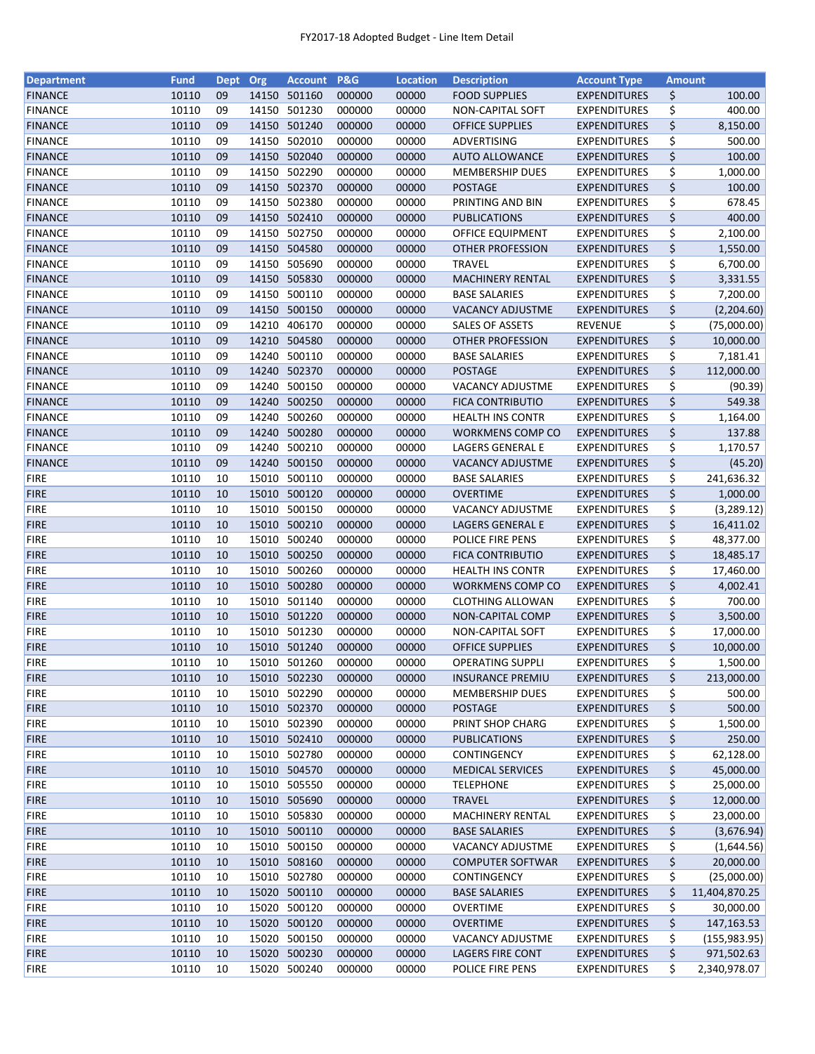# FY2017-18 Adopted Budget - Line Item Detail

| Department | Fund | Dept | Org | Account | P&G | Location | Description | Account Type | Amount |
|---|---|---|---|---|---|---|---|---|---|
| FINANCE | 10110 | 09 | 14150 | 501160 | 000000 | 00000 | FOOD SUPPLIES | EXPENDITURES | $ 100.00 |
| FINANCE | 10110 | 09 | 14150 | 501230 | 000000 | 00000 | NON-CAPITAL SOFT | EXPENDITURES | $ 400.00 |
| FINANCE | 10110 | 09 | 14150 | 501240 | 000000 | 00000 | OFFICE SUPPLIES | EXPENDITURES | $ 8,150.00 |
| FINANCE | 10110 | 09 | 14150 | 502010 | 000000 | 00000 | ADVERTISING | EXPENDITURES | $ 500.00 |
| FINANCE | 10110 | 09 | 14150 | 502040 | 000000 | 00000 | AUTO ALLOWANCE | EXPENDITURES | $ 100.00 |
| FINANCE | 10110 | 09 | 14150 | 502290 | 000000 | 00000 | MEMBERSHIP DUES | EXPENDITURES | $ 1,000.00 |
| FINANCE | 10110 | 09 | 14150 | 502370 | 000000 | 00000 | POSTAGE | EXPENDITURES | $ 100.00 |
| FINANCE | 10110 | 09 | 14150 | 502380 | 000000 | 00000 | PRINTING AND BIN | EXPENDITURES | $ 678.45 |
| FINANCE | 10110 | 09 | 14150 | 502410 | 000000 | 00000 | PUBLICATIONS | EXPENDITURES | $ 400.00 |
| FINANCE | 10110 | 09 | 14150 | 502750 | 000000 | 00000 | OFFICE EQUIPMENT | EXPENDITURES | $ 2,100.00 |
| FINANCE | 10110 | 09 | 14150 | 504580 | 000000 | 00000 | OTHER PROFESSION | EXPENDITURES | $ 1,550.00 |
| FINANCE | 10110 | 09 | 14150 | 505690 | 000000 | 00000 | TRAVEL | EXPENDITURES | $ 6,700.00 |
| FINANCE | 10110 | 09 | 14150 | 505830 | 000000 | 00000 | MACHINERY RENTAL | EXPENDITURES | $ 3,331.55 |
| FINANCE | 10110 | 09 | 14150 | 500110 | 000000 | 00000 | BASE SALARIES | EXPENDITURES | $ 7,200.00 |
| FINANCE | 10110 | 09 | 14150 | 500150 | 000000 | 00000 | VACANCY ADJUSTME | EXPENDITURES | $ (2,204.60) |
| FINANCE | 10110 | 09 | 14210 | 406170 | 000000 | 00000 | SALES OF ASSETS | REVENUE | $ (75,000.00) |
| FINANCE | 10110 | 09 | 14210 | 504580 | 000000 | 00000 | OTHER PROFESSION | EXPENDITURES | $ 10,000.00 |
| FINANCE | 10110 | 09 | 14240 | 500110 | 000000 | 00000 | BASE SALARIES | EXPENDITURES | $ 7,181.41 |
| FINANCE | 10110 | 09 | 14240 | 502370 | 000000 | 00000 | POSTAGE | EXPENDITURES | $ 112,000.00 |
| FINANCE | 10110 | 09 | 14240 | 500150 | 000000 | 00000 | VACANCY ADJUSTME | EXPENDITURES | $ (90.39) |
| FINANCE | 10110 | 09 | 14240 | 500250 | 000000 | 00000 | FICA CONTRIBUTIO | EXPENDITURES | $ 549.38 |
| FINANCE | 10110 | 09 | 14240 | 500260 | 000000 | 00000 | HEALTH INS CONTR | EXPENDITURES | $ 1,164.00 |
| FINANCE | 10110 | 09 | 14240 | 500280 | 000000 | 00000 | WORKMENS COMP CO | EXPENDITURES | $ 137.88 |
| FINANCE | 10110 | 09 | 14240 | 500210 | 000000 | 00000 | LAGERS GENERAL E | EXPENDITURES | $ 1,170.57 |
| FINANCE | 10110 | 09 | 14240 | 500150 | 000000 | 00000 | VACANCY ADJUSTME | EXPENDITURES | $ (45.20) |
| FIRE | 10110 | 10 | 15010 | 500110 | 000000 | 00000 | BASE SALARIES | EXPENDITURES | $ 241,636.32 |
| FIRE | 10110 | 10 | 15010 | 500120 | 000000 | 00000 | OVERTIME | EXPENDITURES | $ 1,000.00 |
| FIRE | 10110 | 10 | 15010 | 500150 | 000000 | 00000 | VACANCY ADJUSTME | EXPENDITURES | $ (3,289.12) |
| FIRE | 10110 | 10 | 15010 | 500210 | 000000 | 00000 | LAGERS GENERAL E | EXPENDITURES | $ 16,411.02 |
| FIRE | 10110 | 10 | 15010 | 500240 | 000000 | 00000 | POLICE FIRE PENS | EXPENDITURES | $ 48,377.00 |
| FIRE | 10110 | 10 | 15010 | 500250 | 000000 | 00000 | FICA CONTRIBUTIO | EXPENDITURES | $ 18,485.17 |
| FIRE | 10110 | 10 | 15010 | 500260 | 000000 | 00000 | HEALTH INS CONTR | EXPENDITURES | $ 17,460.00 |
| FIRE | 10110 | 10 | 15010 | 500280 | 000000 | 00000 | WORKMENS COMP CO | EXPENDITURES | $ 4,002.41 |
| FIRE | 10110 | 10 | 15010 | 501140 | 000000 | 00000 | CLOTHING ALLOWAN | EXPENDITURES | $ 700.00 |
| FIRE | 10110 | 10 | 15010 | 501220 | 000000 | 00000 | NON-CAPITAL COMP | EXPENDITURES | $ 3,500.00 |
| FIRE | 10110 | 10 | 15010 | 501230 | 000000 | 00000 | NON-CAPITAL SOFT | EXPENDITURES | $ 17,000.00 |
| FIRE | 10110 | 10 | 15010 | 501240 | 000000 | 00000 | OFFICE SUPPLIES | EXPENDITURES | $ 10,000.00 |
| FIRE | 10110 | 10 | 15010 | 501260 | 000000 | 00000 | OPERATING SUPPLI | EXPENDITURES | $ 1,500.00 |
| FIRE | 10110 | 10 | 15010 | 502230 | 000000 | 00000 | INSURANCE PREMIU | EXPENDITURES | $ 213,000.00 |
| FIRE | 10110 | 10 | 15010 | 502290 | 000000 | 00000 | MEMBERSHIP DUES | EXPENDITURES | $ 500.00 |
| FIRE | 10110 | 10 | 15010 | 502370 | 000000 | 00000 | POSTAGE | EXPENDITURES | $ 500.00 |
| FIRE | 10110 | 10 | 15010 | 502390 | 000000 | 00000 | PRINT SHOP CHARG | EXPENDITURES | $ 1,500.00 |
| FIRE | 10110 | 10 | 15010 | 502410 | 000000 | 00000 | PUBLICATIONS | EXPENDITURES | $ 250.00 |
| FIRE | 10110 | 10 | 15010 | 502780 | 000000 | 00000 | CONTINGENCY | EXPENDITURES | $ 62,128.00 |
| FIRE | 10110 | 10 | 15010 | 504570 | 000000 | 00000 | MEDICAL SERVICES | EXPENDITURES | $ 45,000.00 |
| FIRE | 10110 | 10 | 15010 | 505550 | 000000 | 00000 | TELEPHONE | EXPENDITURES | $ 25,000.00 |
| FIRE | 10110 | 10 | 15010 | 505690 | 000000 | 00000 | TRAVEL | EXPENDITURES | $ 12,000.00 |
| FIRE | 10110 | 10 | 15010 | 505830 | 000000 | 00000 | MACHINERY RENTAL | EXPENDITURES | $ 23,000.00 |
| FIRE | 10110 | 10 | 15010 | 500110 | 000000 | 00000 | BASE SALARIES | EXPENDITURES | $ (3,676.94) |
| FIRE | 10110 | 10 | 15010 | 500150 | 000000 | 00000 | VACANCY ADJUSTME | EXPENDITURES | $ (1,644.56) |
| FIRE | 10110 | 10 | 15010 | 508160 | 000000 | 00000 | COMPUTER SOFTWAR | EXPENDITURES | $ 20,000.00 |
| FIRE | 10110 | 10 | 15010 | 502780 | 000000 | 00000 | CONTINGENCY | EXPENDITURES | $ (25,000.00) |
| FIRE | 10110 | 10 | 15020 | 500110 | 000000 | 00000 | BASE SALARIES | EXPENDITURES | $ 11,404,870.25 |
| FIRE | 10110 | 10 | 15020 | 500120 | 000000 | 00000 | OVERTIME | EXPENDITURES | $ 30,000.00 |
| FIRE | 10110 | 10 | 15020 | 500120 | 000000 | 00000 | OVERTIME | EXPENDITURES | $ 147,163.53 |
| FIRE | 10110 | 10 | 15020 | 500150 | 000000 | 00000 | VACANCY ADJUSTME | EXPENDITURES | $ (155,983.95) |
| FIRE | 10110 | 10 | 15020 | 500230 | 000000 | 00000 | LAGERS FIRE CONT | EXPENDITURES | $ 971,502.63 |
| FIRE | 10110 | 10 | 15020 | 500240 | 000000 | 00000 | POLICE FIRE PENS | EXPENDITURES | $ 2,340,978.07 |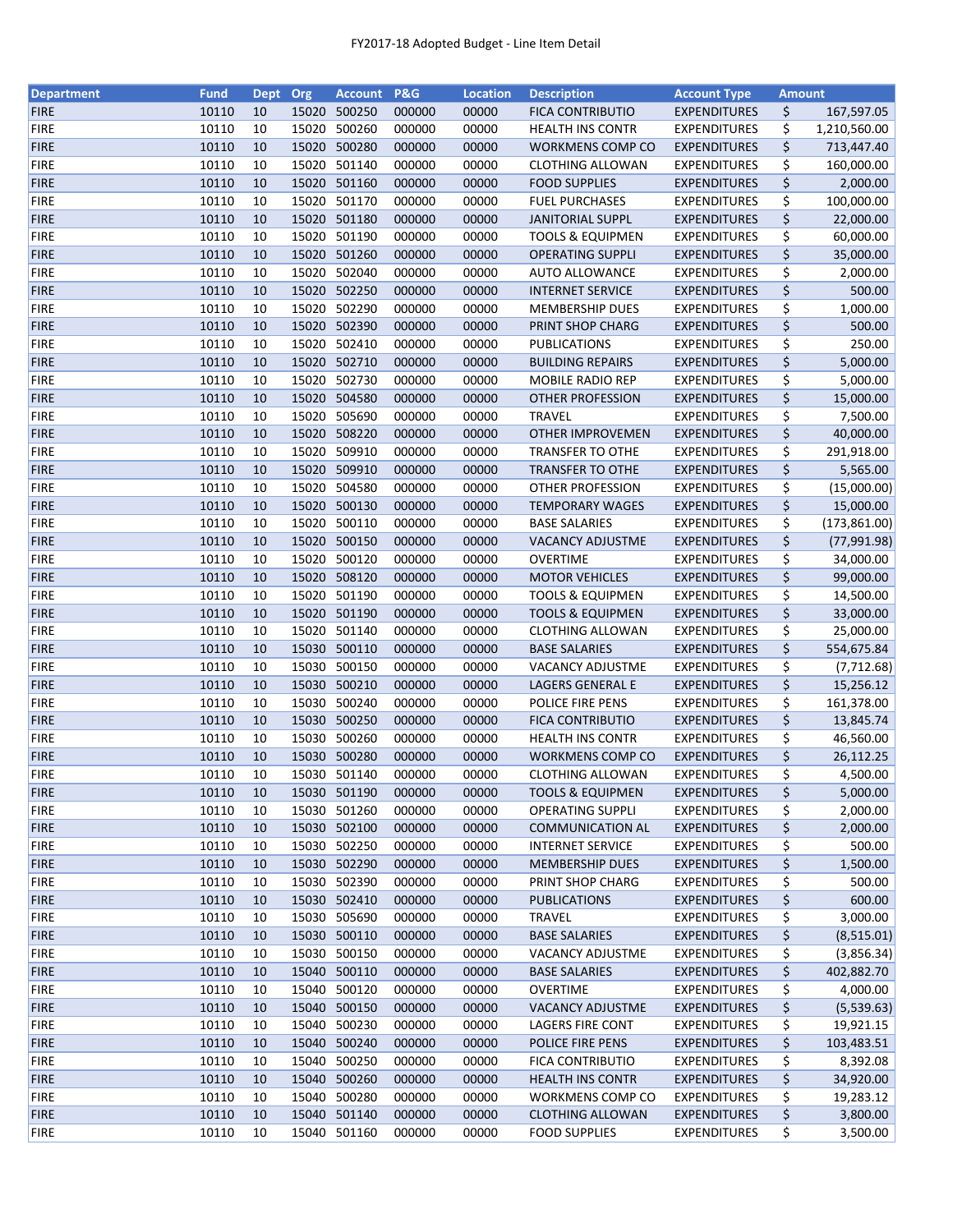FY2017-18 Adopted Budget - Line Item Detail

| Department | Fund | Dept | Org | Account | P&G | Location | Description | Account Type | Amount |
|---|---|---|---|---|---|---|---|---|---|
| FIRE | 10110 | 10 | 15020 | 500250 | 000000 | 00000 | FICA CONTRIBUTIO | EXPENDITURES | $ 167,597.05 |
| FIRE | 10110 | 10 | 15020 | 500260 | 000000 | 00000 | HEALTH INS CONTR | EXPENDITURES | $ 1,210,560.00 |
| FIRE | 10110 | 10 | 15020 | 500280 | 000000 | 00000 | WORKMENS COMP CO | EXPENDITURES | $ 713,447.40 |
| FIRE | 10110 | 10 | 15020 | 501140 | 000000 | 00000 | CLOTHING ALLOWAN | EXPENDITURES | $ 160,000.00 |
| FIRE | 10110 | 10 | 15020 | 501160 | 000000 | 00000 | FOOD SUPPLIES | EXPENDITURES | $ 2,000.00 |
| FIRE | 10110 | 10 | 15020 | 501170 | 000000 | 00000 | FUEL PURCHASES | EXPENDITURES | $ 100,000.00 |
| FIRE | 10110 | 10 | 15020 | 501180 | 000000 | 00000 | JANITORIAL SUPPL | EXPENDITURES | $ 22,000.00 |
| FIRE | 10110 | 10 | 15020 | 501190 | 000000 | 00000 | TOOLS & EQUIPMEN | EXPENDITURES | $ 60,000.00 |
| FIRE | 10110 | 10 | 15020 | 501260 | 000000 | 00000 | OPERATING SUPPLI | EXPENDITURES | $ 35,000.00 |
| FIRE | 10110 | 10 | 15020 | 502040 | 000000 | 00000 | AUTO ALLOWANCE | EXPENDITURES | $ 2,000.00 |
| FIRE | 10110 | 10 | 15020 | 502250 | 000000 | 00000 | INTERNET SERVICE | EXPENDITURES | $ 500.00 |
| FIRE | 10110 | 10 | 15020 | 502290 | 000000 | 00000 | MEMBERSHIP DUES | EXPENDITURES | $ 1,000.00 |
| FIRE | 10110 | 10 | 15020 | 502390 | 000000 | 00000 | PRINT SHOP CHARG | EXPENDITURES | $ 500.00 |
| FIRE | 10110 | 10 | 15020 | 502410 | 000000 | 00000 | PUBLICATIONS | EXPENDITURES | $ 250.00 |
| FIRE | 10110 | 10 | 15020 | 502710 | 000000 | 00000 | BUILDING REPAIRS | EXPENDITURES | $ 5,000.00 |
| FIRE | 10110 | 10 | 15020 | 502730 | 000000 | 00000 | MOBILE RADIO REP | EXPENDITURES | $ 5,000.00 |
| FIRE | 10110 | 10 | 15020 | 504580 | 000000 | 00000 | OTHER PROFESSION | EXPENDITURES | $ 15,000.00 |
| FIRE | 10110 | 10 | 15020 | 505690 | 000000 | 00000 | TRAVEL | EXPENDITURES | $ 7,500.00 |
| FIRE | 10110 | 10 | 15020 | 508220 | 000000 | 00000 | OTHER IMPROVEMEN | EXPENDITURES | $ 40,000.00 |
| FIRE | 10110 | 10 | 15020 | 509910 | 000000 | 00000 | TRANSFER TO OTHE | EXPENDITURES | $ 291,918.00 |
| FIRE | 10110 | 10 | 15020 | 509910 | 000000 | 00000 | TRANSFER TO OTHE | EXPENDITURES | $ 5,565.00 |
| FIRE | 10110 | 10 | 15020 | 504580 | 000000 | 00000 | OTHER PROFESSION | EXPENDITURES | $ (15,000.00) |
| FIRE | 10110 | 10 | 15020 | 500130 | 000000 | 00000 | TEMPORARY WAGES | EXPENDITURES | $ 15,000.00 |
| FIRE | 10110 | 10 | 15020 | 500110 | 000000 | 00000 | BASE SALARIES | EXPENDITURES | $ (173,861.00) |
| FIRE | 10110 | 10 | 15020 | 500150 | 000000 | 00000 | VACANCY ADJUSTME | EXPENDITURES | $ (77,991.98) |
| FIRE | 10110 | 10 | 15020 | 500120 | 000000 | 00000 | OVERTIME | EXPENDITURES | $ 34,000.00 |
| FIRE | 10110 | 10 | 15020 | 508120 | 000000 | 00000 | MOTOR VEHICLES | EXPENDITURES | $ 99,000.00 |
| FIRE | 10110 | 10 | 15020 | 501190 | 000000 | 00000 | TOOLS & EQUIPMEN | EXPENDITURES | $ 14,500.00 |
| FIRE | 10110 | 10 | 15020 | 501190 | 000000 | 00000 | TOOLS & EQUIPMEN | EXPENDITURES | $ 33,000.00 |
| FIRE | 10110 | 10 | 15020 | 501140 | 000000 | 00000 | CLOTHING ALLOWAN | EXPENDITURES | $ 25,000.00 |
| FIRE | 10110 | 10 | 15030 | 500110 | 000000 | 00000 | BASE SALARIES | EXPENDITURES | $ 554,675.84 |
| FIRE | 10110 | 10 | 15030 | 500150 | 000000 | 00000 | VACANCY ADJUSTME | EXPENDITURES | $ (7,712.68) |
| FIRE | 10110 | 10 | 15030 | 500210 | 000000 | 00000 | LAGERS GENERAL E | EXPENDITURES | $ 15,256.12 |
| FIRE | 10110 | 10 | 15030 | 500240 | 000000 | 00000 | POLICE FIRE PENS | EXPENDITURES | $ 161,378.00 |
| FIRE | 10110 | 10 | 15030 | 500250 | 000000 | 00000 | FICA CONTRIBUTIO | EXPENDITURES | $ 13,845.74 |
| FIRE | 10110 | 10 | 15030 | 500260 | 000000 | 00000 | HEALTH INS CONTR | EXPENDITURES | $ 46,560.00 |
| FIRE | 10110 | 10 | 15030 | 500280 | 000000 | 00000 | WORKMENS COMP CO | EXPENDITURES | $ 26,112.25 |
| FIRE | 10110 | 10 | 15030 | 501140 | 000000 | 00000 | CLOTHING ALLOWAN | EXPENDITURES | $ 4,500.00 |
| FIRE | 10110 | 10 | 15030 | 501190 | 000000 | 00000 | TOOLS & EQUIPMEN | EXPENDITURES | $ 5,000.00 |
| FIRE | 10110 | 10 | 15030 | 501260 | 000000 | 00000 | OPERATING SUPPLI | EXPENDITURES | $ 2,000.00 |
| FIRE | 10110 | 10 | 15030 | 502100 | 000000 | 00000 | COMMUNICATION AL | EXPENDITURES | $ 2,000.00 |
| FIRE | 10110 | 10 | 15030 | 502250 | 000000 | 00000 | INTERNET SERVICE | EXPENDITURES | $ 500.00 |
| FIRE | 10110 | 10 | 15030 | 502290 | 000000 | 00000 | MEMBERSHIP DUES | EXPENDITURES | $ 1,500.00 |
| FIRE | 10110 | 10 | 15030 | 502390 | 000000 | 00000 | PRINT SHOP CHARG | EXPENDITURES | $ 500.00 |
| FIRE | 10110 | 10 | 15030 | 502410 | 000000 | 00000 | PUBLICATIONS | EXPENDITURES | $ 600.00 |
| FIRE | 10110 | 10 | 15030 | 505690 | 000000 | 00000 | TRAVEL | EXPENDITURES | $ 3,000.00 |
| FIRE | 10110 | 10 | 15030 | 500110 | 000000 | 00000 | BASE SALARIES | EXPENDITURES | $ (8,515.01) |
| FIRE | 10110 | 10 | 15030 | 500150 | 000000 | 00000 | VACANCY ADJUSTME | EXPENDITURES | $ (3,856.34) |
| FIRE | 10110 | 10 | 15040 | 500110 | 000000 | 00000 | BASE SALARIES | EXPENDITURES | $ 402,882.70 |
| FIRE | 10110 | 10 | 15040 | 500120 | 000000 | 00000 | OVERTIME | EXPENDITURES | $ 4,000.00 |
| FIRE | 10110 | 10 | 15040 | 500150 | 000000 | 00000 | VACANCY ADJUSTME | EXPENDITURES | $ (5,539.63) |
| FIRE | 10110 | 10 | 15040 | 500230 | 000000 | 00000 | LAGERS FIRE CONT | EXPENDITURES | $ 19,921.15 |
| FIRE | 10110 | 10 | 15040 | 500240 | 000000 | 00000 | POLICE FIRE PENS | EXPENDITURES | $ 103,483.51 |
| FIRE | 10110 | 10 | 15040 | 500250 | 000000 | 00000 | FICA CONTRIBUTIO | EXPENDITURES | $ 8,392.08 |
| FIRE | 10110 | 10 | 15040 | 500260 | 000000 | 00000 | HEALTH INS CONTR | EXPENDITURES | $ 34,920.00 |
| FIRE | 10110 | 10 | 15040 | 500280 | 000000 | 00000 | WORKMENS COMP CO | EXPENDITURES | $ 19,283.12 |
| FIRE | 10110 | 10 | 15040 | 501140 | 000000 | 00000 | CLOTHING ALLOWAN | EXPENDITURES | $ 3,800.00 |
| FIRE | 10110 | 10 | 15040 | 501160 | 000000 | 00000 | FOOD SUPPLIES | EXPENDITURES | $ 3,500.00 |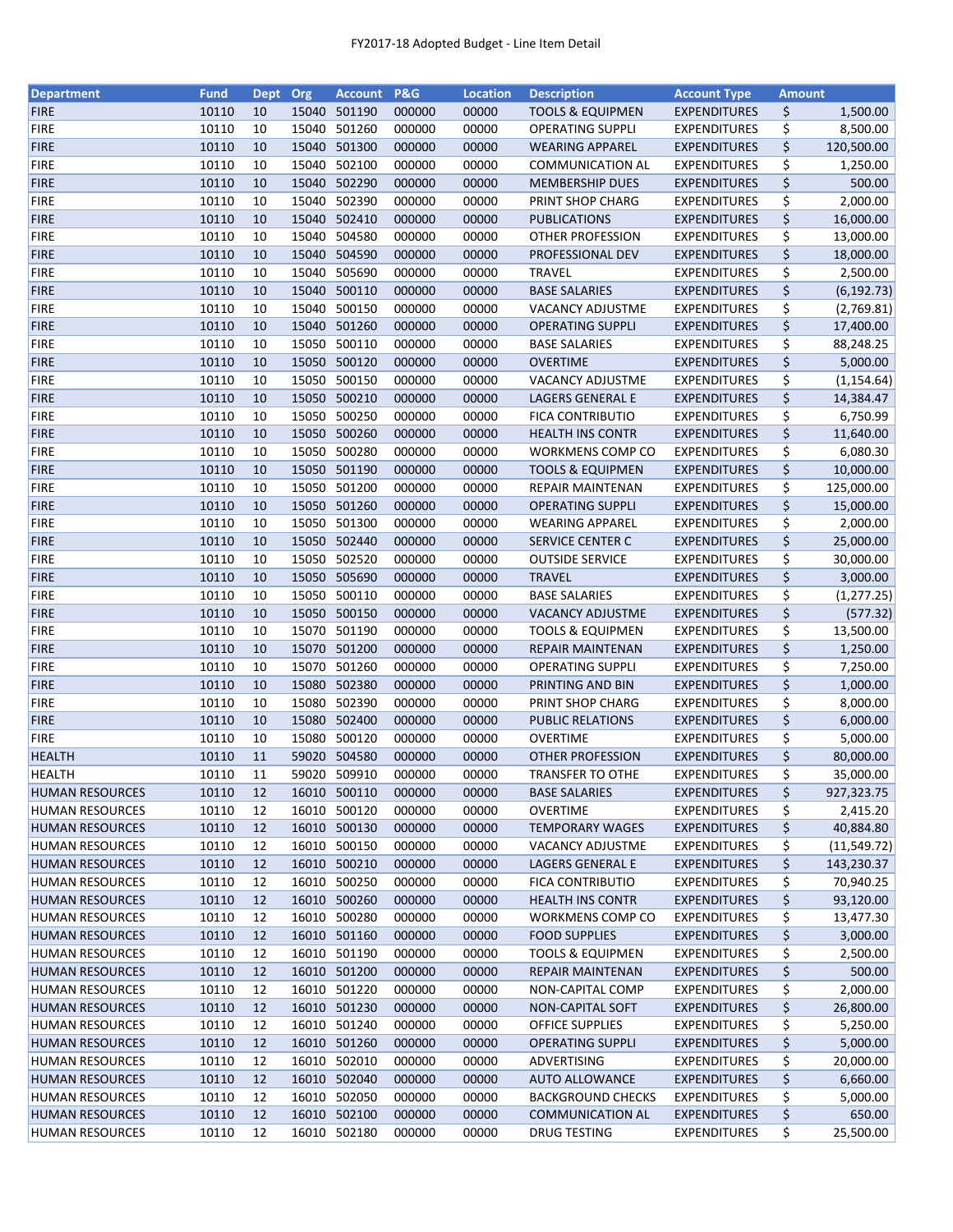FY2017-18 Adopted Budget - Line Item Detail

| Department | Fund | Dept | Org | Account | P&G | Location | Description | Account Type | Amount |
|---|---|---|---|---|---|---|---|---|---|
| FIRE | 10110 | 10 | 15040 | 501190 | 000000 | 00000 | TOOLS & EQUIPMEN | EXPENDITURES | $ 1,500.00 |
| FIRE | 10110 | 10 | 15040 | 501260 | 000000 | 00000 | OPERATING SUPPLI | EXPENDITURES | $ 8,500.00 |
| FIRE | 10110 | 10 | 15040 | 501300 | 000000 | 00000 | WEARING APPAREL | EXPENDITURES | $ 120,500.00 |
| FIRE | 10110 | 10 | 15040 | 502100 | 000000 | 00000 | COMMUNICATION AL | EXPENDITURES | $ 1,250.00 |
| FIRE | 10110 | 10 | 15040 | 502290 | 000000 | 00000 | MEMBERSHIP DUES | EXPENDITURES | $ 500.00 |
| FIRE | 10110 | 10 | 15040 | 502390 | 000000 | 00000 | PRINT SHOP CHARG | EXPENDITURES | $ 2,000.00 |
| FIRE | 10110 | 10 | 15040 | 502410 | 000000 | 00000 | PUBLICATIONS | EXPENDITURES | $ 16,000.00 |
| FIRE | 10110 | 10 | 15040 | 504580 | 000000 | 00000 | OTHER PROFESSION | EXPENDITURES | $ 13,000.00 |
| FIRE | 10110 | 10 | 15040 | 504590 | 000000 | 00000 | PROFESSIONAL DEV | EXPENDITURES | $ 18,000.00 |
| FIRE | 10110 | 10 | 15040 | 505690 | 000000 | 00000 | TRAVEL | EXPENDITURES | $ 2,500.00 |
| FIRE | 10110 | 10 | 15040 | 500110 | 000000 | 00000 | BASE SALARIES | EXPENDITURES | $ (6,192.73) |
| FIRE | 10110 | 10 | 15040 | 500150 | 000000 | 00000 | VACANCY ADJUSTME | EXPENDITURES | $ (2,769.81) |
| FIRE | 10110 | 10 | 15040 | 501260 | 000000 | 00000 | OPERATING SUPPLI | EXPENDITURES | $ 17,400.00 |
| FIRE | 10110 | 10 | 15050 | 500110 | 000000 | 00000 | BASE SALARIES | EXPENDITURES | $ 88,248.25 |
| FIRE | 10110 | 10 | 15050 | 500120 | 000000 | 00000 | OVERTIME | EXPENDITURES | $ 5,000.00 |
| FIRE | 10110 | 10 | 15050 | 500150 | 000000 | 00000 | VACANCY ADJUSTME | EXPENDITURES | $ (1,154.64) |
| FIRE | 10110 | 10 | 15050 | 500210 | 000000 | 00000 | LAGERS GENERAL E | EXPENDITURES | $ 14,384.47 |
| FIRE | 10110 | 10 | 15050 | 500250 | 000000 | 00000 | FICA CONTRIBUTIO | EXPENDITURES | $ 6,750.99 |
| FIRE | 10110 | 10 | 15050 | 500260 | 000000 | 00000 | HEALTH INS CONTR | EXPENDITURES | $ 11,640.00 |
| FIRE | 10110 | 10 | 15050 | 500280 | 000000 | 00000 | WORKMENS COMP CO | EXPENDITURES | $ 6,080.30 |
| FIRE | 10110 | 10 | 15050 | 501190 | 000000 | 00000 | TOOLS & EQUIPMEN | EXPENDITURES | $ 10,000.00 |
| FIRE | 10110 | 10 | 15050 | 501200 | 000000 | 00000 | REPAIR MAINTENAN | EXPENDITURES | $ 125,000.00 |
| FIRE | 10110 | 10 | 15050 | 501260 | 000000 | 00000 | OPERATING SUPPLI | EXPENDITURES | $ 15,000.00 |
| FIRE | 10110 | 10 | 15050 | 501300 | 000000 | 00000 | WEARING APPAREL | EXPENDITURES | $ 2,000.00 |
| FIRE | 10110 | 10 | 15050 | 502440 | 000000 | 00000 | SERVICE CENTER C | EXPENDITURES | $ 25,000.00 |
| FIRE | 10110 | 10 | 15050 | 502520 | 000000 | 00000 | OUTSIDE SERVICE | EXPENDITURES | $ 30,000.00 |
| FIRE | 10110 | 10 | 15050 | 505690 | 000000 | 00000 | TRAVEL | EXPENDITURES | $ 3,000.00 |
| FIRE | 10110 | 10 | 15050 | 500110 | 000000 | 00000 | BASE SALARIES | EXPENDITURES | $ (1,277.25) |
| FIRE | 10110 | 10 | 15050 | 500150 | 000000 | 00000 | VACANCY ADJUSTME | EXPENDITURES | $ (577.32) |
| FIRE | 10110 | 10 | 15070 | 501190 | 000000 | 00000 | TOOLS & EQUIPMEN | EXPENDITURES | $ 13,500.00 |
| FIRE | 10110 | 10 | 15070 | 501200 | 000000 | 00000 | REPAIR MAINTENAN | EXPENDITURES | $ 1,250.00 |
| FIRE | 10110 | 10 | 15070 | 501260 | 000000 | 00000 | OPERATING SUPPLI | EXPENDITURES | $ 7,250.00 |
| FIRE | 10110 | 10 | 15080 | 502380 | 000000 | 00000 | PRINTING AND BIN | EXPENDITURES | $ 1,000.00 |
| FIRE | 10110 | 10 | 15080 | 502390 | 000000 | 00000 | PRINT SHOP CHARG | EXPENDITURES | $ 8,000.00 |
| FIRE | 10110 | 10 | 15080 | 502400 | 000000 | 00000 | PUBLIC RELATIONS | EXPENDITURES | $ 6,000.00 |
| FIRE | 10110 | 10 | 15080 | 500120 | 000000 | 00000 | OVERTIME | EXPENDITURES | $ 5,000.00 |
| HEALTH | 10110 | 11 | 59020 | 504580 | 000000 | 00000 | OTHER PROFESSION | EXPENDITURES | $ 80,000.00 |
| HEALTH | 10110 | 11 | 59020 | 509910 | 000000 | 00000 | TRANSFER TO OTHE | EXPENDITURES | $ 35,000.00 |
| HUMAN RESOURCES | 10110 | 12 | 16010 | 500110 | 000000 | 00000 | BASE SALARIES | EXPENDITURES | $ 927,323.75 |
| HUMAN RESOURCES | 10110 | 12 | 16010 | 500120 | 000000 | 00000 | OVERTIME | EXPENDITURES | $ 2,415.20 |
| HUMAN RESOURCES | 10110 | 12 | 16010 | 500130 | 000000 | 00000 | TEMPORARY WAGES | EXPENDITURES | $ 40,884.80 |
| HUMAN RESOURCES | 10110 | 12 | 16010 | 500150 | 000000 | 00000 | VACANCY ADJUSTME | EXPENDITURES | $ (11,549.72) |
| HUMAN RESOURCES | 10110 | 12 | 16010 | 500210 | 000000 | 00000 | LAGERS GENERAL E | EXPENDITURES | $ 143,230.37 |
| HUMAN RESOURCES | 10110 | 12 | 16010 | 500250 | 000000 | 00000 | FICA CONTRIBUTIO | EXPENDITURES | $ 70,940.25 |
| HUMAN RESOURCES | 10110 | 12 | 16010 | 500260 | 000000 | 00000 | HEALTH INS CONTR | EXPENDITURES | $ 93,120.00 |
| HUMAN RESOURCES | 10110 | 12 | 16010 | 500280 | 000000 | 00000 | WORKMENS COMP CO | EXPENDITURES | $ 13,477.30 |
| HUMAN RESOURCES | 10110 | 12 | 16010 | 501160 | 000000 | 00000 | FOOD SUPPLIES | EXPENDITURES | $ 3,000.00 |
| HUMAN RESOURCES | 10110 | 12 | 16010 | 501190 | 000000 | 00000 | TOOLS & EQUIPMEN | EXPENDITURES | $ 2,500.00 |
| HUMAN RESOURCES | 10110 | 12 | 16010 | 501200 | 000000 | 00000 | REPAIR MAINTENAN | EXPENDITURES | $ 500.00 |
| HUMAN RESOURCES | 10110 | 12 | 16010 | 501220 | 000000 | 00000 | NON-CAPITAL COMP | EXPENDITURES | $ 2,000.00 |
| HUMAN RESOURCES | 10110 | 12 | 16010 | 501230 | 000000 | 00000 | NON-CAPITAL SOFT | EXPENDITURES | $ 26,800.00 |
| HUMAN RESOURCES | 10110 | 12 | 16010 | 501240 | 000000 | 00000 | OFFICE SUPPLIES | EXPENDITURES | $ 5,250.00 |
| HUMAN RESOURCES | 10110 | 12 | 16010 | 501260 | 000000 | 00000 | OPERATING SUPPLI | EXPENDITURES | $ 5,000.00 |
| HUMAN RESOURCES | 10110 | 12 | 16010 | 502010 | 000000 | 00000 | ADVERTISING | EXPENDITURES | $ 20,000.00 |
| HUMAN RESOURCES | 10110 | 12 | 16010 | 502040 | 000000 | 00000 | AUTO ALLOWANCE | EXPENDITURES | $ 6,660.00 |
| HUMAN RESOURCES | 10110 | 12 | 16010 | 502050 | 000000 | 00000 | BACKGROUND CHECKS | EXPENDITURES | $ 5,000.00 |
| HUMAN RESOURCES | 10110 | 12 | 16010 | 502100 | 000000 | 00000 | COMMUNICATION AL | EXPENDITURES | $ 650.00 |
| HUMAN RESOURCES | 10110 | 12 | 16010 | 502180 | 000000 | 00000 | DRUG TESTING | EXPENDITURES | $ 25,500.00 |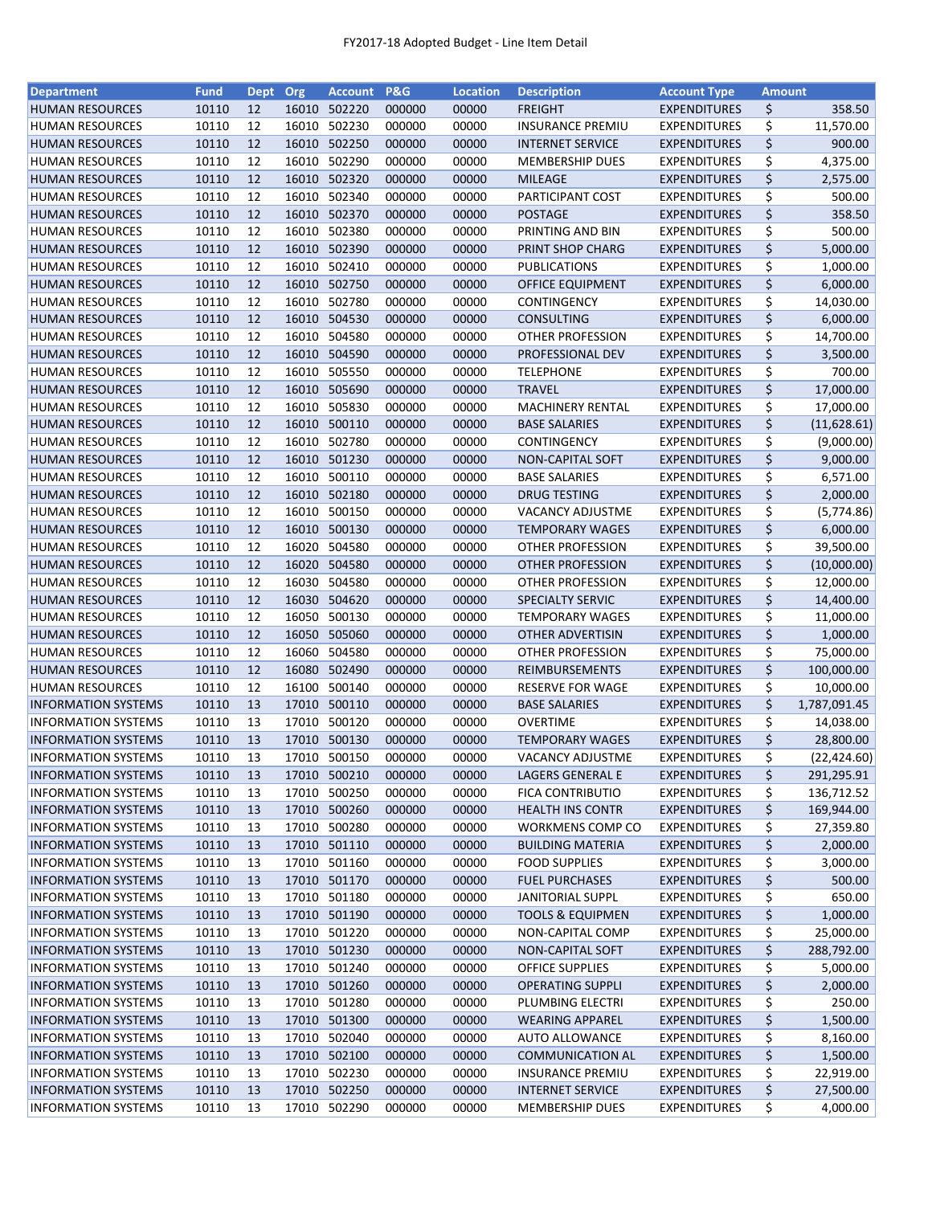FY2017-18 Adopted Budget - Line Item Detail

| Department | Fund | Dept | Org | Account | P&G | Location | Description | Account Type | Amount |
|---|---|---|---|---|---|---|---|---|---|
| HUMAN RESOURCES | 10110 | 12 | 16010 | 502220 | 000000 | 00000 | FREIGHT | EXPENDITURES | $ 358.50 |
| HUMAN RESOURCES | 10110 | 12 | 16010 | 502230 | 000000 | 00000 | INSURANCE PREMIU | EXPENDITURES | $ 11,570.00 |
| HUMAN RESOURCES | 10110 | 12 | 16010 | 502250 | 000000 | 00000 | INTERNET SERVICE | EXPENDITURES | $ 900.00 |
| HUMAN RESOURCES | 10110 | 12 | 16010 | 502290 | 000000 | 00000 | MEMBERSHIP DUES | EXPENDITURES | $ 4,375.00 |
| HUMAN RESOURCES | 10110 | 12 | 16010 | 502320 | 000000 | 00000 | MILEAGE | EXPENDITURES | $ 2,575.00 |
| HUMAN RESOURCES | 10110 | 12 | 16010 | 502340 | 000000 | 00000 | PARTICIPANT COST | EXPENDITURES | $ 500.00 |
| HUMAN RESOURCES | 10110 | 12 | 16010 | 502370 | 000000 | 00000 | POSTAGE | EXPENDITURES | $ 358.50 |
| HUMAN RESOURCES | 10110 | 12 | 16010 | 502380 | 000000 | 00000 | PRINTING AND BIN | EXPENDITURES | $ 500.00 |
| HUMAN RESOURCES | 10110 | 12 | 16010 | 502390 | 000000 | 00000 | PRINT SHOP CHARG | EXPENDITURES | $ 5,000.00 |
| HUMAN RESOURCES | 10110 | 12 | 16010 | 502410 | 000000 | 00000 | PUBLICATIONS | EXPENDITURES | $ 1,000.00 |
| HUMAN RESOURCES | 10110 | 12 | 16010 | 502750 | 000000 | 00000 | OFFICE EQUIPMENT | EXPENDITURES | $ 6,000.00 |
| HUMAN RESOURCES | 10110 | 12 | 16010 | 502780 | 000000 | 00000 | CONTINGENCY | EXPENDITURES | $ 14,030.00 |
| HUMAN RESOURCES | 10110 | 12 | 16010 | 504530 | 000000 | 00000 | CONSULTING | EXPENDITURES | $ 6,000.00 |
| HUMAN RESOURCES | 10110 | 12 | 16010 | 504580 | 000000 | 00000 | OTHER PROFESSION | EXPENDITURES | $ 14,700.00 |
| HUMAN RESOURCES | 10110 | 12 | 16010 | 504590 | 000000 | 00000 | PROFESSIONAL DEV | EXPENDITURES | $ 3,500.00 |
| HUMAN RESOURCES | 10110 | 12 | 16010 | 505550 | 000000 | 00000 | TELEPHONE | EXPENDITURES | $ 700.00 |
| HUMAN RESOURCES | 10110 | 12 | 16010 | 505690 | 000000 | 00000 | TRAVEL | EXPENDITURES | $ 17,000.00 |
| HUMAN RESOURCES | 10110 | 12 | 16010 | 505830 | 000000 | 00000 | MACHINERY RENTAL | EXPENDITURES | $ 17,000.00 |
| HUMAN RESOURCES | 10110 | 12 | 16010 | 500110 | 000000 | 00000 | BASE SALARIES | EXPENDITURES | $ (11,628.61) |
| HUMAN RESOURCES | 10110 | 12 | 16010 | 502780 | 000000 | 00000 | CONTINGENCY | EXPENDITURES | $ (9,000.00) |
| HUMAN RESOURCES | 10110 | 12 | 16010 | 501230 | 000000 | 00000 | NON-CAPITAL SOFT | EXPENDITURES | $ 9,000.00 |
| HUMAN RESOURCES | 10110 | 12 | 16010 | 500110 | 000000 | 00000 | BASE SALARIES | EXPENDITURES | $ 6,571.00 |
| HUMAN RESOURCES | 10110 | 12 | 16010 | 502180 | 000000 | 00000 | DRUG TESTING | EXPENDITURES | $ 2,000.00 |
| HUMAN RESOURCES | 10110 | 12 | 16010 | 500150 | 000000 | 00000 | VACANCY ADJUSTME | EXPENDITURES | $ (5,774.86) |
| HUMAN RESOURCES | 10110 | 12 | 16010 | 500130 | 000000 | 00000 | TEMPORARY WAGES | EXPENDITURES | $ 6,000.00 |
| HUMAN RESOURCES | 10110 | 12 | 16020 | 504580 | 000000 | 00000 | OTHER PROFESSION | EXPENDITURES | $ 39,500.00 |
| HUMAN RESOURCES | 10110 | 12 | 16020 | 504580 | 000000 | 00000 | OTHER PROFESSION | EXPENDITURES | $ (10,000.00) |
| HUMAN RESOURCES | 10110 | 12 | 16030 | 504580 | 000000 | 00000 | OTHER PROFESSION | EXPENDITURES | $ 12,000.00 |
| HUMAN RESOURCES | 10110 | 12 | 16030 | 504620 | 000000 | 00000 | SPECIALTY SERVIC | EXPENDITURES | $ 14,400.00 |
| HUMAN RESOURCES | 10110 | 12 | 16050 | 500130 | 000000 | 00000 | TEMPORARY WAGES | EXPENDITURES | $ 11,000.00 |
| HUMAN RESOURCES | 10110 | 12 | 16050 | 505060 | 000000 | 00000 | OTHER ADVERTISIN | EXPENDITURES | $ 1,000.00 |
| HUMAN RESOURCES | 10110 | 12 | 16060 | 504580 | 000000 | 00000 | OTHER PROFESSION | EXPENDITURES | $ 75,000.00 |
| HUMAN RESOURCES | 10110 | 12 | 16080 | 502490 | 000000 | 00000 | REIMBURSEMENTS | EXPENDITURES | $ 100,000.00 |
| HUMAN RESOURCES | 10110 | 12 | 16100 | 500140 | 000000 | 00000 | RESERVE FOR WAGE | EXPENDITURES | $ 10,000.00 |
| INFORMATION SYSTEMS | 10110 | 13 | 17010 | 500110 | 000000 | 00000 | BASE SALARIES | EXPENDITURES | $ 1,787,091.45 |
| INFORMATION SYSTEMS | 10110 | 13 | 17010 | 500120 | 000000 | 00000 | OVERTIME | EXPENDITURES | $ 14,038.00 |
| INFORMATION SYSTEMS | 10110 | 13 | 17010 | 500130 | 000000 | 00000 | TEMPORARY WAGES | EXPENDITURES | $ 28,800.00 |
| INFORMATION SYSTEMS | 10110 | 13 | 17010 | 500150 | 000000 | 00000 | VACANCY ADJUSTME | EXPENDITURES | $ (22,424.60) |
| INFORMATION SYSTEMS | 10110 | 13 | 17010 | 500210 | 000000 | 00000 | LAGERS GENERAL E | EXPENDITURES | $ 291,295.91 |
| INFORMATION SYSTEMS | 10110 | 13 | 17010 | 500250 | 000000 | 00000 | FICA CONTRIBUTIO | EXPENDITURES | $ 136,712.52 |
| INFORMATION SYSTEMS | 10110 | 13 | 17010 | 500260 | 000000 | 00000 | HEALTH INS CONTR | EXPENDITURES | $ 169,944.00 |
| INFORMATION SYSTEMS | 10110 | 13 | 17010 | 500280 | 000000 | 00000 | WORKMENS COMP CO | EXPENDITURES | $ 27,359.80 |
| INFORMATION SYSTEMS | 10110 | 13 | 17010 | 501110 | 000000 | 00000 | BUILDING MATERIA | EXPENDITURES | $ 2,000.00 |
| INFORMATION SYSTEMS | 10110 | 13 | 17010 | 501160 | 000000 | 00000 | FOOD SUPPLIES | EXPENDITURES | $ 3,000.00 |
| INFORMATION SYSTEMS | 10110 | 13 | 17010 | 501170 | 000000 | 00000 | FUEL PURCHASES | EXPENDITURES | $ 500.00 |
| INFORMATION SYSTEMS | 10110 | 13 | 17010 | 501180 | 000000 | 00000 | JANITORIAL SUPPL | EXPENDITURES | $ 650.00 |
| INFORMATION SYSTEMS | 10110 | 13 | 17010 | 501190 | 000000 | 00000 | TOOLS & EQUIPMEN | EXPENDITURES | $ 1,000.00 |
| INFORMATION SYSTEMS | 10110 | 13 | 17010 | 501220 | 000000 | 00000 | NON-CAPITAL COMP | EXPENDITURES | $ 25,000.00 |
| INFORMATION SYSTEMS | 10110 | 13 | 17010 | 501230 | 000000 | 00000 | NON-CAPITAL SOFT | EXPENDITURES | $ 288,792.00 |
| INFORMATION SYSTEMS | 10110 | 13 | 17010 | 501240 | 000000 | 00000 | OFFICE SUPPLIES | EXPENDITURES | $ 5,000.00 |
| INFORMATION SYSTEMS | 10110 | 13 | 17010 | 501260 | 000000 | 00000 | OPERATING SUPPLI | EXPENDITURES | $ 2,000.00 |
| INFORMATION SYSTEMS | 10110 | 13 | 17010 | 501280 | 000000 | 00000 | PLUMBING ELECTRI | EXPENDITURES | $ 250.00 |
| INFORMATION SYSTEMS | 10110 | 13 | 17010 | 501300 | 000000 | 00000 | WEARING APPAREL | EXPENDITURES | $ 1,500.00 |
| INFORMATION SYSTEMS | 10110 | 13 | 17010 | 502040 | 000000 | 00000 | AUTO ALLOWANCE | EXPENDITURES | $ 8,160.00 |
| INFORMATION SYSTEMS | 10110 | 13 | 17010 | 502100 | 000000 | 00000 | COMMUNICATION AL | EXPENDITURES | $ 1,500.00 |
| INFORMATION SYSTEMS | 10110 | 13 | 17010 | 502230 | 000000 | 00000 | INSURANCE PREMIU | EXPENDITURES | $ 22,919.00 |
| INFORMATION SYSTEMS | 10110 | 13 | 17010 | 502250 | 000000 | 00000 | INTERNET SERVICE | EXPENDITURES | $ 27,500.00 |
| INFORMATION SYSTEMS | 10110 | 13 | 17010 | 502290 | 000000 | 00000 | MEMBERSHIP DUES | EXPENDITURES | $ 4,000.00 |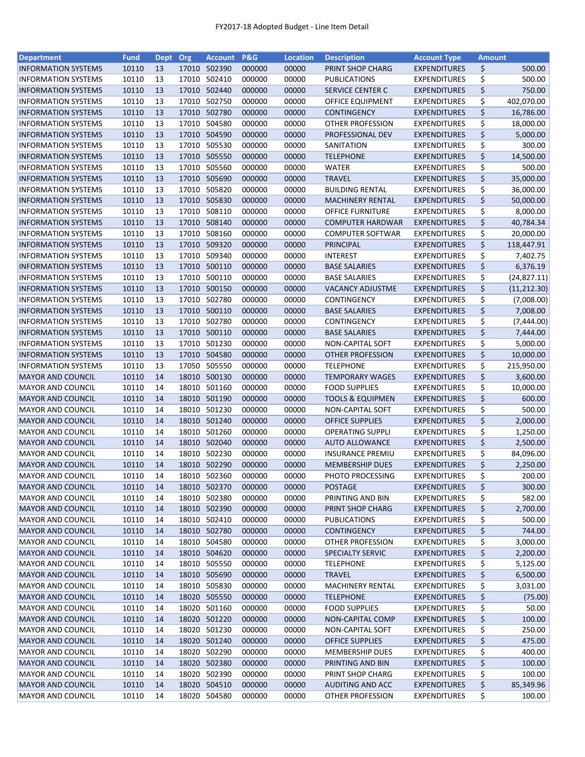FY2017-18 Adopted Budget - Line Item Detail

| Department | Fund | Dept | Org | Account | P&G | Location | Description | Account Type | Amount |
|---|---|---|---|---|---|---|---|---|---|
| INFORMATION SYSTEMS | 10110 | 13 | 17010 | 502390 | 000000 | 00000 | PRINT SHOP CHARG | EXPENDITURES | $ 500.00 |
| INFORMATION SYSTEMS | 10110 | 13 | 17010 | 502410 | 000000 | 00000 | PUBLICATIONS | EXPENDITURES | $ 500.00 |
| INFORMATION SYSTEMS | 10110 | 13 | 17010 | 502440 | 000000 | 00000 | SERVICE CENTER C | EXPENDITURES | $ 750.00 |
| INFORMATION SYSTEMS | 10110 | 13 | 17010 | 502750 | 000000 | 00000 | OFFICE EQUIPMENT | EXPENDITURES | $ 402,070.00 |
| INFORMATION SYSTEMS | 10110 | 13 | 17010 | 502780 | 000000 | 00000 | CONTINGENCY | EXPENDITURES | $ 16,786.00 |
| INFORMATION SYSTEMS | 10110 | 13 | 17010 | 504580 | 000000 | 00000 | OTHER PROFESSION | EXPENDITURES | $ 18,000.00 |
| INFORMATION SYSTEMS | 10110 | 13 | 17010 | 504590 | 000000 | 00000 | PROFESSIONAL DEV | EXPENDITURES | $ 5,000.00 |
| INFORMATION SYSTEMS | 10110 | 13 | 17010 | 505530 | 000000 | 00000 | SANITATION | EXPENDITURES | $ 300.00 |
| INFORMATION SYSTEMS | 10110 | 13 | 17010 | 505550 | 000000 | 00000 | TELEPHONE | EXPENDITURES | $ 14,500.00 |
| INFORMATION SYSTEMS | 10110 | 13 | 17010 | 505560 | 000000 | 00000 | WATER | EXPENDITURES | $ 500.00 |
| INFORMATION SYSTEMS | 10110 | 13 | 17010 | 505690 | 000000 | 00000 | TRAVEL | EXPENDITURES | $ 35,000.00 |
| INFORMATION SYSTEMS | 10110 | 13 | 17010 | 505820 | 000000 | 00000 | BUILDING RENTAL | EXPENDITURES | $ 36,000.00 |
| INFORMATION SYSTEMS | 10110 | 13 | 17010 | 505830 | 000000 | 00000 | MACHINERY RENTAL | EXPENDITURES | $ 50,000.00 |
| INFORMATION SYSTEMS | 10110 | 13 | 17010 | 508110 | 000000 | 00000 | OFFICE FURNITURE | EXPENDITURES | $ 8,000.00 |
| INFORMATION SYSTEMS | 10110 | 13 | 17010 | 508140 | 000000 | 00000 | COMPUTER HARDWAR | EXPENDITURES | $ 40,784.34 |
| INFORMATION SYSTEMS | 10110 | 13 | 17010 | 508160 | 000000 | 00000 | COMPUTER SOFTWAR | EXPENDITURES | $ 20,000.00 |
| INFORMATION SYSTEMS | 10110 | 13 | 17010 | 509320 | 000000 | 00000 | PRINCIPAL | EXPENDITURES | $ 118,447.91 |
| INFORMATION SYSTEMS | 10110 | 13 | 17010 | 509340 | 000000 | 00000 | INTEREST | EXPENDITURES | $ 7,402.75 |
| INFORMATION SYSTEMS | 10110 | 13 | 17010 | 500110 | 000000 | 00000 | BASE SALARIES | EXPENDITURES | $ 6,376.19 |
| INFORMATION SYSTEMS | 10110 | 13 | 17010 | 500110 | 000000 | 00000 | BASE SALARIES | EXPENDITURES | $ (24,827.11) |
| INFORMATION SYSTEMS | 10110 | 13 | 17010 | 500150 | 000000 | 00000 | VACANCY ADJUSTME | EXPENDITURES | $ (11,212.30) |
| INFORMATION SYSTEMS | 10110 | 13 | 17010 | 502780 | 000000 | 00000 | CONTINGENCY | EXPENDITURES | $ (7,008.00) |
| INFORMATION SYSTEMS | 10110 | 13 | 17010 | 500110 | 000000 | 00000 | BASE SALARIES | EXPENDITURES | $ 7,008.00 |
| INFORMATION SYSTEMS | 10110 | 13 | 17010 | 502780 | 000000 | 00000 | CONTINGENCY | EXPENDITURES | $ (7,444.00) |
| INFORMATION SYSTEMS | 10110 | 13 | 17010 | 500110 | 000000 | 00000 | BASE SALARIES | EXPENDITURES | $ 7,444.00 |
| INFORMATION SYSTEMS | 10110 | 13 | 17010 | 501230 | 000000 | 00000 | NON-CAPITAL SOFT | EXPENDITURES | $ 5,000.00 |
| INFORMATION SYSTEMS | 10110 | 13 | 17010 | 504580 | 000000 | 00000 | OTHER PROFESSION | EXPENDITURES | $ 10,000.00 |
| INFORMATION SYSTEMS | 10110 | 13 | 17050 | 505550 | 000000 | 00000 | TELEPHONE | EXPENDITURES | $ 215,950.00 |
| MAYOR AND COUNCIL | 10110 | 14 | 18010 | 500130 | 000000 | 00000 | TEMPORARY WAGES | EXPENDITURES | $ 3,600.00 |
| MAYOR AND COUNCIL | 10110 | 14 | 18010 | 501160 | 000000 | 00000 | FOOD SUPPLIES | EXPENDITURES | $ 10,000.00 |
| MAYOR AND COUNCIL | 10110 | 14 | 18010 | 501190 | 000000 | 00000 | TOOLS & EQUIPMEN | EXPENDITURES | $ 600.00 |
| MAYOR AND COUNCIL | 10110 | 14 | 18010 | 501230 | 000000 | 00000 | NON-CAPITAL SOFT | EXPENDITURES | $ 500.00 |
| MAYOR AND COUNCIL | 10110 | 14 | 18010 | 501240 | 000000 | 00000 | OFFICE SUPPLIES | EXPENDITURES | $ 2,000.00 |
| MAYOR AND COUNCIL | 10110 | 14 | 18010 | 501260 | 000000 | 00000 | OPERATING SUPPLI | EXPENDITURES | $ 1,250.00 |
| MAYOR AND COUNCIL | 10110 | 14 | 18010 | 502040 | 000000 | 00000 | AUTO ALLOWANCE | EXPENDITURES | $ 2,500.00 |
| MAYOR AND COUNCIL | 10110 | 14 | 18010 | 502230 | 000000 | 00000 | INSURANCE PREMIU | EXPENDITURES | $ 84,096.00 |
| MAYOR AND COUNCIL | 10110 | 14 | 18010 | 502290 | 000000 | 00000 | MEMBERSHIP DUES | EXPENDITURES | $ 2,250.00 |
| MAYOR AND COUNCIL | 10110 | 14 | 18010 | 502360 | 000000 | 00000 | PHOTO PROCESSING | EXPENDITURES | $ 200.00 |
| MAYOR AND COUNCIL | 10110 | 14 | 18010 | 502370 | 000000 | 00000 | POSTAGE | EXPENDITURES | $ 300.00 |
| MAYOR AND COUNCIL | 10110 | 14 | 18010 | 502380 | 000000 | 00000 | PRINTING AND BIN | EXPENDITURES | $ 582.00 |
| MAYOR AND COUNCIL | 10110 | 14 | 18010 | 502390 | 000000 | 00000 | PRINT SHOP CHARG | EXPENDITURES | $ 2,700.00 |
| MAYOR AND COUNCIL | 10110 | 14 | 18010 | 502410 | 000000 | 00000 | PUBLICATIONS | EXPENDITURES | $ 500.00 |
| MAYOR AND COUNCIL | 10110 | 14 | 18010 | 502780 | 000000 | 00000 | CONTINGENCY | EXPENDITURES | $ 744.00 |
| MAYOR AND COUNCIL | 10110 | 14 | 18010 | 504580 | 000000 | 00000 | OTHER PROFESSION | EXPENDITURES | $ 3,000.00 |
| MAYOR AND COUNCIL | 10110 | 14 | 18010 | 504620 | 000000 | 00000 | SPECIALTY SERVIC | EXPENDITURES | $ 2,200.00 |
| MAYOR AND COUNCIL | 10110 | 14 | 18010 | 505550 | 000000 | 00000 | TELEPHONE | EXPENDITURES | $ 5,125.00 |
| MAYOR AND COUNCIL | 10110 | 14 | 18010 | 505690 | 000000 | 00000 | TRAVEL | EXPENDITURES | $ 6,500.00 |
| MAYOR AND COUNCIL | 10110 | 14 | 18010 | 505830 | 000000 | 00000 | MACHINERY RENTAL | EXPENDITURES | $ 3,031.00 |
| MAYOR AND COUNCIL | 10110 | 14 | 18020 | 505550 | 000000 | 00000 | TELEPHONE | EXPENDITURES | $ (75.00) |
| MAYOR AND COUNCIL | 10110 | 14 | 18020 | 501160 | 000000 | 00000 | FOOD SUPPLIES | EXPENDITURES | $ 50.00 |
| MAYOR AND COUNCIL | 10110 | 14 | 18020 | 501220 | 000000 | 00000 | NON-CAPITAL COMP | EXPENDITURES | $ 100.00 |
| MAYOR AND COUNCIL | 10110 | 14 | 18020 | 501230 | 000000 | 00000 | NON-CAPITAL SOFT | EXPENDITURES | $ 250.00 |
| MAYOR AND COUNCIL | 10110 | 14 | 18020 | 501240 | 000000 | 00000 | OFFICE SUPPLIES | EXPENDITURES | $ 475.00 |
| MAYOR AND COUNCIL | 10110 | 14 | 18020 | 502290 | 000000 | 00000 | MEMBERSHIP DUES | EXPENDITURES | $ 400.00 |
| MAYOR AND COUNCIL | 10110 | 14 | 18020 | 502380 | 000000 | 00000 | PRINTING AND BIN | EXPENDITURES | $ 100.00 |
| MAYOR AND COUNCIL | 10110 | 14 | 18020 | 502390 | 000000 | 00000 | PRINT SHOP CHARG | EXPENDITURES | $ 100.00 |
| MAYOR AND COUNCIL | 10110 | 14 | 18020 | 504510 | 000000 | 00000 | AUDITING AND ACC | EXPENDITURES | $ 85,349.96 |
| MAYOR AND COUNCIL | 10110 | 14 | 18020 | 504580 | 000000 | 00000 | OTHER PROFESSION | EXPENDITURES | $ 100.00 |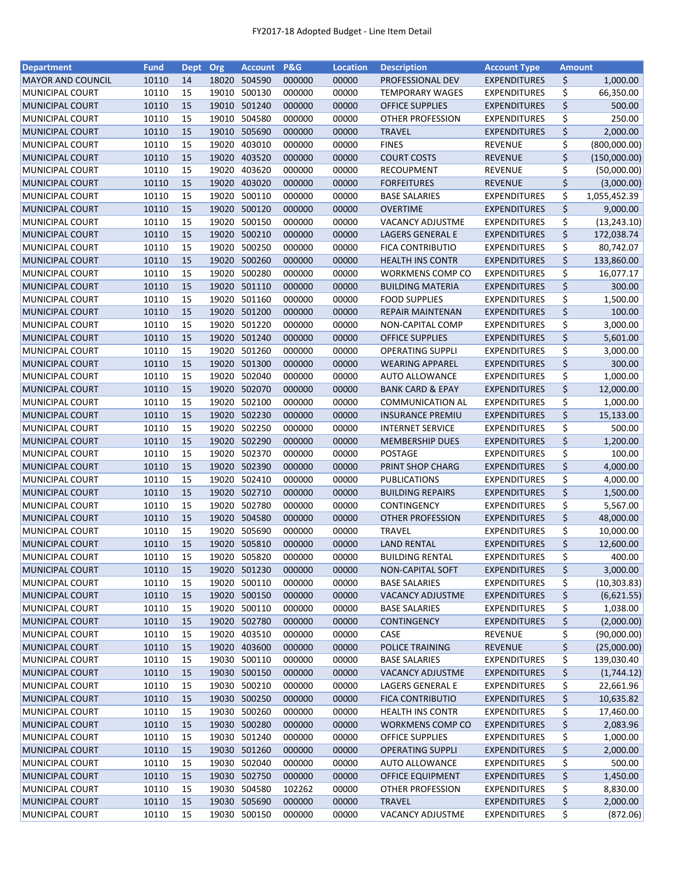FY2017-18 Adopted Budget - Line Item Detail

| Department | Fund | Dept | Org | Account | P&G | Location | Description | Account Type | Amount |
|---|---|---|---|---|---|---|---|---|---|
| MAYOR AND COUNCIL | 10110 | 14 | 18020 | 504590 | 000000 | 00000 | PROFESSIONAL DEV | EXPENDITURES | $ 1,000.00 |
| MUNICIPAL COURT | 10110 | 15 | 19010 | 500130 | 000000 | 00000 | TEMPORARY WAGES | EXPENDITURES | $ 66,350.00 |
| MUNICIPAL COURT | 10110 | 15 | 19010 | 501240 | 000000 | 00000 | OFFICE SUPPLIES | EXPENDITURES | $ 500.00 |
| MUNICIPAL COURT | 10110 | 15 | 19010 | 504580 | 000000 | 00000 | OTHER PROFESSION | EXPENDITURES | $ 250.00 |
| MUNICIPAL COURT | 10110 | 15 | 19010 | 505690 | 000000 | 00000 | TRAVEL | EXPENDITURES | $ 2,000.00 |
| MUNICIPAL COURT | 10110 | 15 | 19020 | 403010 | 000000 | 00000 | FINES | REVENUE | $ (800,000.00) |
| MUNICIPAL COURT | 10110 | 15 | 19020 | 403520 | 000000 | 00000 | COURT COSTS | REVENUE | $ (150,000.00) |
| MUNICIPAL COURT | 10110 | 15 | 19020 | 403620 | 000000 | 00000 | RECOUPMENT | REVENUE | $ (50,000.00) |
| MUNICIPAL COURT | 10110 | 15 | 19020 | 403020 | 000000 | 00000 | FORFEITURES | REVENUE | $ (3,000.00) |
| MUNICIPAL COURT | 10110 | 15 | 19020 | 500110 | 000000 | 00000 | BASE SALARIES | EXPENDITURES | $ 1,055,452.39 |
| MUNICIPAL COURT | 10110 | 15 | 19020 | 500120 | 000000 | 00000 | OVERTIME | EXPENDITURES | $ 9,000.00 |
| MUNICIPAL COURT | 10110 | 15 | 19020 | 500150 | 000000 | 00000 | VACANCY ADJUSTME | EXPENDITURES | $ (13,243.10) |
| MUNICIPAL COURT | 10110 | 15 | 19020 | 500210 | 000000 | 00000 | LAGERS GENERAL E | EXPENDITURES | $ 172,038.74 |
| MUNICIPAL COURT | 10110 | 15 | 19020 | 500250 | 000000 | 00000 | FICA CONTRIBUTIO | EXPENDITURES | $ 80,742.07 |
| MUNICIPAL COURT | 10110 | 15 | 19020 | 500260 | 000000 | 00000 | HEALTH INS CONTR | EXPENDITURES | $ 133,860.00 |
| MUNICIPAL COURT | 10110 | 15 | 19020 | 500280 | 000000 | 00000 | WORKMENS COMP CO | EXPENDITURES | $ 16,077.17 |
| MUNICIPAL COURT | 10110 | 15 | 19020 | 501110 | 000000 | 00000 | BUILDING MATERIA | EXPENDITURES | $ 300.00 |
| MUNICIPAL COURT | 10110 | 15 | 19020 | 501160 | 000000 | 00000 | FOOD SUPPLIES | EXPENDITURES | $ 1,500.00 |
| MUNICIPAL COURT | 10110 | 15 | 19020 | 501200 | 000000 | 00000 | REPAIR MAINTENAN | EXPENDITURES | $ 100.00 |
| MUNICIPAL COURT | 10110 | 15 | 19020 | 501220 | 000000 | 00000 | NON-CAPITAL COMP | EXPENDITURES | $ 3,000.00 |
| MUNICIPAL COURT | 10110 | 15 | 19020 | 501240 | 000000 | 00000 | OFFICE SUPPLIES | EXPENDITURES | $ 5,601.00 |
| MUNICIPAL COURT | 10110 | 15 | 19020 | 501260 | 000000 | 00000 | OPERATING SUPPLI | EXPENDITURES | $ 3,000.00 |
| MUNICIPAL COURT | 10110 | 15 | 19020 | 501300 | 000000 | 00000 | WEARING APPAREL | EXPENDITURES | $ 300.00 |
| MUNICIPAL COURT | 10110 | 15 | 19020 | 502040 | 000000 | 00000 | AUTO ALLOWANCE | EXPENDITURES | $ 1,000.00 |
| MUNICIPAL COURT | 10110 | 15 | 19020 | 502070 | 000000 | 00000 | BANK CARD & EPAY | EXPENDITURES | $ 12,000.00 |
| MUNICIPAL COURT | 10110 | 15 | 19020 | 502100 | 000000 | 00000 | COMMUNICATION AL | EXPENDITURES | $ 1,000.00 |
| MUNICIPAL COURT | 10110 | 15 | 19020 | 502230 | 000000 | 00000 | INSURANCE PREMIU | EXPENDITURES | $ 15,133.00 |
| MUNICIPAL COURT | 10110 | 15 | 19020 | 502250 | 000000 | 00000 | INTERNET SERVICE | EXPENDITURES | $ 500.00 |
| MUNICIPAL COURT | 10110 | 15 | 19020 | 502290 | 000000 | 00000 | MEMBERSHIP DUES | EXPENDITURES | $ 1,200.00 |
| MUNICIPAL COURT | 10110 | 15 | 19020 | 502370 | 000000 | 00000 | POSTAGE | EXPENDITURES | $ 100.00 |
| MUNICIPAL COURT | 10110 | 15 | 19020 | 502390 | 000000 | 00000 | PRINT SHOP CHARG | EXPENDITURES | $ 4,000.00 |
| MUNICIPAL COURT | 10110 | 15 | 19020 | 502410 | 000000 | 00000 | PUBLICATIONS | EXPENDITURES | $ 4,000.00 |
| MUNICIPAL COURT | 10110 | 15 | 19020 | 502710 | 000000 | 00000 | BUILDING REPAIRS | EXPENDITURES | $ 1,500.00 |
| MUNICIPAL COURT | 10110 | 15 | 19020 | 502780 | 000000 | 00000 | CONTINGENCY | EXPENDITURES | $ 5,567.00 |
| MUNICIPAL COURT | 10110 | 15 | 19020 | 504580 | 000000 | 00000 | OTHER PROFESSION | EXPENDITURES | $ 48,000.00 |
| MUNICIPAL COURT | 10110 | 15 | 19020 | 505690 | 000000 | 00000 | TRAVEL | EXPENDITURES | $ 10,000.00 |
| MUNICIPAL COURT | 10110 | 15 | 19020 | 505810 | 000000 | 00000 | LAND RENTAL | EXPENDITURES | $ 12,600.00 |
| MUNICIPAL COURT | 10110 | 15 | 19020 | 505820 | 000000 | 00000 | BUILDING RENTAL | EXPENDITURES | $ 400.00 |
| MUNICIPAL COURT | 10110 | 15 | 19020 | 501230 | 000000 | 00000 | NON-CAPITAL SOFT | EXPENDITURES | $ 3,000.00 |
| MUNICIPAL COURT | 10110 | 15 | 19020 | 500110 | 000000 | 00000 | BASE SALARIES | EXPENDITURES | $ (10,303.83) |
| MUNICIPAL COURT | 10110 | 15 | 19020 | 500150 | 000000 | 00000 | VACANCY ADJUSTME | EXPENDITURES | $ (6,621.55) |
| MUNICIPAL COURT | 10110 | 15 | 19020 | 500110 | 000000 | 00000 | BASE SALARIES | EXPENDITURES | $ 1,038.00 |
| MUNICIPAL COURT | 10110 | 15 | 19020 | 502780 | 000000 | 00000 | CONTINGENCY | EXPENDITURES | $ (2,000.00) |
| MUNICIPAL COURT | 10110 | 15 | 19020 | 403510 | 000000 | 00000 | CASE | REVENUE | $ (90,000.00) |
| MUNICIPAL COURT | 10110 | 15 | 19020 | 403600 | 000000 | 00000 | POLICE TRAINING | REVENUE | $ (25,000.00) |
| MUNICIPAL COURT | 10110 | 15 | 19030 | 500110 | 000000 | 00000 | BASE SALARIES | EXPENDITURES | $ 139,030.40 |
| MUNICIPAL COURT | 10110 | 15 | 19030 | 500150 | 000000 | 00000 | VACANCY ADJUSTME | EXPENDITURES | $ (1,744.12) |
| MUNICIPAL COURT | 10110 | 15 | 19030 | 500210 | 000000 | 00000 | LAGERS GENERAL E | EXPENDITURES | $ 22,661.96 |
| MUNICIPAL COURT | 10110 | 15 | 19030 | 500250 | 000000 | 00000 | FICA CONTRIBUTIO | EXPENDITURES | $ 10,635.82 |
| MUNICIPAL COURT | 10110 | 15 | 19030 | 500260 | 000000 | 00000 | HEALTH INS CONTR | EXPENDITURES | $ 17,460.00 |
| MUNICIPAL COURT | 10110 | 15 | 19030 | 500280 | 000000 | 00000 | WORKMENS COMP CO | EXPENDITURES | $ 2,083.96 |
| MUNICIPAL COURT | 10110 | 15 | 19030 | 501240 | 000000 | 00000 | OFFICE SUPPLIES | EXPENDITURES | $ 1,000.00 |
| MUNICIPAL COURT | 10110 | 15 | 19030 | 501260 | 000000 | 00000 | OPERATING SUPPLI | EXPENDITURES | $ 2,000.00 |
| MUNICIPAL COURT | 10110 | 15 | 19030 | 502040 | 000000 | 00000 | AUTO ALLOWANCE | EXPENDITURES | $ 500.00 |
| MUNICIPAL COURT | 10110 | 15 | 19030 | 502750 | 000000 | 00000 | OFFICE EQUIPMENT | EXPENDITURES | $ 1,450.00 |
| MUNICIPAL COURT | 10110 | 15 | 19030 | 504580 | 102262 | 00000 | OTHER PROFESSION | EXPENDITURES | $ 8,830.00 |
| MUNICIPAL COURT | 10110 | 15 | 19030 | 505690 | 000000 | 00000 | TRAVEL | EXPENDITURES | $ 2,000.00 |
| MUNICIPAL COURT | 10110 | 15 | 19030 | 500150 | 000000 | 00000 | VACANCY ADJUSTME | EXPENDITURES | $ (872.06) |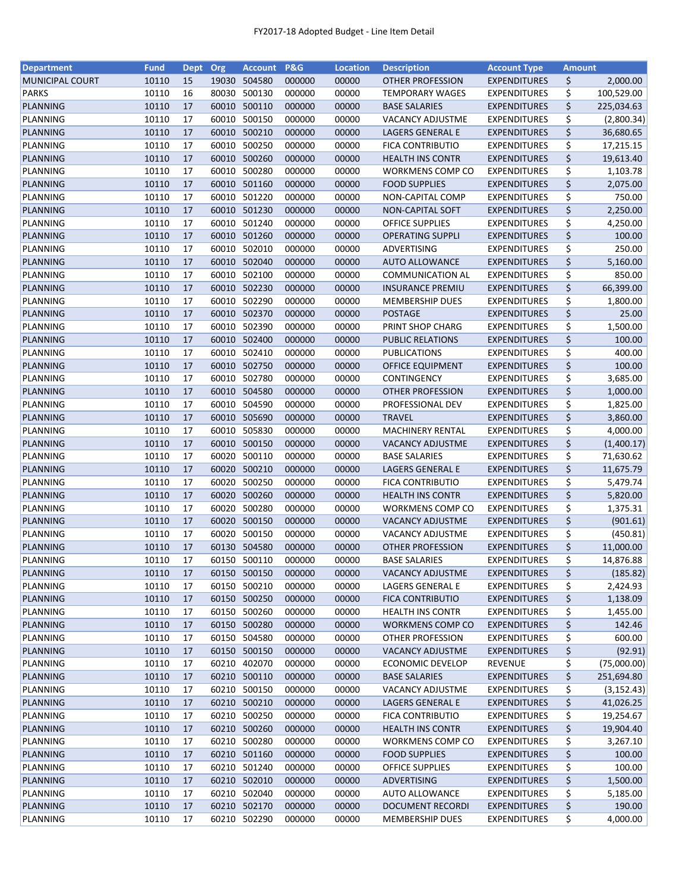FY2017-18 Adopted Budget - Line Item Detail

| Department | Fund | Dept | Org | Account | P&G | Location | Description | Account Type | Amount |
|---|---|---|---|---|---|---|---|---|---|
| MUNICIPAL COURT | 10110 | 15 | 19030 | 504580 | 000000 | 00000 | OTHER PROFESSION | EXPENDITURES | $ 2,000.00 |
| PARKS | 10110 | 16 | 80030 | 500130 | 000000 | 00000 | TEMPORARY WAGES | EXPENDITURES | $ 100,529.00 |
| PLANNING | 10110 | 17 | 60010 | 500110 | 000000 | 00000 | BASE SALARIES | EXPENDITURES | $ 225,034.63 |
| PLANNING | 10110 | 17 | 60010 | 500150 | 000000 | 00000 | VACANCY ADJUSTME | EXPENDITURES | $ (2,800.34) |
| PLANNING | 10110 | 17 | 60010 | 500210 | 000000 | 00000 | LAGERS GENERAL E | EXPENDITURES | $ 36,680.65 |
| PLANNING | 10110 | 17 | 60010 | 500250 | 000000 | 00000 | FICA CONTRIBUTIO | EXPENDITURES | $ 17,215.15 |
| PLANNING | 10110 | 17 | 60010 | 500260 | 000000 | 00000 | HEALTH INS CONTR | EXPENDITURES | $ 19,613.40 |
| PLANNING | 10110 | 17 | 60010 | 500280 | 000000 | 00000 | WORKMENS COMP CO | EXPENDITURES | $ 1,103.78 |
| PLANNING | 10110 | 17 | 60010 | 501160 | 000000 | 00000 | FOOD SUPPLIES | EXPENDITURES | $ 2,075.00 |
| PLANNING | 10110 | 17 | 60010 | 501220 | 000000 | 00000 | NON-CAPITAL COMP | EXPENDITURES | $ 750.00 |
| PLANNING | 10110 | 17 | 60010 | 501230 | 000000 | 00000 | NON-CAPITAL SOFT | EXPENDITURES | $ 2,250.00 |
| PLANNING | 10110 | 17 | 60010 | 501240 | 000000 | 00000 | OFFICE SUPPLIES | EXPENDITURES | $ 4,250.00 |
| PLANNING | 10110 | 17 | 60010 | 501260 | 000000 | 00000 | OPERATING SUPPLI | EXPENDITURES | $ 100.00 |
| PLANNING | 10110 | 17 | 60010 | 502010 | 000000 | 00000 | ADVERTISING | EXPENDITURES | $ 250.00 |
| PLANNING | 10110 | 17 | 60010 | 502040 | 000000 | 00000 | AUTO ALLOWANCE | EXPENDITURES | $ 5,160.00 |
| PLANNING | 10110 | 17 | 60010 | 502100 | 000000 | 00000 | COMMUNICATION AL | EXPENDITURES | $ 850.00 |
| PLANNING | 10110 | 17 | 60010 | 502230 | 000000 | 00000 | INSURANCE PREMIU | EXPENDITURES | $ 66,399.00 |
| PLANNING | 10110 | 17 | 60010 | 502290 | 000000 | 00000 | MEMBERSHIP DUES | EXPENDITURES | $ 1,800.00 |
| PLANNING | 10110 | 17 | 60010 | 502370 | 000000 | 00000 | POSTAGE | EXPENDITURES | $ 25.00 |
| PLANNING | 10110 | 17 | 60010 | 502390 | 000000 | 00000 | PRINT SHOP CHARG | EXPENDITURES | $ 1,500.00 |
| PLANNING | 10110 | 17 | 60010 | 502400 | 000000 | 00000 | PUBLIC RELATIONS | EXPENDITURES | $ 100.00 |
| PLANNING | 10110 | 17 | 60010 | 502410 | 000000 | 00000 | PUBLICATIONS | EXPENDITURES | $ 400.00 |
| PLANNING | 10110 | 17 | 60010 | 502750 | 000000 | 00000 | OFFICE EQUIPMENT | EXPENDITURES | $ 100.00 |
| PLANNING | 10110 | 17 | 60010 | 502780 | 000000 | 00000 | CONTINGENCY | EXPENDITURES | $ 3,685.00 |
| PLANNING | 10110 | 17 | 60010 | 504580 | 000000 | 00000 | OTHER PROFESSION | EXPENDITURES | $ 1,000.00 |
| PLANNING | 10110 | 17 | 60010 | 504590 | 000000 | 00000 | PROFESSIONAL DEV | EXPENDITURES | $ 1,825.00 |
| PLANNING | 10110 | 17 | 60010 | 505690 | 000000 | 00000 | TRAVEL | EXPENDITURES | $ 3,860.00 |
| PLANNING | 10110 | 17 | 60010 | 505830 | 000000 | 00000 | MACHINERY RENTAL | EXPENDITURES | $ 4,000.00 |
| PLANNING | 10110 | 17 | 60010 | 500150 | 000000 | 00000 | VACANCY ADJUSTME | EXPENDITURES | $ (1,400.17) |
| PLANNING | 10110 | 17 | 60020 | 500110 | 000000 | 00000 | BASE SALARIES | EXPENDITURES | $ 71,630.62 |
| PLANNING | 10110 | 17 | 60020 | 500210 | 000000 | 00000 | LAGERS GENERAL E | EXPENDITURES | $ 11,675.79 |
| PLANNING | 10110 | 17 | 60020 | 500250 | 000000 | 00000 | FICA CONTRIBUTIO | EXPENDITURES | $ 5,479.74 |
| PLANNING | 10110 | 17 | 60020 | 500260 | 000000 | 00000 | HEALTH INS CONTR | EXPENDITURES | $ 5,820.00 |
| PLANNING | 10110 | 17 | 60020 | 500280 | 000000 | 00000 | WORKMENS COMP CO | EXPENDITURES | $ 1,375.31 |
| PLANNING | 10110 | 17 | 60020 | 500150 | 000000 | 00000 | VACANCY ADJUSTME | EXPENDITURES | $ (901.61) |
| PLANNING | 10110 | 17 | 60020 | 500150 | 000000 | 00000 | VACANCY ADJUSTME | EXPENDITURES | $ (450.81) |
| PLANNING | 10110 | 17 | 60130 | 504580 | 000000 | 00000 | OTHER PROFESSION | EXPENDITURES | $ 11,000.00 |
| PLANNING | 10110 | 17 | 60150 | 500110 | 000000 | 00000 | BASE SALARIES | EXPENDITURES | $ 14,876.88 |
| PLANNING | 10110 | 17 | 60150 | 500150 | 000000 | 00000 | VACANCY ADJUSTME | EXPENDITURES | $ (185.82) |
| PLANNING | 10110 | 17 | 60150 | 500210 | 000000 | 00000 | LAGERS GENERAL E | EXPENDITURES | $ 2,424.93 |
| PLANNING | 10110 | 17 | 60150 | 500250 | 000000 | 00000 | FICA CONTRIBUTIO | EXPENDITURES | $ 1,138.09 |
| PLANNING | 10110 | 17 | 60150 | 500260 | 000000 | 00000 | HEALTH INS CONTR | EXPENDITURES | $ 1,455.00 |
| PLANNING | 10110 | 17 | 60150 | 500280 | 000000 | 00000 | WORKMENS COMP CO | EXPENDITURES | $ 142.46 |
| PLANNING | 10110 | 17 | 60150 | 504580 | 000000 | 00000 | OTHER PROFESSION | EXPENDITURES | $ 600.00 |
| PLANNING | 10110 | 17 | 60150 | 500150 | 000000 | 00000 | VACANCY ADJUSTME | EXPENDITURES | $ (92.91) |
| PLANNING | 10110 | 17 | 60210 | 402070 | 000000 | 00000 | ECONOMIC DEVELOP | REVENUE | $ (75,000.00) |
| PLANNING | 10110 | 17 | 60210 | 500110 | 000000 | 00000 | BASE SALARIES | EXPENDITURES | $ 251,694.80 |
| PLANNING | 10110 | 17 | 60210 | 500150 | 000000 | 00000 | VACANCY ADJUSTME | EXPENDITURES | $ (3,152.43) |
| PLANNING | 10110 | 17 | 60210 | 500210 | 000000 | 00000 | LAGERS GENERAL E | EXPENDITURES | $ 41,026.25 |
| PLANNING | 10110 | 17 | 60210 | 500250 | 000000 | 00000 | FICA CONTRIBUTIO | EXPENDITURES | $ 19,254.67 |
| PLANNING | 10110 | 17 | 60210 | 500260 | 000000 | 00000 | HEALTH INS CONTR | EXPENDITURES | $ 19,904.40 |
| PLANNING | 10110 | 17 | 60210 | 500280 | 000000 | 00000 | WORKMENS COMP CO | EXPENDITURES | $ 3,267.10 |
| PLANNING | 10110 | 17 | 60210 | 501160 | 000000 | 00000 | FOOD SUPPLIES | EXPENDITURES | $ 100.00 |
| PLANNING | 10110 | 17 | 60210 | 501240 | 000000 | 00000 | OFFICE SUPPLIES | EXPENDITURES | $ 100.00 |
| PLANNING | 10110 | 17 | 60210 | 502010 | 000000 | 00000 | ADVERTISING | EXPENDITURES | $ 1,500.00 |
| PLANNING | 10110 | 17 | 60210 | 502040 | 000000 | 00000 | AUTO ALLOWANCE | EXPENDITURES | $ 5,185.00 |
| PLANNING | 10110 | 17 | 60210 | 502170 | 000000 | 00000 | DOCUMENT RECORDI | EXPENDITURES | $ 190.00 |
| PLANNING | 10110 | 17 | 60210 | 502290 | 000000 | 00000 | MEMBERSHIP DUES | EXPENDITURES | $ 4,000.00 |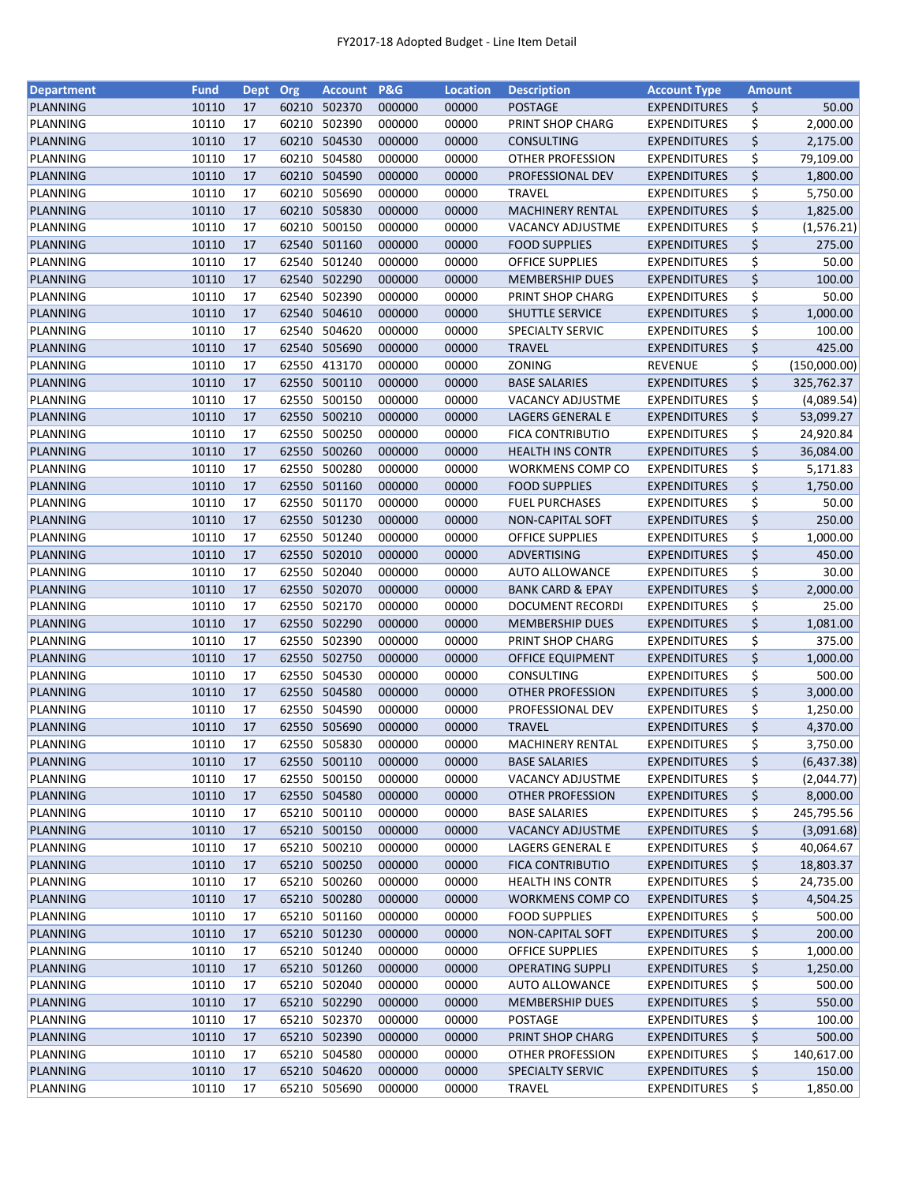FY2017-18 Adopted Budget - Line Item Detail

| Department | Fund | Dept | Org | Account | P&G | Location | Description | Account Type | Amount |
|---|---|---|---|---|---|---|---|---|---|
| PLANNING | 10110 | 17 | 60210 | 502370 | 000000 | 00000 | POSTAGE | EXPENDITURES | $ 50.00 |
| PLANNING | 10110 | 17 | 60210 | 502390 | 000000 | 00000 | PRINT SHOP CHARG | EXPENDITURES | $ 2,000.00 |
| PLANNING | 10110 | 17 | 60210 | 504530 | 000000 | 00000 | CONSULTING | EXPENDITURES | $ 2,175.00 |
| PLANNING | 10110 | 17 | 60210 | 504580 | 000000 | 00000 | OTHER PROFESSION | EXPENDITURES | $ 79,109.00 |
| PLANNING | 10110 | 17 | 60210 | 504590 | 000000 | 00000 | PROFESSIONAL DEV | EXPENDITURES | $ 1,800.00 |
| PLANNING | 10110 | 17 | 60210 | 505690 | 000000 | 00000 | TRAVEL | EXPENDITURES | $ 5,750.00 |
| PLANNING | 10110 | 17 | 60210 | 505830 | 000000 | 00000 | MACHINERY RENTAL | EXPENDITURES | $ 1,825.00 |
| PLANNING | 10110 | 17 | 60210 | 500150 | 000000 | 00000 | VACANCY ADJUSTME | EXPENDITURES | $ (1,576.21) |
| PLANNING | 10110 | 17 | 62540 | 501160 | 000000 | 00000 | FOOD SUPPLIES | EXPENDITURES | $ 275.00 |
| PLANNING | 10110 | 17 | 62540 | 501240 | 000000 | 00000 | OFFICE SUPPLIES | EXPENDITURES | $ 50.00 |
| PLANNING | 10110 | 17 | 62540 | 502290 | 000000 | 00000 | MEMBERSHIP DUES | EXPENDITURES | $ 100.00 |
| PLANNING | 10110 | 17 | 62540 | 502390 | 000000 | 00000 | PRINT SHOP CHARG | EXPENDITURES | $ 50.00 |
| PLANNING | 10110 | 17 | 62540 | 504610 | 000000 | 00000 | SHUTTLE SERVICE | EXPENDITURES | $ 1,000.00 |
| PLANNING | 10110 | 17 | 62540 | 504620 | 000000 | 00000 | SPECIALTY SERVIC | EXPENDITURES | $ 100.00 |
| PLANNING | 10110 | 17 | 62540 | 505690 | 000000 | 00000 | TRAVEL | EXPENDITURES | $ 425.00 |
| PLANNING | 10110 | 17 | 62550 | 413170 | 000000 | 00000 | ZONING | REVENUE | $ (150,000.00) |
| PLANNING | 10110 | 17 | 62550 | 500110 | 000000 | 00000 | BASE SALARIES | EXPENDITURES | $ 325,762.37 |
| PLANNING | 10110 | 17 | 62550 | 500150 | 000000 | 00000 | VACANCY ADJUSTME | EXPENDITURES | $ (4,089.54) |
| PLANNING | 10110 | 17 | 62550 | 500210 | 000000 | 00000 | LAGERS GENERAL E | EXPENDITURES | $ 53,099.27 |
| PLANNING | 10110 | 17 | 62550 | 500250 | 000000 | 00000 | FICA CONTRIBUTIO | EXPENDITURES | $ 24,920.84 |
| PLANNING | 10110 | 17 | 62550 | 500260 | 000000 | 00000 | HEALTH INS CONTR | EXPENDITURES | $ 36,084.00 |
| PLANNING | 10110 | 17 | 62550 | 500280 | 000000 | 00000 | WORKMENS COMP CO | EXPENDITURES | $ 5,171.83 |
| PLANNING | 10110 | 17 | 62550 | 501160 | 000000 | 00000 | FOOD SUPPLIES | EXPENDITURES | $ 1,750.00 |
| PLANNING | 10110 | 17 | 62550 | 501170 | 000000 | 00000 | FUEL PURCHASES | EXPENDITURES | $ 50.00 |
| PLANNING | 10110 | 17 | 62550 | 501230 | 000000 | 00000 | NON-CAPITAL SOFT | EXPENDITURES | $ 250.00 |
| PLANNING | 10110 | 17 | 62550 | 501240 | 000000 | 00000 | OFFICE SUPPLIES | EXPENDITURES | $ 1,000.00 |
| PLANNING | 10110 | 17 | 62550 | 502010 | 000000 | 00000 | ADVERTISING | EXPENDITURES | $ 450.00 |
| PLANNING | 10110 | 17 | 62550 | 502040 | 000000 | 00000 | AUTO ALLOWANCE | EXPENDITURES | $ 30.00 |
| PLANNING | 10110 | 17 | 62550 | 502070 | 000000 | 00000 | BANK CARD & EPAY | EXPENDITURES | $ 2,000.00 |
| PLANNING | 10110 | 17 | 62550 | 502170 | 000000 | 00000 | DOCUMENT RECORDI | EXPENDITURES | $ 25.00 |
| PLANNING | 10110 | 17 | 62550 | 502290 | 000000 | 00000 | MEMBERSHIP DUES | EXPENDITURES | $ 1,081.00 |
| PLANNING | 10110 | 17 | 62550 | 502390 | 000000 | 00000 | PRINT SHOP CHARG | EXPENDITURES | $ 375.00 |
| PLANNING | 10110 | 17 | 62550 | 502750 | 000000 | 00000 | OFFICE EQUIPMENT | EXPENDITURES | $ 1,000.00 |
| PLANNING | 10110 | 17 | 62550 | 504530 | 000000 | 00000 | CONSULTING | EXPENDITURES | $ 500.00 |
| PLANNING | 10110 | 17 | 62550 | 504580 | 000000 | 00000 | OTHER PROFESSION | EXPENDITURES | $ 3,000.00 |
| PLANNING | 10110 | 17 | 62550 | 504590 | 000000 | 00000 | PROFESSIONAL DEV | EXPENDITURES | $ 1,250.00 |
| PLANNING | 10110 | 17 | 62550 | 505690 | 000000 | 00000 | TRAVEL | EXPENDITURES | $ 4,370.00 |
| PLANNING | 10110 | 17 | 62550 | 505830 | 000000 | 00000 | MACHINERY RENTAL | EXPENDITURES | $ 3,750.00 |
| PLANNING | 10110 | 17 | 62550 | 500110 | 000000 | 00000 | BASE SALARIES | EXPENDITURES | $ (6,437.38) |
| PLANNING | 10110 | 17 | 62550 | 500150 | 000000 | 00000 | VACANCY ADJUSTME | EXPENDITURES | $ (2,044.77) |
| PLANNING | 10110 | 17 | 62550 | 504580 | 000000 | 00000 | OTHER PROFESSION | EXPENDITURES | $ 8,000.00 |
| PLANNING | 10110 | 17 | 65210 | 500110 | 000000 | 00000 | BASE SALARIES | EXPENDITURES | $ 245,795.56 |
| PLANNING | 10110 | 17 | 65210 | 500150 | 000000 | 00000 | VACANCY ADJUSTME | EXPENDITURES | $ (3,091.68) |
| PLANNING | 10110 | 17 | 65210 | 500210 | 000000 | 00000 | LAGERS GENERAL E | EXPENDITURES | $ 40,064.67 |
| PLANNING | 10110 | 17 | 65210 | 500250 | 000000 | 00000 | FICA CONTRIBUTIO | EXPENDITURES | $ 18,803.37 |
| PLANNING | 10110 | 17 | 65210 | 500260 | 000000 | 00000 | HEALTH INS CONTR | EXPENDITURES | $ 24,735.00 |
| PLANNING | 10110 | 17 | 65210 | 500280 | 000000 | 00000 | WORKMENS COMP CO | EXPENDITURES | $ 4,504.25 |
| PLANNING | 10110 | 17 | 65210 | 501160 | 000000 | 00000 | FOOD SUPPLIES | EXPENDITURES | $ 500.00 |
| PLANNING | 10110 | 17 | 65210 | 501230 | 000000 | 00000 | NON-CAPITAL SOFT | EXPENDITURES | $ 200.00 |
| PLANNING | 10110 | 17 | 65210 | 501240 | 000000 | 00000 | OFFICE SUPPLIES | EXPENDITURES | $ 1,000.00 |
| PLANNING | 10110 | 17 | 65210 | 501260 | 000000 | 00000 | OPERATING SUPPLI | EXPENDITURES | $ 1,250.00 |
| PLANNING | 10110 | 17 | 65210 | 502040 | 000000 | 00000 | AUTO ALLOWANCE | EXPENDITURES | $ 500.00 |
| PLANNING | 10110 | 17 | 65210 | 502290 | 000000 | 00000 | MEMBERSHIP DUES | EXPENDITURES | $ 550.00 |
| PLANNING | 10110 | 17 | 65210 | 502370 | 000000 | 00000 | POSTAGE | EXPENDITURES | $ 100.00 |
| PLANNING | 10110 | 17 | 65210 | 502390 | 000000 | 00000 | PRINT SHOP CHARG | EXPENDITURES | $ 500.00 |
| PLANNING | 10110 | 17 | 65210 | 504580 | 000000 | 00000 | OTHER PROFESSION | EXPENDITURES | $ 140,617.00 |
| PLANNING | 10110 | 17 | 65210 | 504620 | 000000 | 00000 | SPECIALTY SERVIC | EXPENDITURES | $ 150.00 |
| PLANNING | 10110 | 17 | 65210 | 505690 | 000000 | 00000 | TRAVEL | EXPENDITURES | $ 1,850.00 |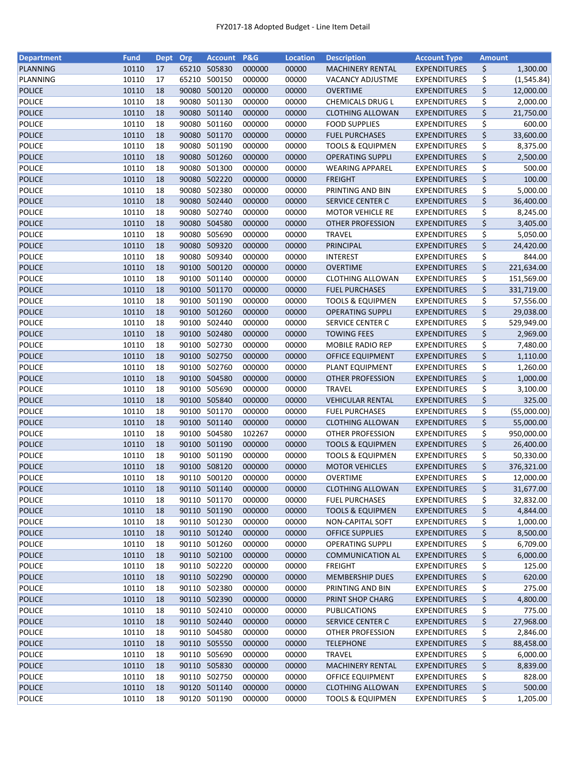FY2017-18 Adopted Budget - Line Item Detail

| Department | Fund | Dept | Org | Account | P&G | Location | Description | Account Type | Amount |
|---|---|---|---|---|---|---|---|---|---|
| PLANNING | 10110 | 17 | 65210 | 505830 | 000000 | 00000 | MACHINERY RENTAL | EXPENDITURES | $ 1,300.00 |
| PLANNING | 10110 | 17 | 65210 | 500150 | 000000 | 00000 | VACANCY ADJUSTME | EXPENDITURES | $ (1,545.84) |
| POLICE | 10110 | 18 | 90080 | 500120 | 000000 | 00000 | OVERTIME | EXPENDITURES | $ 12,000.00 |
| POLICE | 10110 | 18 | 90080 | 501130 | 000000 | 00000 | CHEMICALS DRUG L | EXPENDITURES | $ 2,000.00 |
| POLICE | 10110 | 18 | 90080 | 501140 | 000000 | 00000 | CLOTHING ALLOWAN | EXPENDITURES | $ 21,750.00 |
| POLICE | 10110 | 18 | 90080 | 501160 | 000000 | 00000 | FOOD SUPPLIES | EXPENDITURES | $ 600.00 |
| POLICE | 10110 | 18 | 90080 | 501170 | 000000 | 00000 | FUEL PURCHASES | EXPENDITURES | $ 33,600.00 |
| POLICE | 10110 | 18 | 90080 | 501190 | 000000 | 00000 | TOOLS & EQUIPMEN | EXPENDITURES | $ 8,375.00 |
| POLICE | 10110 | 18 | 90080 | 501260 | 000000 | 00000 | OPERATING SUPPLI | EXPENDITURES | $ 2,500.00 |
| POLICE | 10110 | 18 | 90080 | 501300 | 000000 | 00000 | WEARING APPAREL | EXPENDITURES | $ 500.00 |
| POLICE | 10110 | 18 | 90080 | 502220 | 000000 | 00000 | FREIGHT | EXPENDITURES | $ 100.00 |
| POLICE | 10110 | 18 | 90080 | 502380 | 000000 | 00000 | PRINTING AND BIN | EXPENDITURES | $ 5,000.00 |
| POLICE | 10110 | 18 | 90080 | 502440 | 000000 | 00000 | SERVICE CENTER C | EXPENDITURES | $ 36,400.00 |
| POLICE | 10110 | 18 | 90080 | 502740 | 000000 | 00000 | MOTOR VEHICLE RE | EXPENDITURES | $ 8,245.00 |
| POLICE | 10110 | 18 | 90080 | 504580 | 000000 | 00000 | OTHER PROFESSION | EXPENDITURES | $ 3,405.00 |
| POLICE | 10110 | 18 | 90080 | 505690 | 000000 | 00000 | TRAVEL | EXPENDITURES | $ 5,050.00 |
| POLICE | 10110 | 18 | 90080 | 509320 | 000000 | 00000 | PRINCIPAL | EXPENDITURES | $ 24,420.00 |
| POLICE | 10110 | 18 | 90080 | 509340 | 000000 | 00000 | INTEREST | EXPENDITURES | $ 844.00 |
| POLICE | 10110 | 18 | 90100 | 500120 | 000000 | 00000 | OVERTIME | EXPENDITURES | $ 221,634.00 |
| POLICE | 10110 | 18 | 90100 | 501140 | 000000 | 00000 | CLOTHING ALLOWAN | EXPENDITURES | $ 151,569.00 |
| POLICE | 10110 | 18 | 90100 | 501170 | 000000 | 00000 | FUEL PURCHASES | EXPENDITURES | $ 331,719.00 |
| POLICE | 10110 | 18 | 90100 | 501190 | 000000 | 00000 | TOOLS & EQUIPMEN | EXPENDITURES | $ 57,556.00 |
| POLICE | 10110 | 18 | 90100 | 501260 | 000000 | 00000 | OPERATING SUPPLI | EXPENDITURES | $ 29,038.00 |
| POLICE | 10110 | 18 | 90100 | 502440 | 000000 | 00000 | SERVICE CENTER C | EXPENDITURES | $ 529,949.00 |
| POLICE | 10110 | 18 | 90100 | 502480 | 000000 | 00000 | TOWING FEES | EXPENDITURES | $ 2,969.00 |
| POLICE | 10110 | 18 | 90100 | 502730 | 000000 | 00000 | MOBILE RADIO REP | EXPENDITURES | $ 7,480.00 |
| POLICE | 10110 | 18 | 90100 | 502750 | 000000 | 00000 | OFFICE EQUIPMENT | EXPENDITURES | $ 1,110.00 |
| POLICE | 10110 | 18 | 90100 | 502760 | 000000 | 00000 | PLANT EQUIPMENT | EXPENDITURES | $ 1,260.00 |
| POLICE | 10110 | 18 | 90100 | 504580 | 000000 | 00000 | OTHER PROFESSION | EXPENDITURES | $ 1,000.00 |
| POLICE | 10110 | 18 | 90100 | 505690 | 000000 | 00000 | TRAVEL | EXPENDITURES | $ 3,100.00 |
| POLICE | 10110 | 18 | 90100 | 505840 | 000000 | 00000 | VEHICULAR RENTAL | EXPENDITURES | $ 325.00 |
| POLICE | 10110 | 18 | 90100 | 501170 | 000000 | 00000 | FUEL PURCHASES | EXPENDITURES | $ (55,000.00) |
| POLICE | 10110 | 18 | 90100 | 501140 | 000000 | 00000 | CLOTHING ALLOWAN | EXPENDITURES | $ 55,000.00 |
| POLICE | 10110 | 18 | 90100 | 504580 | 102267 | 00000 | OTHER PROFESSION | EXPENDITURES | $ 950,000.00 |
| POLICE | 10110 | 18 | 90100 | 501190 | 000000 | 00000 | TOOLS & EQUIPMEN | EXPENDITURES | $ 26,400.00 |
| POLICE | 10110 | 18 | 90100 | 501190 | 000000 | 00000 | TOOLS & EQUIPMEN | EXPENDITURES | $ 50,330.00 |
| POLICE | 10110 | 18 | 90100 | 508120 | 000000 | 00000 | MOTOR VEHICLES | EXPENDITURES | $ 376,321.00 |
| POLICE | 10110 | 18 | 90110 | 500120 | 000000 | 00000 | OVERTIME | EXPENDITURES | $ 12,000.00 |
| POLICE | 10110 | 18 | 90110 | 501140 | 000000 | 00000 | CLOTHING ALLOWAN | EXPENDITURES | $ 31,677.00 |
| POLICE | 10110 | 18 | 90110 | 501170 | 000000 | 00000 | FUEL PURCHASES | EXPENDITURES | $ 32,832.00 |
| POLICE | 10110 | 18 | 90110 | 501190 | 000000 | 00000 | TOOLS & EQUIPMEN | EXPENDITURES | $ 4,844.00 |
| POLICE | 10110 | 18 | 90110 | 501230 | 000000 | 00000 | NON-CAPITAL SOFT | EXPENDITURES | $ 1,000.00 |
| POLICE | 10110 | 18 | 90110 | 501240 | 000000 | 00000 | OFFICE SUPPLIES | EXPENDITURES | $ 8,500.00 |
| POLICE | 10110 | 18 | 90110 | 501260 | 000000 | 00000 | OPERATING SUPPLI | EXPENDITURES | $ 6,709.00 |
| POLICE | 10110 | 18 | 90110 | 502100 | 000000 | 00000 | COMMUNICATION AL | EXPENDITURES | $ 6,000.00 |
| POLICE | 10110 | 18 | 90110 | 502220 | 000000 | 00000 | FREIGHT | EXPENDITURES | $ 125.00 |
| POLICE | 10110 | 18 | 90110 | 502290 | 000000 | 00000 | MEMBERSHIP DUES | EXPENDITURES | $ 620.00 |
| POLICE | 10110 | 18 | 90110 | 502380 | 000000 | 00000 | PRINTING AND BIN | EXPENDITURES | $ 275.00 |
| POLICE | 10110 | 18 | 90110 | 502390 | 000000 | 00000 | PRINT SHOP CHARG | EXPENDITURES | $ 4,800.00 |
| POLICE | 10110 | 18 | 90110 | 502410 | 000000 | 00000 | PUBLICATIONS | EXPENDITURES | $ 775.00 |
| POLICE | 10110 | 18 | 90110 | 502440 | 000000 | 00000 | SERVICE CENTER C | EXPENDITURES | $ 27,968.00 |
| POLICE | 10110 | 18 | 90110 | 504580 | 000000 | 00000 | OTHER PROFESSION | EXPENDITURES | $ 2,846.00 |
| POLICE | 10110 | 18 | 90110 | 505550 | 000000 | 00000 | TELEPHONE | EXPENDITURES | $ 88,458.00 |
| POLICE | 10110 | 18 | 90110 | 505690 | 000000 | 00000 | TRAVEL | EXPENDITURES | $ 6,000.00 |
| POLICE | 10110 | 18 | 90110 | 505830 | 000000 | 00000 | MACHINERY RENTAL | EXPENDITURES | $ 8,839.00 |
| POLICE | 10110 | 18 | 90110 | 502750 | 000000 | 00000 | OFFICE EQUIPMENT | EXPENDITURES | $ 828.00 |
| POLICE | 10110 | 18 | 90120 | 501140 | 000000 | 00000 | CLOTHING ALLOWAN | EXPENDITURES | $ 500.00 |
| POLICE | 10110 | 18 | 90120 | 501190 | 000000 | 00000 | TOOLS & EQUIPMEN | EXPENDITURES | $ 1,205.00 |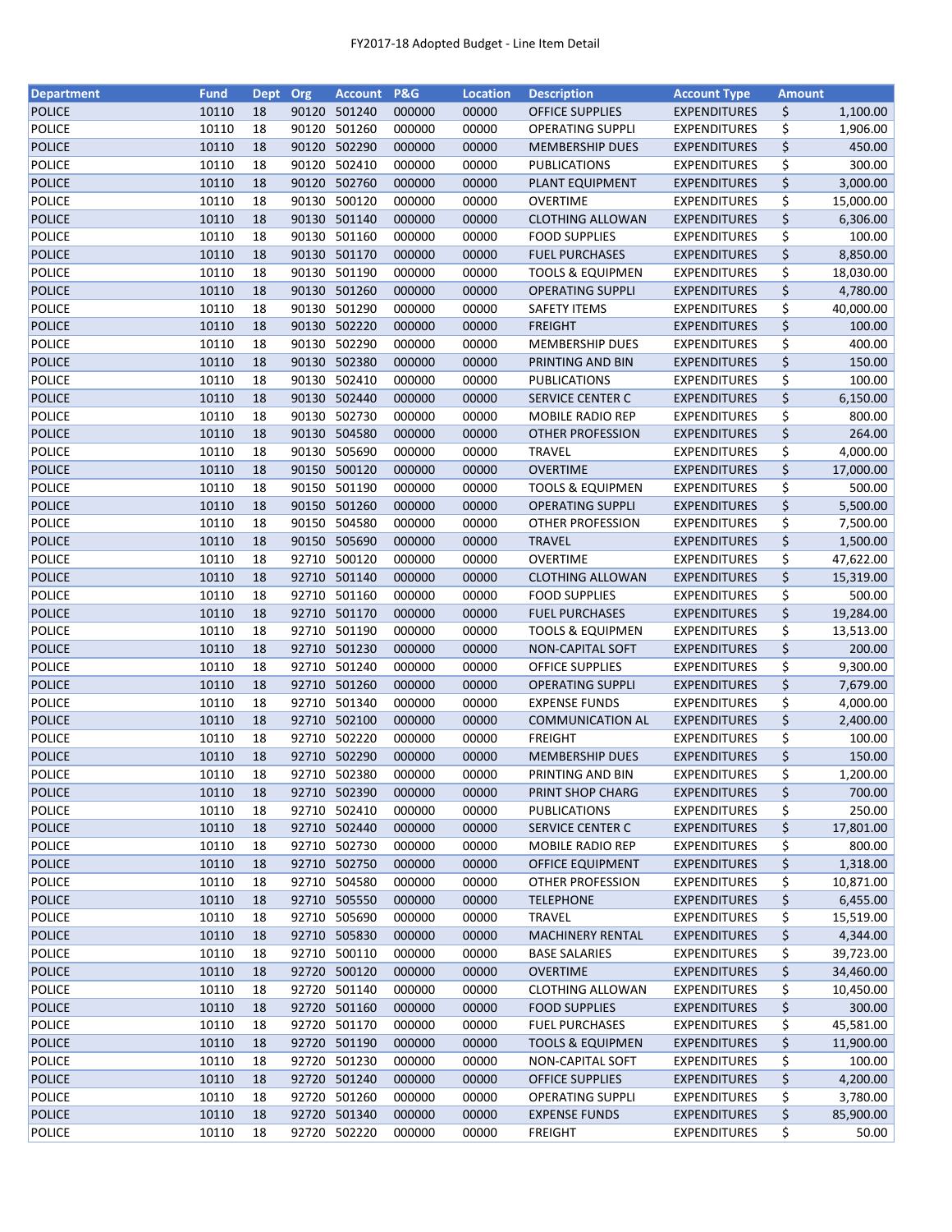FY2017-18 Adopted Budget - Line Item Detail

| Department | Fund | Dept | Org | Account | P&G | Location | Description | Account Type | Amount |
|---|---|---|---|---|---|---|---|---|---|
| POLICE | 10110 | 18 | 90120 | 501240 | 000000 | 00000 | OFFICE SUPPLIES | EXPENDITURES | $ 1,100.00 |
| POLICE | 10110 | 18 | 90120 | 501260 | 000000 | 00000 | OPERATING SUPPLI | EXPENDITURES | $ 1,906.00 |
| POLICE | 10110 | 18 | 90120 | 502290 | 000000 | 00000 | MEMBERSHIP DUES | EXPENDITURES | $ 450.00 |
| POLICE | 10110 | 18 | 90120 | 502410 | 000000 | 00000 | PUBLICATIONS | EXPENDITURES | $ 300.00 |
| POLICE | 10110 | 18 | 90120 | 502760 | 000000 | 00000 | PLANT EQUIPMENT | EXPENDITURES | $ 3,000.00 |
| POLICE | 10110 | 18 | 90130 | 500120 | 000000 | 00000 | OVERTIME | EXPENDITURES | $ 15,000.00 |
| POLICE | 10110 | 18 | 90130 | 501140 | 000000 | 00000 | CLOTHING ALLOWAN | EXPENDITURES | $ 6,306.00 |
| POLICE | 10110 | 18 | 90130 | 501160 | 000000 | 00000 | FOOD SUPPLIES | EXPENDITURES | $ 100.00 |
| POLICE | 10110 | 18 | 90130 | 501170 | 000000 | 00000 | FUEL PURCHASES | EXPENDITURES | $ 8,850.00 |
| POLICE | 10110 | 18 | 90130 | 501190 | 000000 | 00000 | TOOLS & EQUIPMEN | EXPENDITURES | $ 18,030.00 |
| POLICE | 10110 | 18 | 90130 | 501260 | 000000 | 00000 | OPERATING SUPPLI | EXPENDITURES | $ 4,780.00 |
| POLICE | 10110 | 18 | 90130 | 501290 | 000000 | 00000 | SAFETY ITEMS | EXPENDITURES | $ 40,000.00 |
| POLICE | 10110 | 18 | 90130 | 502220 | 000000 | 00000 | FREIGHT | EXPENDITURES | $ 100.00 |
| POLICE | 10110 | 18 | 90130 | 502290 | 000000 | 00000 | MEMBERSHIP DUES | EXPENDITURES | $ 400.00 |
| POLICE | 10110 | 18 | 90130 | 502380 | 000000 | 00000 | PRINTING AND BIN | EXPENDITURES | $ 150.00 |
| POLICE | 10110 | 18 | 90130 | 502410 | 000000 | 00000 | PUBLICATIONS | EXPENDITURES | $ 100.00 |
| POLICE | 10110 | 18 | 90130 | 502440 | 000000 | 00000 | SERVICE CENTER C | EXPENDITURES | $ 6,150.00 |
| POLICE | 10110 | 18 | 90130 | 502730 | 000000 | 00000 | MOBILE RADIO REP | EXPENDITURES | $ 800.00 |
| POLICE | 10110 | 18 | 90130 | 504580 | 000000 | 00000 | OTHER PROFESSION | EXPENDITURES | $ 264.00 |
| POLICE | 10110 | 18 | 90130 | 505690 | 000000 | 00000 | TRAVEL | EXPENDITURES | $ 4,000.00 |
| POLICE | 10110 | 18 | 90150 | 500120 | 000000 | 00000 | OVERTIME | EXPENDITURES | $ 17,000.00 |
| POLICE | 10110 | 18 | 90150 | 501190 | 000000 | 00000 | TOOLS & EQUIPMEN | EXPENDITURES | $ 500.00 |
| POLICE | 10110 | 18 | 90150 | 501260 | 000000 | 00000 | OPERATING SUPPLI | EXPENDITURES | $ 5,500.00 |
| POLICE | 10110 | 18 | 90150 | 504580 | 000000 | 00000 | OTHER PROFESSION | EXPENDITURES | $ 7,500.00 |
| POLICE | 10110 | 18 | 90150 | 505690 | 000000 | 00000 | TRAVEL | EXPENDITURES | $ 1,500.00 |
| POLICE | 10110 | 18 | 92710 | 500120 | 000000 | 00000 | OVERTIME | EXPENDITURES | $ 47,622.00 |
| POLICE | 10110 | 18 | 92710 | 501140 | 000000 | 00000 | CLOTHING ALLOWAN | EXPENDITURES | $ 15,319.00 |
| POLICE | 10110 | 18 | 92710 | 501160 | 000000 | 00000 | FOOD SUPPLIES | EXPENDITURES | $ 500.00 |
| POLICE | 10110 | 18 | 92710 | 501170 | 000000 | 00000 | FUEL PURCHASES | EXPENDITURES | $ 19,284.00 |
| POLICE | 10110 | 18 | 92710 | 501190 | 000000 | 00000 | TOOLS & EQUIPMEN | EXPENDITURES | $ 13,513.00 |
| POLICE | 10110 | 18 | 92710 | 501230 | 000000 | 00000 | NON-CAPITAL SOFT | EXPENDITURES | $ 200.00 |
| POLICE | 10110 | 18 | 92710 | 501240 | 000000 | 00000 | OFFICE SUPPLIES | EXPENDITURES | $ 9,300.00 |
| POLICE | 10110 | 18 | 92710 | 501260 | 000000 | 00000 | OPERATING SUPPLI | EXPENDITURES | $ 7,679.00 |
| POLICE | 10110 | 18 | 92710 | 501340 | 000000 | 00000 | EXPENSE FUNDS | EXPENDITURES | $ 4,000.00 |
| POLICE | 10110 | 18 | 92710 | 502100 | 000000 | 00000 | COMMUNICATION AL | EXPENDITURES | $ 2,400.00 |
| POLICE | 10110 | 18 | 92710 | 502220 | 000000 | 00000 | FREIGHT | EXPENDITURES | $ 100.00 |
| POLICE | 10110 | 18 | 92710 | 502290 | 000000 | 00000 | MEMBERSHIP DUES | EXPENDITURES | $ 150.00 |
| POLICE | 10110 | 18 | 92710 | 502380 | 000000 | 00000 | PRINTING AND BIN | EXPENDITURES | $ 1,200.00 |
| POLICE | 10110 | 18 | 92710 | 502390 | 000000 | 00000 | PRINT SHOP CHARG | EXPENDITURES | $ 700.00 |
| POLICE | 10110 | 18 | 92710 | 502410 | 000000 | 00000 | PUBLICATIONS | EXPENDITURES | $ 250.00 |
| POLICE | 10110 | 18 | 92710 | 502440 | 000000 | 00000 | SERVICE CENTER C | EXPENDITURES | $ 17,801.00 |
| POLICE | 10110 | 18 | 92710 | 502730 | 000000 | 00000 | MOBILE RADIO REP | EXPENDITURES | $ 800.00 |
| POLICE | 10110 | 18 | 92710 | 502750 | 000000 | 00000 | OFFICE EQUIPMENT | EXPENDITURES | $ 1,318.00 |
| POLICE | 10110 | 18 | 92710 | 504580 | 000000 | 00000 | OTHER PROFESSION | EXPENDITURES | $ 10,871.00 |
| POLICE | 10110 | 18 | 92710 | 505550 | 000000 | 00000 | TELEPHONE | EXPENDITURES | $ 6,455.00 |
| POLICE | 10110 | 18 | 92710 | 505690 | 000000 | 00000 | TRAVEL | EXPENDITURES | $ 15,519.00 |
| POLICE | 10110 | 18 | 92710 | 505830 | 000000 | 00000 | MACHINERY RENTAL | EXPENDITURES | $ 4,344.00 |
| POLICE | 10110 | 18 | 92710 | 500110 | 000000 | 00000 | BASE SALARIES | EXPENDITURES | $ 39,723.00 |
| POLICE | 10110 | 18 | 92720 | 500120 | 000000 | 00000 | OVERTIME | EXPENDITURES | $ 34,460.00 |
| POLICE | 10110 | 18 | 92720 | 501140 | 000000 | 00000 | CLOTHING ALLOWAN | EXPENDITURES | $ 10,450.00 |
| POLICE | 10110 | 18 | 92720 | 501160 | 000000 | 00000 | FOOD SUPPLIES | EXPENDITURES | $ 300.00 |
| POLICE | 10110 | 18 | 92720 | 501170 | 000000 | 00000 | FUEL PURCHASES | EXPENDITURES | $ 45,581.00 |
| POLICE | 10110 | 18 | 92720 | 501190 | 000000 | 00000 | TOOLS & EQUIPMEN | EXPENDITURES | $ 11,900.00 |
| POLICE | 10110 | 18 | 92720 | 501230 | 000000 | 00000 | NON-CAPITAL SOFT | EXPENDITURES | $ 100.00 |
| POLICE | 10110 | 18 | 92720 | 501240 | 000000 | 00000 | OFFICE SUPPLIES | EXPENDITURES | $ 4,200.00 |
| POLICE | 10110 | 18 | 92720 | 501260 | 000000 | 00000 | OPERATING SUPPLI | EXPENDITURES | $ 3,780.00 |
| POLICE | 10110 | 18 | 92720 | 501340 | 000000 | 00000 | EXPENSE FUNDS | EXPENDITURES | $ 85,900.00 |
| POLICE | 10110 | 18 | 92720 | 502220 | 000000 | 00000 | FREIGHT | EXPENDITURES | $ 50.00 |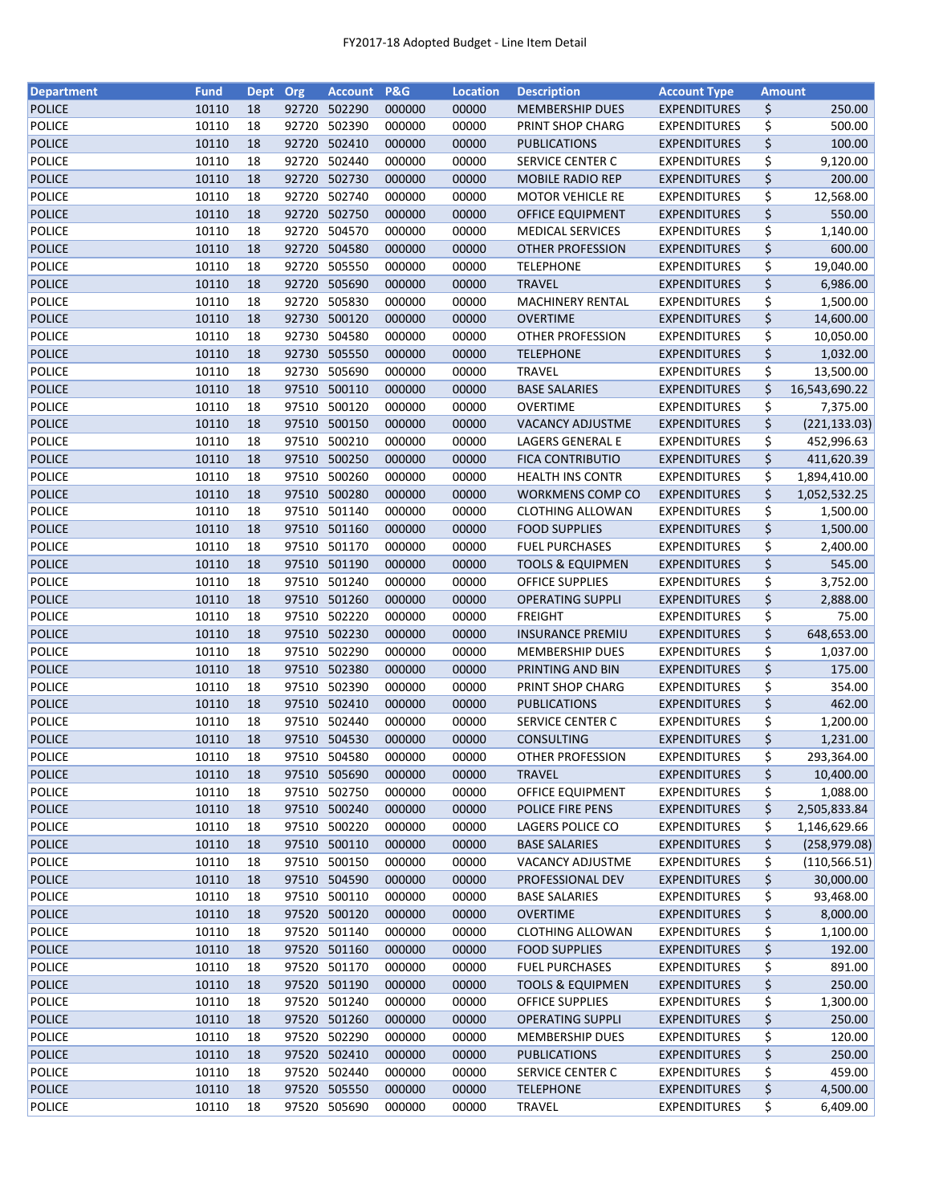FY2017-18 Adopted Budget - Line Item Detail

| Department | Fund | Dept | Org | Account | P&G | Location | Description | Account Type | Amount |
|---|---|---|---|---|---|---|---|---|---|
| POLICE | 10110 | 18 | 92720 | 502290 | 000000 | 00000 | MEMBERSHIP DUES | EXPENDITURES | $ 250.00 |
| POLICE | 10110 | 18 | 92720 | 502390 | 000000 | 00000 | PRINT SHOP CHARG | EXPENDITURES | $ 500.00 |
| POLICE | 10110 | 18 | 92720 | 502410 | 000000 | 00000 | PUBLICATIONS | EXPENDITURES | $ 100.00 |
| POLICE | 10110 | 18 | 92720 | 502440 | 000000 | 00000 | SERVICE CENTER C | EXPENDITURES | $ 9,120.00 |
| POLICE | 10110 | 18 | 92720 | 502730 | 000000 | 00000 | MOBILE RADIO REP | EXPENDITURES | $ 200.00 |
| POLICE | 10110 | 18 | 92720 | 502740 | 000000 | 00000 | MOTOR VEHICLE RE | EXPENDITURES | $ 12,568.00 |
| POLICE | 10110 | 18 | 92720 | 502750 | 000000 | 00000 | OFFICE EQUIPMENT | EXPENDITURES | $ 550.00 |
| POLICE | 10110 | 18 | 92720 | 504570 | 000000 | 00000 | MEDICAL SERVICES | EXPENDITURES | $ 1,140.00 |
| POLICE | 10110 | 18 | 92720 | 504580 | 000000 | 00000 | OTHER PROFESSION | EXPENDITURES | $ 600.00 |
| POLICE | 10110 | 18 | 92720 | 505550 | 000000 | 00000 | TELEPHONE | EXPENDITURES | $ 19,040.00 |
| POLICE | 10110 | 18 | 92720 | 505690 | 000000 | 00000 | TRAVEL | EXPENDITURES | $ 6,986.00 |
| POLICE | 10110 | 18 | 92720 | 505830 | 000000 | 00000 | MACHINERY RENTAL | EXPENDITURES | $ 1,500.00 |
| POLICE | 10110 | 18 | 92730 | 500120 | 000000 | 00000 | OVERTIME | EXPENDITURES | $ 14,600.00 |
| POLICE | 10110 | 18 | 92730 | 504580 | 000000 | 00000 | OTHER PROFESSION | EXPENDITURES | $ 10,050.00 |
| POLICE | 10110 | 18 | 92730 | 505550 | 000000 | 00000 | TELEPHONE | EXPENDITURES | $ 1,032.00 |
| POLICE | 10110 | 18 | 92730 | 505690 | 000000 | 00000 | TRAVEL | EXPENDITURES | $ 13,500.00 |
| POLICE | 10110 | 18 | 97510 | 500110 | 000000 | 00000 | BASE SALARIES | EXPENDITURES | $ 16,543,690.22 |
| POLICE | 10110 | 18 | 97510 | 500120 | 000000 | 00000 | OVERTIME | EXPENDITURES | $ 7,375.00 |
| POLICE | 10110 | 18 | 97510 | 500150 | 000000 | 00000 | VACANCY ADJUSTME | EXPENDITURES | $ (221,133.03) |
| POLICE | 10110 | 18 | 97510 | 500210 | 000000 | 00000 | LAGERS GENERAL E | EXPENDITURES | $ 452,996.63 |
| POLICE | 10110 | 18 | 97510 | 500250 | 000000 | 00000 | FICA CONTRIBUTIO | EXPENDITURES | $ 411,620.39 |
| POLICE | 10110 | 18 | 97510 | 500260 | 000000 | 00000 | HEALTH INS CONTR | EXPENDITURES | $ 1,894,410.00 |
| POLICE | 10110 | 18 | 97510 | 500280 | 000000 | 00000 | WORKMENS COMP CO | EXPENDITURES | $ 1,052,532.25 |
| POLICE | 10110 | 18 | 97510 | 501140 | 000000 | 00000 | CLOTHING ALLOWAN | EXPENDITURES | $ 1,500.00 |
| POLICE | 10110 | 18 | 97510 | 501160 | 000000 | 00000 | FOOD SUPPLIES | EXPENDITURES | $ 1,500.00 |
| POLICE | 10110 | 18 | 97510 | 501170 | 000000 | 00000 | FUEL PURCHASES | EXPENDITURES | $ 2,400.00 |
| POLICE | 10110 | 18 | 97510 | 501190 | 000000 | 00000 | TOOLS & EQUIPMEN | EXPENDITURES | $ 545.00 |
| POLICE | 10110 | 18 | 97510 | 501240 | 000000 | 00000 | OFFICE SUPPLIES | EXPENDITURES | $ 3,752.00 |
| POLICE | 10110 | 18 | 97510 | 501260 | 000000 | 00000 | OPERATING SUPPLI | EXPENDITURES | $ 2,888.00 |
| POLICE | 10110 | 18 | 97510 | 502220 | 000000 | 00000 | FREIGHT | EXPENDITURES | $ 75.00 |
| POLICE | 10110 | 18 | 97510 | 502230 | 000000 | 00000 | INSURANCE PREMIU | EXPENDITURES | $ 648,653.00 |
| POLICE | 10110 | 18 | 97510 | 502290 | 000000 | 00000 | MEMBERSHIP DUES | EXPENDITURES | $ 1,037.00 |
| POLICE | 10110 | 18 | 97510 | 502380 | 000000 | 00000 | PRINTING AND BIN | EXPENDITURES | $ 175.00 |
| POLICE | 10110 | 18 | 97510 | 502390 | 000000 | 00000 | PRINT SHOP CHARG | EXPENDITURES | $ 354.00 |
| POLICE | 10110 | 18 | 97510 | 502410 | 000000 | 00000 | PUBLICATIONS | EXPENDITURES | $ 462.00 |
| POLICE | 10110 | 18 | 97510 | 502440 | 000000 | 00000 | SERVICE CENTER C | EXPENDITURES | $ 1,200.00 |
| POLICE | 10110 | 18 | 97510 | 504530 | 000000 | 00000 | CONSULTING | EXPENDITURES | $ 1,231.00 |
| POLICE | 10110 | 18 | 97510 | 504580 | 000000 | 00000 | OTHER PROFESSION | EXPENDITURES | $ 293,364.00 |
| POLICE | 10110 | 18 | 97510 | 505690 | 000000 | 00000 | TRAVEL | EXPENDITURES | $ 10,400.00 |
| POLICE | 10110 | 18 | 97510 | 502750 | 000000 | 00000 | OFFICE EQUIPMENT | EXPENDITURES | $ 1,088.00 |
| POLICE | 10110 | 18 | 97510 | 500240 | 000000 | 00000 | POLICE FIRE PENS | EXPENDITURES | $ 2,505,833.84 |
| POLICE | 10110 | 18 | 97510 | 500220 | 000000 | 00000 | LAGERS POLICE CO | EXPENDITURES | $ 1,146,629.66 |
| POLICE | 10110 | 18 | 97510 | 500110 | 000000 | 00000 | BASE SALARIES | EXPENDITURES | $ (258,979.08) |
| POLICE | 10110 | 18 | 97510 | 500150 | 000000 | 00000 | VACANCY ADJUSTME | EXPENDITURES | $ (110,566.51) |
| POLICE | 10110 | 18 | 97510 | 504590 | 000000 | 00000 | PROFESSIONAL DEV | EXPENDITURES | $ 30,000.00 |
| POLICE | 10110 | 18 | 97510 | 500110 | 000000 | 00000 | BASE SALARIES | EXPENDITURES | $ 93,468.00 |
| POLICE | 10110 | 18 | 97520 | 500120 | 000000 | 00000 | OVERTIME | EXPENDITURES | $ 8,000.00 |
| POLICE | 10110 | 18 | 97520 | 501140 | 000000 | 00000 | CLOTHING ALLOWAN | EXPENDITURES | $ 1,100.00 |
| POLICE | 10110 | 18 | 97520 | 501160 | 000000 | 00000 | FOOD SUPPLIES | EXPENDITURES | $ 192.00 |
| POLICE | 10110 | 18 | 97520 | 501170 | 000000 | 00000 | FUEL PURCHASES | EXPENDITURES | $ 891.00 |
| POLICE | 10110 | 18 | 97520 | 501190 | 000000 | 00000 | TOOLS & EQUIPMEN | EXPENDITURES | $ 250.00 |
| POLICE | 10110 | 18 | 97520 | 501240 | 000000 | 00000 | OFFICE SUPPLIES | EXPENDITURES | $ 1,300.00 |
| POLICE | 10110 | 18 | 97520 | 501260 | 000000 | 00000 | OPERATING SUPPLI | EXPENDITURES | $ 250.00 |
| POLICE | 10110 | 18 | 97520 | 502290 | 000000 | 00000 | MEMBERSHIP DUES | EXPENDITURES | $ 120.00 |
| POLICE | 10110 | 18 | 97520 | 502410 | 000000 | 00000 | PUBLICATIONS | EXPENDITURES | $ 250.00 |
| POLICE | 10110 | 18 | 97520 | 502440 | 000000 | 00000 | SERVICE CENTER C | EXPENDITURES | $ 459.00 |
| POLICE | 10110 | 18 | 97520 | 505550 | 000000 | 00000 | TELEPHONE | EXPENDITURES | $ 4,500.00 |
| POLICE | 10110 | 18 | 97520 | 505690 | 000000 | 00000 | TRAVEL | EXPENDITURES | $ 6,409.00 |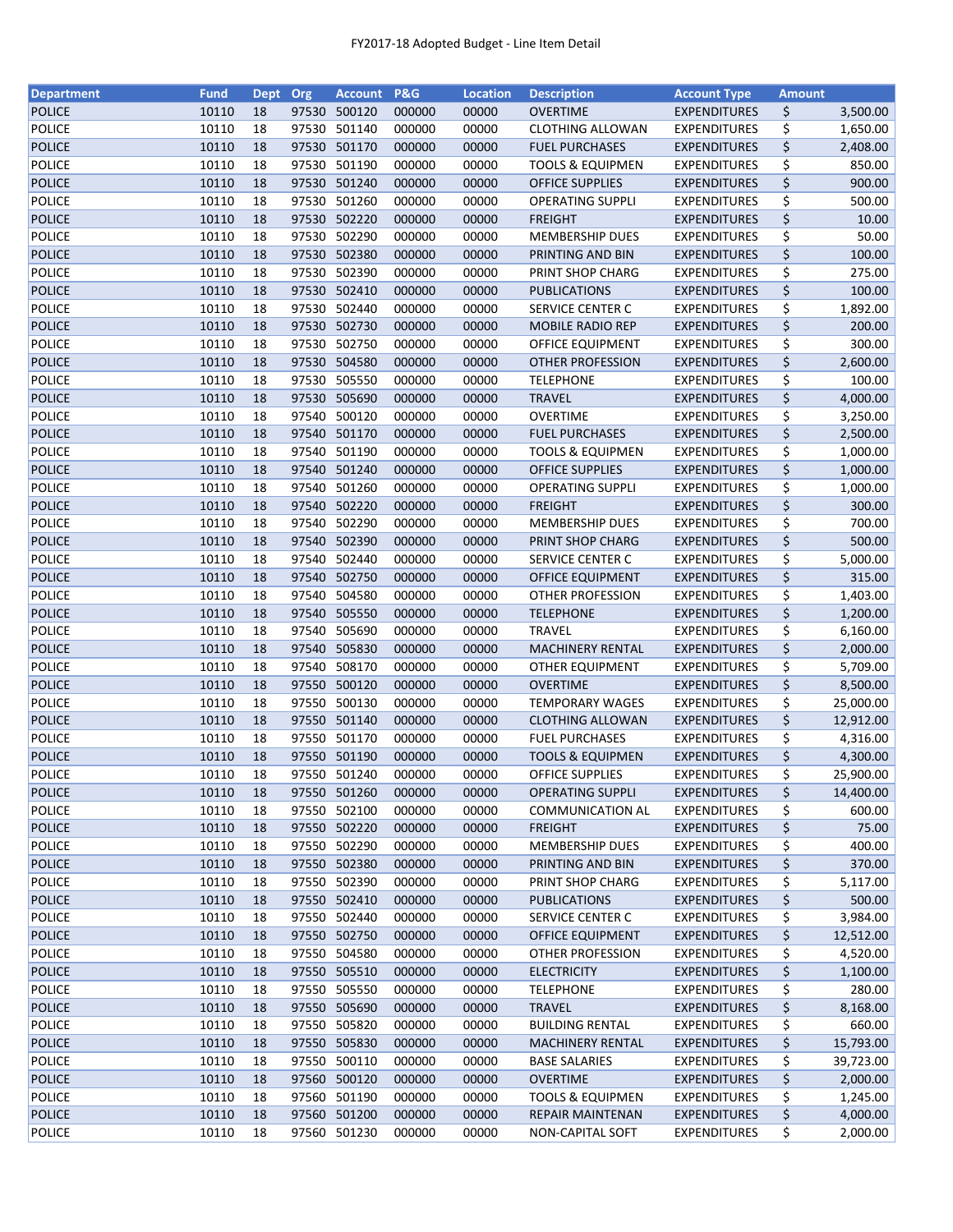FY2017-18 Adopted Budget - Line Item Detail

| Department | Fund | Dept | Org | Account | P&G | Location | Description | Account Type | Amount |
|---|---|---|---|---|---|---|---|---|---|
| POLICE | 10110 | 18 | 97530 | 500120 | 000000 | 00000 | OVERTIME | EXPENDITURES | $ 3,500.00 |
| POLICE | 10110 | 18 | 97530 | 501140 | 000000 | 00000 | CLOTHING ALLOWAN | EXPENDITURES | $ 1,650.00 |
| POLICE | 10110 | 18 | 97530 | 501170 | 000000 | 00000 | FUEL PURCHASES | EXPENDITURES | $ 2,408.00 |
| POLICE | 10110 | 18 | 97530 | 501190 | 000000 | 00000 | TOOLS & EQUIPMEN | EXPENDITURES | $ 850.00 |
| POLICE | 10110 | 18 | 97530 | 501240 | 000000 | 00000 | OFFICE SUPPLIES | EXPENDITURES | $ 900.00 |
| POLICE | 10110 | 18 | 97530 | 501260 | 000000 | 00000 | OPERATING SUPPLI | EXPENDITURES | $ 500.00 |
| POLICE | 10110 | 18 | 97530 | 502220 | 000000 | 00000 | FREIGHT | EXPENDITURES | $ 10.00 |
| POLICE | 10110 | 18 | 97530 | 502290 | 000000 | 00000 | MEMBERSHIP DUES | EXPENDITURES | $ 50.00 |
| POLICE | 10110 | 18 | 97530 | 502380 | 000000 | 00000 | PRINTING AND BIN | EXPENDITURES | $ 100.00 |
| POLICE | 10110 | 18 | 97530 | 502390 | 000000 | 00000 | PRINT SHOP CHARG | EXPENDITURES | $ 275.00 |
| POLICE | 10110 | 18 | 97530 | 502410 | 000000 | 00000 | PUBLICATIONS | EXPENDITURES | $ 100.00 |
| POLICE | 10110 | 18 | 97530 | 502440 | 000000 | 00000 | SERVICE CENTER C | EXPENDITURES | $ 1,892.00 |
| POLICE | 10110 | 18 | 97530 | 502730 | 000000 | 00000 | MOBILE RADIO REP | EXPENDITURES | $ 200.00 |
| POLICE | 10110 | 18 | 97530 | 502750 | 000000 | 00000 | OFFICE EQUIPMENT | EXPENDITURES | $ 300.00 |
| POLICE | 10110 | 18 | 97530 | 504580 | 000000 | 00000 | OTHER PROFESSION | EXPENDITURES | $ 2,600.00 |
| POLICE | 10110 | 18 | 97530 | 505550 | 000000 | 00000 | TELEPHONE | EXPENDITURES | $ 100.00 |
| POLICE | 10110 | 18 | 97530 | 505690 | 000000 | 00000 | TRAVEL | EXPENDITURES | $ 4,000.00 |
| POLICE | 10110 | 18 | 97540 | 500120 | 000000 | 00000 | OVERTIME | EXPENDITURES | $ 3,250.00 |
| POLICE | 10110 | 18 | 97540 | 501170 | 000000 | 00000 | FUEL PURCHASES | EXPENDITURES | $ 2,500.00 |
| POLICE | 10110 | 18 | 97540 | 501190 | 000000 | 00000 | TOOLS & EQUIPMEN | EXPENDITURES | $ 1,000.00 |
| POLICE | 10110 | 18 | 97540 | 501240 | 000000 | 00000 | OFFICE SUPPLIES | EXPENDITURES | $ 1,000.00 |
| POLICE | 10110 | 18 | 97540 | 501260 | 000000 | 00000 | OPERATING SUPPLI | EXPENDITURES | $ 1,000.00 |
| POLICE | 10110 | 18 | 97540 | 502220 | 000000 | 00000 | FREIGHT | EXPENDITURES | $ 300.00 |
| POLICE | 10110 | 18 | 97540 | 502290 | 000000 | 00000 | MEMBERSHIP DUES | EXPENDITURES | $ 700.00 |
| POLICE | 10110 | 18 | 97540 | 502390 | 000000 | 00000 | PRINT SHOP CHARG | EXPENDITURES | $ 500.00 |
| POLICE | 10110 | 18 | 97540 | 502440 | 000000 | 00000 | SERVICE CENTER C | EXPENDITURES | $ 5,000.00 |
| POLICE | 10110 | 18 | 97540 | 502750 | 000000 | 00000 | OFFICE EQUIPMENT | EXPENDITURES | $ 315.00 |
| POLICE | 10110 | 18 | 97540 | 504580 | 000000 | 00000 | OTHER PROFESSION | EXPENDITURES | $ 1,403.00 |
| POLICE | 10110 | 18 | 97540 | 505550 | 000000 | 00000 | TELEPHONE | EXPENDITURES | $ 1,200.00 |
| POLICE | 10110 | 18 | 97540 | 505690 | 000000 | 00000 | TRAVEL | EXPENDITURES | $ 6,160.00 |
| POLICE | 10110 | 18 | 97540 | 505830 | 000000 | 00000 | MACHINERY RENTAL | EXPENDITURES | $ 2,000.00 |
| POLICE | 10110 | 18 | 97540 | 508170 | 000000 | 00000 | OTHER EQUIPMENT | EXPENDITURES | $ 5,709.00 |
| POLICE | 10110 | 18 | 97550 | 500120 | 000000 | 00000 | OVERTIME | EXPENDITURES | $ 8,500.00 |
| POLICE | 10110 | 18 | 97550 | 500130 | 000000 | 00000 | TEMPORARY WAGES | EXPENDITURES | $ 25,000.00 |
| POLICE | 10110 | 18 | 97550 | 501140 | 000000 | 00000 | CLOTHING ALLOWAN | EXPENDITURES | $ 12,912.00 |
| POLICE | 10110 | 18 | 97550 | 501170 | 000000 | 00000 | FUEL PURCHASES | EXPENDITURES | $ 4,316.00 |
| POLICE | 10110 | 18 | 97550 | 501190 | 000000 | 00000 | TOOLS & EQUIPMEN | EXPENDITURES | $ 4,300.00 |
| POLICE | 10110 | 18 | 97550 | 501240 | 000000 | 00000 | OFFICE SUPPLIES | EXPENDITURES | $ 25,900.00 |
| POLICE | 10110 | 18 | 97550 | 501260 | 000000 | 00000 | OPERATING SUPPLI | EXPENDITURES | $ 14,400.00 |
| POLICE | 10110 | 18 | 97550 | 502100 | 000000 | 00000 | COMMUNICATION AL | EXPENDITURES | $ 600.00 |
| POLICE | 10110 | 18 | 97550 | 502220 | 000000 | 00000 | FREIGHT | EXPENDITURES | $ 75.00 |
| POLICE | 10110 | 18 | 97550 | 502290 | 000000 | 00000 | MEMBERSHIP DUES | EXPENDITURES | $ 400.00 |
| POLICE | 10110 | 18 | 97550 | 502380 | 000000 | 00000 | PRINTING AND BIN | EXPENDITURES | $ 370.00 |
| POLICE | 10110 | 18 | 97550 | 502390 | 000000 | 00000 | PRINT SHOP CHARG | EXPENDITURES | $ 5,117.00 |
| POLICE | 10110 | 18 | 97550 | 502410 | 000000 | 00000 | PUBLICATIONS | EXPENDITURES | $ 500.00 |
| POLICE | 10110 | 18 | 97550 | 502440 | 000000 | 00000 | SERVICE CENTER C | EXPENDITURES | $ 3,984.00 |
| POLICE | 10110 | 18 | 97550 | 502750 | 000000 | 00000 | OFFICE EQUIPMENT | EXPENDITURES | $ 12,512.00 |
| POLICE | 10110 | 18 | 97550 | 504580 | 000000 | 00000 | OTHER PROFESSION | EXPENDITURES | $ 4,520.00 |
| POLICE | 10110 | 18 | 97550 | 505510 | 000000 | 00000 | ELECTRICITY | EXPENDITURES | $ 1,100.00 |
| POLICE | 10110 | 18 | 97550 | 505550 | 000000 | 00000 | TELEPHONE | EXPENDITURES | $ 280.00 |
| POLICE | 10110 | 18 | 97550 | 505690 | 000000 | 00000 | TRAVEL | EXPENDITURES | $ 8,168.00 |
| POLICE | 10110 | 18 | 97550 | 505820 | 000000 | 00000 | BUILDING RENTAL | EXPENDITURES | $ 660.00 |
| POLICE | 10110 | 18 | 97550 | 505830 | 000000 | 00000 | MACHINERY RENTAL | EXPENDITURES | $ 15,793.00 |
| POLICE | 10110 | 18 | 97550 | 500110 | 000000 | 00000 | BASE SALARIES | EXPENDITURES | $ 39,723.00 |
| POLICE | 10110 | 18 | 97560 | 500120 | 000000 | 00000 | OVERTIME | EXPENDITURES | $ 2,000.00 |
| POLICE | 10110 | 18 | 97560 | 501190 | 000000 | 00000 | TOOLS & EQUIPMEN | EXPENDITURES | $ 1,245.00 |
| POLICE | 10110 | 18 | 97560 | 501200 | 000000 | 00000 | REPAIR MAINTENAN | EXPENDITURES | $ 4,000.00 |
| POLICE | 10110 | 18 | 97560 | 501230 | 000000 | 00000 | NON-CAPITAL SOFT | EXPENDITURES | $ 2,000.00 |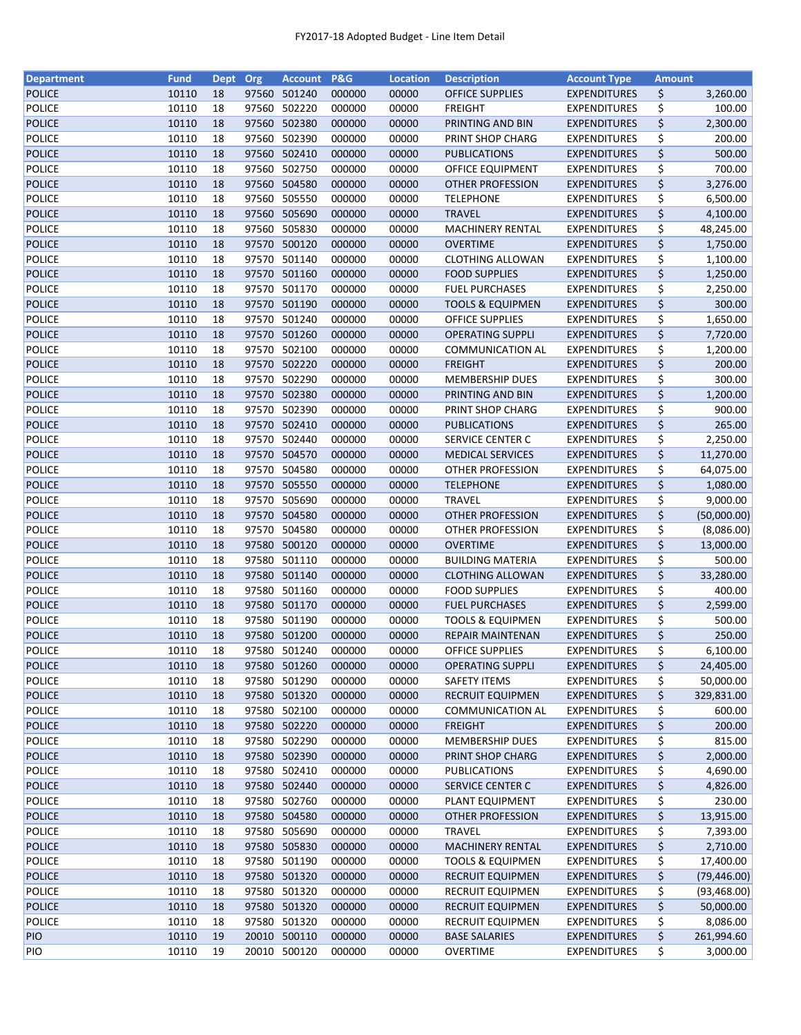FY2017-18 Adopted Budget - Line Item Detail

| Department | Fund | Dept | Org | Account | P&G | Location | Description | Account Type | Amount |
|---|---|---|---|---|---|---|---|---|---|
| POLICE | 10110 | 18 | 97560 | 501240 | 000000 | 00000 | OFFICE SUPPLIES | EXPENDITURES | $ 3,260.00 |
| POLICE | 10110 | 18 | 97560 | 502220 | 000000 | 00000 | FREIGHT | EXPENDITURES | $ 100.00 |
| POLICE | 10110 | 18 | 97560 | 502380 | 000000 | 00000 | PRINTING AND BIN | EXPENDITURES | $ 2,300.00 |
| POLICE | 10110 | 18 | 97560 | 502390 | 000000 | 00000 | PRINT SHOP CHARG | EXPENDITURES | $ 200.00 |
| POLICE | 10110 | 18 | 97560 | 502410 | 000000 | 00000 | PUBLICATIONS | EXPENDITURES | $ 500.00 |
| POLICE | 10110 | 18 | 97560 | 502750 | 000000 | 00000 | OFFICE EQUIPMENT | EXPENDITURES | $ 700.00 |
| POLICE | 10110 | 18 | 97560 | 504580 | 000000 | 00000 | OTHER PROFESSION | EXPENDITURES | $ 3,276.00 |
| POLICE | 10110 | 18 | 97560 | 505550 | 000000 | 00000 | TELEPHONE | EXPENDITURES | $ 6,500.00 |
| POLICE | 10110 | 18 | 97560 | 505690 | 000000 | 00000 | TRAVEL | EXPENDITURES | $ 4,100.00 |
| POLICE | 10110 | 18 | 97560 | 505830 | 000000 | 00000 | MACHINERY RENTAL | EXPENDITURES | $ 48,245.00 |
| POLICE | 10110 | 18 | 97570 | 500120 | 000000 | 00000 | OVERTIME | EXPENDITURES | $ 1,750.00 |
| POLICE | 10110 | 18 | 97570 | 501140 | 000000 | 00000 | CLOTHING ALLOWAN | EXPENDITURES | $ 1,100.00 |
| POLICE | 10110 | 18 | 97570 | 501160 | 000000 | 00000 | FOOD SUPPLIES | EXPENDITURES | $ 1,250.00 |
| POLICE | 10110 | 18 | 97570 | 501170 | 000000 | 00000 | FUEL PURCHASES | EXPENDITURES | $ 2,250.00 |
| POLICE | 10110 | 18 | 97570 | 501190 | 000000 | 00000 | TOOLS & EQUIPMEN | EXPENDITURES | $ 300.00 |
| POLICE | 10110 | 18 | 97570 | 501240 | 000000 | 00000 | OFFICE SUPPLIES | EXPENDITURES | $ 1,650.00 |
| POLICE | 10110 | 18 | 97570 | 501260 | 000000 | 00000 | OPERATING SUPPLI | EXPENDITURES | $ 7,720.00 |
| POLICE | 10110 | 18 | 97570 | 502100 | 000000 | 00000 | COMMUNICATION AL | EXPENDITURES | $ 1,200.00 |
| POLICE | 10110 | 18 | 97570 | 502220 | 000000 | 00000 | FREIGHT | EXPENDITURES | $ 200.00 |
| POLICE | 10110 | 18 | 97570 | 502290 | 000000 | 00000 | MEMBERSHIP DUES | EXPENDITURES | $ 300.00 |
| POLICE | 10110 | 18 | 97570 | 502380 | 000000 | 00000 | PRINTING AND BIN | EXPENDITURES | $ 1,200.00 |
| POLICE | 10110 | 18 | 97570 | 502390 | 000000 | 00000 | PRINT SHOP CHARG | EXPENDITURES | $ 900.00 |
| POLICE | 10110 | 18 | 97570 | 502410 | 000000 | 00000 | PUBLICATIONS | EXPENDITURES | $ 265.00 |
| POLICE | 10110 | 18 | 97570 | 502440 | 000000 | 00000 | SERVICE CENTER C | EXPENDITURES | $ 2,250.00 |
| POLICE | 10110 | 18 | 97570 | 504570 | 000000 | 00000 | MEDICAL SERVICES | EXPENDITURES | $ 11,270.00 |
| POLICE | 10110 | 18 | 97570 | 504580 | 000000 | 00000 | OTHER PROFESSION | EXPENDITURES | $ 64,075.00 |
| POLICE | 10110 | 18 | 97570 | 505550 | 000000 | 00000 | TELEPHONE | EXPENDITURES | $ 1,080.00 |
| POLICE | 10110 | 18 | 97570 | 505690 | 000000 | 00000 | TRAVEL | EXPENDITURES | $ 9,000.00 |
| POLICE | 10110 | 18 | 97570 | 504580 | 000000 | 00000 | OTHER PROFESSION | EXPENDITURES | $ (50,000.00) |
| POLICE | 10110 | 18 | 97570 | 504580 | 000000 | 00000 | OTHER PROFESSION | EXPENDITURES | $ (8,086.00) |
| POLICE | 10110 | 18 | 97580 | 500120 | 000000 | 00000 | OVERTIME | EXPENDITURES | $ 13,000.00 |
| POLICE | 10110 | 18 | 97580 | 501110 | 000000 | 00000 | BUILDING MATERIA | EXPENDITURES | $ 500.00 |
| POLICE | 10110 | 18 | 97580 | 501140 | 000000 | 00000 | CLOTHING ALLOWAN | EXPENDITURES | $ 33,280.00 |
| POLICE | 10110 | 18 | 97580 | 501160 | 000000 | 00000 | FOOD SUPPLIES | EXPENDITURES | $ 400.00 |
| POLICE | 10110 | 18 | 97580 | 501170 | 000000 | 00000 | FUEL PURCHASES | EXPENDITURES | $ 2,599.00 |
| POLICE | 10110 | 18 | 97580 | 501190 | 000000 | 00000 | TOOLS & EQUIPMEN | EXPENDITURES | $ 500.00 |
| POLICE | 10110 | 18 | 97580 | 501200 | 000000 | 00000 | REPAIR MAINTENAN | EXPENDITURES | $ 250.00 |
| POLICE | 10110 | 18 | 97580 | 501240 | 000000 | 00000 | OFFICE SUPPLIES | EXPENDITURES | $ 6,100.00 |
| POLICE | 10110 | 18 | 97580 | 501260 | 000000 | 00000 | OPERATING SUPPLI | EXPENDITURES | $ 24,405.00 |
| POLICE | 10110 | 18 | 97580 | 501290 | 000000 | 00000 | SAFETY ITEMS | EXPENDITURES | $ 50,000.00 |
| POLICE | 10110 | 18 | 97580 | 501320 | 000000 | 00000 | RECRUIT EQUIPMEN | EXPENDITURES | $ 329,831.00 |
| POLICE | 10110 | 18 | 97580 | 502100 | 000000 | 00000 | COMMUNICATION AL | EXPENDITURES | $ 600.00 |
| POLICE | 10110 | 18 | 97580 | 502220 | 000000 | 00000 | FREIGHT | EXPENDITURES | $ 200.00 |
| POLICE | 10110 | 18 | 97580 | 502290 | 000000 | 00000 | MEMBERSHIP DUES | EXPENDITURES | $ 815.00 |
| POLICE | 10110 | 18 | 97580 | 502390 | 000000 | 00000 | PRINT SHOP CHARG | EXPENDITURES | $ 2,000.00 |
| POLICE | 10110 | 18 | 97580 | 502410 | 000000 | 00000 | PUBLICATIONS | EXPENDITURES | $ 4,690.00 |
| POLICE | 10110 | 18 | 97580 | 502440 | 000000 | 00000 | SERVICE CENTER C | EXPENDITURES | $ 4,826.00 |
| POLICE | 10110 | 18 | 97580 | 502760 | 000000 | 00000 | PLANT EQUIPMENT | EXPENDITURES | $ 230.00 |
| POLICE | 10110 | 18 | 97580 | 504580 | 000000 | 00000 | OTHER PROFESSION | EXPENDITURES | $ 13,915.00 |
| POLICE | 10110 | 18 | 97580 | 505690 | 000000 | 00000 | TRAVEL | EXPENDITURES | $ 7,393.00 |
| POLICE | 10110 | 18 | 97580 | 505830 | 000000 | 00000 | MACHINERY RENTAL | EXPENDITURES | $ 2,710.00 |
| POLICE | 10110 | 18 | 97580 | 501190 | 000000 | 00000 | TOOLS & EQUIPMEN | EXPENDITURES | $ 17,400.00 |
| POLICE | 10110 | 18 | 97580 | 501320 | 000000 | 00000 | RECRUIT EQUIPMEN | EXPENDITURES | $ (79,446.00) |
| POLICE | 10110 | 18 | 97580 | 501320 | 000000 | 00000 | RECRUIT EQUIPMEN | EXPENDITURES | $ (93,468.00) |
| POLICE | 10110 | 18 | 97580 | 501320 | 000000 | 00000 | RECRUIT EQUIPMEN | EXPENDITURES | $ 50,000.00 |
| POLICE | 10110 | 18 | 97580 | 501320 | 000000 | 00000 | RECRUIT EQUIPMEN | EXPENDITURES | $ 8,086.00 |
| PIO | 10110 | 19 | 20010 | 500110 | 000000 | 00000 | BASE SALARIES | EXPENDITURES | $ 261,994.60 |
| PIO | 10110 | 19 | 20010 | 500120 | 000000 | 00000 | OVERTIME | EXPENDITURES | $ 3,000.00 |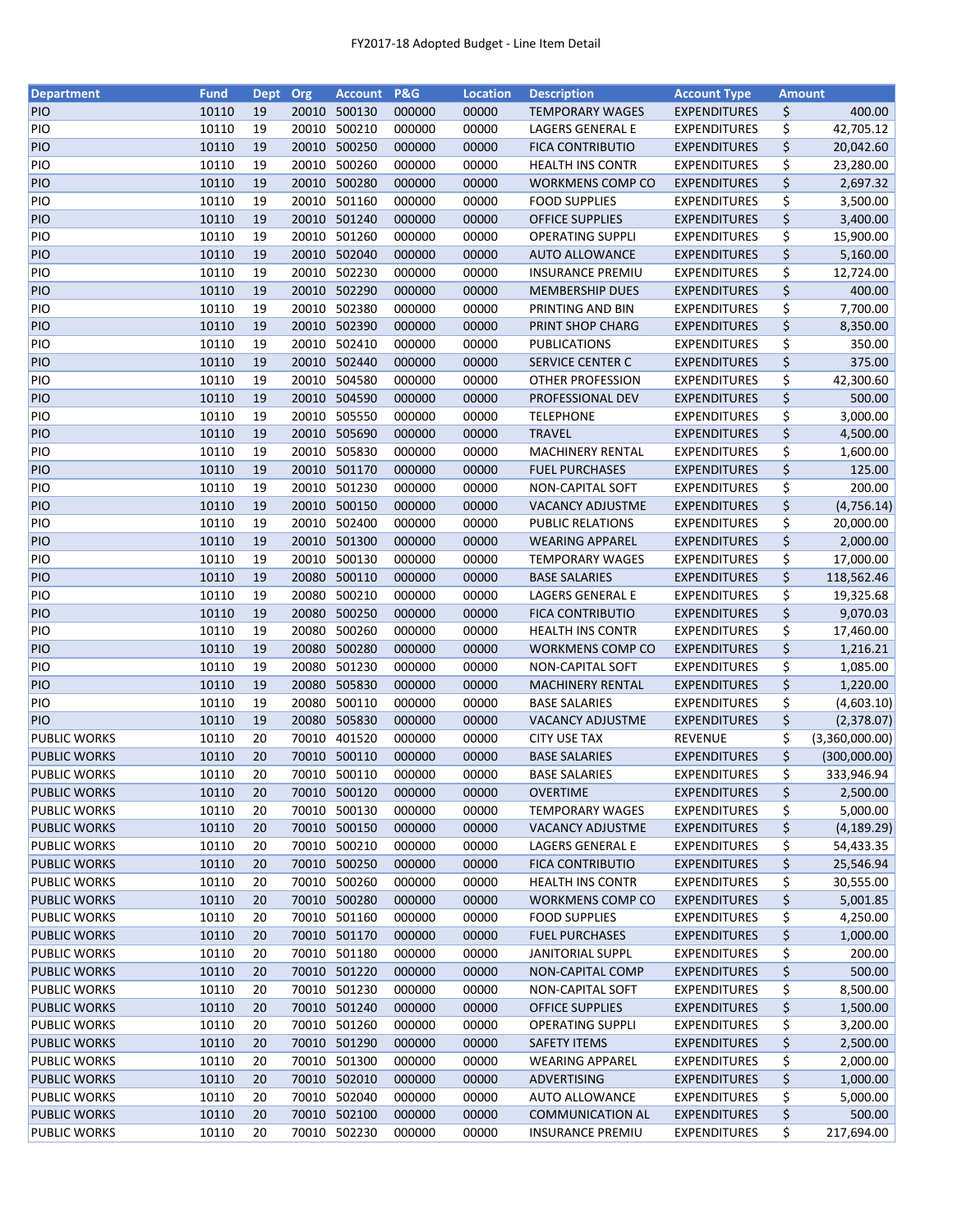FY2017-18 Adopted Budget - Line Item Detail

| Department | Fund | Dept | Org | Account | P&G | Location | Description | Account Type | Amount |
|---|---|---|---|---|---|---|---|---|---|
| PIO | 10110 | 19 | 20010 | 500130 | 000000 | 00000 | TEMPORARY WAGES | EXPENDITURES | $ 400.00 |
| PIO | 10110 | 19 | 20010 | 500210 | 000000 | 00000 | LAGERS GENERAL E | EXPENDITURES | $ 42,705.12 |
| PIO | 10110 | 19 | 20010 | 500250 | 000000 | 00000 | FICA CONTRIBUTIO | EXPENDITURES | $ 20,042.60 |
| PIO | 10110 | 19 | 20010 | 500260 | 000000 | 00000 | HEALTH INS CONTR | EXPENDITURES | $ 23,280.00 |
| PIO | 10110 | 19 | 20010 | 500280 | 000000 | 00000 | WORKMENS COMP CO | EXPENDITURES | $ 2,697.32 |
| PIO | 10110 | 19 | 20010 | 501160 | 000000 | 00000 | FOOD SUPPLIES | EXPENDITURES | $ 3,500.00 |
| PIO | 10110 | 19 | 20010 | 501240 | 000000 | 00000 | OFFICE SUPPLIES | EXPENDITURES | $ 3,400.00 |
| PIO | 10110 | 19 | 20010 | 501260 | 000000 | 00000 | OPERATING SUPPLI | EXPENDITURES | $ 15,900.00 |
| PIO | 10110 | 19 | 20010 | 502040 | 000000 | 00000 | AUTO ALLOWANCE | EXPENDITURES | $ 5,160.00 |
| PIO | 10110 | 19 | 20010 | 502230 | 000000 | 00000 | INSURANCE PREMIU | EXPENDITURES | $ 12,724.00 |
| PIO | 10110 | 19 | 20010 | 502290 | 000000 | 00000 | MEMBERSHIP DUES | EXPENDITURES | $ 400.00 |
| PIO | 10110 | 19 | 20010 | 502380 | 000000 | 00000 | PRINTING AND BIN | EXPENDITURES | $ 7,700.00 |
| PIO | 10110 | 19 | 20010 | 502390 | 000000 | 00000 | PRINT SHOP CHARG | EXPENDITURES | $ 8,350.00 |
| PIO | 10110 | 19 | 20010 | 502410 | 000000 | 00000 | PUBLICATIONS | EXPENDITURES | $ 350.00 |
| PIO | 10110 | 19 | 20010 | 502440 | 000000 | 00000 | SERVICE CENTER C | EXPENDITURES | $ 375.00 |
| PIO | 10110 | 19 | 20010 | 504580 | 000000 | 00000 | OTHER PROFESSION | EXPENDITURES | $ 42,300.60 |
| PIO | 10110 | 19 | 20010 | 504590 | 000000 | 00000 | PROFESSIONAL DEV | EXPENDITURES | $ 500.00 |
| PIO | 10110 | 19 | 20010 | 505550 | 000000 | 00000 | TELEPHONE | EXPENDITURES | $ 3,000.00 |
| PIO | 10110 | 19 | 20010 | 505690 | 000000 | 00000 | TRAVEL | EXPENDITURES | $ 4,500.00 |
| PIO | 10110 | 19 | 20010 | 505830 | 000000 | 00000 | MACHINERY RENTAL | EXPENDITURES | $ 1,600.00 |
| PIO | 10110 | 19 | 20010 | 501170 | 000000 | 00000 | FUEL PURCHASES | EXPENDITURES | $ 125.00 |
| PIO | 10110 | 19 | 20010 | 501230 | 000000 | 00000 | NON-CAPITAL SOFT | EXPENDITURES | $ 200.00 |
| PIO | 10110 | 19 | 20010 | 500150 | 000000 | 00000 | VACANCY ADJUSTME | EXPENDITURES | $ (4,756.14) |
| PIO | 10110 | 19 | 20010 | 502400 | 000000 | 00000 | PUBLIC RELATIONS | EXPENDITURES | $ 20,000.00 |
| PIO | 10110 | 19 | 20010 | 501300 | 000000 | 00000 | WEARING APPAREL | EXPENDITURES | $ 2,000.00 |
| PIO | 10110 | 19 | 20010 | 500130 | 000000 | 00000 | TEMPORARY WAGES | EXPENDITURES | $ 17,000.00 |
| PIO | 10110 | 19 | 20080 | 500110 | 000000 | 00000 | BASE SALARIES | EXPENDITURES | $ 118,562.46 |
| PIO | 10110 | 19 | 20080 | 500210 | 000000 | 00000 | LAGERS GENERAL E | EXPENDITURES | $ 19,325.68 |
| PIO | 10110 | 19 | 20080 | 500250 | 000000 | 00000 | FICA CONTRIBUTIO | EXPENDITURES | $ 9,070.03 |
| PIO | 10110 | 19 | 20080 | 500260 | 000000 | 00000 | HEALTH INS CONTR | EXPENDITURES | $ 17,460.00 |
| PIO | 10110 | 19 | 20080 | 500280 | 000000 | 00000 | WORKMENS COMP CO | EXPENDITURES | $ 1,216.21 |
| PIO | 10110 | 19 | 20080 | 501230 | 000000 | 00000 | NON-CAPITAL SOFT | EXPENDITURES | $ 1,085.00 |
| PIO | 10110 | 19 | 20080 | 505830 | 000000 | 00000 | MACHINERY RENTAL | EXPENDITURES | $ 1,220.00 |
| PIO | 10110 | 19 | 20080 | 500110 | 000000 | 00000 | BASE SALARIES | EXPENDITURES | $ (4,603.10) |
| PIO | 10110 | 19 | 20080 | 505830 | 000000 | 00000 | VACANCY ADJUSTME | EXPENDITURES | $ (2,378.07) |
| PUBLIC WORKS | 10110 | 20 | 70010 | 401520 | 000000 | 00000 | CITY USE TAX | REVENUE | $ (3,360,000.00) |
| PUBLIC WORKS | 10110 | 20 | 70010 | 500110 | 000000 | 00000 | BASE SALARIES | EXPENDITURES | $ (300,000.00) |
| PUBLIC WORKS | 10110 | 20 | 70010 | 500110 | 000000 | 00000 | BASE SALARIES | EXPENDITURES | $ 333,946.94 |
| PUBLIC WORKS | 10110 | 20 | 70010 | 500120 | 000000 | 00000 | OVERTIME | EXPENDITURES | $ 2,500.00 |
| PUBLIC WORKS | 10110 | 20 | 70010 | 500130 | 000000 | 00000 | TEMPORARY WAGES | EXPENDITURES | $ 5,000.00 |
| PUBLIC WORKS | 10110 | 20 | 70010 | 500150 | 000000 | 00000 | VACANCY ADJUSTME | EXPENDITURES | $ (4,189.29) |
| PUBLIC WORKS | 10110 | 20 | 70010 | 500210 | 000000 | 00000 | LAGERS GENERAL E | EXPENDITURES | $ 54,433.35 |
| PUBLIC WORKS | 10110 | 20 | 70010 | 500250 | 000000 | 00000 | FICA CONTRIBUTIO | EXPENDITURES | $ 25,546.94 |
| PUBLIC WORKS | 10110 | 20 | 70010 | 500260 | 000000 | 00000 | HEALTH INS CONTR | EXPENDITURES | $ 30,555.00 |
| PUBLIC WORKS | 10110 | 20 | 70010 | 500280 | 000000 | 00000 | WORKMENS COMP CO | EXPENDITURES | $ 5,001.85 |
| PUBLIC WORKS | 10110 | 20 | 70010 | 501160 | 000000 | 00000 | FOOD SUPPLIES | EXPENDITURES | $ 4,250.00 |
| PUBLIC WORKS | 10110 | 20 | 70010 | 501170 | 000000 | 00000 | FUEL PURCHASES | EXPENDITURES | $ 1,000.00 |
| PUBLIC WORKS | 10110 | 20 | 70010 | 501180 | 000000 | 00000 | JANITORIAL SUPPL | EXPENDITURES | $ 200.00 |
| PUBLIC WORKS | 10110 | 20 | 70010 | 501220 | 000000 | 00000 | NON-CAPITAL COMP | EXPENDITURES | $ 500.00 |
| PUBLIC WORKS | 10110 | 20 | 70010 | 501230 | 000000 | 00000 | NON-CAPITAL SOFT | EXPENDITURES | $ 8,500.00 |
| PUBLIC WORKS | 10110 | 20 | 70010 | 501240 | 000000 | 00000 | OFFICE SUPPLIES | EXPENDITURES | $ 1,500.00 |
| PUBLIC WORKS | 10110 | 20 | 70010 | 501260 | 000000 | 00000 | OPERATING SUPPLI | EXPENDITURES | $ 3,200.00 |
| PUBLIC WORKS | 10110 | 20 | 70010 | 501290 | 000000 | 00000 | SAFETY ITEMS | EXPENDITURES | $ 2,500.00 |
| PUBLIC WORKS | 10110 | 20 | 70010 | 501300 | 000000 | 00000 | WEARING APPAREL | EXPENDITURES | $ 2,000.00 |
| PUBLIC WORKS | 10110 | 20 | 70010 | 502010 | 000000 | 00000 | ADVERTISING | EXPENDITURES | $ 1,000.00 |
| PUBLIC WORKS | 10110 | 20 | 70010 | 502040 | 000000 | 00000 | AUTO ALLOWANCE | EXPENDITURES | $ 5,000.00 |
| PUBLIC WORKS | 10110 | 20 | 70010 | 502100 | 000000 | 00000 | COMMUNICATION AL | EXPENDITURES | $ 500.00 |
| PUBLIC WORKS | 10110 | 20 | 70010 | 502230 | 000000 | 00000 | INSURANCE PREMIU | EXPENDITURES | $ 217,694.00 |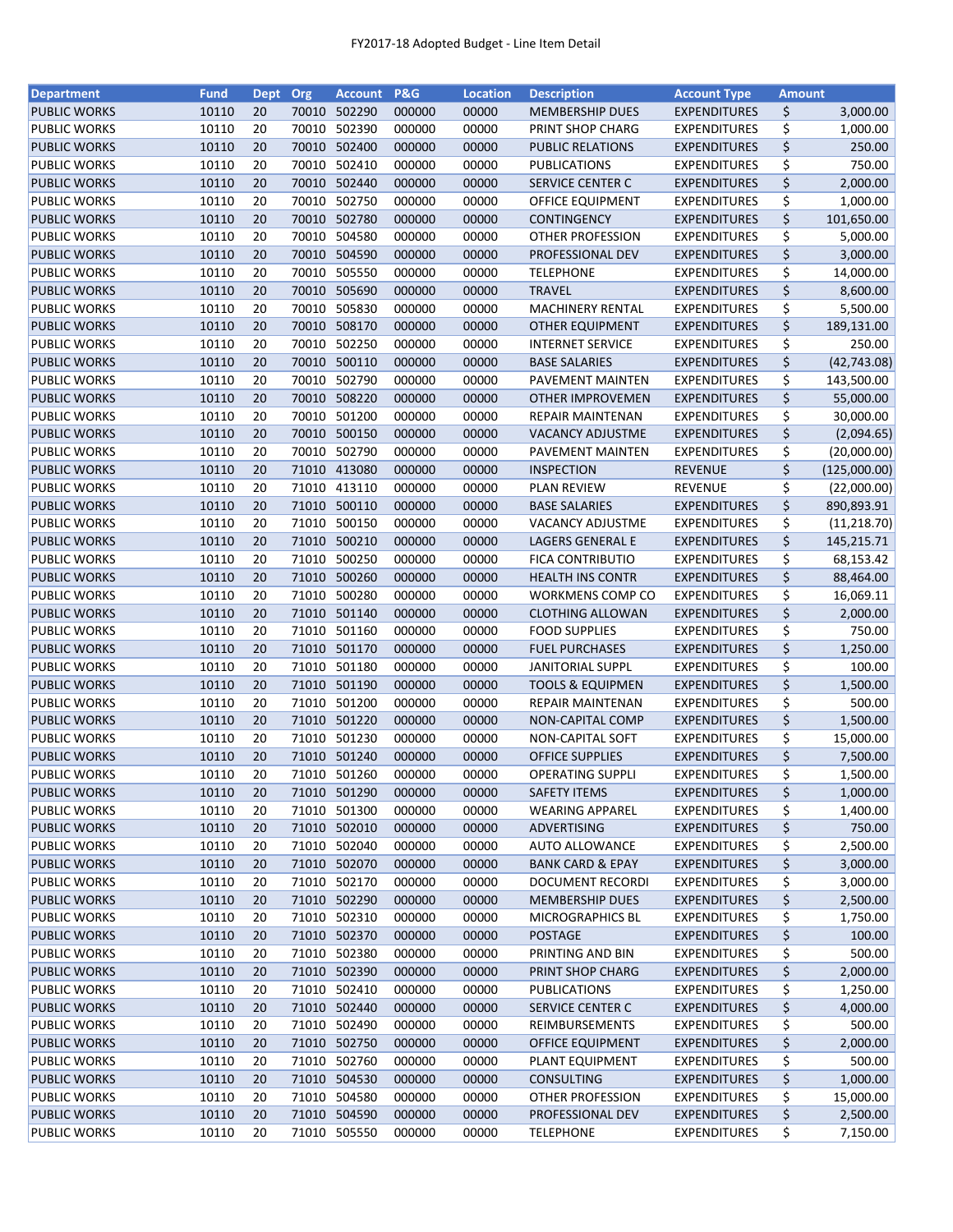FY2017-18 Adopted Budget - Line Item Detail

| Department | Fund | Dept | Org | Account | P&G | Location | Description | Account Type | Amount |
|---|---|---|---|---|---|---|---|---|---|
| PUBLIC WORKS | 10110 | 20 | 70010 | 502290 | 000000 | 00000 | MEMBERSHIP DUES | EXPENDITURES | $ 3,000.00 |
| PUBLIC WORKS | 10110 | 20 | 70010 | 502390 | 000000 | 00000 | PRINT SHOP CHARG | EXPENDITURES | $ 1,000.00 |
| PUBLIC WORKS | 10110 | 20 | 70010 | 502400 | 000000 | 00000 | PUBLIC RELATIONS | EXPENDITURES | $ 250.00 |
| PUBLIC WORKS | 10110 | 20 | 70010 | 502410 | 000000 | 00000 | PUBLICATIONS | EXPENDITURES | $ 750.00 |
| PUBLIC WORKS | 10110 | 20 | 70010 | 502440 | 000000 | 00000 | SERVICE CENTER C | EXPENDITURES | $ 2,000.00 |
| PUBLIC WORKS | 10110 | 20 | 70010 | 502750 | 000000 | 00000 | OFFICE EQUIPMENT | EXPENDITURES | $ 1,000.00 |
| PUBLIC WORKS | 10110 | 20 | 70010 | 502780 | 000000 | 00000 | CONTINGENCY | EXPENDITURES | $ 101,650.00 |
| PUBLIC WORKS | 10110 | 20 | 70010 | 504580 | 000000 | 00000 | OTHER PROFESSION | EXPENDITURES | $ 5,000.00 |
| PUBLIC WORKS | 10110 | 20 | 70010 | 504590 | 000000 | 00000 | PROFESSIONAL DEV | EXPENDITURES | $ 3,000.00 |
| PUBLIC WORKS | 10110 | 20 | 70010 | 505550 | 000000 | 00000 | TELEPHONE | EXPENDITURES | $ 14,000.00 |
| PUBLIC WORKS | 10110 | 20 | 70010 | 505690 | 000000 | 00000 | TRAVEL | EXPENDITURES | $ 8,600.00 |
| PUBLIC WORKS | 10110 | 20 | 70010 | 505830 | 000000 | 00000 | MACHINERY RENTAL | EXPENDITURES | $ 5,500.00 |
| PUBLIC WORKS | 10110 | 20 | 70010 | 508170 | 000000 | 00000 | OTHER EQUIPMENT | EXPENDITURES | $ 189,131.00 |
| PUBLIC WORKS | 10110 | 20 | 70010 | 502250 | 000000 | 00000 | INTERNET SERVICE | EXPENDITURES | $ 250.00 |
| PUBLIC WORKS | 10110 | 20 | 70010 | 500110 | 000000 | 00000 | BASE SALARIES | EXPENDITURES | $ (42,743.08) |
| PUBLIC WORKS | 10110 | 20 | 70010 | 502790 | 000000 | 00000 | PAVEMENT MAINTEN | EXPENDITURES | $ 143,500.00 |
| PUBLIC WORKS | 10110 | 20 | 70010 | 508220 | 000000 | 00000 | OTHER IMPROVEMEN | EXPENDITURES | $ 55,000.00 |
| PUBLIC WORKS | 10110 | 20 | 70010 | 501200 | 000000 | 00000 | REPAIR MAINTENAN | EXPENDITURES | $ 30,000.00 |
| PUBLIC WORKS | 10110 | 20 | 70010 | 500150 | 000000 | 00000 | VACANCY ADJUSTME | EXPENDITURES | $ (2,094.65) |
| PUBLIC WORKS | 10110 | 20 | 70010 | 502790 | 000000 | 00000 | PAVEMENT MAINTEN | EXPENDITURES | $ (20,000.00) |
| PUBLIC WORKS | 10110 | 20 | 71010 | 413080 | 000000 | 00000 | INSPECTION | REVENUE | $ (125,000.00) |
| PUBLIC WORKS | 10110 | 20 | 71010 | 413110 | 000000 | 00000 | PLAN REVIEW | REVENUE | $ (22,000.00) |
| PUBLIC WORKS | 10110 | 20 | 71010 | 500110 | 000000 | 00000 | BASE SALARIES | EXPENDITURES | $ 890,893.91 |
| PUBLIC WORKS | 10110 | 20 | 71010 | 500150 | 000000 | 00000 | VACANCY ADJUSTME | EXPENDITURES | $ (11,218.70) |
| PUBLIC WORKS | 10110 | 20 | 71010 | 500210 | 000000 | 00000 | LAGERS GENERAL E | EXPENDITURES | $ 145,215.71 |
| PUBLIC WORKS | 10110 | 20 | 71010 | 500250 | 000000 | 00000 | FICA CONTRIBUTIO | EXPENDITURES | $ 68,153.42 |
| PUBLIC WORKS | 10110 | 20 | 71010 | 500260 | 000000 | 00000 | HEALTH INS CONTR | EXPENDITURES | $ 88,464.00 |
| PUBLIC WORKS | 10110 | 20 | 71010 | 500280 | 000000 | 00000 | WORKMENS COMP CO | EXPENDITURES | $ 16,069.11 |
| PUBLIC WORKS | 10110 | 20 | 71010 | 501140 | 000000 | 00000 | CLOTHING ALLOWAN | EXPENDITURES | $ 2,000.00 |
| PUBLIC WORKS | 10110 | 20 | 71010 | 501160 | 000000 | 00000 | FOOD SUPPLIES | EXPENDITURES | $ 750.00 |
| PUBLIC WORKS | 10110 | 20 | 71010 | 501170 | 000000 | 00000 | FUEL PURCHASES | EXPENDITURES | $ 1,250.00 |
| PUBLIC WORKS | 10110 | 20 | 71010 | 501180 | 000000 | 00000 | JANITORIAL SUPPL | EXPENDITURES | $ 100.00 |
| PUBLIC WORKS | 10110 | 20 | 71010 | 501190 | 000000 | 00000 | TOOLS & EQUIPMEN | EXPENDITURES | $ 1,500.00 |
| PUBLIC WORKS | 10110 | 20 | 71010 | 501200 | 000000 | 00000 | REPAIR MAINTENAN | EXPENDITURES | $ 500.00 |
| PUBLIC WORKS | 10110 | 20 | 71010 | 501220 | 000000 | 00000 | NON-CAPITAL COMP | EXPENDITURES | $ 1,500.00 |
| PUBLIC WORKS | 10110 | 20 | 71010 | 501230 | 000000 | 00000 | NON-CAPITAL SOFT | EXPENDITURES | $ 15,000.00 |
| PUBLIC WORKS | 10110 | 20 | 71010 | 501240 | 000000 | 00000 | OFFICE SUPPLIES | EXPENDITURES | $ 7,500.00 |
| PUBLIC WORKS | 10110 | 20 | 71010 | 501260 | 000000 | 00000 | OPERATING SUPPLI | EXPENDITURES | $ 1,500.00 |
| PUBLIC WORKS | 10110 | 20 | 71010 | 501290 | 000000 | 00000 | SAFETY ITEMS | EXPENDITURES | $ 1,000.00 |
| PUBLIC WORKS | 10110 | 20 | 71010 | 501300 | 000000 | 00000 | WEARING APPAREL | EXPENDITURES | $ 1,400.00 |
| PUBLIC WORKS | 10110 | 20 | 71010 | 502010 | 000000 | 00000 | ADVERTISING | EXPENDITURES | $ 750.00 |
| PUBLIC WORKS | 10110 | 20 | 71010 | 502040 | 000000 | 00000 | AUTO ALLOWANCE | EXPENDITURES | $ 2,500.00 |
| PUBLIC WORKS | 10110 | 20 | 71010 | 502070 | 000000 | 00000 | BANK CARD & EPAY | EXPENDITURES | $ 3,000.00 |
| PUBLIC WORKS | 10110 | 20 | 71010 | 502170 | 000000 | 00000 | DOCUMENT RECORDI | EXPENDITURES | $ 3,000.00 |
| PUBLIC WORKS | 10110 | 20 | 71010 | 502290 | 000000 | 00000 | MEMBERSHIP DUES | EXPENDITURES | $ 2,500.00 |
| PUBLIC WORKS | 10110 | 20 | 71010 | 502310 | 000000 | 00000 | MICROGRAPHICS BL | EXPENDITURES | $ 1,750.00 |
| PUBLIC WORKS | 10110 | 20 | 71010 | 502370 | 000000 | 00000 | POSTAGE | EXPENDITURES | $ 100.00 |
| PUBLIC WORKS | 10110 | 20 | 71010 | 502380 | 000000 | 00000 | PRINTING AND BIN | EXPENDITURES | $ 500.00 |
| PUBLIC WORKS | 10110 | 20 | 71010 | 502390 | 000000 | 00000 | PRINT SHOP CHARG | EXPENDITURES | $ 2,000.00 |
| PUBLIC WORKS | 10110 | 20 | 71010 | 502410 | 000000 | 00000 | PUBLICATIONS | EXPENDITURES | $ 1,250.00 |
| PUBLIC WORKS | 10110 | 20 | 71010 | 502440 | 000000 | 00000 | SERVICE CENTER C | EXPENDITURES | $ 4,000.00 |
| PUBLIC WORKS | 10110 | 20 | 71010 | 502490 | 000000 | 00000 | REIMBURSEMENTS | EXPENDITURES | $ 500.00 |
| PUBLIC WORKS | 10110 | 20 | 71010 | 502750 | 000000 | 00000 | OFFICE EQUIPMENT | EXPENDITURES | $ 2,000.00 |
| PUBLIC WORKS | 10110 | 20 | 71010 | 502760 | 000000 | 00000 | PLANT EQUIPMENT | EXPENDITURES | $ 500.00 |
| PUBLIC WORKS | 10110 | 20 | 71010 | 504530 | 000000 | 00000 | CONSULTING | EXPENDITURES | $ 1,000.00 |
| PUBLIC WORKS | 10110 | 20 | 71010 | 504580 | 000000 | 00000 | OTHER PROFESSION | EXPENDITURES | $ 15,000.00 |
| PUBLIC WORKS | 10110 | 20 | 71010 | 504590 | 000000 | 00000 | PROFESSIONAL DEV | EXPENDITURES | $ 2,500.00 |
| PUBLIC WORKS | 10110 | 20 | 71010 | 505550 | 000000 | 00000 | TELEPHONE | EXPENDITURES | $ 7,150.00 |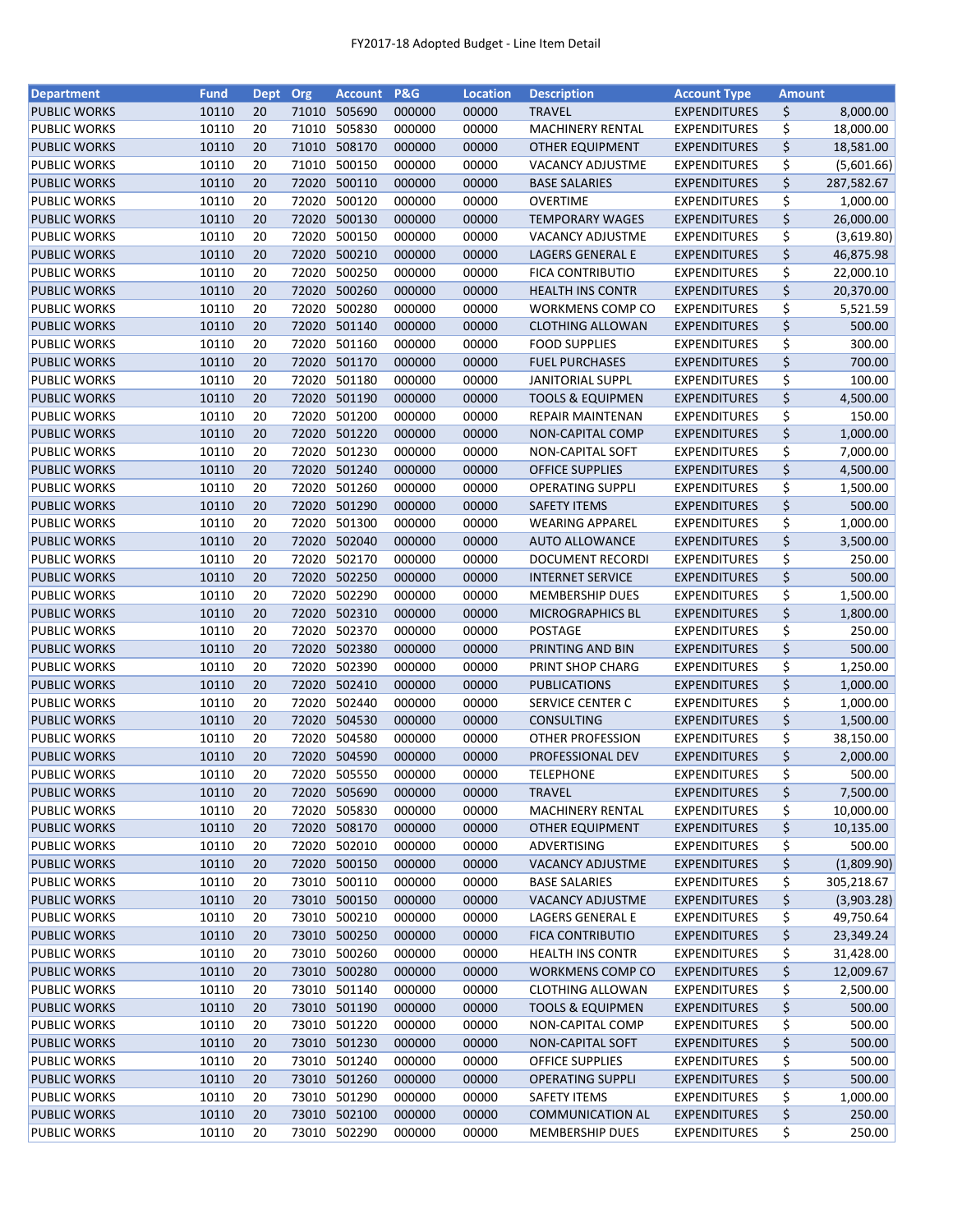FY2017-18 Adopted Budget - Line Item Detail

| Department | Fund | Dept | Org | Account | P&G | Location | Description | Account Type | Amount |
|---|---|---|---|---|---|---|---|---|---|
| PUBLIC WORKS | 10110 | 20 | 71010 | 505690 | 000000 | 00000 | TRAVEL | EXPENDITURES | $ 8,000.00 |
| PUBLIC WORKS | 10110 | 20 | 71010 | 505830 | 000000 | 00000 | MACHINERY RENTAL | EXPENDITURES | $ 18,000.00 |
| PUBLIC WORKS | 10110 | 20 | 71010 | 508170 | 000000 | 00000 | OTHER EQUIPMENT | EXPENDITURES | $ 18,581.00 |
| PUBLIC WORKS | 10110 | 20 | 71010 | 500150 | 000000 | 00000 | VACANCY ADJUSTME | EXPENDITURES | $ (5,601.66) |
| PUBLIC WORKS | 10110 | 20 | 72020 | 500110 | 000000 | 00000 | BASE SALARIES | EXPENDITURES | $ 287,582.67 |
| PUBLIC WORKS | 10110 | 20 | 72020 | 500120 | 000000 | 00000 | OVERTIME | EXPENDITURES | $ 1,000.00 |
| PUBLIC WORKS | 10110 | 20 | 72020 | 500130 | 000000 | 00000 | TEMPORARY WAGES | EXPENDITURES | $ 26,000.00 |
| PUBLIC WORKS | 10110 | 20 | 72020 | 500150 | 000000 | 00000 | VACANCY ADJUSTME | EXPENDITURES | $ (3,619.80) |
| PUBLIC WORKS | 10110 | 20 | 72020 | 500210 | 000000 | 00000 | LAGERS GENERAL E | EXPENDITURES | $ 46,875.98 |
| PUBLIC WORKS | 10110 | 20 | 72020 | 500250 | 000000 | 00000 | FICA CONTRIBUTIO | EXPENDITURES | $ 22,000.10 |
| PUBLIC WORKS | 10110 | 20 | 72020 | 500260 | 000000 | 00000 | HEALTH INS CONTR | EXPENDITURES | $ 20,370.00 |
| PUBLIC WORKS | 10110 | 20 | 72020 | 500280 | 000000 | 00000 | WORKMENS COMP CO | EXPENDITURES | $ 5,521.59 |
| PUBLIC WORKS | 10110 | 20 | 72020 | 501140 | 000000 | 00000 | CLOTHING ALLOWAN | EXPENDITURES | $ 500.00 |
| PUBLIC WORKS | 10110 | 20 | 72020 | 501160 | 000000 | 00000 | FOOD SUPPLIES | EXPENDITURES | $ 300.00 |
| PUBLIC WORKS | 10110 | 20 | 72020 | 501170 | 000000 | 00000 | FUEL PURCHASES | EXPENDITURES | $ 700.00 |
| PUBLIC WORKS | 10110 | 20 | 72020 | 501180 | 000000 | 00000 | JANITORIAL SUPPL | EXPENDITURES | $ 100.00 |
| PUBLIC WORKS | 10110 | 20 | 72020 | 501190 | 000000 | 00000 | TOOLS & EQUIPMEN | EXPENDITURES | $ 4,500.00 |
| PUBLIC WORKS | 10110 | 20 | 72020 | 501200 | 000000 | 00000 | REPAIR MAINTENAN | EXPENDITURES | $ 150.00 |
| PUBLIC WORKS | 10110 | 20 | 72020 | 501220 | 000000 | 00000 | NON-CAPITAL COMP | EXPENDITURES | $ 1,000.00 |
| PUBLIC WORKS | 10110 | 20 | 72020 | 501230 | 000000 | 00000 | NON-CAPITAL SOFT | EXPENDITURES | $ 7,000.00 |
| PUBLIC WORKS | 10110 | 20 | 72020 | 501240 | 000000 | 00000 | OFFICE SUPPLIES | EXPENDITURES | $ 4,500.00 |
| PUBLIC WORKS | 10110 | 20 | 72020 | 501260 | 000000 | 00000 | OPERATING SUPPLI | EXPENDITURES | $ 1,500.00 |
| PUBLIC WORKS | 10110 | 20 | 72020 | 501290 | 000000 | 00000 | SAFETY ITEMS | EXPENDITURES | $ 500.00 |
| PUBLIC WORKS | 10110 | 20 | 72020 | 501300 | 000000 | 00000 | WEARING APPAREL | EXPENDITURES | $ 1,000.00 |
| PUBLIC WORKS | 10110 | 20 | 72020 | 502040 | 000000 | 00000 | AUTO ALLOWANCE | EXPENDITURES | $ 3,500.00 |
| PUBLIC WORKS | 10110 | 20 | 72020 | 502170 | 000000 | 00000 | DOCUMENT RECORDI | EXPENDITURES | $ 250.00 |
| PUBLIC WORKS | 10110 | 20 | 72020 | 502250 | 000000 | 00000 | INTERNET SERVICE | EXPENDITURES | $ 500.00 |
| PUBLIC WORKS | 10110 | 20 | 72020 | 502290 | 000000 | 00000 | MEMBERSHIP DUES | EXPENDITURES | $ 1,500.00 |
| PUBLIC WORKS | 10110 | 20 | 72020 | 502310 | 000000 | 00000 | MICROGRAPHICS BL | EXPENDITURES | $ 1,800.00 |
| PUBLIC WORKS | 10110 | 20 | 72020 | 502370 | 000000 | 00000 | POSTAGE | EXPENDITURES | $ 250.00 |
| PUBLIC WORKS | 10110 | 20 | 72020 | 502380 | 000000 | 00000 | PRINTING AND BIN | EXPENDITURES | $ 500.00 |
| PUBLIC WORKS | 10110 | 20 | 72020 | 502390 | 000000 | 00000 | PRINT SHOP CHARG | EXPENDITURES | $ 1,250.00 |
| PUBLIC WORKS | 10110 | 20 | 72020 | 502410 | 000000 | 00000 | PUBLICATIONS | EXPENDITURES | $ 1,000.00 |
| PUBLIC WORKS | 10110 | 20 | 72020 | 502440 | 000000 | 00000 | SERVICE CENTER C | EXPENDITURES | $ 1,000.00 |
| PUBLIC WORKS | 10110 | 20 | 72020 | 504530 | 000000 | 00000 | CONSULTING | EXPENDITURES | $ 1,500.00 |
| PUBLIC WORKS | 10110 | 20 | 72020 | 504580 | 000000 | 00000 | OTHER PROFESSION | EXPENDITURES | $ 38,150.00 |
| PUBLIC WORKS | 10110 | 20 | 72020 | 504590 | 000000 | 00000 | PROFESSIONAL DEV | EXPENDITURES | $ 2,000.00 |
| PUBLIC WORKS | 10110 | 20 | 72020 | 505550 | 000000 | 00000 | TELEPHONE | EXPENDITURES | $ 500.00 |
| PUBLIC WORKS | 10110 | 20 | 72020 | 505690 | 000000 | 00000 | TRAVEL | EXPENDITURES | $ 7,500.00 |
| PUBLIC WORKS | 10110 | 20 | 72020 | 505830 | 000000 | 00000 | MACHINERY RENTAL | EXPENDITURES | $ 10,000.00 |
| PUBLIC WORKS | 10110 | 20 | 72020 | 508170 | 000000 | 00000 | OTHER EQUIPMENT | EXPENDITURES | $ 10,135.00 |
| PUBLIC WORKS | 10110 | 20 | 72020 | 502010 | 000000 | 00000 | ADVERTISING | EXPENDITURES | $ 500.00 |
| PUBLIC WORKS | 10110 | 20 | 72020 | 500150 | 000000 | 00000 | VACANCY ADJUSTME | EXPENDITURES | $ (1,809.90) |
| PUBLIC WORKS | 10110 | 20 | 73010 | 500110 | 000000 | 00000 | BASE SALARIES | EXPENDITURES | $ 305,218.67 |
| PUBLIC WORKS | 10110 | 20 | 73010 | 500150 | 000000 | 00000 | VACANCY ADJUSTME | EXPENDITURES | $ (3,903.28) |
| PUBLIC WORKS | 10110 | 20 | 73010 | 500210 | 000000 | 00000 | LAGERS GENERAL E | EXPENDITURES | $ 49,750.64 |
| PUBLIC WORKS | 10110 | 20 | 73010 | 500250 | 000000 | 00000 | FICA CONTRIBUTIO | EXPENDITURES | $ 23,349.24 |
| PUBLIC WORKS | 10110 | 20 | 73010 | 500260 | 000000 | 00000 | HEALTH INS CONTR | EXPENDITURES | $ 31,428.00 |
| PUBLIC WORKS | 10110 | 20 | 73010 | 500280 | 000000 | 00000 | WORKMENS COMP CO | EXPENDITURES | $ 12,009.67 |
| PUBLIC WORKS | 10110 | 20 | 73010 | 501140 | 000000 | 00000 | CLOTHING ALLOWAN | EXPENDITURES | $ 2,500.00 |
| PUBLIC WORKS | 10110 | 20 | 73010 | 501190 | 000000 | 00000 | TOOLS & EQUIPMEN | EXPENDITURES | $ 500.00 |
| PUBLIC WORKS | 10110 | 20 | 73010 | 501220 | 000000 | 00000 | NON-CAPITAL COMP | EXPENDITURES | $ 500.00 |
| PUBLIC WORKS | 10110 | 20 | 73010 | 501230 | 000000 | 00000 | NON-CAPITAL SOFT | EXPENDITURES | $ 500.00 |
| PUBLIC WORKS | 10110 | 20 | 73010 | 501240 | 000000 | 00000 | OFFICE SUPPLIES | EXPENDITURES | $ 500.00 |
| PUBLIC WORKS | 10110 | 20 | 73010 | 501260 | 000000 | 00000 | OPERATING SUPPLI | EXPENDITURES | $ 500.00 |
| PUBLIC WORKS | 10110 | 20 | 73010 | 501290 | 000000 | 00000 | SAFETY ITEMS | EXPENDITURES | $ 1,000.00 |
| PUBLIC WORKS | 10110 | 20 | 73010 | 502100 | 000000 | 00000 | COMMUNICATION AL | EXPENDITURES | $ 250.00 |
| PUBLIC WORKS | 10110 | 20 | 73010 | 502290 | 000000 | 00000 | MEMBERSHIP DUES | EXPENDITURES | $ 250.00 |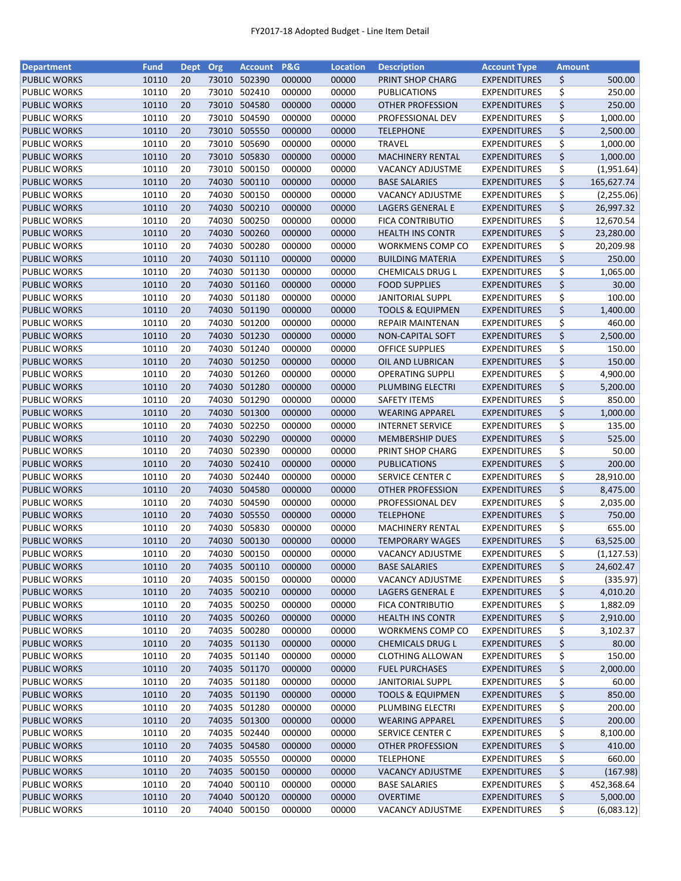FY2017-18 Adopted Budget - Line Item Detail

| Department | Fund | Dept | Org | Account | P&G | Location | Description | Account Type | Amount |
|---|---|---|---|---|---|---|---|---|---|
| PUBLIC WORKS | 10110 | 20 | 73010 | 502390 | 000000 | 00000 | PRINT SHOP CHARG | EXPENDITURES | $ 500.00 |
| PUBLIC WORKS | 10110 | 20 | 73010 | 502410 | 000000 | 00000 | PUBLICATIONS | EXPENDITURES | $ 250.00 |
| PUBLIC WORKS | 10110 | 20 | 73010 | 504580 | 000000 | 00000 | OTHER PROFESSION | EXPENDITURES | $ 250.00 |
| PUBLIC WORKS | 10110 | 20 | 73010 | 504590 | 000000 | 00000 | PROFESSIONAL DEV | EXPENDITURES | $ 1,000.00 |
| PUBLIC WORKS | 10110 | 20 | 73010 | 505550 | 000000 | 00000 | TELEPHONE | EXPENDITURES | $ 2,500.00 |
| PUBLIC WORKS | 10110 | 20 | 73010 | 505690 | 000000 | 00000 | TRAVEL | EXPENDITURES | $ 1,000.00 |
| PUBLIC WORKS | 10110 | 20 | 73010 | 505830 | 000000 | 00000 | MACHINERY RENTAL | EXPENDITURES | $ 1,000.00 |
| PUBLIC WORKS | 10110 | 20 | 73010 | 500150 | 000000 | 00000 | VACANCY ADJUSTME | EXPENDITURES | $ (1,951.64) |
| PUBLIC WORKS | 10110 | 20 | 74030 | 500110 | 000000 | 00000 | BASE SALARIES | EXPENDITURES | $ 165,627.74 |
| PUBLIC WORKS | 10110 | 20 | 74030 | 500150 | 000000 | 00000 | VACANCY ADJUSTME | EXPENDITURES | $ (2,255.06) |
| PUBLIC WORKS | 10110 | 20 | 74030 | 500210 | 000000 | 00000 | LAGERS GENERAL E | EXPENDITURES | $ 26,997.32 |
| PUBLIC WORKS | 10110 | 20 | 74030 | 500250 | 000000 | 00000 | FICA CONTRIBUTIO | EXPENDITURES | $ 12,670.54 |
| PUBLIC WORKS | 10110 | 20 | 74030 | 500260 | 000000 | 00000 | HEALTH INS CONTR | EXPENDITURES | $ 23,280.00 |
| PUBLIC WORKS | 10110 | 20 | 74030 | 500280 | 000000 | 00000 | WORKMENS COMP CO | EXPENDITURES | $ 20,209.98 |
| PUBLIC WORKS | 10110 | 20 | 74030 | 501110 | 000000 | 00000 | BUILDING MATERIA | EXPENDITURES | $ 250.00 |
| PUBLIC WORKS | 10110 | 20 | 74030 | 501130 | 000000 | 00000 | CHEMICALS DRUG L | EXPENDITURES | $ 1,065.00 |
| PUBLIC WORKS | 10110 | 20 | 74030 | 501160 | 000000 | 00000 | FOOD SUPPLIES | EXPENDITURES | $ 30.00 |
| PUBLIC WORKS | 10110 | 20 | 74030 | 501180 | 000000 | 00000 | JANITORIAL SUPPL | EXPENDITURES | $ 100.00 |
| PUBLIC WORKS | 10110 | 20 | 74030 | 501190 | 000000 | 00000 | TOOLS & EQUIPMEN | EXPENDITURES | $ 1,400.00 |
| PUBLIC WORKS | 10110 | 20 | 74030 | 501200 | 000000 | 00000 | REPAIR MAINTENAN | EXPENDITURES | $ 460.00 |
| PUBLIC WORKS | 10110 | 20 | 74030 | 501230 | 000000 | 00000 | NON-CAPITAL SOFT | EXPENDITURES | $ 2,500.00 |
| PUBLIC WORKS | 10110 | 20 | 74030 | 501240 | 000000 | 00000 | OFFICE SUPPLIES | EXPENDITURES | $ 150.00 |
| PUBLIC WORKS | 10110 | 20 | 74030 | 501250 | 000000 | 00000 | OIL AND LUBRICAN | EXPENDITURES | $ 150.00 |
| PUBLIC WORKS | 10110 | 20 | 74030 | 501260 | 000000 | 00000 | OPERATING SUPPLI | EXPENDITURES | $ 4,900.00 |
| PUBLIC WORKS | 10110 | 20 | 74030 | 501280 | 000000 | 00000 | PLUMBING ELECTRI | EXPENDITURES | $ 5,200.00 |
| PUBLIC WORKS | 10110 | 20 | 74030 | 501290 | 000000 | 00000 | SAFETY ITEMS | EXPENDITURES | $ 850.00 |
| PUBLIC WORKS | 10110 | 20 | 74030 | 501300 | 000000 | 00000 | WEARING APPAREL | EXPENDITURES | $ 1,000.00 |
| PUBLIC WORKS | 10110 | 20 | 74030 | 502250 | 000000 | 00000 | INTERNET SERVICE | EXPENDITURES | $ 135.00 |
| PUBLIC WORKS | 10110 | 20 | 74030 | 502290 | 000000 | 00000 | MEMBERSHIP DUES | EXPENDITURES | $ 525.00 |
| PUBLIC WORKS | 10110 | 20 | 74030 | 502390 | 000000 | 00000 | PRINT SHOP CHARG | EXPENDITURES | $ 50.00 |
| PUBLIC WORKS | 10110 | 20 | 74030 | 502410 | 000000 | 00000 | PUBLICATIONS | EXPENDITURES | $ 200.00 |
| PUBLIC WORKS | 10110 | 20 | 74030 | 502440 | 000000 | 00000 | SERVICE CENTER C | EXPENDITURES | $ 28,910.00 |
| PUBLIC WORKS | 10110 | 20 | 74030 | 504580 | 000000 | 00000 | OTHER PROFESSION | EXPENDITURES | $ 8,475.00 |
| PUBLIC WORKS | 10110 | 20 | 74030 | 504590 | 000000 | 00000 | PROFESSIONAL DEV | EXPENDITURES | $ 2,035.00 |
| PUBLIC WORKS | 10110 | 20 | 74030 | 505550 | 000000 | 00000 | TELEPHONE | EXPENDITURES | $ 750.00 |
| PUBLIC WORKS | 10110 | 20 | 74030 | 505830 | 000000 | 00000 | MACHINERY RENTAL | EXPENDITURES | $ 655.00 |
| PUBLIC WORKS | 10110 | 20 | 74030 | 500130 | 000000 | 00000 | TEMPORARY WAGES | EXPENDITURES | $ 63,525.00 |
| PUBLIC WORKS | 10110 | 20 | 74030 | 500150 | 000000 | 00000 | VACANCY ADJUSTME | EXPENDITURES | $ (1,127.53) |
| PUBLIC WORKS | 10110 | 20 | 74035 | 500110 | 000000 | 00000 | BASE SALARIES | EXPENDITURES | $ 24,602.47 |
| PUBLIC WORKS | 10110 | 20 | 74035 | 500150 | 000000 | 00000 | VACANCY ADJUSTME | EXPENDITURES | $ (335.97) |
| PUBLIC WORKS | 10110 | 20 | 74035 | 500210 | 000000 | 00000 | LAGERS GENERAL E | EXPENDITURES | $ 4,010.20 |
| PUBLIC WORKS | 10110 | 20 | 74035 | 500250 | 000000 | 00000 | FICA CONTRIBUTIO | EXPENDITURES | $ 1,882.09 |
| PUBLIC WORKS | 10110 | 20 | 74035 | 500260 | 000000 | 00000 | HEALTH INS CONTR | EXPENDITURES | $ 2,910.00 |
| PUBLIC WORKS | 10110 | 20 | 74035 | 500280 | 000000 | 00000 | WORKMENS COMP CO | EXPENDITURES | $ 3,102.37 |
| PUBLIC WORKS | 10110 | 20 | 74035 | 501130 | 000000 | 00000 | CHEMICALS DRUG L | EXPENDITURES | $ 80.00 |
| PUBLIC WORKS | 10110 | 20 | 74035 | 501140 | 000000 | 00000 | CLOTHING ALLOWAN | EXPENDITURES | $ 150.00 |
| PUBLIC WORKS | 10110 | 20 | 74035 | 501170 | 000000 | 00000 | FUEL PURCHASES | EXPENDITURES | $ 2,000.00 |
| PUBLIC WORKS | 10110 | 20 | 74035 | 501180 | 000000 | 00000 | JANITORIAL SUPPL | EXPENDITURES | $ 60.00 |
| PUBLIC WORKS | 10110 | 20 | 74035 | 501190 | 000000 | 00000 | TOOLS & EQUIPMEN | EXPENDITURES | $ 850.00 |
| PUBLIC WORKS | 10110 | 20 | 74035 | 501280 | 000000 | 00000 | PLUMBING ELECTRI | EXPENDITURES | $ 200.00 |
| PUBLIC WORKS | 10110 | 20 | 74035 | 501300 | 000000 | 00000 | WEARING APPAREL | EXPENDITURES | $ 200.00 |
| PUBLIC WORKS | 10110 | 20 | 74035 | 502440 | 000000 | 00000 | SERVICE CENTER C | EXPENDITURES | $ 8,100.00 |
| PUBLIC WORKS | 10110 | 20 | 74035 | 504580 | 000000 | 00000 | OTHER PROFESSION | EXPENDITURES | $ 410.00 |
| PUBLIC WORKS | 10110 | 20 | 74035 | 505550 | 000000 | 00000 | TELEPHONE | EXPENDITURES | $ 660.00 |
| PUBLIC WORKS | 10110 | 20 | 74035 | 500150 | 000000 | 00000 | VACANCY ADJUSTME | EXPENDITURES | $ (167.98) |
| PUBLIC WORKS | 10110 | 20 | 74040 | 500110 | 000000 | 00000 | BASE SALARIES | EXPENDITURES | $ 452,368.64 |
| PUBLIC WORKS | 10110 | 20 | 74040 | 500120 | 000000 | 00000 | OVERTIME | EXPENDITURES | $ 5,000.00 |
| PUBLIC WORKS | 10110 | 20 | 74040 | 500150 | 000000 | 00000 | VACANCY ADJUSTME | EXPENDITURES | $ (6,083.12) |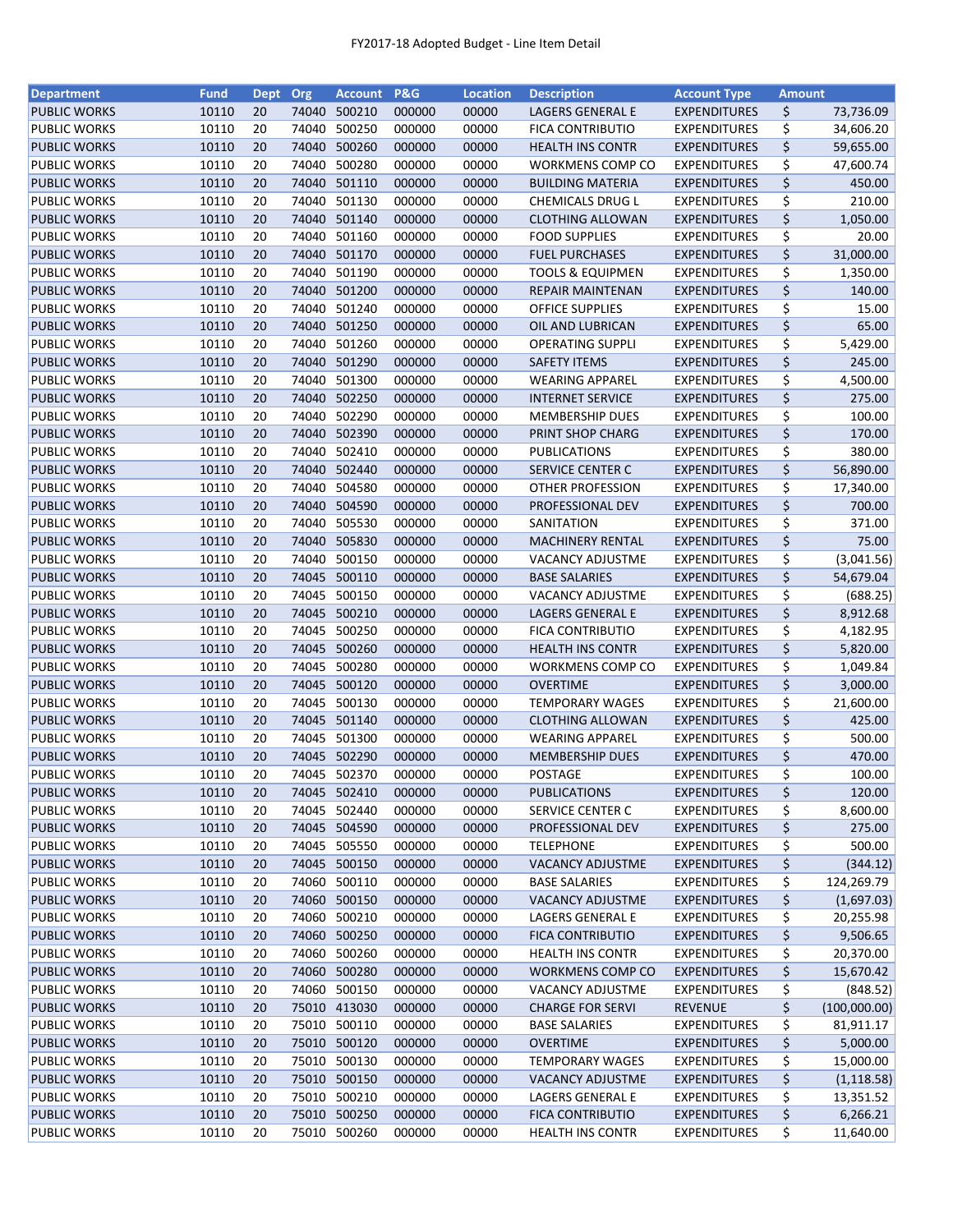FY2017-18 Adopted Budget - Line Item Detail

| Department | Fund | Dept | Org | Account | P&G | Location | Description | Account Type | Amount |
|---|---|---|---|---|---|---|---|---|---|
| PUBLIC WORKS | 10110 | 20 | 74040 | 500210 | 000000 | 00000 | LAGERS GENERAL E | EXPENDITURES | $ 73,736.09 |
| PUBLIC WORKS | 10110 | 20 | 74040 | 500250 | 000000 | 00000 | FICA CONTRIBUTIO | EXPENDITURES | $ 34,606.20 |
| PUBLIC WORKS | 10110 | 20 | 74040 | 500260 | 000000 | 00000 | HEALTH INS CONTR | EXPENDITURES | $ 59,655.00 |
| PUBLIC WORKS | 10110 | 20 | 74040 | 500280 | 000000 | 00000 | WORKMENS COMP CO | EXPENDITURES | $ 47,600.74 |
| PUBLIC WORKS | 10110 | 20 | 74040 | 501110 | 000000 | 00000 | BUILDING MATERIA | EXPENDITURES | $ 450.00 |
| PUBLIC WORKS | 10110 | 20 | 74040 | 501130 | 000000 | 00000 | CHEMICALS DRUG L | EXPENDITURES | $ 210.00 |
| PUBLIC WORKS | 10110 | 20 | 74040 | 501140 | 000000 | 00000 | CLOTHING ALLOWAN | EXPENDITURES | $ 1,050.00 |
| PUBLIC WORKS | 10110 | 20 | 74040 | 501160 | 000000 | 00000 | FOOD SUPPLIES | EXPENDITURES | $ 20.00 |
| PUBLIC WORKS | 10110 | 20 | 74040 | 501170 | 000000 | 00000 | FUEL PURCHASES | EXPENDITURES | $ 31,000.00 |
| PUBLIC WORKS | 10110 | 20 | 74040 | 501190 | 000000 | 00000 | TOOLS & EQUIPMEN | EXPENDITURES | $ 1,350.00 |
| PUBLIC WORKS | 10110 | 20 | 74040 | 501200 | 000000 | 00000 | REPAIR MAINTENAN | EXPENDITURES | $ 140.00 |
| PUBLIC WORKS | 10110 | 20 | 74040 | 501240 | 000000 | 00000 | OFFICE SUPPLIES | EXPENDITURES | $ 15.00 |
| PUBLIC WORKS | 10110 | 20 | 74040 | 501250 | 000000 | 00000 | OIL AND LUBRICAN | EXPENDITURES | $ 65.00 |
| PUBLIC WORKS | 10110 | 20 | 74040 | 501260 | 000000 | 00000 | OPERATING SUPPLI | EXPENDITURES | $ 5,429.00 |
| PUBLIC WORKS | 10110 | 20 | 74040 | 501290 | 000000 | 00000 | SAFETY ITEMS | EXPENDITURES | $ 245.00 |
| PUBLIC WORKS | 10110 | 20 | 74040 | 501300 | 000000 | 00000 | WEARING APPAREL | EXPENDITURES | $ 4,500.00 |
| PUBLIC WORKS | 10110 | 20 | 74040 | 502250 | 000000 | 00000 | INTERNET SERVICE | EXPENDITURES | $ 275.00 |
| PUBLIC WORKS | 10110 | 20 | 74040 | 502290 | 000000 | 00000 | MEMBERSHIP DUES | EXPENDITURES | $ 100.00 |
| PUBLIC WORKS | 10110 | 20 | 74040 | 502390 | 000000 | 00000 | PRINT SHOP CHARG | EXPENDITURES | $ 170.00 |
| PUBLIC WORKS | 10110 | 20 | 74040 | 502410 | 000000 | 00000 | PUBLICATIONS | EXPENDITURES | $ 380.00 |
| PUBLIC WORKS | 10110 | 20 | 74040 | 502440 | 000000 | 00000 | SERVICE CENTER C | EXPENDITURES | $ 56,890.00 |
| PUBLIC WORKS | 10110 | 20 | 74040 | 504580 | 000000 | 00000 | OTHER PROFESSION | EXPENDITURES | $ 17,340.00 |
| PUBLIC WORKS | 10110 | 20 | 74040 | 504590 | 000000 | 00000 | PROFESSIONAL DEV | EXPENDITURES | $ 700.00 |
| PUBLIC WORKS | 10110 | 20 | 74040 | 505530 | 000000 | 00000 | SANITATION | EXPENDITURES | $ 371.00 |
| PUBLIC WORKS | 10110 | 20 | 74040 | 505830 | 000000 | 00000 | MACHINERY RENTAL | EXPENDITURES | $ 75.00 |
| PUBLIC WORKS | 10110 | 20 | 74040 | 500150 | 000000 | 00000 | VACANCY ADJUSTME | EXPENDITURES | $ (3,041.56) |
| PUBLIC WORKS | 10110 | 20 | 74045 | 500110 | 000000 | 00000 | BASE SALARIES | EXPENDITURES | $ 54,679.04 |
| PUBLIC WORKS | 10110 | 20 | 74045 | 500150 | 000000 | 00000 | VACANCY ADJUSTME | EXPENDITURES | $ (688.25) |
| PUBLIC WORKS | 10110 | 20 | 74045 | 500210 | 000000 | 00000 | LAGERS GENERAL E | EXPENDITURES | $ 8,912.68 |
| PUBLIC WORKS | 10110 | 20 | 74045 | 500250 | 000000 | 00000 | FICA CONTRIBUTIO | EXPENDITURES | $ 4,182.95 |
| PUBLIC WORKS | 10110 | 20 | 74045 | 500260 | 000000 | 00000 | HEALTH INS CONTR | EXPENDITURES | $ 5,820.00 |
| PUBLIC WORKS | 10110 | 20 | 74045 | 500280 | 000000 | 00000 | WORKMENS COMP CO | EXPENDITURES | $ 1,049.84 |
| PUBLIC WORKS | 10110 | 20 | 74045 | 500120 | 000000 | 00000 | OVERTIME | EXPENDITURES | $ 3,000.00 |
| PUBLIC WORKS | 10110 | 20 | 74045 | 500130 | 000000 | 00000 | TEMPORARY WAGES | EXPENDITURES | $ 21,600.00 |
| PUBLIC WORKS | 10110 | 20 | 74045 | 501140 | 000000 | 00000 | CLOTHING ALLOWAN | EXPENDITURES | $ 425.00 |
| PUBLIC WORKS | 10110 | 20 | 74045 | 501300 | 000000 | 00000 | WEARING APPAREL | EXPENDITURES | $ 500.00 |
| PUBLIC WORKS | 10110 | 20 | 74045 | 502290 | 000000 | 00000 | MEMBERSHIP DUES | EXPENDITURES | $ 470.00 |
| PUBLIC WORKS | 10110 | 20 | 74045 | 502370 | 000000 | 00000 | POSTAGE | EXPENDITURES | $ 100.00 |
| PUBLIC WORKS | 10110 | 20 | 74045 | 502410 | 000000 | 00000 | PUBLICATIONS | EXPENDITURES | $ 120.00 |
| PUBLIC WORKS | 10110 | 20 | 74045 | 502440 | 000000 | 00000 | SERVICE CENTER C | EXPENDITURES | $ 8,600.00 |
| PUBLIC WORKS | 10110 | 20 | 74045 | 504590 | 000000 | 00000 | PROFESSIONAL DEV | EXPENDITURES | $ 275.00 |
| PUBLIC WORKS | 10110 | 20 | 74045 | 505550 | 000000 | 00000 | TELEPHONE | EXPENDITURES | $ 500.00 |
| PUBLIC WORKS | 10110 | 20 | 74045 | 500150 | 000000 | 00000 | VACANCY ADJUSTME | EXPENDITURES | $ (344.12) |
| PUBLIC WORKS | 10110 | 20 | 74060 | 500110 | 000000 | 00000 | BASE SALARIES | EXPENDITURES | $ 124,269.79 |
| PUBLIC WORKS | 10110 | 20 | 74060 | 500150 | 000000 | 00000 | VACANCY ADJUSTME | EXPENDITURES | $ (1,697.03) |
| PUBLIC WORKS | 10110 | 20 | 74060 | 500210 | 000000 | 00000 | LAGERS GENERAL E | EXPENDITURES | $ 20,255.98 |
| PUBLIC WORKS | 10110 | 20 | 74060 | 500250 | 000000 | 00000 | FICA CONTRIBUTIO | EXPENDITURES | $ 9,506.65 |
| PUBLIC WORKS | 10110 | 20 | 74060 | 500260 | 000000 | 00000 | HEALTH INS CONTR | EXPENDITURES | $ 20,370.00 |
| PUBLIC WORKS | 10110 | 20 | 74060 | 500280 | 000000 | 00000 | WORKMENS COMP CO | EXPENDITURES | $ 15,670.42 |
| PUBLIC WORKS | 10110 | 20 | 74060 | 500150 | 000000 | 00000 | VACANCY ADJUSTME | EXPENDITURES | $ (848.52) |
| PUBLIC WORKS | 10110 | 20 | 75010 | 413030 | 000000 | 00000 | CHARGE FOR SERVI | REVENUE | $ (100,000.00) |
| PUBLIC WORKS | 10110 | 20 | 75010 | 500110 | 000000 | 00000 | BASE SALARIES | EXPENDITURES | $ 81,911.17 |
| PUBLIC WORKS | 10110 | 20 | 75010 | 500120 | 000000 | 00000 | OVERTIME | EXPENDITURES | $ 5,000.00 |
| PUBLIC WORKS | 10110 | 20 | 75010 | 500130 | 000000 | 00000 | TEMPORARY WAGES | EXPENDITURES | $ 15,000.00 |
| PUBLIC WORKS | 10110 | 20 | 75010 | 500150 | 000000 | 00000 | VACANCY ADJUSTME | EXPENDITURES | $ (1,118.58) |
| PUBLIC WORKS | 10110 | 20 | 75010 | 500210 | 000000 | 00000 | LAGERS GENERAL E | EXPENDITURES | $ 13,351.52 |
| PUBLIC WORKS | 10110 | 20 | 75010 | 500250 | 000000 | 00000 | FICA CONTRIBUTIO | EXPENDITURES | $ 6,266.21 |
| PUBLIC WORKS | 10110 | 20 | 75010 | 500260 | 000000 | 00000 | HEALTH INS CONTR | EXPENDITURES | $ 11,640.00 |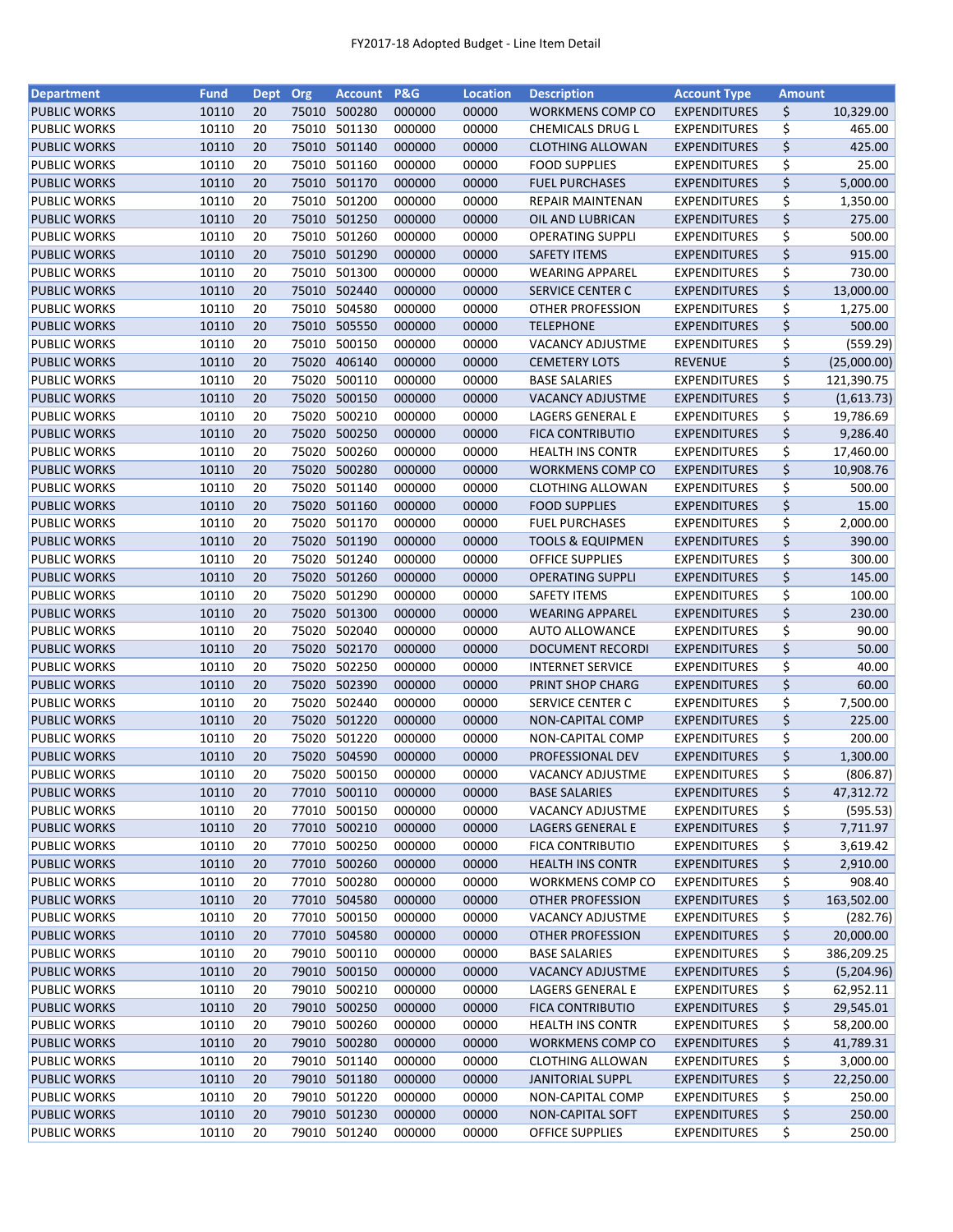FY2017-18 Adopted Budget - Line Item Detail

| Department | Fund | Dept | Org | Account | P&G | Location | Description | Account Type | Amount |
|---|---|---|---|---|---|---|---|---|---|
| PUBLIC WORKS | 10110 | 20 | 75010 | 500280 | 000000 | 00000 | WORKMENS COMP CO | EXPENDITURES | $ 10,329.00 |
| PUBLIC WORKS | 10110 | 20 | 75010 | 501130 | 000000 | 00000 | CHEMICALS DRUG L | EXPENDITURES | $ 465.00 |
| PUBLIC WORKS | 10110 | 20 | 75010 | 501140 | 000000 | 00000 | CLOTHING ALLOWAN | EXPENDITURES | $ 425.00 |
| PUBLIC WORKS | 10110 | 20 | 75010 | 501160 | 000000 | 00000 | FOOD SUPPLIES | EXPENDITURES | $ 25.00 |
| PUBLIC WORKS | 10110 | 20 | 75010 | 501170 | 000000 | 00000 | FUEL PURCHASES | EXPENDITURES | $ 5,000.00 |
| PUBLIC WORKS | 10110 | 20 | 75010 | 501200 | 000000 | 00000 | REPAIR MAINTENAN | EXPENDITURES | $ 1,350.00 |
| PUBLIC WORKS | 10110 | 20 | 75010 | 501250 | 000000 | 00000 | OIL AND LUBRICAN | EXPENDITURES | $ 275.00 |
| PUBLIC WORKS | 10110 | 20 | 75010 | 501260 | 000000 | 00000 | OPERATING SUPPLI | EXPENDITURES | $ 500.00 |
| PUBLIC WORKS | 10110 | 20 | 75010 | 501290 | 000000 | 00000 | SAFETY ITEMS | EXPENDITURES | $ 915.00 |
| PUBLIC WORKS | 10110 | 20 | 75010 | 501300 | 000000 | 00000 | WEARING APPAREL | EXPENDITURES | $ 730.00 |
| PUBLIC WORKS | 10110 | 20 | 75010 | 502440 | 000000 | 00000 | SERVICE CENTER C | EXPENDITURES | $ 13,000.00 |
| PUBLIC WORKS | 10110 | 20 | 75010 | 504580 | 000000 | 00000 | OTHER PROFESSION | EXPENDITURES | $ 1,275.00 |
| PUBLIC WORKS | 10110 | 20 | 75010 | 505550 | 000000 | 00000 | TELEPHONE | EXPENDITURES | $ 500.00 |
| PUBLIC WORKS | 10110 | 20 | 75010 | 500150 | 000000 | 00000 | VACANCY ADJUSTME | EXPENDITURES | $ (559.29) |
| PUBLIC WORKS | 10110 | 20 | 75020 | 406140 | 000000 | 00000 | CEMETERY LOTS | REVENUE | $ (25,000.00) |
| PUBLIC WORKS | 10110 | 20 | 75020 | 500110 | 000000 | 00000 | BASE SALARIES | EXPENDITURES | $ 121,390.75 |
| PUBLIC WORKS | 10110 | 20 | 75020 | 500150 | 000000 | 00000 | VACANCY ADJUSTME | EXPENDITURES | $ (1,613.73) |
| PUBLIC WORKS | 10110 | 20 | 75020 | 500210 | 000000 | 00000 | LAGERS GENERAL E | EXPENDITURES | $ 19,786.69 |
| PUBLIC WORKS | 10110 | 20 | 75020 | 500250 | 000000 | 00000 | FICA CONTRIBUTIO | EXPENDITURES | $ 9,286.40 |
| PUBLIC WORKS | 10110 | 20 | 75020 | 500260 | 000000 | 00000 | HEALTH INS CONTR | EXPENDITURES | $ 17,460.00 |
| PUBLIC WORKS | 10110 | 20 | 75020 | 500280 | 000000 | 00000 | WORKMENS COMP CO | EXPENDITURES | $ 10,908.76 |
| PUBLIC WORKS | 10110 | 20 | 75020 | 501140 | 000000 | 00000 | CLOTHING ALLOWAN | EXPENDITURES | $ 500.00 |
| PUBLIC WORKS | 10110 | 20 | 75020 | 501160 | 000000 | 00000 | FOOD SUPPLIES | EXPENDITURES | $ 15.00 |
| PUBLIC WORKS | 10110 | 20 | 75020 | 501170 | 000000 | 00000 | FUEL PURCHASES | EXPENDITURES | $ 2,000.00 |
| PUBLIC WORKS | 10110 | 20 | 75020 | 501190 | 000000 | 00000 | TOOLS & EQUIPMEN | EXPENDITURES | $ 390.00 |
| PUBLIC WORKS | 10110 | 20 | 75020 | 501240 | 000000 | 00000 | OFFICE SUPPLIES | EXPENDITURES | $ 300.00 |
| PUBLIC WORKS | 10110 | 20 | 75020 | 501260 | 000000 | 00000 | OPERATING SUPPLI | EXPENDITURES | $ 145.00 |
| PUBLIC WORKS | 10110 | 20 | 75020 | 501290 | 000000 | 00000 | SAFETY ITEMS | EXPENDITURES | $ 100.00 |
| PUBLIC WORKS | 10110 | 20 | 75020 | 501300 | 000000 | 00000 | WEARING APPAREL | EXPENDITURES | $ 230.00 |
| PUBLIC WORKS | 10110 | 20 | 75020 | 502040 | 000000 | 00000 | AUTO ALLOWANCE | EXPENDITURES | $ 90.00 |
| PUBLIC WORKS | 10110 | 20 | 75020 | 502170 | 000000 | 00000 | DOCUMENT RECORDI | EXPENDITURES | $ 50.00 |
| PUBLIC WORKS | 10110 | 20 | 75020 | 502250 | 000000 | 00000 | INTERNET SERVICE | EXPENDITURES | $ 40.00 |
| PUBLIC WORKS | 10110 | 20 | 75020 | 502390 | 000000 | 00000 | PRINT SHOP CHARG | EXPENDITURES | $ 60.00 |
| PUBLIC WORKS | 10110 | 20 | 75020 | 502440 | 000000 | 00000 | SERVICE CENTER C | EXPENDITURES | $ 7,500.00 |
| PUBLIC WORKS | 10110 | 20 | 75020 | 501220 | 000000 | 00000 | NON-CAPITAL COMP | EXPENDITURES | $ 225.00 |
| PUBLIC WORKS | 10110 | 20 | 75020 | 501220 | 000000 | 00000 | NON-CAPITAL COMP | EXPENDITURES | $ 200.00 |
| PUBLIC WORKS | 10110 | 20 | 75020 | 504590 | 000000 | 00000 | PROFESSIONAL DEV | EXPENDITURES | $ 1,300.00 |
| PUBLIC WORKS | 10110 | 20 | 75020 | 500150 | 000000 | 00000 | VACANCY ADJUSTME | EXPENDITURES | $ (806.87) |
| PUBLIC WORKS | 10110 | 20 | 77010 | 500110 | 000000 | 00000 | BASE SALARIES | EXPENDITURES | $ 47,312.72 |
| PUBLIC WORKS | 10110 | 20 | 77010 | 500150 | 000000 | 00000 | VACANCY ADJUSTME | EXPENDITURES | $ (595.53) |
| PUBLIC WORKS | 10110 | 20 | 77010 | 500210 | 000000 | 00000 | LAGERS GENERAL E | EXPENDITURES | $ 7,711.97 |
| PUBLIC WORKS | 10110 | 20 | 77010 | 500250 | 000000 | 00000 | FICA CONTRIBUTIO | EXPENDITURES | $ 3,619.42 |
| PUBLIC WORKS | 10110 | 20 | 77010 | 500260 | 000000 | 00000 | HEALTH INS CONTR | EXPENDITURES | $ 2,910.00 |
| PUBLIC WORKS | 10110 | 20 | 77010 | 500280 | 000000 | 00000 | WORKMENS COMP CO | EXPENDITURES | $ 908.40 |
| PUBLIC WORKS | 10110 | 20 | 77010 | 504580 | 000000 | 00000 | OTHER PROFESSION | EXPENDITURES | $ 163,502.00 |
| PUBLIC WORKS | 10110 | 20 | 77010 | 500150 | 000000 | 00000 | VACANCY ADJUSTME | EXPENDITURES | $ (282.76) |
| PUBLIC WORKS | 10110 | 20 | 77010 | 504580 | 000000 | 00000 | OTHER PROFESSION | EXPENDITURES | $ 20,000.00 |
| PUBLIC WORKS | 10110 | 20 | 79010 | 500110 | 000000 | 00000 | BASE SALARIES | EXPENDITURES | $ 386,209.25 |
| PUBLIC WORKS | 10110 | 20 | 79010 | 500150 | 000000 | 00000 | VACANCY ADJUSTME | EXPENDITURES | $ (5,204.96) |
| PUBLIC WORKS | 10110 | 20 | 79010 | 500210 | 000000 | 00000 | LAGERS GENERAL E | EXPENDITURES | $ 62,952.11 |
| PUBLIC WORKS | 10110 | 20 | 79010 | 500250 | 000000 | 00000 | FICA CONTRIBUTIO | EXPENDITURES | $ 29,545.01 |
| PUBLIC WORKS | 10110 | 20 | 79010 | 500260 | 000000 | 00000 | HEALTH INS CONTR | EXPENDITURES | $ 58,200.00 |
| PUBLIC WORKS | 10110 | 20 | 79010 | 500280 | 000000 | 00000 | WORKMENS COMP CO | EXPENDITURES | $ 41,789.31 |
| PUBLIC WORKS | 10110 | 20 | 79010 | 501140 | 000000 | 00000 | CLOTHING ALLOWAN | EXPENDITURES | $ 3,000.00 |
| PUBLIC WORKS | 10110 | 20 | 79010 | 501180 | 000000 | 00000 | JANITORIAL SUPPL | EXPENDITURES | $ 22,250.00 |
| PUBLIC WORKS | 10110 | 20 | 79010 | 501220 | 000000 | 00000 | NON-CAPITAL COMP | EXPENDITURES | $ 250.00 |
| PUBLIC WORKS | 10110 | 20 | 79010 | 501230 | 000000 | 00000 | NON-CAPITAL SOFT | EXPENDITURES | $ 250.00 |
| PUBLIC WORKS | 10110 | 20 | 79010 | 501240 | 000000 | 00000 | OFFICE SUPPLIES | EXPENDITURES | $ 250.00 |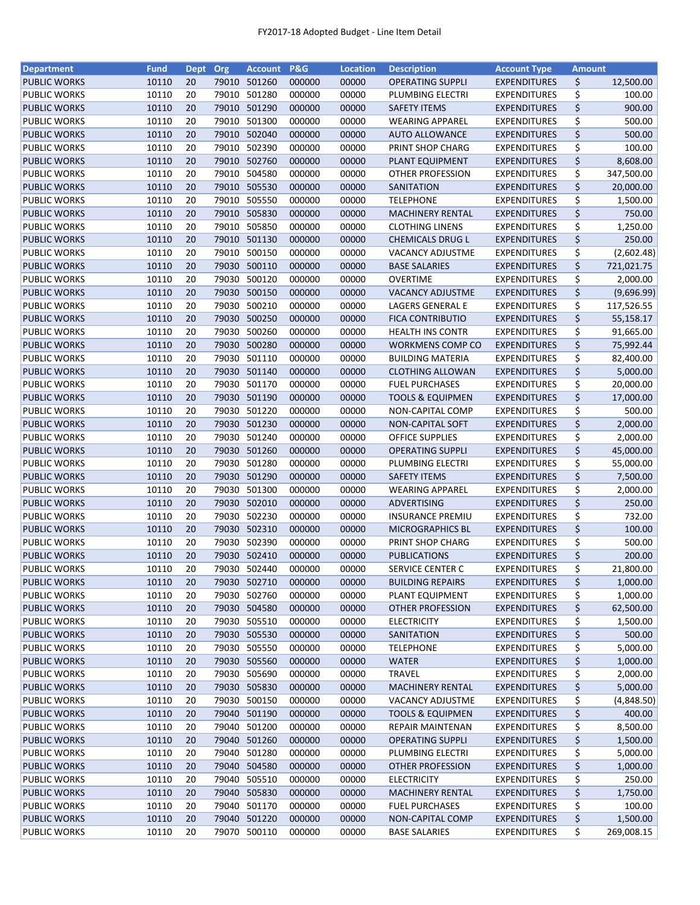FY2017-18 Adopted Budget - Line Item Detail

| Department | Fund | Dept | Org | Account | P&G | Location | Description | Account Type | Amount |
|---|---|---|---|---|---|---|---|---|---|
| PUBLIC WORKS | 10110 | 20 | 79010 | 501260 | 000000 | 00000 | OPERATING SUPPLI | EXPENDITURES | $ 12,500.00 |
| PUBLIC WORKS | 10110 | 20 | 79010 | 501280 | 000000 | 00000 | PLUMBING ELECTRI | EXPENDITURES | $ 100.00 |
| PUBLIC WORKS | 10110 | 20 | 79010 | 501290 | 000000 | 00000 | SAFETY ITEMS | EXPENDITURES | $ 900.00 |
| PUBLIC WORKS | 10110 | 20 | 79010 | 501300 | 000000 | 00000 | WEARING APPAREL | EXPENDITURES | $ 500.00 |
| PUBLIC WORKS | 10110 | 20 | 79010 | 502040 | 000000 | 00000 | AUTO ALLOWANCE | EXPENDITURES | $ 500.00 |
| PUBLIC WORKS | 10110 | 20 | 79010 | 502390 | 000000 | 00000 | PRINT SHOP CHARG | EXPENDITURES | $ 100.00 |
| PUBLIC WORKS | 10110 | 20 | 79010 | 502760 | 000000 | 00000 | PLANT EQUIPMENT | EXPENDITURES | $ 8,608.00 |
| PUBLIC WORKS | 10110 | 20 | 79010 | 504580 | 000000 | 00000 | OTHER PROFESSION | EXPENDITURES | $ 347,500.00 |
| PUBLIC WORKS | 10110 | 20 | 79010 | 505530 | 000000 | 00000 | SANITATION | EXPENDITURES | $ 20,000.00 |
| PUBLIC WORKS | 10110 | 20 | 79010 | 505550 | 000000 | 00000 | TELEPHONE | EXPENDITURES | $ 1,500.00 |
| PUBLIC WORKS | 10110 | 20 | 79010 | 505830 | 000000 | 00000 | MACHINERY RENTAL | EXPENDITURES | $ 750.00 |
| PUBLIC WORKS | 10110 | 20 | 79010 | 505850 | 000000 | 00000 | CLOTHING LINENS | EXPENDITURES | $ 1,250.00 |
| PUBLIC WORKS | 10110 | 20 | 79010 | 501130 | 000000 | 00000 | CHEMICALS DRUG L | EXPENDITURES | $ 250.00 |
| PUBLIC WORKS | 10110 | 20 | 79010 | 500150 | 000000 | 00000 | VACANCY ADJUSTME | EXPENDITURES | $ (2,602.48) |
| PUBLIC WORKS | 10110 | 20 | 79030 | 500110 | 000000 | 00000 | BASE SALARIES | EXPENDITURES | $ 721,021.75 |
| PUBLIC WORKS | 10110 | 20 | 79030 | 500120 | 000000 | 00000 | OVERTIME | EXPENDITURES | $ 2,000.00 |
| PUBLIC WORKS | 10110 | 20 | 79030 | 500150 | 000000 | 00000 | VACANCY ADJUSTME | EXPENDITURES | $ (9,696.99) |
| PUBLIC WORKS | 10110 | 20 | 79030 | 500210 | 000000 | 00000 | LAGERS GENERAL E | EXPENDITURES | $ 117,526.55 |
| PUBLIC WORKS | 10110 | 20 | 79030 | 500250 | 000000 | 00000 | FICA CONTRIBUTIO | EXPENDITURES | $ 55,158.17 |
| PUBLIC WORKS | 10110 | 20 | 79030 | 500260 | 000000 | 00000 | HEALTH INS CONTR | EXPENDITURES | $ 91,665.00 |
| PUBLIC WORKS | 10110 | 20 | 79030 | 500280 | 000000 | 00000 | WORKMENS COMP CO | EXPENDITURES | $ 75,992.44 |
| PUBLIC WORKS | 10110 | 20 | 79030 | 501110 | 000000 | 00000 | BUILDING MATERIA | EXPENDITURES | $ 82,400.00 |
| PUBLIC WORKS | 10110 | 20 | 79030 | 501140 | 000000 | 00000 | CLOTHING ALLOWAN | EXPENDITURES | $ 5,000.00 |
| PUBLIC WORKS | 10110 | 20 | 79030 | 501170 | 000000 | 00000 | FUEL PURCHASES | EXPENDITURES | $ 20,000.00 |
| PUBLIC WORKS | 10110 | 20 | 79030 | 501190 | 000000 | 00000 | TOOLS & EQUIPMEN | EXPENDITURES | $ 17,000.00 |
| PUBLIC WORKS | 10110 | 20 | 79030 | 501220 | 000000 | 00000 | NON-CAPITAL COMP | EXPENDITURES | $ 500.00 |
| PUBLIC WORKS | 10110 | 20 | 79030 | 501230 | 000000 | 00000 | NON-CAPITAL SOFT | EXPENDITURES | $ 2,000.00 |
| PUBLIC WORKS | 10110 | 20 | 79030 | 501240 | 000000 | 00000 | OFFICE SUPPLIES | EXPENDITURES | $ 2,000.00 |
| PUBLIC WORKS | 10110 | 20 | 79030 | 501260 | 000000 | 00000 | OPERATING SUPPLI | EXPENDITURES | $ 45,000.00 |
| PUBLIC WORKS | 10110 | 20 | 79030 | 501280 | 000000 | 00000 | PLUMBING ELECTRI | EXPENDITURES | $ 55,000.00 |
| PUBLIC WORKS | 10110 | 20 | 79030 | 501290 | 000000 | 00000 | SAFETY ITEMS | EXPENDITURES | $ 7,500.00 |
| PUBLIC WORKS | 10110 | 20 | 79030 | 501300 | 000000 | 00000 | WEARING APPAREL | EXPENDITURES | $ 2,000.00 |
| PUBLIC WORKS | 10110 | 20 | 79030 | 502010 | 000000 | 00000 | ADVERTISING | EXPENDITURES | $ 250.00 |
| PUBLIC WORKS | 10110 | 20 | 79030 | 502230 | 000000 | 00000 | INSURANCE PREMIU | EXPENDITURES | $ 732.00 |
| PUBLIC WORKS | 10110 | 20 | 79030 | 502310 | 000000 | 00000 | MICROGRAPHICS BL | EXPENDITURES | $ 100.00 |
| PUBLIC WORKS | 10110 | 20 | 79030 | 502390 | 000000 | 00000 | PRINT SHOP CHARG | EXPENDITURES | $ 500.00 |
| PUBLIC WORKS | 10110 | 20 | 79030 | 502410 | 000000 | 00000 | PUBLICATIONS | EXPENDITURES | $ 200.00 |
| PUBLIC WORKS | 10110 | 20 | 79030 | 502440 | 000000 | 00000 | SERVICE CENTER C | EXPENDITURES | $ 21,800.00 |
| PUBLIC WORKS | 10110 | 20 | 79030 | 502710 | 000000 | 00000 | BUILDING REPAIRS | EXPENDITURES | $ 1,000.00 |
| PUBLIC WORKS | 10110 | 20 | 79030 | 502760 | 000000 | 00000 | PLANT EQUIPMENT | EXPENDITURES | $ 1,000.00 |
| PUBLIC WORKS | 10110 | 20 | 79030 | 504580 | 000000 | 00000 | OTHER PROFESSION | EXPENDITURES | $ 62,500.00 |
| PUBLIC WORKS | 10110 | 20 | 79030 | 505510 | 000000 | 00000 | ELECTRICITY | EXPENDITURES | $ 1,500.00 |
| PUBLIC WORKS | 10110 | 20 | 79030 | 505530 | 000000 | 00000 | SANITATION | EXPENDITURES | $ 500.00 |
| PUBLIC WORKS | 10110 | 20 | 79030 | 505550 | 000000 | 00000 | TELEPHONE | EXPENDITURES | $ 5,000.00 |
| PUBLIC WORKS | 10110 | 20 | 79030 | 505560 | 000000 | 00000 | WATER | EXPENDITURES | $ 1,000.00 |
| PUBLIC WORKS | 10110 | 20 | 79030 | 505690 | 000000 | 00000 | TRAVEL | EXPENDITURES | $ 2,000.00 |
| PUBLIC WORKS | 10110 | 20 | 79030 | 505830 | 000000 | 00000 | MACHINERY RENTAL | EXPENDITURES | $ 5,000.00 |
| PUBLIC WORKS | 10110 | 20 | 79030 | 500150 | 000000 | 00000 | VACANCY ADJUSTME | EXPENDITURES | $ (4,848.50) |
| PUBLIC WORKS | 10110 | 20 | 79040 | 501190 | 000000 | 00000 | TOOLS & EQUIPMEN | EXPENDITURES | $ 400.00 |
| PUBLIC WORKS | 10110 | 20 | 79040 | 501200 | 000000 | 00000 | REPAIR MAINTENAN | EXPENDITURES | $ 8,500.00 |
| PUBLIC WORKS | 10110 | 20 | 79040 | 501260 | 000000 | 00000 | OPERATING SUPPLI | EXPENDITURES | $ 1,500.00 |
| PUBLIC WORKS | 10110 | 20 | 79040 | 501280 | 000000 | 00000 | PLUMBING ELECTRI | EXPENDITURES | $ 5,000.00 |
| PUBLIC WORKS | 10110 | 20 | 79040 | 504580 | 000000 | 00000 | OTHER PROFESSION | EXPENDITURES | $ 1,000.00 |
| PUBLIC WORKS | 10110 | 20 | 79040 | 505510 | 000000 | 00000 | ELECTRICITY | EXPENDITURES | $ 250.00 |
| PUBLIC WORKS | 10110 | 20 | 79040 | 505830 | 000000 | 00000 | MACHINERY RENTAL | EXPENDITURES | $ 1,750.00 |
| PUBLIC WORKS | 10110 | 20 | 79040 | 501170 | 000000 | 00000 | FUEL PURCHASES | EXPENDITURES | $ 100.00 |
| PUBLIC WORKS | 10110 | 20 | 79040 | 501220 | 000000 | 00000 | NON-CAPITAL COMP | EXPENDITURES | $ 1,500.00 |
| PUBLIC WORKS | 10110 | 20 | 79070 | 500110 | 000000 | 00000 | BASE SALARIES | EXPENDITURES | $ 269,008.15 |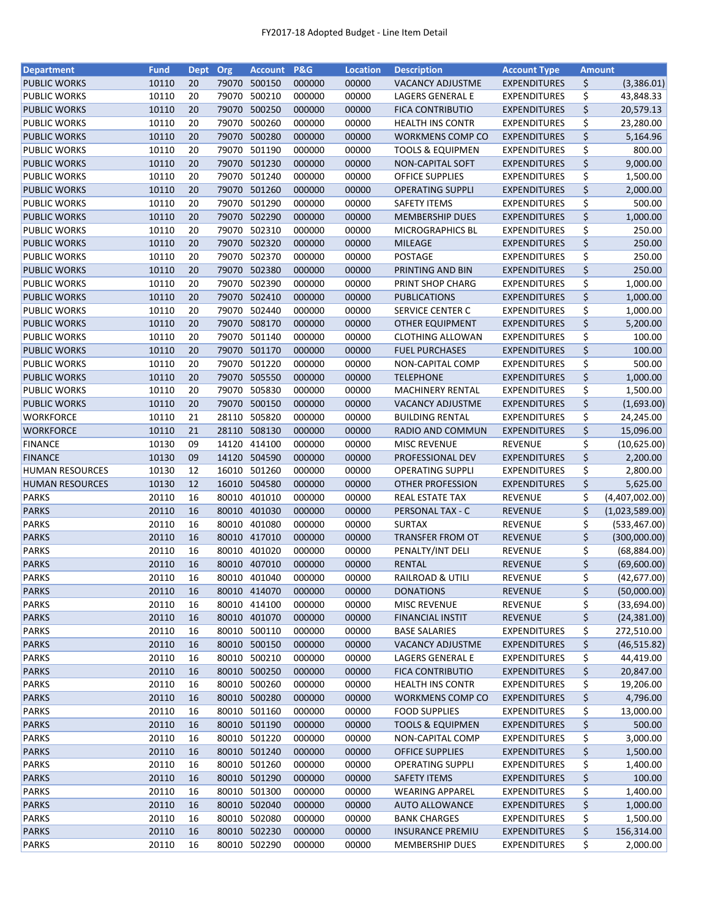FY2017-18 Adopted Budget - Line Item Detail

| Department | Fund | Dept | Org | Account | P&G | Location | Description | Account Type | Amount |
|---|---|---|---|---|---|---|---|---|---|
| PUBLIC WORKS | 10110 | 20 | 79070 | 500150 | 000000 | 00000 | VACANCY ADJUSTME | EXPENDITURES | $ (3,386.01) |
| PUBLIC WORKS | 10110 | 20 | 79070 | 500210 | 000000 | 00000 | LAGERS GENERAL E | EXPENDITURES | $ 43,848.33 |
| PUBLIC WORKS | 10110 | 20 | 79070 | 500250 | 000000 | 00000 | FICA CONTRIBUTIO | EXPENDITURES | $ 20,579.13 |
| PUBLIC WORKS | 10110 | 20 | 79070 | 500260 | 000000 | 00000 | HEALTH INS CONTR | EXPENDITURES | $ 23,280.00 |
| PUBLIC WORKS | 10110 | 20 | 79070 | 500280 | 000000 | 00000 | WORKMENS COMP CO | EXPENDITURES | $ 5,164.96 |
| PUBLIC WORKS | 10110 | 20 | 79070 | 501190 | 000000 | 00000 | TOOLS & EQUIPMEN | EXPENDITURES | $ 800.00 |
| PUBLIC WORKS | 10110 | 20 | 79070 | 501230 | 000000 | 00000 | NON-CAPITAL SOFT | EXPENDITURES | $ 9,000.00 |
| PUBLIC WORKS | 10110 | 20 | 79070 | 501240 | 000000 | 00000 | OFFICE SUPPLIES | EXPENDITURES | $ 1,500.00 |
| PUBLIC WORKS | 10110 | 20 | 79070 | 501260 | 000000 | 00000 | OPERATING SUPPLI | EXPENDITURES | $ 2,000.00 |
| PUBLIC WORKS | 10110 | 20 | 79070 | 501290 | 000000 | 00000 | SAFETY ITEMS | EXPENDITURES | $ 500.00 |
| PUBLIC WORKS | 10110 | 20 | 79070 | 502290 | 000000 | 00000 | MEMBERSHIP DUES | EXPENDITURES | $ 1,000.00 |
| PUBLIC WORKS | 10110 | 20 | 79070 | 502310 | 000000 | 00000 | MICROGRAPHICS BL | EXPENDITURES | $ 250.00 |
| PUBLIC WORKS | 10110 | 20 | 79070 | 502320 | 000000 | 00000 | MILEAGE | EXPENDITURES | $ 250.00 |
| PUBLIC WORKS | 10110 | 20 | 79070 | 502370 | 000000 | 00000 | POSTAGE | EXPENDITURES | $ 250.00 |
| PUBLIC WORKS | 10110 | 20 | 79070 | 502380 | 000000 | 00000 | PRINTING AND BIN | EXPENDITURES | $ 250.00 |
| PUBLIC WORKS | 10110 | 20 | 79070 | 502390 | 000000 | 00000 | PRINT SHOP CHARG | EXPENDITURES | $ 1,000.00 |
| PUBLIC WORKS | 10110 | 20 | 79070 | 502410 | 000000 | 00000 | PUBLICATIONS | EXPENDITURES | $ 1,000.00 |
| PUBLIC WORKS | 10110 | 20 | 79070 | 502440 | 000000 | 00000 | SERVICE CENTER C | EXPENDITURES | $ 1,000.00 |
| PUBLIC WORKS | 10110 | 20 | 79070 | 508170 | 000000 | 00000 | OTHER EQUIPMENT | EXPENDITURES | $ 5,200.00 |
| PUBLIC WORKS | 10110 | 20 | 79070 | 501140 | 000000 | 00000 | CLOTHING ALLOWAN | EXPENDITURES | $ 100.00 |
| PUBLIC WORKS | 10110 | 20 | 79070 | 501170 | 000000 | 00000 | FUEL PURCHASES | EXPENDITURES | $ 100.00 |
| PUBLIC WORKS | 10110 | 20 | 79070 | 501220 | 000000 | 00000 | NON-CAPITAL COMP | EXPENDITURES | $ 500.00 |
| PUBLIC WORKS | 10110 | 20 | 79070 | 505550 | 000000 | 00000 | TELEPHONE | EXPENDITURES | $ 1,000.00 |
| PUBLIC WORKS | 10110 | 20 | 79070 | 505830 | 000000 | 00000 | MACHINERY RENTAL | EXPENDITURES | $ 1,500.00 |
| PUBLIC WORKS | 10110 | 20 | 79070 | 500150 | 000000 | 00000 | VACANCY ADJUSTME | EXPENDITURES | $ (1,693.00) |
| WORKFORCE | 10110 | 21 | 28110 | 505820 | 000000 | 00000 | BUILDING RENTAL | EXPENDITURES | $ 24,245.00 |
| WORKFORCE | 10110 | 21 | 28110 | 508130 | 000000 | 00000 | RADIO AND COMMUN | EXPENDITURES | $ 15,096.00 |
| FINANCE | 10130 | 09 | 14120 | 414100 | 000000 | 00000 | MISC REVENUE | REVENUE | $ (10,625.00) |
| FINANCE | 10130 | 09 | 14120 | 504590 | 000000 | 00000 | PROFESSIONAL DEV | EXPENDITURES | $ 2,200.00 |
| HUMAN RESOURCES | 10130 | 12 | 16010 | 501260 | 000000 | 00000 | OPERATING SUPPLI | EXPENDITURES | $ 2,800.00 |
| HUMAN RESOURCES | 10130 | 12 | 16010 | 504580 | 000000 | 00000 | OTHER PROFESSION | EXPENDITURES | $ 5,625.00 |
| PARKS | 20110 | 16 | 80010 | 401010 | 000000 | 00000 | REAL ESTATE TAX | REVENUE | $ (4,407,002.00) |
| PARKS | 20110 | 16 | 80010 | 401030 | 000000 | 00000 | PERSONAL TAX - C | REVENUE | $ (1,023,589.00) |
| PARKS | 20110 | 16 | 80010 | 401080 | 000000 | 00000 | SURTAX | REVENUE | $ (533,467.00) |
| PARKS | 20110 | 16 | 80010 | 417010 | 000000 | 00000 | TRANSFER FROM OT | REVENUE | $ (300,000.00) |
| PARKS | 20110 | 16 | 80010 | 401020 | 000000 | 00000 | PENALTY/INT DELI | REVENUE | $ (68,884.00) |
| PARKS | 20110 | 16 | 80010 | 407010 | 000000 | 00000 | RENTAL | REVENUE | $ (69,600.00) |
| PARKS | 20110 | 16 | 80010 | 401040 | 000000 | 00000 | RAILROAD & UTILI | REVENUE | $ (42,677.00) |
| PARKS | 20110 | 16 | 80010 | 414070 | 000000 | 00000 | DONATIONS | REVENUE | $ (50,000.00) |
| PARKS | 20110 | 16 | 80010 | 414100 | 000000 | 00000 | MISC REVENUE | REVENUE | $ (33,694.00) |
| PARKS | 20110 | 16 | 80010 | 401070 | 000000 | 00000 | FINANCIAL INSTIT | REVENUE | $ (24,381.00) |
| PARKS | 20110 | 16 | 80010 | 500110 | 000000 | 00000 | BASE SALARIES | EXPENDITURES | $ 272,510.00 |
| PARKS | 20110 | 16 | 80010 | 500150 | 000000 | 00000 | VACANCY ADJUSTME | EXPENDITURES | $ (46,515.82) |
| PARKS | 20110 | 16 | 80010 | 500210 | 000000 | 00000 | LAGERS GENERAL E | EXPENDITURES | $ 44,419.00 |
| PARKS | 20110 | 16 | 80010 | 500250 | 000000 | 00000 | FICA CONTRIBUTIO | EXPENDITURES | $ 20,847.00 |
| PARKS | 20110 | 16 | 80010 | 500260 | 000000 | 00000 | HEALTH INS CONTR | EXPENDITURES | $ 19,206.00 |
| PARKS | 20110 | 16 | 80010 | 500280 | 000000 | 00000 | WORKMENS COMP CO | EXPENDITURES | $ 4,796.00 |
| PARKS | 20110 | 16 | 80010 | 501160 | 000000 | 00000 | FOOD SUPPLIES | EXPENDITURES | $ 13,000.00 |
| PARKS | 20110 | 16 | 80010 | 501190 | 000000 | 00000 | TOOLS & EQUIPMEN | EXPENDITURES | $ 500.00 |
| PARKS | 20110 | 16 | 80010 | 501220 | 000000 | 00000 | NON-CAPITAL COMP | EXPENDITURES | $ 3,000.00 |
| PARKS | 20110 | 16 | 80010 | 501240 | 000000 | 00000 | OFFICE SUPPLIES | EXPENDITURES | $ 1,500.00 |
| PARKS | 20110 | 16 | 80010 | 501260 | 000000 | 00000 | OPERATING SUPPLI | EXPENDITURES | $ 1,400.00 |
| PARKS | 20110 | 16 | 80010 | 501290 | 000000 | 00000 | SAFETY ITEMS | EXPENDITURES | $ 100.00 |
| PARKS | 20110 | 16 | 80010 | 501300 | 000000 | 00000 | WEARING APPAREL | EXPENDITURES | $ 1,400.00 |
| PARKS | 20110 | 16 | 80010 | 502040 | 000000 | 00000 | AUTO ALLOWANCE | EXPENDITURES | $ 1,000.00 |
| PARKS | 20110 | 16 | 80010 | 502080 | 000000 | 00000 | BANK CHARGES | EXPENDITURES | $ 1,500.00 |
| PARKS | 20110 | 16 | 80010 | 502230 | 000000 | 00000 | INSURANCE PREMIU | EXPENDITURES | $ 156,314.00 |
| PARKS | 20110 | 16 | 80010 | 502290 | 000000 | 00000 | MEMBERSHIP DUES | EXPENDITURES | $ 2,000.00 |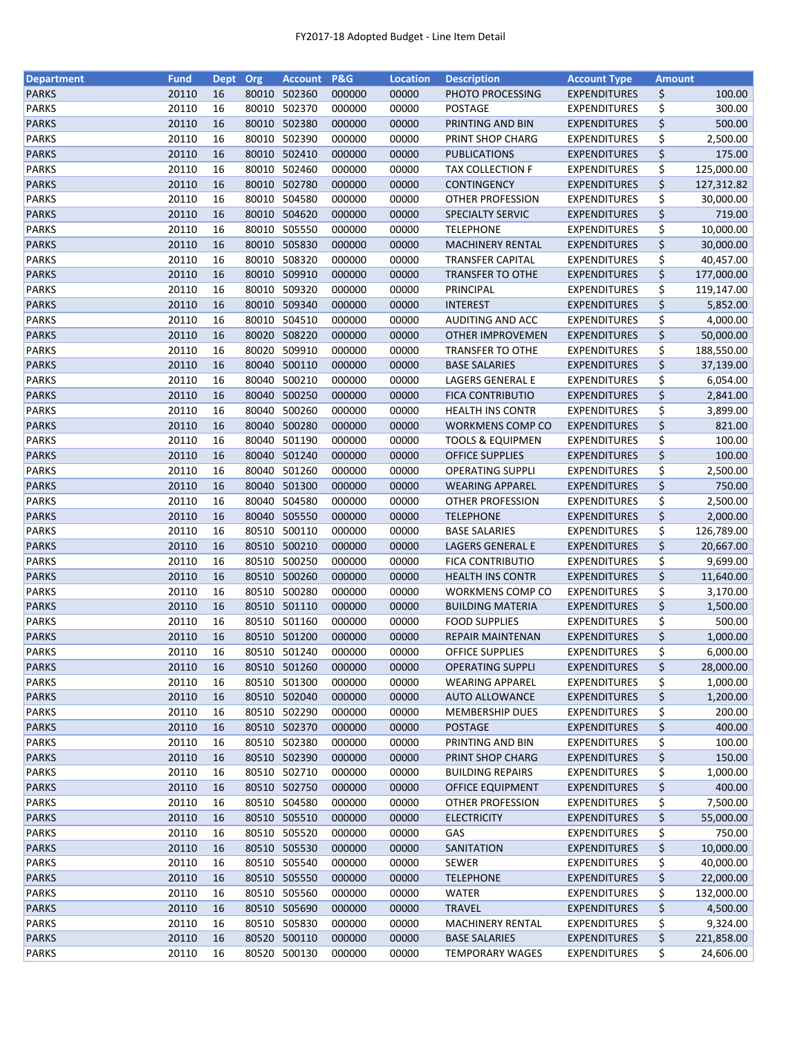| Department | Fund | Dept | Org | Account | P&G | Location | Description | Account Type | Amount |
|---|---|---|---|---|---|---|---|---|---|
| PARKS | 20110 | 16 | 80010 | 502360 | 000000 | 00000 | PHOTO PROCESSING | EXPENDITURES | $ 100.00 |
| PARKS | 20110 | 16 | 80010 | 502370 | 000000 | 00000 | POSTAGE | EXPENDITURES | $ 300.00 |
| PARKS | 20110 | 16 | 80010 | 502380 | 000000 | 00000 | PRINTING AND BIN | EXPENDITURES | $ 500.00 |
| PARKS | 20110 | 16 | 80010 | 502390 | 000000 | 00000 | PRINT SHOP CHARG | EXPENDITURES | $ 2,500.00 |
| PARKS | 20110 | 16 | 80010 | 502410 | 000000 | 00000 | PUBLICATIONS | EXPENDITURES | $ 175.00 |
| PARKS | 20110 | 16 | 80010 | 502460 | 000000 | 00000 | TAX COLLECTION F | EXPENDITURES | $ 125,000.00 |
| PARKS | 20110 | 16 | 80010 | 502780 | 000000 | 00000 | CONTINGENCY | EXPENDITURES | $ 127,312.82 |
| PARKS | 20110 | 16 | 80010 | 504580 | 000000 | 00000 | OTHER PROFESSION | EXPENDITURES | $ 30,000.00 |
| PARKS | 20110 | 16 | 80010 | 504620 | 000000 | 00000 | SPECIALTY SERVIC | EXPENDITURES | $ 719.00 |
| PARKS | 20110 | 16 | 80010 | 505550 | 000000 | 00000 | TELEPHONE | EXPENDITURES | $ 10,000.00 |
| PARKS | 20110 | 16 | 80010 | 505830 | 000000 | 00000 | MACHINERY RENTAL | EXPENDITURES | $ 30,000.00 |
| PARKS | 20110 | 16 | 80010 | 508320 | 000000 | 00000 | TRANSFER CAPITAL | EXPENDITURES | $ 40,457.00 |
| PARKS | 20110 | 16 | 80010 | 509910 | 000000 | 00000 | TRANSFER TO OTHE | EXPENDITURES | $ 177,000.00 |
| PARKS | 20110 | 16 | 80010 | 509320 | 000000 | 00000 | PRINCIPAL | EXPENDITURES | $ 119,147.00 |
| PARKS | 20110 | 16 | 80010 | 509340 | 000000 | 00000 | INTEREST | EXPENDITURES | $ 5,852.00 |
| PARKS | 20110 | 16 | 80010 | 504510 | 000000 | 00000 | AUDITING AND ACC | EXPENDITURES | $ 4,000.00 |
| PARKS | 20110 | 16 | 80020 | 508220 | 000000 | 00000 | OTHER IMPROVEMEN | EXPENDITURES | $ 50,000.00 |
| PARKS | 20110 | 16 | 80020 | 509910 | 000000 | 00000 | TRANSFER TO OTHE | EXPENDITURES | $ 188,550.00 |
| PARKS | 20110 | 16 | 80040 | 500110 | 000000 | 00000 | BASE SALARIES | EXPENDITURES | $ 37,139.00 |
| PARKS | 20110 | 16 | 80040 | 500210 | 000000 | 00000 | LAGERS GENERAL E | EXPENDITURES | $ 6,054.00 |
| PARKS | 20110 | 16 | 80040 | 500250 | 000000 | 00000 | FICA CONTRIBUTIO | EXPENDITURES | $ 2,841.00 |
| PARKS | 20110 | 16 | 80040 | 500260 | 000000 | 00000 | HEALTH INS CONTR | EXPENDITURES | $ 3,899.00 |
| PARKS | 20110 | 16 | 80040 | 500280 | 000000 | 00000 | WORKMENS COMP CO | EXPENDITURES | $ 821.00 |
| PARKS | 20110 | 16 | 80040 | 501190 | 000000 | 00000 | TOOLS & EQUIPMEN | EXPENDITURES | $ 100.00 |
| PARKS | 20110 | 16 | 80040 | 501240 | 000000 | 00000 | OFFICE SUPPLIES | EXPENDITURES | $ 100.00 |
| PARKS | 20110 | 16 | 80040 | 501260 | 000000 | 00000 | OPERATING SUPPLI | EXPENDITURES | $ 2,500.00 |
| PARKS | 20110 | 16 | 80040 | 501300 | 000000 | 00000 | WEARING APPAREL | EXPENDITURES | $ 750.00 |
| PARKS | 20110 | 16 | 80040 | 504580 | 000000 | 00000 | OTHER PROFESSION | EXPENDITURES | $ 2,500.00 |
| PARKS | 20110 | 16 | 80040 | 505550 | 000000 | 00000 | TELEPHONE | EXPENDITURES | $ 2,000.00 |
| PARKS | 20110 | 16 | 80510 | 500110 | 000000 | 00000 | BASE SALARIES | EXPENDITURES | $ 126,789.00 |
| PARKS | 20110 | 16 | 80510 | 500210 | 000000 | 00000 | LAGERS GENERAL E | EXPENDITURES | $ 20,667.00 |
| PARKS | 20110 | 16 | 80510 | 500250 | 000000 | 00000 | FICA CONTRIBUTIO | EXPENDITURES | $ 9,699.00 |
| PARKS | 20110 | 16 | 80510 | 500260 | 000000 | 00000 | HEALTH INS CONTR | EXPENDITURES | $ 11,640.00 |
| PARKS | 20110 | 16 | 80510 | 500280 | 000000 | 00000 | WORKMENS COMP CO | EXPENDITURES | $ 3,170.00 |
| PARKS | 20110 | 16 | 80510 | 501110 | 000000 | 00000 | BUILDING MATERIA | EXPENDITURES | $ 1,500.00 |
| PARKS | 20110 | 16 | 80510 | 501160 | 000000 | 00000 | FOOD SUPPLIES | EXPENDITURES | $ 500.00 |
| PARKS | 20110 | 16 | 80510 | 501200 | 000000 | 00000 | REPAIR MAINTENAN | EXPENDITURES | $ 1,000.00 |
| PARKS | 20110 | 16 | 80510 | 501240 | 000000 | 00000 | OFFICE SUPPLIES | EXPENDITURES | $ 6,000.00 |
| PARKS | 20110 | 16 | 80510 | 501260 | 000000 | 00000 | OPERATING SUPPLI | EXPENDITURES | $ 28,000.00 |
| PARKS | 20110 | 16 | 80510 | 501300 | 000000 | 00000 | WEARING APPAREL | EXPENDITURES | $ 1,000.00 |
| PARKS | 20110 | 16 | 80510 | 502040 | 000000 | 00000 | AUTO ALLOWANCE | EXPENDITURES | $ 1,200.00 |
| PARKS | 20110 | 16 | 80510 | 502290 | 000000 | 00000 | MEMBERSHIP DUES | EXPENDITURES | $ 200.00 |
| PARKS | 20110 | 16 | 80510 | 502370 | 000000 | 00000 | POSTAGE | EXPENDITURES | $ 400.00 |
| PARKS | 20110 | 16 | 80510 | 502380 | 000000 | 00000 | PRINTING AND BIN | EXPENDITURES | $ 100.00 |
| PARKS | 20110 | 16 | 80510 | 502390 | 000000 | 00000 | PRINT SHOP CHARG | EXPENDITURES | $ 150.00 |
| PARKS | 20110 | 16 | 80510 | 502710 | 000000 | 00000 | BUILDING REPAIRS | EXPENDITURES | $ 1,000.00 |
| PARKS | 20110 | 16 | 80510 | 502750 | 000000 | 00000 | OFFICE EQUIPMENT | EXPENDITURES | $ 400.00 |
| PARKS | 20110 | 16 | 80510 | 504580 | 000000 | 00000 | OTHER PROFESSION | EXPENDITURES | $ 7,500.00 |
| PARKS | 20110 | 16 | 80510 | 505510 | 000000 | 00000 | ELECTRICITY | EXPENDITURES | $ 55,000.00 |
| PARKS | 20110 | 16 | 80510 | 505520 | 000000 | 00000 | GAS | EXPENDITURES | $ 750.00 |
| PARKS | 20110 | 16 | 80510 | 505530 | 000000 | 00000 | SANITATION | EXPENDITURES | $ 10,000.00 |
| PARKS | 20110 | 16 | 80510 | 505540 | 000000 | 00000 | SEWER | EXPENDITURES | $ 40,000.00 |
| PARKS | 20110 | 16 | 80510 | 505550 | 000000 | 00000 | TELEPHONE | EXPENDITURES | $ 22,000.00 |
| PARKS | 20110 | 16 | 80510 | 505560 | 000000 | 00000 | WATER | EXPENDITURES | $ 132,000.00 |
| PARKS | 20110 | 16 | 80510 | 505690 | 000000 | 00000 | TRAVEL | EXPENDITURES | $ 4,500.00 |
| PARKS | 20110 | 16 | 80510 | 505830 | 000000 | 00000 | MACHINERY RENTAL | EXPENDITURES | $ 9,324.00 |
| PARKS | 20110 | 16 | 80520 | 500110 | 000000 | 00000 | BASE SALARIES | EXPENDITURES | $ 221,858.00 |
| PARKS | 20110 | 16 | 80520 | 500130 | 000000 | 00000 | TEMPORARY WAGES | EXPENDITURES | $ 24,606.00 |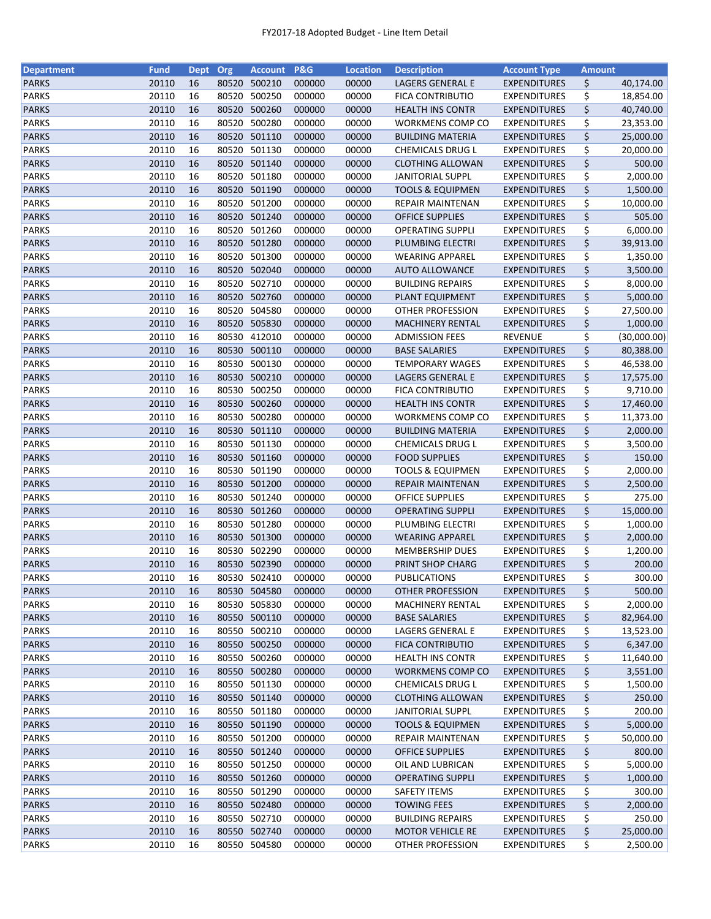FY2017-18 Adopted Budget - Line Item Detail

| Department | Fund | Dept | Org | Account | P&G | Location | Description | Account Type | Amount |
|---|---|---|---|---|---|---|---|---|---|
| PARKS | 20110 | 16 | 80520 | 500210 | 000000 | 00000 | LAGERS GENERAL E | EXPENDITURES | $ 40,174.00 |
| PARKS | 20110 | 16 | 80520 | 500250 | 000000 | 00000 | FICA CONTRIBUTIO | EXPENDITURES | $ 18,854.00 |
| PARKS | 20110 | 16 | 80520 | 500260 | 000000 | 00000 | HEALTH INS CONTR | EXPENDITURES | $ 40,740.00 |
| PARKS | 20110 | 16 | 80520 | 500280 | 000000 | 00000 | WORKMENS COMP CO | EXPENDITURES | $ 23,353.00 |
| PARKS | 20110 | 16 | 80520 | 501110 | 000000 | 00000 | BUILDING MATERIA | EXPENDITURES | $ 25,000.00 |
| PARKS | 20110 | 16 | 80520 | 501130 | 000000 | 00000 | CHEMICALS DRUG L | EXPENDITURES | $ 20,000.00 |
| PARKS | 20110 | 16 | 80520 | 501140 | 000000 | 00000 | CLOTHING ALLOWAN | EXPENDITURES | $ 500.00 |
| PARKS | 20110 | 16 | 80520 | 501180 | 000000 | 00000 | JANITORIAL SUPPL | EXPENDITURES | $ 2,000.00 |
| PARKS | 20110 | 16 | 80520 | 501190 | 000000 | 00000 | TOOLS & EQUIPMEN | EXPENDITURES | $ 1,500.00 |
| PARKS | 20110 | 16 | 80520 | 501200 | 000000 | 00000 | REPAIR MAINTENAN | EXPENDITURES | $ 10,000.00 |
| PARKS | 20110 | 16 | 80520 | 501240 | 000000 | 00000 | OFFICE SUPPLIES | EXPENDITURES | $ 505.00 |
| PARKS | 20110 | 16 | 80520 | 501260 | 000000 | 00000 | OPERATING SUPPLI | EXPENDITURES | $ 6,000.00 |
| PARKS | 20110 | 16 | 80520 | 501280 | 000000 | 00000 | PLUMBING ELECTRI | EXPENDITURES | $ 39,913.00 |
| PARKS | 20110 | 16 | 80520 | 501300 | 000000 | 00000 | WEARING APPAREL | EXPENDITURES | $ 1,350.00 |
| PARKS | 20110 | 16 | 80520 | 502040 | 000000 | 00000 | AUTO ALLOWANCE | EXPENDITURES | $ 3,500.00 |
| PARKS | 20110 | 16 | 80520 | 502710 | 000000 | 00000 | BUILDING REPAIRS | EXPENDITURES | $ 8,000.00 |
| PARKS | 20110 | 16 | 80520 | 502760 | 000000 | 00000 | PLANT EQUIPMENT | EXPENDITURES | $ 5,000.00 |
| PARKS | 20110 | 16 | 80520 | 504580 | 000000 | 00000 | OTHER PROFESSION | EXPENDITURES | $ 27,500.00 |
| PARKS | 20110 | 16 | 80520 | 505830 | 000000 | 00000 | MACHINERY RENTAL | EXPENDITURES | $ 1,000.00 |
| PARKS | 20110 | 16 | 80530 | 412010 | 000000 | 00000 | ADMISSION FEES | REVENUE | $ (30,000.00) |
| PARKS | 20110 | 16 | 80530 | 500110 | 000000 | 00000 | BASE SALARIES | EXPENDITURES | $ 80,388.00 |
| PARKS | 20110 | 16 | 80530 | 500130 | 000000 | 00000 | TEMPORARY WAGES | EXPENDITURES | $ 46,538.00 |
| PARKS | 20110 | 16 | 80530 | 500210 | 000000 | 00000 | LAGERS GENERAL E | EXPENDITURES | $ 17,575.00 |
| PARKS | 20110 | 16 | 80530 | 500250 | 000000 | 00000 | FICA CONTRIBUTIO | EXPENDITURES | $ 9,710.00 |
| PARKS | 20110 | 16 | 80530 | 500260 | 000000 | 00000 | HEALTH INS CONTR | EXPENDITURES | $ 17,460.00 |
| PARKS | 20110 | 16 | 80530 | 500280 | 000000 | 00000 | WORKMENS COMP CO | EXPENDITURES | $ 11,373.00 |
| PARKS | 20110 | 16 | 80530 | 501110 | 000000 | 00000 | BUILDING MATERIA | EXPENDITURES | $ 2,000.00 |
| PARKS | 20110 | 16 | 80530 | 501130 | 000000 | 00000 | CHEMICALS DRUG L | EXPENDITURES | $ 3,500.00 |
| PARKS | 20110 | 16 | 80530 | 501160 | 000000 | 00000 | FOOD SUPPLIES | EXPENDITURES | $ 150.00 |
| PARKS | 20110 | 16 | 80530 | 501190 | 000000 | 00000 | TOOLS & EQUIPMEN | EXPENDITURES | $ 2,000.00 |
| PARKS | 20110 | 16 | 80530 | 501200 | 000000 | 00000 | REPAIR MAINTENAN | EXPENDITURES | $ 2,500.00 |
| PARKS | 20110 | 16 | 80530 | 501240 | 000000 | 00000 | OFFICE SUPPLIES | EXPENDITURES | $ 275.00 |
| PARKS | 20110 | 16 | 80530 | 501260 | 000000 | 00000 | OPERATING SUPPLI | EXPENDITURES | $ 15,000.00 |
| PARKS | 20110 | 16 | 80530 | 501280 | 000000 | 00000 | PLUMBING ELECTRI | EXPENDITURES | $ 1,000.00 |
| PARKS | 20110 | 16 | 80530 | 501300 | 000000 | 00000 | WEARING APPAREL | EXPENDITURES | $ 2,000.00 |
| PARKS | 20110 | 16 | 80530 | 502290 | 000000 | 00000 | MEMBERSHIP DUES | EXPENDITURES | $ 1,200.00 |
| PARKS | 20110 | 16 | 80530 | 502390 | 000000 | 00000 | PRINT SHOP CHARG | EXPENDITURES | $ 200.00 |
| PARKS | 20110 | 16 | 80530 | 502410 | 000000 | 00000 | PUBLICATIONS | EXPENDITURES | $ 300.00 |
| PARKS | 20110 | 16 | 80530 | 504580 | 000000 | 00000 | OTHER PROFESSION | EXPENDITURES | $ 500.00 |
| PARKS | 20110 | 16 | 80530 | 505830 | 000000 | 00000 | MACHINERY RENTAL | EXPENDITURES | $ 2,000.00 |
| PARKS | 20110 | 16 | 80550 | 500110 | 000000 | 00000 | BASE SALARIES | EXPENDITURES | $ 82,964.00 |
| PARKS | 20110 | 16 | 80550 | 500210 | 000000 | 00000 | LAGERS GENERAL E | EXPENDITURES | $ 13,523.00 |
| PARKS | 20110 | 16 | 80550 | 500250 | 000000 | 00000 | FICA CONTRIBUTIO | EXPENDITURES | $ 6,347.00 |
| PARKS | 20110 | 16 | 80550 | 500260 | 000000 | 00000 | HEALTH INS CONTR | EXPENDITURES | $ 11,640.00 |
| PARKS | 20110 | 16 | 80550 | 500280 | 000000 | 00000 | WORKMENS COMP CO | EXPENDITURES | $ 3,551.00 |
| PARKS | 20110 | 16 | 80550 | 501130 | 000000 | 00000 | CHEMICALS DRUG L | EXPENDITURES | $ 1,500.00 |
| PARKS | 20110 | 16 | 80550 | 501140 | 000000 | 00000 | CLOTHING ALLOWAN | EXPENDITURES | $ 250.00 |
| PARKS | 20110 | 16 | 80550 | 501180 | 000000 | 00000 | JANITORIAL SUPPL | EXPENDITURES | $ 200.00 |
| PARKS | 20110 | 16 | 80550 | 501190 | 000000 | 00000 | TOOLS & EQUIPMEN | EXPENDITURES | $ 5,000.00 |
| PARKS | 20110 | 16 | 80550 | 501200 | 000000 | 00000 | REPAIR MAINTENAN | EXPENDITURES | $ 50,000.00 |
| PARKS | 20110 | 16 | 80550 | 501240 | 000000 | 00000 | OFFICE SUPPLIES | EXPENDITURES | $ 800.00 |
| PARKS | 20110 | 16 | 80550 | 501250 | 000000 | 00000 | OIL AND LUBRICAN | EXPENDITURES | $ 5,000.00 |
| PARKS | 20110 | 16 | 80550 | 501260 | 000000 | 00000 | OPERATING SUPPLI | EXPENDITURES | $ 1,000.00 |
| PARKS | 20110 | 16 | 80550 | 501290 | 000000 | 00000 | SAFETY ITEMS | EXPENDITURES | $ 300.00 |
| PARKS | 20110 | 16 | 80550 | 502480 | 000000 | 00000 | TOWING FEES | EXPENDITURES | $ 2,000.00 |
| PARKS | 20110 | 16 | 80550 | 502710 | 000000 | 00000 | BUILDING REPAIRS | EXPENDITURES | $ 250.00 |
| PARKS | 20110 | 16 | 80550 | 502740 | 000000 | 00000 | MOTOR VEHICLE RE | EXPENDITURES | $ 25,000.00 |
| PARKS | 20110 | 16 | 80550 | 504580 | 000000 | 00000 | OTHER PROFESSION | EXPENDITURES | $ 2,500.00 |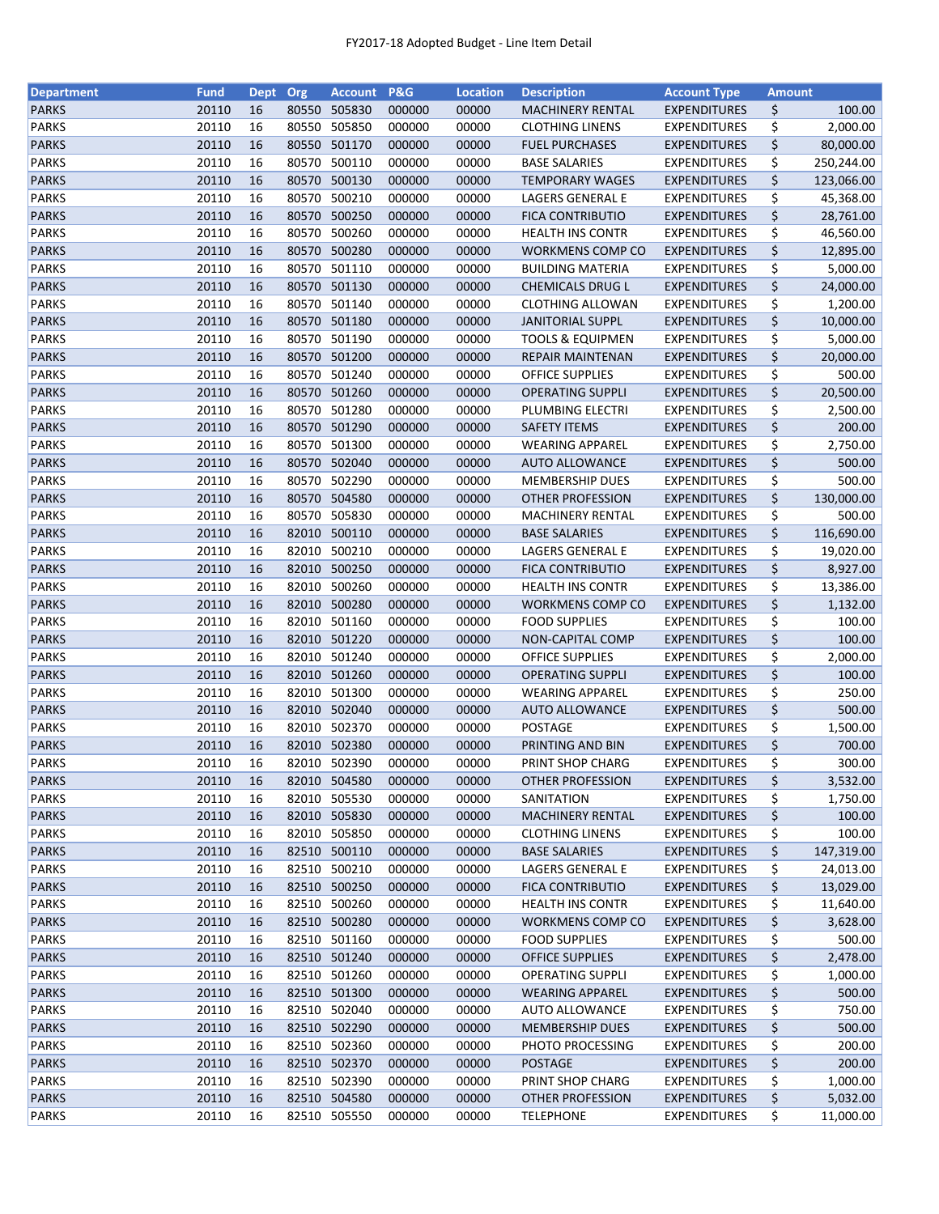FY2017-18 Adopted Budget - Line Item Detail

| Department | Fund | Dept | Org | Account | P&G | Location | Description | Account Type | Amount |
|---|---|---|---|---|---|---|---|---|---|
| PARKS | 20110 | 16 | 80550 | 505830 | 000000 | 00000 | MACHINERY RENTAL | EXPENDITURES | $ 100.00 |
| PARKS | 20110 | 16 | 80550 | 505850 | 000000 | 00000 | CLOTHING LINENS | EXPENDITURES | $ 2,000.00 |
| PARKS | 20110 | 16 | 80550 | 501170 | 000000 | 00000 | FUEL PURCHASES | EXPENDITURES | $ 80,000.00 |
| PARKS | 20110 | 16 | 80570 | 500110 | 000000 | 00000 | BASE SALARIES | EXPENDITURES | $ 250,244.00 |
| PARKS | 20110 | 16 | 80570 | 500130 | 000000 | 00000 | TEMPORARY WAGES | EXPENDITURES | $ 123,066.00 |
| PARKS | 20110 | 16 | 80570 | 500210 | 000000 | 00000 | LAGERS GENERAL E | EXPENDITURES | $ 45,368.00 |
| PARKS | 20110 | 16 | 80570 | 500250 | 000000 | 00000 | FICA CONTRIBUTIO | EXPENDITURES | $ 28,761.00 |
| PARKS | 20110 | 16 | 80570 | 500260 | 000000 | 00000 | HEALTH INS CONTR | EXPENDITURES | $ 46,560.00 |
| PARKS | 20110 | 16 | 80570 | 500280 | 000000 | 00000 | WORKMENS COMP CO | EXPENDITURES | $ 12,895.00 |
| PARKS | 20110 | 16 | 80570 | 501110 | 000000 | 00000 | BUILDING MATERIA | EXPENDITURES | $ 5,000.00 |
| PARKS | 20110 | 16 | 80570 | 501130 | 000000 | 00000 | CHEMICALS DRUG L | EXPENDITURES | $ 24,000.00 |
| PARKS | 20110 | 16 | 80570 | 501140 | 000000 | 00000 | CLOTHING ALLOWAN | EXPENDITURES | $ 1,200.00 |
| PARKS | 20110 | 16 | 80570 | 501180 | 000000 | 00000 | JANITORIAL SUPPL | EXPENDITURES | $ 10,000.00 |
| PARKS | 20110 | 16 | 80570 | 501190 | 000000 | 00000 | TOOLS & EQUIPMEN | EXPENDITURES | $ 5,000.00 |
| PARKS | 20110 | 16 | 80570 | 501200 | 000000 | 00000 | REPAIR MAINTENAN | EXPENDITURES | $ 20,000.00 |
| PARKS | 20110 | 16 | 80570 | 501240 | 000000 | 00000 | OFFICE SUPPLIES | EXPENDITURES | $ 500.00 |
| PARKS | 20110 | 16 | 80570 | 501260 | 000000 | 00000 | OPERATING SUPPLI | EXPENDITURES | $ 20,500.00 |
| PARKS | 20110 | 16 | 80570 | 501280 | 000000 | 00000 | PLUMBING ELECTRI | EXPENDITURES | $ 2,500.00 |
| PARKS | 20110 | 16 | 80570 | 501290 | 000000 | 00000 | SAFETY ITEMS | EXPENDITURES | $ 200.00 |
| PARKS | 20110 | 16 | 80570 | 501300 | 000000 | 00000 | WEARING APPAREL | EXPENDITURES | $ 2,750.00 |
| PARKS | 20110 | 16 | 80570 | 502040 | 000000 | 00000 | AUTO ALLOWANCE | EXPENDITURES | $ 500.00 |
| PARKS | 20110 | 16 | 80570 | 502290 | 000000 | 00000 | MEMBERSHIP DUES | EXPENDITURES | $ 500.00 |
| PARKS | 20110 | 16 | 80570 | 504580 | 000000 | 00000 | OTHER PROFESSION | EXPENDITURES | $ 130,000.00 |
| PARKS | 20110 | 16 | 80570 | 505830 | 000000 | 00000 | MACHINERY RENTAL | EXPENDITURES | $ 500.00 |
| PARKS | 20110 | 16 | 82010 | 500110 | 000000 | 00000 | BASE SALARIES | EXPENDITURES | $ 116,690.00 |
| PARKS | 20110 | 16 | 82010 | 500210 | 000000 | 00000 | LAGERS GENERAL E | EXPENDITURES | $ 19,020.00 |
| PARKS | 20110 | 16 | 82010 | 500250 | 000000 | 00000 | FICA CONTRIBUTIO | EXPENDITURES | $ 8,927.00 |
| PARKS | 20110 | 16 | 82010 | 500260 | 000000 | 00000 | HEALTH INS CONTR | EXPENDITURES | $ 13,386.00 |
| PARKS | 20110 | 16 | 82010 | 500280 | 000000 | 00000 | WORKMENS COMP CO | EXPENDITURES | $ 1,132.00 |
| PARKS | 20110 | 16 | 82010 | 501160 | 000000 | 00000 | FOOD SUPPLIES | EXPENDITURES | $ 100.00 |
| PARKS | 20110 | 16 | 82010 | 501220 | 000000 | 00000 | NON-CAPITAL COMP | EXPENDITURES | $ 100.00 |
| PARKS | 20110 | 16 | 82010 | 501240 | 000000 | 00000 | OFFICE SUPPLIES | EXPENDITURES | $ 2,000.00 |
| PARKS | 20110 | 16 | 82010 | 501260 | 000000 | 00000 | OPERATING SUPPLI | EXPENDITURES | $ 100.00 |
| PARKS | 20110 | 16 | 82010 | 501300 | 000000 | 00000 | WEARING APPAREL | EXPENDITURES | $ 250.00 |
| PARKS | 20110 | 16 | 82010 | 502040 | 000000 | 00000 | AUTO ALLOWANCE | EXPENDITURES | $ 500.00 |
| PARKS | 20110 | 16 | 82010 | 502370 | 000000 | 00000 | POSTAGE | EXPENDITURES | $ 1,500.00 |
| PARKS | 20110 | 16 | 82010 | 502380 | 000000 | 00000 | PRINTING AND BIN | EXPENDITURES | $ 700.00 |
| PARKS | 20110 | 16 | 82010 | 502390 | 000000 | 00000 | PRINT SHOP CHARG | EXPENDITURES | $ 300.00 |
| PARKS | 20110 | 16 | 82010 | 504580 | 000000 | 00000 | OTHER PROFESSION | EXPENDITURES | $ 3,532.00 |
| PARKS | 20110 | 16 | 82010 | 505530 | 000000 | 00000 | SANITATION | EXPENDITURES | $ 1,750.00 |
| PARKS | 20110 | 16 | 82010 | 505830 | 000000 | 00000 | MACHINERY RENTAL | EXPENDITURES | $ 100.00 |
| PARKS | 20110 | 16 | 82010 | 505850 | 000000 | 00000 | CLOTHING LINENS | EXPENDITURES | $ 100.00 |
| PARKS | 20110 | 16 | 82510 | 500110 | 000000 | 00000 | BASE SALARIES | EXPENDITURES | $ 147,319.00 |
| PARKS | 20110 | 16 | 82510 | 500210 | 000000 | 00000 | LAGERS GENERAL E | EXPENDITURES | $ 24,013.00 |
| PARKS | 20110 | 16 | 82510 | 500250 | 000000 | 00000 | FICA CONTRIBUTIO | EXPENDITURES | $ 13,029.00 |
| PARKS | 20110 | 16 | 82510 | 500260 | 000000 | 00000 | HEALTH INS CONTR | EXPENDITURES | $ 11,640.00 |
| PARKS | 20110 | 16 | 82510 | 500280 | 000000 | 00000 | WORKMENS COMP CO | EXPENDITURES | $ 3,628.00 |
| PARKS | 20110 | 16 | 82510 | 501160 | 000000 | 00000 | FOOD SUPPLIES | EXPENDITURES | $ 500.00 |
| PARKS | 20110 | 16 | 82510 | 501240 | 000000 | 00000 | OFFICE SUPPLIES | EXPENDITURES | $ 2,478.00 |
| PARKS | 20110 | 16 | 82510 | 501260 | 000000 | 00000 | OPERATING SUPPLI | EXPENDITURES | $ 1,000.00 |
| PARKS | 20110 | 16 | 82510 | 501300 | 000000 | 00000 | WEARING APPAREL | EXPENDITURES | $ 500.00 |
| PARKS | 20110 | 16 | 82510 | 502040 | 000000 | 00000 | AUTO ALLOWANCE | EXPENDITURES | $ 750.00 |
| PARKS | 20110 | 16 | 82510 | 502290 | 000000 | 00000 | MEMBERSHIP DUES | EXPENDITURES | $ 500.00 |
| PARKS | 20110 | 16 | 82510 | 502360 | 000000 | 00000 | PHOTO PROCESSING | EXPENDITURES | $ 200.00 |
| PARKS | 20110 | 16 | 82510 | 502370 | 000000 | 00000 | POSTAGE | EXPENDITURES | $ 200.00 |
| PARKS | 20110 | 16 | 82510 | 502390 | 000000 | 00000 | PRINT SHOP CHARG | EXPENDITURES | $ 1,000.00 |
| PARKS | 20110 | 16 | 82510 | 504580 | 000000 | 00000 | OTHER PROFESSION | EXPENDITURES | $ 5,032.00 |
| PARKS | 20110 | 16 | 82510 | 505550 | 000000 | 00000 | TELEPHONE | EXPENDITURES | $ 11,000.00 |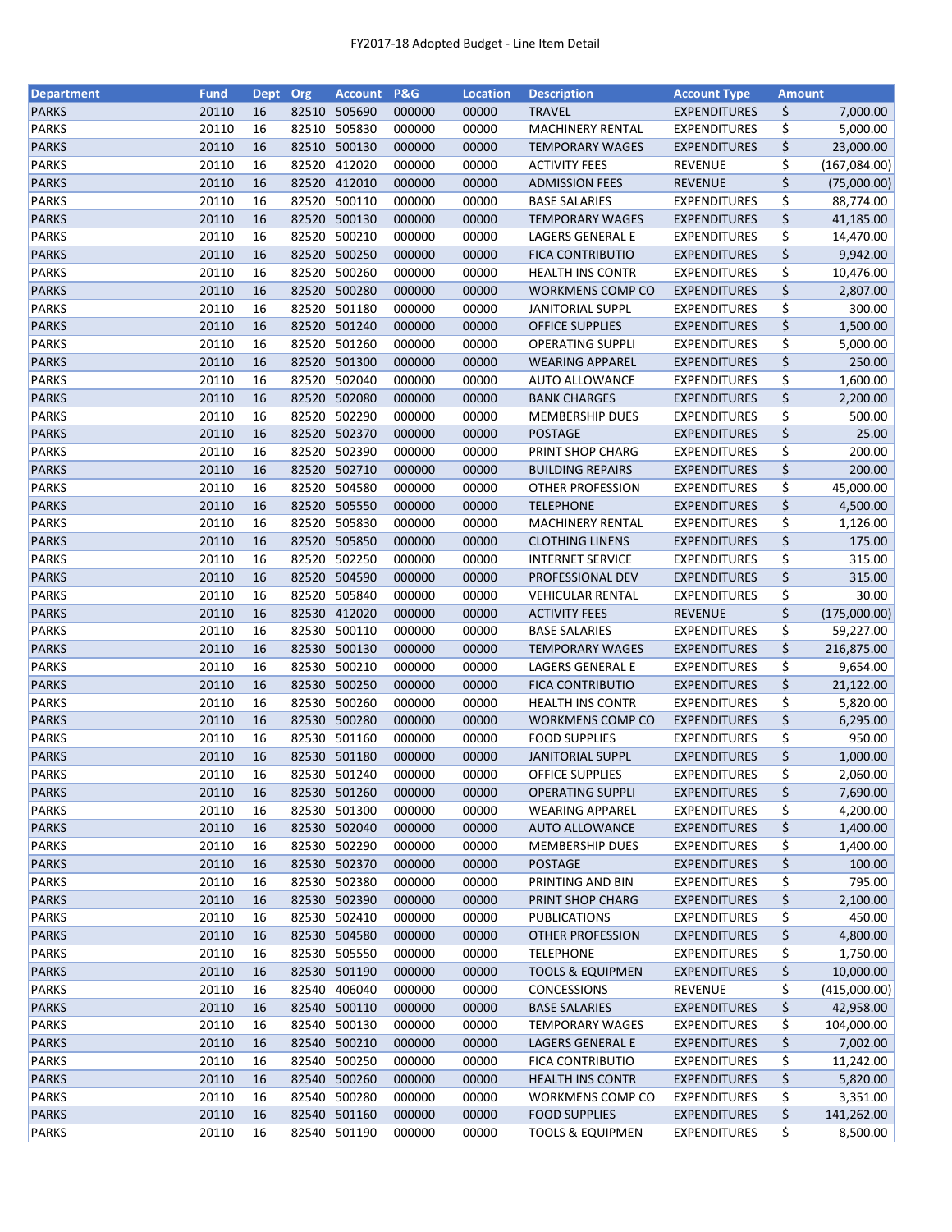| Department | Fund | Dept | Org | Account | P&G | Location | Description | Account Type | Amount |
|---|---|---|---|---|---|---|---|---|---|
| PARKS | 20110 | 16 | 82510 | 505690 | 000000 | 00000 | TRAVEL | EXPENDITURES | $ 7,000.00 |
| PARKS | 20110 | 16 | 82510 | 505830 | 000000 | 00000 | MACHINERY RENTAL | EXPENDITURES | $ 5,000.00 |
| PARKS | 20110 | 16 | 82510 | 500130 | 000000 | 00000 | TEMPORARY WAGES | EXPENDITURES | $ 23,000.00 |
| PARKS | 20110 | 16 | 82520 | 412020 | 000000 | 00000 | ACTIVITY FEES | REVENUE | $ (167,084.00) |
| PARKS | 20110 | 16 | 82520 | 412010 | 000000 | 00000 | ADMISSION FEES | REVENUE | $ (75,000.00) |
| PARKS | 20110 | 16 | 82520 | 500110 | 000000 | 00000 | BASE SALARIES | EXPENDITURES | $ 88,774.00 |
| PARKS | 20110 | 16 | 82520 | 500130 | 000000 | 00000 | TEMPORARY WAGES | EXPENDITURES | $ 41,185.00 |
| PARKS | 20110 | 16 | 82520 | 500210 | 000000 | 00000 | LAGERS GENERAL E | EXPENDITURES | $ 14,470.00 |
| PARKS | 20110 | 16 | 82520 | 500250 | 000000 | 00000 | FICA CONTRIBUTIO | EXPENDITURES | $ 9,942.00 |
| PARKS | 20110 | 16 | 82520 | 500260 | 000000 | 00000 | HEALTH INS CONTR | EXPENDITURES | $ 10,476.00 |
| PARKS | 20110 | 16 | 82520 | 500280 | 000000 | 00000 | WORKMENS COMP CO | EXPENDITURES | $ 2,807.00 |
| PARKS | 20110 | 16 | 82520 | 501180 | 000000 | 00000 | JANITORIAL SUPPL | EXPENDITURES | $ 300.00 |
| PARKS | 20110 | 16 | 82520 | 501240 | 000000 | 00000 | OFFICE SUPPLIES | EXPENDITURES | $ 1,500.00 |
| PARKS | 20110 | 16 | 82520 | 501260 | 000000 | 00000 | OPERATING SUPPLI | EXPENDITURES | $ 5,000.00 |
| PARKS | 20110 | 16 | 82520 | 501300 | 000000 | 00000 | WEARING APPAREL | EXPENDITURES | $ 250.00 |
| PARKS | 20110 | 16 | 82520 | 502040 | 000000 | 00000 | AUTO ALLOWANCE | EXPENDITURES | $ 1,600.00 |
| PARKS | 20110 | 16 | 82520 | 502080 | 000000 | 00000 | BANK CHARGES | EXPENDITURES | $ 2,200.00 |
| PARKS | 20110 | 16 | 82520 | 502290 | 000000 | 00000 | MEMBERSHIP DUES | EXPENDITURES | $ 500.00 |
| PARKS | 20110 | 16 | 82520 | 502370 | 000000 | 00000 | POSTAGE | EXPENDITURES | $ 25.00 |
| PARKS | 20110 | 16 | 82520 | 502390 | 000000 | 00000 | PRINT SHOP CHARG | EXPENDITURES | $ 200.00 |
| PARKS | 20110 | 16 | 82520 | 502710 | 000000 | 00000 | BUILDING REPAIRS | EXPENDITURES | $ 200.00 |
| PARKS | 20110 | 16 | 82520 | 504580 | 000000 | 00000 | OTHER PROFESSION | EXPENDITURES | $ 45,000.00 |
| PARKS | 20110 | 16 | 82520 | 505550 | 000000 | 00000 | TELEPHONE | EXPENDITURES | $ 4,500.00 |
| PARKS | 20110 | 16 | 82520 | 505830 | 000000 | 00000 | MACHINERY RENTAL | EXPENDITURES | $ 1,126.00 |
| PARKS | 20110 | 16 | 82520 | 505850 | 000000 | 00000 | CLOTHING LINENS | EXPENDITURES | $ 175.00 |
| PARKS | 20110 | 16 | 82520 | 502250 | 000000 | 00000 | INTERNET SERVICE | EXPENDITURES | $ 315.00 |
| PARKS | 20110 | 16 | 82520 | 504590 | 000000 | 00000 | PROFESSIONAL DEV | EXPENDITURES | $ 315.00 |
| PARKS | 20110 | 16 | 82520 | 505840 | 000000 | 00000 | VEHICULAR RENTAL | EXPENDITURES | $ 30.00 |
| PARKS | 20110 | 16 | 82530 | 412020 | 000000 | 00000 | ACTIVITY FEES | REVENUE | $ (175,000.00) |
| PARKS | 20110 | 16 | 82530 | 500110 | 000000 | 00000 | BASE SALARIES | EXPENDITURES | $ 59,227.00 |
| PARKS | 20110 | 16 | 82530 | 500130 | 000000 | 00000 | TEMPORARY WAGES | EXPENDITURES | $ 216,875.00 |
| PARKS | 20110 | 16 | 82530 | 500210 | 000000 | 00000 | LAGERS GENERAL E | EXPENDITURES | $ 9,654.00 |
| PARKS | 20110 | 16 | 82530 | 500250 | 000000 | 00000 | FICA CONTRIBUTIO | EXPENDITURES | $ 21,122.00 |
| PARKS | 20110 | 16 | 82530 | 500260 | 000000 | 00000 | HEALTH INS CONTR | EXPENDITURES | $ 5,820.00 |
| PARKS | 20110 | 16 | 82530 | 500280 | 000000 | 00000 | WORKMENS COMP CO | EXPENDITURES | $ 6,295.00 |
| PARKS | 20110 | 16 | 82530 | 501160 | 000000 | 00000 | FOOD SUPPLIES | EXPENDITURES | $ 950.00 |
| PARKS | 20110 | 16 | 82530 | 501180 | 000000 | 00000 | JANITORIAL SUPPL | EXPENDITURES | $ 1,000.00 |
| PARKS | 20110 | 16 | 82530 | 501240 | 000000 | 00000 | OFFICE SUPPLIES | EXPENDITURES | $ 2,060.00 |
| PARKS | 20110 | 16 | 82530 | 501260 | 000000 | 00000 | OPERATING SUPPLI | EXPENDITURES | $ 7,690.00 |
| PARKS | 20110 | 16 | 82530 | 501300 | 000000 | 00000 | WEARING APPAREL | EXPENDITURES | $ 4,200.00 |
| PARKS | 20110 | 16 | 82530 | 502040 | 000000 | 00000 | AUTO ALLOWANCE | EXPENDITURES | $ 1,400.00 |
| PARKS | 20110 | 16 | 82530 | 502290 | 000000 | 00000 | MEMBERSHIP DUES | EXPENDITURES | $ 1,400.00 |
| PARKS | 20110 | 16 | 82530 | 502370 | 000000 | 00000 | POSTAGE | EXPENDITURES | $ 100.00 |
| PARKS | 20110 | 16 | 82530 | 502380 | 000000 | 00000 | PRINTING AND BIN | EXPENDITURES | $ 795.00 |
| PARKS | 20110 | 16 | 82530 | 502390 | 000000 | 00000 | PRINT SHOP CHARG | EXPENDITURES | $ 2,100.00 |
| PARKS | 20110 | 16 | 82530 | 502410 | 000000 | 00000 | PUBLICATIONS | EXPENDITURES | $ 450.00 |
| PARKS | 20110 | 16 | 82530 | 504580 | 000000 | 00000 | OTHER PROFESSION | EXPENDITURES | $ 4,800.00 |
| PARKS | 20110 | 16 | 82530 | 505550 | 000000 | 00000 | TELEPHONE | EXPENDITURES | $ 1,750.00 |
| PARKS | 20110 | 16 | 82530 | 501190 | 000000 | 00000 | TOOLS & EQUIPMEN | EXPENDITURES | $ 10,000.00 |
| PARKS | 20110 | 16 | 82540 | 406040 | 000000 | 00000 | CONCESSIONS | REVENUE | $ (415,000.00) |
| PARKS | 20110 | 16 | 82540 | 500110 | 000000 | 00000 | BASE SALARIES | EXPENDITURES | $ 42,958.00 |
| PARKS | 20110 | 16 | 82540 | 500130 | 000000 | 00000 | TEMPORARY WAGES | EXPENDITURES | $ 104,000.00 |
| PARKS | 20110 | 16 | 82540 | 500210 | 000000 | 00000 | LAGERS GENERAL E | EXPENDITURES | $ 7,002.00 |
| PARKS | 20110 | 16 | 82540 | 500250 | 000000 | 00000 | FICA CONTRIBUTIO | EXPENDITURES | $ 11,242.00 |
| PARKS | 20110 | 16 | 82540 | 500260 | 000000 | 00000 | HEALTH INS CONTR | EXPENDITURES | $ 5,820.00 |
| PARKS | 20110 | 16 | 82540 | 500280 | 000000 | 00000 | WORKMENS COMP CO | EXPENDITURES | $ 3,351.00 |
| PARKS | 20110 | 16 | 82540 | 501160 | 000000 | 00000 | FOOD SUPPLIES | EXPENDITURES | $ 141,262.00 |
| PARKS | 20110 | 16 | 82540 | 501190 | 000000 | 00000 | TOOLS & EQUIPMEN | EXPENDITURES | $ 8,500.00 |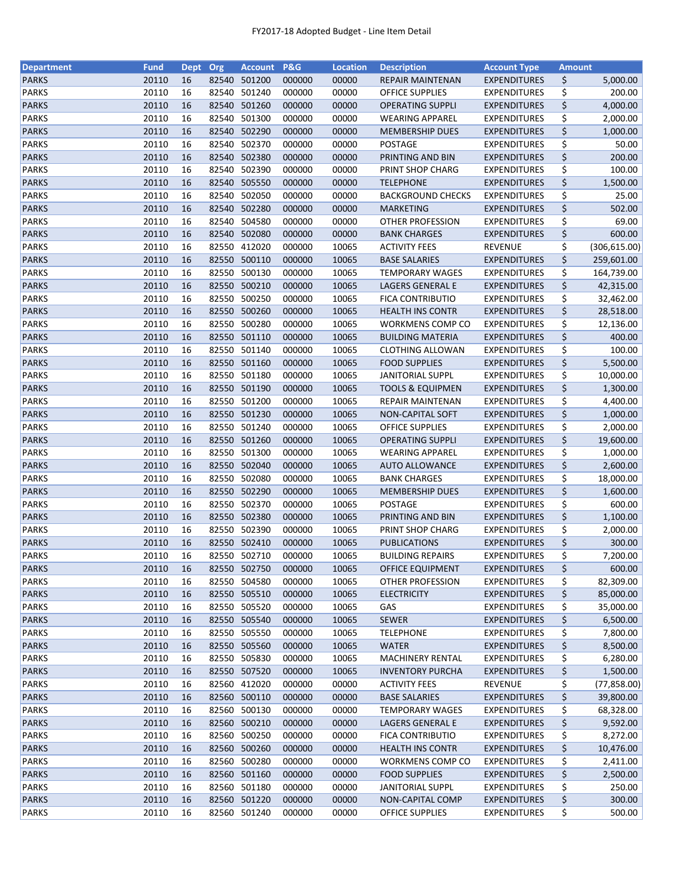FY2017-18 Adopted Budget - Line Item Detail

| Department | Fund | Dept | Org | Account | P&G | Location | Description | Account Type | Amount |
|---|---|---|---|---|---|---|---|---|---|
| PARKS | 20110 | 16 | 82540 | 501200 | 000000 | 00000 | REPAIR MAINTENAN | EXPENDITURES | $ 5,000.00 |
| PARKS | 20110 | 16 | 82540 | 501240 | 000000 | 00000 | OFFICE SUPPLIES | EXPENDITURES | $ 200.00 |
| PARKS | 20110 | 16 | 82540 | 501260 | 000000 | 00000 | OPERATING SUPPLI | EXPENDITURES | $ 4,000.00 |
| PARKS | 20110 | 16 | 82540 | 501300 | 000000 | 00000 | WEARING APPAREL | EXPENDITURES | $ 2,000.00 |
| PARKS | 20110 | 16 | 82540 | 502290 | 000000 | 00000 | MEMBERSHIP DUES | EXPENDITURES | $ 1,000.00 |
| PARKS | 20110 | 16 | 82540 | 502370 | 000000 | 00000 | POSTAGE | EXPENDITURES | $ 50.00 |
| PARKS | 20110 | 16 | 82540 | 502380 | 000000 | 00000 | PRINTING AND BIN | EXPENDITURES | $ 200.00 |
| PARKS | 20110 | 16 | 82540 | 502390 | 000000 | 00000 | PRINT SHOP CHARG | EXPENDITURES | $ 100.00 |
| PARKS | 20110 | 16 | 82540 | 505550 | 000000 | 00000 | TELEPHONE | EXPENDITURES | $ 1,500.00 |
| PARKS | 20110 | 16 | 82540 | 502050 | 000000 | 00000 | BACKGROUND CHECKS | EXPENDITURES | $ 25.00 |
| PARKS | 20110 | 16 | 82540 | 502280 | 000000 | 00000 | MARKETING | EXPENDITURES | $ 502.00 |
| PARKS | 20110 | 16 | 82540 | 504580 | 000000 | 00000 | OTHER PROFESSION | EXPENDITURES | $ 69.00 |
| PARKS | 20110 | 16 | 82540 | 502080 | 000000 | 00000 | BANK CHARGES | EXPENDITURES | $ 600.00 |
| PARKS | 20110 | 16 | 82550 | 412020 | 000000 | 10065 | ACTIVITY FEES | REVENUE | $ (306,615.00) |
| PARKS | 20110 | 16 | 82550 | 500110 | 000000 | 10065 | BASE SALARIES | EXPENDITURES | $ 259,601.00 |
| PARKS | 20110 | 16 | 82550 | 500130 | 000000 | 10065 | TEMPORARY WAGES | EXPENDITURES | $ 164,739.00 |
| PARKS | 20110 | 16 | 82550 | 500210 | 000000 | 10065 | LAGERS GENERAL E | EXPENDITURES | $ 42,315.00 |
| PARKS | 20110 | 16 | 82550 | 500250 | 000000 | 10065 | FICA CONTRIBUTIO | EXPENDITURES | $ 32,462.00 |
| PARKS | 20110 | 16 | 82550 | 500260 | 000000 | 10065 | HEALTH INS CONTR | EXPENDITURES | $ 28,518.00 |
| PARKS | 20110 | 16 | 82550 | 500280 | 000000 | 10065 | WORKMENS COMP CO | EXPENDITURES | $ 12,136.00 |
| PARKS | 20110 | 16 | 82550 | 501110 | 000000 | 10065 | BUILDING MATERIA | EXPENDITURES | $ 400.00 |
| PARKS | 20110 | 16 | 82550 | 501140 | 000000 | 10065 | CLOTHING ALLOWAN | EXPENDITURES | $ 100.00 |
| PARKS | 20110 | 16 | 82550 | 501160 | 000000 | 10065 | FOOD SUPPLIES | EXPENDITURES | $ 5,500.00 |
| PARKS | 20110 | 16 | 82550 | 501180 | 000000 | 10065 | JANITORIAL SUPPL | EXPENDITURES | $ 10,000.00 |
| PARKS | 20110 | 16 | 82550 | 501190 | 000000 | 10065 | TOOLS & EQUIPMEN | EXPENDITURES | $ 1,300.00 |
| PARKS | 20110 | 16 | 82550 | 501200 | 000000 | 10065 | REPAIR MAINTENAN | EXPENDITURES | $ 4,400.00 |
| PARKS | 20110 | 16 | 82550 | 501230 | 000000 | 10065 | NON-CAPITAL SOFT | EXPENDITURES | $ 1,000.00 |
| PARKS | 20110 | 16 | 82550 | 501240 | 000000 | 10065 | OFFICE SUPPLIES | EXPENDITURES | $ 2,000.00 |
| PARKS | 20110 | 16 | 82550 | 501260 | 000000 | 10065 | OPERATING SUPPLI | EXPENDITURES | $ 19,600.00 |
| PARKS | 20110 | 16 | 82550 | 501300 | 000000 | 10065 | WEARING APPAREL | EXPENDITURES | $ 1,000.00 |
| PARKS | 20110 | 16 | 82550 | 502040 | 000000 | 10065 | AUTO ALLOWANCE | EXPENDITURES | $ 2,600.00 |
| PARKS | 20110 | 16 | 82550 | 502080 | 000000 | 10065 | BANK CHARGES | EXPENDITURES | $ 18,000.00 |
| PARKS | 20110 | 16 | 82550 | 502290 | 000000 | 10065 | MEMBERSHIP DUES | EXPENDITURES | $ 1,600.00 |
| PARKS | 20110 | 16 | 82550 | 502370 | 000000 | 10065 | POSTAGE | EXPENDITURES | $ 600.00 |
| PARKS | 20110 | 16 | 82550 | 502380 | 000000 | 10065 | PRINTING AND BIN | EXPENDITURES | $ 1,100.00 |
| PARKS | 20110 | 16 | 82550 | 502390 | 000000 | 10065 | PRINT SHOP CHARG | EXPENDITURES | $ 2,000.00 |
| PARKS | 20110 | 16 | 82550 | 502410 | 000000 | 10065 | PUBLICATIONS | EXPENDITURES | $ 300.00 |
| PARKS | 20110 | 16 | 82550 | 502710 | 000000 | 10065 | BUILDING REPAIRS | EXPENDITURES | $ 7,200.00 |
| PARKS | 20110 | 16 | 82550 | 502750 | 000000 | 10065 | OFFICE EQUIPMENT | EXPENDITURES | $ 600.00 |
| PARKS | 20110 | 16 | 82550 | 504580 | 000000 | 10065 | OTHER PROFESSION | EXPENDITURES | $ 82,309.00 |
| PARKS | 20110 | 16 | 82550 | 505510 | 000000 | 10065 | ELECTRICITY | EXPENDITURES | $ 85,000.00 |
| PARKS | 20110 | 16 | 82550 | 505520 | 000000 | 10065 | GAS | EXPENDITURES | $ 35,000.00 |
| PARKS | 20110 | 16 | 82550 | 505540 | 000000 | 10065 | SEWER | EXPENDITURES | $ 6,500.00 |
| PARKS | 20110 | 16 | 82550 | 505550 | 000000 | 10065 | TELEPHONE | EXPENDITURES | $ 7,800.00 |
| PARKS | 20110 | 16 | 82550 | 505560 | 000000 | 10065 | WATER | EXPENDITURES | $ 8,500.00 |
| PARKS | 20110 | 16 | 82550 | 505830 | 000000 | 10065 | MACHINERY RENTAL | EXPENDITURES | $ 6,280.00 |
| PARKS | 20110 | 16 | 82550 | 507520 | 000000 | 10065 | INVENTORY PURCHA | EXPENDITURES | $ 1,500.00 |
| PARKS | 20110 | 16 | 82560 | 412020 | 000000 | 00000 | ACTIVITY FEES | REVENUE | $ (77,858.00) |
| PARKS | 20110 | 16 | 82560 | 500110 | 000000 | 00000 | BASE SALARIES | EXPENDITURES | $ 39,800.00 |
| PARKS | 20110 | 16 | 82560 | 500130 | 000000 | 00000 | TEMPORARY WAGES | EXPENDITURES | $ 68,328.00 |
| PARKS | 20110 | 16 | 82560 | 500210 | 000000 | 00000 | LAGERS GENERAL E | EXPENDITURES | $ 9,592.00 |
| PARKS | 20110 | 16 | 82560 | 500250 | 000000 | 00000 | FICA CONTRIBUTIO | EXPENDITURES | $ 8,272.00 |
| PARKS | 20110 | 16 | 82560 | 500260 | 000000 | 00000 | HEALTH INS CONTR | EXPENDITURES | $ 10,476.00 |
| PARKS | 20110 | 16 | 82560 | 500280 | 000000 | 00000 | WORKMENS COMP CO | EXPENDITURES | $ 2,411.00 |
| PARKS | 20110 | 16 | 82560 | 501160 | 000000 | 00000 | FOOD SUPPLIES | EXPENDITURES | $ 2,500.00 |
| PARKS | 20110 | 16 | 82560 | 501180 | 000000 | 00000 | JANITORIAL SUPPL | EXPENDITURES | $ 250.00 |
| PARKS | 20110 | 16 | 82560 | 501220 | 000000 | 00000 | NON-CAPITAL COMP | EXPENDITURES | $ 300.00 |
| PARKS | 20110 | 16 | 82560 | 501240 | 000000 | 00000 | OFFICE SUPPLIES | EXPENDITURES | $ 500.00 |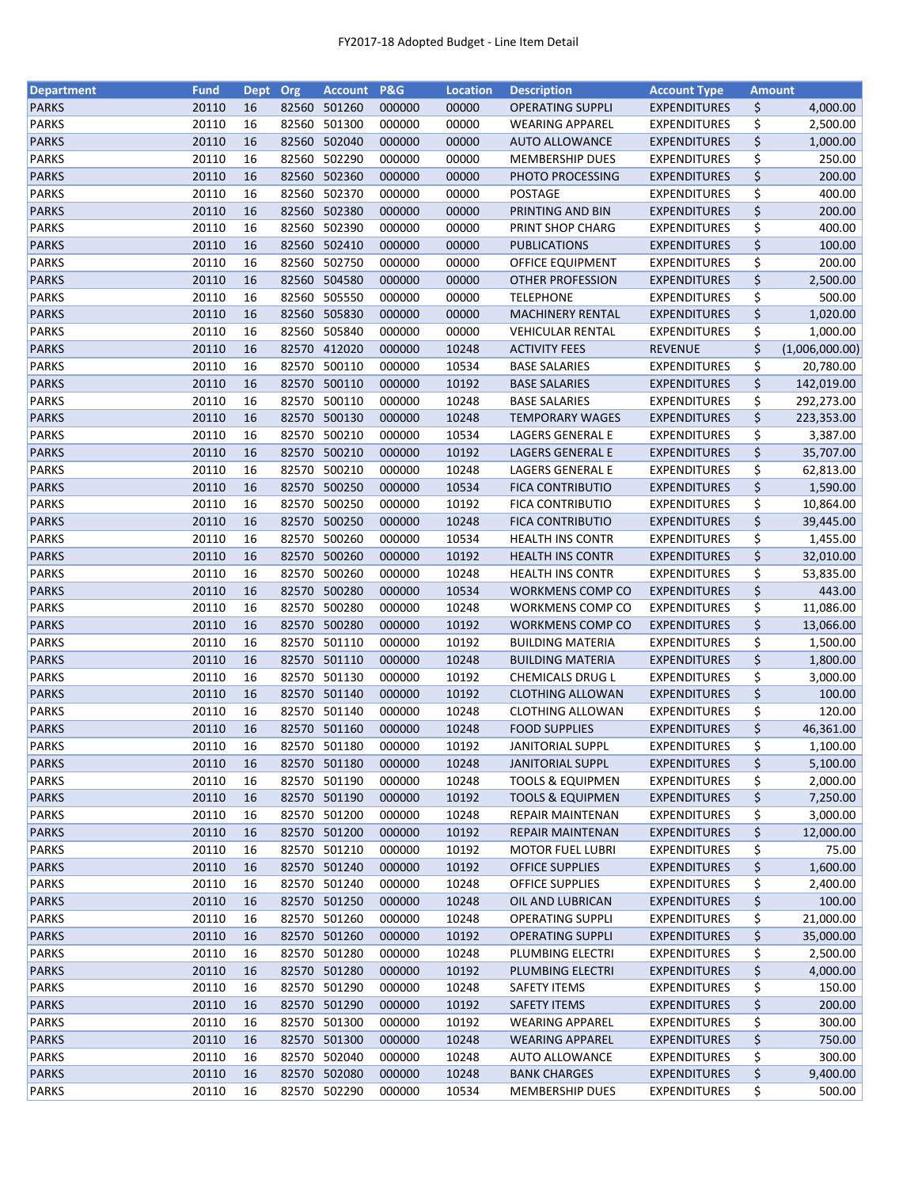| Department | Fund | Dept | Org | Account | P&G | Location | Description | Account Type | Amount |
|---|---|---|---|---|---|---|---|---|---|
| PARKS | 20110 | 16 | 82560 | 501260 | 000000 | 00000 | OPERATING SUPPLI | EXPENDITURES | $ 4,000.00 |
| PARKS | 20110 | 16 | 82560 | 501300 | 000000 | 00000 | WEARING APPAREL | EXPENDITURES | $ 2,500.00 |
| PARKS | 20110 | 16 | 82560 | 502040 | 000000 | 00000 | AUTO ALLOWANCE | EXPENDITURES | $ 1,000.00 |
| PARKS | 20110 | 16 | 82560 | 502290 | 000000 | 00000 | MEMBERSHIP DUES | EXPENDITURES | $ 250.00 |
| PARKS | 20110 | 16 | 82560 | 502360 | 000000 | 00000 | PHOTO PROCESSING | EXPENDITURES | $ 200.00 |
| PARKS | 20110 | 16 | 82560 | 502370 | 000000 | 00000 | POSTAGE | EXPENDITURES | $ 400.00 |
| PARKS | 20110 | 16 | 82560 | 502380 | 000000 | 00000 | PRINTING AND BIN | EXPENDITURES | $ 200.00 |
| PARKS | 20110 | 16 | 82560 | 502390 | 000000 | 00000 | PRINT SHOP CHARG | EXPENDITURES | $ 400.00 |
| PARKS | 20110 | 16 | 82560 | 502410 | 000000 | 00000 | PUBLICATIONS | EXPENDITURES | $ 100.00 |
| PARKS | 20110 | 16 | 82560 | 502750 | 000000 | 00000 | OFFICE EQUIPMENT | EXPENDITURES | $ 200.00 |
| PARKS | 20110 | 16 | 82560 | 504580 | 000000 | 00000 | OTHER PROFESSION | EXPENDITURES | $ 2,500.00 |
| PARKS | 20110 | 16 | 82560 | 505550 | 000000 | 00000 | TELEPHONE | EXPENDITURES | $ 500.00 |
| PARKS | 20110 | 16 | 82560 | 505830 | 000000 | 00000 | MACHINERY RENTAL | EXPENDITURES | $ 1,020.00 |
| PARKS | 20110 | 16 | 82560 | 505840 | 000000 | 00000 | VEHICULAR RENTAL | EXPENDITURES | $ 1,000.00 |
| PARKS | 20110 | 16 | 82570 | 412020 | 000000 | 10248 | ACTIVITY FEES | REVENUE | $ (1,006,000.00) |
| PARKS | 20110 | 16 | 82570 | 500110 | 000000 | 10534 | BASE SALARIES | EXPENDITURES | $ 20,780.00 |
| PARKS | 20110 | 16 | 82570 | 500110 | 000000 | 10192 | BASE SALARIES | EXPENDITURES | $ 142,019.00 |
| PARKS | 20110 | 16 | 82570 | 500110 | 000000 | 10248 | BASE SALARIES | EXPENDITURES | $ 292,273.00 |
| PARKS | 20110 | 16 | 82570 | 500130 | 000000 | 10248 | TEMPORARY WAGES | EXPENDITURES | $ 223,353.00 |
| PARKS | 20110 | 16 | 82570 | 500210 | 000000 | 10534 | LAGERS GENERAL E | EXPENDITURES | $ 3,387.00 |
| PARKS | 20110 | 16 | 82570 | 500210 | 000000 | 10192 | LAGERS GENERAL E | EXPENDITURES | $ 35,707.00 |
| PARKS | 20110 | 16 | 82570 | 500210 | 000000 | 10248 | LAGERS GENERAL E | EXPENDITURES | $ 62,813.00 |
| PARKS | 20110 | 16 | 82570 | 500250 | 000000 | 10534 | FICA CONTRIBUTIO | EXPENDITURES | $ 1,590.00 |
| PARKS | 20110 | 16 | 82570 | 500250 | 000000 | 10192 | FICA CONTRIBUTIO | EXPENDITURES | $ 10,864.00 |
| PARKS | 20110 | 16 | 82570 | 500250 | 000000 | 10248 | FICA CONTRIBUTIO | EXPENDITURES | $ 39,445.00 |
| PARKS | 20110 | 16 | 82570 | 500260 | 000000 | 10534 | HEALTH INS CONTR | EXPENDITURES | $ 1,455.00 |
| PARKS | 20110 | 16 | 82570 | 500260 | 000000 | 10192 | HEALTH INS CONTR | EXPENDITURES | $ 32,010.00 |
| PARKS | 20110 | 16 | 82570 | 500260 | 000000 | 10248 | HEALTH INS CONTR | EXPENDITURES | $ 53,835.00 |
| PARKS | 20110 | 16 | 82570 | 500280 | 000000 | 10534 | WORKMENS COMP CO | EXPENDITURES | $ 443.00 |
| PARKS | 20110 | 16 | 82570 | 500280 | 000000 | 10248 | WORKMENS COMP CO | EXPENDITURES | $ 11,086.00 |
| PARKS | 20110 | 16 | 82570 | 500280 | 000000 | 10192 | WORKMENS COMP CO | EXPENDITURES | $ 13,066.00 |
| PARKS | 20110 | 16 | 82570 | 501110 | 000000 | 10192 | BUILDING MATERIA | EXPENDITURES | $ 1,500.00 |
| PARKS | 20110 | 16 | 82570 | 501110 | 000000 | 10248 | BUILDING MATERIA | EXPENDITURES | $ 1,800.00 |
| PARKS | 20110 | 16 | 82570 | 501130 | 000000 | 10192 | CHEMICALS DRUG L | EXPENDITURES | $ 3,000.00 |
| PARKS | 20110 | 16 | 82570 | 501140 | 000000 | 10192 | CLOTHING ALLOWAN | EXPENDITURES | $ 100.00 |
| PARKS | 20110 | 16 | 82570 | 501140 | 000000 | 10248 | CLOTHING ALLOWAN | EXPENDITURES | $ 120.00 |
| PARKS | 20110 | 16 | 82570 | 501160 | 000000 | 10248 | FOOD SUPPLIES | EXPENDITURES | $ 46,361.00 |
| PARKS | 20110 | 16 | 82570 | 501180 | 000000 | 10192 | JANITORIAL SUPPL | EXPENDITURES | $ 1,100.00 |
| PARKS | 20110 | 16 | 82570 | 501180 | 000000 | 10248 | JANITORIAL SUPPL | EXPENDITURES | $ 5,100.00 |
| PARKS | 20110 | 16 | 82570 | 501190 | 000000 | 10248 | TOOLS & EQUIPMEN | EXPENDITURES | $ 2,000.00 |
| PARKS | 20110 | 16 | 82570 | 501190 | 000000 | 10192 | TOOLS & EQUIPMEN | EXPENDITURES | $ 7,250.00 |
| PARKS | 20110 | 16 | 82570 | 501200 | 000000 | 10248 | REPAIR MAINTENAN | EXPENDITURES | $ 3,000.00 |
| PARKS | 20110 | 16 | 82570 | 501200 | 000000 | 10192 | REPAIR MAINTENAN | EXPENDITURES | $ 12,000.00 |
| PARKS | 20110 | 16 | 82570 | 501210 | 000000 | 10192 | MOTOR FUEL LUBRI | EXPENDITURES | $ 75.00 |
| PARKS | 20110 | 16 | 82570 | 501240 | 000000 | 10192 | OFFICE SUPPLIES | EXPENDITURES | $ 1,600.00 |
| PARKS | 20110 | 16 | 82570 | 501240 | 000000 | 10248 | OFFICE SUPPLIES | EXPENDITURES | $ 2,400.00 |
| PARKS | 20110 | 16 | 82570 | 501250 | 000000 | 10248 | OIL AND LUBRICAN | EXPENDITURES | $ 100.00 |
| PARKS | 20110 | 16 | 82570 | 501260 | 000000 | 10248 | OPERATING SUPPLI | EXPENDITURES | $ 21,000.00 |
| PARKS | 20110 | 16 | 82570 | 501260 | 000000 | 10192 | OPERATING SUPPLI | EXPENDITURES | $ 35,000.00 |
| PARKS | 20110 | 16 | 82570 | 501280 | 000000 | 10248 | PLUMBING ELECTRI | EXPENDITURES | $ 2,500.00 |
| PARKS | 20110 | 16 | 82570 | 501280 | 000000 | 10192 | PLUMBING ELECTRI | EXPENDITURES | $ 4,000.00 |
| PARKS | 20110 | 16 | 82570 | 501290 | 000000 | 10248 | SAFETY ITEMS | EXPENDITURES | $ 150.00 |
| PARKS | 20110 | 16 | 82570 | 501290 | 000000 | 10192 | SAFETY ITEMS | EXPENDITURES | $ 200.00 |
| PARKS | 20110 | 16 | 82570 | 501300 | 000000 | 10192 | WEARING APPAREL | EXPENDITURES | $ 300.00 |
| PARKS | 20110 | 16 | 82570 | 501300 | 000000 | 10248 | WEARING APPAREL | EXPENDITURES | $ 750.00 |
| PARKS | 20110 | 16 | 82570 | 502040 | 000000 | 10248 | AUTO ALLOWANCE | EXPENDITURES | $ 300.00 |
| PARKS | 20110 | 16 | 82570 | 502080 | 000000 | 10248 | BANK CHARGES | EXPENDITURES | $ 9,400.00 |
| PARKS | 20110 | 16 | 82570 | 502290 | 000000 | 10534 | MEMBERSHIP DUES | EXPENDITURES | $ 500.00 |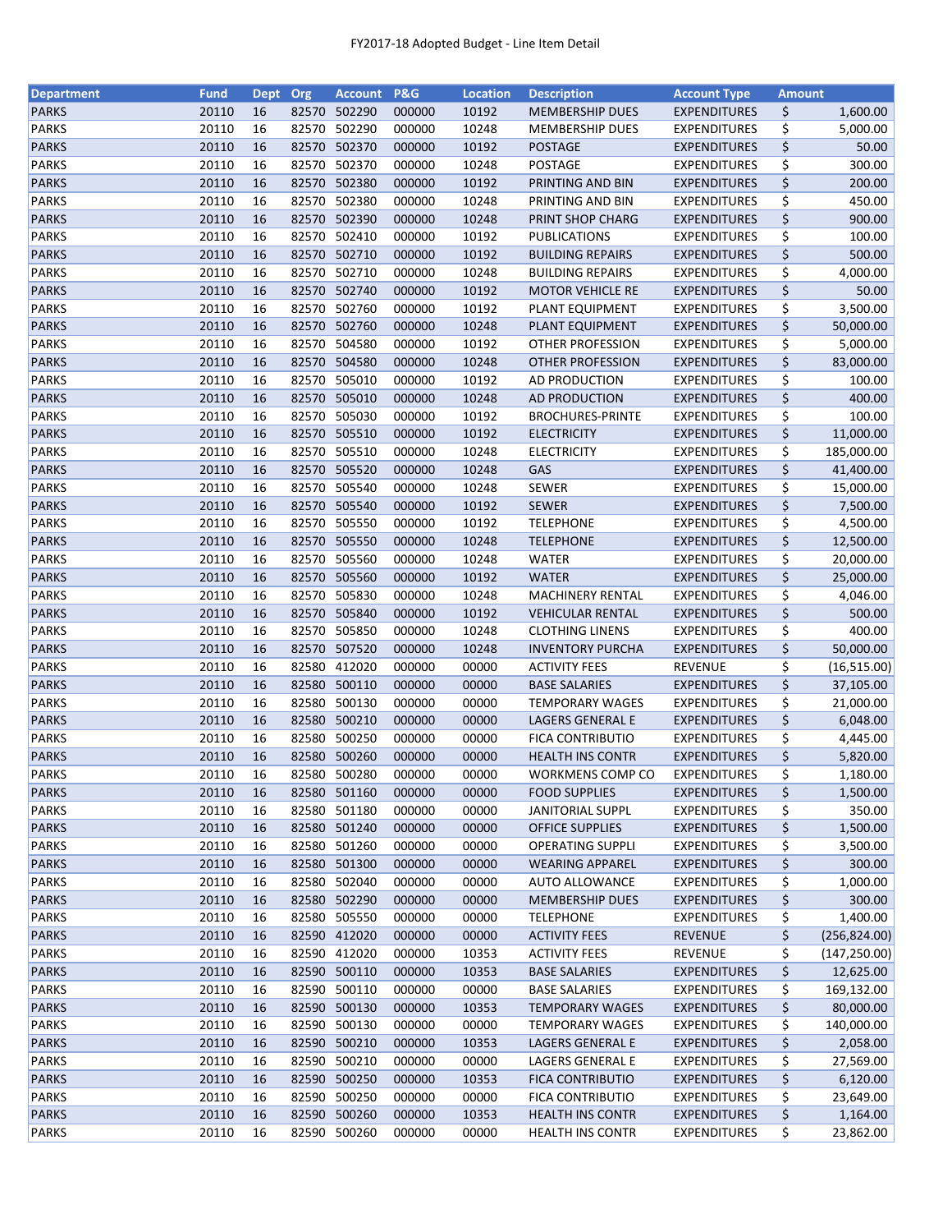FY2017-18 Adopted Budget - Line Item Detail

| Department | Fund | Dept | Org | Account | P&G | Location | Description | Account Type | Amount |
|---|---|---|---|---|---|---|---|---|---|
| PARKS | 20110 | 16 | 82570 | 502290 | 000000 | 10192 | MEMBERSHIP DUES | EXPENDITURES | $ 1,600.00 |
| PARKS | 20110 | 16 | 82570 | 502290 | 000000 | 10248 | MEMBERSHIP DUES | EXPENDITURES | $ 5,000.00 |
| PARKS | 20110 | 16 | 82570 | 502370 | 000000 | 10192 | POSTAGE | EXPENDITURES | $ 50.00 |
| PARKS | 20110 | 16 | 82570 | 502370 | 000000 | 10248 | POSTAGE | EXPENDITURES | $ 300.00 |
| PARKS | 20110 | 16 | 82570 | 502380 | 000000 | 10192 | PRINTING AND BIN | EXPENDITURES | $ 200.00 |
| PARKS | 20110 | 16 | 82570 | 502380 | 000000 | 10248 | PRINTING AND BIN | EXPENDITURES | $ 450.00 |
| PARKS | 20110 | 16 | 82570 | 502390 | 000000 | 10248 | PRINT SHOP CHARG | EXPENDITURES | $ 900.00 |
| PARKS | 20110 | 16 | 82570 | 502410 | 000000 | 10192 | PUBLICATIONS | EXPENDITURES | $ 100.00 |
| PARKS | 20110 | 16 | 82570 | 502710 | 000000 | 10192 | BUILDING REPAIRS | EXPENDITURES | $ 500.00 |
| PARKS | 20110 | 16 | 82570 | 502710 | 000000 | 10248 | BUILDING REPAIRS | EXPENDITURES | $ 4,000.00 |
| PARKS | 20110 | 16 | 82570 | 502740 | 000000 | 10192 | MOTOR VEHICLE RE | EXPENDITURES | $ 50.00 |
| PARKS | 20110 | 16 | 82570 | 502760 | 000000 | 10192 | PLANT EQUIPMENT | EXPENDITURES | $ 3,500.00 |
| PARKS | 20110 | 16 | 82570 | 502760 | 000000 | 10248 | PLANT EQUIPMENT | EXPENDITURES | $ 50,000.00 |
| PARKS | 20110 | 16 | 82570 | 504580 | 000000 | 10192 | OTHER PROFESSION | EXPENDITURES | $ 5,000.00 |
| PARKS | 20110 | 16 | 82570 | 504580 | 000000 | 10248 | OTHER PROFESSION | EXPENDITURES | $ 83,000.00 |
| PARKS | 20110 | 16 | 82570 | 505010 | 000000 | 10192 | AD PRODUCTION | EXPENDITURES | $ 100.00 |
| PARKS | 20110 | 16 | 82570 | 505010 | 000000 | 10248 | AD PRODUCTION | EXPENDITURES | $ 400.00 |
| PARKS | 20110 | 16 | 82570 | 505030 | 000000 | 10192 | BROCHURES-PRINTE | EXPENDITURES | $ 100.00 |
| PARKS | 20110 | 16 | 82570 | 505510 | 000000 | 10192 | ELECTRICITY | EXPENDITURES | $ 11,000.00 |
| PARKS | 20110 | 16 | 82570 | 505510 | 000000 | 10248 | ELECTRICITY | EXPENDITURES | $ 185,000.00 |
| PARKS | 20110 | 16 | 82570 | 505520 | 000000 | 10248 | GAS | EXPENDITURES | $ 41,400.00 |
| PARKS | 20110 | 16 | 82570 | 505540 | 000000 | 10248 | SEWER | EXPENDITURES | $ 15,000.00 |
| PARKS | 20110 | 16 | 82570 | 505540 | 000000 | 10192 | SEWER | EXPENDITURES | $ 7,500.00 |
| PARKS | 20110 | 16 | 82570 | 505550 | 000000 | 10192 | TELEPHONE | EXPENDITURES | $ 4,500.00 |
| PARKS | 20110 | 16 | 82570 | 505550 | 000000 | 10248 | TELEPHONE | EXPENDITURES | $ 12,500.00 |
| PARKS | 20110 | 16 | 82570 | 505560 | 000000 | 10248 | WATER | EXPENDITURES | $ 20,000.00 |
| PARKS | 20110 | 16 | 82570 | 505560 | 000000 | 10192 | WATER | EXPENDITURES | $ 25,000.00 |
| PARKS | 20110 | 16 | 82570 | 505830 | 000000 | 10248 | MACHINERY RENTAL | EXPENDITURES | $ 4,046.00 |
| PARKS | 20110 | 16 | 82570 | 505840 | 000000 | 10192 | VEHICULAR RENTAL | EXPENDITURES | $ 500.00 |
| PARKS | 20110 | 16 | 82570 | 505850 | 000000 | 10248 | CLOTHING LINENS | EXPENDITURES | $ 400.00 |
| PARKS | 20110 | 16 | 82570 | 507520 | 000000 | 10248 | INVENTORY PURCHA | EXPENDITURES | $ 50,000.00 |
| PARKS | 20110 | 16 | 82580 | 412020 | 000000 | 00000 | ACTIVITY FEES | REVENUE | $ (16,515.00) |
| PARKS | 20110 | 16 | 82580 | 500110 | 000000 | 00000 | BASE SALARIES | EXPENDITURES | $ 37,105.00 |
| PARKS | 20110 | 16 | 82580 | 500130 | 000000 | 00000 | TEMPORARY WAGES | EXPENDITURES | $ 21,000.00 |
| PARKS | 20110 | 16 | 82580 | 500210 | 000000 | 00000 | LAGERS GENERAL E | EXPENDITURES | $ 6,048.00 |
| PARKS | 20110 | 16 | 82580 | 500250 | 000000 | 00000 | FICA CONTRIBUTIO | EXPENDITURES | $ 4,445.00 |
| PARKS | 20110 | 16 | 82580 | 500260 | 000000 | 00000 | HEALTH INS CONTR | EXPENDITURES | $ 5,820.00 |
| PARKS | 20110 | 16 | 82580 | 500280 | 000000 | 00000 | WORKMENS COMP CO | EXPENDITURES | $ 1,180.00 |
| PARKS | 20110 | 16 | 82580 | 501160 | 000000 | 00000 | FOOD SUPPLIES | EXPENDITURES | $ 1,500.00 |
| PARKS | 20110 | 16 | 82580 | 501180 | 000000 | 00000 | JANITORIAL SUPPL | EXPENDITURES | $ 350.00 |
| PARKS | 20110 | 16 | 82580 | 501240 | 000000 | 00000 | OFFICE SUPPLIES | EXPENDITURES | $ 1,500.00 |
| PARKS | 20110 | 16 | 82580 | 501260 | 000000 | 00000 | OPERATING SUPPLI | EXPENDITURES | $ 3,500.00 |
| PARKS | 20110 | 16 | 82580 | 501300 | 000000 | 00000 | WEARING APPAREL | EXPENDITURES | $ 300.00 |
| PARKS | 20110 | 16 | 82580 | 502040 | 000000 | 00000 | AUTO ALLOWANCE | EXPENDITURES | $ 1,000.00 |
| PARKS | 20110 | 16 | 82580 | 502290 | 000000 | 00000 | MEMBERSHIP DUES | EXPENDITURES | $ 300.00 |
| PARKS | 20110 | 16 | 82580 | 505550 | 000000 | 00000 | TELEPHONE | EXPENDITURES | $ 1,400.00 |
| PARKS | 20110 | 16 | 82590 | 412020 | 000000 | 00000 | ACTIVITY FEES | REVENUE | $ (256,824.00) |
| PARKS | 20110 | 16 | 82590 | 412020 | 000000 | 10353 | ACTIVITY FEES | REVENUE | $ (147,250.00) |
| PARKS | 20110 | 16 | 82590 | 500110 | 000000 | 10353 | BASE SALARIES | EXPENDITURES | $ 12,625.00 |
| PARKS | 20110 | 16 | 82590 | 500110 | 000000 | 00000 | BASE SALARIES | EXPENDITURES | $ 169,132.00 |
| PARKS | 20110 | 16 | 82590 | 500130 | 000000 | 10353 | TEMPORARY WAGES | EXPENDITURES | $ 80,000.00 |
| PARKS | 20110 | 16 | 82590 | 500130 | 000000 | 00000 | TEMPORARY WAGES | EXPENDITURES | $ 140,000.00 |
| PARKS | 20110 | 16 | 82590 | 500210 | 000000 | 10353 | LAGERS GENERAL E | EXPENDITURES | $ 2,058.00 |
| PARKS | 20110 | 16 | 82590 | 500210 | 000000 | 00000 | LAGERS GENERAL E | EXPENDITURES | $ 27,569.00 |
| PARKS | 20110 | 16 | 82590 | 500250 | 000000 | 10353 | FICA CONTRIBUTIO | EXPENDITURES | $ 6,120.00 |
| PARKS | 20110 | 16 | 82590 | 500250 | 000000 | 00000 | FICA CONTRIBUTIO | EXPENDITURES | $ 23,649.00 |
| PARKS | 20110 | 16 | 82590 | 500260 | 000000 | 10353 | HEALTH INS CONTR | EXPENDITURES | $ 1,164.00 |
| PARKS | 20110 | 16 | 82590 | 500260 | 000000 | 00000 | HEALTH INS CONTR | EXPENDITURES | $ 23,862.00 |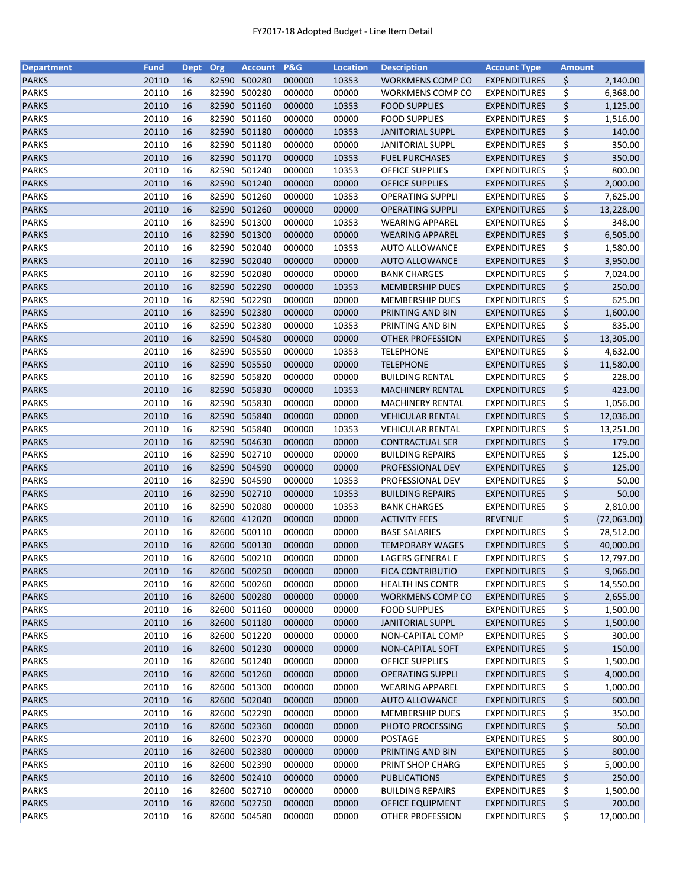FY2017-18 Adopted Budget - Line Item Detail

| Department | Fund | Dept | Org | Account | P&G | Location | Description | Account Type | Amount |
|---|---|---|---|---|---|---|---|---|---|
| PARKS | 20110 | 16 | 82590 | 500280 | 000000 | 10353 | WORKMENS COMP CO | EXPENDITURES | $ 2,140.00 |
| PARKS | 20110 | 16 | 82590 | 500280 | 000000 | 00000 | WORKMENS COMP CO | EXPENDITURES | $ 6,368.00 |
| PARKS | 20110 | 16 | 82590 | 501160 | 000000 | 10353 | FOOD SUPPLIES | EXPENDITURES | $ 1,125.00 |
| PARKS | 20110 | 16 | 82590 | 501160 | 000000 | 00000 | FOOD SUPPLIES | EXPENDITURES | $ 1,516.00 |
| PARKS | 20110 | 16 | 82590 | 501180 | 000000 | 10353 | JANITORIAL SUPPL | EXPENDITURES | $ 140.00 |
| PARKS | 20110 | 16 | 82590 | 501180 | 000000 | 00000 | JANITORIAL SUPPL | EXPENDITURES | $ 350.00 |
| PARKS | 20110 | 16 | 82590 | 501170 | 000000 | 10353 | FUEL PURCHASES | EXPENDITURES | $ 350.00 |
| PARKS | 20110 | 16 | 82590 | 501240 | 000000 | 10353 | OFFICE SUPPLIES | EXPENDITURES | $ 800.00 |
| PARKS | 20110 | 16 | 82590 | 501240 | 000000 | 00000 | OFFICE SUPPLIES | EXPENDITURES | $ 2,000.00 |
| PARKS | 20110 | 16 | 82590 | 501260 | 000000 | 10353 | OPERATING SUPPLI | EXPENDITURES | $ 7,625.00 |
| PARKS | 20110 | 16 | 82590 | 501260 | 000000 | 00000 | OPERATING SUPPLI | EXPENDITURES | $ 13,228.00 |
| PARKS | 20110 | 16 | 82590 | 501300 | 000000 | 10353 | WEARING APPAREL | EXPENDITURES | $ 348.00 |
| PARKS | 20110 | 16 | 82590 | 501300 | 000000 | 00000 | WEARING APPAREL | EXPENDITURES | $ 6,505.00 |
| PARKS | 20110 | 16 | 82590 | 502040 | 000000 | 10353 | AUTO ALLOWANCE | EXPENDITURES | $ 1,580.00 |
| PARKS | 20110 | 16 | 82590 | 502040 | 000000 | 00000 | AUTO ALLOWANCE | EXPENDITURES | $ 3,950.00 |
| PARKS | 20110 | 16 | 82590 | 502080 | 000000 | 00000 | BANK CHARGES | EXPENDITURES | $ 7,024.00 |
| PARKS | 20110 | 16 | 82590 | 502290 | 000000 | 10353 | MEMBERSHIP DUES | EXPENDITURES | $ 250.00 |
| PARKS | 20110 | 16 | 82590 | 502290 | 000000 | 00000 | MEMBERSHIP DUES | EXPENDITURES | $ 625.00 |
| PARKS | 20110 | 16 | 82590 | 502380 | 000000 | 00000 | PRINTING AND BIN | EXPENDITURES | $ 1,600.00 |
| PARKS | 20110 | 16 | 82590 | 502380 | 000000 | 10353 | PRINTING AND BIN | EXPENDITURES | $ 835.00 |
| PARKS | 20110 | 16 | 82590 | 504580 | 000000 | 00000 | OTHER PROFESSION | EXPENDITURES | $ 13,305.00 |
| PARKS | 20110 | 16 | 82590 | 505550 | 000000 | 10353 | TELEPHONE | EXPENDITURES | $ 4,632.00 |
| PARKS | 20110 | 16 | 82590 | 505550 | 000000 | 00000 | TELEPHONE | EXPENDITURES | $ 11,580.00 |
| PARKS | 20110 | 16 | 82590 | 505820 | 000000 | 00000 | BUILDING RENTAL | EXPENDITURES | $ 228.00 |
| PARKS | 20110 | 16 | 82590 | 505830 | 000000 | 10353 | MACHINERY RENTAL | EXPENDITURES | $ 423.00 |
| PARKS | 20110 | 16 | 82590 | 505830 | 000000 | 00000 | MACHINERY RENTAL | EXPENDITURES | $ 1,056.00 |
| PARKS | 20110 | 16 | 82590 | 505840 | 000000 | 00000 | VEHICULAR RENTAL | EXPENDITURES | $ 12,036.00 |
| PARKS | 20110 | 16 | 82590 | 505840 | 000000 | 10353 | VEHICULAR RENTAL | EXPENDITURES | $ 13,251.00 |
| PARKS | 20110 | 16 | 82590 | 504630 | 000000 | 00000 | CONTRACTUAL SER | EXPENDITURES | $ 179.00 |
| PARKS | 20110 | 16 | 82590 | 502710 | 000000 | 00000 | BUILDING REPAIRS | EXPENDITURES | $ 125.00 |
| PARKS | 20110 | 16 | 82590 | 504590 | 000000 | 00000 | PROFESSIONAL DEV | EXPENDITURES | $ 125.00 |
| PARKS | 20110 | 16 | 82590 | 504590 | 000000 | 10353 | PROFESSIONAL DEV | EXPENDITURES | $ 50.00 |
| PARKS | 20110 | 16 | 82590 | 502710 | 000000 | 10353 | BUILDING REPAIRS | EXPENDITURES | $ 50.00 |
| PARKS | 20110 | 16 | 82590 | 502080 | 000000 | 10353 | BANK CHARGES | EXPENDITURES | $ 2,810.00 |
| PARKS | 20110 | 16 | 82600 | 412020 | 000000 | 00000 | ACTIVITY FEES | REVENUE | $ (72,063.00) |
| PARKS | 20110 | 16 | 82600 | 500110 | 000000 | 00000 | BASE SALARIES | EXPENDITURES | $ 78,512.00 |
| PARKS | 20110 | 16 | 82600 | 500130 | 000000 | 00000 | TEMPORARY WAGES | EXPENDITURES | $ 40,000.00 |
| PARKS | 20110 | 16 | 82600 | 500210 | 000000 | 00000 | LAGERS GENERAL E | EXPENDITURES | $ 12,797.00 |
| PARKS | 20110 | 16 | 82600 | 500250 | 000000 | 00000 | FICA CONTRIBUTIO | EXPENDITURES | $ 9,066.00 |
| PARKS | 20110 | 16 | 82600 | 500260 | 000000 | 00000 | HEALTH INS CONTR | EXPENDITURES | $ 14,550.00 |
| PARKS | 20110 | 16 | 82600 | 500280 | 000000 | 00000 | WORKMENS COMP CO | EXPENDITURES | $ 2,655.00 |
| PARKS | 20110 | 16 | 82600 | 501160 | 000000 | 00000 | FOOD SUPPLIES | EXPENDITURES | $ 1,500.00 |
| PARKS | 20110 | 16 | 82600 | 501180 | 000000 | 00000 | JANITORIAL SUPPL | EXPENDITURES | $ 1,500.00 |
| PARKS | 20110 | 16 | 82600 | 501220 | 000000 | 00000 | NON-CAPITAL COMP | EXPENDITURES | $ 300.00 |
| PARKS | 20110 | 16 | 82600 | 501230 | 000000 | 00000 | NON-CAPITAL SOFT | EXPENDITURES | $ 150.00 |
| PARKS | 20110 | 16 | 82600 | 501240 | 000000 | 00000 | OFFICE SUPPLIES | EXPENDITURES | $ 1,500.00 |
| PARKS | 20110 | 16 | 82600 | 501260 | 000000 | 00000 | OPERATING SUPPLI | EXPENDITURES | $ 4,000.00 |
| PARKS | 20110 | 16 | 82600 | 501300 | 000000 | 00000 | WEARING APPAREL | EXPENDITURES | $ 1,000.00 |
| PARKS | 20110 | 16 | 82600 | 502040 | 000000 | 00000 | AUTO ALLOWANCE | EXPENDITURES | $ 600.00 |
| PARKS | 20110 | 16 | 82600 | 502290 | 000000 | 00000 | MEMBERSHIP DUES | EXPENDITURES | $ 350.00 |
| PARKS | 20110 | 16 | 82600 | 502360 | 000000 | 00000 | PHOTO PROCESSING | EXPENDITURES | $ 50.00 |
| PARKS | 20110 | 16 | 82600 | 502370 | 000000 | 00000 | POSTAGE | EXPENDITURES | $ 800.00 |
| PARKS | 20110 | 16 | 82600 | 502380 | 000000 | 00000 | PRINTING AND BIN | EXPENDITURES | $ 800.00 |
| PARKS | 20110 | 16 | 82600 | 502390 | 000000 | 00000 | PRINT SHOP CHARG | EXPENDITURES | $ 5,000.00 |
| PARKS | 20110 | 16 | 82600 | 502410 | 000000 | 00000 | PUBLICATIONS | EXPENDITURES | $ 250.00 |
| PARKS | 20110 | 16 | 82600 | 502710 | 000000 | 00000 | BUILDING REPAIRS | EXPENDITURES | $ 1,500.00 |
| PARKS | 20110 | 16 | 82600 | 502750 | 000000 | 00000 | OFFICE EQUIPMENT | EXPENDITURES | $ 200.00 |
| PARKS | 20110 | 16 | 82600 | 504580 | 000000 | 00000 | OTHER PROFESSION | EXPENDITURES | $ 12,000.00 |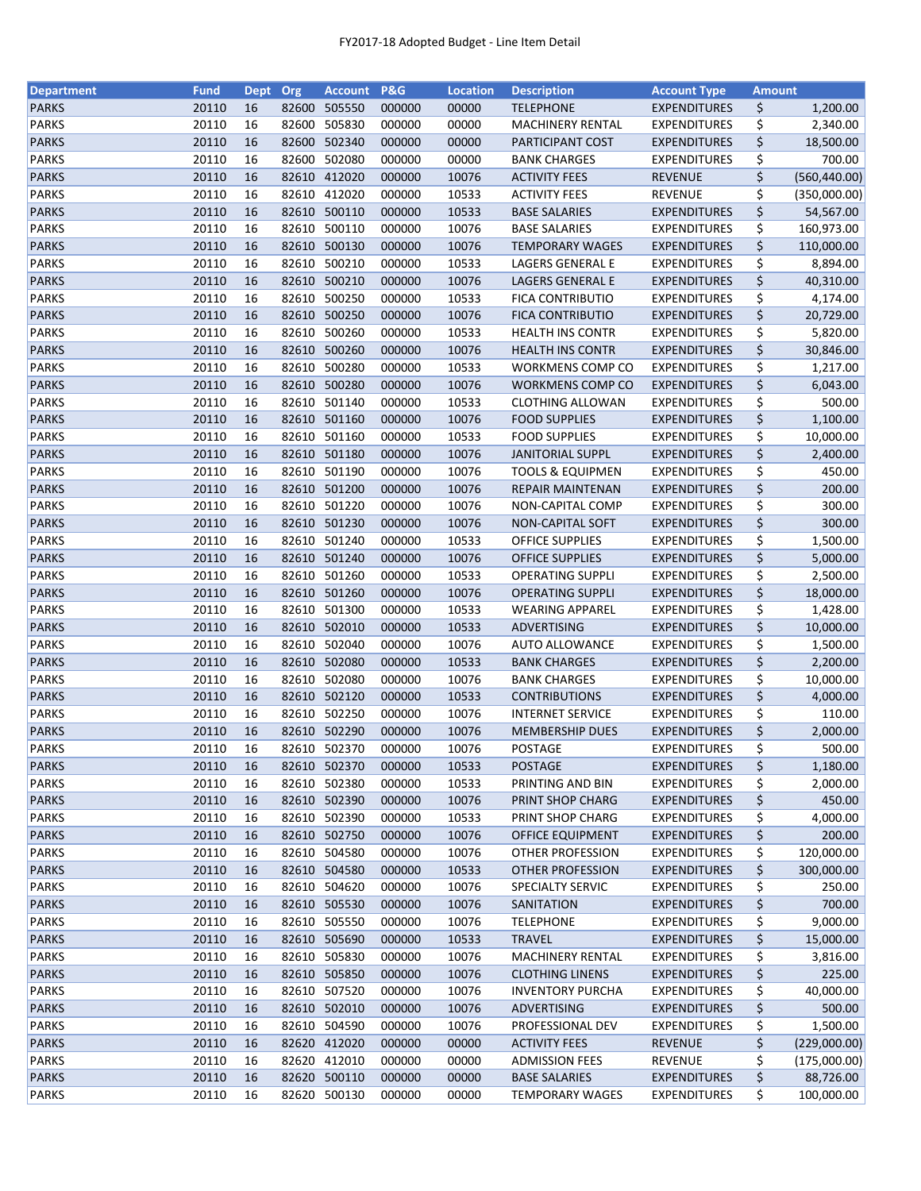FY2017-18 Adopted Budget - Line Item Detail

| Department | Fund | Dept | Org | Account | P&G | Location | Description | Account Type | Amount |
|---|---|---|---|---|---|---|---|---|---|
| PARKS | 20110 | 16 | 82600 | 505550 | 000000 | 00000 | TELEPHONE | EXPENDITURES | $ 1,200.00 |
| PARKS | 20110 | 16 | 82600 | 505830 | 000000 | 00000 | MACHINERY RENTAL | EXPENDITURES | $ 2,340.00 |
| PARKS | 20110 | 16 | 82600 | 502340 | 000000 | 00000 | PARTICIPANT COST | EXPENDITURES | $ 18,500.00 |
| PARKS | 20110 | 16 | 82600 | 502080 | 000000 | 00000 | BANK CHARGES | EXPENDITURES | $ 700.00 |
| PARKS | 20110 | 16 | 82610 | 412020 | 000000 | 10076 | ACTIVITY FEES | REVENUE | $ (560,440.00) |
| PARKS | 20110 | 16 | 82610 | 412020 | 000000 | 10533 | ACTIVITY FEES | REVENUE | $ (350,000.00) |
| PARKS | 20110 | 16 | 82610 | 500110 | 000000 | 10533 | BASE SALARIES | EXPENDITURES | $ 54,567.00 |
| PARKS | 20110 | 16 | 82610 | 500110 | 000000 | 10076 | BASE SALARIES | EXPENDITURES | $ 160,973.00 |
| PARKS | 20110 | 16 | 82610 | 500130 | 000000 | 10076 | TEMPORARY WAGES | EXPENDITURES | $ 110,000.00 |
| PARKS | 20110 | 16 | 82610 | 500210 | 000000 | 10533 | LAGERS GENERAL E | EXPENDITURES | $ 8,894.00 |
| PARKS | 20110 | 16 | 82610 | 500210 | 000000 | 10076 | LAGERS GENERAL E | EXPENDITURES | $ 40,310.00 |
| PARKS | 20110 | 16 | 82610 | 500250 | 000000 | 10533 | FICA CONTRIBUTIO | EXPENDITURES | $ 4,174.00 |
| PARKS | 20110 | 16 | 82610 | 500250 | 000000 | 10076 | FICA CONTRIBUTIO | EXPENDITURES | $ 20,729.00 |
| PARKS | 20110 | 16 | 82610 | 500260 | 000000 | 10533 | HEALTH INS CONTR | EXPENDITURES | $ 5,820.00 |
| PARKS | 20110 | 16 | 82610 | 500260 | 000000 | 10076 | HEALTH INS CONTR | EXPENDITURES | $ 30,846.00 |
| PARKS | 20110 | 16 | 82610 | 500280 | 000000 | 10533 | WORKMENS COMP CO | EXPENDITURES | $ 1,217.00 |
| PARKS | 20110 | 16 | 82610 | 500280 | 000000 | 10076 | WORKMENS COMP CO | EXPENDITURES | $ 6,043.00 |
| PARKS | 20110 | 16 | 82610 | 501140 | 000000 | 10533 | CLOTHING ALLOWAN | EXPENDITURES | $ 500.00 |
| PARKS | 20110 | 16 | 82610 | 501160 | 000000 | 10076 | FOOD SUPPLIES | EXPENDITURES | $ 1,100.00 |
| PARKS | 20110 | 16 | 82610 | 501160 | 000000 | 10533 | FOOD SUPPLIES | EXPENDITURES | $ 10,000.00 |
| PARKS | 20110 | 16 | 82610 | 501180 | 000000 | 10076 | JANITORIAL SUPPL | EXPENDITURES | $ 2,400.00 |
| PARKS | 20110 | 16 | 82610 | 501190 | 000000 | 10076 | TOOLS & EQUIPMEN | EXPENDITURES | $ 450.00 |
| PARKS | 20110 | 16 | 82610 | 501200 | 000000 | 10076 | REPAIR MAINTENAN | EXPENDITURES | $ 200.00 |
| PARKS | 20110 | 16 | 82610 | 501220 | 000000 | 10076 | NON-CAPITAL COMP | EXPENDITURES | $ 300.00 |
| PARKS | 20110 | 16 | 82610 | 501230 | 000000 | 10076 | NON-CAPITAL SOFT | EXPENDITURES | $ 300.00 |
| PARKS | 20110 | 16 | 82610 | 501240 | 000000 | 10533 | OFFICE SUPPLIES | EXPENDITURES | $ 1,500.00 |
| PARKS | 20110 | 16 | 82610 | 501240 | 000000 | 10076 | OFFICE SUPPLIES | EXPENDITURES | $ 5,000.00 |
| PARKS | 20110 | 16 | 82610 | 501260 | 000000 | 10533 | OPERATING SUPPLI | EXPENDITURES | $ 2,500.00 |
| PARKS | 20110 | 16 | 82610 | 501260 | 000000 | 10076 | OPERATING SUPPLI | EXPENDITURES | $ 18,000.00 |
| PARKS | 20110 | 16 | 82610 | 501300 | 000000 | 10533 | WEARING APPAREL | EXPENDITURES | $ 1,428.00 |
| PARKS | 20110 | 16 | 82610 | 502010 | 000000 | 10533 | ADVERTISING | EXPENDITURES | $ 10,000.00 |
| PARKS | 20110 | 16 | 82610 | 502040 | 000000 | 10076 | AUTO ALLOWANCE | EXPENDITURES | $ 1,500.00 |
| PARKS | 20110 | 16 | 82610 | 502080 | 000000 | 10533 | BANK CHARGES | EXPENDITURES | $ 2,200.00 |
| PARKS | 20110 | 16 | 82610 | 502080 | 000000 | 10076 | BANK CHARGES | EXPENDITURES | $ 10,000.00 |
| PARKS | 20110 | 16 | 82610 | 502120 | 000000 | 10533 | CONTRIBUTIONS | EXPENDITURES | $ 4,000.00 |
| PARKS | 20110 | 16 | 82610 | 502250 | 000000 | 10076 | INTERNET SERVICE | EXPENDITURES | $ 110.00 |
| PARKS | 20110 | 16 | 82610 | 502290 | 000000 | 10076 | MEMBERSHIP DUES | EXPENDITURES | $ 2,000.00 |
| PARKS | 20110 | 16 | 82610 | 502370 | 000000 | 10076 | POSTAGE | EXPENDITURES | $ 500.00 |
| PARKS | 20110 | 16 | 82610 | 502370 | 000000 | 10533 | POSTAGE | EXPENDITURES | $ 1,180.00 |
| PARKS | 20110 | 16 | 82610 | 502380 | 000000 | 10533 | PRINTING AND BIN | EXPENDITURES | $ 2,000.00 |
| PARKS | 20110 | 16 | 82610 | 502390 | 000000 | 10076 | PRINT SHOP CHARG | EXPENDITURES | $ 450.00 |
| PARKS | 20110 | 16 | 82610 | 502390 | 000000 | 10533 | PRINT SHOP CHARG | EXPENDITURES | $ 4,000.00 |
| PARKS | 20110 | 16 | 82610 | 502750 | 000000 | 10076 | OFFICE EQUIPMENT | EXPENDITURES | $ 200.00 |
| PARKS | 20110 | 16 | 82610 | 504580 | 000000 | 10076 | OTHER PROFESSION | EXPENDITURES | $ 120,000.00 |
| PARKS | 20110 | 16 | 82610 | 504580 | 000000 | 10533 | OTHER PROFESSION | EXPENDITURES | $ 300,000.00 |
| PARKS | 20110 | 16 | 82610 | 504620 | 000000 | 10076 | SPECIALTY SERVIC | EXPENDITURES | $ 250.00 |
| PARKS | 20110 | 16 | 82610 | 505530 | 000000 | 10076 | SANITATION | EXPENDITURES | $ 700.00 |
| PARKS | 20110 | 16 | 82610 | 505550 | 000000 | 10076 | TELEPHONE | EXPENDITURES | $ 9,000.00 |
| PARKS | 20110 | 16 | 82610 | 505690 | 000000 | 10533 | TRAVEL | EXPENDITURES | $ 15,000.00 |
| PARKS | 20110 | 16 | 82610 | 505830 | 000000 | 10076 | MACHINERY RENTAL | EXPENDITURES | $ 3,816.00 |
| PARKS | 20110 | 16 | 82610 | 505850 | 000000 | 10076 | CLOTHING LINENS | EXPENDITURES | $ 225.00 |
| PARKS | 20110 | 16 | 82610 | 507520 | 000000 | 10076 | INVENTORY PURCHA | EXPENDITURES | $ 40,000.00 |
| PARKS | 20110 | 16 | 82610 | 502010 | 000000 | 10076 | ADVERTISING | EXPENDITURES | $ 500.00 |
| PARKS | 20110 | 16 | 82610 | 504590 | 000000 | 10076 | PROFESSIONAL DEV | EXPENDITURES | $ 1,500.00 |
| PARKS | 20110 | 16 | 82620 | 412020 | 000000 | 00000 | ACTIVITY FEES | REVENUE | $ (229,000.00) |
| PARKS | 20110 | 16 | 82620 | 412010 | 000000 | 00000 | ADMISSION FEES | REVENUE | $ (175,000.00) |
| PARKS | 20110 | 16 | 82620 | 500110 | 000000 | 00000 | BASE SALARIES | EXPENDITURES | $ 88,726.00 |
| PARKS | 20110 | 16 | 82620 | 500130 | 000000 | 00000 | TEMPORARY WAGES | EXPENDITURES | $ 100,000.00 |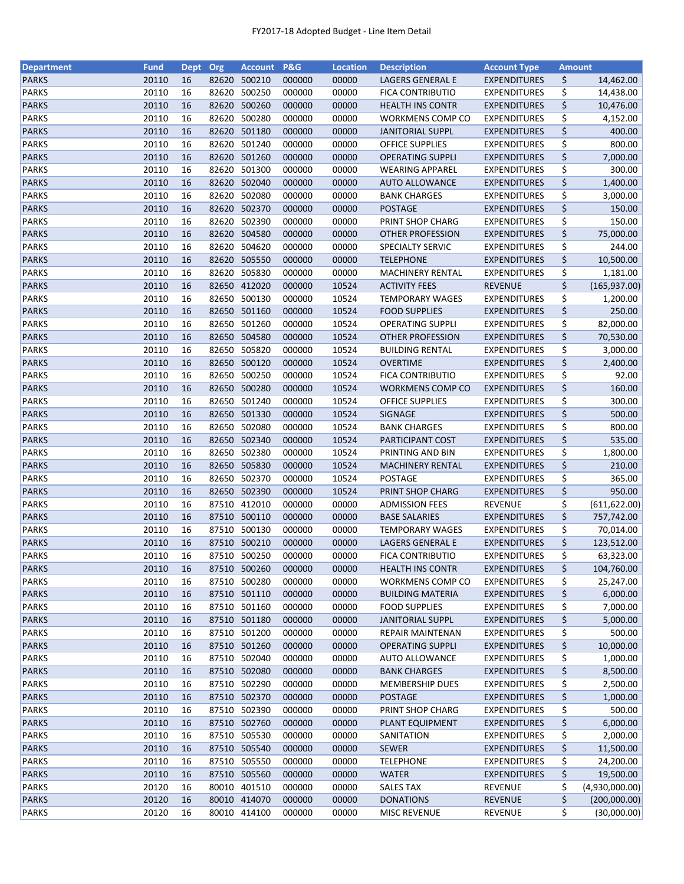FY2017-18 Adopted Budget - Line Item Detail

| Department | Fund | Dept | Org | Account | P&G | Location | Description | Account Type | Amount |
|---|---|---|---|---|---|---|---|---|---|
| PARKS | 20110 | 16 | 82620 | 500210 | 000000 | 00000 | LAGERS GENERAL E | EXPENDITURES | $ 14,462.00 |
| PARKS | 20110 | 16 | 82620 | 500250 | 000000 | 00000 | FICA CONTRIBUTIO | EXPENDITURES | $ 14,438.00 |
| PARKS | 20110 | 16 | 82620 | 500260 | 000000 | 00000 | HEALTH INS CONTR | EXPENDITURES | $ 10,476.00 |
| PARKS | 20110 | 16 | 82620 | 500280 | 000000 | 00000 | WORKMENS COMP CO | EXPENDITURES | $ 4,152.00 |
| PARKS | 20110 | 16 | 82620 | 501180 | 000000 | 00000 | JANITORIAL SUPPL | EXPENDITURES | $ 400.00 |
| PARKS | 20110 | 16 | 82620 | 501240 | 000000 | 00000 | OFFICE SUPPLIES | EXPENDITURES | $ 800.00 |
| PARKS | 20110 | 16 | 82620 | 501260 | 000000 | 00000 | OPERATING SUPPLI | EXPENDITURES | $ 7,000.00 |
| PARKS | 20110 | 16 | 82620 | 501300 | 000000 | 00000 | WEARING APPAREL | EXPENDITURES | $ 300.00 |
| PARKS | 20110 | 16 | 82620 | 502040 | 000000 | 00000 | AUTO ALLOWANCE | EXPENDITURES | $ 1,400.00 |
| PARKS | 20110 | 16 | 82620 | 502080 | 000000 | 00000 | BANK CHARGES | EXPENDITURES | $ 3,000.00 |
| PARKS | 20110 | 16 | 82620 | 502370 | 000000 | 00000 | POSTAGE | EXPENDITURES | $ 150.00 |
| PARKS | 20110 | 16 | 82620 | 502390 | 000000 | 00000 | PRINT SHOP CHARG | EXPENDITURES | $ 150.00 |
| PARKS | 20110 | 16 | 82620 | 504580 | 000000 | 00000 | OTHER PROFESSION | EXPENDITURES | $ 75,000.00 |
| PARKS | 20110 | 16 | 82620 | 504620 | 000000 | 00000 | SPECIALTY SERVIC | EXPENDITURES | $ 244.00 |
| PARKS | 20110 | 16 | 82620 | 505550 | 000000 | 00000 | TELEPHONE | EXPENDITURES | $ 10,500.00 |
| PARKS | 20110 | 16 | 82620 | 505830 | 000000 | 00000 | MACHINERY RENTAL | EXPENDITURES | $ 1,181.00 |
| PARKS | 20110 | 16 | 82650 | 412020 | 000000 | 10524 | ACTIVITY FEES | REVENUE | $ (165,937.00) |
| PARKS | 20110 | 16 | 82650 | 500130 | 000000 | 10524 | TEMPORARY WAGES | EXPENDITURES | $ 1,200.00 |
| PARKS | 20110 | 16 | 82650 | 501160 | 000000 | 10524 | FOOD SUPPLIES | EXPENDITURES | $ 250.00 |
| PARKS | 20110 | 16 | 82650 | 501260 | 000000 | 10524 | OPERATING SUPPLI | EXPENDITURES | $ 82,000.00 |
| PARKS | 20110 | 16 | 82650 | 504580 | 000000 | 10524 | OTHER PROFESSION | EXPENDITURES | $ 70,530.00 |
| PARKS | 20110 | 16 | 82650 | 505820 | 000000 | 10524 | BUILDING RENTAL | EXPENDITURES | $ 3,000.00 |
| PARKS | 20110 | 16 | 82650 | 500120 | 000000 | 10524 | OVERTIME | EXPENDITURES | $ 2,400.00 |
| PARKS | 20110 | 16 | 82650 | 500250 | 000000 | 10524 | FICA CONTRIBUTIO | EXPENDITURES | $ 92.00 |
| PARKS | 20110 | 16 | 82650 | 500280 | 000000 | 10524 | WORKMENS COMP CO | EXPENDITURES | $ 160.00 |
| PARKS | 20110 | 16 | 82650 | 501240 | 000000 | 10524 | OFFICE SUPPLIES | EXPENDITURES | $ 300.00 |
| PARKS | 20110 | 16 | 82650 | 501330 | 000000 | 10524 | SIGNAGE | EXPENDITURES | $ 500.00 |
| PARKS | 20110 | 16 | 82650 | 502080 | 000000 | 10524 | BANK CHARGES | EXPENDITURES | $ 800.00 |
| PARKS | 20110 | 16 | 82650 | 502340 | 000000 | 10524 | PARTICIPANT COST | EXPENDITURES | $ 535.00 |
| PARKS | 20110 | 16 | 82650 | 502380 | 000000 | 10524 | PRINTING AND BIN | EXPENDITURES | $ 1,800.00 |
| PARKS | 20110 | 16 | 82650 | 505830 | 000000 | 10524 | MACHINERY RENTAL | EXPENDITURES | $ 210.00 |
| PARKS | 20110 | 16 | 82650 | 502370 | 000000 | 10524 | POSTAGE | EXPENDITURES | $ 365.00 |
| PARKS | 20110 | 16 | 82650 | 502390 | 000000 | 10524 | PRINT SHOP CHARG | EXPENDITURES | $ 950.00 |
| PARKS | 20110 | 16 | 87510 | 412010 | 000000 | 00000 | ADMISSION FEES | REVENUE | $ (611,622.00) |
| PARKS | 20110 | 16 | 87510 | 500110 | 000000 | 00000 | BASE SALARIES | EXPENDITURES | $ 757,742.00 |
| PARKS | 20110 | 16 | 87510 | 500130 | 000000 | 00000 | TEMPORARY WAGES | EXPENDITURES | $ 70,014.00 |
| PARKS | 20110 | 16 | 87510 | 500210 | 000000 | 00000 | LAGERS GENERAL E | EXPENDITURES | $ 123,512.00 |
| PARKS | 20110 | 16 | 87510 | 500250 | 000000 | 00000 | FICA CONTRIBUTIO | EXPENDITURES | $ 63,323.00 |
| PARKS | 20110 | 16 | 87510 | 500260 | 000000 | 00000 | HEALTH INS CONTR | EXPENDITURES | $ 104,760.00 |
| PARKS | 20110 | 16 | 87510 | 500280 | 000000 | 00000 | WORKMENS COMP CO | EXPENDITURES | $ 25,247.00 |
| PARKS | 20110 | 16 | 87510 | 501110 | 000000 | 00000 | BUILDING MATERIA | EXPENDITURES | $ 6,000.00 |
| PARKS | 20110 | 16 | 87510 | 501160 | 000000 | 00000 | FOOD SUPPLIES | EXPENDITURES | $ 7,000.00 |
| PARKS | 20110 | 16 | 87510 | 501180 | 000000 | 00000 | JANITORIAL SUPPL | EXPENDITURES | $ 5,000.00 |
| PARKS | 20110 | 16 | 87510 | 501200 | 000000 | 00000 | REPAIR MAINTENAN | EXPENDITURES | $ 500.00 |
| PARKS | 20110 | 16 | 87510 | 501260 | 000000 | 00000 | OPERATING SUPPLI | EXPENDITURES | $ 10,000.00 |
| PARKS | 20110 | 16 | 87510 | 502040 | 000000 | 00000 | AUTO ALLOWANCE | EXPENDITURES | $ 1,000.00 |
| PARKS | 20110 | 16 | 87510 | 502080 | 000000 | 00000 | BANK CHARGES | EXPENDITURES | $ 8,500.00 |
| PARKS | 20110 | 16 | 87510 | 502290 | 000000 | 00000 | MEMBERSHIP DUES | EXPENDITURES | $ 2,500.00 |
| PARKS | 20110 | 16 | 87510 | 502370 | 000000 | 00000 | POSTAGE | EXPENDITURES | $ 1,000.00 |
| PARKS | 20110 | 16 | 87510 | 502390 | 000000 | 00000 | PRINT SHOP CHARG | EXPENDITURES | $ 500.00 |
| PARKS | 20110 | 16 | 87510 | 502760 | 000000 | 00000 | PLANT EQUIPMENT | EXPENDITURES | $ 6,000.00 |
| PARKS | 20110 | 16 | 87510 | 505530 | 000000 | 00000 | SANITATION | EXPENDITURES | $ 2,000.00 |
| PARKS | 20110 | 16 | 87510 | 505540 | 000000 | 00000 | SEWER | EXPENDITURES | $ 11,500.00 |
| PARKS | 20110 | 16 | 87510 | 505550 | 000000 | 00000 | TELEPHONE | EXPENDITURES | $ 24,200.00 |
| PARKS | 20110 | 16 | 87510 | 505560 | 000000 | 00000 | WATER | EXPENDITURES | $ 19,500.00 |
| PARKS | 20120 | 16 | 80010 | 401510 | 000000 | 00000 | SALES TAX | REVENUE | $ (4,930,000.00) |
| PARKS | 20120 | 16 | 80010 | 414070 | 000000 | 00000 | DONATIONS | REVENUE | $ (200,000.00) |
| PARKS | 20120 | 16 | 80010 | 414100 | 000000 | 00000 | MISC REVENUE | REVENUE | $ (30,000.00) |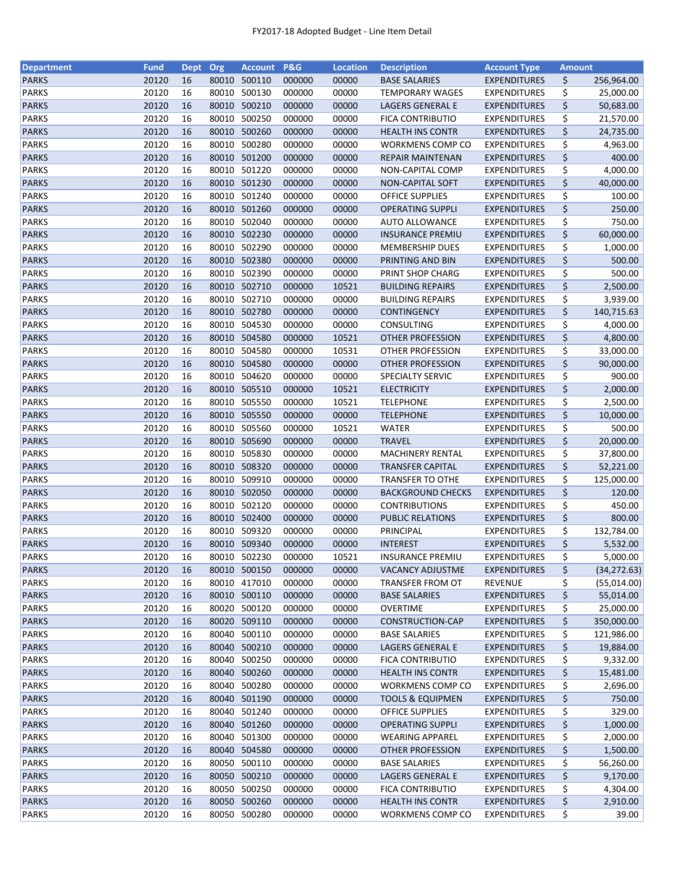FY2017-18 Adopted Budget - Line Item Detail

| Department | Fund | Dept | Org | Account | P&G | Location | Description | Account Type | Amount |
|---|---|---|---|---|---|---|---|---|---|
| PARKS | 20120 | 16 | 80010 | 500110 | 000000 | 00000 | BASE SALARIES | EXPENDITURES | $ 256,964.00 |
| PARKS | 20120 | 16 | 80010 | 500130 | 000000 | 00000 | TEMPORARY WAGES | EXPENDITURES | $ 25,000.00 |
| PARKS | 20120 | 16 | 80010 | 500210 | 000000 | 00000 | LAGERS GENERAL E | EXPENDITURES | $ 50,683.00 |
| PARKS | 20120 | 16 | 80010 | 500250 | 000000 | 00000 | FICA CONTRIBUTIO | EXPENDITURES | $ 21,570.00 |
| PARKS | 20120 | 16 | 80010 | 500260 | 000000 | 00000 | HEALTH INS CONTR | EXPENDITURES | $ 24,735.00 |
| PARKS | 20120 | 16 | 80010 | 500280 | 000000 | 00000 | WORKMENS COMP CO | EXPENDITURES | $ 4,963.00 |
| PARKS | 20120 | 16 | 80010 | 501200 | 000000 | 00000 | REPAIR MAINTENAN | EXPENDITURES | $ 400.00 |
| PARKS | 20120 | 16 | 80010 | 501220 | 000000 | 00000 | NON-CAPITAL COMP | EXPENDITURES | $ 4,000.00 |
| PARKS | 20120 | 16 | 80010 | 501230 | 000000 | 00000 | NON-CAPITAL SOFT | EXPENDITURES | $ 40,000.00 |
| PARKS | 20120 | 16 | 80010 | 501240 | 000000 | 00000 | OFFICE SUPPLIES | EXPENDITURES | $ 100.00 |
| PARKS | 20120 | 16 | 80010 | 501260 | 000000 | 00000 | OPERATING SUPPLI | EXPENDITURES | $ 250.00 |
| PARKS | 20120 | 16 | 80010 | 502040 | 000000 | 00000 | AUTO ALLOWANCE | EXPENDITURES | $ 750.00 |
| PARKS | 20120 | 16 | 80010 | 502230 | 000000 | 00000 | INSURANCE PREMIU | EXPENDITURES | $ 60,000.00 |
| PARKS | 20120 | 16 | 80010 | 502290 | 000000 | 00000 | MEMBERSHIP DUES | EXPENDITURES | $ 1,000.00 |
| PARKS | 20120 | 16 | 80010 | 502380 | 000000 | 00000 | PRINTING AND BIN | EXPENDITURES | $ 500.00 |
| PARKS | 20120 | 16 | 80010 | 502390 | 000000 | 00000 | PRINT SHOP CHARG | EXPENDITURES | $ 500.00 |
| PARKS | 20120 | 16 | 80010 | 502710 | 000000 | 10521 | BUILDING REPAIRS | EXPENDITURES | $ 2,500.00 |
| PARKS | 20120 | 16 | 80010 | 502710 | 000000 | 00000 | BUILDING REPAIRS | EXPENDITURES | $ 3,939.00 |
| PARKS | 20120 | 16 | 80010 | 502780 | 000000 | 00000 | CONTINGENCY | EXPENDITURES | $ 140,715.63 |
| PARKS | 20120 | 16 | 80010 | 504530 | 000000 | 00000 | CONSULTING | EXPENDITURES | $ 4,000.00 |
| PARKS | 20120 | 16 | 80010 | 504580 | 000000 | 10521 | OTHER PROFESSION | EXPENDITURES | $ 4,800.00 |
| PARKS | 20120 | 16 | 80010 | 504580 | 000000 | 10531 | OTHER PROFESSION | EXPENDITURES | $ 33,000.00 |
| PARKS | 20120 | 16 | 80010 | 504580 | 000000 | 00000 | OTHER PROFESSION | EXPENDITURES | $ 90,000.00 |
| PARKS | 20120 | 16 | 80010 | 504620 | 000000 | 00000 | SPECIALTY SERVIC | EXPENDITURES | $ 900.00 |
| PARKS | 20120 | 16 | 80010 | 505510 | 000000 | 10521 | ELECTRICITY | EXPENDITURES | $ 2,000.00 |
| PARKS | 20120 | 16 | 80010 | 505550 | 000000 | 10521 | TELEPHONE | EXPENDITURES | $ 2,500.00 |
| PARKS | 20120 | 16 | 80010 | 505550 | 000000 | 00000 | TELEPHONE | EXPENDITURES | $ 10,000.00 |
| PARKS | 20120 | 16 | 80010 | 505560 | 000000 | 10521 | WATER | EXPENDITURES | $ 500.00 |
| PARKS | 20120 | 16 | 80010 | 505690 | 000000 | 00000 | TRAVEL | EXPENDITURES | $ 20,000.00 |
| PARKS | 20120 | 16 | 80010 | 505830 | 000000 | 00000 | MACHINERY RENTAL | EXPENDITURES | $ 37,800.00 |
| PARKS | 20120 | 16 | 80010 | 508320 | 000000 | 00000 | TRANSFER CAPITAL | EXPENDITURES | $ 52,221.00 |
| PARKS | 20120 | 16 | 80010 | 509910 | 000000 | 00000 | TRANSFER TO OTHE | EXPENDITURES | $ 125,000.00 |
| PARKS | 20120 | 16 | 80010 | 502050 | 000000 | 00000 | BACKGROUND CHECKS | EXPENDITURES | $ 120.00 |
| PARKS | 20120 | 16 | 80010 | 502120 | 000000 | 00000 | CONTRIBUTIONS | EXPENDITURES | $ 450.00 |
| PARKS | 20120 | 16 | 80010 | 502400 | 000000 | 00000 | PUBLIC RELATIONS | EXPENDITURES | $ 800.00 |
| PARKS | 20120 | 16 | 80010 | 509320 | 000000 | 00000 | PRINCIPAL | EXPENDITURES | $ 132,784.00 |
| PARKS | 20120 | 16 | 80010 | 509340 | 000000 | 00000 | INTEREST | EXPENDITURES | $ 5,532.00 |
| PARKS | 20120 | 16 | 80010 | 502230 | 000000 | 10521 | INSURANCE PREMIU | EXPENDITURES | $ 5,000.00 |
| PARKS | 20120 | 16 | 80010 | 500150 | 000000 | 00000 | VACANCY ADJUSTME | EXPENDITURES | $ (34,272.63) |
| PARKS | 20120 | 16 | 80010 | 417010 | 000000 | 00000 | TRANSFER FROM OT | REVENUE | $ (55,014.00) |
| PARKS | 20120 | 16 | 80010 | 500110 | 000000 | 00000 | BASE SALARIES | EXPENDITURES | $ 55,014.00 |
| PARKS | 20120 | 16 | 80020 | 500120 | 000000 | 00000 | OVERTIME | EXPENDITURES | $ 25,000.00 |
| PARKS | 20120 | 16 | 80020 | 509110 | 000000 | 00000 | CONSTRUCTION-CAP | EXPENDITURES | $ 350,000.00 |
| PARKS | 20120 | 16 | 80040 | 500110 | 000000 | 00000 | BASE SALARIES | EXPENDITURES | $ 121,986.00 |
| PARKS | 20120 | 16 | 80040 | 500210 | 000000 | 00000 | LAGERS GENERAL E | EXPENDITURES | $ 19,884.00 |
| PARKS | 20120 | 16 | 80040 | 500250 | 000000 | 00000 | FICA CONTRIBUTIO | EXPENDITURES | $ 9,332.00 |
| PARKS | 20120 | 16 | 80040 | 500260 | 000000 | 00000 | HEALTH INS CONTR | EXPENDITURES | $ 15,481.00 |
| PARKS | 20120 | 16 | 80040 | 500280 | 000000 | 00000 | WORKMENS COMP CO | EXPENDITURES | $ 2,696.00 |
| PARKS | 20120 | 16 | 80040 | 501190 | 000000 | 00000 | TOOLS & EQUIPMEN | EXPENDITURES | $ 750.00 |
| PARKS | 20120 | 16 | 80040 | 501240 | 000000 | 00000 | OFFICE SUPPLIES | EXPENDITURES | $ 329.00 |
| PARKS | 20120 | 16 | 80040 | 501260 | 000000 | 00000 | OPERATING SUPPLI | EXPENDITURES | $ 1,000.00 |
| PARKS | 20120 | 16 | 80040 | 501300 | 000000 | 00000 | WEARING APPAREL | EXPENDITURES | $ 2,000.00 |
| PARKS | 20120 | 16 | 80040 | 504580 | 000000 | 00000 | OTHER PROFESSION | EXPENDITURES | $ 1,500.00 |
| PARKS | 20120 | 16 | 80050 | 500110 | 000000 | 00000 | BASE SALARIES | EXPENDITURES | $ 56,260.00 |
| PARKS | 20120 | 16 | 80050 | 500210 | 000000 | 00000 | LAGERS GENERAL E | EXPENDITURES | $ 9,170.00 |
| PARKS | 20120 | 16 | 80050 | 500250 | 000000 | 00000 | FICA CONTRIBUTIO | EXPENDITURES | $ 4,304.00 |
| PARKS | 20120 | 16 | 80050 | 500260 | 000000 | 00000 | HEALTH INS CONTR | EXPENDITURES | $ 2,910.00 |
| PARKS | 20120 | 16 | 80050 | 500280 | 000000 | 00000 | WORKMENS COMP CO | EXPENDITURES | $ 39.00 |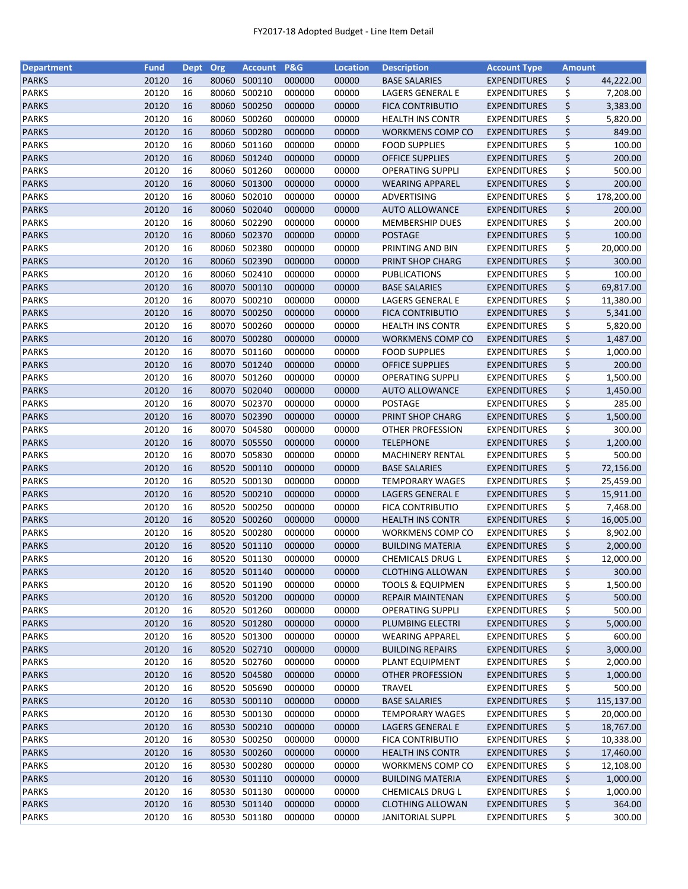FY2017-18 Adopted Budget - Line Item Detail

| Department | Fund | Dept | Org | Account | P&G | Location | Description | Account Type | Amount |
|---|---|---|---|---|---|---|---|---|---|
| PARKS | 20120 | 16 | 80060 | 500110 | 000000 | 00000 | BASE SALARIES | EXPENDITURES | $ 44,222.00 |
| PARKS | 20120 | 16 | 80060 | 500210 | 000000 | 00000 | LAGERS GENERAL E | EXPENDITURES | $ 7,208.00 |
| PARKS | 20120 | 16 | 80060 | 500250 | 000000 | 00000 | FICA CONTRIBUTIO | EXPENDITURES | $ 3,383.00 |
| PARKS | 20120 | 16 | 80060 | 500260 | 000000 | 00000 | HEALTH INS CONTR | EXPENDITURES | $ 5,820.00 |
| PARKS | 20120 | 16 | 80060 | 500280 | 000000 | 00000 | WORKMENS COMP CO | EXPENDITURES | $ 849.00 |
| PARKS | 20120 | 16 | 80060 | 501160 | 000000 | 00000 | FOOD SUPPLIES | EXPENDITURES | $ 100.00 |
| PARKS | 20120 | 16 | 80060 | 501240 | 000000 | 00000 | OFFICE SUPPLIES | EXPENDITURES | $ 200.00 |
| PARKS | 20120 | 16 | 80060 | 501260 | 000000 | 00000 | OPERATING SUPPLI | EXPENDITURES | $ 500.00 |
| PARKS | 20120 | 16 | 80060 | 501300 | 000000 | 00000 | WEARING APPAREL | EXPENDITURES | $ 200.00 |
| PARKS | 20120 | 16 | 80060 | 502010 | 000000 | 00000 | ADVERTISING | EXPENDITURES | $ 178,200.00 |
| PARKS | 20120 | 16 | 80060 | 502040 | 000000 | 00000 | AUTO ALLOWANCE | EXPENDITURES | $ 200.00 |
| PARKS | 20120 | 16 | 80060 | 502290 | 000000 | 00000 | MEMBERSHIP DUES | EXPENDITURES | $ 200.00 |
| PARKS | 20120 | 16 | 80060 | 502370 | 000000 | 00000 | POSTAGE | EXPENDITURES | $ 100.00 |
| PARKS | 20120 | 16 | 80060 | 502380 | 000000 | 00000 | PRINTING AND BIN | EXPENDITURES | $ 20,000.00 |
| PARKS | 20120 | 16 | 80060 | 502390 | 000000 | 00000 | PRINT SHOP CHARG | EXPENDITURES | $ 300.00 |
| PARKS | 20120 | 16 | 80060 | 502410 | 000000 | 00000 | PUBLICATIONS | EXPENDITURES | $ 100.00 |
| PARKS | 20120 | 16 | 80070 | 500110 | 000000 | 00000 | BASE SALARIES | EXPENDITURES | $ 69,817.00 |
| PARKS | 20120 | 16 | 80070 | 500210 | 000000 | 00000 | LAGERS GENERAL E | EXPENDITURES | $ 11,380.00 |
| PARKS | 20120 | 16 | 80070 | 500250 | 000000 | 00000 | FICA CONTRIBUTIO | EXPENDITURES | $ 5,341.00 |
| PARKS | 20120 | 16 | 80070 | 500260 | 000000 | 00000 | HEALTH INS CONTR | EXPENDITURES | $ 5,820.00 |
| PARKS | 20120 | 16 | 80070 | 500280 | 000000 | 00000 | WORKMENS COMP CO | EXPENDITURES | $ 1,487.00 |
| PARKS | 20120 | 16 | 80070 | 501160 | 000000 | 00000 | FOOD SUPPLIES | EXPENDITURES | $ 1,000.00 |
| PARKS | 20120 | 16 | 80070 | 501240 | 000000 | 00000 | OFFICE SUPPLIES | EXPENDITURES | $ 200.00 |
| PARKS | 20120 | 16 | 80070 | 501260 | 000000 | 00000 | OPERATING SUPPLI | EXPENDITURES | $ 1,500.00 |
| PARKS | 20120 | 16 | 80070 | 502040 | 000000 | 00000 | AUTO ALLOWANCE | EXPENDITURES | $ 1,450.00 |
| PARKS | 20120 | 16 | 80070 | 502370 | 000000 | 00000 | POSTAGE | EXPENDITURES | $ 285.00 |
| PARKS | 20120 | 16 | 80070 | 502390 | 000000 | 00000 | PRINT SHOP CHARG | EXPENDITURES | $ 1,500.00 |
| PARKS | 20120 | 16 | 80070 | 504580 | 000000 | 00000 | OTHER PROFESSION | EXPENDITURES | $ 300.00 |
| PARKS | 20120 | 16 | 80070 | 505550 | 000000 | 00000 | TELEPHONE | EXPENDITURES | $ 1,200.00 |
| PARKS | 20120 | 16 | 80070 | 505830 | 000000 | 00000 | MACHINERY RENTAL | EXPENDITURES | $ 500.00 |
| PARKS | 20120 | 16 | 80520 | 500110 | 000000 | 00000 | BASE SALARIES | EXPENDITURES | $ 72,156.00 |
| PARKS | 20120 | 16 | 80520 | 500130 | 000000 | 00000 | TEMPORARY WAGES | EXPENDITURES | $ 25,459.00 |
| PARKS | 20120 | 16 | 80520 | 500210 | 000000 | 00000 | LAGERS GENERAL E | EXPENDITURES | $ 15,911.00 |
| PARKS | 20120 | 16 | 80520 | 500250 | 000000 | 00000 | FICA CONTRIBUTIO | EXPENDITURES | $ 7,468.00 |
| PARKS | 20120 | 16 | 80520 | 500260 | 000000 | 00000 | HEALTH INS CONTR | EXPENDITURES | $ 16,005.00 |
| PARKS | 20120 | 16 | 80520 | 500280 | 000000 | 00000 | WORKMENS COMP CO | EXPENDITURES | $ 8,902.00 |
| PARKS | 20120 | 16 | 80520 | 501110 | 000000 | 00000 | BUILDING MATERIA | EXPENDITURES | $ 2,000.00 |
| PARKS | 20120 | 16 | 80520 | 501130 | 000000 | 00000 | CHEMICALS DRUG L | EXPENDITURES | $ 12,000.00 |
| PARKS | 20120 | 16 | 80520 | 501140 | 000000 | 00000 | CLOTHING ALLOWAN | EXPENDITURES | $ 300.00 |
| PARKS | 20120 | 16 | 80520 | 501190 | 000000 | 00000 | TOOLS & EQUIPMEN | EXPENDITURES | $ 1,500.00 |
| PARKS | 20120 | 16 | 80520 | 501200 | 000000 | 00000 | REPAIR MAINTENAN | EXPENDITURES | $ 500.00 |
| PARKS | 20120 | 16 | 80520 | 501260 | 000000 | 00000 | OPERATING SUPPLI | EXPENDITURES | $ 500.00 |
| PARKS | 20120 | 16 | 80520 | 501280 | 000000 | 00000 | PLUMBING ELECTRI | EXPENDITURES | $ 5,000.00 |
| PARKS | 20120 | 16 | 80520 | 501300 | 000000 | 00000 | WEARING APPAREL | EXPENDITURES | $ 600.00 |
| PARKS | 20120 | 16 | 80520 | 502710 | 000000 | 00000 | BUILDING REPAIRS | EXPENDITURES | $ 3,000.00 |
| PARKS | 20120 | 16 | 80520 | 502760 | 000000 | 00000 | PLANT EQUIPMENT | EXPENDITURES | $ 2,000.00 |
| PARKS | 20120 | 16 | 80520 | 504580 | 000000 | 00000 | OTHER PROFESSION | EXPENDITURES | $ 1,000.00 |
| PARKS | 20120 | 16 | 80520 | 505690 | 000000 | 00000 | TRAVEL | EXPENDITURES | $ 500.00 |
| PARKS | 20120 | 16 | 80530 | 500110 | 000000 | 00000 | BASE SALARIES | EXPENDITURES | $ 115,137.00 |
| PARKS | 20120 | 16 | 80530 | 500130 | 000000 | 00000 | TEMPORARY WAGES | EXPENDITURES | $ 20,000.00 |
| PARKS | 20120 | 16 | 80530 | 500210 | 000000 | 00000 | LAGERS GENERAL E | EXPENDITURES | $ 18,767.00 |
| PARKS | 20120 | 16 | 80530 | 500250 | 000000 | 00000 | FICA CONTRIBUTIO | EXPENDITURES | $ 10,338.00 |
| PARKS | 20120 | 16 | 80530 | 500260 | 000000 | 00000 | HEALTH INS CONTR | EXPENDITURES | $ 17,460.00 |
| PARKS | 20120 | 16 | 80530 | 500280 | 000000 | 00000 | WORKMENS COMP CO | EXPENDITURES | $ 12,108.00 |
| PARKS | 20120 | 16 | 80530 | 501110 | 000000 | 00000 | BUILDING MATERIA | EXPENDITURES | $ 1,000.00 |
| PARKS | 20120 | 16 | 80530 | 501130 | 000000 | 00000 | CHEMICALS DRUG L | EXPENDITURES | $ 1,000.00 |
| PARKS | 20120 | 16 | 80530 | 501140 | 000000 | 00000 | CLOTHING ALLOWAN | EXPENDITURES | $ 364.00 |
| PARKS | 20120 | 16 | 80530 | 501180 | 000000 | 00000 | JANITORIAL SUPPL | EXPENDITURES | $ 300.00 |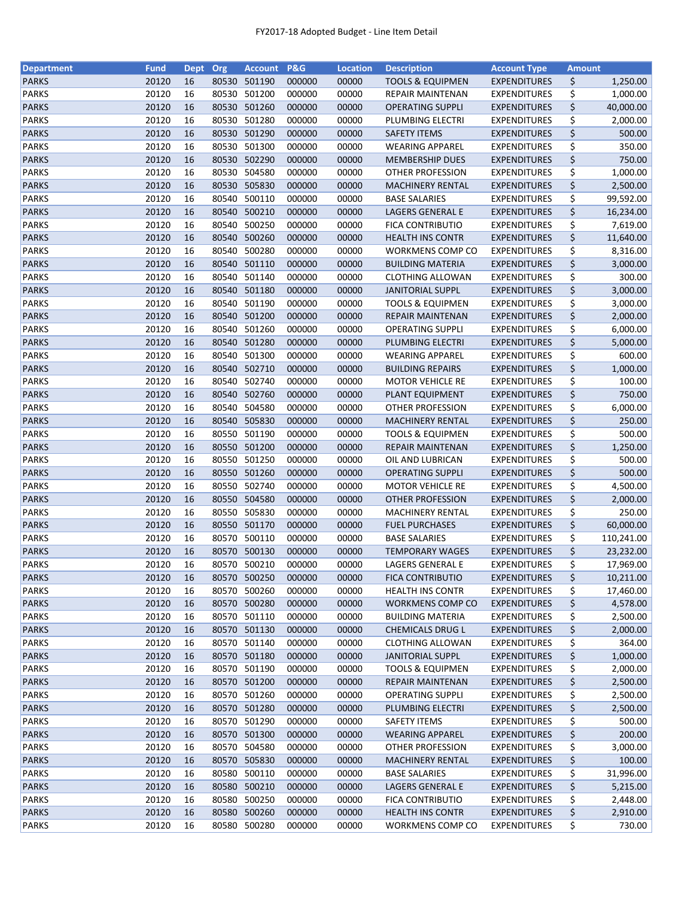| Department | Fund | Dept | Org | Account | P&G | Location | Description | Account Type | Amount |
|---|---|---|---|---|---|---|---|---|---|
| PARKS | 20120 | 16 | 80530 | 501190 | 000000 | 00000 | TOOLS & EQUIPMEN | EXPENDITURES | $ 1,250.00 |
| PARKS | 20120 | 16 | 80530 | 501200 | 000000 | 00000 | REPAIR MAINTENAN | EXPENDITURES | $ 1,000.00 |
| PARKS | 20120 | 16 | 80530 | 501260 | 000000 | 00000 | OPERATING SUPPLI | EXPENDITURES | $ 40,000.00 |
| PARKS | 20120 | 16 | 80530 | 501280 | 000000 | 00000 | PLUMBING ELECTRI | EXPENDITURES | $ 2,000.00 |
| PARKS | 20120 | 16 | 80530 | 501290 | 000000 | 00000 | SAFETY ITEMS | EXPENDITURES | $ 500.00 |
| PARKS | 20120 | 16 | 80530 | 501300 | 000000 | 00000 | WEARING APPAREL | EXPENDITURES | $ 350.00 |
| PARKS | 20120 | 16 | 80530 | 502290 | 000000 | 00000 | MEMBERSHIP DUES | EXPENDITURES | $ 750.00 |
| PARKS | 20120 | 16 | 80530 | 504580 | 000000 | 00000 | OTHER PROFESSION | EXPENDITURES | $ 1,000.00 |
| PARKS | 20120 | 16 | 80530 | 505830 | 000000 | 00000 | MACHINERY RENTAL | EXPENDITURES | $ 2,500.00 |
| PARKS | 20120 | 16 | 80540 | 500110 | 000000 | 00000 | BASE SALARIES | EXPENDITURES | $ 99,592.00 |
| PARKS | 20120 | 16 | 80540 | 500210 | 000000 | 00000 | LAGERS GENERAL E | EXPENDITURES | $ 16,234.00 |
| PARKS | 20120 | 16 | 80540 | 500250 | 000000 | 00000 | FICA CONTRIBUTIO | EXPENDITURES | $ 7,619.00 |
| PARKS | 20120 | 16 | 80540 | 500260 | 000000 | 00000 | HEALTH INS CONTR | EXPENDITURES | $ 11,640.00 |
| PARKS | 20120 | 16 | 80540 | 500280 | 000000 | 00000 | WORKMENS COMP CO | EXPENDITURES | $ 8,316.00 |
| PARKS | 20120 | 16 | 80540 | 501110 | 000000 | 00000 | BUILDING MATERIA | EXPENDITURES | $ 3,000.00 |
| PARKS | 20120 | 16 | 80540 | 501140 | 000000 | 00000 | CLOTHING ALLOWAN | EXPENDITURES | $ 300.00 |
| PARKS | 20120 | 16 | 80540 | 501180 | 000000 | 00000 | JANITORIAL SUPPL | EXPENDITURES | $ 3,000.00 |
| PARKS | 20120 | 16 | 80540 | 501190 | 000000 | 00000 | TOOLS & EQUIPMEN | EXPENDITURES | $ 3,000.00 |
| PARKS | 20120 | 16 | 80540 | 501200 | 000000 | 00000 | REPAIR MAINTENAN | EXPENDITURES | $ 2,000.00 |
| PARKS | 20120 | 16 | 80540 | 501260 | 000000 | 00000 | OPERATING SUPPLI | EXPENDITURES | $ 6,000.00 |
| PARKS | 20120 | 16 | 80540 | 501280 | 000000 | 00000 | PLUMBING ELECTRI | EXPENDITURES | $ 5,000.00 |
| PARKS | 20120 | 16 | 80540 | 501300 | 000000 | 00000 | WEARING APPAREL | EXPENDITURES | $ 600.00 |
| PARKS | 20120 | 16 | 80540 | 502710 | 000000 | 00000 | BUILDING REPAIRS | EXPENDITURES | $ 1,000.00 |
| PARKS | 20120 | 16 | 80540 | 502740 | 000000 | 00000 | MOTOR VEHICLE RE | EXPENDITURES | $ 100.00 |
| PARKS | 20120 | 16 | 80540 | 502760 | 000000 | 00000 | PLANT EQUIPMENT | EXPENDITURES | $ 750.00 |
| PARKS | 20120 | 16 | 80540 | 504580 | 000000 | 00000 | OTHER PROFESSION | EXPENDITURES | $ 6,000.00 |
| PARKS | 20120 | 16 | 80540 | 505830 | 000000 | 00000 | MACHINERY RENTAL | EXPENDITURES | $ 250.00 |
| PARKS | 20120 | 16 | 80550 | 501190 | 000000 | 00000 | TOOLS & EQUIPMEN | EXPENDITURES | $ 500.00 |
| PARKS | 20120 | 16 | 80550 | 501200 | 000000 | 00000 | REPAIR MAINTENAN | EXPENDITURES | $ 1,250.00 |
| PARKS | 20120 | 16 | 80550 | 501250 | 000000 | 00000 | OIL AND LUBRICAN | EXPENDITURES | $ 500.00 |
| PARKS | 20120 | 16 | 80550 | 501260 | 000000 | 00000 | OPERATING SUPPLI | EXPENDITURES | $ 500.00 |
| PARKS | 20120 | 16 | 80550 | 502740 | 000000 | 00000 | MOTOR VEHICLE RE | EXPENDITURES | $ 4,500.00 |
| PARKS | 20120 | 16 | 80550 | 504580 | 000000 | 00000 | OTHER PROFESSION | EXPENDITURES | $ 2,000.00 |
| PARKS | 20120 | 16 | 80550 | 505830 | 000000 | 00000 | MACHINERY RENTAL | EXPENDITURES | $ 250.00 |
| PARKS | 20120 | 16 | 80550 | 501170 | 000000 | 00000 | FUEL PURCHASES | EXPENDITURES | $ 60,000.00 |
| PARKS | 20120 | 16 | 80570 | 500110 | 000000 | 00000 | BASE SALARIES | EXPENDITURES | $ 110,241.00 |
| PARKS | 20120 | 16 | 80570 | 500130 | 000000 | 00000 | TEMPORARY WAGES | EXPENDITURES | $ 23,232.00 |
| PARKS | 20120 | 16 | 80570 | 500210 | 000000 | 00000 | LAGERS GENERAL E | EXPENDITURES | $ 17,969.00 |
| PARKS | 20120 | 16 | 80570 | 500250 | 000000 | 00000 | FICA CONTRIBUTIO | EXPENDITURES | $ 10,211.00 |
| PARKS | 20120 | 16 | 80570 | 500260 | 000000 | 00000 | HEALTH INS CONTR | EXPENDITURES | $ 17,460.00 |
| PARKS | 20120 | 16 | 80570 | 500280 | 000000 | 00000 | WORKMENS COMP CO | EXPENDITURES | $ 4,578.00 |
| PARKS | 20120 | 16 | 80570 | 501110 | 000000 | 00000 | BUILDING MATERIA | EXPENDITURES | $ 2,500.00 |
| PARKS | 20120 | 16 | 80570 | 501130 | 000000 | 00000 | CHEMICALS DRUG L | EXPENDITURES | $ 2,000.00 |
| PARKS | 20120 | 16 | 80570 | 501140 | 000000 | 00000 | CLOTHING ALLOWAN | EXPENDITURES | $ 364.00 |
| PARKS | 20120 | 16 | 80570 | 501180 | 000000 | 00000 | JANITORIAL SUPPL | EXPENDITURES | $ 1,000.00 |
| PARKS | 20120 | 16 | 80570 | 501190 | 000000 | 00000 | TOOLS & EQUIPMEN | EXPENDITURES | $ 2,000.00 |
| PARKS | 20120 | 16 | 80570 | 501200 | 000000 | 00000 | REPAIR MAINTENAN | EXPENDITURES | $ 2,500.00 |
| PARKS | 20120 | 16 | 80570 | 501260 | 000000 | 00000 | OPERATING SUPPLI | EXPENDITURES | $ 2,500.00 |
| PARKS | 20120 | 16 | 80570 | 501280 | 000000 | 00000 | PLUMBING ELECTRI | EXPENDITURES | $ 2,500.00 |
| PARKS | 20120 | 16 | 80570 | 501290 | 000000 | 00000 | SAFETY ITEMS | EXPENDITURES | $ 500.00 |
| PARKS | 20120 | 16 | 80570 | 501300 | 000000 | 00000 | WEARING APPAREL | EXPENDITURES | $ 200.00 |
| PARKS | 20120 | 16 | 80570 | 504580 | 000000 | 00000 | OTHER PROFESSION | EXPENDITURES | $ 3,000.00 |
| PARKS | 20120 | 16 | 80570 | 505830 | 000000 | 00000 | MACHINERY RENTAL | EXPENDITURES | $ 100.00 |
| PARKS | 20120 | 16 | 80580 | 500110 | 000000 | 00000 | BASE SALARIES | EXPENDITURES | $ 31,996.00 |
| PARKS | 20120 | 16 | 80580 | 500210 | 000000 | 00000 | LAGERS GENERAL E | EXPENDITURES | $ 5,215.00 |
| PARKS | 20120 | 16 | 80580 | 500250 | 000000 | 00000 | FICA CONTRIBUTIO | EXPENDITURES | $ 2,448.00 |
| PARKS | 20120 | 16 | 80580 | 500260 | 000000 | 00000 | HEALTH INS CONTR | EXPENDITURES | $ 2,910.00 |
| PARKS | 20120 | 16 | 80580 | 500280 | 000000 | 00000 | WORKMENS COMP CO | EXPENDITURES | $ 730.00 |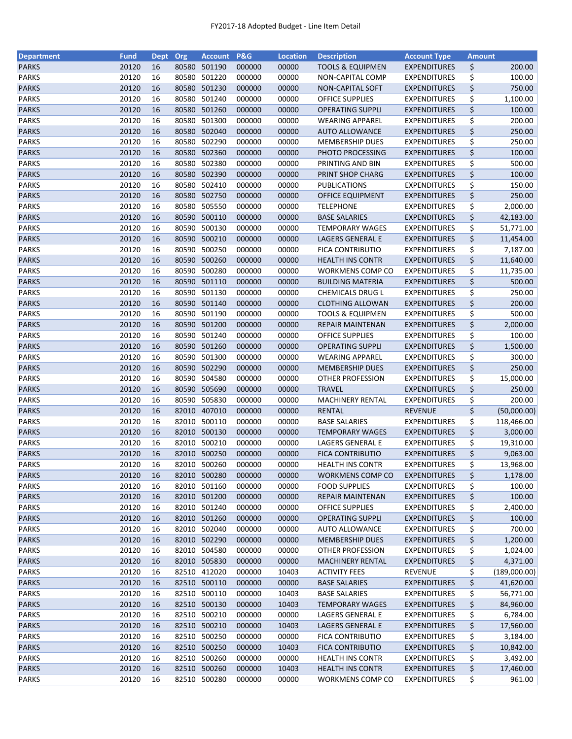FY2017-18 Adopted Budget - Line Item Detail

| Department | Fund | Dept | Org | Account | P&G | Location | Description | Account Type | Amount |
|---|---|---|---|---|---|---|---|---|---|
| PARKS | 20120 | 16 | 80580 | 501190 | 000000 | 00000 | TOOLS & EQUIPMEN | EXPENDITURES | $ 200.00 |
| PARKS | 20120 | 16 | 80580 | 501220 | 000000 | 00000 | NON-CAPITAL COMP | EXPENDITURES | $ 100.00 |
| PARKS | 20120 | 16 | 80580 | 501230 | 000000 | 00000 | NON-CAPITAL SOFT | EXPENDITURES | $ 750.00 |
| PARKS | 20120 | 16 | 80580 | 501240 | 000000 | 00000 | OFFICE SUPPLIES | EXPENDITURES | $ 1,100.00 |
| PARKS | 20120 | 16 | 80580 | 501260 | 000000 | 00000 | OPERATING SUPPLI | EXPENDITURES | $ 100.00 |
| PARKS | 20120 | 16 | 80580 | 501300 | 000000 | 00000 | WEARING APPAREL | EXPENDITURES | $ 200.00 |
| PARKS | 20120 | 16 | 80580 | 502040 | 000000 | 00000 | AUTO ALLOWANCE | EXPENDITURES | $ 250.00 |
| PARKS | 20120 | 16 | 80580 | 502290 | 000000 | 00000 | MEMBERSHIP DUES | EXPENDITURES | $ 250.00 |
| PARKS | 20120 | 16 | 80580 | 502360 | 000000 | 00000 | PHOTO PROCESSING | EXPENDITURES | $ 100.00 |
| PARKS | 20120 | 16 | 80580 | 502380 | 000000 | 00000 | PRINTING AND BIN | EXPENDITURES | $ 500.00 |
| PARKS | 20120 | 16 | 80580 | 502390 | 000000 | 00000 | PRINT SHOP CHARG | EXPENDITURES | $ 100.00 |
| PARKS | 20120 | 16 | 80580 | 502410 | 000000 | 00000 | PUBLICATIONS | EXPENDITURES | $ 150.00 |
| PARKS | 20120 | 16 | 80580 | 502750 | 000000 | 00000 | OFFICE EQUIPMENT | EXPENDITURES | $ 250.00 |
| PARKS | 20120 | 16 | 80580 | 505550 | 000000 | 00000 | TELEPHONE | EXPENDITURES | $ 2,000.00 |
| PARKS | 20120 | 16 | 80590 | 500110 | 000000 | 00000 | BASE SALARIES | EXPENDITURES | $ 42,183.00 |
| PARKS | 20120 | 16 | 80590 | 500130 | 000000 | 00000 | TEMPORARY WAGES | EXPENDITURES | $ 51,771.00 |
| PARKS | 20120 | 16 | 80590 | 500210 | 000000 | 00000 | LAGERS GENERAL E | EXPENDITURES | $ 11,454.00 |
| PARKS | 20120 | 16 | 80590 | 500250 | 000000 | 00000 | FICA CONTRIBUTIO | EXPENDITURES | $ 7,187.00 |
| PARKS | 20120 | 16 | 80590 | 500260 | 000000 | 00000 | HEALTH INS CONTR | EXPENDITURES | $ 11,640.00 |
| PARKS | 20120 | 16 | 80590 | 500280 | 000000 | 00000 | WORKMENS COMP CO | EXPENDITURES | $ 11,735.00 |
| PARKS | 20120 | 16 | 80590 | 501110 | 000000 | 00000 | BUILDING MATERIA | EXPENDITURES | $ 500.00 |
| PARKS | 20120 | 16 | 80590 | 501130 | 000000 | 00000 | CHEMICALS DRUG L | EXPENDITURES | $ 250.00 |
| PARKS | 20120 | 16 | 80590 | 501140 | 000000 | 00000 | CLOTHING ALLOWAN | EXPENDITURES | $ 200.00 |
| PARKS | 20120 | 16 | 80590 | 501190 | 000000 | 00000 | TOOLS & EQUIPMEN | EXPENDITURES | $ 500.00 |
| PARKS | 20120 | 16 | 80590 | 501200 | 000000 | 00000 | REPAIR MAINTENAN | EXPENDITURES | $ 2,000.00 |
| PARKS | 20120 | 16 | 80590 | 501240 | 000000 | 00000 | OFFICE SUPPLIES | EXPENDITURES | $ 100.00 |
| PARKS | 20120 | 16 | 80590 | 501260 | 000000 | 00000 | OPERATING SUPPLI | EXPENDITURES | $ 1,500.00 |
| PARKS | 20120 | 16 | 80590 | 501300 | 000000 | 00000 | WEARING APPAREL | EXPENDITURES | $ 300.00 |
| PARKS | 20120 | 16 | 80590 | 502290 | 000000 | 00000 | MEMBERSHIP DUES | EXPENDITURES | $ 250.00 |
| PARKS | 20120 | 16 | 80590 | 504580 | 000000 | 00000 | OTHER PROFESSION | EXPENDITURES | $ 15,000.00 |
| PARKS | 20120 | 16 | 80590 | 505690 | 000000 | 00000 | TRAVEL | EXPENDITURES | $ 250.00 |
| PARKS | 20120 | 16 | 80590 | 505830 | 000000 | 00000 | MACHINERY RENTAL | EXPENDITURES | $ 200.00 |
| PARKS | 20120 | 16 | 82010 | 407010 | 000000 | 00000 | RENTAL | REVENUE | $ (50,000.00) |
| PARKS | 20120 | 16 | 82010 | 500110 | 000000 | 00000 | BASE SALARIES | EXPENDITURES | $ 118,466.00 |
| PARKS | 20120 | 16 | 82010 | 500130 | 000000 | 00000 | TEMPORARY WAGES | EXPENDITURES | $ 3,000.00 |
| PARKS | 20120 | 16 | 82010 | 500210 | 000000 | 00000 | LAGERS GENERAL E | EXPENDITURES | $ 19,310.00 |
| PARKS | 20120 | 16 | 82010 | 500250 | 000000 | 00000 | FICA CONTRIBUTIO | EXPENDITURES | $ 9,063.00 |
| PARKS | 20120 | 16 | 82010 | 500260 | 000000 | 00000 | HEALTH INS CONTR | EXPENDITURES | $ 13,968.00 |
| PARKS | 20120 | 16 | 82010 | 500280 | 000000 | 00000 | WORKMENS COMP CO | EXPENDITURES | $ 1,178.00 |
| PARKS | 20120 | 16 | 82010 | 501160 | 000000 | 00000 | FOOD SUPPLIES | EXPENDITURES | $ 100.00 |
| PARKS | 20120 | 16 | 82010 | 501200 | 000000 | 00000 | REPAIR MAINTENAN | EXPENDITURES | $ 100.00 |
| PARKS | 20120 | 16 | 82010 | 501240 | 000000 | 00000 | OFFICE SUPPLIES | EXPENDITURES | $ 2,400.00 |
| PARKS | 20120 | 16 | 82010 | 501260 | 000000 | 00000 | OPERATING SUPPLI | EXPENDITURES | $ 100.00 |
| PARKS | 20120 | 16 | 82010 | 502040 | 000000 | 00000 | AUTO ALLOWANCE | EXPENDITURES | $ 700.00 |
| PARKS | 20120 | 16 | 82010 | 502290 | 000000 | 00000 | MEMBERSHIP DUES | EXPENDITURES | $ 1,200.00 |
| PARKS | 20120 | 16 | 82010 | 504580 | 000000 | 00000 | OTHER PROFESSION | EXPENDITURES | $ 1,024.00 |
| PARKS | 20120 | 16 | 82010 | 505830 | 000000 | 00000 | MACHINERY RENTAL | EXPENDITURES | $ 4,371.00 |
| PARKS | 20120 | 16 | 82510 | 412020 | 000000 | 10403 | ACTIVITY FEES | REVENUE | $ (189,000.00) |
| PARKS | 20120 | 16 | 82510 | 500110 | 000000 | 00000 | BASE SALARIES | EXPENDITURES | $ 41,620.00 |
| PARKS | 20120 | 16 | 82510 | 500110 | 000000 | 10403 | BASE SALARIES | EXPENDITURES | $ 56,771.00 |
| PARKS | 20120 | 16 | 82510 | 500130 | 000000 | 10403 | TEMPORARY WAGES | EXPENDITURES | $ 84,960.00 |
| PARKS | 20120 | 16 | 82510 | 500210 | 000000 | 00000 | LAGERS GENERAL E | EXPENDITURES | $ 6,784.00 |
| PARKS | 20120 | 16 | 82510 | 500210 | 000000 | 10403 | LAGERS GENERAL E | EXPENDITURES | $ 17,560.00 |
| PARKS | 20120 | 16 | 82510 | 500250 | 000000 | 00000 | FICA CONTRIBUTIO | EXPENDITURES | $ 3,184.00 |
| PARKS | 20120 | 16 | 82510 | 500250 | 000000 | 10403 | FICA CONTRIBUTIO | EXPENDITURES | $ 10,842.00 |
| PARKS | 20120 | 16 | 82510 | 500260 | 000000 | 00000 | HEALTH INS CONTR | EXPENDITURES | $ 3,492.00 |
| PARKS | 20120 | 16 | 82510 | 500260 | 000000 | 10403 | HEALTH INS CONTR | EXPENDITURES | $ 17,460.00 |
| PARKS | 20120 | 16 | 82510 | 500280 | 000000 | 00000 | WORKMENS COMP CO | EXPENDITURES | $ 961.00 |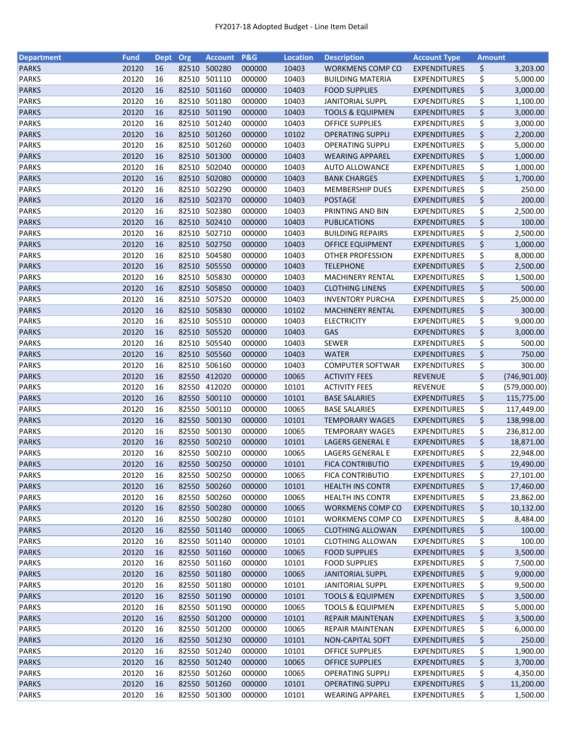FY2017-18 Adopted Budget - Line Item Detail

| Department | Fund | Dept | Org | Account | P&G | Location | Description | Account Type | Amount |
|---|---|---|---|---|---|---|---|---|---|
| PARKS | 20120 | 16 | 82510 | 500280 | 000000 | 10403 | WORKMENS COMP CO | EXPENDITURES | $ 3,203.00 |
| PARKS | 20120 | 16 | 82510 | 501110 | 000000 | 10403 | BUILDING MATERIA | EXPENDITURES | $ 5,000.00 |
| PARKS | 20120 | 16 | 82510 | 501160 | 000000 | 10403 | FOOD SUPPLIES | EXPENDITURES | $ 3,000.00 |
| PARKS | 20120 | 16 | 82510 | 501180 | 000000 | 10403 | JANITORIAL SUPPL | EXPENDITURES | $ 1,100.00 |
| PARKS | 20120 | 16 | 82510 | 501190 | 000000 | 10403 | TOOLS & EQUIPMEN | EXPENDITURES | $ 3,000.00 |
| PARKS | 20120 | 16 | 82510 | 501240 | 000000 | 10403 | OFFICE SUPPLIES | EXPENDITURES | $ 3,000.00 |
| PARKS | 20120 | 16 | 82510 | 501260 | 000000 | 10102 | OPERATING SUPPLI | EXPENDITURES | $ 2,200.00 |
| PARKS | 20120 | 16 | 82510 | 501260 | 000000 | 10403 | OPERATING SUPPLI | EXPENDITURES | $ 5,000.00 |
| PARKS | 20120 | 16 | 82510 | 501300 | 000000 | 10403 | WEARING APPAREL | EXPENDITURES | $ 1,000.00 |
| PARKS | 20120 | 16 | 82510 | 502040 | 000000 | 10403 | AUTO ALLOWANCE | EXPENDITURES | $ 1,000.00 |
| PARKS | 20120 | 16 | 82510 | 502080 | 000000 | 10403 | BANK CHARGES | EXPENDITURES | $ 1,700.00 |
| PARKS | 20120 | 16 | 82510 | 502290 | 000000 | 10403 | MEMBERSHIP DUES | EXPENDITURES | $ 250.00 |
| PARKS | 20120 | 16 | 82510 | 502370 | 000000 | 10403 | POSTAGE | EXPENDITURES | $ 200.00 |
| PARKS | 20120 | 16 | 82510 | 502380 | 000000 | 10403 | PRINTING AND BIN | EXPENDITURES | $ 2,500.00 |
| PARKS | 20120 | 16 | 82510 | 502410 | 000000 | 10403 | PUBLICATIONS | EXPENDITURES | $ 100.00 |
| PARKS | 20120 | 16 | 82510 | 502710 | 000000 | 10403 | BUILDING REPAIRS | EXPENDITURES | $ 2,500.00 |
| PARKS | 20120 | 16 | 82510 | 502750 | 000000 | 10403 | OFFICE EQUIPMENT | EXPENDITURES | $ 1,000.00 |
| PARKS | 20120 | 16 | 82510 | 504580 | 000000 | 10403 | OTHER PROFESSION | EXPENDITURES | $ 8,000.00 |
| PARKS | 20120 | 16 | 82510 | 505550 | 000000 | 10403 | TELEPHONE | EXPENDITURES | $ 2,500.00 |
| PARKS | 20120 | 16 | 82510 | 505830 | 000000 | 10403 | MACHINERY RENTAL | EXPENDITURES | $ 1,500.00 |
| PARKS | 20120 | 16 | 82510 | 505850 | 000000 | 10403 | CLOTHING LINENS | EXPENDITURES | $ 500.00 |
| PARKS | 20120 | 16 | 82510 | 507520 | 000000 | 10403 | INVENTORY PURCHA | EXPENDITURES | $ 25,000.00 |
| PARKS | 20120 | 16 | 82510 | 505830 | 000000 | 10102 | MACHINERY RENTAL | EXPENDITURES | $ 300.00 |
| PARKS | 20120 | 16 | 82510 | 505510 | 000000 | 10403 | ELECTRICITY | EXPENDITURES | $ 9,000.00 |
| PARKS | 20120 | 16 | 82510 | 505520 | 000000 | 10403 | GAS | EXPENDITURES | $ 3,000.00 |
| PARKS | 20120 | 16 | 82510 | 505540 | 000000 | 10403 | SEWER | EXPENDITURES | $ 500.00 |
| PARKS | 20120 | 16 | 82510 | 505560 | 000000 | 10403 | WATER | EXPENDITURES | $ 750.00 |
| PARKS | 20120 | 16 | 82510 | 506160 | 000000 | 10403 | COMPUTER SOFTWAR | EXPENDITURES | $ 300.00 |
| PARKS | 20120 | 16 | 82550 | 412020 | 000000 | 10065 | ACTIVITY FEES | REVENUE | $ (746,901.00) |
| PARKS | 20120 | 16 | 82550 | 412020 | 000000 | 10101 | ACTIVITY FEES | REVENUE | $ (579,000.00) |
| PARKS | 20120 | 16 | 82550 | 500110 | 000000 | 10101 | BASE SALARIES | EXPENDITURES | $ 115,775.00 |
| PARKS | 20120 | 16 | 82550 | 500110 | 000000 | 10065 | BASE SALARIES | EXPENDITURES | $ 117,449.00 |
| PARKS | 20120 | 16 | 82550 | 500130 | 000000 | 10101 | TEMPORARY WAGES | EXPENDITURES | $ 138,998.00 |
| PARKS | 20120 | 16 | 82550 | 500130 | 000000 | 10065 | TEMPORARY WAGES | EXPENDITURES | $ 236,812.00 |
| PARKS | 20120 | 16 | 82550 | 500210 | 000000 | 10101 | LAGERS GENERAL E | EXPENDITURES | $ 18,871.00 |
| PARKS | 20120 | 16 | 82550 | 500210 | 000000 | 10065 | LAGERS GENERAL E | EXPENDITURES | $ 22,948.00 |
| PARKS | 20120 | 16 | 82550 | 500250 | 000000 | 10101 | FICA CONTRIBUTIO | EXPENDITURES | $ 19,490.00 |
| PARKS | 20120 | 16 | 82550 | 500250 | 000000 | 10065 | FICA CONTRIBUTIO | EXPENDITURES | $ 27,101.00 |
| PARKS | 20120 | 16 | 82550 | 500260 | 000000 | 10101 | HEALTH INS CONTR | EXPENDITURES | $ 17,460.00 |
| PARKS | 20120 | 16 | 82550 | 500260 | 000000 | 10065 | HEALTH INS CONTR | EXPENDITURES | $ 23,862.00 |
| PARKS | 20120 | 16 | 82550 | 500280 | 000000 | 10065 | WORKMENS COMP CO | EXPENDITURES | $ 10,132.00 |
| PARKS | 20120 | 16 | 82550 | 500280 | 000000 | 10101 | WORKMENS COMP CO | EXPENDITURES | $ 8,484.00 |
| PARKS | 20120 | 16 | 82550 | 501140 | 000000 | 10065 | CLOTHING ALLOWAN | EXPENDITURES | $ 100.00 |
| PARKS | 20120 | 16 | 82550 | 501140 | 000000 | 10101 | CLOTHING ALLOWAN | EXPENDITURES | $ 100.00 |
| PARKS | 20120 | 16 | 82550 | 501160 | 000000 | 10065 | FOOD SUPPLIES | EXPENDITURES | $ 3,500.00 |
| PARKS | 20120 | 16 | 82550 | 501160 | 000000 | 10101 | FOOD SUPPLIES | EXPENDITURES | $ 7,500.00 |
| PARKS | 20120 | 16 | 82550 | 501180 | 000000 | 10065 | JANITORIAL SUPPL | EXPENDITURES | $ 9,000.00 |
| PARKS | 20120 | 16 | 82550 | 501180 | 000000 | 10101 | JANITORIAL SUPPL | EXPENDITURES | $ 9,500.00 |
| PARKS | 20120 | 16 | 82550 | 501190 | 000000 | 10101 | TOOLS & EQUIPMEN | EXPENDITURES | $ 3,500.00 |
| PARKS | 20120 | 16 | 82550 | 501190 | 000000 | 10065 | TOOLS & EQUIPMEN | EXPENDITURES | $ 5,000.00 |
| PARKS | 20120 | 16 | 82550 | 501200 | 000000 | 10101 | REPAIR MAINTENAN | EXPENDITURES | $ 3,500.00 |
| PARKS | 20120 | 16 | 82550 | 501200 | 000000 | 10065 | REPAIR MAINTENAN | EXPENDITURES | $ 6,000.00 |
| PARKS | 20120 | 16 | 82550 | 501230 | 000000 | 10101 | NON-CAPITAL SOFT | EXPENDITURES | $ 250.00 |
| PARKS | 20120 | 16 | 82550 | 501240 | 000000 | 10101 | OFFICE SUPPLIES | EXPENDITURES | $ 1,900.00 |
| PARKS | 20120 | 16 | 82550 | 501240 | 000000 | 10065 | OFFICE SUPPLIES | EXPENDITURES | $ 3,700.00 |
| PARKS | 20120 | 16 | 82550 | 501260 | 000000 | 10065 | OPERATING SUPPLI | EXPENDITURES | $ 4,350.00 |
| PARKS | 20120 | 16 | 82550 | 501260 | 000000 | 10101 | OPERATING SUPPLI | EXPENDITURES | $ 11,200.00 |
| PARKS | 20120 | 16 | 82550 | 501300 | 000000 | 10101 | WEARING APPAREL | EXPENDITURES | $ 1,500.00 |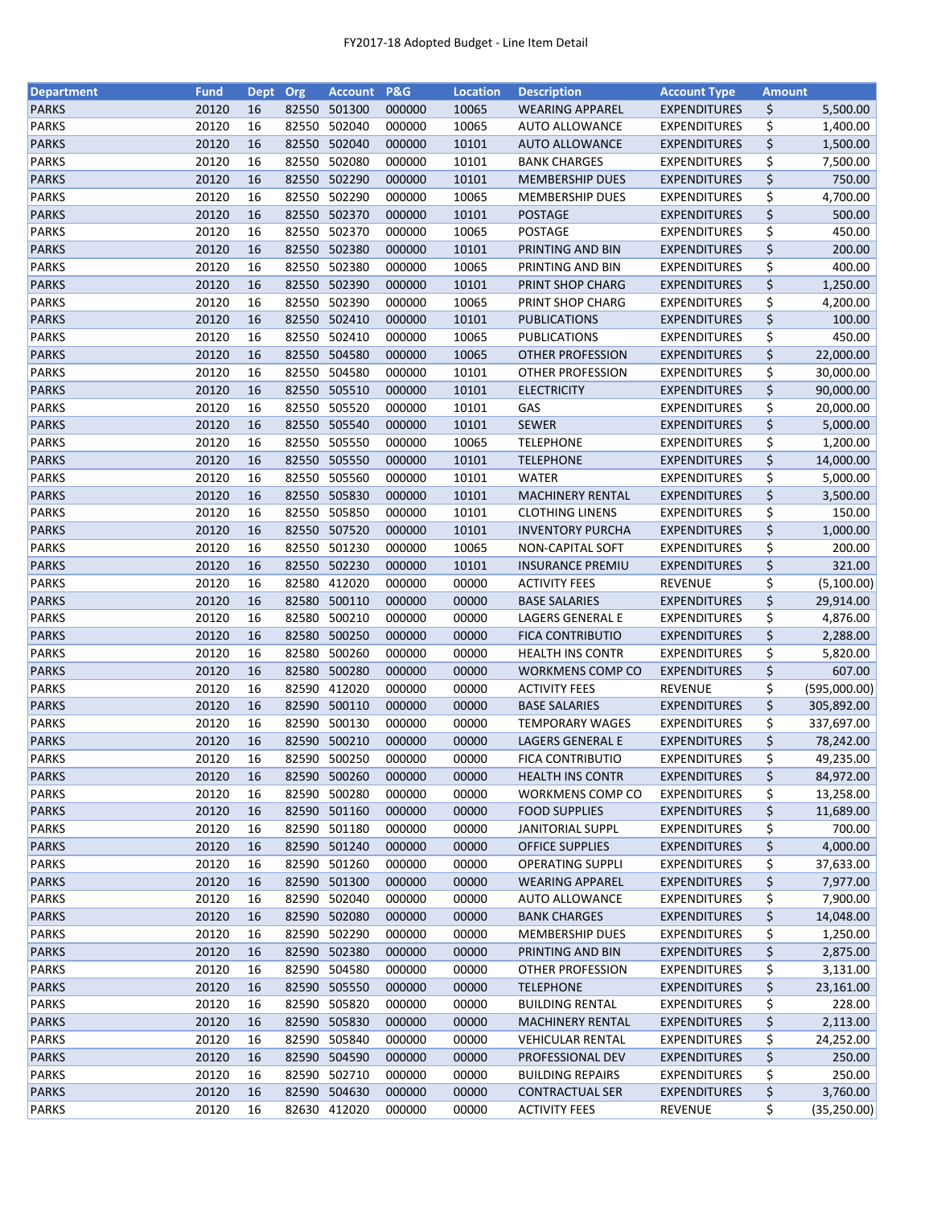# FY2017-18 Adopted Budget - Line Item Detail

| Department | Fund | Dept | Org | Account | P&G | Location | Description | Account Type | Amount |
|---|---|---|---|---|---|---|---|---|---|
| PARKS | 20120 | 16 | 82550 | 501300 | 000000 | 10065 | WEARING APPAREL | EXPENDITURES | $ 5,500.00 |
| PARKS | 20120 | 16 | 82550 | 502040 | 000000 | 10065 | AUTO ALLOWANCE | EXPENDITURES | $ 1,400.00 |
| PARKS | 20120 | 16 | 82550 | 502040 | 000000 | 10101 | AUTO ALLOWANCE | EXPENDITURES | $ 1,500.00 |
| PARKS | 20120 | 16 | 82550 | 502080 | 000000 | 10101 | BANK CHARGES | EXPENDITURES | $ 7,500.00 |
| PARKS | 20120 | 16 | 82550 | 502290 | 000000 | 10101 | MEMBERSHIP DUES | EXPENDITURES | $ 750.00 |
| PARKS | 20120 | 16 | 82550 | 502290 | 000000 | 10065 | MEMBERSHIP DUES | EXPENDITURES | $ 4,700.00 |
| PARKS | 20120 | 16 | 82550 | 502370 | 000000 | 10101 | POSTAGE | EXPENDITURES | $ 500.00 |
| PARKS | 20120 | 16 | 82550 | 502370 | 000000 | 10065 | POSTAGE | EXPENDITURES | $ 450.00 |
| PARKS | 20120 | 16 | 82550 | 502380 | 000000 | 10101 | PRINTING AND BIN | EXPENDITURES | $ 200.00 |
| PARKS | 20120 | 16 | 82550 | 502380 | 000000 | 10065 | PRINTING AND BIN | EXPENDITURES | $ 400.00 |
| PARKS | 20120 | 16 | 82550 | 502390 | 000000 | 10101 | PRINT SHOP CHARG | EXPENDITURES | $ 1,250.00 |
| PARKS | 20120 | 16 | 82550 | 502390 | 000000 | 10065 | PRINT SHOP CHARG | EXPENDITURES | $ 4,200.00 |
| PARKS | 20120 | 16 | 82550 | 502410 | 000000 | 10101 | PUBLICATIONS | EXPENDITURES | $ 100.00 |
| PARKS | 20120 | 16 | 82550 | 502410 | 000000 | 10065 | PUBLICATIONS | EXPENDITURES | $ 450.00 |
| PARKS | 20120 | 16 | 82550 | 504580 | 000000 | 10065 | OTHER PROFESSION | EXPENDITURES | $ 22,000.00 |
| PARKS | 20120 | 16 | 82550 | 504580 | 000000 | 10101 | OTHER PROFESSION | EXPENDITURES | $ 30,000.00 |
| PARKS | 20120 | 16 | 82550 | 505510 | 000000 | 10101 | ELECTRICITY | EXPENDITURES | $ 90,000.00 |
| PARKS | 20120 | 16 | 82550 | 505520 | 000000 | 10101 | GAS | EXPENDITURES | $ 20,000.00 |
| PARKS | 20120 | 16 | 82550 | 505540 | 000000 | 10101 | SEWER | EXPENDITURES | $ 5,000.00 |
| PARKS | 20120 | 16 | 82550 | 505550 | 000000 | 10065 | TELEPHONE | EXPENDITURES | $ 1,200.00 |
| PARKS | 20120 | 16 | 82550 | 505550 | 000000 | 10101 | TELEPHONE | EXPENDITURES | $ 14,000.00 |
| PARKS | 20120 | 16 | 82550 | 505560 | 000000 | 10101 | WATER | EXPENDITURES | $ 5,000.00 |
| PARKS | 20120 | 16 | 82550 | 505830 | 000000 | 10101 | MACHINERY RENTAL | EXPENDITURES | $ 3,500.00 |
| PARKS | 20120 | 16 | 82550 | 505850 | 000000 | 10101 | CLOTHING LINENS | EXPENDITURES | $ 150.00 |
| PARKS | 20120 | 16 | 82550 | 507520 | 000000 | 10101 | INVENTORY PURCHA | EXPENDITURES | $ 1,000.00 |
| PARKS | 20120 | 16 | 82550 | 501230 | 000000 | 10065 | NON-CAPITAL SOFT | EXPENDITURES | $ 200.00 |
| PARKS | 20120 | 16 | 82550 | 502230 | 000000 | 10101 | INSURANCE PREMIU | EXPENDITURES | $ 321.00 |
| PARKS | 20120 | 16 | 82580 | 412020 | 000000 | 00000 | ACTIVITY FEES | REVENUE | $ (5,100.00) |
| PARKS | 20120 | 16 | 82580 | 500110 | 000000 | 00000 | BASE SALARIES | EXPENDITURES | $ 29,914.00 |
| PARKS | 20120 | 16 | 82580 | 500210 | 000000 | 00000 | LAGERS GENERAL E | EXPENDITURES | $ 4,876.00 |
| PARKS | 20120 | 16 | 82580 | 500250 | 000000 | 00000 | FICA CONTRIBUTIO | EXPENDITURES | $ 2,288.00 |
| PARKS | 20120 | 16 | 82580 | 500260 | 000000 | 00000 | HEALTH INS CONTR | EXPENDITURES | $ 5,820.00 |
| PARKS | 20120 | 16 | 82580 | 500280 | 000000 | 00000 | WORKMENS COMP CO | EXPENDITURES | $ 607.00 |
| PARKS | 20120 | 16 | 82590 | 412020 | 000000 | 00000 | ACTIVITY FEES | REVENUE | $ (595,000.00) |
| PARKS | 20120 | 16 | 82590 | 500110 | 000000 | 00000 | BASE SALARIES | EXPENDITURES | $ 305,892.00 |
| PARKS | 20120 | 16 | 82590 | 500130 | 000000 | 00000 | TEMPORARY WAGES | EXPENDITURES | $ 337,697.00 |
| PARKS | 20120 | 16 | 82590 | 500210 | 000000 | 00000 | LAGERS GENERAL E | EXPENDITURES | $ 78,242.00 |
| PARKS | 20120 | 16 | 82590 | 500250 | 000000 | 00000 | FICA CONTRIBUTIO | EXPENDITURES | $ 49,235.00 |
| PARKS | 20120 | 16 | 82590 | 500260 | 000000 | 00000 | HEALTH INS CONTR | EXPENDITURES | $ 84,972.00 |
| PARKS | 20120 | 16 | 82590 | 500280 | 000000 | 00000 | WORKMENS COMP CO | EXPENDITURES | $ 13,258.00 |
| PARKS | 20120 | 16 | 82590 | 501160 | 000000 | 00000 | FOOD SUPPLIES | EXPENDITURES | $ 11,689.00 |
| PARKS | 20120 | 16 | 82590 | 501180 | 000000 | 00000 | JANITORIAL SUPPL | EXPENDITURES | $ 700.00 |
| PARKS | 20120 | 16 | 82590 | 501240 | 000000 | 00000 | OFFICE SUPPLIES | EXPENDITURES | $ 4,000.00 |
| PARKS | 20120 | 16 | 82590 | 501260 | 000000 | 00000 | OPERATING SUPPLI | EXPENDITURES | $ 37,633.00 |
| PARKS | 20120 | 16 | 82590 | 501300 | 000000 | 00000 | WEARING APPAREL | EXPENDITURES | $ 7,977.00 |
| PARKS | 20120 | 16 | 82590 | 502040 | 000000 | 00000 | AUTO ALLOWANCE | EXPENDITURES | $ 7,900.00 |
| PARKS | 20120 | 16 | 82590 | 502080 | 000000 | 00000 | BANK CHARGES | EXPENDITURES | $ 14,048.00 |
| PARKS | 20120 | 16 | 82590 | 502290 | 000000 | 00000 | MEMBERSHIP DUES | EXPENDITURES | $ 1,250.00 |
| PARKS | 20120 | 16 | 82590 | 502380 | 000000 | 00000 | PRINTING AND BIN | EXPENDITURES | $ 2,875.00 |
| PARKS | 20120 | 16 | 82590 | 504580 | 000000 | 00000 | OTHER PROFESSION | EXPENDITURES | $ 3,131.00 |
| PARKS | 20120 | 16 | 82590 | 505550 | 000000 | 00000 | TELEPHONE | EXPENDITURES | $ 23,161.00 |
| PARKS | 20120 | 16 | 82590 | 505820 | 000000 | 00000 | BUILDING RENTAL | EXPENDITURES | $ 228.00 |
| PARKS | 20120 | 16 | 82590 | 505830 | 000000 | 00000 | MACHINERY RENTAL | EXPENDITURES | $ 2,113.00 |
| PARKS | 20120 | 16 | 82590 | 505840 | 000000 | 00000 | VEHICULAR RENTAL | EXPENDITURES | $ 24,252.00 |
| PARKS | 20120 | 16 | 82590 | 504590 | 000000 | 00000 | PROFESSIONAL DEV | EXPENDITURES | $ 250.00 |
| PARKS | 20120 | 16 | 82590 | 502710 | 000000 | 00000 | BUILDING REPAIRS | EXPENDITURES | $ 250.00 |
| PARKS | 20120 | 16 | 82590 | 504630 | 000000 | 00000 | CONTRACTUAL SER | EXPENDITURES | $ 3,760.00 |
| PARKS | 20120 | 16 | 82630 | 412020 | 000000 | 00000 | ACTIVITY FEES | REVENUE | $ (35,250.00) |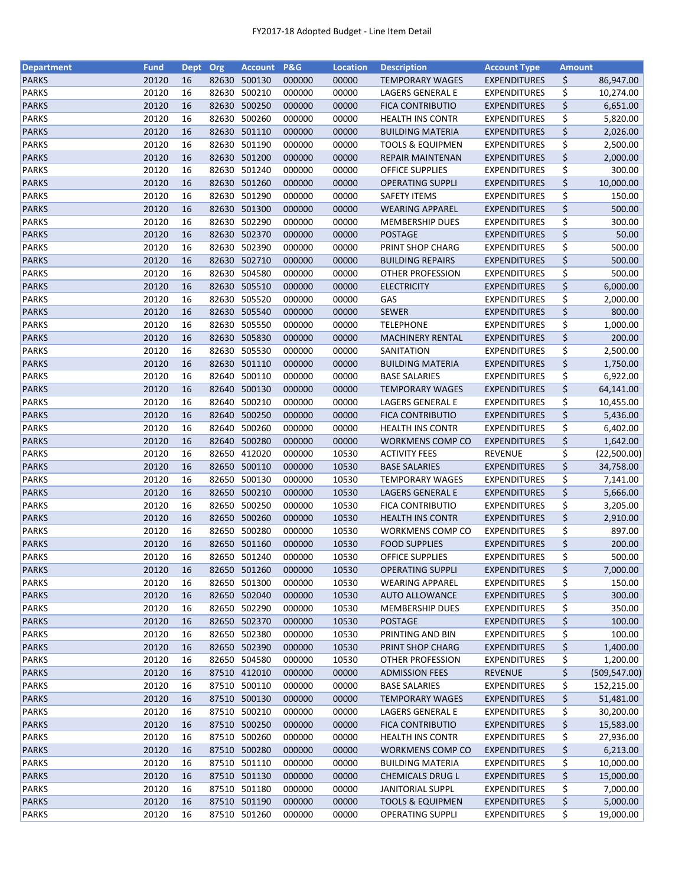| Department | Fund | Dept | Org | Account | P&G | Location | Description | Account Type | Amount |
|---|---|---|---|---|---|---|---|---|---|
| PARKS | 20120 | 16 | 82630 | 500130 | 000000 | 00000 | TEMPORARY WAGES | EXPENDITURES | $ 86,947.00 |
| PARKS | 20120 | 16 | 82630 | 500210 | 000000 | 00000 | LAGERS GENERAL E | EXPENDITURES | $ 10,274.00 |
| PARKS | 20120 | 16 | 82630 | 500250 | 000000 | 00000 | FICA CONTRIBUTIO | EXPENDITURES | $ 6,651.00 |
| PARKS | 20120 | 16 | 82630 | 500260 | 000000 | 00000 | HEALTH INS CONTR | EXPENDITURES | $ 5,820.00 |
| PARKS | 20120 | 16 | 82630 | 501110 | 000000 | 00000 | BUILDING MATERIA | EXPENDITURES | $ 2,026.00 |
| PARKS | 20120 | 16 | 82630 | 501190 | 000000 | 00000 | TOOLS & EQUIPMEN | EXPENDITURES | $ 2,500.00 |
| PARKS | 20120 | 16 | 82630 | 501200 | 000000 | 00000 | REPAIR MAINTENAN | EXPENDITURES | $ 2,000.00 |
| PARKS | 20120 | 16 | 82630 | 501240 | 000000 | 00000 | OFFICE SUPPLIES | EXPENDITURES | $ 300.00 |
| PARKS | 20120 | 16 | 82630 | 501260 | 000000 | 00000 | OPERATING SUPPLI | EXPENDITURES | $ 10,000.00 |
| PARKS | 20120 | 16 | 82630 | 501290 | 000000 | 00000 | SAFETY ITEMS | EXPENDITURES | $ 150.00 |
| PARKS | 20120 | 16 | 82630 | 501300 | 000000 | 00000 | WEARING APPAREL | EXPENDITURES | $ 500.00 |
| PARKS | 20120 | 16 | 82630 | 502290 | 000000 | 00000 | MEMBERSHIP DUES | EXPENDITURES | $ 300.00 |
| PARKS | 20120 | 16 | 82630 | 502370 | 000000 | 00000 | POSTAGE | EXPENDITURES | $ 50.00 |
| PARKS | 20120 | 16 | 82630 | 502390 | 000000 | 00000 | PRINT SHOP CHARG | EXPENDITURES | $ 500.00 |
| PARKS | 20120 | 16 | 82630 | 502710 | 000000 | 00000 | BUILDING REPAIRS | EXPENDITURES | $ 500.00 |
| PARKS | 20120 | 16 | 82630 | 504580 | 000000 | 00000 | OTHER PROFESSION | EXPENDITURES | $ 500.00 |
| PARKS | 20120 | 16 | 82630 | 505510 | 000000 | 00000 | ELECTRICITY | EXPENDITURES | $ 6,000.00 |
| PARKS | 20120 | 16 | 82630 | 505520 | 000000 | 00000 | GAS | EXPENDITURES | $ 2,000.00 |
| PARKS | 20120 | 16 | 82630 | 505540 | 000000 | 00000 | SEWER | EXPENDITURES | $ 800.00 |
| PARKS | 20120 | 16 | 82630 | 505550 | 000000 | 00000 | TELEPHONE | EXPENDITURES | $ 1,000.00 |
| PARKS | 20120 | 16 | 82630 | 505830 | 000000 | 00000 | MACHINERY RENTAL | EXPENDITURES | $ 200.00 |
| PARKS | 20120 | 16 | 82630 | 505530 | 000000 | 00000 | SANITATION | EXPENDITURES | $ 2,500.00 |
| PARKS | 20120 | 16 | 82630 | 501110 | 000000 | 00000 | BUILDING MATERIA | EXPENDITURES | $ 1,750.00 |
| PARKS | 20120 | 16 | 82640 | 500110 | 000000 | 00000 | BASE SALARIES | EXPENDITURES | $ 6,922.00 |
| PARKS | 20120 | 16 | 82640 | 500130 | 000000 | 00000 | TEMPORARY WAGES | EXPENDITURES | $ 64,141.00 |
| PARKS | 20120 | 16 | 82640 | 500210 | 000000 | 00000 | LAGERS GENERAL E | EXPENDITURES | $ 10,455.00 |
| PARKS | 20120 | 16 | 82640 | 500250 | 000000 | 00000 | FICA CONTRIBUTIO | EXPENDITURES | $ 5,436.00 |
| PARKS | 20120 | 16 | 82640 | 500260 | 000000 | 00000 | HEALTH INS CONTR | EXPENDITURES | $ 6,402.00 |
| PARKS | 20120 | 16 | 82640 | 500280 | 000000 | 00000 | WORKMENS COMP CO | EXPENDITURES | $ 1,642.00 |
| PARKS | 20120 | 16 | 82650 | 412020 | 000000 | 10530 | ACTIVITY FEES | REVENUE | $ (22,500.00) |
| PARKS | 20120 | 16 | 82650 | 500110 | 000000 | 10530 | BASE SALARIES | EXPENDITURES | $ 34,758.00 |
| PARKS | 20120 | 16 | 82650 | 500130 | 000000 | 10530 | TEMPORARY WAGES | EXPENDITURES | $ 7,141.00 |
| PARKS | 20120 | 16 | 82650 | 500210 | 000000 | 10530 | LAGERS GENERAL E | EXPENDITURES | $ 5,666.00 |
| PARKS | 20120 | 16 | 82650 | 500250 | 000000 | 10530 | FICA CONTRIBUTIO | EXPENDITURES | $ 3,205.00 |
| PARKS | 20120 | 16 | 82650 | 500260 | 000000 | 10530 | HEALTH INS CONTR | EXPENDITURES | $ 2,910.00 |
| PARKS | 20120 | 16 | 82650 | 500280 | 000000 | 10530 | WORKMENS COMP CO | EXPENDITURES | $ 897.00 |
| PARKS | 20120 | 16 | 82650 | 501160 | 000000 | 10530 | FOOD SUPPLIES | EXPENDITURES | $ 200.00 |
| PARKS | 20120 | 16 | 82650 | 501240 | 000000 | 10530 | OFFICE SUPPLIES | EXPENDITURES | $ 500.00 |
| PARKS | 20120 | 16 | 82650 | 501260 | 000000 | 10530 | OPERATING SUPPLI | EXPENDITURES | $ 7,000.00 |
| PARKS | 20120 | 16 | 82650 | 501300 | 000000 | 10530 | WEARING APPAREL | EXPENDITURES | $ 150.00 |
| PARKS | 20120 | 16 | 82650 | 502040 | 000000 | 10530 | AUTO ALLOWANCE | EXPENDITURES | $ 300.00 |
| PARKS | 20120 | 16 | 82650 | 502290 | 000000 | 10530 | MEMBERSHIP DUES | EXPENDITURES | $ 350.00 |
| PARKS | 20120 | 16 | 82650 | 502370 | 000000 | 10530 | POSTAGE | EXPENDITURES | $ 100.00 |
| PARKS | 20120 | 16 | 82650 | 502380 | 000000 | 10530 | PRINTING AND BIN | EXPENDITURES | $ 100.00 |
| PARKS | 20120 | 16 | 82650 | 502390 | 000000 | 10530 | PRINT SHOP CHARG | EXPENDITURES | $ 1,400.00 |
| PARKS | 20120 | 16 | 82650 | 504580 | 000000 | 10530 | OTHER PROFESSION | EXPENDITURES | $ 1,200.00 |
| PARKS | 20120 | 16 | 87510 | 412010 | 000000 | 00000 | ADMISSION FEES | REVENUE | $ (509,547.00) |
| PARKS | 20120 | 16 | 87510 | 500110 | 000000 | 00000 | BASE SALARIES | EXPENDITURES | $ 152,215.00 |
| PARKS | 20120 | 16 | 87510 | 500130 | 000000 | 00000 | TEMPORARY WAGES | EXPENDITURES | $ 51,481.00 |
| PARKS | 20120 | 16 | 87510 | 500210 | 000000 | 00000 | LAGERS GENERAL E | EXPENDITURES | $ 30,200.00 |
| PARKS | 20120 | 16 | 87510 | 500250 | 000000 | 00000 | FICA CONTRIBUTIO | EXPENDITURES | $ 15,583.00 |
| PARKS | 20120 | 16 | 87510 | 500260 | 000000 | 00000 | HEALTH INS CONTR | EXPENDITURES | $ 27,936.00 |
| PARKS | 20120 | 16 | 87510 | 500280 | 000000 | 00000 | WORKMENS COMP CO | EXPENDITURES | $ 6,213.00 |
| PARKS | 20120 | 16 | 87510 | 501110 | 000000 | 00000 | BUILDING MATERIA | EXPENDITURES | $ 10,000.00 |
| PARKS | 20120 | 16 | 87510 | 501130 | 000000 | 00000 | CHEMICALS DRUG L | EXPENDITURES | $ 15,000.00 |
| PARKS | 20120 | 16 | 87510 | 501180 | 000000 | 00000 | JANITORIAL SUPPL | EXPENDITURES | $ 7,000.00 |
| PARKS | 20120 | 16 | 87510 | 501190 | 000000 | 00000 | TOOLS & EQUIPMEN | EXPENDITURES | $ 5,000.00 |
| PARKS | 20120 | 16 | 87510 | 501260 | 000000 | 00000 | OPERATING SUPPLI | EXPENDITURES | $ 19,000.00 |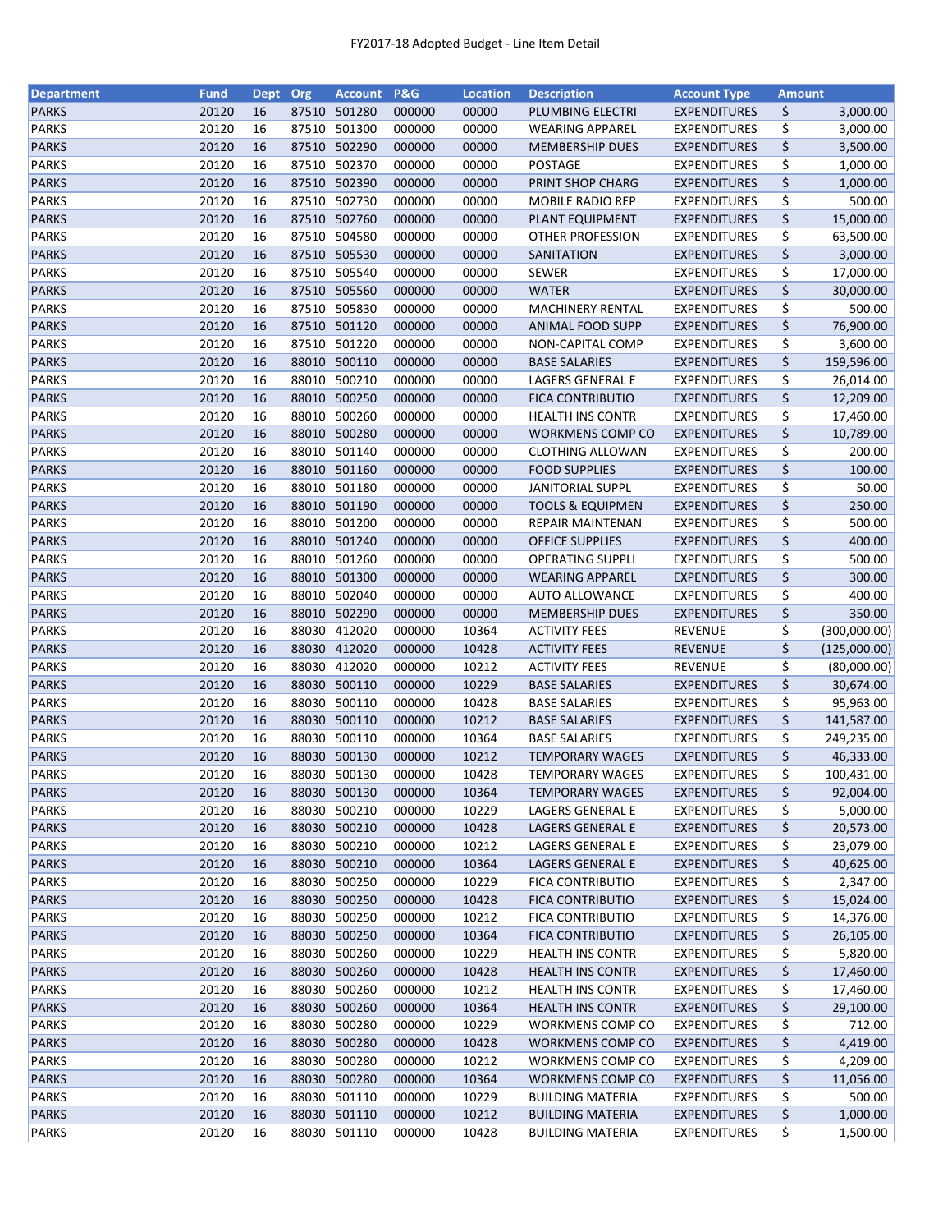# FY2017-18 Adopted Budget - Line Item Detail

| Department | Fund | Dept | Org | Account | P&G | Location | Description | Account Type | Amount |
|---|---|---|---|---|---|---|---|---|---|
| PARKS | 20120 | 16 | 87510 | 501280 | 000000 | 00000 | PLUMBING ELECTRI | EXPENDITURES | $ 3,000.00 |
| PARKS | 20120 | 16 | 87510 | 501300 | 000000 | 00000 | WEARING APPAREL | EXPENDITURES | $ 3,000.00 |
| PARKS | 20120 | 16 | 87510 | 502290 | 000000 | 00000 | MEMBERSHIP DUES | EXPENDITURES | $ 3,500.00 |
| PARKS | 20120 | 16 | 87510 | 502370 | 000000 | 00000 | POSTAGE | EXPENDITURES | $ 1,000.00 |
| PARKS | 20120 | 16 | 87510 | 502390 | 000000 | 00000 | PRINT SHOP CHARG | EXPENDITURES | $ 1,000.00 |
| PARKS | 20120 | 16 | 87510 | 502730 | 000000 | 00000 | MOBILE RADIO REP | EXPENDITURES | $ 500.00 |
| PARKS | 20120 | 16 | 87510 | 502760 | 000000 | 00000 | PLANT EQUIPMENT | EXPENDITURES | $ 15,000.00 |
| PARKS | 20120 | 16 | 87510 | 504580 | 000000 | 00000 | OTHER PROFESSION | EXPENDITURES | $ 63,500.00 |
| PARKS | 20120 | 16 | 87510 | 505530 | 000000 | 00000 | SANITATION | EXPENDITURES | $ 3,000.00 |
| PARKS | 20120 | 16 | 87510 | 505540 | 000000 | 00000 | SEWER | EXPENDITURES | $ 17,000.00 |
| PARKS | 20120 | 16 | 87510 | 505560 | 000000 | 00000 | WATER | EXPENDITURES | $ 30,000.00 |
| PARKS | 20120 | 16 | 87510 | 505830 | 000000 | 00000 | MACHINERY RENTAL | EXPENDITURES | $ 500.00 |
| PARKS | 20120 | 16 | 87510 | 501120 | 000000 | 00000 | ANIMAL FOOD SUPP | EXPENDITURES | $ 76,900.00 |
| PARKS | 20120 | 16 | 87510 | 501220 | 000000 | 00000 | NON-CAPITAL COMP | EXPENDITURES | $ 3,600.00 |
| PARKS | 20120 | 16 | 88010 | 500110 | 000000 | 00000 | BASE SALARIES | EXPENDITURES | $ 159,596.00 |
| PARKS | 20120 | 16 | 88010 | 500210 | 000000 | 00000 | LAGERS GENERAL E | EXPENDITURES | $ 26,014.00 |
| PARKS | 20120 | 16 | 88010 | 500250 | 000000 | 00000 | FICA CONTRIBUTIO | EXPENDITURES | $ 12,209.00 |
| PARKS | 20120 | 16 | 88010 | 500260 | 000000 | 00000 | HEALTH INS CONTR | EXPENDITURES | $ 17,460.00 |
| PARKS | 20120 | 16 | 88010 | 500280 | 000000 | 00000 | WORKMENS COMP CO | EXPENDITURES | $ 10,789.00 |
| PARKS | 20120 | 16 | 88010 | 501140 | 000000 | 00000 | CLOTHING ALLOWAN | EXPENDITURES | $ 200.00 |
| PARKS | 20120 | 16 | 88010 | 501160 | 000000 | 00000 | FOOD SUPPLIES | EXPENDITURES | $ 100.00 |
| PARKS | 20120 | 16 | 88010 | 501180 | 000000 | 00000 | JANITORIAL SUPPL | EXPENDITURES | $ 50.00 |
| PARKS | 20120 | 16 | 88010 | 501190 | 000000 | 00000 | TOOLS & EQUIPMEN | EXPENDITURES | $ 250.00 |
| PARKS | 20120 | 16 | 88010 | 501200 | 000000 | 00000 | REPAIR MAINTENAN | EXPENDITURES | $ 500.00 |
| PARKS | 20120 | 16 | 88010 | 501240 | 000000 | 00000 | OFFICE SUPPLIES | EXPENDITURES | $ 400.00 |
| PARKS | 20120 | 16 | 88010 | 501260 | 000000 | 00000 | OPERATING SUPPLI | EXPENDITURES | $ 500.00 |
| PARKS | 20120 | 16 | 88010 | 501300 | 000000 | 00000 | WEARING APPAREL | EXPENDITURES | $ 300.00 |
| PARKS | 20120 | 16 | 88010 | 502040 | 000000 | 00000 | AUTO ALLOWANCE | EXPENDITURES | $ 400.00 |
| PARKS | 20120 | 16 | 88010 | 502290 | 000000 | 00000 | MEMBERSHIP DUES | EXPENDITURES | $ 350.00 |
| PARKS | 20120 | 16 | 88030 | 412020 | 000000 | 10364 | ACTIVITY FEES | REVENUE | $ (300,000.00) |
| PARKS | 20120 | 16 | 88030 | 412020 | 000000 | 10428 | ACTIVITY FEES | REVENUE | $ (125,000.00) |
| PARKS | 20120 | 16 | 88030 | 412020 | 000000 | 10212 | ACTIVITY FEES | REVENUE | $ (80,000.00) |
| PARKS | 20120 | 16 | 88030 | 500110 | 000000 | 10229 | BASE SALARIES | EXPENDITURES | $ 30,674.00 |
| PARKS | 20120 | 16 | 88030 | 500110 | 000000 | 10428 | BASE SALARIES | EXPENDITURES | $ 95,963.00 |
| PARKS | 20120 | 16 | 88030 | 500110 | 000000 | 10212 | BASE SALARIES | EXPENDITURES | $ 141,587.00 |
| PARKS | 20120 | 16 | 88030 | 500110 | 000000 | 10364 | BASE SALARIES | EXPENDITURES | $ 249,235.00 |
| PARKS | 20120 | 16 | 88030 | 500130 | 000000 | 10212 | TEMPORARY WAGES | EXPENDITURES | $ 46,333.00 |
| PARKS | 20120 | 16 | 88030 | 500130 | 000000 | 10428 | TEMPORARY WAGES | EXPENDITURES | $ 100,431.00 |
| PARKS | 20120 | 16 | 88030 | 500130 | 000000 | 10364 | TEMPORARY WAGES | EXPENDITURES | $ 92,004.00 |
| PARKS | 20120 | 16 | 88030 | 500210 | 000000 | 10229 | LAGERS GENERAL E | EXPENDITURES | $ 5,000.00 |
| PARKS | 20120 | 16 | 88030 | 500210 | 000000 | 10428 | LAGERS GENERAL E | EXPENDITURES | $ 20,573.00 |
| PARKS | 20120 | 16 | 88030 | 500210 | 000000 | 10212 | LAGERS GENERAL E | EXPENDITURES | $ 23,079.00 |
| PARKS | 20120 | 16 | 88030 | 500210 | 000000 | 10364 | LAGERS GENERAL E | EXPENDITURES | $ 40,625.00 |
| PARKS | 20120 | 16 | 88030 | 500250 | 000000 | 10229 | FICA CONTRIBUTIO | EXPENDITURES | $ 2,347.00 |
| PARKS | 20120 | 16 | 88030 | 500250 | 000000 | 10428 | FICA CONTRIBUTIO | EXPENDITURES | $ 15,024.00 |
| PARKS | 20120 | 16 | 88030 | 500250 | 000000 | 10212 | FICA CONTRIBUTIO | EXPENDITURES | $ 14,376.00 |
| PARKS | 20120 | 16 | 88030 | 500250 | 000000 | 10364 | FICA CONTRIBUTIO | EXPENDITURES | $ 26,105.00 |
| PARKS | 20120 | 16 | 88030 | 500260 | 000000 | 10229 | HEALTH INS CONTR | EXPENDITURES | $ 5,820.00 |
| PARKS | 20120 | 16 | 88030 | 500260 | 000000 | 10428 | HEALTH INS CONTR | EXPENDITURES | $ 17,460.00 |
| PARKS | 20120 | 16 | 88030 | 500260 | 000000 | 10212 | HEALTH INS CONTR | EXPENDITURES | $ 17,460.00 |
| PARKS | 20120 | 16 | 88030 | 500260 | 000000 | 10364 | HEALTH INS CONTR | EXPENDITURES | $ 29,100.00 |
| PARKS | 20120 | 16 | 88030 | 500280 | 000000 | 10229 | WORKMENS COMP CO | EXPENDITURES | $ 712.00 |
| PARKS | 20120 | 16 | 88030 | 500280 | 000000 | 10428 | WORKMENS COMP CO | EXPENDITURES | $ 4,419.00 |
| PARKS | 20120 | 16 | 88030 | 500280 | 000000 | 10212 | WORKMENS COMP CO | EXPENDITURES | $ 4,209.00 |
| PARKS | 20120 | 16 | 88030 | 500280 | 000000 | 10364 | WORKMENS COMP CO | EXPENDITURES | $ 11,056.00 |
| PARKS | 20120 | 16 | 88030 | 501110 | 000000 | 10229 | BUILDING MATERIA | EXPENDITURES | $ 500.00 |
| PARKS | 20120 | 16 | 88030 | 501110 | 000000 | 10212 | BUILDING MATERIA | EXPENDITURES | $ 1,000.00 |
| PARKS | 20120 | 16 | 88030 | 501110 | 000000 | 10428 | BUILDING MATERIA | EXPENDITURES | $ 1,500.00 |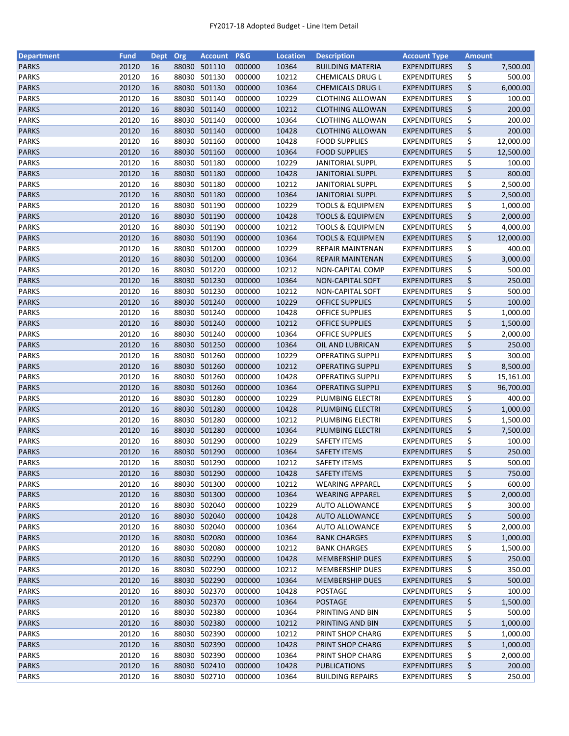FY2017-18 Adopted Budget - Line Item Detail

| Department | Fund | Dept | Org | Account | P&G | Location | Description | Account Type | Amount |
|---|---|---|---|---|---|---|---|---|---|
| PARKS | 20120 | 16 | 88030 | 501110 | 000000 | 10364 | BUILDING MATERIA | EXPENDITURES | $ 7,500.00 |
| PARKS | 20120 | 16 | 88030 | 501130 | 000000 | 10212 | CHEMICALS DRUG L | EXPENDITURES | $ 500.00 |
| PARKS | 20120 | 16 | 88030 | 501130 | 000000 | 10364 | CHEMICALS DRUG L | EXPENDITURES | $ 6,000.00 |
| PARKS | 20120 | 16 | 88030 | 501140 | 000000 | 10229 | CLOTHING ALLOWAN | EXPENDITURES | $ 100.00 |
| PARKS | 20120 | 16 | 88030 | 501140 | 000000 | 10212 | CLOTHING ALLOWAN | EXPENDITURES | $ 200.00 |
| PARKS | 20120 | 16 | 88030 | 501140 | 000000 | 10364 | CLOTHING ALLOWAN | EXPENDITURES | $ 200.00 |
| PARKS | 20120 | 16 | 88030 | 501140 | 000000 | 10428 | CLOTHING ALLOWAN | EXPENDITURES | $ 200.00 |
| PARKS | 20120 | 16 | 88030 | 501160 | 000000 | 10428 | FOOD SUPPLIES | EXPENDITURES | $ 12,000.00 |
| PARKS | 20120 | 16 | 88030 | 501160 | 000000 | 10364 | FOOD SUPPLIES | EXPENDITURES | $ 12,500.00 |
| PARKS | 20120 | 16 | 88030 | 501180 | 000000 | 10229 | JANITORIAL SUPPL | EXPENDITURES | $ 100.00 |
| PARKS | 20120 | 16 | 88030 | 501180 | 000000 | 10428 | JANITORIAL SUPPL | EXPENDITURES | $ 800.00 |
| PARKS | 20120 | 16 | 88030 | 501180 | 000000 | 10212 | JANITORIAL SUPPL | EXPENDITURES | $ 2,500.00 |
| PARKS | 20120 | 16 | 88030 | 501180 | 000000 | 10364 | JANITORIAL SUPPL | EXPENDITURES | $ 2,500.00 |
| PARKS | 20120 | 16 | 88030 | 501190 | 000000 | 10229 | TOOLS & EQUIPMEN | EXPENDITURES | $ 1,000.00 |
| PARKS | 20120 | 16 | 88030 | 501190 | 000000 | 10428 | TOOLS & EQUIPMEN | EXPENDITURES | $ 2,000.00 |
| PARKS | 20120 | 16 | 88030 | 501190 | 000000 | 10212 | TOOLS & EQUIPMEN | EXPENDITURES | $ 4,000.00 |
| PARKS | 20120 | 16 | 88030 | 501190 | 000000 | 10364 | TOOLS & EQUIPMEN | EXPENDITURES | $ 12,000.00 |
| PARKS | 20120 | 16 | 88030 | 501200 | 000000 | 10229 | REPAIR MAINTENAN | EXPENDITURES | $ 400.00 |
| PARKS | 20120 | 16 | 88030 | 501200 | 000000 | 10364 | REPAIR MAINTENAN | EXPENDITURES | $ 3,000.00 |
| PARKS | 20120 | 16 | 88030 | 501220 | 000000 | 10212 | NON-CAPITAL COMP | EXPENDITURES | $ 500.00 |
| PARKS | 20120 | 16 | 88030 | 501230 | 000000 | 10364 | NON-CAPITAL SOFT | EXPENDITURES | $ 250.00 |
| PARKS | 20120 | 16 | 88030 | 501230 | 000000 | 10212 | NON-CAPITAL SOFT | EXPENDITURES | $ 500.00 |
| PARKS | 20120 | 16 | 88030 | 501240 | 000000 | 10229 | OFFICE SUPPLIES | EXPENDITURES | $ 100.00 |
| PARKS | 20120 | 16 | 88030 | 501240 | 000000 | 10428 | OFFICE SUPPLIES | EXPENDITURES | $ 1,000.00 |
| PARKS | 20120 | 16 | 88030 | 501240 | 000000 | 10212 | OFFICE SUPPLIES | EXPENDITURES | $ 1,500.00 |
| PARKS | 20120 | 16 | 88030 | 501240 | 000000 | 10364 | OFFICE SUPPLIES | EXPENDITURES | $ 2,000.00 |
| PARKS | 20120 | 16 | 88030 | 501250 | 000000 | 10364 | OIL AND LUBRICAN | EXPENDITURES | $ 250.00 |
| PARKS | 20120 | 16 | 88030 | 501260 | 000000 | 10229 | OPERATING SUPPLI | EXPENDITURES | $ 300.00 |
| PARKS | 20120 | 16 | 88030 | 501260 | 000000 | 10212 | OPERATING SUPPLI | EXPENDITURES | $ 8,500.00 |
| PARKS | 20120 | 16 | 88030 | 501260 | 000000 | 10428 | OPERATING SUPPLI | EXPENDITURES | $ 15,161.00 |
| PARKS | 20120 | 16 | 88030 | 501260 | 000000 | 10364 | OPERATING SUPPLI | EXPENDITURES | $ 96,700.00 |
| PARKS | 20120 | 16 | 88030 | 501280 | 000000 | 10229 | PLUMBING ELECTRI | EXPENDITURES | $ 400.00 |
| PARKS | 20120 | 16 | 88030 | 501280 | 000000 | 10428 | PLUMBING ELECTRI | EXPENDITURES | $ 1,000.00 |
| PARKS | 20120 | 16 | 88030 | 501280 | 000000 | 10212 | PLUMBING ELECTRI | EXPENDITURES | $ 1,500.00 |
| PARKS | 20120 | 16 | 88030 | 501280 | 000000 | 10364 | PLUMBING ELECTRI | EXPENDITURES | $ 7,500.00 |
| PARKS | 20120 | 16 | 88030 | 501290 | 000000 | 10229 | SAFETY ITEMS | EXPENDITURES | $ 100.00 |
| PARKS | 20120 | 16 | 88030 | 501290 | 000000 | 10364 | SAFETY ITEMS | EXPENDITURES | $ 250.00 |
| PARKS | 20120 | 16 | 88030 | 501290 | 000000 | 10212 | SAFETY ITEMS | EXPENDITURES | $ 500.00 |
| PARKS | 20120 | 16 | 88030 | 501290 | 000000 | 10428 | SAFETY ITEMS | EXPENDITURES | $ 750.00 |
| PARKS | 20120 | 16 | 88030 | 501300 | 000000 | 10212 | WEARING APPAREL | EXPENDITURES | $ 600.00 |
| PARKS | 20120 | 16 | 88030 | 501300 | 000000 | 10364 | WEARING APPAREL | EXPENDITURES | $ 2,000.00 |
| PARKS | 20120 | 16 | 88030 | 502040 | 000000 | 10229 | AUTO ALLOWANCE | EXPENDITURES | $ 300.00 |
| PARKS | 20120 | 16 | 88030 | 502040 | 000000 | 10428 | AUTO ALLOWANCE | EXPENDITURES | $ 500.00 |
| PARKS | 20120 | 16 | 88030 | 502040 | 000000 | 10364 | AUTO ALLOWANCE | EXPENDITURES | $ 2,000.00 |
| PARKS | 20120 | 16 | 88030 | 502080 | 000000 | 10364 | BANK CHARGES | EXPENDITURES | $ 1,000.00 |
| PARKS | 20120 | 16 | 88030 | 502080 | 000000 | 10212 | BANK CHARGES | EXPENDITURES | $ 1,500.00 |
| PARKS | 20120 | 16 | 88030 | 502290 | 000000 | 10428 | MEMBERSHIP DUES | EXPENDITURES | $ 250.00 |
| PARKS | 20120 | 16 | 88030 | 502290 | 000000 | 10212 | MEMBERSHIP DUES | EXPENDITURES | $ 350.00 |
| PARKS | 20120 | 16 | 88030 | 502290 | 000000 | 10364 | MEMBERSHIP DUES | EXPENDITURES | $ 500.00 |
| PARKS | 20120 | 16 | 88030 | 502370 | 000000 | 10428 | POSTAGE | EXPENDITURES | $ 100.00 |
| PARKS | 20120 | 16 | 88030 | 502370 | 000000 | 10364 | POSTAGE | EXPENDITURES | $ 1,500.00 |
| PARKS | 20120 | 16 | 88030 | 502380 | 000000 | 10364 | PRINTING AND BIN | EXPENDITURES | $ 500.00 |
| PARKS | 20120 | 16 | 88030 | 502380 | 000000 | 10212 | PRINTING AND BIN | EXPENDITURES | $ 1,000.00 |
| PARKS | 20120 | 16 | 88030 | 502390 | 000000 | 10212 | PRINT SHOP CHARG | EXPENDITURES | $ 1,000.00 |
| PARKS | 20120 | 16 | 88030 | 502390 | 000000 | 10428 | PRINT SHOP CHARG | EXPENDITURES | $ 1,000.00 |
| PARKS | 20120 | 16 | 88030 | 502390 | 000000 | 10364 | PRINT SHOP CHARG | EXPENDITURES | $ 2,000.00 |
| PARKS | 20120 | 16 | 88030 | 502410 | 000000 | 10428 | PUBLICATIONS | EXPENDITURES | $ 200.00 |
| PARKS | 20120 | 16 | 88030 | 502710 | 000000 | 10364 | BUILDING REPAIRS | EXPENDITURES | $ 250.00 |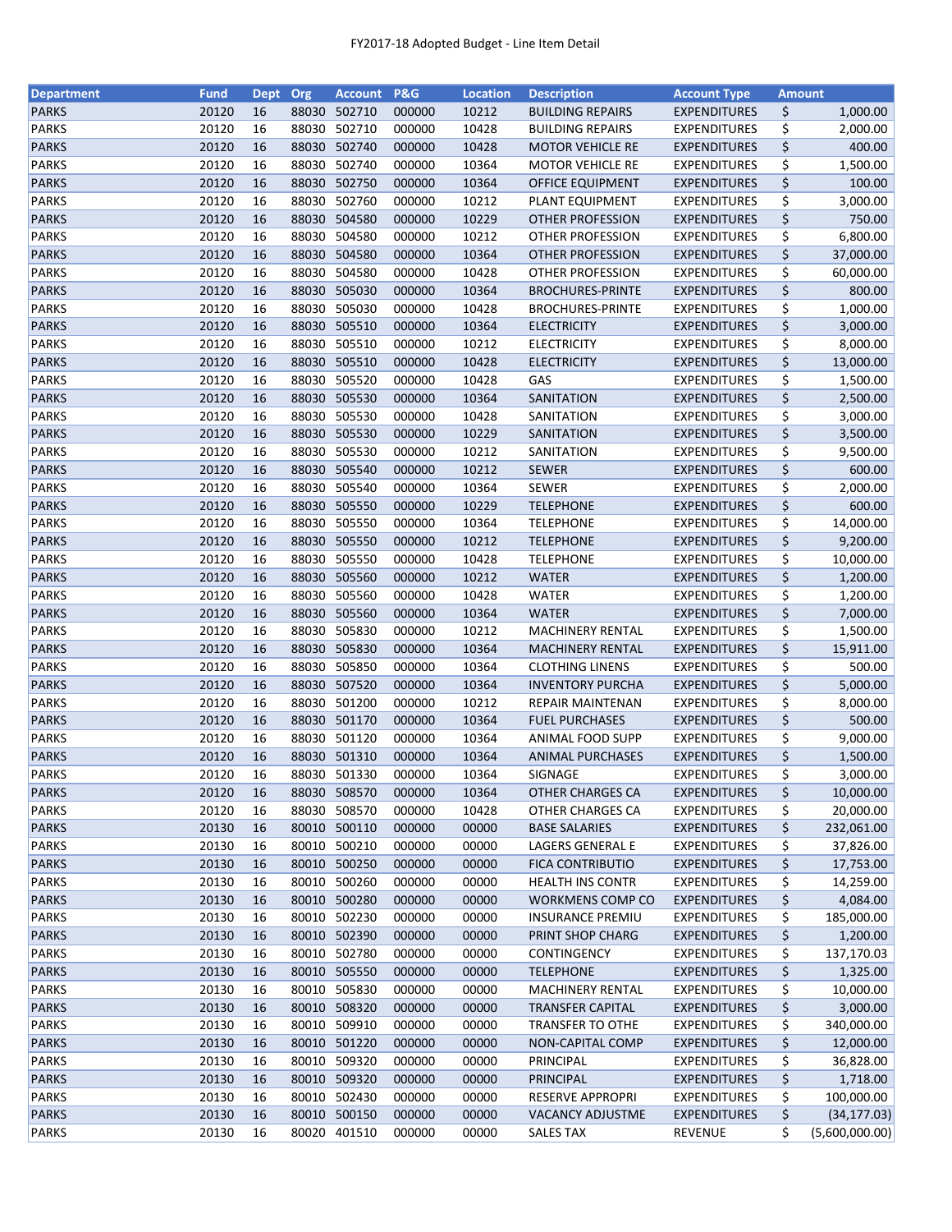FY2017-18 Adopted Budget - Line Item Detail

| Department | Fund | Dept | Org | Account | P&G | Location | Description | Account Type | Amount |
|---|---|---|---|---|---|---|---|---|---|
| PARKS | 20120 | 16 | 88030 | 502710 | 000000 | 10212 | BUILDING REPAIRS | EXPENDITURES | $ 1,000.00 |
| PARKS | 20120 | 16 | 88030 | 502710 | 000000 | 10428 | BUILDING REPAIRS | EXPENDITURES | $ 2,000.00 |
| PARKS | 20120 | 16 | 88030 | 502740 | 000000 | 10428 | MOTOR VEHICLE RE | EXPENDITURES | $ 400.00 |
| PARKS | 20120 | 16 | 88030 | 502740 | 000000 | 10364 | MOTOR VEHICLE RE | EXPENDITURES | $ 1,500.00 |
| PARKS | 20120 | 16 | 88030 | 502750 | 000000 | 10364 | OFFICE EQUIPMENT | EXPENDITURES | $ 100.00 |
| PARKS | 20120 | 16 | 88030 | 502760 | 000000 | 10212 | PLANT EQUIPMENT | EXPENDITURES | $ 3,000.00 |
| PARKS | 20120 | 16 | 88030 | 504580 | 000000 | 10229 | OTHER PROFESSION | EXPENDITURES | $ 750.00 |
| PARKS | 20120 | 16 | 88030 | 504580 | 000000 | 10212 | OTHER PROFESSION | EXPENDITURES | $ 6,800.00 |
| PARKS | 20120 | 16 | 88030 | 504580 | 000000 | 10364 | OTHER PROFESSION | EXPENDITURES | $ 37,000.00 |
| PARKS | 20120 | 16 | 88030 | 504580 | 000000 | 10428 | OTHER PROFESSION | EXPENDITURES | $ 60,000.00 |
| PARKS | 20120 | 16 | 88030 | 505030 | 000000 | 10364 | BROCHURES-PRINTE | EXPENDITURES | $ 800.00 |
| PARKS | 20120 | 16 | 88030 | 505030 | 000000 | 10428 | BROCHURES-PRINTE | EXPENDITURES | $ 1,000.00 |
| PARKS | 20120 | 16 | 88030 | 505510 | 000000 | 10364 | ELECTRICITY | EXPENDITURES | $ 3,000.00 |
| PARKS | 20120 | 16 | 88030 | 505510 | 000000 | 10212 | ELECTRICITY | EXPENDITURES | $ 8,000.00 |
| PARKS | 20120 | 16 | 88030 | 505510 | 000000 | 10428 | ELECTRICITY | EXPENDITURES | $ 13,000.00 |
| PARKS | 20120 | 16 | 88030 | 505520 | 000000 | 10428 | GAS | EXPENDITURES | $ 1,500.00 |
| PARKS | 20120 | 16 | 88030 | 505530 | 000000 | 10364 | SANITATION | EXPENDITURES | $ 2,500.00 |
| PARKS | 20120 | 16 | 88030 | 505530 | 000000 | 10428 | SANITATION | EXPENDITURES | $ 3,000.00 |
| PARKS | 20120 | 16 | 88030 | 505530 | 000000 | 10229 | SANITATION | EXPENDITURES | $ 3,500.00 |
| PARKS | 20120 | 16 | 88030 | 505530 | 000000 | 10212 | SANITATION | EXPENDITURES | $ 9,500.00 |
| PARKS | 20120 | 16 | 88030 | 505540 | 000000 | 10212 | SEWER | EXPENDITURES | $ 600.00 |
| PARKS | 20120 | 16 | 88030 | 505540 | 000000 | 10364 | SEWER | EXPENDITURES | $ 2,000.00 |
| PARKS | 20120 | 16 | 88030 | 505550 | 000000 | 10229 | TELEPHONE | EXPENDITURES | $ 600.00 |
| PARKS | 20120 | 16 | 88030 | 505550 | 000000 | 10364 | TELEPHONE | EXPENDITURES | $ 14,000.00 |
| PARKS | 20120 | 16 | 88030 | 505550 | 000000 | 10212 | TELEPHONE | EXPENDITURES | $ 9,200.00 |
| PARKS | 20120 | 16 | 88030 | 505550 | 000000 | 10428 | TELEPHONE | EXPENDITURES | $ 10,000.00 |
| PARKS | 20120 | 16 | 88030 | 505560 | 000000 | 10212 | WATER | EXPENDITURES | $ 1,200.00 |
| PARKS | 20120 | 16 | 88030 | 505560 | 000000 | 10428 | WATER | EXPENDITURES | $ 1,200.00 |
| PARKS | 20120 | 16 | 88030 | 505560 | 000000 | 10364 | WATER | EXPENDITURES | $ 7,000.00 |
| PARKS | 20120 | 16 | 88030 | 505830 | 000000 | 10212 | MACHINERY RENTAL | EXPENDITURES | $ 1,500.00 |
| PARKS | 20120 | 16 | 88030 | 505830 | 000000 | 10364 | MACHINERY RENTAL | EXPENDITURES | $ 15,911.00 |
| PARKS | 20120 | 16 | 88030 | 505850 | 000000 | 10364 | CLOTHING LINENS | EXPENDITURES | $ 500.00 |
| PARKS | 20120 | 16 | 88030 | 507520 | 000000 | 10364 | INVENTORY PURCHA | EXPENDITURES | $ 5,000.00 |
| PARKS | 20120 | 16 | 88030 | 501200 | 000000 | 10212 | REPAIR MAINTENAN | EXPENDITURES | $ 8,000.00 |
| PARKS | 20120 | 16 | 88030 | 501170 | 000000 | 10364 | FUEL PURCHASES | EXPENDITURES | $ 500.00 |
| PARKS | 20120 | 16 | 88030 | 501120 | 000000 | 10364 | ANIMAL FOOD SUPP | EXPENDITURES | $ 9,000.00 |
| PARKS | 20120 | 16 | 88030 | 501310 | 000000 | 10364 | ANIMAL PURCHASES | EXPENDITURES | $ 1,500.00 |
| PARKS | 20120 | 16 | 88030 | 501330 | 000000 | 10364 | SIGNAGE | EXPENDITURES | $ 3,000.00 |
| PARKS | 20120 | 16 | 88030 | 508570 | 000000 | 10364 | OTHER CHARGES CA | EXPENDITURES | $ 10,000.00 |
| PARKS | 20120 | 16 | 88030 | 508570 | 000000 | 10428 | OTHER CHARGES CA | EXPENDITURES | $ 20,000.00 |
| PARKS | 20130 | 16 | 80010 | 500110 | 000000 | 00000 | BASE SALARIES | EXPENDITURES | $ 232,061.00 |
| PARKS | 20130 | 16 | 80010 | 500210 | 000000 | 00000 | LAGERS GENERAL E | EXPENDITURES | $ 37,826.00 |
| PARKS | 20130 | 16 | 80010 | 500250 | 000000 | 00000 | FICA CONTRIBUTIO | EXPENDITURES | $ 17,753.00 |
| PARKS | 20130 | 16 | 80010 | 500260 | 000000 | 00000 | HEALTH INS CONTR | EXPENDITURES | $ 14,259.00 |
| PARKS | 20130 | 16 | 80010 | 500280 | 000000 | 00000 | WORKMENS COMP CO | EXPENDITURES | $ 4,084.00 |
| PARKS | 20130 | 16 | 80010 | 502230 | 000000 | 00000 | INSURANCE PREMIU | EXPENDITURES | $ 185,000.00 |
| PARKS | 20130 | 16 | 80010 | 502390 | 000000 | 00000 | PRINT SHOP CHARG | EXPENDITURES | $ 1,200.00 |
| PARKS | 20130 | 16 | 80010 | 502780 | 000000 | 00000 | CONTINGENCY | EXPENDITURES | $ 137,170.03 |
| PARKS | 20130 | 16 | 80010 | 505550 | 000000 | 00000 | TELEPHONE | EXPENDITURES | $ 1,325.00 |
| PARKS | 20130 | 16 | 80010 | 505830 | 000000 | 00000 | MACHINERY RENTAL | EXPENDITURES | $ 10,000.00 |
| PARKS | 20130 | 16 | 80010 | 508320 | 000000 | 00000 | TRANSFER CAPITAL | EXPENDITURES | $ 3,000.00 |
| PARKS | 20130 | 16 | 80010 | 509910 | 000000 | 00000 | TRANSFER TO OTHE | EXPENDITURES | $ 340,000.00 |
| PARKS | 20130 | 16 | 80010 | 501220 | 000000 | 00000 | NON-CAPITAL COMP | EXPENDITURES | $ 12,000.00 |
| PARKS | 20130 | 16 | 80010 | 509320 | 000000 | 00000 | PRINCIPAL | EXPENDITURES | $ 36,828.00 |
| PARKS | 20130 | 16 | 80010 | 509320 | 000000 | 00000 | PRINCIPAL | EXPENDITURES | $ 1,718.00 |
| PARKS | 20130 | 16 | 80010 | 502430 | 000000 | 00000 | RESERVE APPROPRI | EXPENDITURES | $ 100,000.00 |
| PARKS | 20130 | 16 | 80010 | 500150 | 000000 | 00000 | VACANCY ADJUSTME | EXPENDITURES | $ (34,177.03) |
| PARKS | 20130 | 16 | 80020 | 401510 | 000000 | 00000 | SALES TAX | REVENUE | $ (5,600,000.00) |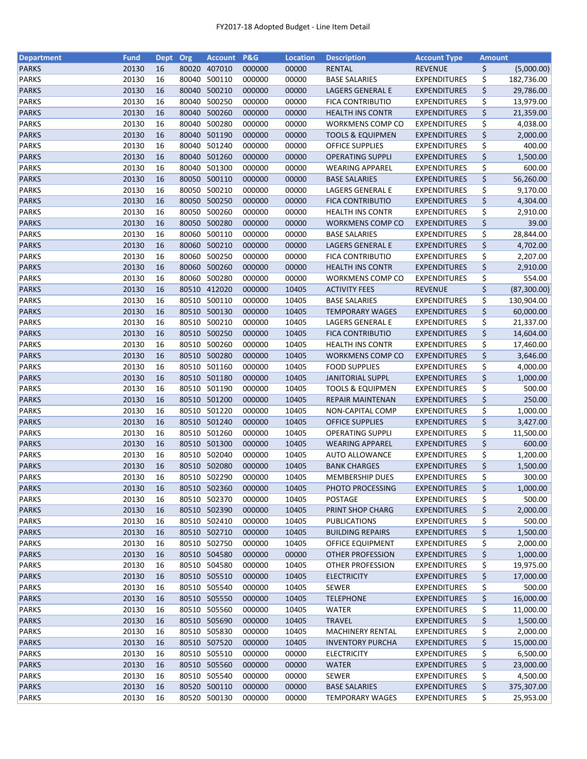| Department | Fund | Dept | Org | Account | P&G | Location | Description | Account Type | Amount |
|---|---|---|---|---|---|---|---|---|---|
| PARKS | 20130 | 16 | 80020 | 407010 | 000000 | 00000 | RENTAL | REVENUE | $ (5,000.00) |
| PARKS | 20130 | 16 | 80040 | 500110 | 000000 | 00000 | BASE SALARIES | EXPENDITURES | $ 182,736.00 |
| PARKS | 20130 | 16 | 80040 | 500210 | 000000 | 00000 | LAGERS GENERAL E | EXPENDITURES | $ 29,786.00 |
| PARKS | 20130 | 16 | 80040 | 500250 | 000000 | 00000 | FICA CONTRIBUTIO | EXPENDITURES | $ 13,979.00 |
| PARKS | 20130 | 16 | 80040 | 500260 | 000000 | 00000 | HEALTH INS CONTR | EXPENDITURES | $ 21,359.00 |
| PARKS | 20130 | 16 | 80040 | 500280 | 000000 | 00000 | WORKMENS COMP CO | EXPENDITURES | $ 4,038.00 |
| PARKS | 20130 | 16 | 80040 | 501190 | 000000 | 00000 | TOOLS & EQUIPMEN | EXPENDITURES | $ 2,000.00 |
| PARKS | 20130 | 16 | 80040 | 501240 | 000000 | 00000 | OFFICE SUPPLIES | EXPENDITURES | $ 400.00 |
| PARKS | 20130 | 16 | 80040 | 501260 | 000000 | 00000 | OPERATING SUPPLI | EXPENDITURES | $ 1,500.00 |
| PARKS | 20130 | 16 | 80040 | 501300 | 000000 | 00000 | WEARING APPAREL | EXPENDITURES | $ 600.00 |
| PARKS | 20130 | 16 | 80050 | 500110 | 000000 | 00000 | BASE SALARIES | EXPENDITURES | $ 56,260.00 |
| PARKS | 20130 | 16 | 80050 | 500210 | 000000 | 00000 | LAGERS GENERAL E | EXPENDITURES | $ 9,170.00 |
| PARKS | 20130 | 16 | 80050 | 500250 | 000000 | 00000 | FICA CONTRIBUTIO | EXPENDITURES | $ 4,304.00 |
| PARKS | 20130 | 16 | 80050 | 500260 | 000000 | 00000 | HEALTH INS CONTR | EXPENDITURES | $ 2,910.00 |
| PARKS | 20130 | 16 | 80050 | 500280 | 000000 | 00000 | WORKMENS COMP CO | EXPENDITURES | $ 39.00 |
| PARKS | 20130 | 16 | 80060 | 500110 | 000000 | 00000 | BASE SALARIES | EXPENDITURES | $ 28,844.00 |
| PARKS | 20130 | 16 | 80060 | 500210 | 000000 | 00000 | LAGERS GENERAL E | EXPENDITURES | $ 4,702.00 |
| PARKS | 20130 | 16 | 80060 | 500250 | 000000 | 00000 | FICA CONTRIBUTIO | EXPENDITURES | $ 2,207.00 |
| PARKS | 20130 | 16 | 80060 | 500260 | 000000 | 00000 | HEALTH INS CONTR | EXPENDITURES | $ 2,910.00 |
| PARKS | 20130 | 16 | 80060 | 500280 | 000000 | 00000 | WORKMENS COMP CO | EXPENDITURES | $ 554.00 |
| PARKS | 20130 | 16 | 80510 | 412020 | 000000 | 10405 | ACTIVITY FEES | REVENUE | $ (87,300.00) |
| PARKS | 20130 | 16 | 80510 | 500110 | 000000 | 10405 | BASE SALARIES | EXPENDITURES | $ 130,904.00 |
| PARKS | 20130 | 16 | 80510 | 500130 | 000000 | 10405 | TEMPORARY WAGES | EXPENDITURES | $ 60,000.00 |
| PARKS | 20130 | 16 | 80510 | 500210 | 000000 | 10405 | LAGERS GENERAL E | EXPENDITURES | $ 21,337.00 |
| PARKS | 20130 | 16 | 80510 | 500250 | 000000 | 10405 | FICA CONTRIBUTIO | EXPENDITURES | $ 14,604.00 |
| PARKS | 20130 | 16 | 80510 | 500260 | 000000 | 10405 | HEALTH INS CONTR | EXPENDITURES | $ 17,460.00 |
| PARKS | 20130 | 16 | 80510 | 500280 | 000000 | 10405 | WORKMENS COMP CO | EXPENDITURES | $ 3,646.00 |
| PARKS | 20130 | 16 | 80510 | 501160 | 000000 | 10405 | FOOD SUPPLIES | EXPENDITURES | $ 4,000.00 |
| PARKS | 20130 | 16 | 80510 | 501180 | 000000 | 10405 | JANITORIAL SUPPL | EXPENDITURES | $ 1,000.00 |
| PARKS | 20130 | 16 | 80510 | 501190 | 000000 | 10405 | TOOLS & EQUIPMEN | EXPENDITURES | $ 500.00 |
| PARKS | 20130 | 16 | 80510 | 501200 | 000000 | 10405 | REPAIR MAINTENAN | EXPENDITURES | $ 250.00 |
| PARKS | 20130 | 16 | 80510 | 501220 | 000000 | 10405 | NON-CAPITAL COMP | EXPENDITURES | $ 1,000.00 |
| PARKS | 20130 | 16 | 80510 | 501240 | 000000 | 10405 | OFFICE SUPPLIES | EXPENDITURES | $ 3,427.00 |
| PARKS | 20130 | 16 | 80510 | 501260 | 000000 | 10405 | OPERATING SUPPLI | EXPENDITURES | $ 11,500.00 |
| PARKS | 20130 | 16 | 80510 | 501300 | 000000 | 10405 | WEARING APPAREL | EXPENDITURES | $ 600.00 |
| PARKS | 20130 | 16 | 80510 | 502040 | 000000 | 10405 | AUTO ALLOWANCE | EXPENDITURES | $ 1,200.00 |
| PARKS | 20130 | 16 | 80510 | 502080 | 000000 | 10405 | BANK CHARGES | EXPENDITURES | $ 1,500.00 |
| PARKS | 20130 | 16 | 80510 | 502290 | 000000 | 10405 | MEMBERSHIP DUES | EXPENDITURES | $ 300.00 |
| PARKS | 20130 | 16 | 80510 | 502360 | 000000 | 10405 | PHOTO PROCESSING | EXPENDITURES | $ 1,000.00 |
| PARKS | 20130 | 16 | 80510 | 502370 | 000000 | 10405 | POSTAGE | EXPENDITURES | $ 500.00 |
| PARKS | 20130 | 16 | 80510 | 502390 | 000000 | 10405 | PRINT SHOP CHARG | EXPENDITURES | $ 2,000.00 |
| PARKS | 20130 | 16 | 80510 | 502410 | 000000 | 10405 | PUBLICATIONS | EXPENDITURES | $ 500.00 |
| PARKS | 20130 | 16 | 80510 | 502710 | 000000 | 10405 | BUILDING REPAIRS | EXPENDITURES | $ 1,500.00 |
| PARKS | 20130 | 16 | 80510 | 502750 | 000000 | 10405 | OFFICE EQUIPMENT | EXPENDITURES | $ 2,000.00 |
| PARKS | 20130 | 16 | 80510 | 504580 | 000000 | 00000 | OTHER PROFESSION | EXPENDITURES | $ 1,000.00 |
| PARKS | 20130 | 16 | 80510 | 504580 | 000000 | 10405 | OTHER PROFESSION | EXPENDITURES | $ 19,975.00 |
| PARKS | 20130 | 16 | 80510 | 505510 | 000000 | 10405 | ELECTRICITY | EXPENDITURES | $ 17,000.00 |
| PARKS | 20130 | 16 | 80510 | 505540 | 000000 | 10405 | SEWER | EXPENDITURES | $ 500.00 |
| PARKS | 20130 | 16 | 80510 | 505550 | 000000 | 10405 | TELEPHONE | EXPENDITURES | $ 16,000.00 |
| PARKS | 20130 | 16 | 80510 | 505560 | 000000 | 10405 | WATER | EXPENDITURES | $ 11,000.00 |
| PARKS | 20130 | 16 | 80510 | 505690 | 000000 | 10405 | TRAVEL | EXPENDITURES | $ 1,500.00 |
| PARKS | 20130 | 16 | 80510 | 505830 | 000000 | 10405 | MACHINERY RENTAL | EXPENDITURES | $ 2,000.00 |
| PARKS | 20130 | 16 | 80510 | 507520 | 000000 | 10405 | INVENTORY PURCHA | EXPENDITURES | $ 15,000.00 |
| PARKS | 20130 | 16 | 80510 | 505510 | 000000 | 00000 | ELECTRICITY | EXPENDITURES | $ 6,500.00 |
| PARKS | 20130 | 16 | 80510 | 505560 | 000000 | 00000 | WATER | EXPENDITURES | $ 23,000.00 |
| PARKS | 20130 | 16 | 80510 | 505540 | 000000 | 00000 | SEWER | EXPENDITURES | $ 4,500.00 |
| PARKS | 20130 | 16 | 80520 | 500110 | 000000 | 00000 | BASE SALARIES | EXPENDITURES | $ 375,307.00 |
| PARKS | 20130 | 16 | 80520 | 500130 | 000000 | 00000 | TEMPORARY WAGES | EXPENDITURES | $ 25,953.00 |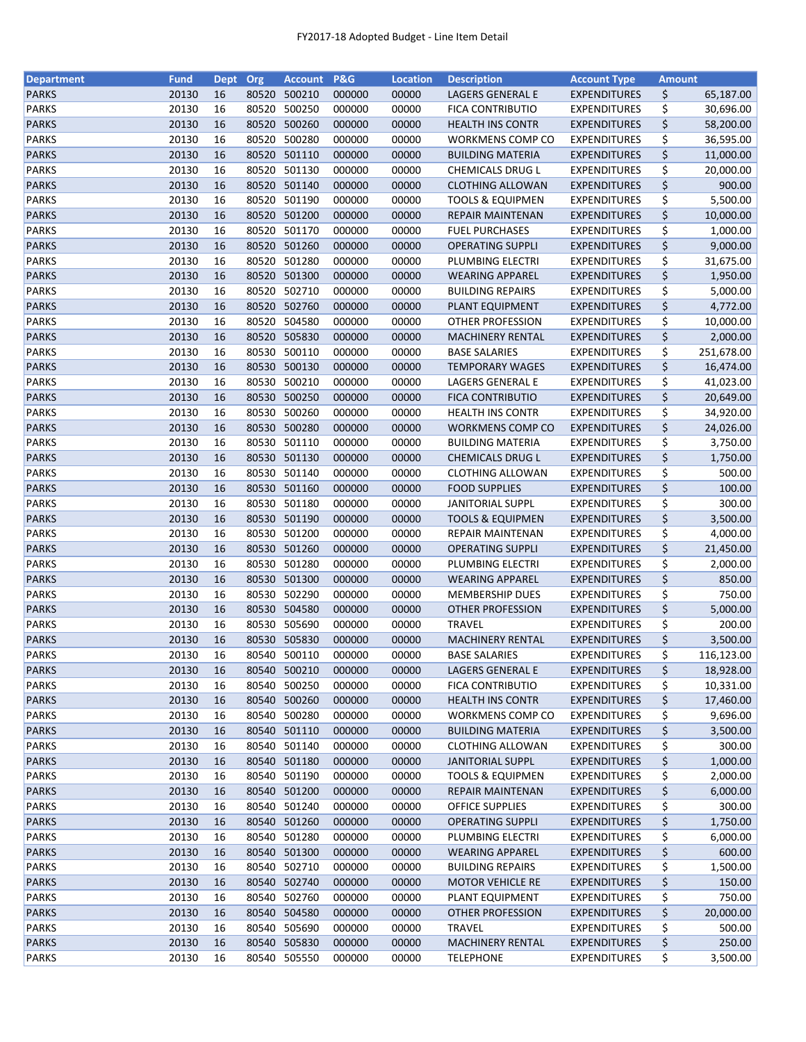| Department | Fund | Dept | Org | Account | P&G | Location | Description | Account Type | Amount |
|---|---|---|---|---|---|---|---|---|---|
| PARKS | 20130 | 16 | 80520 | 500210 | 000000 | 00000 | LAGERS GENERAL E | EXPENDITURES | $ 65,187.00 |
| PARKS | 20130 | 16 | 80520 | 500250 | 000000 | 00000 | FICA CONTRIBUTIO | EXPENDITURES | $ 30,696.00 |
| PARKS | 20130 | 16 | 80520 | 500260 | 000000 | 00000 | HEALTH INS CONTR | EXPENDITURES | $ 58,200.00 |
| PARKS | 20130 | 16 | 80520 | 500280 | 000000 | 00000 | WORKMENS COMP CO | EXPENDITURES | $ 36,595.00 |
| PARKS | 20130 | 16 | 80520 | 501110 | 000000 | 00000 | BUILDING MATERIA | EXPENDITURES | $ 11,000.00 |
| PARKS | 20130 | 16 | 80520 | 501130 | 000000 | 00000 | CHEMICALS DRUG L | EXPENDITURES | $ 20,000.00 |
| PARKS | 20130 | 16 | 80520 | 501140 | 000000 | 00000 | CLOTHING ALLOWAN | EXPENDITURES | $ 900.00 |
| PARKS | 20130 | 16 | 80520 | 501190 | 000000 | 00000 | TOOLS & EQUIPMEN | EXPENDITURES | $ 5,500.00 |
| PARKS | 20130 | 16 | 80520 | 501200 | 000000 | 00000 | REPAIR MAINTENAN | EXPENDITURES | $ 10,000.00 |
| PARKS | 20130 | 16 | 80520 | 501170 | 000000 | 00000 | FUEL PURCHASES | EXPENDITURES | $ 1,000.00 |
| PARKS | 20130 | 16 | 80520 | 501260 | 000000 | 00000 | OPERATING SUPPLI | EXPENDITURES | $ 9,000.00 |
| PARKS | 20130 | 16 | 80520 | 501280 | 000000 | 00000 | PLUMBING ELECTRI | EXPENDITURES | $ 31,675.00 |
| PARKS | 20130 | 16 | 80520 | 501300 | 000000 | 00000 | WEARING APPAREL | EXPENDITURES | $ 1,950.00 |
| PARKS | 20130 | 16 | 80520 | 502710 | 000000 | 00000 | BUILDING REPAIRS | EXPENDITURES | $ 5,000.00 |
| PARKS | 20130 | 16 | 80520 | 502760 | 000000 | 00000 | PLANT EQUIPMENT | EXPENDITURES | $ 4,772.00 |
| PARKS | 20130 | 16 | 80520 | 504580 | 000000 | 00000 | OTHER PROFESSION | EXPENDITURES | $ 10,000.00 |
| PARKS | 20130 | 16 | 80520 | 505830 | 000000 | 00000 | MACHINERY RENTAL | EXPENDITURES | $ 2,000.00 |
| PARKS | 20130 | 16 | 80530 | 500110 | 000000 | 00000 | BASE SALARIES | EXPENDITURES | $ 251,678.00 |
| PARKS | 20130 | 16 | 80530 | 500130 | 000000 | 00000 | TEMPORARY WAGES | EXPENDITURES | $ 16,474.00 |
| PARKS | 20130 | 16 | 80530 | 500210 | 000000 | 00000 | LAGERS GENERAL E | EXPENDITURES | $ 41,023.00 |
| PARKS | 20130 | 16 | 80530 | 500250 | 000000 | 00000 | FICA CONTRIBUTIO | EXPENDITURES | $ 20,649.00 |
| PARKS | 20130 | 16 | 80530 | 500260 | 000000 | 00000 | HEALTH INS CONTR | EXPENDITURES | $ 34,920.00 |
| PARKS | 20130 | 16 | 80530 | 500280 | 000000 | 00000 | WORKMENS COMP CO | EXPENDITURES | $ 24,026.00 |
| PARKS | 20130 | 16 | 80530 | 501110 | 000000 | 00000 | BUILDING MATERIA | EXPENDITURES | $ 3,750.00 |
| PARKS | 20130 | 16 | 80530 | 501130 | 000000 | 00000 | CHEMICALS DRUG L | EXPENDITURES | $ 1,750.00 |
| PARKS | 20130 | 16 | 80530 | 501140 | 000000 | 00000 | CLOTHING ALLOWAN | EXPENDITURES | $ 500.00 |
| PARKS | 20130 | 16 | 80530 | 501160 | 000000 | 00000 | FOOD SUPPLIES | EXPENDITURES | $ 100.00 |
| PARKS | 20130 | 16 | 80530 | 501180 | 000000 | 00000 | JANITORIAL SUPPL | EXPENDITURES | $ 300.00 |
| PARKS | 20130 | 16 | 80530 | 501190 | 000000 | 00000 | TOOLS & EQUIPMEN | EXPENDITURES | $ 3,500.00 |
| PARKS | 20130 | 16 | 80530 | 501200 | 000000 | 00000 | REPAIR MAINTENAN | EXPENDITURES | $ 4,000.00 |
| PARKS | 20130 | 16 | 80530 | 501260 | 000000 | 00000 | OPERATING SUPPLI | EXPENDITURES | $ 21,450.00 |
| PARKS | 20130 | 16 | 80530 | 501280 | 000000 | 00000 | PLUMBING ELECTRI | EXPENDITURES | $ 2,000.00 |
| PARKS | 20130 | 16 | 80530 | 501300 | 000000 | 00000 | WEARING APPAREL | EXPENDITURES | $ 850.00 |
| PARKS | 20130 | 16 | 80530 | 502290 | 000000 | 00000 | MEMBERSHIP DUES | EXPENDITURES | $ 750.00 |
| PARKS | 20130 | 16 | 80530 | 504580 | 000000 | 00000 | OTHER PROFESSION | EXPENDITURES | $ 5,000.00 |
| PARKS | 20130 | 16 | 80530 | 505690 | 000000 | 00000 | TRAVEL | EXPENDITURES | $ 200.00 |
| PARKS | 20130 | 16 | 80530 | 505830 | 000000 | 00000 | MACHINERY RENTAL | EXPENDITURES | $ 3,500.00 |
| PARKS | 20130 | 16 | 80540 | 500110 | 000000 | 00000 | BASE SALARIES | EXPENDITURES | $ 116,123.00 |
| PARKS | 20130 | 16 | 80540 | 500210 | 000000 | 00000 | LAGERS GENERAL E | EXPENDITURES | $ 18,928.00 |
| PARKS | 20130 | 16 | 80540 | 500250 | 000000 | 00000 | FICA CONTRIBUTIO | EXPENDITURES | $ 10,331.00 |
| PARKS | 20130 | 16 | 80540 | 500260 | 000000 | 00000 | HEALTH INS CONTR | EXPENDITURES | $ 17,460.00 |
| PARKS | 20130 | 16 | 80540 | 500280 | 000000 | 00000 | WORKMENS COMP CO | EXPENDITURES | $ 9,696.00 |
| PARKS | 20130 | 16 | 80540 | 501110 | 000000 | 00000 | BUILDING MATERIA | EXPENDITURES | $ 3,500.00 |
| PARKS | 20130 | 16 | 80540 | 501140 | 000000 | 00000 | CLOTHING ALLOWAN | EXPENDITURES | $ 300.00 |
| PARKS | 20130 | 16 | 80540 | 501180 | 000000 | 00000 | JANITORIAL SUPPL | EXPENDITURES | $ 1,000.00 |
| PARKS | 20130 | 16 | 80540 | 501190 | 000000 | 00000 | TOOLS & EQUIPMEN | EXPENDITURES | $ 2,000.00 |
| PARKS | 20130 | 16 | 80540 | 501200 | 000000 | 00000 | REPAIR MAINTENAN | EXPENDITURES | $ 6,000.00 |
| PARKS | 20130 | 16 | 80540 | 501240 | 000000 | 00000 | OFFICE SUPPLIES | EXPENDITURES | $ 300.00 |
| PARKS | 20130 | 16 | 80540 | 501260 | 000000 | 00000 | OPERATING SUPPLI | EXPENDITURES | $ 1,750.00 |
| PARKS | 20130 | 16 | 80540 | 501280 | 000000 | 00000 | PLUMBING ELECTRI | EXPENDITURES | $ 6,000.00 |
| PARKS | 20130 | 16 | 80540 | 501300 | 000000 | 00000 | WEARING APPAREL | EXPENDITURES | $ 600.00 |
| PARKS | 20130 | 16 | 80540 | 502710 | 000000 | 00000 | BUILDING REPAIRS | EXPENDITURES | $ 1,500.00 |
| PARKS | 20130 | 16 | 80540 | 502740 | 000000 | 00000 | MOTOR VEHICLE RE | EXPENDITURES | $ 150.00 |
| PARKS | 20130 | 16 | 80540 | 502760 | 000000 | 00000 | PLANT EQUIPMENT | EXPENDITURES | $ 750.00 |
| PARKS | 20130 | 16 | 80540 | 504580 | 000000 | 00000 | OTHER PROFESSION | EXPENDITURES | $ 20,000.00 |
| PARKS | 20130 | 16 | 80540 | 505690 | 000000 | 00000 | TRAVEL | EXPENDITURES | $ 500.00 |
| PARKS | 20130 | 16 | 80540 | 505830 | 000000 | 00000 | MACHINERY RENTAL | EXPENDITURES | $ 250.00 |
| PARKS | 20130 | 16 | 80540 | 505550 | 000000 | 00000 | TELEPHONE | EXPENDITURES | $ 3,500.00 |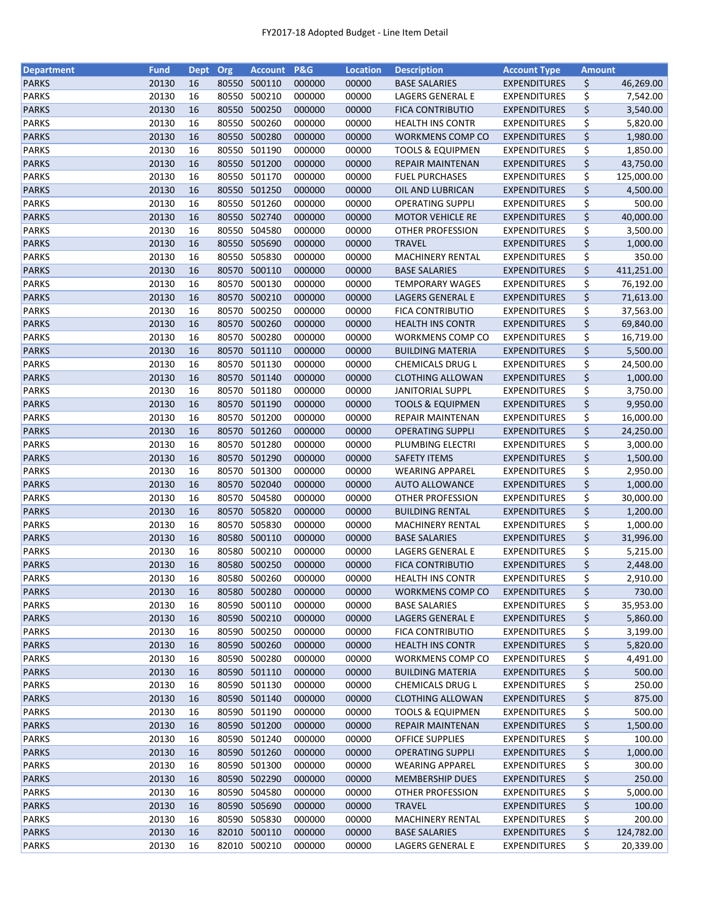FY2017-18 Adopted Budget - Line Item Detail

| Department | Fund | Dept | Org | Account | P&G | Location | Description | Account Type | Amount |
|---|---|---|---|---|---|---|---|---|---|
| PARKS | 20130 | 16 | 80550 | 500110 | 000000 | 00000 | BASE SALARIES | EXPENDITURES | $ 46,269.00 |
| PARKS | 20130 | 16 | 80550 | 500210 | 000000 | 00000 | LAGERS GENERAL E | EXPENDITURES | $ 7,542.00 |
| PARKS | 20130 | 16 | 80550 | 500250 | 000000 | 00000 | FICA CONTRIBUTIO | EXPENDITURES | $ 3,540.00 |
| PARKS | 20130 | 16 | 80550 | 500260 | 000000 | 00000 | HEALTH INS CONTR | EXPENDITURES | $ 5,820.00 |
| PARKS | 20130 | 16 | 80550 | 500280 | 000000 | 00000 | WORKMENS COMP CO | EXPENDITURES | $ 1,980.00 |
| PARKS | 20130 | 16 | 80550 | 501190 | 000000 | 00000 | TOOLS & EQUIPMEN | EXPENDITURES | $ 1,850.00 |
| PARKS | 20130 | 16 | 80550 | 501200 | 000000 | 00000 | REPAIR MAINTENAN | EXPENDITURES | $ 43,750.00 |
| PARKS | 20130 | 16 | 80550 | 501170 | 000000 | 00000 | FUEL PURCHASES | EXPENDITURES | $ 125,000.00 |
| PARKS | 20130 | 16 | 80550 | 501250 | 000000 | 00000 | OIL AND LUBRICAN | EXPENDITURES | $ 4,500.00 |
| PARKS | 20130 | 16 | 80550 | 501260 | 000000 | 00000 | OPERATING SUPPLI | EXPENDITURES | $ 500.00 |
| PARKS | 20130 | 16 | 80550 | 502740 | 000000 | 00000 | MOTOR VEHICLE RE | EXPENDITURES | $ 40,000.00 |
| PARKS | 20130 | 16 | 80550 | 504580 | 000000 | 00000 | OTHER PROFESSION | EXPENDITURES | $ 3,500.00 |
| PARKS | 20130 | 16 | 80550 | 505690 | 000000 | 00000 | TRAVEL | EXPENDITURES | $ 1,000.00 |
| PARKS | 20130 | 16 | 80550 | 505830 | 000000 | 00000 | MACHINERY RENTAL | EXPENDITURES | $ 350.00 |
| PARKS | 20130 | 16 | 80570 | 500110 | 000000 | 00000 | BASE SALARIES | EXPENDITURES | $ 411,251.00 |
| PARKS | 20130 | 16 | 80570 | 500130 | 000000 | 00000 | TEMPORARY WAGES | EXPENDITURES | $ 76,192.00 |
| PARKS | 20130 | 16 | 80570 | 500210 | 000000 | 00000 | LAGERS GENERAL E | EXPENDITURES | $ 71,613.00 |
| PARKS | 20130 | 16 | 80570 | 500250 | 000000 | 00000 | FICA CONTRIBUTIO | EXPENDITURES | $ 37,563.00 |
| PARKS | 20130 | 16 | 80570 | 500260 | 000000 | 00000 | HEALTH INS CONTR | EXPENDITURES | $ 69,840.00 |
| PARKS | 20130 | 16 | 80570 | 500280 | 000000 | 00000 | WORKMENS COMP CO | EXPENDITURES | $ 16,719.00 |
| PARKS | 20130 | 16 | 80570 | 501110 | 000000 | 00000 | BUILDING MATERIA | EXPENDITURES | $ 5,500.00 |
| PARKS | 20130 | 16 | 80570 | 501130 | 000000 | 00000 | CHEMICALS DRUG L | EXPENDITURES | $ 24,500.00 |
| PARKS | 20130 | 16 | 80570 | 501140 | 000000 | 00000 | CLOTHING ALLOWAN | EXPENDITURES | $ 1,000.00 |
| PARKS | 20130 | 16 | 80570 | 501180 | 000000 | 00000 | JANITORIAL SUPPL | EXPENDITURES | $ 3,750.00 |
| PARKS | 20130 | 16 | 80570 | 501190 | 000000 | 00000 | TOOLS & EQUIPMEN | EXPENDITURES | $ 9,950.00 |
| PARKS | 20130 | 16 | 80570 | 501200 | 000000 | 00000 | REPAIR MAINTENAN | EXPENDITURES | $ 16,000.00 |
| PARKS | 20130 | 16 | 80570 | 501260 | 000000 | 00000 | OPERATING SUPPLI | EXPENDITURES | $ 24,250.00 |
| PARKS | 20130 | 16 | 80570 | 501280 | 000000 | 00000 | PLUMBING ELECTRI | EXPENDITURES | $ 3,000.00 |
| PARKS | 20130 | 16 | 80570 | 501290 | 000000 | 00000 | SAFETY ITEMS | EXPENDITURES | $ 1,500.00 |
| PARKS | 20130 | 16 | 80570 | 501300 | 000000 | 00000 | WEARING APPAREL | EXPENDITURES | $ 2,950.00 |
| PARKS | 20130 | 16 | 80570 | 502040 | 000000 | 00000 | AUTO ALLOWANCE | EXPENDITURES | $ 1,000.00 |
| PARKS | 20130 | 16 | 80570 | 504580 | 000000 | 00000 | OTHER PROFESSION | EXPENDITURES | $ 30,000.00 |
| PARKS | 20130 | 16 | 80570 | 505820 | 000000 | 00000 | BUILDING RENTAL | EXPENDITURES | $ 1,200.00 |
| PARKS | 20130 | 16 | 80570 | 505830 | 000000 | 00000 | MACHINERY RENTAL | EXPENDITURES | $ 1,000.00 |
| PARKS | 20130 | 16 | 80580 | 500110 | 000000 | 00000 | BASE SALARIES | EXPENDITURES | $ 31,996.00 |
| PARKS | 20130 | 16 | 80580 | 500210 | 000000 | 00000 | LAGERS GENERAL E | EXPENDITURES | $ 5,215.00 |
| PARKS | 20130 | 16 | 80580 | 500250 | 000000 | 00000 | FICA CONTRIBUTIO | EXPENDITURES | $ 2,448.00 |
| PARKS | 20130 | 16 | 80580 | 500260 | 000000 | 00000 | HEALTH INS CONTR | EXPENDITURES | $ 2,910.00 |
| PARKS | 20130 | 16 | 80580 | 500280 | 000000 | 00000 | WORKMENS COMP CO | EXPENDITURES | $ 730.00 |
| PARKS | 20130 | 16 | 80590 | 500110 | 000000 | 00000 | BASE SALARIES | EXPENDITURES | $ 35,953.00 |
| PARKS | 20130 | 16 | 80590 | 500210 | 000000 | 00000 | LAGERS GENERAL E | EXPENDITURES | $ 5,860.00 |
| PARKS | 20130 | 16 | 80590 | 500250 | 000000 | 00000 | FICA CONTRIBUTIO | EXPENDITURES | $ 3,199.00 |
| PARKS | 20130 | 16 | 80590 | 500260 | 000000 | 00000 | HEALTH INS CONTR | EXPENDITURES | $ 5,820.00 |
| PARKS | 20130 | 16 | 80590 | 500280 | 000000 | 00000 | WORKMENS COMP CO | EXPENDITURES | $ 4,491.00 |
| PARKS | 20130 | 16 | 80590 | 501110 | 000000 | 00000 | BUILDING MATERIA | EXPENDITURES | $ 500.00 |
| PARKS | 20130 | 16 | 80590 | 501130 | 000000 | 00000 | CHEMICALS DRUG L | EXPENDITURES | $ 250.00 |
| PARKS | 20130 | 16 | 80590 | 501140 | 000000 | 00000 | CLOTHING ALLOWAN | EXPENDITURES | $ 875.00 |
| PARKS | 20130 | 16 | 80590 | 501190 | 000000 | 00000 | TOOLS & EQUIPMEN | EXPENDITURES | $ 500.00 |
| PARKS | 20130 | 16 | 80590 | 501200 | 000000 | 00000 | REPAIR MAINTENAN | EXPENDITURES | $ 1,500.00 |
| PARKS | 20130 | 16 | 80590 | 501240 | 000000 | 00000 | OFFICE SUPPLIES | EXPENDITURES | $ 100.00 |
| PARKS | 20130 | 16 | 80590 | 501260 | 000000 | 00000 | OPERATING SUPPLI | EXPENDITURES | $ 1,000.00 |
| PARKS | 20130 | 16 | 80590 | 501300 | 000000 | 00000 | WEARING APPAREL | EXPENDITURES | $ 300.00 |
| PARKS | 20130 | 16 | 80590 | 502290 | 000000 | 00000 | MEMBERSHIP DUES | EXPENDITURES | $ 250.00 |
| PARKS | 20130 | 16 | 80590 | 504580 | 000000 | 00000 | OTHER PROFESSION | EXPENDITURES | $ 5,000.00 |
| PARKS | 20130 | 16 | 80590 | 505690 | 000000 | 00000 | TRAVEL | EXPENDITURES | $ 100.00 |
| PARKS | 20130 | 16 | 80590 | 505830 | 000000 | 00000 | MACHINERY RENTAL | EXPENDITURES | $ 200.00 |
| PARKS | 20130 | 16 | 82010 | 500110 | 000000 | 00000 | BASE SALARIES | EXPENDITURES | $ 124,782.00 |
| PARKS | 20130 | 16 | 82010 | 500210 | 000000 | 00000 | LAGERS GENERAL E | EXPENDITURES | $ 20,339.00 |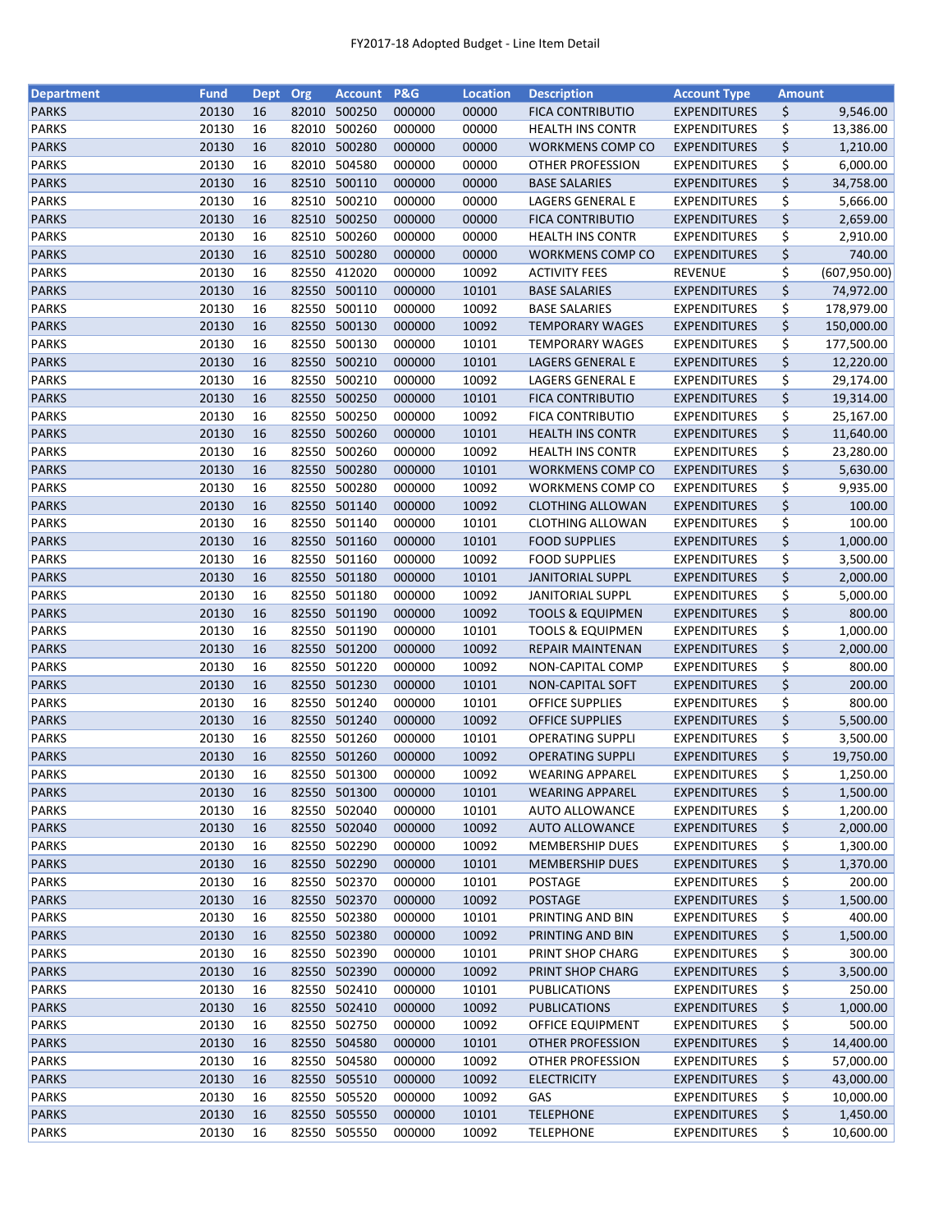FY2017-18 Adopted Budget - Line Item Detail

| Department | Fund | Dept | Org | Account | P&G | Location | Description | Account Type | Amount |
|---|---|---|---|---|---|---|---|---|---|
| PARKS | 20130 | 16 | 82010 | 500250 | 000000 | 00000 | FICA CONTRIBUTIO | EXPENDITURES | $ 9,546.00 |
| PARKS | 20130 | 16 | 82010 | 500260 | 000000 | 00000 | HEALTH INS CONTR | EXPENDITURES | $ 13,386.00 |
| PARKS | 20130 | 16 | 82010 | 500280 | 000000 | 00000 | WORKMENS COMP CO | EXPENDITURES | $ 1,210.00 |
| PARKS | 20130 | 16 | 82010 | 504580 | 000000 | 00000 | OTHER PROFESSION | EXPENDITURES | $ 6,000.00 |
| PARKS | 20130 | 16 | 82510 | 500110 | 000000 | 00000 | BASE SALARIES | EXPENDITURES | $ 34,758.00 |
| PARKS | 20130 | 16 | 82510 | 500210 | 000000 | 00000 | LAGERS GENERAL E | EXPENDITURES | $ 5,666.00 |
| PARKS | 20130 | 16 | 82510 | 500250 | 000000 | 00000 | FICA CONTRIBUTIO | EXPENDITURES | $ 2,659.00 |
| PARKS | 20130 | 16 | 82510 | 500260 | 000000 | 00000 | HEALTH INS CONTR | EXPENDITURES | $ 2,910.00 |
| PARKS | 20130 | 16 | 82510 | 500280 | 000000 | 00000 | WORKMENS COMP CO | EXPENDITURES | $ 740.00 |
| PARKS | 20130 | 16 | 82550 | 412020 | 000000 | 10092 | ACTIVITY FEES | REVENUE | $ (607,950.00) |
| PARKS | 20130 | 16 | 82550 | 500110 | 000000 | 10101 | BASE SALARIES | EXPENDITURES | $ 74,972.00 |
| PARKS | 20130 | 16 | 82550 | 500110 | 000000 | 10092 | BASE SALARIES | EXPENDITURES | $ 178,979.00 |
| PARKS | 20130 | 16 | 82550 | 500130 | 000000 | 10092 | TEMPORARY WAGES | EXPENDITURES | $ 150,000.00 |
| PARKS | 20130 | 16 | 82550 | 500130 | 000000 | 10101 | TEMPORARY WAGES | EXPENDITURES | $ 177,500.00 |
| PARKS | 20130 | 16 | 82550 | 500210 | 000000 | 10101 | LAGERS GENERAL E | EXPENDITURES | $ 12,220.00 |
| PARKS | 20130 | 16 | 82550 | 500210 | 000000 | 10092 | LAGERS GENERAL E | EXPENDITURES | $ 29,174.00 |
| PARKS | 20130 | 16 | 82550 | 500250 | 000000 | 10101 | FICA CONTRIBUTIO | EXPENDITURES | $ 19,314.00 |
| PARKS | 20130 | 16 | 82550 | 500250 | 000000 | 10092 | FICA CONTRIBUTIO | EXPENDITURES | $ 25,167.00 |
| PARKS | 20130 | 16 | 82550 | 500260 | 000000 | 10101 | HEALTH INS CONTR | EXPENDITURES | $ 11,640.00 |
| PARKS | 20130 | 16 | 82550 | 500260 | 000000 | 10092 | HEALTH INS CONTR | EXPENDITURES | $ 23,280.00 |
| PARKS | 20130 | 16 | 82550 | 500280 | 000000 | 10101 | WORKMENS COMP CO | EXPENDITURES | $ 5,630.00 |
| PARKS | 20130 | 16 | 82550 | 500280 | 000000 | 10092 | WORKMENS COMP CO | EXPENDITURES | $ 9,935.00 |
| PARKS | 20130 | 16 | 82550 | 501140 | 000000 | 10092 | CLOTHING ALLOWAN | EXPENDITURES | $ 100.00 |
| PARKS | 20130 | 16 | 82550 | 501140 | 000000 | 10101 | CLOTHING ALLOWAN | EXPENDITURES | $ 100.00 |
| PARKS | 20130 | 16 | 82550 | 501160 | 000000 | 10101 | FOOD SUPPLIES | EXPENDITURES | $ 1,000.00 |
| PARKS | 20130 | 16 | 82550 | 501160 | 000000 | 10092 | FOOD SUPPLIES | EXPENDITURES | $ 3,500.00 |
| PARKS | 20130 | 16 | 82550 | 501180 | 000000 | 10101 | JANITORIAL SUPPL | EXPENDITURES | $ 2,000.00 |
| PARKS | 20130 | 16 | 82550 | 501180 | 000000 | 10092 | JANITORIAL SUPPL | EXPENDITURES | $ 5,000.00 |
| PARKS | 20130 | 16 | 82550 | 501190 | 000000 | 10092 | TOOLS & EQUIPMEN | EXPENDITURES | $ 800.00 |
| PARKS | 20130 | 16 | 82550 | 501190 | 000000 | 10101 | TOOLS & EQUIPMEN | EXPENDITURES | $ 1,000.00 |
| PARKS | 20130 | 16 | 82550 | 501200 | 000000 | 10092 | REPAIR MAINTENAN | EXPENDITURES | $ 2,000.00 |
| PARKS | 20130 | 16 | 82550 | 501220 | 000000 | 10092 | NON-CAPITAL COMP | EXPENDITURES | $ 800.00 |
| PARKS | 20130 | 16 | 82550 | 501230 | 000000 | 10101 | NON-CAPITAL SOFT | EXPENDITURES | $ 200.00 |
| PARKS | 20130 | 16 | 82550 | 501240 | 000000 | 10101 | OFFICE SUPPLIES | EXPENDITURES | $ 800.00 |
| PARKS | 20130 | 16 | 82550 | 501240 | 000000 | 10092 | OFFICE SUPPLIES | EXPENDITURES | $ 5,500.00 |
| PARKS | 20130 | 16 | 82550 | 501260 | 000000 | 10101 | OPERATING SUPPLI | EXPENDITURES | $ 3,500.00 |
| PARKS | 20130 | 16 | 82550 | 501260 | 000000 | 10092 | OPERATING SUPPLI | EXPENDITURES | $ 19,750.00 |
| PARKS | 20130 | 16 | 82550 | 501300 | 000000 | 10092 | WEARING APPAREL | EXPENDITURES | $ 1,250.00 |
| PARKS | 20130 | 16 | 82550 | 501300 | 000000 | 10101 | WEARING APPAREL | EXPENDITURES | $ 1,500.00 |
| PARKS | 20130 | 16 | 82550 | 502040 | 000000 | 10101 | AUTO ALLOWANCE | EXPENDITURES | $ 1,200.00 |
| PARKS | 20130 | 16 | 82550 | 502040 | 000000 | 10092 | AUTO ALLOWANCE | EXPENDITURES | $ 2,000.00 |
| PARKS | 20130 | 16 | 82550 | 502290 | 000000 | 10092 | MEMBERSHIP DUES | EXPENDITURES | $ 1,300.00 |
| PARKS | 20130 | 16 | 82550 | 502290 | 000000 | 10101 | MEMBERSHIP DUES | EXPENDITURES | $ 1,370.00 |
| PARKS | 20130 | 16 | 82550 | 502370 | 000000 | 10101 | POSTAGE | EXPENDITURES | $ 200.00 |
| PARKS | 20130 | 16 | 82550 | 502370 | 000000 | 10092 | POSTAGE | EXPENDITURES | $ 1,500.00 |
| PARKS | 20130 | 16 | 82550 | 502380 | 000000 | 10101 | PRINTING AND BIN | EXPENDITURES | $ 400.00 |
| PARKS | 20130 | 16 | 82550 | 502380 | 000000 | 10092 | PRINTING AND BIN | EXPENDITURES | $ 1,500.00 |
| PARKS | 20130 | 16 | 82550 | 502390 | 000000 | 10101 | PRINT SHOP CHARG | EXPENDITURES | $ 300.00 |
| PARKS | 20130 | 16 | 82550 | 502390 | 000000 | 10092 | PRINT SHOP CHARG | EXPENDITURES | $ 3,500.00 |
| PARKS | 20130 | 16 | 82550 | 502410 | 000000 | 10101 | PUBLICATIONS | EXPENDITURES | $ 250.00 |
| PARKS | 20130 | 16 | 82550 | 502410 | 000000 | 10092 | PUBLICATIONS | EXPENDITURES | $ 1,000.00 |
| PARKS | 20130 | 16 | 82550 | 502750 | 000000 | 10092 | OFFICE EQUIPMENT | EXPENDITURES | $ 500.00 |
| PARKS | 20130 | 16 | 82550 | 504580 | 000000 | 10101 | OTHER PROFESSION | EXPENDITURES | $ 14,400.00 |
| PARKS | 20130 | 16 | 82550 | 504580 | 000000 | 10092 | OTHER PROFESSION | EXPENDITURES | $ 57,000.00 |
| PARKS | 20130 | 16 | 82550 | 505510 | 000000 | 10092 | ELECTRICITY | EXPENDITURES | $ 43,000.00 |
| PARKS | 20130 | 16 | 82550 | 505520 | 000000 | 10092 | GAS | EXPENDITURES | $ 10,000.00 |
| PARKS | 20130 | 16 | 82550 | 505550 | 000000 | 10101 | TELEPHONE | EXPENDITURES | $ 1,450.00 |
| PARKS | 20130 | 16 | 82550 | 505550 | 000000 | 10092 | TELEPHONE | EXPENDITURES | $ 10,600.00 |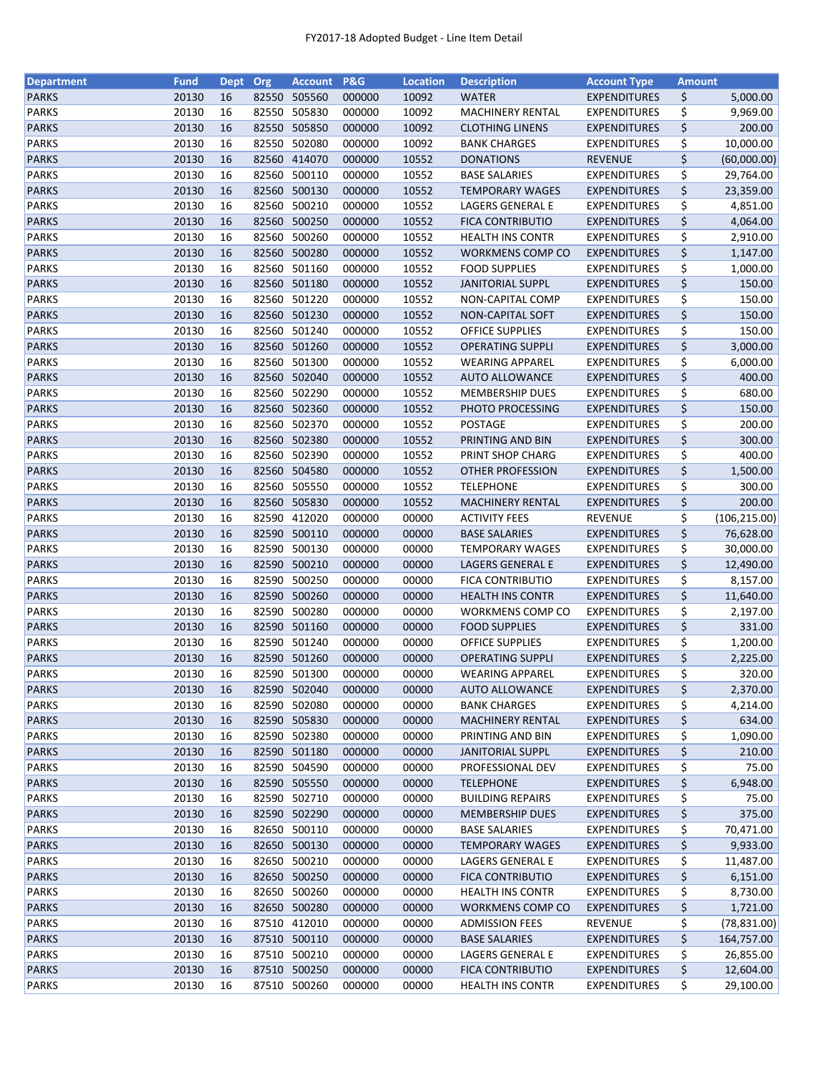FY2017-18 Adopted Budget - Line Item Detail

| Department | Fund | Dept | Org | Account | P&G | Location | Description | Account Type | Amount |
|---|---|---|---|---|---|---|---|---|---|
| PARKS | 20130 | 16 | 82550 | 505560 | 000000 | 10092 | WATER | EXPENDITURES | $ 5,000.00 |
| PARKS | 20130 | 16 | 82550 | 505830 | 000000 | 10092 | MACHINERY RENTAL | EXPENDITURES | $ 9,969.00 |
| PARKS | 20130 | 16 | 82550 | 505850 | 000000 | 10092 | CLOTHING LINENS | EXPENDITURES | $ 200.00 |
| PARKS | 20130 | 16 | 82550 | 502080 | 000000 | 10092 | BANK CHARGES | EXPENDITURES | $ 10,000.00 |
| PARKS | 20130 | 16 | 82560 | 414070 | 000000 | 10552 | DONATIONS | REVENUE | $ (60,000.00) |
| PARKS | 20130 | 16 | 82560 | 500110 | 000000 | 10552 | BASE SALARIES | EXPENDITURES | $ 29,764.00 |
| PARKS | 20130 | 16 | 82560 | 500130 | 000000 | 10552 | TEMPORARY WAGES | EXPENDITURES | $ 23,359.00 |
| PARKS | 20130 | 16 | 82560 | 500210 | 000000 | 10552 | LAGERS GENERAL E | EXPENDITURES | $ 4,851.00 |
| PARKS | 20130 | 16 | 82560 | 500250 | 000000 | 10552 | FICA CONTRIBUTIO | EXPENDITURES | $ 4,064.00 |
| PARKS | 20130 | 16 | 82560 | 500260 | 000000 | 10552 | HEALTH INS CONTR | EXPENDITURES | $ 2,910.00 |
| PARKS | 20130 | 16 | 82560 | 500280 | 000000 | 10552 | WORKMENS COMP CO | EXPENDITURES | $ 1,147.00 |
| PARKS | 20130 | 16 | 82560 | 501160 | 000000 | 10552 | FOOD SUPPLIES | EXPENDITURES | $ 1,000.00 |
| PARKS | 20130 | 16 | 82560 | 501180 | 000000 | 10552 | JANITORIAL SUPPL | EXPENDITURES | $ 150.00 |
| PARKS | 20130 | 16 | 82560 | 501220 | 000000 | 10552 | NON-CAPITAL COMP | EXPENDITURES | $ 150.00 |
| PARKS | 20130 | 16 | 82560 | 501230 | 000000 | 10552 | NON-CAPITAL SOFT | EXPENDITURES | $ 150.00 |
| PARKS | 20130 | 16 | 82560 | 501240 | 000000 | 10552 | OFFICE SUPPLIES | EXPENDITURES | $ 150.00 |
| PARKS | 20130 | 16 | 82560 | 501260 | 000000 | 10552 | OPERATING SUPPLI | EXPENDITURES | $ 3,000.00 |
| PARKS | 20130 | 16 | 82560 | 501300 | 000000 | 10552 | WEARING APPAREL | EXPENDITURES | $ 6,000.00 |
| PARKS | 20130 | 16 | 82560 | 502040 | 000000 | 10552 | AUTO ALLOWANCE | EXPENDITURES | $ 400.00 |
| PARKS | 20130 | 16 | 82560 | 502290 | 000000 | 10552 | MEMBERSHIP DUES | EXPENDITURES | $ 680.00 |
| PARKS | 20130 | 16 | 82560 | 502360 | 000000 | 10552 | PHOTO PROCESSING | EXPENDITURES | $ 150.00 |
| PARKS | 20130 | 16 | 82560 | 502370 | 000000 | 10552 | POSTAGE | EXPENDITURES | $ 200.00 |
| PARKS | 20130 | 16 | 82560 | 502380 | 000000 | 10552 | PRINTING AND BIN | EXPENDITURES | $ 300.00 |
| PARKS | 20130 | 16 | 82560 | 502390 | 000000 | 10552 | PRINT SHOP CHARG | EXPENDITURES | $ 400.00 |
| PARKS | 20130 | 16 | 82560 | 504580 | 000000 | 10552 | OTHER PROFESSION | EXPENDITURES | $ 1,500.00 |
| PARKS | 20130 | 16 | 82560 | 505550 | 000000 | 10552 | TELEPHONE | EXPENDITURES | $ 300.00 |
| PARKS | 20130 | 16 | 82560 | 505830 | 000000 | 10552 | MACHINERY RENTAL | EXPENDITURES | $ 200.00 |
| PARKS | 20130 | 16 | 82590 | 412020 | 000000 | 00000 | ACTIVITY FEES | REVENUE | $ (106,215.00) |
| PARKS | 20130 | 16 | 82590 | 500110 | 000000 | 00000 | BASE SALARIES | EXPENDITURES | $ 76,628.00 |
| PARKS | 20130 | 16 | 82590 | 500130 | 000000 | 00000 | TEMPORARY WAGES | EXPENDITURES | $ 30,000.00 |
| PARKS | 20130 | 16 | 82590 | 500210 | 000000 | 00000 | LAGERS GENERAL E | EXPENDITURES | $ 12,490.00 |
| PARKS | 20130 | 16 | 82590 | 500250 | 000000 | 00000 | FICA CONTRIBUTIO | EXPENDITURES | $ 8,157.00 |
| PARKS | 20130 | 16 | 82590 | 500260 | 000000 | 00000 | HEALTH INS CONTR | EXPENDITURES | $ 11,640.00 |
| PARKS | 20130 | 16 | 82590 | 500280 | 000000 | 00000 | WORKMENS COMP CO | EXPENDITURES | $ 2,197.00 |
| PARKS | 20130 | 16 | 82590 | 501160 | 000000 | 00000 | FOOD SUPPLIES | EXPENDITURES | $ 331.00 |
| PARKS | 20130 | 16 | 82590 | 501240 | 000000 | 00000 | OFFICE SUPPLIES | EXPENDITURES | $ 1,200.00 |
| PARKS | 20130 | 16 | 82590 | 501260 | 000000 | 00000 | OPERATING SUPPLI | EXPENDITURES | $ 2,225.00 |
| PARKS | 20130 | 16 | 82590 | 501300 | 000000 | 00000 | WEARING APPAREL | EXPENDITURES | $ 320.00 |
| PARKS | 20130 | 16 | 82590 | 502040 | 000000 | 00000 | AUTO ALLOWANCE | EXPENDITURES | $ 2,370.00 |
| PARKS | 20130 | 16 | 82590 | 502080 | 000000 | 00000 | BANK CHARGES | EXPENDITURES | $ 4,214.00 |
| PARKS | 20130 | 16 | 82590 | 505830 | 000000 | 00000 | MACHINERY RENTAL | EXPENDITURES | $ 634.00 |
| PARKS | 20130 | 16 | 82590 | 502380 | 000000 | 00000 | PRINTING AND BIN | EXPENDITURES | $ 1,090.00 |
| PARKS | 20130 | 16 | 82590 | 501180 | 000000 | 00000 | JANITORIAL SUPPL | EXPENDITURES | $ 210.00 |
| PARKS | 20130 | 16 | 82590 | 504590 | 000000 | 00000 | PROFESSIONAL DEV | EXPENDITURES | $ 75.00 |
| PARKS | 20130 | 16 | 82590 | 505550 | 000000 | 00000 | TELEPHONE | EXPENDITURES | $ 6,948.00 |
| PARKS | 20130 | 16 | 82590 | 502710 | 000000 | 00000 | BUILDING REPAIRS | EXPENDITURES | $ 75.00 |
| PARKS | 20130 | 16 | 82590 | 502290 | 000000 | 00000 | MEMBERSHIP DUES | EXPENDITURES | $ 375.00 |
| PARKS | 20130 | 16 | 82650 | 500110 | 000000 | 00000 | BASE SALARIES | EXPENDITURES | $ 70,471.00 |
| PARKS | 20130 | 16 | 82650 | 500130 | 000000 | 00000 | TEMPORARY WAGES | EXPENDITURES | $ 9,933.00 |
| PARKS | 20130 | 16 | 82650 | 500210 | 000000 | 00000 | LAGERS GENERAL E | EXPENDITURES | $ 11,487.00 |
| PARKS | 20130 | 16 | 82650 | 500250 | 000000 | 00000 | FICA CONTRIBUTIO | EXPENDITURES | $ 6,151.00 |
| PARKS | 20130 | 16 | 82650 | 500260 | 000000 | 00000 | HEALTH INS CONTR | EXPENDITURES | $ 8,730.00 |
| PARKS | 20130 | 16 | 82650 | 500280 | 000000 | 00000 | WORKMENS COMP CO | EXPENDITURES | $ 1,721.00 |
| PARKS | 20130 | 16 | 87510 | 412010 | 000000 | 00000 | ADMISSION FEES | REVENUE | $ (78,831.00) |
| PARKS | 20130 | 16 | 87510 | 500110 | 000000 | 00000 | BASE SALARIES | EXPENDITURES | $ 164,757.00 |
| PARKS | 20130 | 16 | 87510 | 500210 | 000000 | 00000 | LAGERS GENERAL E | EXPENDITURES | $ 26,855.00 |
| PARKS | 20130 | 16 | 87510 | 500250 | 000000 | 00000 | FICA CONTRIBUTIO | EXPENDITURES | $ 12,604.00 |
| PARKS | 20130 | 16 | 87510 | 500260 | 000000 | 00000 | HEALTH INS CONTR | EXPENDITURES | $ 29,100.00 |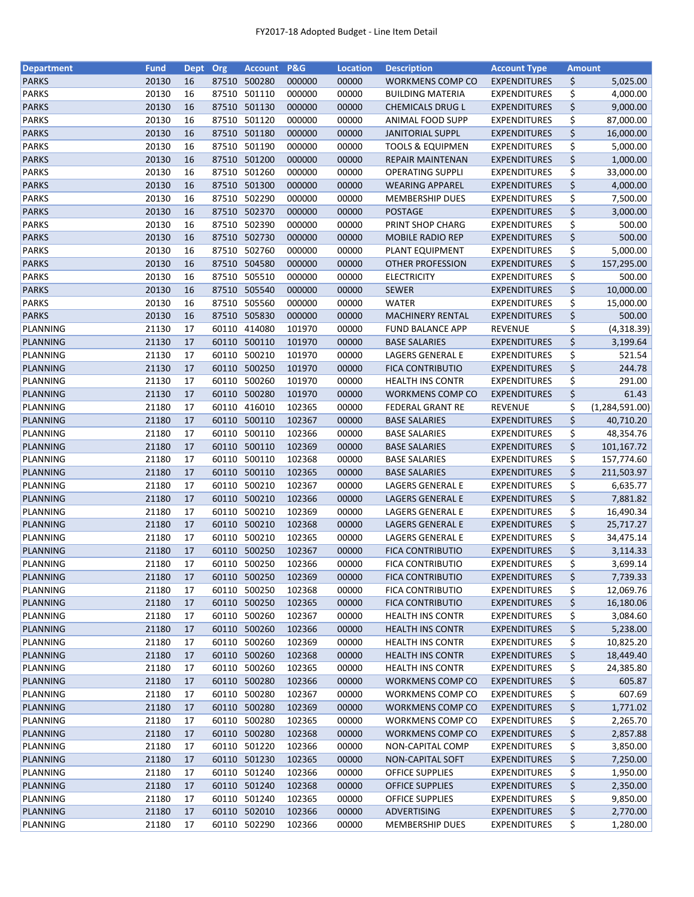| Department | Fund | Dept | Org | Account | P&G | Location | Description | Account Type | Amount |
|---|---|---|---|---|---|---|---|---|---|
| PARKS | 20130 | 16 | 87510 | 500280 | 000000 | 00000 | WORKMENS COMP CO | EXPENDITURES | $ 5,025.00 |
| PARKS | 20130 | 16 | 87510 | 501110 | 000000 | 00000 | BUILDING MATERIA | EXPENDITURES | $ 4,000.00 |
| PARKS | 20130 | 16 | 87510 | 501130 | 000000 | 00000 | CHEMICALS DRUG L | EXPENDITURES | $ 9,000.00 |
| PARKS | 20130 | 16 | 87510 | 501120 | 000000 | 00000 | ANIMAL FOOD SUPP | EXPENDITURES | $ 87,000.00 |
| PARKS | 20130 | 16 | 87510 | 501180 | 000000 | 00000 | JANITORIAL SUPPL | EXPENDITURES | $ 16,000.00 |
| PARKS | 20130 | 16 | 87510 | 501190 | 000000 | 00000 | TOOLS & EQUIPMEN | EXPENDITURES | $ 5,000.00 |
| PARKS | 20130 | 16 | 87510 | 501200 | 000000 | 00000 | REPAIR MAINTENAN | EXPENDITURES | $ 1,000.00 |
| PARKS | 20130 | 16 | 87510 | 501260 | 000000 | 00000 | OPERATING SUPPLI | EXPENDITURES | $ 33,000.00 |
| PARKS | 20130 | 16 | 87510 | 501300 | 000000 | 00000 | WEARING APPAREL | EXPENDITURES | $ 4,000.00 |
| PARKS | 20130 | 16 | 87510 | 502290 | 000000 | 00000 | MEMBERSHIP DUES | EXPENDITURES | $ 7,500.00 |
| PARKS | 20130 | 16 | 87510 | 502370 | 000000 | 00000 | POSTAGE | EXPENDITURES | $ 3,000.00 |
| PARKS | 20130 | 16 | 87510 | 502390 | 000000 | 00000 | PRINT SHOP CHARG | EXPENDITURES | $ 500.00 |
| PARKS | 20130 | 16 | 87510 | 502730 | 000000 | 00000 | MOBILE RADIO REP | EXPENDITURES | $ 500.00 |
| PARKS | 20130 | 16 | 87510 | 502760 | 000000 | 00000 | PLANT EQUIPMENT | EXPENDITURES | $ 5,000.00 |
| PARKS | 20130 | 16 | 87510 | 504580 | 000000 | 00000 | OTHER PROFESSION | EXPENDITURES | $ 157,295.00 |
| PARKS | 20130 | 16 | 87510 | 505510 | 000000 | 00000 | ELECTRICITY | EXPENDITURES | $ 500.00 |
| PARKS | 20130 | 16 | 87510 | 505540 | 000000 | 00000 | SEWER | EXPENDITURES | $ 10,000.00 |
| PARKS | 20130 | 16 | 87510 | 505560 | 000000 | 00000 | WATER | EXPENDITURES | $ 15,000.00 |
| PARKS | 20130 | 16 | 87510 | 505830 | 000000 | 00000 | MACHINERY RENTAL | EXPENDITURES | $ 500.00 |
| PLANNING | 21130 | 17 | 60110 | 414080 | 101970 | 00000 | FUND BALANCE APP | REVENUE | $ (4,318.39) |
| PLANNING | 21130 | 17 | 60110 | 500110 | 101970 | 00000 | BASE SALARIES | EXPENDITURES | $ 3,199.64 |
| PLANNING | 21130 | 17 | 60110 | 500210 | 101970 | 00000 | LAGERS GENERAL E | EXPENDITURES | $ 521.54 |
| PLANNING | 21130 | 17 | 60110 | 500250 | 101970 | 00000 | FICA CONTRIBUTIO | EXPENDITURES | $ 244.78 |
| PLANNING | 21130 | 17 | 60110 | 500260 | 101970 | 00000 | HEALTH INS CONTR | EXPENDITURES | $ 291.00 |
| PLANNING | 21130 | 17 | 60110 | 500280 | 101970 | 00000 | WORKMENS COMP CO | EXPENDITURES | $ 61.43 |
| PLANNING | 21180 | 17 | 60110 | 416010 | 102365 | 00000 | FEDERAL GRANT RE | REVENUE | $ (1,284,591.00) |
| PLANNING | 21180 | 17 | 60110 | 500110 | 102367 | 00000 | BASE SALARIES | EXPENDITURES | $ 40,710.20 |
| PLANNING | 21180 | 17 | 60110 | 500110 | 102366 | 00000 | BASE SALARIES | EXPENDITURES | $ 48,354.76 |
| PLANNING | 21180 | 17 | 60110 | 500110 | 102369 | 00000 | BASE SALARIES | EXPENDITURES | $ 101,167.72 |
| PLANNING | 21180 | 17 | 60110 | 500110 | 102368 | 00000 | BASE SALARIES | EXPENDITURES | $ 157,774.60 |
| PLANNING | 21180 | 17 | 60110 | 500110 | 102365 | 00000 | BASE SALARIES | EXPENDITURES | $ 211,503.97 |
| PLANNING | 21180 | 17 | 60110 | 500210 | 102367 | 00000 | LAGERS GENERAL E | EXPENDITURES | $ 6,635.77 |
| PLANNING | 21180 | 17 | 60110 | 500210 | 102366 | 00000 | LAGERS GENERAL E | EXPENDITURES | $ 7,881.82 |
| PLANNING | 21180 | 17 | 60110 | 500210 | 102369 | 00000 | LAGERS GENERAL E | EXPENDITURES | $ 16,490.34 |
| PLANNING | 21180 | 17 | 60110 | 500210 | 102368 | 00000 | LAGERS GENERAL E | EXPENDITURES | $ 25,717.27 |
| PLANNING | 21180 | 17 | 60110 | 500210 | 102365 | 00000 | LAGERS GENERAL E | EXPENDITURES | $ 34,475.14 |
| PLANNING | 21180 | 17 | 60110 | 500250 | 102367 | 00000 | FICA CONTRIBUTIO | EXPENDITURES | $ 3,114.33 |
| PLANNING | 21180 | 17 | 60110 | 500250 | 102366 | 00000 | FICA CONTRIBUTIO | EXPENDITURES | $ 3,699.14 |
| PLANNING | 21180 | 17 | 60110 | 500250 | 102369 | 00000 | FICA CONTRIBUTIO | EXPENDITURES | $ 7,739.33 |
| PLANNING | 21180 | 17 | 60110 | 500250 | 102368 | 00000 | FICA CONTRIBUTIO | EXPENDITURES | $ 12,069.76 |
| PLANNING | 21180 | 17 | 60110 | 500250 | 102365 | 00000 | FICA CONTRIBUTIO | EXPENDITURES | $ 16,180.06 |
| PLANNING | 21180 | 17 | 60110 | 500260 | 102367 | 00000 | HEALTH INS CONTR | EXPENDITURES | $ 3,084.60 |
| PLANNING | 21180 | 17 | 60110 | 500260 | 102366 | 00000 | HEALTH INS CONTR | EXPENDITURES | $ 5,238.00 |
| PLANNING | 21180 | 17 | 60110 | 500260 | 102369 | 00000 | HEALTH INS CONTR | EXPENDITURES | $ 10,825.20 |
| PLANNING | 21180 | 17 | 60110 | 500260 | 102368 | 00000 | HEALTH INS CONTR | EXPENDITURES | $ 18,449.40 |
| PLANNING | 21180 | 17 | 60110 | 500260 | 102365 | 00000 | HEALTH INS CONTR | EXPENDITURES | $ 24,385.80 |
| PLANNING | 21180 | 17 | 60110 | 500280 | 102366 | 00000 | WORKMENS COMP CO | EXPENDITURES | $ 605.87 |
| PLANNING | 21180 | 17 | 60110 | 500280 | 102367 | 00000 | WORKMENS COMP CO | EXPENDITURES | $ 607.69 |
| PLANNING | 21180 | 17 | 60110 | 500280 | 102369 | 00000 | WORKMENS COMP CO | EXPENDITURES | $ 1,771.02 |
| PLANNING | 21180 | 17 | 60110 | 500280 | 102365 | 00000 | WORKMENS COMP CO | EXPENDITURES | $ 2,265.70 |
| PLANNING | 21180 | 17 | 60110 | 500280 | 102368 | 00000 | WORKMENS COMP CO | EXPENDITURES | $ 2,857.88 |
| PLANNING | 21180 | 17 | 60110 | 501220 | 102366 | 00000 | NON-CAPITAL COMP | EXPENDITURES | $ 3,850.00 |
| PLANNING | 21180 | 17 | 60110 | 501230 | 102365 | 00000 | NON-CAPITAL SOFT | EXPENDITURES | $ 7,250.00 |
| PLANNING | 21180 | 17 | 60110 | 501240 | 102366 | 00000 | OFFICE SUPPLIES | EXPENDITURES | $ 1,950.00 |
| PLANNING | 21180 | 17 | 60110 | 501240 | 102368 | 00000 | OFFICE SUPPLIES | EXPENDITURES | $ 2,350.00 |
| PLANNING | 21180 | 17 | 60110 | 501240 | 102365 | 00000 | OFFICE SUPPLIES | EXPENDITURES | $ 9,850.00 |
| PLANNING | 21180 | 17 | 60110 | 502010 | 102366 | 00000 | ADVERTISING | EXPENDITURES | $ 2,770.00 |
| PLANNING | 21180 | 17 | 60110 | 502290 | 102366 | 00000 | MEMBERSHIP DUES | EXPENDITURES | $ 1,280.00 |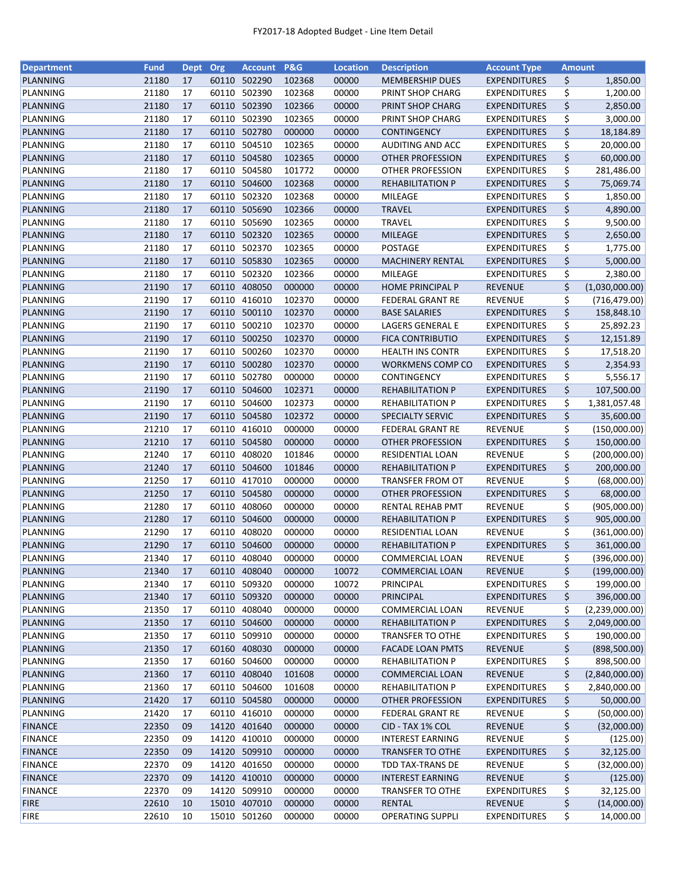FY2017-18 Adopted Budget - Line Item Detail

| Department | Fund | Dept | Org | Account | P&G | Location | Description | Account Type | Amount |
|---|---|---|---|---|---|---|---|---|---|
| PLANNING | 21180 | 17 | 60110 | 502290 | 102368 | 00000 | MEMBERSHIP DUES | EXPENDITURES | $ 1,850.00 |
| PLANNING | 21180 | 17 | 60110 | 502390 | 102368 | 00000 | PRINT SHOP CHARG | EXPENDITURES | $ 1,200.00 |
| PLANNING | 21180 | 17 | 60110 | 502390 | 102366 | 00000 | PRINT SHOP CHARG | EXPENDITURES | $ 2,850.00 |
| PLANNING | 21180 | 17 | 60110 | 502390 | 102365 | 00000 | PRINT SHOP CHARG | EXPENDITURES | $ 3,000.00 |
| PLANNING | 21180 | 17 | 60110 | 502780 | 000000 | 00000 | CONTINGENCY | EXPENDITURES | $ 18,184.89 |
| PLANNING | 21180 | 17 | 60110 | 504510 | 102365 | 00000 | AUDITING AND ACC | EXPENDITURES | $ 20,000.00 |
| PLANNING | 21180 | 17 | 60110 | 504580 | 102365 | 00000 | OTHER PROFESSION | EXPENDITURES | $ 60,000.00 |
| PLANNING | 21180 | 17 | 60110 | 504580 | 101772 | 00000 | OTHER PROFESSION | EXPENDITURES | $ 281,486.00 |
| PLANNING | 21180 | 17 | 60110 | 504600 | 102368 | 00000 | REHABILITATION P | EXPENDITURES | $ 75,069.74 |
| PLANNING | 21180 | 17 | 60110 | 502320 | 102368 | 00000 | MILEAGE | EXPENDITURES | $ 1,850.00 |
| PLANNING | 21180 | 17 | 60110 | 505690 | 102366 | 00000 | TRAVEL | EXPENDITURES | $ 4,890.00 |
| PLANNING | 21180 | 17 | 60110 | 505690 | 102365 | 00000 | TRAVEL | EXPENDITURES | $ 9,500.00 |
| PLANNING | 21180 | 17 | 60110 | 502320 | 102365 | 00000 | MILEAGE | EXPENDITURES | $ 2,650.00 |
| PLANNING | 21180 | 17 | 60110 | 502370 | 102365 | 00000 | POSTAGE | EXPENDITURES | $ 1,775.00 |
| PLANNING | 21180 | 17 | 60110 | 505830 | 102365 | 00000 | MACHINERY RENTAL | EXPENDITURES | $ 5,000.00 |
| PLANNING | 21180 | 17 | 60110 | 502320 | 102366 | 00000 | MILEAGE | EXPENDITURES | $ 2,380.00 |
| PLANNING | 21190 | 17 | 60110 | 408050 | 000000 | 00000 | HOME PRINCIPAL P | REVENUE | $ (1,030,000.00) |
| PLANNING | 21190 | 17 | 60110 | 416010 | 102370 | 00000 | FEDERAL GRANT RE | REVENUE | $ (716,479.00) |
| PLANNING | 21190 | 17 | 60110 | 500110 | 102370 | 00000 | BASE SALARIES | EXPENDITURES | $ 158,848.10 |
| PLANNING | 21190 | 17 | 60110 | 500210 | 102370 | 00000 | LAGERS GENERAL E | EXPENDITURES | $ 25,892.23 |
| PLANNING | 21190 | 17 | 60110 | 500250 | 102370 | 00000 | FICA CONTRIBUTIO | EXPENDITURES | $ 12,151.89 |
| PLANNING | 21190 | 17 | 60110 | 500260 | 102370 | 00000 | HEALTH INS CONTR | EXPENDITURES | $ 17,518.20 |
| PLANNING | 21190 | 17 | 60110 | 500280 | 102370 | 00000 | WORKMENS COMP CO | EXPENDITURES | $ 2,354.93 |
| PLANNING | 21190 | 17 | 60110 | 502780 | 000000 | 00000 | CONTINGENCY | EXPENDITURES | $ 5,556.17 |
| PLANNING | 21190 | 17 | 60110 | 504600 | 102371 | 00000 | REHABILITATION P | EXPENDITURES | $ 107,500.00 |
| PLANNING | 21190 | 17 | 60110 | 504600 | 102373 | 00000 | REHABILITATION P | EXPENDITURES | $ 1,381,057.48 |
| PLANNING | 21190 | 17 | 60110 | 504580 | 102372 | 00000 | SPECIALTY SERVIC | EXPENDITURES | $ 35,600.00 |
| PLANNING | 21210 | 17 | 60110 | 416010 | 000000 | 00000 | FEDERAL GRANT RE | REVENUE | $ (150,000.00) |
| PLANNING | 21210 | 17 | 60110 | 504580 | 000000 | 00000 | OTHER PROFESSION | EXPENDITURES | $ 150,000.00 |
| PLANNING | 21240 | 17 | 60110 | 408020 | 101846 | 00000 | RESIDENTIAL LOAN | REVENUE | $ (200,000.00) |
| PLANNING | 21240 | 17 | 60110 | 504600 | 101846 | 00000 | REHABILITATION P | EXPENDITURES | $ 200,000.00 |
| PLANNING | 21250 | 17 | 60110 | 417010 | 000000 | 00000 | TRANSFER FROM OT | REVENUE | $ (68,000.00) |
| PLANNING | 21250 | 17 | 60110 | 504580 | 000000 | 00000 | OTHER PROFESSION | EXPENDITURES | $ 68,000.00 |
| PLANNING | 21280 | 17 | 60110 | 408060 | 000000 | 00000 | RENTAL REHAB PMT | REVENUE | $ (905,000.00) |
| PLANNING | 21280 | 17 | 60110 | 504600 | 000000 | 00000 | REHABILITATION P | EXPENDITURES | $ 905,000.00 |
| PLANNING | 21290 | 17 | 60110 | 408020 | 000000 | 00000 | RESIDENTIAL LOAN | REVENUE | $ (361,000.00) |
| PLANNING | 21290 | 17 | 60110 | 504600 | 000000 | 00000 | REHABILITATION P | EXPENDITURES | $ 361,000.00 |
| PLANNING | 21340 | 17 | 60110 | 408040 | 000000 | 00000 | COMMERCIAL LOAN | REVENUE | $ (396,000.00) |
| PLANNING | 21340 | 17 | 60110 | 408040 | 000000 | 10072 | COMMERCIAL LOAN | REVENUE | $ (199,000.00) |
| PLANNING | 21340 | 17 | 60110 | 509320 | 000000 | 10072 | PRINCIPAL | EXPENDITURES | $ 199,000.00 |
| PLANNING | 21340 | 17 | 60110 | 509320 | 000000 | 00000 | PRINCIPAL | EXPENDITURES | $ 396,000.00 |
| PLANNING | 21350 | 17 | 60110 | 408040 | 000000 | 00000 | COMMERCIAL LOAN | REVENUE | $ (2,239,000.00) |
| PLANNING | 21350 | 17 | 60110 | 504600 | 000000 | 00000 | REHABILITATION P | EXPENDITURES | $ 2,049,000.00 |
| PLANNING | 21350 | 17 | 60110 | 509910 | 000000 | 00000 | TRANSFER TO OTHE | EXPENDITURES | $ 190,000.00 |
| PLANNING | 21350 | 17 | 60160 | 408030 | 000000 | 00000 | FACADE LOAN PMTS | REVENUE | $ (898,500.00) |
| PLANNING | 21350 | 17 | 60160 | 504600 | 000000 | 00000 | REHABILITATION P | EXPENDITURES | $ 898,500.00 |
| PLANNING | 21360 | 17 | 60110 | 408040 | 101608 | 00000 | COMMERCIAL LOAN | REVENUE | $ (2,840,000.00) |
| PLANNING | 21360 | 17 | 60110 | 504600 | 101608 | 00000 | REHABILITATION P | EXPENDITURES | $ 2,840,000.00 |
| PLANNING | 21420 | 17 | 60110 | 504580 | 000000 | 00000 | OTHER PROFESSION | EXPENDITURES | $ 50,000.00 |
| PLANNING | 21420 | 17 | 60110 | 416010 | 000000 | 00000 | FEDERAL GRANT RE | REVENUE | $ (50,000.00) |
| FINANCE | 22350 | 09 | 14120 | 401640 | 000000 | 00000 | CID - TAX 1% COL | REVENUE | $ (32,000.00) |
| FINANCE | 22350 | 09 | 14120 | 410010 | 000000 | 00000 | INTEREST EARNING | REVENUE | $ (125.00) |
| FINANCE | 22350 | 09 | 14120 | 509910 | 000000 | 00000 | TRANSFER TO OTHE | EXPENDITURES | $ 32,125.00 |
| FINANCE | 22370 | 09 | 14120 | 401650 | 000000 | 00000 | TDD TAX-TRANS DE | REVENUE | $ (32,000.00) |
| FINANCE | 22370 | 09 | 14120 | 410010 | 000000 | 00000 | INTEREST EARNING | REVENUE | $ (125.00) |
| FINANCE | 22370 | 09 | 14120 | 509910 | 000000 | 00000 | TRANSFER TO OTHE | EXPENDITURES | $ 32,125.00 |
| FIRE | 22610 | 10 | 15010 | 407010 | 000000 | 00000 | RENTAL | REVENUE | $ (14,000.00) |
| FIRE | 22610 | 10 | 15010 | 501260 | 000000 | 00000 | OPERATING SUPPLI | EXPENDITURES | $ 14,000.00 |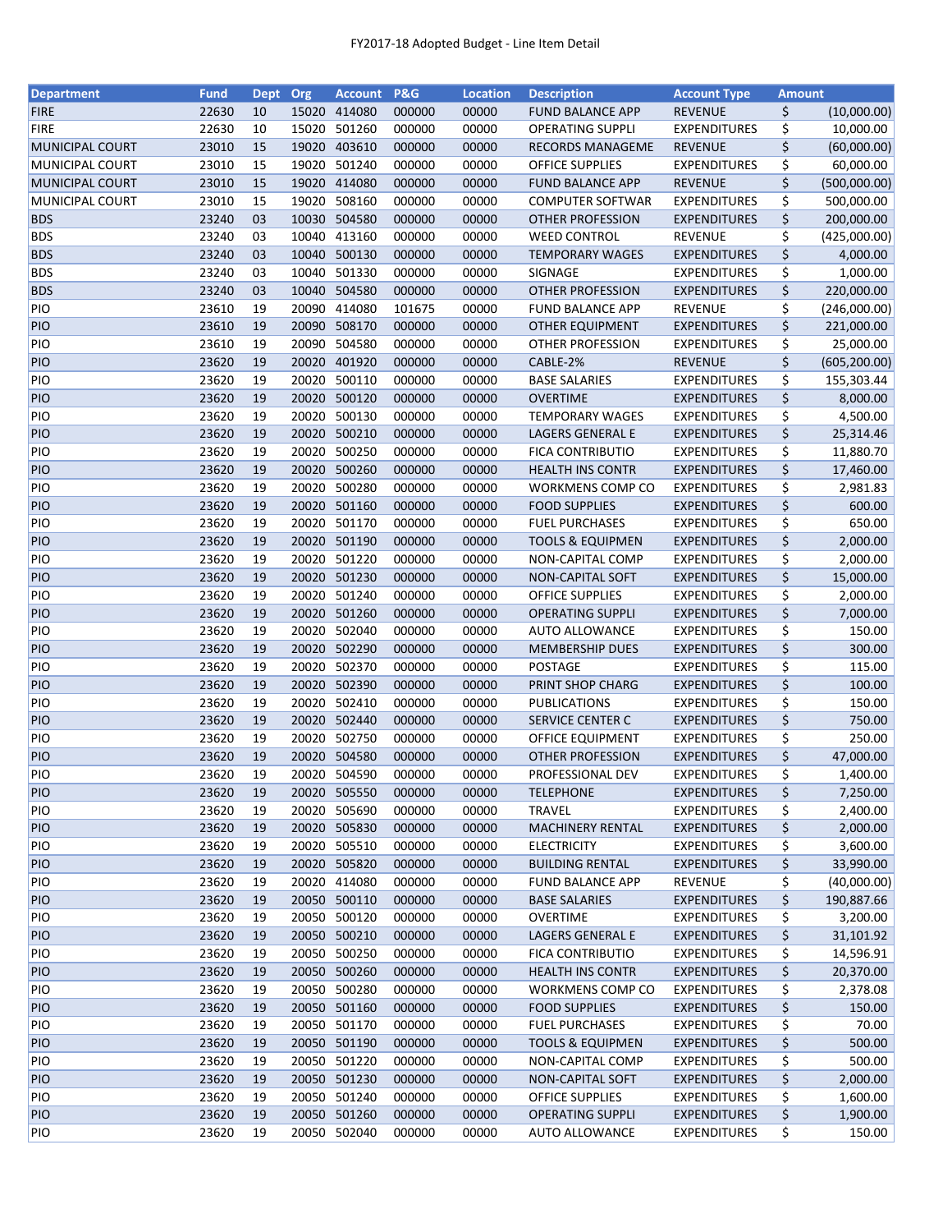FY2017-18 Adopted Budget - Line Item Detail

| Department | Fund | Dept | Org | Account | P&G | Location | Description | Account Type | Amount |
|---|---|---|---|---|---|---|---|---|---|
| FIRE | 22630 | 10 | 15020 | 414080 | 000000 | 00000 | FUND BALANCE APP | REVENUE | $ (10,000.00) |
| FIRE | 22630 | 10 | 15020 | 501260 | 000000 | 00000 | OPERATING SUPPLI | EXPENDITURES | $ 10,000.00 |
| MUNICIPAL COURT | 23010 | 15 | 19020 | 403610 | 000000 | 00000 | RECORDS MANAGEME | REVENUE | $ (60,000.00) |
| MUNICIPAL COURT | 23010 | 15 | 19020 | 501240 | 000000 | 00000 | OFFICE SUPPLIES | EXPENDITURES | $ 60,000.00 |
| MUNICIPAL COURT | 23010 | 15 | 19020 | 414080 | 000000 | 00000 | FUND BALANCE APP | REVENUE | $ (500,000.00) |
| MUNICIPAL COURT | 23010 | 15 | 19020 | 508160 | 000000 | 00000 | COMPUTER SOFTWAR | EXPENDITURES | $ 500,000.00 |
| BDS | 23240 | 03 | 10030 | 504580 | 000000 | 00000 | OTHER PROFESSION | EXPENDITURES | $ 200,000.00 |
| BDS | 23240 | 03 | 10040 | 413160 | 000000 | 00000 | WEED CONTROL | REVENUE | $ (425,000.00) |
| BDS | 23240 | 03 | 10040 | 500130 | 000000 | 00000 | TEMPORARY WAGES | EXPENDITURES | $ 4,000.00 |
| BDS | 23240 | 03 | 10040 | 501330 | 000000 | 00000 | SIGNAGE | EXPENDITURES | $ 1,000.00 |
| BDS | 23240 | 03 | 10040 | 504580 | 000000 | 00000 | OTHER PROFESSION | EXPENDITURES | $ 220,000.00 |
| PIO | 23610 | 19 | 20090 | 414080 | 101675 | 00000 | FUND BALANCE APP | REVENUE | $ (246,000.00) |
| PIO | 23610 | 19 | 20090 | 508170 | 000000 | 00000 | OTHER EQUIPMENT | EXPENDITURES | $ 221,000.00 |
| PIO | 23610 | 19 | 20090 | 504580 | 000000 | 00000 | OTHER PROFESSION | EXPENDITURES | $ 25,000.00 |
| PIO | 23620 | 19 | 20020 | 401920 | 000000 | 00000 | CABLE-2% | REVENUE | $ (605,200.00) |
| PIO | 23620 | 19 | 20020 | 500110 | 000000 | 00000 | BASE SALARIES | EXPENDITURES | $ 155,303.44 |
| PIO | 23620 | 19 | 20020 | 500120 | 000000 | 00000 | OVERTIME | EXPENDITURES | $ 8,000.00 |
| PIO | 23620 | 19 | 20020 | 500130 | 000000 | 00000 | TEMPORARY WAGES | EXPENDITURES | $ 4,500.00 |
| PIO | 23620 | 19 | 20020 | 500210 | 000000 | 00000 | LAGERS GENERAL E | EXPENDITURES | $ 25,314.46 |
| PIO | 23620 | 19 | 20020 | 500250 | 000000 | 00000 | FICA CONTRIBUTIO | EXPENDITURES | $ 11,880.70 |
| PIO | 23620 | 19 | 20020 | 500260 | 000000 | 00000 | HEALTH INS CONTR | EXPENDITURES | $ 17,460.00 |
| PIO | 23620 | 19 | 20020 | 500280 | 000000 | 00000 | WORKMENS COMP CO | EXPENDITURES | $ 2,981.83 |
| PIO | 23620 | 19 | 20020 | 501160 | 000000 | 00000 | FOOD SUPPLIES | EXPENDITURES | $ 600.00 |
| PIO | 23620 | 19 | 20020 | 501170 | 000000 | 00000 | FUEL PURCHASES | EXPENDITURES | $ 650.00 |
| PIO | 23620 | 19 | 20020 | 501190 | 000000 | 00000 | TOOLS & EQUIPMEN | EXPENDITURES | $ 2,000.00 |
| PIO | 23620 | 19 | 20020 | 501220 | 000000 | 00000 | NON-CAPITAL COMP | EXPENDITURES | $ 2,000.00 |
| PIO | 23620 | 19 | 20020 | 501230 | 000000 | 00000 | NON-CAPITAL SOFT | EXPENDITURES | $ 15,000.00 |
| PIO | 23620 | 19 | 20020 | 501240 | 000000 | 00000 | OFFICE SUPPLIES | EXPENDITURES | $ 2,000.00 |
| PIO | 23620 | 19 | 20020 | 501260 | 000000 | 00000 | OPERATING SUPPLI | EXPENDITURES | $ 7,000.00 |
| PIO | 23620 | 19 | 20020 | 502040 | 000000 | 00000 | AUTO ALLOWANCE | EXPENDITURES | $ 150.00 |
| PIO | 23620 | 19 | 20020 | 502290 | 000000 | 00000 | MEMBERSHIP DUES | EXPENDITURES | $ 300.00 |
| PIO | 23620 | 19 | 20020 | 502370 | 000000 | 00000 | POSTAGE | EXPENDITURES | $ 115.00 |
| PIO | 23620 | 19 | 20020 | 502390 | 000000 | 00000 | PRINT SHOP CHARG | EXPENDITURES | $ 100.00 |
| PIO | 23620 | 19 | 20020 | 502410 | 000000 | 00000 | PUBLICATIONS | EXPENDITURES | $ 150.00 |
| PIO | 23620 | 19 | 20020 | 502440 | 000000 | 00000 | SERVICE CENTER C | EXPENDITURES | $ 750.00 |
| PIO | 23620 | 19 | 20020 | 502750 | 000000 | 00000 | OFFICE EQUIPMENT | EXPENDITURES | $ 250.00 |
| PIO | 23620 | 19 | 20020 | 504580 | 000000 | 00000 | OTHER PROFESSION | EXPENDITURES | $ 47,000.00 |
| PIO | 23620 | 19 | 20020 | 504590 | 000000 | 00000 | PROFESSIONAL DEV | EXPENDITURES | $ 1,400.00 |
| PIO | 23620 | 19 | 20020 | 505550 | 000000 | 00000 | TELEPHONE | EXPENDITURES | $ 7,250.00 |
| PIO | 23620 | 19 | 20020 | 505690 | 000000 | 00000 | TRAVEL | EXPENDITURES | $ 2,400.00 |
| PIO | 23620 | 19 | 20020 | 505830 | 000000 | 00000 | MACHINERY RENTAL | EXPENDITURES | $ 2,000.00 |
| PIO | 23620 | 19 | 20020 | 505510 | 000000 | 00000 | ELECTRICITY | EXPENDITURES | $ 3,600.00 |
| PIO | 23620 | 19 | 20020 | 505820 | 000000 | 00000 | BUILDING RENTAL | EXPENDITURES | $ 33,990.00 |
| PIO | 23620 | 19 | 20020 | 414080 | 000000 | 00000 | FUND BALANCE APP | REVENUE | $ (40,000.00) |
| PIO | 23620 | 19 | 20050 | 500110 | 000000 | 00000 | BASE SALARIES | EXPENDITURES | $ 190,887.66 |
| PIO | 23620 | 19 | 20050 | 500120 | 000000 | 00000 | OVERTIME | EXPENDITURES | $ 3,200.00 |
| PIO | 23620 | 19 | 20050 | 500210 | 000000 | 00000 | LAGERS GENERAL E | EXPENDITURES | $ 31,101.92 |
| PIO | 23620 | 19 | 20050 | 500250 | 000000 | 00000 | FICA CONTRIBUTIO | EXPENDITURES | $ 14,596.91 |
| PIO | 23620 | 19 | 20050 | 500260 | 000000 | 00000 | HEALTH INS CONTR | EXPENDITURES | $ 20,370.00 |
| PIO | 23620 | 19 | 20050 | 500280 | 000000 | 00000 | WORKMENS COMP CO | EXPENDITURES | $ 2,378.08 |
| PIO | 23620 | 19 | 20050 | 501160 | 000000 | 00000 | FOOD SUPPLIES | EXPENDITURES | $ 150.00 |
| PIO | 23620 | 19 | 20050 | 501170 | 000000 | 00000 | FUEL PURCHASES | EXPENDITURES | $ 70.00 |
| PIO | 23620 | 19 | 20050 | 501190 | 000000 | 00000 | TOOLS & EQUIPMEN | EXPENDITURES | $ 500.00 |
| PIO | 23620 | 19 | 20050 | 501220 | 000000 | 00000 | NON-CAPITAL COMP | EXPENDITURES | $ 500.00 |
| PIO | 23620 | 19 | 20050 | 501230 | 000000 | 00000 | NON-CAPITAL SOFT | EXPENDITURES | $ 2,000.00 |
| PIO | 23620 | 19 | 20050 | 501240 | 000000 | 00000 | OFFICE SUPPLIES | EXPENDITURES | $ 1,600.00 |
| PIO | 23620 | 19 | 20050 | 501260 | 000000 | 00000 | OPERATING SUPPLI | EXPENDITURES | $ 1,900.00 |
| PIO | 23620 | 19 | 20050 | 502040 | 000000 | 00000 | AUTO ALLOWANCE | EXPENDITURES | $ 150.00 |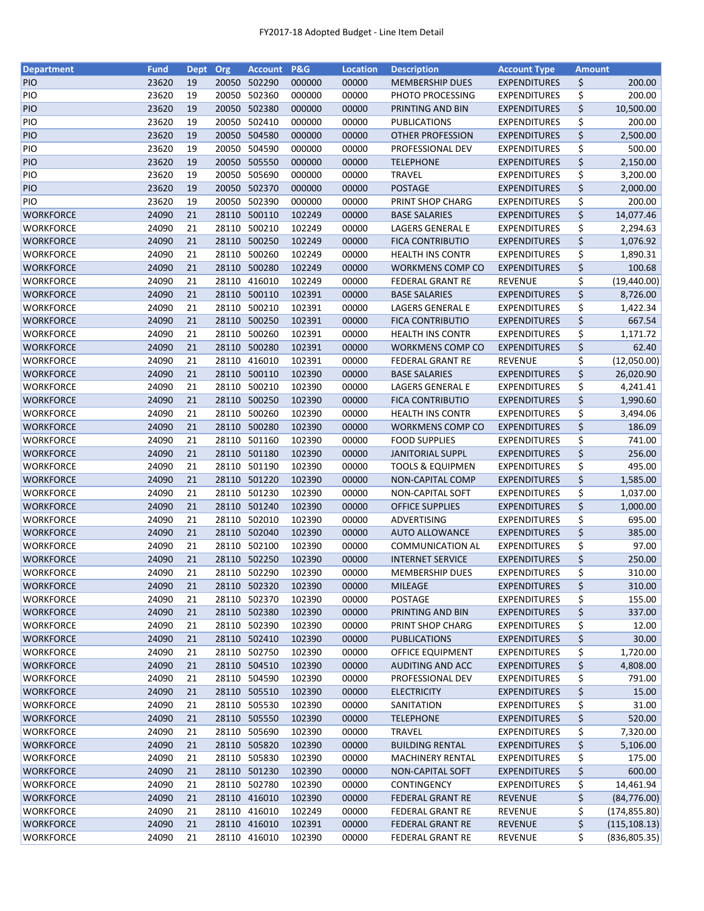FY2017-18 Adopted Budget - Line Item Detail

| Department | Fund | Dept | Org | Account | P&G | Location | Description | Account Type | Amount |
|---|---|---|---|---|---|---|---|---|---|
| PIO | 23620 | 19 | 20050 | 502290 | 000000 | 00000 | MEMBERSHIP DUES | EXPENDITURES | $ 200.00 |
| PIO | 23620 | 19 | 20050 | 502360 | 000000 | 00000 | PHOTO PROCESSING | EXPENDITURES | $ 200.00 |
| PIO | 23620 | 19 | 20050 | 502380 | 000000 | 00000 | PRINTING AND BIN | EXPENDITURES | $ 10,500.00 |
| PIO | 23620 | 19 | 20050 | 502410 | 000000 | 00000 | PUBLICATIONS | EXPENDITURES | $ 200.00 |
| PIO | 23620 | 19 | 20050 | 504580 | 000000 | 00000 | OTHER PROFESSION | EXPENDITURES | $ 2,500.00 |
| PIO | 23620 | 19 | 20050 | 504590 | 000000 | 00000 | PROFESSIONAL DEV | EXPENDITURES | $ 500.00 |
| PIO | 23620 | 19 | 20050 | 505550 | 000000 | 00000 | TELEPHONE | EXPENDITURES | $ 2,150.00 |
| PIO | 23620 | 19 | 20050 | 505690 | 000000 | 00000 | TRAVEL | EXPENDITURES | $ 3,200.00 |
| PIO | 23620 | 19 | 20050 | 502370 | 000000 | 00000 | POSTAGE | EXPENDITURES | $ 2,000.00 |
| PIO | 23620 | 19 | 20050 | 502390 | 000000 | 00000 | PRINT SHOP CHARG | EXPENDITURES | $ 200.00 |
| WORKFORCE | 24090 | 21 | 28110 | 500110 | 102249 | 00000 | BASE SALARIES | EXPENDITURES | $ 14,077.46 |
| WORKFORCE | 24090 | 21 | 28110 | 500210 | 102249 | 00000 | LAGERS GENERAL E | EXPENDITURES | $ 2,294.63 |
| WORKFORCE | 24090 | 21 | 28110 | 500250 | 102249 | 00000 | FICA CONTRIBUTIO | EXPENDITURES | $ 1,076.92 |
| WORKFORCE | 24090 | 21 | 28110 | 500260 | 102249 | 00000 | HEALTH INS CONTR | EXPENDITURES | $ 1,890.31 |
| WORKFORCE | 24090 | 21 | 28110 | 500280 | 102249 | 00000 | WORKMENS COMP CO | EXPENDITURES | $ 100.68 |
| WORKFORCE | 24090 | 21 | 28110 | 416010 | 102249 | 00000 | FEDERAL GRANT RE | REVENUE | $ (19,440.00) |
| WORKFORCE | 24090 | 21 | 28110 | 500110 | 102391 | 00000 | BASE SALARIES | EXPENDITURES | $ 8,726.00 |
| WORKFORCE | 24090 | 21 | 28110 | 500210 | 102391 | 00000 | LAGERS GENERAL E | EXPENDITURES | $ 1,422.34 |
| WORKFORCE | 24090 | 21 | 28110 | 500250 | 102391 | 00000 | FICA CONTRIBUTIO | EXPENDITURES | $ 667.54 |
| WORKFORCE | 24090 | 21 | 28110 | 500260 | 102391 | 00000 | HEALTH INS CONTR | EXPENDITURES | $ 1,171.72 |
| WORKFORCE | 24090 | 21 | 28110 | 500280 | 102391 | 00000 | WORKMENS COMP CO | EXPENDITURES | $ 62.40 |
| WORKFORCE | 24090 | 21 | 28110 | 416010 | 102391 | 00000 | FEDERAL GRANT RE | REVENUE | $ (12,050.00) |
| WORKFORCE | 24090 | 21 | 28110 | 500110 | 102390 | 00000 | BASE SALARIES | EXPENDITURES | $ 26,020.90 |
| WORKFORCE | 24090 | 21 | 28110 | 500210 | 102390 | 00000 | LAGERS GENERAL E | EXPENDITURES | $ 4,241.41 |
| WORKFORCE | 24090 | 21 | 28110 | 500250 | 102390 | 00000 | FICA CONTRIBUTIO | EXPENDITURES | $ 1,990.60 |
| WORKFORCE | 24090 | 21 | 28110 | 500260 | 102390 | 00000 | HEALTH INS CONTR | EXPENDITURES | $ 3,494.06 |
| WORKFORCE | 24090 | 21 | 28110 | 500280 | 102390 | 00000 | WORKMENS COMP CO | EXPENDITURES | $ 186.09 |
| WORKFORCE | 24090 | 21 | 28110 | 501160 | 102390 | 00000 | FOOD SUPPLIES | EXPENDITURES | $ 741.00 |
| WORKFORCE | 24090 | 21 | 28110 | 501180 | 102390 | 00000 | JANITORIAL SUPPL | EXPENDITURES | $ 256.00 |
| WORKFORCE | 24090 | 21 | 28110 | 501190 | 102390 | 00000 | TOOLS & EQUIPMEN | EXPENDITURES | $ 495.00 |
| WORKFORCE | 24090 | 21 | 28110 | 501220 | 102390 | 00000 | NON-CAPITAL COMP | EXPENDITURES | $ 1,585.00 |
| WORKFORCE | 24090 | 21 | 28110 | 501230 | 102390 | 00000 | NON-CAPITAL SOFT | EXPENDITURES | $ 1,037.00 |
| WORKFORCE | 24090 | 21 | 28110 | 501240 | 102390 | 00000 | OFFICE SUPPLIES | EXPENDITURES | $ 1,000.00 |
| WORKFORCE | 24090 | 21 | 28110 | 502010 | 102390 | 00000 | ADVERTISING | EXPENDITURES | $ 695.00 |
| WORKFORCE | 24090 | 21 | 28110 | 502040 | 102390 | 00000 | AUTO ALLOWANCE | EXPENDITURES | $ 385.00 |
| WORKFORCE | 24090 | 21 | 28110 | 502100 | 102390 | 00000 | COMMUNICATION AL | EXPENDITURES | $ 97.00 |
| WORKFORCE | 24090 | 21 | 28110 | 502250 | 102390 | 00000 | INTERNET SERVICE | EXPENDITURES | $ 250.00 |
| WORKFORCE | 24090 | 21 | 28110 | 502290 | 102390 | 00000 | MEMBERSHIP DUES | EXPENDITURES | $ 310.00 |
| WORKFORCE | 24090 | 21 | 28110 | 502320 | 102390 | 00000 | MILEAGE | EXPENDITURES | $ 310.00 |
| WORKFORCE | 24090 | 21 | 28110 | 502370 | 102390 | 00000 | POSTAGE | EXPENDITURES | $ 155.00 |
| WORKFORCE | 24090 | 21 | 28110 | 502380 | 102390 | 00000 | PRINTING AND BIN | EXPENDITURES | $ 337.00 |
| WORKFORCE | 24090 | 21 | 28110 | 502390 | 102390 | 00000 | PRINT SHOP CHARG | EXPENDITURES | $ 12.00 |
| WORKFORCE | 24090 | 21 | 28110 | 502410 | 102390 | 00000 | PUBLICATIONS | EXPENDITURES | $ 30.00 |
| WORKFORCE | 24090 | 21 | 28110 | 502750 | 102390 | 00000 | OFFICE EQUIPMENT | EXPENDITURES | $ 1,720.00 |
| WORKFORCE | 24090 | 21 | 28110 | 504510 | 102390 | 00000 | AUDITING AND ACC | EXPENDITURES | $ 4,808.00 |
| WORKFORCE | 24090 | 21 | 28110 | 504590 | 102390 | 00000 | PROFESSIONAL DEV | EXPENDITURES | $ 791.00 |
| WORKFORCE | 24090 | 21 | 28110 | 505510 | 102390 | 00000 | ELECTRICITY | EXPENDITURES | $ 15.00 |
| WORKFORCE | 24090 | 21 | 28110 | 505530 | 102390 | 00000 | SANITATION | EXPENDITURES | $ 31.00 |
| WORKFORCE | 24090 | 21 | 28110 | 505550 | 102390 | 00000 | TELEPHONE | EXPENDITURES | $ 520.00 |
| WORKFORCE | 24090 | 21 | 28110 | 505690 | 102390 | 00000 | TRAVEL | EXPENDITURES | $ 7,320.00 |
| WORKFORCE | 24090 | 21 | 28110 | 505820 | 102390 | 00000 | BUILDING RENTAL | EXPENDITURES | $ 5,106.00 |
| WORKFORCE | 24090 | 21 | 28110 | 505830 | 102390 | 00000 | MACHINERY RENTAL | EXPENDITURES | $ 175.00 |
| WORKFORCE | 24090 | 21 | 28110 | 501230 | 102390 | 00000 | NON-CAPITAL SOFT | EXPENDITURES | $ 600.00 |
| WORKFORCE | 24090 | 21 | 28110 | 502780 | 102390 | 00000 | CONTINGENCY | EXPENDITURES | $ 14,461.94 |
| WORKFORCE | 24090 | 21 | 28110 | 416010 | 102390 | 00000 | FEDERAL GRANT RE | REVENUE | $ (84,776.00) |
| WORKFORCE | 24090 | 21 | 28110 | 416010 | 102249 | 00000 | FEDERAL GRANT RE | REVENUE | $ (174,855.80) |
| WORKFORCE | 24090 | 21 | 28110 | 416010 | 102391 | 00000 | FEDERAL GRANT RE | REVENUE | $ (115,108.13) |
| WORKFORCE | 24090 | 21 | 28110 | 416010 | 102390 | 00000 | FEDERAL GRANT RE | REVENUE | $ (836,805.35) |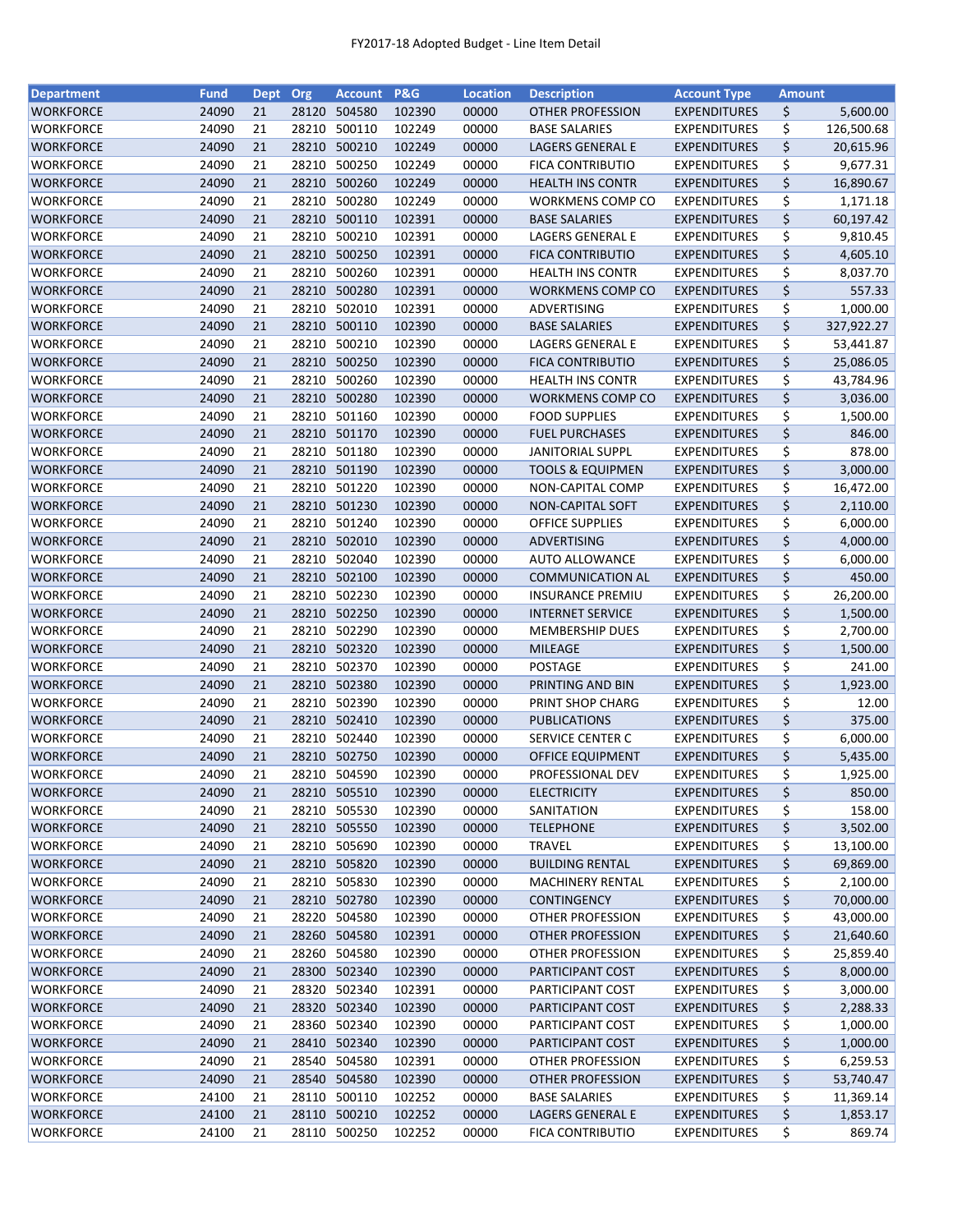| Department | Fund | Dept | Org | Account | P&G | Location | Description | Account Type | Amount |
|---|---|---|---|---|---|---|---|---|---|
| WORKFORCE | 24090 | 21 | 28120 | 504580 | 102390 | 00000 | OTHER PROFESSION | EXPENDITURES | $ 5,600.00 |
| WORKFORCE | 24090 | 21 | 28210 | 500110 | 102249 | 00000 | BASE SALARIES | EXPENDITURES | $ 126,500.68 |
| WORKFORCE | 24090 | 21 | 28210 | 500210 | 102249 | 00000 | LAGERS GENERAL E | EXPENDITURES | $ 20,615.96 |
| WORKFORCE | 24090 | 21 | 28210 | 500250 | 102249 | 00000 | FICA CONTRIBUTIO | EXPENDITURES | $ 9,677.31 |
| WORKFORCE | 24090 | 21 | 28210 | 500260 | 102249 | 00000 | HEALTH INS CONTR | EXPENDITURES | $ 16,890.67 |
| WORKFORCE | 24090 | 21 | 28210 | 500280 | 102249 | 00000 | WORKMENS COMP CO | EXPENDITURES | $ 1,171.18 |
| WORKFORCE | 24090 | 21 | 28210 | 500110 | 102391 | 00000 | BASE SALARIES | EXPENDITURES | $ 60,197.42 |
| WORKFORCE | 24090 | 21 | 28210 | 500210 | 102391 | 00000 | LAGERS GENERAL E | EXPENDITURES | $ 9,810.45 |
| WORKFORCE | 24090 | 21 | 28210 | 500250 | 102391 | 00000 | FICA CONTRIBUTIO | EXPENDITURES | $ 4,605.10 |
| WORKFORCE | 24090 | 21 | 28210 | 500260 | 102391 | 00000 | HEALTH INS CONTR | EXPENDITURES | $ 8,037.70 |
| WORKFORCE | 24090 | 21 | 28210 | 500280 | 102391 | 00000 | WORKMENS COMP CO | EXPENDITURES | $ 557.33 |
| WORKFORCE | 24090 | 21 | 28210 | 502010 | 102391 | 00000 | ADVERTISING | EXPENDITURES | $ 1,000.00 |
| WORKFORCE | 24090 | 21 | 28210 | 500110 | 102390 | 00000 | BASE SALARIES | EXPENDITURES | $ 327,922.27 |
| WORKFORCE | 24090 | 21 | 28210 | 500210 | 102390 | 00000 | LAGERS GENERAL E | EXPENDITURES | $ 53,441.87 |
| WORKFORCE | 24090 | 21 | 28210 | 500250 | 102390 | 00000 | FICA CONTRIBUTIO | EXPENDITURES | $ 25,086.05 |
| WORKFORCE | 24090 | 21 | 28210 | 500260 | 102390 | 00000 | HEALTH INS CONTR | EXPENDITURES | $ 43,784.96 |
| WORKFORCE | 24090 | 21 | 28210 | 500280 | 102390 | 00000 | WORKMENS COMP CO | EXPENDITURES | $ 3,036.00 |
| WORKFORCE | 24090 | 21 | 28210 | 501160 | 102390 | 00000 | FOOD SUPPLIES | EXPENDITURES | $ 1,500.00 |
| WORKFORCE | 24090 | 21 | 28210 | 501170 | 102390 | 00000 | FUEL PURCHASES | EXPENDITURES | $ 846.00 |
| WORKFORCE | 24090 | 21 | 28210 | 501180 | 102390 | 00000 | JANITORIAL SUPPL | EXPENDITURES | $ 878.00 |
| WORKFORCE | 24090 | 21 | 28210 | 501190 | 102390 | 00000 | TOOLS & EQUIPMEN | EXPENDITURES | $ 3,000.00 |
| WORKFORCE | 24090 | 21 | 28210 | 501220 | 102390 | 00000 | NON-CAPITAL COMP | EXPENDITURES | $ 16,472.00 |
| WORKFORCE | 24090 | 21 | 28210 | 501230 | 102390 | 00000 | NON-CAPITAL SOFT | EXPENDITURES | $ 2,110.00 |
| WORKFORCE | 24090 | 21 | 28210 | 501240 | 102390 | 00000 | OFFICE SUPPLIES | EXPENDITURES | $ 6,000.00 |
| WORKFORCE | 24090 | 21 | 28210 | 502010 | 102390 | 00000 | ADVERTISING | EXPENDITURES | $ 4,000.00 |
| WORKFORCE | 24090 | 21 | 28210 | 502040 | 102390 | 00000 | AUTO ALLOWANCE | EXPENDITURES | $ 6,000.00 |
| WORKFORCE | 24090 | 21 | 28210 | 502100 | 102390 | 00000 | COMMUNICATION AL | EXPENDITURES | $ 450.00 |
| WORKFORCE | 24090 | 21 | 28210 | 502230 | 102390 | 00000 | INSURANCE PREMIU | EXPENDITURES | $ 26,200.00 |
| WORKFORCE | 24090 | 21 | 28210 | 502250 | 102390 | 00000 | INTERNET SERVICE | EXPENDITURES | $ 1,500.00 |
| WORKFORCE | 24090 | 21 | 28210 | 502290 | 102390 | 00000 | MEMBERSHIP DUES | EXPENDITURES | $ 2,700.00 |
| WORKFORCE | 24090 | 21 | 28210 | 502320 | 102390 | 00000 | MILEAGE | EXPENDITURES | $ 1,500.00 |
| WORKFORCE | 24090 | 21 | 28210 | 502370 | 102390 | 00000 | POSTAGE | EXPENDITURES | $ 241.00 |
| WORKFORCE | 24090 | 21 | 28210 | 502380 | 102390 | 00000 | PRINTING AND BIN | EXPENDITURES | $ 1,923.00 |
| WORKFORCE | 24090 | 21 | 28210 | 502390 | 102390 | 00000 | PRINT SHOP CHARG | EXPENDITURES | $ 12.00 |
| WORKFORCE | 24090 | 21 | 28210 | 502410 | 102390 | 00000 | PUBLICATIONS | EXPENDITURES | $ 375.00 |
| WORKFORCE | 24090 | 21 | 28210 | 502440 | 102390 | 00000 | SERVICE CENTER C | EXPENDITURES | $ 6,000.00 |
| WORKFORCE | 24090 | 21 | 28210 | 502750 | 102390 | 00000 | OFFICE EQUIPMENT | EXPENDITURES | $ 5,435.00 |
| WORKFORCE | 24090 | 21 | 28210 | 504590 | 102390 | 00000 | PROFESSIONAL DEV | EXPENDITURES | $ 1,925.00 |
| WORKFORCE | 24090 | 21 | 28210 | 505510 | 102390 | 00000 | ELECTRICITY | EXPENDITURES | $ 850.00 |
| WORKFORCE | 24090 | 21 | 28210 | 505530 | 102390 | 00000 | SANITATION | EXPENDITURES | $ 158.00 |
| WORKFORCE | 24090 | 21 | 28210 | 505550 | 102390 | 00000 | TELEPHONE | EXPENDITURES | $ 3,502.00 |
| WORKFORCE | 24090 | 21 | 28210 | 505690 | 102390 | 00000 | TRAVEL | EXPENDITURES | $ 13,100.00 |
| WORKFORCE | 24090 | 21 | 28210 | 505820 | 102390 | 00000 | BUILDING RENTAL | EXPENDITURES | $ 69,869.00 |
| WORKFORCE | 24090 | 21 | 28210 | 505830 | 102390 | 00000 | MACHINERY RENTAL | EXPENDITURES | $ 2,100.00 |
| WORKFORCE | 24090 | 21 | 28210 | 502780 | 102390 | 00000 | CONTINGENCY | EXPENDITURES | $ 70,000.00 |
| WORKFORCE | 24090 | 21 | 28220 | 504580 | 102390 | 00000 | OTHER PROFESSION | EXPENDITURES | $ 43,000.00 |
| WORKFORCE | 24090 | 21 | 28260 | 504580 | 102391 | 00000 | OTHER PROFESSION | EXPENDITURES | $ 21,640.60 |
| WORKFORCE | 24090 | 21 | 28260 | 504580 | 102390 | 00000 | OTHER PROFESSION | EXPENDITURES | $ 25,859.40 |
| WORKFORCE | 24090 | 21 | 28300 | 502340 | 102390 | 00000 | PARTICIPANT COST | EXPENDITURES | $ 8,000.00 |
| WORKFORCE | 24090 | 21 | 28320 | 502340 | 102391 | 00000 | PARTICIPANT COST | EXPENDITURES | $ 3,000.00 |
| WORKFORCE | 24090 | 21 | 28320 | 502340 | 102390 | 00000 | PARTICIPANT COST | EXPENDITURES | $ 2,288.33 |
| WORKFORCE | 24090 | 21 | 28360 | 502340 | 102390 | 00000 | PARTICIPANT COST | EXPENDITURES | $ 1,000.00 |
| WORKFORCE | 24090 | 21 | 28410 | 502340 | 102390 | 00000 | PARTICIPANT COST | EXPENDITURES | $ 1,000.00 |
| WORKFORCE | 24090 | 21 | 28540 | 504580 | 102391 | 00000 | OTHER PROFESSION | EXPENDITURES | $ 6,259.53 |
| WORKFORCE | 24090 | 21 | 28540 | 504580 | 102390 | 00000 | OTHER PROFESSION | EXPENDITURES | $ 53,740.47 |
| WORKFORCE | 24100 | 21 | 28110 | 500110 | 102252 | 00000 | BASE SALARIES | EXPENDITURES | $ 11,369.14 |
| WORKFORCE | 24100 | 21 | 28110 | 500210 | 102252 | 00000 | LAGERS GENERAL E | EXPENDITURES | $ 1,853.17 |
| WORKFORCE | 24100 | 21 | 28110 | 500250 | 102252 | 00000 | FICA CONTRIBUTIO | EXPENDITURES | $ 869.74 |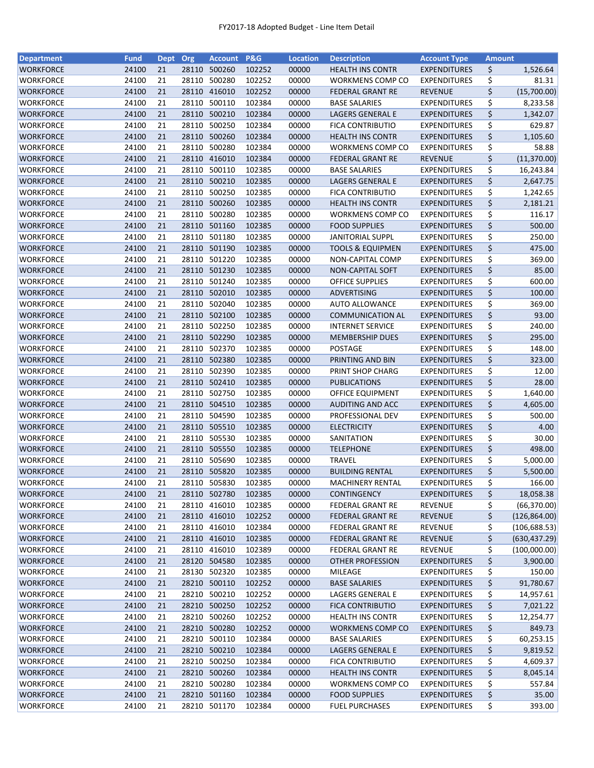FY2017-18 Adopted Budget - Line Item Detail

| Department | Fund | Dept | Org | Account | P&G | Location | Description | Account Type | Amount |
|---|---|---|---|---|---|---|---|---|---|
| WORKFORCE | 24100 | 21 | 28110 | 500260 | 102252 | 00000 | HEALTH INS CONTR | EXPENDITURES | $ 1,526.64 |
| WORKFORCE | 24100 | 21 | 28110 | 500280 | 102252 | 00000 | WORKMENS COMP CO | EXPENDITURES | $ 81.31 |
| WORKFORCE | 24100 | 21 | 28110 | 416010 | 102252 | 00000 | FEDERAL GRANT RE | REVENUE | $ (15,700.00) |
| WORKFORCE | 24100 | 21 | 28110 | 500110 | 102384 | 00000 | BASE SALARIES | EXPENDITURES | $ 8,233.58 |
| WORKFORCE | 24100 | 21 | 28110 | 500210 | 102384 | 00000 | LAGERS GENERAL E | EXPENDITURES | $ 1,342.07 |
| WORKFORCE | 24100 | 21 | 28110 | 500250 | 102384 | 00000 | FICA CONTRIBUTIO | EXPENDITURES | $ 629.87 |
| WORKFORCE | 24100 | 21 | 28110 | 500260 | 102384 | 00000 | HEALTH INS CONTR | EXPENDITURES | $ 1,105.60 |
| WORKFORCE | 24100 | 21 | 28110 | 500280 | 102384 | 00000 | WORKMENS COMP CO | EXPENDITURES | $ 58.88 |
| WORKFORCE | 24100 | 21 | 28110 | 416010 | 102384 | 00000 | FEDERAL GRANT RE | REVENUE | $ (11,370.00) |
| WORKFORCE | 24100 | 21 | 28110 | 500110 | 102385 | 00000 | BASE SALARIES | EXPENDITURES | $ 16,243.84 |
| WORKFORCE | 24100 | 21 | 28110 | 500210 | 102385 | 00000 | LAGERS GENERAL E | EXPENDITURES | $ 2,647.75 |
| WORKFORCE | 24100 | 21 | 28110 | 500250 | 102385 | 00000 | FICA CONTRIBUTIO | EXPENDITURES | $ 1,242.65 |
| WORKFORCE | 24100 | 21 | 28110 | 500260 | 102385 | 00000 | HEALTH INS CONTR | EXPENDITURES | $ 2,181.21 |
| WORKFORCE | 24100 | 21 | 28110 | 500280 | 102385 | 00000 | WORKMENS COMP CO | EXPENDITURES | $ 116.17 |
| WORKFORCE | 24100 | 21 | 28110 | 501160 | 102385 | 00000 | FOOD SUPPLIES | EXPENDITURES | $ 500.00 |
| WORKFORCE | 24100 | 21 | 28110 | 501180 | 102385 | 00000 | JANITORIAL SUPPL | EXPENDITURES | $ 250.00 |
| WORKFORCE | 24100 | 21 | 28110 | 501190 | 102385 | 00000 | TOOLS & EQUIPMEN | EXPENDITURES | $ 475.00 |
| WORKFORCE | 24100 | 21 | 28110 | 501220 | 102385 | 00000 | NON-CAPITAL COMP | EXPENDITURES | $ 369.00 |
| WORKFORCE | 24100 | 21 | 28110 | 501230 | 102385 | 00000 | NON-CAPITAL SOFT | EXPENDITURES | $ 85.00 |
| WORKFORCE | 24100 | 21 | 28110 | 501240 | 102385 | 00000 | OFFICE SUPPLIES | EXPENDITURES | $ 600.00 |
| WORKFORCE | 24100 | 21 | 28110 | 502010 | 102385 | 00000 | ADVERTISING | EXPENDITURES | $ 100.00 |
| WORKFORCE | 24100 | 21 | 28110 | 502040 | 102385 | 00000 | AUTO ALLOWANCE | EXPENDITURES | $ 369.00 |
| WORKFORCE | 24100 | 21 | 28110 | 502100 | 102385 | 00000 | COMMUNICATION AL | EXPENDITURES | $ 93.00 |
| WORKFORCE | 24100 | 21 | 28110 | 502250 | 102385 | 00000 | INTERNET SERVICE | EXPENDITURES | $ 240.00 |
| WORKFORCE | 24100 | 21 | 28110 | 502290 | 102385 | 00000 | MEMBERSHIP DUES | EXPENDITURES | $ 295.00 |
| WORKFORCE | 24100 | 21 | 28110 | 502370 | 102385 | 00000 | POSTAGE | EXPENDITURES | $ 148.00 |
| WORKFORCE | 24100 | 21 | 28110 | 502380 | 102385 | 00000 | PRINTING AND BIN | EXPENDITURES | $ 323.00 |
| WORKFORCE | 24100 | 21 | 28110 | 502390 | 102385 | 00000 | PRINT SHOP CHARG | EXPENDITURES | $ 12.00 |
| WORKFORCE | 24100 | 21 | 28110 | 502410 | 102385 | 00000 | PUBLICATIONS | EXPENDITURES | $ 28.00 |
| WORKFORCE | 24100 | 21 | 28110 | 502750 | 102385 | 00000 | OFFICE EQUIPMENT | EXPENDITURES | $ 1,640.00 |
| WORKFORCE | 24100 | 21 | 28110 | 504510 | 102385 | 00000 | AUDITING AND ACC | EXPENDITURES | $ 4,605.00 |
| WORKFORCE | 24100 | 21 | 28110 | 504590 | 102385 | 00000 | PROFESSIONAL DEV | EXPENDITURES | $ 500.00 |
| WORKFORCE | 24100 | 21 | 28110 | 505510 | 102385 | 00000 | ELECTRICITY | EXPENDITURES | $ 4.00 |
| WORKFORCE | 24100 | 21 | 28110 | 505530 | 102385 | 00000 | SANITATION | EXPENDITURES | $ 30.00 |
| WORKFORCE | 24100 | 21 | 28110 | 505550 | 102385 | 00000 | TELEPHONE | EXPENDITURES | $ 498.00 |
| WORKFORCE | 24100 | 21 | 28110 | 505690 | 102385 | 00000 | TRAVEL | EXPENDITURES | $ 5,000.00 |
| WORKFORCE | 24100 | 21 | 28110 | 505820 | 102385 | 00000 | BUILDING RENTAL | EXPENDITURES | $ 5,500.00 |
| WORKFORCE | 24100 | 21 | 28110 | 505830 | 102385 | 00000 | MACHINERY RENTAL | EXPENDITURES | $ 166.00 |
| WORKFORCE | 24100 | 21 | 28110 | 502780 | 102385 | 00000 | CONTINGENCY | EXPENDITURES | $ 18,058.38 |
| WORKFORCE | 24100 | 21 | 28110 | 416010 | 102385 | 00000 | FEDERAL GRANT RE | REVENUE | $ (66,370.00) |
| WORKFORCE | 24100 | 21 | 28110 | 416010 | 102252 | 00000 | FEDERAL GRANT RE | REVENUE | $ (126,864.00) |
| WORKFORCE | 24100 | 21 | 28110 | 416010 | 102384 | 00000 | FEDERAL GRANT RE | REVENUE | $ (106,688.53) |
| WORKFORCE | 24100 | 21 | 28110 | 416010 | 102385 | 00000 | FEDERAL GRANT RE | REVENUE | $ (630,437.29) |
| WORKFORCE | 24100 | 21 | 28110 | 416010 | 102389 | 00000 | FEDERAL GRANT RE | REVENUE | $ (100,000.00) |
| WORKFORCE | 24100 | 21 | 28120 | 504580 | 102385 | 00000 | OTHER PROFESSION | EXPENDITURES | $ 3,900.00 |
| WORKFORCE | 24100 | 21 | 28130 | 502320 | 102385 | 00000 | MILEAGE | EXPENDITURES | $ 150.00 |
| WORKFORCE | 24100 | 21 | 28210 | 500110 | 102252 | 00000 | BASE SALARIES | EXPENDITURES | $ 91,780.67 |
| WORKFORCE | 24100 | 21 | 28210 | 500210 | 102252 | 00000 | LAGERS GENERAL E | EXPENDITURES | $ 14,957.61 |
| WORKFORCE | 24100 | 21 | 28210 | 500250 | 102252 | 00000 | FICA CONTRIBUTIO | EXPENDITURES | $ 7,021.22 |
| WORKFORCE | 24100 | 21 | 28210 | 500260 | 102252 | 00000 | HEALTH INS CONTR | EXPENDITURES | $ 12,254.77 |
| WORKFORCE | 24100 | 21 | 28210 | 500280 | 102252 | 00000 | WORKMENS COMP CO | EXPENDITURES | $ 849.73 |
| WORKFORCE | 24100 | 21 | 28210 | 500110 | 102384 | 00000 | BASE SALARIES | EXPENDITURES | $ 60,253.15 |
| WORKFORCE | 24100 | 21 | 28210 | 500210 | 102384 | 00000 | LAGERS GENERAL E | EXPENDITURES | $ 9,819.52 |
| WORKFORCE | 24100 | 21 | 28210 | 500250 | 102384 | 00000 | FICA CONTRIBUTIO | EXPENDITURES | $ 4,609.37 |
| WORKFORCE | 24100 | 21 | 28210 | 500260 | 102384 | 00000 | HEALTH INS CONTR | EXPENDITURES | $ 8,045.14 |
| WORKFORCE | 24100 | 21 | 28210 | 500280 | 102384 | 00000 | WORKMENS COMP CO | EXPENDITURES | $ 557.84 |
| WORKFORCE | 24100 | 21 | 28210 | 501160 | 102384 | 00000 | FOOD SUPPLIES | EXPENDITURES | $ 35.00 |
| WORKFORCE | 24100 | 21 | 28210 | 501170 | 102384 | 00000 | FUEL PURCHASES | EXPENDITURES | $ 393.00 |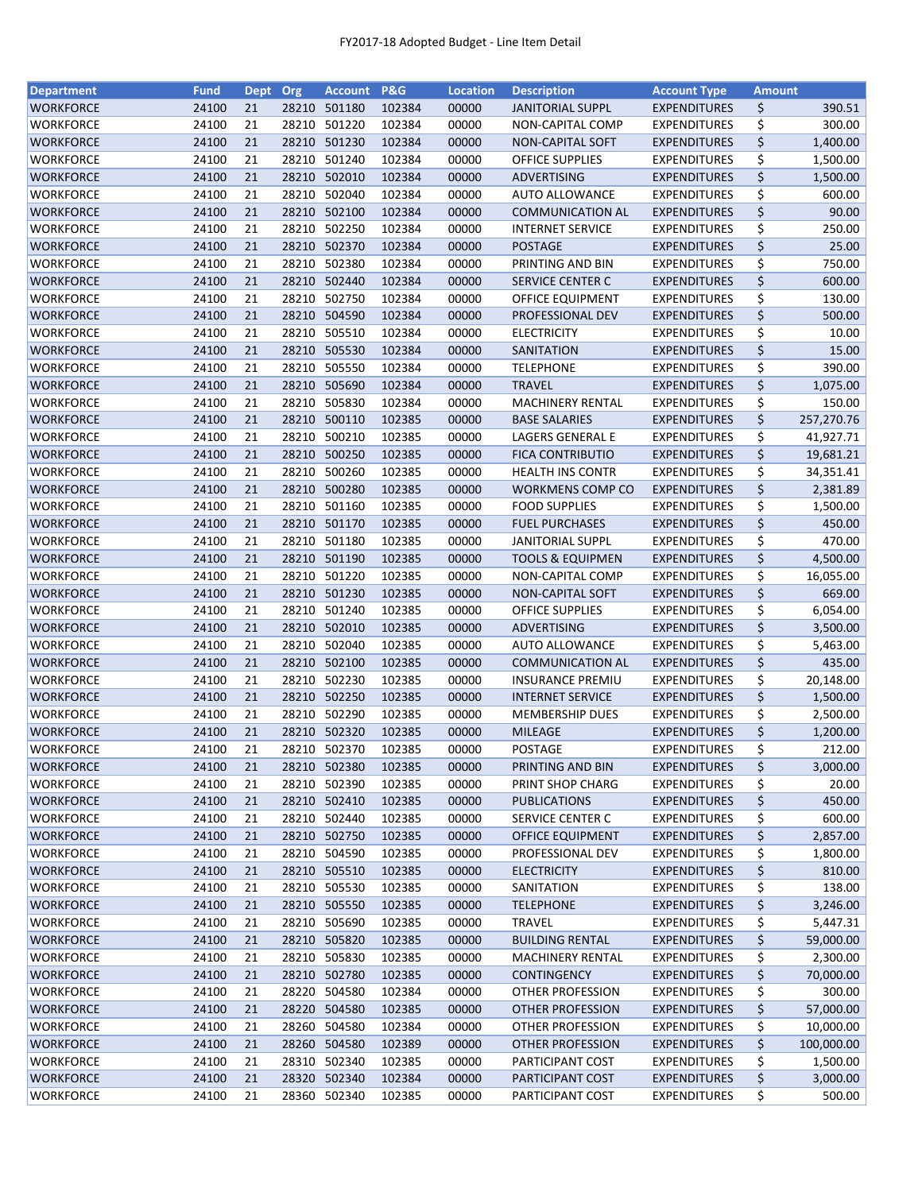FY2017-18 Adopted Budget - Line Item Detail

| Department | Fund | Dept | Org | Account | P&G | Location | Description | Account Type | Amount |
|---|---|---|---|---|---|---|---|---|---|
| WORKFORCE | 24100 | 21 | 28210 | 501180 | 102384 | 00000 | JANITORIAL SUPPL | EXPENDITURES | $ 390.51 |
| WORKFORCE | 24100 | 21 | 28210 | 501220 | 102384 | 00000 | NON-CAPITAL COMP | EXPENDITURES | $ 300.00 |
| WORKFORCE | 24100 | 21 | 28210 | 501230 | 102384 | 00000 | NON-CAPITAL SOFT | EXPENDITURES | $ 1,400.00 |
| WORKFORCE | 24100 | 21 | 28210 | 501240 | 102384 | 00000 | OFFICE SUPPLIES | EXPENDITURES | $ 1,500.00 |
| WORKFORCE | 24100 | 21 | 28210 | 502010 | 102384 | 00000 | ADVERTISING | EXPENDITURES | $ 1,500.00 |
| WORKFORCE | 24100 | 21 | 28210 | 502040 | 102384 | 00000 | AUTO ALLOWANCE | EXPENDITURES | $ 600.00 |
| WORKFORCE | 24100 | 21 | 28210 | 502100 | 102384 | 00000 | COMMUNICATION AL | EXPENDITURES | $ 90.00 |
| WORKFORCE | 24100 | 21 | 28210 | 502250 | 102384 | 00000 | INTERNET SERVICE | EXPENDITURES | $ 250.00 |
| WORKFORCE | 24100 | 21 | 28210 | 502370 | 102384 | 00000 | POSTAGE | EXPENDITURES | $ 25.00 |
| WORKFORCE | 24100 | 21 | 28210 | 502380 | 102384 | 00000 | PRINTING AND BIN | EXPENDITURES | $ 750.00 |
| WORKFORCE | 24100 | 21 | 28210 | 502440 | 102384 | 00000 | SERVICE CENTER C | EXPENDITURES | $ 600.00 |
| WORKFORCE | 24100 | 21 | 28210 | 502750 | 102384 | 00000 | OFFICE EQUIPMENT | EXPENDITURES | $ 130.00 |
| WORKFORCE | 24100 | 21 | 28210 | 504590 | 102384 | 00000 | PROFESSIONAL DEV | EXPENDITURES | $ 500.00 |
| WORKFORCE | 24100 | 21 | 28210 | 505510 | 102384 | 00000 | ELECTRICITY | EXPENDITURES | $ 10.00 |
| WORKFORCE | 24100 | 21 | 28210 | 505530 | 102384 | 00000 | SANITATION | EXPENDITURES | $ 15.00 |
| WORKFORCE | 24100 | 21 | 28210 | 505550 | 102384 | 00000 | TELEPHONE | EXPENDITURES | $ 390.00 |
| WORKFORCE | 24100 | 21 | 28210 | 505690 | 102384 | 00000 | TRAVEL | EXPENDITURES | $ 1,075.00 |
| WORKFORCE | 24100 | 21 | 28210 | 505830 | 102384 | 00000 | MACHINERY RENTAL | EXPENDITURES | $ 150.00 |
| WORKFORCE | 24100 | 21 | 28210 | 500110 | 102385 | 00000 | BASE SALARIES | EXPENDITURES | $ 257,270.76 |
| WORKFORCE | 24100 | 21 | 28210 | 500210 | 102385 | 00000 | LAGERS GENERAL E | EXPENDITURES | $ 41,927.71 |
| WORKFORCE | 24100 | 21 | 28210 | 500250 | 102385 | 00000 | FICA CONTRIBUTIO | EXPENDITURES | $ 19,681.21 |
| WORKFORCE | 24100 | 21 | 28210 | 500260 | 102385 | 00000 | HEALTH INS CONTR | EXPENDITURES | $ 34,351.41 |
| WORKFORCE | 24100 | 21 | 28210 | 500280 | 102385 | 00000 | WORKMENS COMP CO | EXPENDITURES | $ 2,381.89 |
| WORKFORCE | 24100 | 21 | 28210 | 501160 | 102385 | 00000 | FOOD SUPPLIES | EXPENDITURES | $ 1,500.00 |
| WORKFORCE | 24100 | 21 | 28210 | 501170 | 102385 | 00000 | FUEL PURCHASES | EXPENDITURES | $ 450.00 |
| WORKFORCE | 24100 | 21 | 28210 | 501180 | 102385 | 00000 | JANITORIAL SUPPL | EXPENDITURES | $ 470.00 |
| WORKFORCE | 24100 | 21 | 28210 | 501190 | 102385 | 00000 | TOOLS & EQUIPMEN | EXPENDITURES | $ 4,500.00 |
| WORKFORCE | 24100 | 21 | 28210 | 501220 | 102385 | 00000 | NON-CAPITAL COMP | EXPENDITURES | $ 16,055.00 |
| WORKFORCE | 24100 | 21 | 28210 | 501230 | 102385 | 00000 | NON-CAPITAL SOFT | EXPENDITURES | $ 669.00 |
| WORKFORCE | 24100 | 21 | 28210 | 501240 | 102385 | 00000 | OFFICE SUPPLIES | EXPENDITURES | $ 6,054.00 |
| WORKFORCE | 24100 | 21 | 28210 | 502010 | 102385 | 00000 | ADVERTISING | EXPENDITURES | $ 3,500.00 |
| WORKFORCE | 24100 | 21 | 28210 | 502040 | 102385 | 00000 | AUTO ALLOWANCE | EXPENDITURES | $ 5,463.00 |
| WORKFORCE | 24100 | 21 | 28210 | 502100 | 102385 | 00000 | COMMUNICATION AL | EXPENDITURES | $ 435.00 |
| WORKFORCE | 24100 | 21 | 28210 | 502230 | 102385 | 00000 | INSURANCE PREMIU | EXPENDITURES | $ 20,148.00 |
| WORKFORCE | 24100 | 21 | 28210 | 502250 | 102385 | 00000 | INTERNET SERVICE | EXPENDITURES | $ 1,500.00 |
| WORKFORCE | 24100 | 21 | 28210 | 502290 | 102385 | 00000 | MEMBERSHIP DUES | EXPENDITURES | $ 2,500.00 |
| WORKFORCE | 24100 | 21 | 28210 | 502320 | 102385 | 00000 | MILEAGE | EXPENDITURES | $ 1,200.00 |
| WORKFORCE | 24100 | 21 | 28210 | 502370 | 102385 | 00000 | POSTAGE | EXPENDITURES | $ 212.00 |
| WORKFORCE | 24100 | 21 | 28210 | 502380 | 102385 | 00000 | PRINTING AND BIN | EXPENDITURES | $ 3,000.00 |
| WORKFORCE | 24100 | 21 | 28210 | 502390 | 102385 | 00000 | PRINT SHOP CHARG | EXPENDITURES | $ 20.00 |
| WORKFORCE | 24100 | 21 | 28210 | 502410 | 102385 | 00000 | PUBLICATIONS | EXPENDITURES | $ 450.00 |
| WORKFORCE | 24100 | 21 | 28210 | 502440 | 102385 | 00000 | SERVICE CENTER C | EXPENDITURES | $ 600.00 |
| WORKFORCE | 24100 | 21 | 28210 | 502750 | 102385 | 00000 | OFFICE EQUIPMENT | EXPENDITURES | $ 2,857.00 |
| WORKFORCE | 24100 | 21 | 28210 | 504590 | 102385 | 00000 | PROFESSIONAL DEV | EXPENDITURES | $ 1,800.00 |
| WORKFORCE | 24100 | 21 | 28210 | 505510 | 102385 | 00000 | ELECTRICITY | EXPENDITURES | $ 810.00 |
| WORKFORCE | 24100 | 21 | 28210 | 505530 | 102385 | 00000 | SANITATION | EXPENDITURES | $ 138.00 |
| WORKFORCE | 24100 | 21 | 28210 | 505550 | 102385 | 00000 | TELEPHONE | EXPENDITURES | $ 3,246.00 |
| WORKFORCE | 24100 | 21 | 28210 | 505690 | 102385 | 00000 | TRAVEL | EXPENDITURES | $ 5,447.31 |
| WORKFORCE | 24100 | 21 | 28210 | 505820 | 102385 | 00000 | BUILDING RENTAL | EXPENDITURES | $ 59,000.00 |
| WORKFORCE | 24100 | 21 | 28210 | 505830 | 102385 | 00000 | MACHINERY RENTAL | EXPENDITURES | $ 2,300.00 |
| WORKFORCE | 24100 | 21 | 28210 | 502780 | 102385 | 00000 | CONTINGENCY | EXPENDITURES | $ 70,000.00 |
| WORKFORCE | 24100 | 21 | 28220 | 504580 | 102384 | 00000 | OTHER PROFESSION | EXPENDITURES | $ 300.00 |
| WORKFORCE | 24100 | 21 | 28220 | 504580 | 102385 | 00000 | OTHER PROFESSION | EXPENDITURES | $ 57,000.00 |
| WORKFORCE | 24100 | 21 | 28260 | 504580 | 102384 | 00000 | OTHER PROFESSION | EXPENDITURES | $ 10,000.00 |
| WORKFORCE | 24100 | 21 | 28260 | 504580 | 102389 | 00000 | OTHER PROFESSION | EXPENDITURES | $ 100,000.00 |
| WORKFORCE | 24100 | 21 | 28310 | 502340 | 102385 | 00000 | PARTICIPANT COST | EXPENDITURES | $ 1,500.00 |
| WORKFORCE | 24100 | 21 | 28320 | 502340 | 102384 | 00000 | PARTICIPANT COST | EXPENDITURES | $ 3,000.00 |
| WORKFORCE | 24100 | 21 | 28360 | 502340 | 102385 | 00000 | PARTICIPANT COST | EXPENDITURES | $ 500.00 |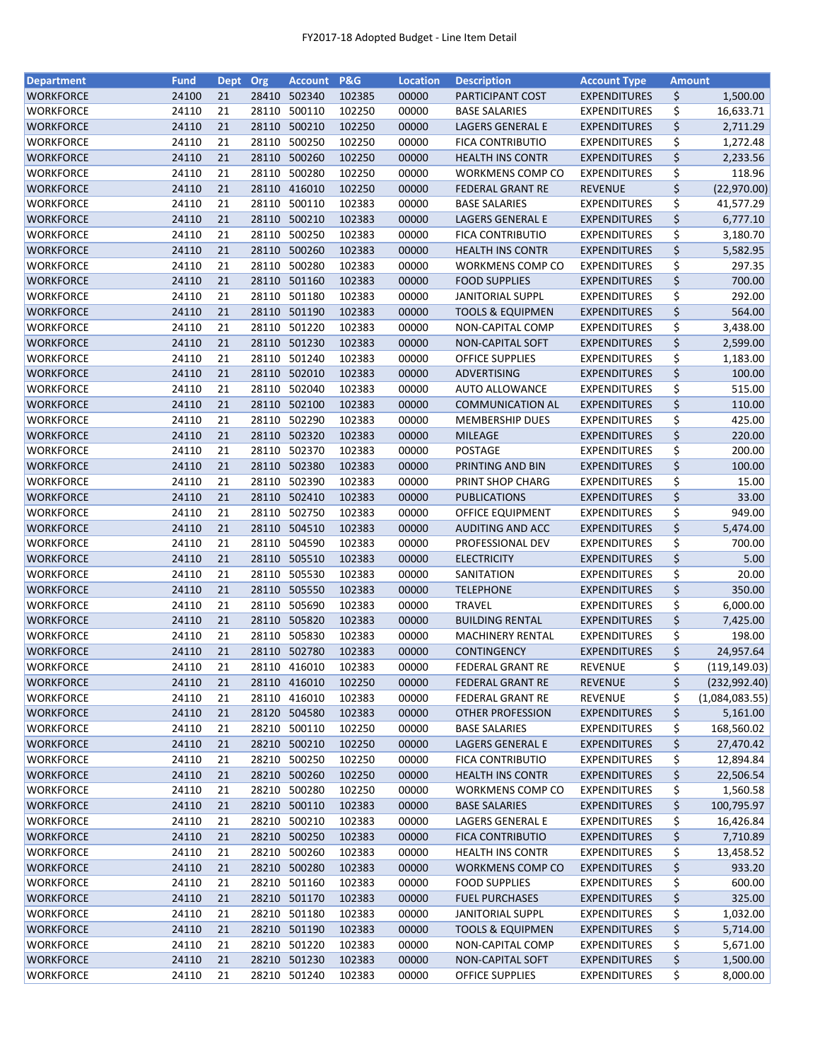FY2017-18 Adopted Budget - Line Item Detail

| Department | Fund | Dept | Org | Account | P&G | Location | Description | Account Type | Amount |
|---|---|---|---|---|---|---|---|---|---|
| WORKFORCE | 24100 | 21 | 28410 | 502340 | 102385 | 00000 | PARTICIPANT COST | EXPENDITURES | $ 1,500.00 |
| WORKFORCE | 24110 | 21 | 28110 | 500110 | 102250 | 00000 | BASE SALARIES | EXPENDITURES | $ 16,633.71 |
| WORKFORCE | 24110 | 21 | 28110 | 500210 | 102250 | 00000 | LAGERS GENERAL E | EXPENDITURES | $ 2,711.29 |
| WORKFORCE | 24110 | 21 | 28110 | 500250 | 102250 | 00000 | FICA CONTRIBUTIO | EXPENDITURES | $ 1,272.48 |
| WORKFORCE | 24110 | 21 | 28110 | 500260 | 102250 | 00000 | HEALTH INS CONTR | EXPENDITURES | $ 2,233.56 |
| WORKFORCE | 24110 | 21 | 28110 | 500280 | 102250 | 00000 | WORKMENS COMP CO | EXPENDITURES | $ 118.96 |
| WORKFORCE | 24110 | 21 | 28110 | 416010 | 102250 | 00000 | FEDERAL GRANT RE | REVENUE | $ (22,970.00) |
| WORKFORCE | 24110 | 21 | 28110 | 500110 | 102383 | 00000 | BASE SALARIES | EXPENDITURES | $ 41,577.29 |
| WORKFORCE | 24110 | 21 | 28110 | 500210 | 102383 | 00000 | LAGERS GENERAL E | EXPENDITURES | $ 6,777.10 |
| WORKFORCE | 24110 | 21 | 28110 | 500250 | 102383 | 00000 | FICA CONTRIBUTIO | EXPENDITURES | $ 3,180.70 |
| WORKFORCE | 24110 | 21 | 28110 | 500260 | 102383 | 00000 | HEALTH INS CONTR | EXPENDITURES | $ 5,582.95 |
| WORKFORCE | 24110 | 21 | 28110 | 500280 | 102383 | 00000 | WORKMENS COMP CO | EXPENDITURES | $ 297.35 |
| WORKFORCE | 24110 | 21 | 28110 | 501160 | 102383 | 00000 | FOOD SUPPLIES | EXPENDITURES | $ 700.00 |
| WORKFORCE | 24110 | 21 | 28110 | 501180 | 102383 | 00000 | JANITORIAL SUPPL | EXPENDITURES | $ 292.00 |
| WORKFORCE | 24110 | 21 | 28110 | 501190 | 102383 | 00000 | TOOLS & EQUIPMEN | EXPENDITURES | $ 564.00 |
| WORKFORCE | 24110 | 21 | 28110 | 501220 | 102383 | 00000 | NON-CAPITAL COMP | EXPENDITURES | $ 3,438.00 |
| WORKFORCE | 24110 | 21 | 28110 | 501230 | 102383 | 00000 | NON-CAPITAL SOFT | EXPENDITURES | $ 2,599.00 |
| WORKFORCE | 24110 | 21 | 28110 | 501240 | 102383 | 00000 | OFFICE SUPPLIES | EXPENDITURES | $ 1,183.00 |
| WORKFORCE | 24110 | 21 | 28110 | 502010 | 102383 | 00000 | ADVERTISING | EXPENDITURES | $ 100.00 |
| WORKFORCE | 24110 | 21 | 28110 | 502040 | 102383 | 00000 | AUTO ALLOWANCE | EXPENDITURES | $ 515.00 |
| WORKFORCE | 24110 | 21 | 28110 | 502100 | 102383 | 00000 | COMMUNICATION AL | EXPENDITURES | $ 110.00 |
| WORKFORCE | 24110 | 21 | 28110 | 502290 | 102383 | 00000 | MEMBERSHIP DUES | EXPENDITURES | $ 425.00 |
| WORKFORCE | 24110 | 21 | 28110 | 502320 | 102383 | 00000 | MILEAGE | EXPENDITURES | $ 220.00 |
| WORKFORCE | 24110 | 21 | 28110 | 502370 | 102383 | 00000 | POSTAGE | EXPENDITURES | $ 200.00 |
| WORKFORCE | 24110 | 21 | 28110 | 502380 | 102383 | 00000 | PRINTING AND BIN | EXPENDITURES | $ 100.00 |
| WORKFORCE | 24110 | 21 | 28110 | 502390 | 102383 | 00000 | PRINT SHOP CHARG | EXPENDITURES | $ 15.00 |
| WORKFORCE | 24110 | 21 | 28110 | 502410 | 102383 | 00000 | PUBLICATIONS | EXPENDITURES | $ 33.00 |
| WORKFORCE | 24110 | 21 | 28110 | 502750 | 102383 | 00000 | OFFICE EQUIPMENT | EXPENDITURES | $ 949.00 |
| WORKFORCE | 24110 | 21 | 28110 | 504510 | 102383 | 00000 | AUDITING AND ACC | EXPENDITURES | $ 5,474.00 |
| WORKFORCE | 24110 | 21 | 28110 | 504590 | 102383 | 00000 | PROFESSIONAL DEV | EXPENDITURES | $ 700.00 |
| WORKFORCE | 24110 | 21 | 28110 | 505510 | 102383 | 00000 | ELECTRICITY | EXPENDITURES | $ 5.00 |
| WORKFORCE | 24110 | 21 | 28110 | 505530 | 102383 | 00000 | SANITATION | EXPENDITURES | $ 20.00 |
| WORKFORCE | 24110 | 21 | 28110 | 505550 | 102383 | 00000 | TELEPHONE | EXPENDITURES | $ 350.00 |
| WORKFORCE | 24110 | 21 | 28110 | 505690 | 102383 | 00000 | TRAVEL | EXPENDITURES | $ 6,000.00 |
| WORKFORCE | 24110 | 21 | 28110 | 505820 | 102383 | 00000 | BUILDING RENTAL | EXPENDITURES | $ 7,425.00 |
| WORKFORCE | 24110 | 21 | 28110 | 505830 | 102383 | 00000 | MACHINERY RENTAL | EXPENDITURES | $ 198.00 |
| WORKFORCE | 24110 | 21 | 28110 | 502780 | 102383 | 00000 | CONTINGENCY | EXPENDITURES | $ 24,957.64 |
| WORKFORCE | 24110 | 21 | 28110 | 416010 | 102383 | 00000 | FEDERAL GRANT RE | REVENUE | $ (119,149.03) |
| WORKFORCE | 24110 | 21 | 28110 | 416010 | 102250 | 00000 | FEDERAL GRANT RE | REVENUE | $ (232,992.40) |
| WORKFORCE | 24110 | 21 | 28110 | 416010 | 102383 | 00000 | FEDERAL GRANT RE | REVENUE | $ (1,084,083.55) |
| WORKFORCE | 24110 | 21 | 28120 | 504580 | 102383 | 00000 | OTHER PROFESSION | EXPENDITURES | $ 5,161.00 |
| WORKFORCE | 24110 | 21 | 28210 | 500110 | 102250 | 00000 | BASE SALARIES | EXPENDITURES | $ 168,560.02 |
| WORKFORCE | 24110 | 21 | 28210 | 500210 | 102250 | 00000 | LAGERS GENERAL E | EXPENDITURES | $ 27,470.42 |
| WORKFORCE | 24110 | 21 | 28210 | 500250 | 102250 | 00000 | FICA CONTRIBUTIO | EXPENDITURES | $ 12,894.84 |
| WORKFORCE | 24110 | 21 | 28210 | 500260 | 102250 | 00000 | HEALTH INS CONTR | EXPENDITURES | $ 22,506.54 |
| WORKFORCE | 24110 | 21 | 28210 | 500280 | 102250 | 00000 | WORKMENS COMP CO | EXPENDITURES | $ 1,560.58 |
| WORKFORCE | 24110 | 21 | 28210 | 500110 | 102383 | 00000 | BASE SALARIES | EXPENDITURES | $ 100,795.97 |
| WORKFORCE | 24110 | 21 | 28210 | 500210 | 102383 | 00000 | LAGERS GENERAL E | EXPENDITURES | $ 16,426.84 |
| WORKFORCE | 24110 | 21 | 28210 | 500250 | 102383 | 00000 | FICA CONTRIBUTIO | EXPENDITURES | $ 7,710.89 |
| WORKFORCE | 24110 | 21 | 28210 | 500260 | 102383 | 00000 | HEALTH INS CONTR | EXPENDITURES | $ 13,458.52 |
| WORKFORCE | 24110 | 21 | 28210 | 500280 | 102383 | 00000 | WORKMENS COMP CO | EXPENDITURES | $ 933.20 |
| WORKFORCE | 24110 | 21 | 28210 | 501160 | 102383 | 00000 | FOOD SUPPLIES | EXPENDITURES | $ 600.00 |
| WORKFORCE | 24110 | 21 | 28210 | 501170 | 102383 | 00000 | FUEL PURCHASES | EXPENDITURES | $ 325.00 |
| WORKFORCE | 24110 | 21 | 28210 | 501180 | 102383 | 00000 | JANITORIAL SUPPL | EXPENDITURES | $ 1,032.00 |
| WORKFORCE | 24110 | 21 | 28210 | 501190 | 102383 | 00000 | TOOLS & EQUIPMEN | EXPENDITURES | $ 5,714.00 |
| WORKFORCE | 24110 | 21 | 28210 | 501220 | 102383 | 00000 | NON-CAPITAL COMP | EXPENDITURES | $ 5,671.00 |
| WORKFORCE | 24110 | 21 | 28210 | 501230 | 102383 | 00000 | NON-CAPITAL SOFT | EXPENDITURES | $ 1,500.00 |
| WORKFORCE | 24110 | 21 | 28210 | 501240 | 102383 | 00000 | OFFICE SUPPLIES | EXPENDITURES | $ 8,000.00 |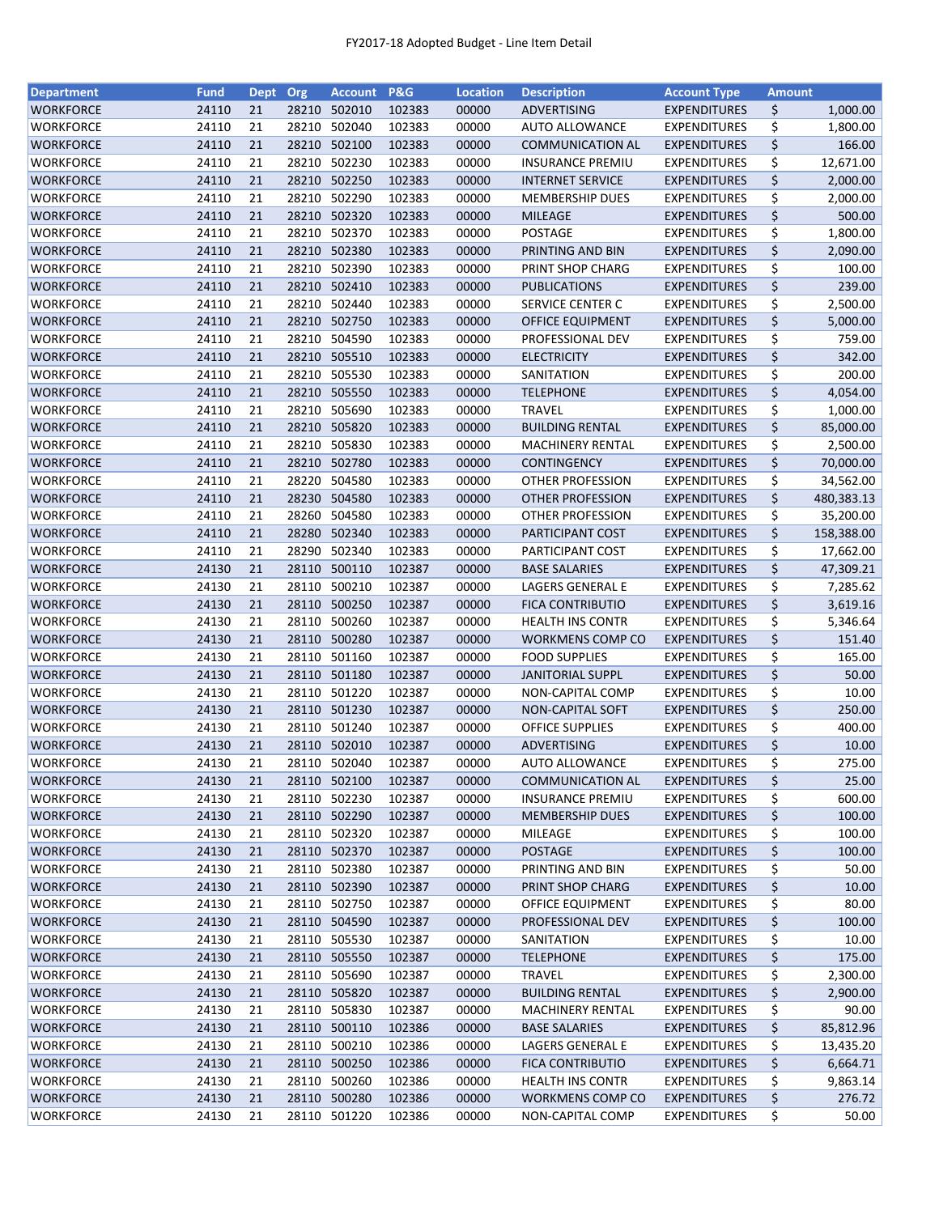FY2017-18 Adopted Budget - Line Item Detail

| Department | Fund | Dept | Org | Account | P&G | Location | Description | Account Type | Amount |
|---|---|---|---|---|---|---|---|---|---|
| WORKFORCE | 24110 | 21 | 28210 | 502010 | 102383 | 00000 | ADVERTISING | EXPENDITURES | $ 1,000.00 |
| WORKFORCE | 24110 | 21 | 28210 | 502040 | 102383 | 00000 | AUTO ALLOWANCE | EXPENDITURES | $ 1,800.00 |
| WORKFORCE | 24110 | 21 | 28210 | 502100 | 102383 | 00000 | COMMUNICATION AL | EXPENDITURES | $ 166.00 |
| WORKFORCE | 24110 | 21 | 28210 | 502230 | 102383 | 00000 | INSURANCE PREMIU | EXPENDITURES | $ 12,671.00 |
| WORKFORCE | 24110 | 21 | 28210 | 502250 | 102383 | 00000 | INTERNET SERVICE | EXPENDITURES | $ 2,000.00 |
| WORKFORCE | 24110 | 21 | 28210 | 502290 | 102383 | 00000 | MEMBERSHIP DUES | EXPENDITURES | $ 2,000.00 |
| WORKFORCE | 24110 | 21 | 28210 | 502320 | 102383 | 00000 | MILEAGE | EXPENDITURES | $ 500.00 |
| WORKFORCE | 24110 | 21 | 28210 | 502370 | 102383 | 00000 | POSTAGE | EXPENDITURES | $ 1,800.00 |
| WORKFORCE | 24110 | 21 | 28210 | 502380 | 102383 | 00000 | PRINTING AND BIN | EXPENDITURES | $ 2,090.00 |
| WORKFORCE | 24110 | 21 | 28210 | 502390 | 102383 | 00000 | PRINT SHOP CHARG | EXPENDITURES | $ 100.00 |
| WORKFORCE | 24110 | 21 | 28210 | 502410 | 102383 | 00000 | PUBLICATIONS | EXPENDITURES | $ 239.00 |
| WORKFORCE | 24110 | 21 | 28210 | 502440 | 102383 | 00000 | SERVICE CENTER C | EXPENDITURES | $ 2,500.00 |
| WORKFORCE | 24110 | 21 | 28210 | 502750 | 102383 | 00000 | OFFICE EQUIPMENT | EXPENDITURES | $ 5,000.00 |
| WORKFORCE | 24110 | 21 | 28210 | 504590 | 102383 | 00000 | PROFESSIONAL DEV | EXPENDITURES | $ 759.00 |
| WORKFORCE | 24110 | 21 | 28210 | 505510 | 102383 | 00000 | ELECTRICITY | EXPENDITURES | $ 342.00 |
| WORKFORCE | 24110 | 21 | 28210 | 505530 | 102383 | 00000 | SANITATION | EXPENDITURES | $ 200.00 |
| WORKFORCE | 24110 | 21 | 28210 | 505550 | 102383 | 00000 | TELEPHONE | EXPENDITURES | $ 4,054.00 |
| WORKFORCE | 24110 | 21 | 28210 | 505690 | 102383 | 00000 | TRAVEL | EXPENDITURES | $ 1,000.00 |
| WORKFORCE | 24110 | 21 | 28210 | 505820 | 102383 | 00000 | BUILDING RENTAL | EXPENDITURES | $ 85,000.00 |
| WORKFORCE | 24110 | 21 | 28210 | 505830 | 102383 | 00000 | MACHINERY RENTAL | EXPENDITURES | $ 2,500.00 |
| WORKFORCE | 24110 | 21 | 28210 | 502780 | 102383 | 00000 | CONTINGENCY | EXPENDITURES | $ 70,000.00 |
| WORKFORCE | 24110 | 21 | 28220 | 504580 | 102383 | 00000 | OTHER PROFESSION | EXPENDITURES | $ 34,562.00 |
| WORKFORCE | 24110 | 21 | 28230 | 504580 | 102383 | 00000 | OTHER PROFESSION | EXPENDITURES | $ 480,383.13 |
| WORKFORCE | 24110 | 21 | 28260 | 504580 | 102383 | 00000 | OTHER PROFESSION | EXPENDITURES | $ 35,200.00 |
| WORKFORCE | 24110 | 21 | 28280 | 502340 | 102383 | 00000 | PARTICIPANT COST | EXPENDITURES | $ 158,388.00 |
| WORKFORCE | 24110 | 21 | 28290 | 502340 | 102383 | 00000 | PARTICIPANT COST | EXPENDITURES | $ 17,662.00 |
| WORKFORCE | 24130 | 21 | 28110 | 500110 | 102387 | 00000 | BASE SALARIES | EXPENDITURES | $ 47,309.21 |
| WORKFORCE | 24130 | 21 | 28110 | 500210 | 102387 | 00000 | LAGERS GENERAL E | EXPENDITURES | $ 7,285.62 |
| WORKFORCE | 24130 | 21 | 28110 | 500250 | 102387 | 00000 | FICA CONTRIBUTIO | EXPENDITURES | $ 3,619.16 |
| WORKFORCE | 24130 | 21 | 28110 | 500260 | 102387 | 00000 | HEALTH INS CONTR | EXPENDITURES | $ 5,346.64 |
| WORKFORCE | 24130 | 21 | 28110 | 500280 | 102387 | 00000 | WORKMENS COMP CO | EXPENDITURES | $ 151.40 |
| WORKFORCE | 24130 | 21 | 28110 | 501160 | 102387 | 00000 | FOOD SUPPLIES | EXPENDITURES | $ 165.00 |
| WORKFORCE | 24130 | 21 | 28110 | 501180 | 102387 | 00000 | JANITORIAL SUPPL | EXPENDITURES | $ 50.00 |
| WORKFORCE | 24130 | 21 | 28110 | 501220 | 102387 | 00000 | NON-CAPITAL COMP | EXPENDITURES | $ 10.00 |
| WORKFORCE | 24130 | 21 | 28110 | 501230 | 102387 | 00000 | NON-CAPITAL SOFT | EXPENDITURES | $ 250.00 |
| WORKFORCE | 24130 | 21 | 28110 | 501240 | 102387 | 00000 | OFFICE SUPPLIES | EXPENDITURES | $ 400.00 |
| WORKFORCE | 24130 | 21 | 28110 | 502010 | 102387 | 00000 | ADVERTISING | EXPENDITURES | $ 10.00 |
| WORKFORCE | 24130 | 21 | 28110 | 502040 | 102387 | 00000 | AUTO ALLOWANCE | EXPENDITURES | $ 275.00 |
| WORKFORCE | 24130 | 21 | 28110 | 502100 | 102387 | 00000 | COMMUNICATION AL | EXPENDITURES | $ 25.00 |
| WORKFORCE | 24130 | 21 | 28110 | 502230 | 102387 | 00000 | INSURANCE PREMIU | EXPENDITURES | $ 600.00 |
| WORKFORCE | 24130 | 21 | 28110 | 502290 | 102387 | 00000 | MEMBERSHIP DUES | EXPENDITURES | $ 100.00 |
| WORKFORCE | 24130 | 21 | 28110 | 502320 | 102387 | 00000 | MILEAGE | EXPENDITURES | $ 100.00 |
| WORKFORCE | 24130 | 21 | 28110 | 502370 | 102387 | 00000 | POSTAGE | EXPENDITURES | $ 100.00 |
| WORKFORCE | 24130 | 21 | 28110 | 502380 | 102387 | 00000 | PRINTING AND BIN | EXPENDITURES | $ 50.00 |
| WORKFORCE | 24130 | 21 | 28110 | 502390 | 102387 | 00000 | PRINT SHOP CHARG | EXPENDITURES | $ 10.00 |
| WORKFORCE | 24130 | 21 | 28110 | 502750 | 102387 | 00000 | OFFICE EQUIPMENT | EXPENDITURES | $ 80.00 |
| WORKFORCE | 24130 | 21 | 28110 | 504590 | 102387 | 00000 | PROFESSIONAL DEV | EXPENDITURES | $ 100.00 |
| WORKFORCE | 24130 | 21 | 28110 | 505530 | 102387 | 00000 | SANITATION | EXPENDITURES | $ 10.00 |
| WORKFORCE | 24130 | 21 | 28110 | 505550 | 102387 | 00000 | TELEPHONE | EXPENDITURES | $ 175.00 |
| WORKFORCE | 24130 | 21 | 28110 | 505690 | 102387 | 00000 | TRAVEL | EXPENDITURES | $ 2,300.00 |
| WORKFORCE | 24130 | 21 | 28110 | 505820 | 102387 | 00000 | BUILDING RENTAL | EXPENDITURES | $ 2,900.00 |
| WORKFORCE | 24130 | 21 | 28110 | 505830 | 102387 | 00000 | MACHINERY RENTAL | EXPENDITURES | $ 90.00 |
| WORKFORCE | 24130 | 21 | 28110 | 500110 | 102386 | 00000 | BASE SALARIES | EXPENDITURES | $ 85,812.96 |
| WORKFORCE | 24130 | 21 | 28110 | 500210 | 102386 | 00000 | LAGERS GENERAL E | EXPENDITURES | $ 13,435.20 |
| WORKFORCE | 24130 | 21 | 28110 | 500250 | 102386 | 00000 | FICA CONTRIBUTIO | EXPENDITURES | $ 6,664.71 |
| WORKFORCE | 24130 | 21 | 28110 | 500260 | 102386 | 00000 | HEALTH INS CONTR | EXPENDITURES | $ 9,863.14 |
| WORKFORCE | 24130 | 21 | 28110 | 500280 | 102386 | 00000 | WORKMENS COMP CO | EXPENDITURES | $ 276.72 |
| WORKFORCE | 24130 | 21 | 28110 | 501220 | 102386 | 00000 | NON-CAPITAL COMP | EXPENDITURES | $ 50.00 |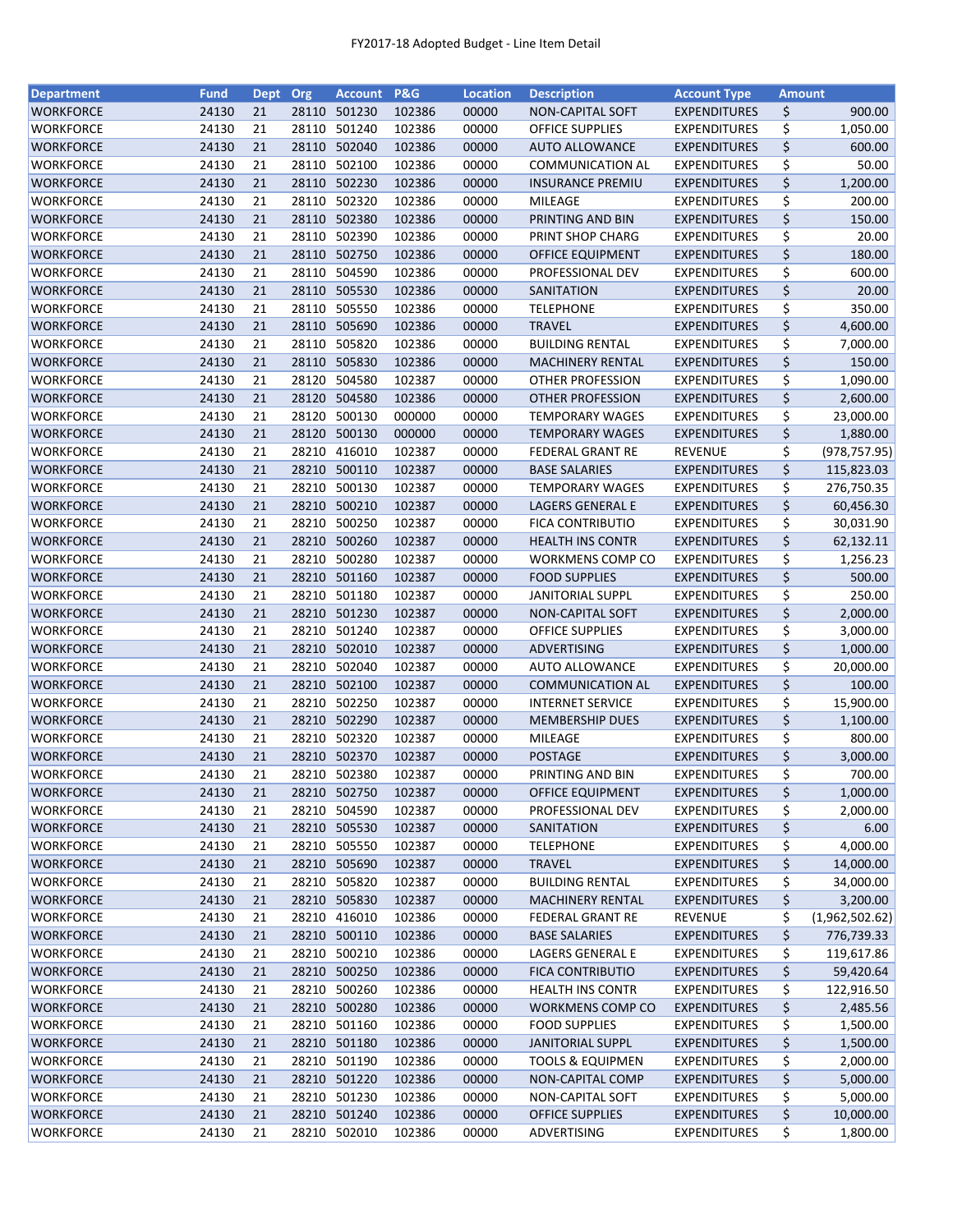FY2017-18 Adopted Budget - Line Item Detail

| Department | Fund | Dept | Org | Account | P&G | Location | Description | Account Type | Amount |
|---|---|---|---|---|---|---|---|---|---|
| WORKFORCE | 24130 | 21 | 28110 | 501230 | 102386 | 00000 | NON-CAPITAL SOFT | EXPENDITURES | $ 900.00 |
| WORKFORCE | 24130 | 21 | 28110 | 501240 | 102386 | 00000 | OFFICE SUPPLIES | EXPENDITURES | $ 1,050.00 |
| WORKFORCE | 24130 | 21 | 28110 | 502040 | 102386 | 00000 | AUTO ALLOWANCE | EXPENDITURES | $ 600.00 |
| WORKFORCE | 24130 | 21 | 28110 | 502100 | 102386 | 00000 | COMMUNICATION AL | EXPENDITURES | $ 50.00 |
| WORKFORCE | 24130 | 21 | 28110 | 502230 | 102386 | 00000 | INSURANCE PREMIU | EXPENDITURES | $ 1,200.00 |
| WORKFORCE | 24130 | 21 | 28110 | 502320 | 102386 | 00000 | MILEAGE | EXPENDITURES | $ 200.00 |
| WORKFORCE | 24130 | 21 | 28110 | 502380 | 102386 | 00000 | PRINTING AND BIN | EXPENDITURES | $ 150.00 |
| WORKFORCE | 24130 | 21 | 28110 | 502390 | 102386 | 00000 | PRINT SHOP CHARG | EXPENDITURES | $ 20.00 |
| WORKFORCE | 24130 | 21 | 28110 | 502750 | 102386 | 00000 | OFFICE EQUIPMENT | EXPENDITURES | $ 180.00 |
| WORKFORCE | 24130 | 21 | 28110 | 504590 | 102386 | 00000 | PROFESSIONAL DEV | EXPENDITURES | $ 600.00 |
| WORKFORCE | 24130 | 21 | 28110 | 505530 | 102386 | 00000 | SANITATION | EXPENDITURES | $ 20.00 |
| WORKFORCE | 24130 | 21 | 28110 | 505550 | 102386 | 00000 | TELEPHONE | EXPENDITURES | $ 350.00 |
| WORKFORCE | 24130 | 21 | 28110 | 505690 | 102386 | 00000 | TRAVEL | EXPENDITURES | $ 4,600.00 |
| WORKFORCE | 24130 | 21 | 28110 | 505820 | 102386 | 00000 | BUILDING RENTAL | EXPENDITURES | $ 7,000.00 |
| WORKFORCE | 24130 | 21 | 28110 | 505830 | 102386 | 00000 | MACHINERY RENTAL | EXPENDITURES | $ 150.00 |
| WORKFORCE | 24130 | 21 | 28120 | 504580 | 102387 | 00000 | OTHER PROFESSION | EXPENDITURES | $ 1,090.00 |
| WORKFORCE | 24130 | 21 | 28120 | 504580 | 102386 | 00000 | OTHER PROFESSION | EXPENDITURES | $ 2,600.00 |
| WORKFORCE | 24130 | 21 | 28120 | 500130 | 000000 | 00000 | TEMPORARY WAGES | EXPENDITURES | $ 23,000.00 |
| WORKFORCE | 24130 | 21 | 28120 | 500130 | 000000 | 00000 | TEMPORARY WAGES | EXPENDITURES | $ 1,880.00 |
| WORKFORCE | 24130 | 21 | 28210 | 416010 | 102387 | 00000 | FEDERAL GRANT RE | REVENUE | $ (978,757.95) |
| WORKFORCE | 24130 | 21 | 28210 | 500110 | 102387 | 00000 | BASE SALARIES | EXPENDITURES | $ 115,823.03 |
| WORKFORCE | 24130 | 21 | 28210 | 500130 | 102387 | 00000 | TEMPORARY WAGES | EXPENDITURES | $ 276,750.35 |
| WORKFORCE | 24130 | 21 | 28210 | 500210 | 102387 | 00000 | LAGERS GENERAL E | EXPENDITURES | $ 60,456.30 |
| WORKFORCE | 24130 | 21 | 28210 | 500250 | 102387 | 00000 | FICA CONTRIBUTIO | EXPENDITURES | $ 30,031.90 |
| WORKFORCE | 24130 | 21 | 28210 | 500260 | 102387 | 00000 | HEALTH INS CONTR | EXPENDITURES | $ 62,132.11 |
| WORKFORCE | 24130 | 21 | 28210 | 500280 | 102387 | 00000 | WORKMENS COMP CO | EXPENDITURES | $ 1,256.23 |
| WORKFORCE | 24130 | 21 | 28210 | 501160 | 102387 | 00000 | FOOD SUPPLIES | EXPENDITURES | $ 500.00 |
| WORKFORCE | 24130 | 21 | 28210 | 501180 | 102387 | 00000 | JANITORIAL SUPPL | EXPENDITURES | $ 250.00 |
| WORKFORCE | 24130 | 21 | 28210 | 501230 | 102387 | 00000 | NON-CAPITAL SOFT | EXPENDITURES | $ 2,000.00 |
| WORKFORCE | 24130 | 21 | 28210 | 501240 | 102387 | 00000 | OFFICE SUPPLIES | EXPENDITURES | $ 3,000.00 |
| WORKFORCE | 24130 | 21 | 28210 | 502010 | 102387 | 00000 | ADVERTISING | EXPENDITURES | $ 1,000.00 |
| WORKFORCE | 24130 | 21 | 28210 | 502040 | 102387 | 00000 | AUTO ALLOWANCE | EXPENDITURES | $ 20,000.00 |
| WORKFORCE | 24130 | 21 | 28210 | 502100 | 102387 | 00000 | COMMUNICATION AL | EXPENDITURES | $ 100.00 |
| WORKFORCE | 24130 | 21 | 28210 | 502250 | 102387 | 00000 | INTERNET SERVICE | EXPENDITURES | $ 15,900.00 |
| WORKFORCE | 24130 | 21 | 28210 | 502290 | 102387 | 00000 | MEMBERSHIP DUES | EXPENDITURES | $ 1,100.00 |
| WORKFORCE | 24130 | 21 | 28210 | 502320 | 102387 | 00000 | MILEAGE | EXPENDITURES | $ 800.00 |
| WORKFORCE | 24130 | 21 | 28210 | 502370 | 102387 | 00000 | POSTAGE | EXPENDITURES | $ 3,000.00 |
| WORKFORCE | 24130 | 21 | 28210 | 502380 | 102387 | 00000 | PRINTING AND BIN | EXPENDITURES | $ 700.00 |
| WORKFORCE | 24130 | 21 | 28210 | 502750 | 102387 | 00000 | OFFICE EQUIPMENT | EXPENDITURES | $ 1,000.00 |
| WORKFORCE | 24130 | 21 | 28210 | 504590 | 102387 | 00000 | PROFESSIONAL DEV | EXPENDITURES | $ 2,000.00 |
| WORKFORCE | 24130 | 21 | 28210 | 505530 | 102387 | 00000 | SANITATION | EXPENDITURES | $ 6.00 |
| WORKFORCE | 24130 | 21 | 28210 | 505550 | 102387 | 00000 | TELEPHONE | EXPENDITURES | $ 4,000.00 |
| WORKFORCE | 24130 | 21 | 28210 | 505690 | 102387 | 00000 | TRAVEL | EXPENDITURES | $ 14,000.00 |
| WORKFORCE | 24130 | 21 | 28210 | 505820 | 102387 | 00000 | BUILDING RENTAL | EXPENDITURES | $ 34,000.00 |
| WORKFORCE | 24130 | 21 | 28210 | 505830 | 102387 | 00000 | MACHINERY RENTAL | EXPENDITURES | $ 3,200.00 |
| WORKFORCE | 24130 | 21 | 28210 | 416010 | 102386 | 00000 | FEDERAL GRANT RE | REVENUE | $ (1,962,502.62) |
| WORKFORCE | 24130 | 21 | 28210 | 500110 | 102386 | 00000 | BASE SALARIES | EXPENDITURES | $ 776,739.33 |
| WORKFORCE | 24130 | 21 | 28210 | 500210 | 102386 | 00000 | LAGERS GENERAL E | EXPENDITURES | $ 119,617.86 |
| WORKFORCE | 24130 | 21 | 28210 | 500250 | 102386 | 00000 | FICA CONTRIBUTIO | EXPENDITURES | $ 59,420.64 |
| WORKFORCE | 24130 | 21 | 28210 | 500260 | 102386 | 00000 | HEALTH INS CONTR | EXPENDITURES | $ 122,916.50 |
| WORKFORCE | 24130 | 21 | 28210 | 500280 | 102386 | 00000 | WORKMENS COMP CO | EXPENDITURES | $ 2,485.56 |
| WORKFORCE | 24130 | 21 | 28210 | 501160 | 102386 | 00000 | FOOD SUPPLIES | EXPENDITURES | $ 1,500.00 |
| WORKFORCE | 24130 | 21 | 28210 | 501180 | 102386 | 00000 | JANITORIAL SUPPL | EXPENDITURES | $ 1,500.00 |
| WORKFORCE | 24130 | 21 | 28210 | 501190 | 102386 | 00000 | TOOLS & EQUIPMEN | EXPENDITURES | $ 2,000.00 |
| WORKFORCE | 24130 | 21 | 28210 | 501220 | 102386 | 00000 | NON-CAPITAL COMP | EXPENDITURES | $ 5,000.00 |
| WORKFORCE | 24130 | 21 | 28210 | 501230 | 102386 | 00000 | NON-CAPITAL SOFT | EXPENDITURES | $ 5,000.00 |
| WORKFORCE | 24130 | 21 | 28210 | 501240 | 102386 | 00000 | OFFICE SUPPLIES | EXPENDITURES | $ 10,000.00 |
| WORKFORCE | 24130 | 21 | 28210 | 502010 | 102386 | 00000 | ADVERTISING | EXPENDITURES | $ 1,800.00 |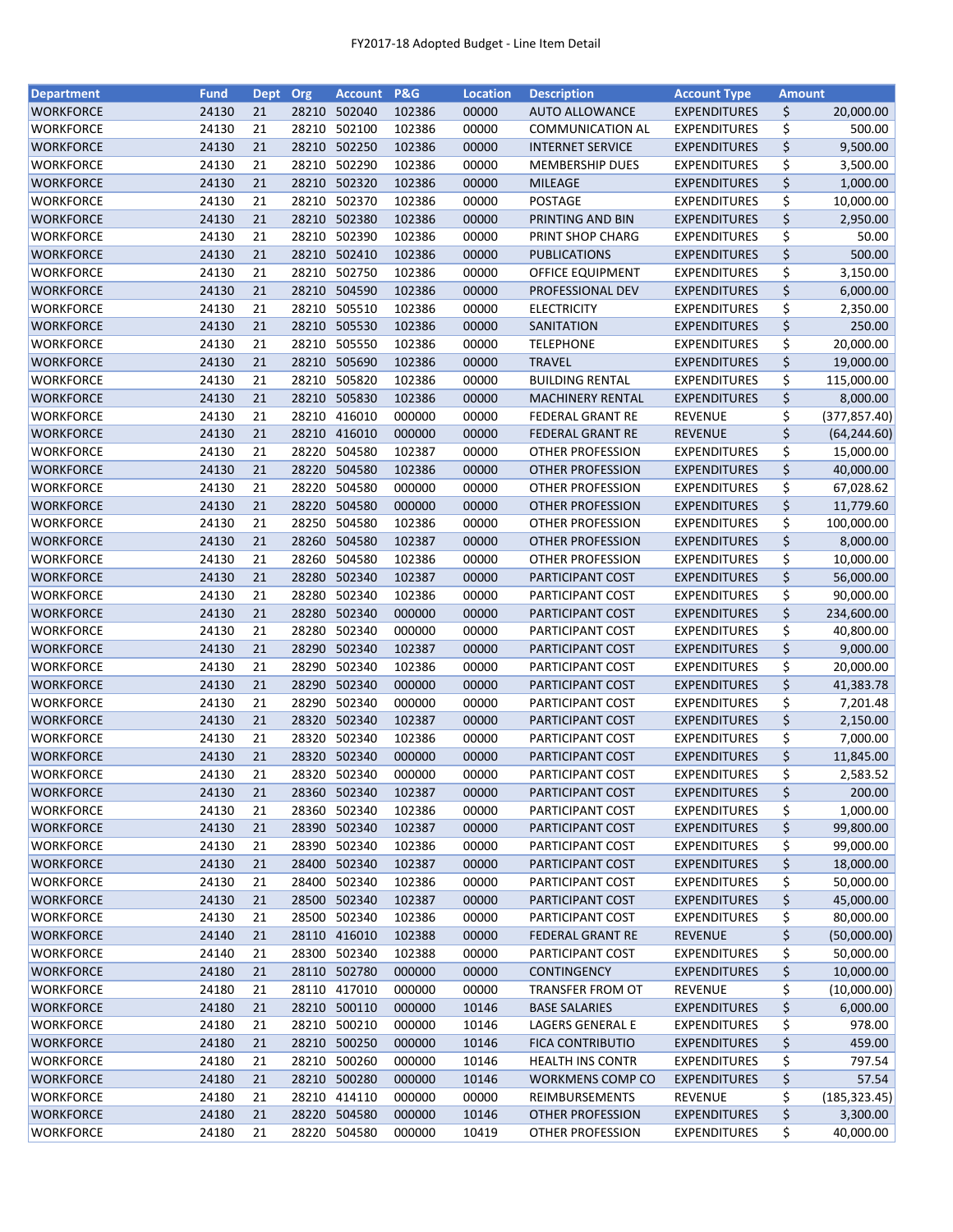FY2017-18 Adopted Budget - Line Item Detail

| Department | Fund | Dept | Org | Account | P&G | Location | Description | Account Type | Amount |
|---|---|---|---|---|---|---|---|---|---|
| WORKFORCE | 24130 | 21 | 28210 | 502040 | 102386 | 00000 | AUTO ALLOWANCE | EXPENDITURES | $ 20,000.00 |
| WORKFORCE | 24130 | 21 | 28210 | 502100 | 102386 | 00000 | COMMUNICATION AL | EXPENDITURES | $ 500.00 |
| WORKFORCE | 24130 | 21 | 28210 | 502250 | 102386 | 00000 | INTERNET SERVICE | EXPENDITURES | $ 9,500.00 |
| WORKFORCE | 24130 | 21 | 28210 | 502290 | 102386 | 00000 | MEMBERSHIP DUES | EXPENDITURES | $ 3,500.00 |
| WORKFORCE | 24130 | 21 | 28210 | 502320 | 102386 | 00000 | MILEAGE | EXPENDITURES | $ 1,000.00 |
| WORKFORCE | 24130 | 21 | 28210 | 502370 | 102386 | 00000 | POSTAGE | EXPENDITURES | $ 10,000.00 |
| WORKFORCE | 24130 | 21 | 28210 | 502380 | 102386 | 00000 | PRINTING AND BIN | EXPENDITURES | $ 2,950.00 |
| WORKFORCE | 24130 | 21 | 28210 | 502390 | 102386 | 00000 | PRINT SHOP CHARG | EXPENDITURES | $ 50.00 |
| WORKFORCE | 24130 | 21 | 28210 | 502410 | 102386 | 00000 | PUBLICATIONS | EXPENDITURES | $ 500.00 |
| WORKFORCE | 24130 | 21 | 28210 | 502750 | 102386 | 00000 | OFFICE EQUIPMENT | EXPENDITURES | $ 3,150.00 |
| WORKFORCE | 24130 | 21 | 28210 | 504590 | 102386 | 00000 | PROFESSIONAL DEV | EXPENDITURES | $ 6,000.00 |
| WORKFORCE | 24130 | 21 | 28210 | 505510 | 102386 | 00000 | ELECTRICITY | EXPENDITURES | $ 2,350.00 |
| WORKFORCE | 24130 | 21 | 28210 | 505530 | 102386 | 00000 | SANITATION | EXPENDITURES | $ 250.00 |
| WORKFORCE | 24130 | 21 | 28210 | 505550 | 102386 | 00000 | TELEPHONE | EXPENDITURES | $ 20,000.00 |
| WORKFORCE | 24130 | 21 | 28210 | 505690 | 102386 | 00000 | TRAVEL | EXPENDITURES | $ 19,000.00 |
| WORKFORCE | 24130 | 21 | 28210 | 505820 | 102386 | 00000 | BUILDING RENTAL | EXPENDITURES | $ 115,000.00 |
| WORKFORCE | 24130 | 21 | 28210 | 505830 | 102386 | 00000 | MACHINERY RENTAL | EXPENDITURES | $ 8,000.00 |
| WORKFORCE | 24130 | 21 | 28210 | 416010 | 000000 | 00000 | FEDERAL GRANT RE | REVENUE | $ (377,857.40) |
| WORKFORCE | 24130 | 21 | 28210 | 416010 | 000000 | 00000 | FEDERAL GRANT RE | REVENUE | $ (64,244.60) |
| WORKFORCE | 24130 | 21 | 28220 | 504580 | 102387 | 00000 | OTHER PROFESSION | EXPENDITURES | $ 15,000.00 |
| WORKFORCE | 24130 | 21 | 28220 | 504580 | 102386 | 00000 | OTHER PROFESSION | EXPENDITURES | $ 40,000.00 |
| WORKFORCE | 24130 | 21 | 28220 | 504580 | 000000 | 00000 | OTHER PROFESSION | EXPENDITURES | $ 67,028.62 |
| WORKFORCE | 24130 | 21 | 28220 | 504580 | 000000 | 00000 | OTHER PROFESSION | EXPENDITURES | $ 11,779.60 |
| WORKFORCE | 24130 | 21 | 28250 | 504580 | 102386 | 00000 | OTHER PROFESSION | EXPENDITURES | $ 100,000.00 |
| WORKFORCE | 24130 | 21 | 28260 | 504580 | 102387 | 00000 | OTHER PROFESSION | EXPENDITURES | $ 8,000.00 |
| WORKFORCE | 24130 | 21 | 28260 | 504580 | 102386 | 00000 | OTHER PROFESSION | EXPENDITURES | $ 10,000.00 |
| WORKFORCE | 24130 | 21 | 28280 | 502340 | 102387 | 00000 | PARTICIPANT COST | EXPENDITURES | $ 56,000.00 |
| WORKFORCE | 24130 | 21 | 28280 | 502340 | 102386 | 00000 | PARTICIPANT COST | EXPENDITURES | $ 90,000.00 |
| WORKFORCE | 24130 | 21 | 28280 | 502340 | 000000 | 00000 | PARTICIPANT COST | EXPENDITURES | $ 234,600.00 |
| WORKFORCE | 24130 | 21 | 28280 | 502340 | 000000 | 00000 | PARTICIPANT COST | EXPENDITURES | $ 40,800.00 |
| WORKFORCE | 24130 | 21 | 28290 | 502340 | 102387 | 00000 | PARTICIPANT COST | EXPENDITURES | $ 9,000.00 |
| WORKFORCE | 24130 | 21 | 28290 | 502340 | 102386 | 00000 | PARTICIPANT COST | EXPENDITURES | $ 20,000.00 |
| WORKFORCE | 24130 | 21 | 28290 | 502340 | 000000 | 00000 | PARTICIPANT COST | EXPENDITURES | $ 41,383.78 |
| WORKFORCE | 24130 | 21 | 28290 | 502340 | 000000 | 00000 | PARTICIPANT COST | EXPENDITURES | $ 7,201.48 |
| WORKFORCE | 24130 | 21 | 28320 | 502340 | 102387 | 00000 | PARTICIPANT COST | EXPENDITURES | $ 2,150.00 |
| WORKFORCE | 24130 | 21 | 28320 | 502340 | 102386 | 00000 | PARTICIPANT COST | EXPENDITURES | $ 7,000.00 |
| WORKFORCE | 24130 | 21 | 28320 | 502340 | 000000 | 00000 | PARTICIPANT COST | EXPENDITURES | $ 11,845.00 |
| WORKFORCE | 24130 | 21 | 28320 | 502340 | 000000 | 00000 | PARTICIPANT COST | EXPENDITURES | $ 2,583.52 |
| WORKFORCE | 24130 | 21 | 28360 | 502340 | 102387 | 00000 | PARTICIPANT COST | EXPENDITURES | $ 200.00 |
| WORKFORCE | 24130 | 21 | 28360 | 502340 | 102386 | 00000 | PARTICIPANT COST | EXPENDITURES | $ 1,000.00 |
| WORKFORCE | 24130 | 21 | 28390 | 502340 | 102387 | 00000 | PARTICIPANT COST | EXPENDITURES | $ 99,800.00 |
| WORKFORCE | 24130 | 21 | 28390 | 502340 | 102386 | 00000 | PARTICIPANT COST | EXPENDITURES | $ 99,000.00 |
| WORKFORCE | 24130 | 21 | 28400 | 502340 | 102387 | 00000 | PARTICIPANT COST | EXPENDITURES | $ 18,000.00 |
| WORKFORCE | 24130 | 21 | 28400 | 502340 | 102386 | 00000 | PARTICIPANT COST | EXPENDITURES | $ 50,000.00 |
| WORKFORCE | 24130 | 21 | 28500 | 502340 | 102387 | 00000 | PARTICIPANT COST | EXPENDITURES | $ 45,000.00 |
| WORKFORCE | 24130 | 21 | 28500 | 502340 | 102386 | 00000 | PARTICIPANT COST | EXPENDITURES | $ 80,000.00 |
| WORKFORCE | 24140 | 21 | 28110 | 416010 | 102388 | 00000 | FEDERAL GRANT RE | REVENUE | $ (50,000.00) |
| WORKFORCE | 24140 | 21 | 28300 | 502340 | 102388 | 00000 | PARTICIPANT COST | EXPENDITURES | $ 50,000.00 |
| WORKFORCE | 24180 | 21 | 28110 | 502780 | 000000 | 00000 | CONTINGENCY | EXPENDITURES | $ 10,000.00 |
| WORKFORCE | 24180 | 21 | 28110 | 417010 | 000000 | 00000 | TRANSFER FROM OT | REVENUE | $ (10,000.00) |
| WORKFORCE | 24180 | 21 | 28210 | 500110 | 000000 | 10146 | BASE SALARIES | EXPENDITURES | $ 6,000.00 |
| WORKFORCE | 24180 | 21 | 28210 | 500210 | 000000 | 10146 | LAGERS GENERAL E | EXPENDITURES | $ 978.00 |
| WORKFORCE | 24180 | 21 | 28210 | 500250 | 000000 | 10146 | FICA CONTRIBUTIO | EXPENDITURES | $ 459.00 |
| WORKFORCE | 24180 | 21 | 28210 | 500260 | 000000 | 10146 | HEALTH INS CONTR | EXPENDITURES | $ 797.54 |
| WORKFORCE | 24180 | 21 | 28210 | 500280 | 000000 | 10146 | WORKMENS COMP CO | EXPENDITURES | $ 57.54 |
| WORKFORCE | 24180 | 21 | 28210 | 414110 | 000000 | 00000 | REIMBURSEMENTS | REVENUE | $ (185,323.45) |
| WORKFORCE | 24180 | 21 | 28220 | 504580 | 000000 | 10146 | OTHER PROFESSION | EXPENDITURES | $ 3,300.00 |
| WORKFORCE | 24180 | 21 | 28220 | 504580 | 000000 | 10419 | OTHER PROFESSION | EXPENDITURES | $ 40,000.00 |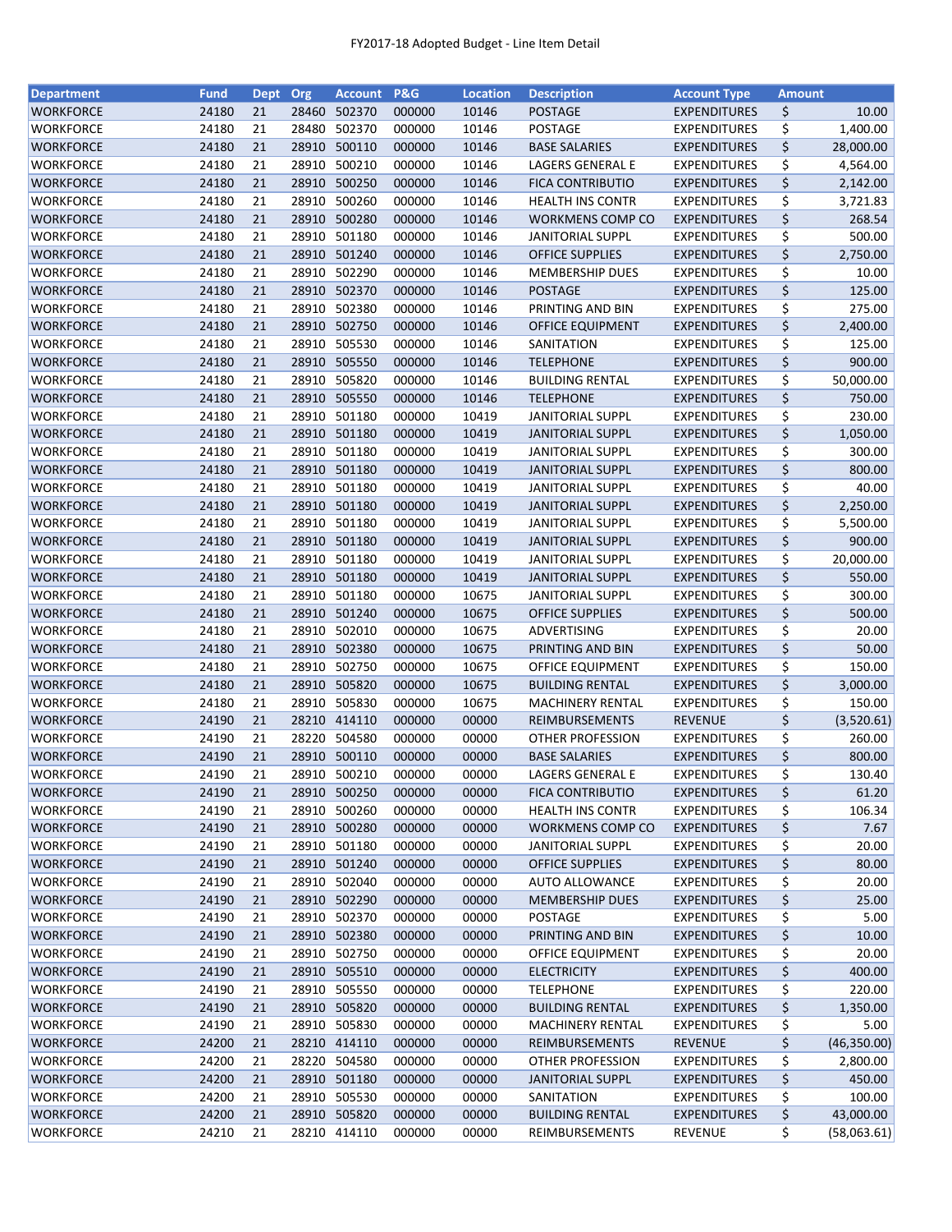FY2017-18 Adopted Budget - Line Item Detail

| Department | Fund | Dept | Org | Account | P&G | Location | Description | Account Type | Amount |
|---|---|---|---|---|---|---|---|---|---|
| WORKFORCE | 24180 | 21 | 28460 | 502370 | 000000 | 10146 | POSTAGE | EXPENDITURES | $ 10.00 |
| WORKFORCE | 24180 | 21 | 28480 | 502370 | 000000 | 10146 | POSTAGE | EXPENDITURES | $ 1,400.00 |
| WORKFORCE | 24180 | 21 | 28910 | 500110 | 000000 | 10146 | BASE SALARIES | EXPENDITURES | $ 28,000.00 |
| WORKFORCE | 24180 | 21 | 28910 | 500210 | 000000 | 10146 | LAGERS GENERAL E | EXPENDITURES | $ 4,564.00 |
| WORKFORCE | 24180 | 21 | 28910 | 500250 | 000000 | 10146 | FICA CONTRIBUTIO | EXPENDITURES | $ 2,142.00 |
| WORKFORCE | 24180 | 21 | 28910 | 500260 | 000000 | 10146 | HEALTH INS CONTR | EXPENDITURES | $ 3,721.83 |
| WORKFORCE | 24180 | 21 | 28910 | 500280 | 000000 | 10146 | WORKMENS COMP CO | EXPENDITURES | $ 268.54 |
| WORKFORCE | 24180 | 21 | 28910 | 501180 | 000000 | 10146 | JANITORIAL SUPPL | EXPENDITURES | $ 500.00 |
| WORKFORCE | 24180 | 21 | 28910 | 501240 | 000000 | 10146 | OFFICE SUPPLIES | EXPENDITURES | $ 2,750.00 |
| WORKFORCE | 24180 | 21 | 28910 | 502290 | 000000 | 10146 | MEMBERSHIP DUES | EXPENDITURES | $ 10.00 |
| WORKFORCE | 24180 | 21 | 28910 | 502370 | 000000 | 10146 | POSTAGE | EXPENDITURES | $ 125.00 |
| WORKFORCE | 24180 | 21 | 28910 | 502380 | 000000 | 10146 | PRINTING AND BIN | EXPENDITURES | $ 275.00 |
| WORKFORCE | 24180 | 21 | 28910 | 502750 | 000000 | 10146 | OFFICE EQUIPMENT | EXPENDITURES | $ 2,400.00 |
| WORKFORCE | 24180 | 21 | 28910 | 505530 | 000000 | 10146 | SANITATION | EXPENDITURES | $ 125.00 |
| WORKFORCE | 24180 | 21 | 28910 | 505550 | 000000 | 10146 | TELEPHONE | EXPENDITURES | $ 900.00 |
| WORKFORCE | 24180 | 21 | 28910 | 505820 | 000000 | 10146 | BUILDING RENTAL | EXPENDITURES | $ 50,000.00 |
| WORKFORCE | 24180 | 21 | 28910 | 505550 | 000000 | 10146 | TELEPHONE | EXPENDITURES | $ 750.00 |
| WORKFORCE | 24180 | 21 | 28910 | 501180 | 000000 | 10419 | JANITORIAL SUPPL | EXPENDITURES | $ 230.00 |
| WORKFORCE | 24180 | 21 | 28910 | 501180 | 000000 | 10419 | JANITORIAL SUPPL | EXPENDITURES | $ 1,050.00 |
| WORKFORCE | 24180 | 21 | 28910 | 501180 | 000000 | 10419 | JANITORIAL SUPPL | EXPENDITURES | $ 300.00 |
| WORKFORCE | 24180 | 21 | 28910 | 501180 | 000000 | 10419 | JANITORIAL SUPPL | EXPENDITURES | $ 800.00 |
| WORKFORCE | 24180 | 21 | 28910 | 501180 | 000000 | 10419 | JANITORIAL SUPPL | EXPENDITURES | $ 40.00 |
| WORKFORCE | 24180 | 21 | 28910 | 501180 | 000000 | 10419 | JANITORIAL SUPPL | EXPENDITURES | $ 2,250.00 |
| WORKFORCE | 24180 | 21 | 28910 | 501180 | 000000 | 10419 | JANITORIAL SUPPL | EXPENDITURES | $ 5,500.00 |
| WORKFORCE | 24180 | 21 | 28910 | 501180 | 000000 | 10419 | JANITORIAL SUPPL | EXPENDITURES | $ 900.00 |
| WORKFORCE | 24180 | 21 | 28910 | 501180 | 000000 | 10419 | JANITORIAL SUPPL | EXPENDITURES | $ 20,000.00 |
| WORKFORCE | 24180 | 21 | 28910 | 501180 | 000000 | 10419 | JANITORIAL SUPPL | EXPENDITURES | $ 550.00 |
| WORKFORCE | 24180 | 21 | 28910 | 501180 | 000000 | 10675 | JANITORIAL SUPPL | EXPENDITURES | $ 300.00 |
| WORKFORCE | 24180 | 21 | 28910 | 501240 | 000000 | 10675 | OFFICE SUPPLIES | EXPENDITURES | $ 500.00 |
| WORKFORCE | 24180 | 21 | 28910 | 502010 | 000000 | 10675 | ADVERTISING | EXPENDITURES | $ 20.00 |
| WORKFORCE | 24180 | 21 | 28910 | 502380 | 000000 | 10675 | PRINTING AND BIN | EXPENDITURES | $ 50.00 |
| WORKFORCE | 24180 | 21 | 28910 | 502750 | 000000 | 10675 | OFFICE EQUIPMENT | EXPENDITURES | $ 150.00 |
| WORKFORCE | 24180 | 21 | 28910 | 505820 | 000000 | 10675 | BUILDING RENTAL | EXPENDITURES | $ 3,000.00 |
| WORKFORCE | 24180 | 21 | 28910 | 505830 | 000000 | 10675 | MACHINERY RENTAL | EXPENDITURES | $ 150.00 |
| WORKFORCE | 24190 | 21 | 28210 | 414110 | 000000 | 00000 | REIMBURSEMENTS | REVENUE | $ (3,520.61) |
| WORKFORCE | 24190 | 21 | 28220 | 504580 | 000000 | 00000 | OTHER PROFESSION | EXPENDITURES | $ 260.00 |
| WORKFORCE | 24190 | 21 | 28910 | 500110 | 000000 | 00000 | BASE SALARIES | EXPENDITURES | $ 800.00 |
| WORKFORCE | 24190 | 21 | 28910 | 500210 | 000000 | 00000 | LAGERS GENERAL E | EXPENDITURES | $ 130.40 |
| WORKFORCE | 24190 | 21 | 28910 | 500250 | 000000 | 00000 | FICA CONTRIBUTIO | EXPENDITURES | $ 61.20 |
| WORKFORCE | 24190 | 21 | 28910 | 500260 | 000000 | 00000 | HEALTH INS CONTR | EXPENDITURES | $ 106.34 |
| WORKFORCE | 24190 | 21 | 28910 | 500280 | 000000 | 00000 | WORKMENS COMP CO | EXPENDITURES | $ 7.67 |
| WORKFORCE | 24190 | 21 | 28910 | 501180 | 000000 | 00000 | JANITORIAL SUPPL | EXPENDITURES | $ 20.00 |
| WORKFORCE | 24190 | 21 | 28910 | 501240 | 000000 | 00000 | OFFICE SUPPLIES | EXPENDITURES | $ 80.00 |
| WORKFORCE | 24190 | 21 | 28910 | 502040 | 000000 | 00000 | AUTO ALLOWANCE | EXPENDITURES | $ 20.00 |
| WORKFORCE | 24190 | 21 | 28910 | 502290 | 000000 | 00000 | MEMBERSHIP DUES | EXPENDITURES | $ 25.00 |
| WORKFORCE | 24190 | 21 | 28910 | 502370 | 000000 | 00000 | POSTAGE | EXPENDITURES | $ 5.00 |
| WORKFORCE | 24190 | 21 | 28910 | 502380 | 000000 | 00000 | PRINTING AND BIN | EXPENDITURES | $ 10.00 |
| WORKFORCE | 24190 | 21 | 28910 | 502750 | 000000 | 00000 | OFFICE EQUIPMENT | EXPENDITURES | $ 20.00 |
| WORKFORCE | 24190 | 21 | 28910 | 505510 | 000000 | 00000 | ELECTRICITY | EXPENDITURES | $ 400.00 |
| WORKFORCE | 24190 | 21 | 28910 | 505550 | 000000 | 00000 | TELEPHONE | EXPENDITURES | $ 220.00 |
| WORKFORCE | 24190 | 21 | 28910 | 505820 | 000000 | 00000 | BUILDING RENTAL | EXPENDITURES | $ 1,350.00 |
| WORKFORCE | 24190 | 21 | 28910 | 505830 | 000000 | 00000 | MACHINERY RENTAL | EXPENDITURES | $ 5.00 |
| WORKFORCE | 24200 | 21 | 28210 | 414110 | 000000 | 00000 | REIMBURSEMENTS | REVENUE | $ (46,350.00) |
| WORKFORCE | 24200 | 21 | 28220 | 504580 | 000000 | 00000 | OTHER PROFESSION | EXPENDITURES | $ 2,800.00 |
| WORKFORCE | 24200 | 21 | 28910 | 501180 | 000000 | 00000 | JANITORIAL SUPPL | EXPENDITURES | $ 450.00 |
| WORKFORCE | 24200 | 21 | 28910 | 505530 | 000000 | 00000 | SANITATION | EXPENDITURES | $ 100.00 |
| WORKFORCE | 24200 | 21 | 28910 | 505820 | 000000 | 00000 | BUILDING RENTAL | EXPENDITURES | $ 43,000.00 |
| WORKFORCE | 24210 | 21 | 28210 | 414110 | 000000 | 00000 | REIMBURSEMENTS | REVENUE | $ (58,063.61) |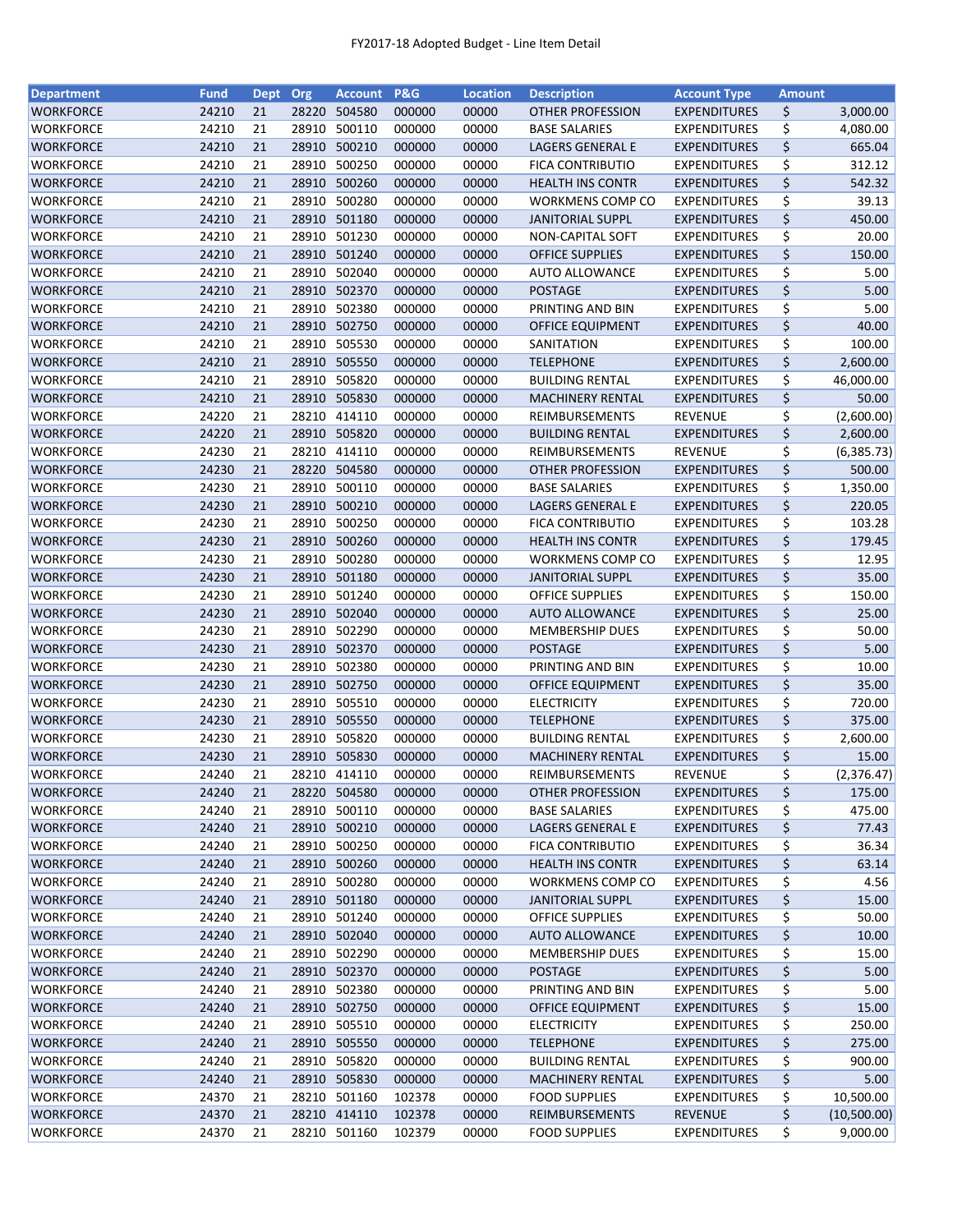# FY2017-18 Adopted Budget - Line Item Detail

| Department | Fund | Dept | Org | Account | P&G | Location | Description | Account Type | Amount |
|---|---|---|---|---|---|---|---|---|---|
| WORKFORCE | 24210 | 21 | 28220 | 504580 | 000000 | 00000 | OTHER PROFESSION | EXPENDITURES | $ 3,000.00 |
| WORKFORCE | 24210 | 21 | 28910 | 500110 | 000000 | 00000 | BASE SALARIES | EXPENDITURES | $ 4,080.00 |
| WORKFORCE | 24210 | 21 | 28910 | 500210 | 000000 | 00000 | LAGERS GENERAL E | EXPENDITURES | $ 665.04 |
| WORKFORCE | 24210 | 21 | 28910 | 500250 | 000000 | 00000 | FICA CONTRIBUTIO | EXPENDITURES | $ 312.12 |
| WORKFORCE | 24210 | 21 | 28910 | 500260 | 000000 | 00000 | HEALTH INS CONTR | EXPENDITURES | $ 542.32 |
| WORKFORCE | 24210 | 21 | 28910 | 500280 | 000000 | 00000 | WORKMENS COMP CO | EXPENDITURES | $ 39.13 |
| WORKFORCE | 24210 | 21 | 28910 | 501180 | 000000 | 00000 | JANITORIAL SUPPL | EXPENDITURES | $ 450.00 |
| WORKFORCE | 24210 | 21 | 28910 | 501230 | 000000 | 00000 | NON-CAPITAL SOFT | EXPENDITURES | $ 20.00 |
| WORKFORCE | 24210 | 21 | 28910 | 501240 | 000000 | 00000 | OFFICE SUPPLIES | EXPENDITURES | $ 150.00 |
| WORKFORCE | 24210 | 21 | 28910 | 502040 | 000000 | 00000 | AUTO ALLOWANCE | EXPENDITURES | $ 5.00 |
| WORKFORCE | 24210 | 21 | 28910 | 502370 | 000000 | 00000 | POSTAGE | EXPENDITURES | $ 5.00 |
| WORKFORCE | 24210 | 21 | 28910 | 502380 | 000000 | 00000 | PRINTING AND BIN | EXPENDITURES | $ 5.00 |
| WORKFORCE | 24210 | 21 | 28910 | 502750 | 000000 | 00000 | OFFICE EQUIPMENT | EXPENDITURES | $ 40.00 |
| WORKFORCE | 24210 | 21 | 28910 | 505530 | 000000 | 00000 | SANITATION | EXPENDITURES | $ 100.00 |
| WORKFORCE | 24210 | 21 | 28910 | 505550 | 000000 | 00000 | TELEPHONE | EXPENDITURES | $ 2,600.00 |
| WORKFORCE | 24210 | 21 | 28910 | 505820 | 000000 | 00000 | BUILDING RENTAL | EXPENDITURES | $ 46,000.00 |
| WORKFORCE | 24210 | 21 | 28910 | 505830 | 000000 | 00000 | MACHINERY RENTAL | EXPENDITURES | $ 50.00 |
| WORKFORCE | 24220 | 21 | 28210 | 414110 | 000000 | 00000 | REIMBURSEMENTS | REVENUE | $ (2,600.00) |
| WORKFORCE | 24220 | 21 | 28910 | 505820 | 000000 | 00000 | BUILDING RENTAL | EXPENDITURES | $ 2,600.00 |
| WORKFORCE | 24230 | 21 | 28210 | 414110 | 000000 | 00000 | REIMBURSEMENTS | REVENUE | $ (6,385.73) |
| WORKFORCE | 24230 | 21 | 28220 | 504580 | 000000 | 00000 | OTHER PROFESSION | EXPENDITURES | $ 500.00 |
| WORKFORCE | 24230 | 21 | 28910 | 500110 | 000000 | 00000 | BASE SALARIES | EXPENDITURES | $ 1,350.00 |
| WORKFORCE | 24230 | 21 | 28910 | 500210 | 000000 | 00000 | LAGERS GENERAL E | EXPENDITURES | $ 220.05 |
| WORKFORCE | 24230 | 21 | 28910 | 500250 | 000000 | 00000 | FICA CONTRIBUTIO | EXPENDITURES | $ 103.28 |
| WORKFORCE | 24230 | 21 | 28910 | 500260 | 000000 | 00000 | HEALTH INS CONTR | EXPENDITURES | $ 179.45 |
| WORKFORCE | 24230 | 21 | 28910 | 500280 | 000000 | 00000 | WORKMENS COMP CO | EXPENDITURES | $ 12.95 |
| WORKFORCE | 24230 | 21 | 28910 | 501180 | 000000 | 00000 | JANITORIAL SUPPL | EXPENDITURES | $ 35.00 |
| WORKFORCE | 24230 | 21 | 28910 | 501240 | 000000 | 00000 | OFFICE SUPPLIES | EXPENDITURES | $ 150.00 |
| WORKFORCE | 24230 | 21 | 28910 | 502040 | 000000 | 00000 | AUTO ALLOWANCE | EXPENDITURES | $ 25.00 |
| WORKFORCE | 24230 | 21 | 28910 | 502290 | 000000 | 00000 | MEMBERSHIP DUES | EXPENDITURES | $ 50.00 |
| WORKFORCE | 24230 | 21 | 28910 | 502370 | 000000 | 00000 | POSTAGE | EXPENDITURES | $ 5.00 |
| WORKFORCE | 24230 | 21 | 28910 | 502380 | 000000 | 00000 | PRINTING AND BIN | EXPENDITURES | $ 10.00 |
| WORKFORCE | 24230 | 21 | 28910 | 502750 | 000000 | 00000 | OFFICE EQUIPMENT | EXPENDITURES | $ 35.00 |
| WORKFORCE | 24230 | 21 | 28910 | 505510 | 000000 | 00000 | ELECTRICITY | EXPENDITURES | $ 720.00 |
| WORKFORCE | 24230 | 21 | 28910 | 505550 | 000000 | 00000 | TELEPHONE | EXPENDITURES | $ 375.00 |
| WORKFORCE | 24230 | 21 | 28910 | 505820 | 000000 | 00000 | BUILDING RENTAL | EXPENDITURES | $ 2,600.00 |
| WORKFORCE | 24230 | 21 | 28910 | 505830 | 000000 | 00000 | MACHINERY RENTAL | EXPENDITURES | $ 15.00 |
| WORKFORCE | 24240 | 21 | 28210 | 414110 | 000000 | 00000 | REIMBURSEMENTS | REVENUE | $ (2,376.47) |
| WORKFORCE | 24240 | 21 | 28220 | 504580 | 000000 | 00000 | OTHER PROFESSION | EXPENDITURES | $ 175.00 |
| WORKFORCE | 24240 | 21 | 28910 | 500110 | 000000 | 00000 | BASE SALARIES | EXPENDITURES | $ 475.00 |
| WORKFORCE | 24240 | 21 | 28910 | 500210 | 000000 | 00000 | LAGERS GENERAL E | EXPENDITURES | $ 77.43 |
| WORKFORCE | 24240 | 21 | 28910 | 500250 | 000000 | 00000 | FICA CONTRIBUTIO | EXPENDITURES | $ 36.34 |
| WORKFORCE | 24240 | 21 | 28910 | 500260 | 000000 | 00000 | HEALTH INS CONTR | EXPENDITURES | $ 63.14 |
| WORKFORCE | 24240 | 21 | 28910 | 500280 | 000000 | 00000 | WORKMENS COMP CO | EXPENDITURES | $ 4.56 |
| WORKFORCE | 24240 | 21 | 28910 | 501180 | 000000 | 00000 | JANITORIAL SUPPL | EXPENDITURES | $ 15.00 |
| WORKFORCE | 24240 | 21 | 28910 | 501240 | 000000 | 00000 | OFFICE SUPPLIES | EXPENDITURES | $ 50.00 |
| WORKFORCE | 24240 | 21 | 28910 | 502040 | 000000 | 00000 | AUTO ALLOWANCE | EXPENDITURES | $ 10.00 |
| WORKFORCE | 24240 | 21 | 28910 | 502290 | 000000 | 00000 | MEMBERSHIP DUES | EXPENDITURES | $ 15.00 |
| WORKFORCE | 24240 | 21 | 28910 | 502370 | 000000 | 00000 | POSTAGE | EXPENDITURES | $ 5.00 |
| WORKFORCE | 24240 | 21 | 28910 | 502380 | 000000 | 00000 | PRINTING AND BIN | EXPENDITURES | $ 5.00 |
| WORKFORCE | 24240 | 21 | 28910 | 502750 | 000000 | 00000 | OFFICE EQUIPMENT | EXPENDITURES | $ 15.00 |
| WORKFORCE | 24240 | 21 | 28910 | 505510 | 000000 | 00000 | ELECTRICITY | EXPENDITURES | $ 250.00 |
| WORKFORCE | 24240 | 21 | 28910 | 505550 | 000000 | 00000 | TELEPHONE | EXPENDITURES | $ 275.00 |
| WORKFORCE | 24240 | 21 | 28910 | 505820 | 000000 | 00000 | BUILDING RENTAL | EXPENDITURES | $ 900.00 |
| WORKFORCE | 24240 | 21 | 28910 | 505830 | 000000 | 00000 | MACHINERY RENTAL | EXPENDITURES | $ 5.00 |
| WORKFORCE | 24370 | 21 | 28210 | 501160 | 102378 | 00000 | FOOD SUPPLIES | EXPENDITURES | $ 10,500.00 |
| WORKFORCE | 24370 | 21 | 28210 | 414110 | 102378 | 00000 | REIMBURSEMENTS | REVENUE | $ (10,500.00) |
| WORKFORCE | 24370 | 21 | 28210 | 501160 | 102379 | 00000 | FOOD SUPPLIES | EXPENDITURES | $ 9,000.00 |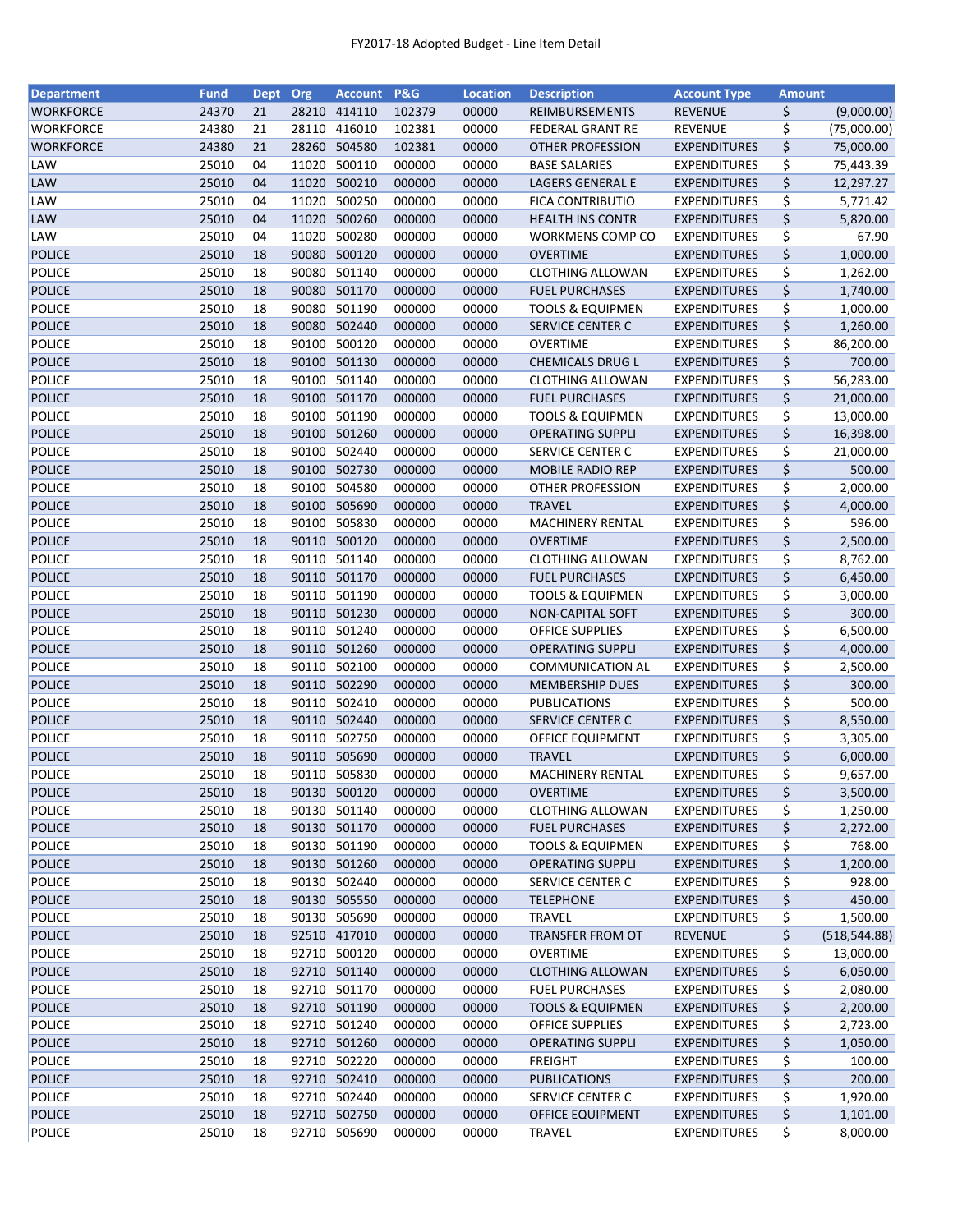FY2017-18 Adopted Budget - Line Item Detail

| Department | Fund | Dept | Org | Account | P&G | Location | Description | Account Type | Amount |
|---|---|---|---|---|---|---|---|---|---|
| WORKFORCE | 24370 | 21 | 28210 | 414110 | 102379 | 00000 | REIMBURSEMENTS | REVENUE | $ (9,000.00) |
| WORKFORCE | 24380 | 21 | 28110 | 416010 | 102381 | 00000 | FEDERAL GRANT RE | REVENUE | $ (75,000.00) |
| WORKFORCE | 24380 | 21 | 28260 | 504580 | 102381 | 00000 | OTHER PROFESSION | EXPENDITURES | $ 75,000.00 |
| LAW | 25010 | 04 | 11020 | 500110 | 000000 | 00000 | BASE SALARIES | EXPENDITURES | $ 75,443.39 |
| LAW | 25010 | 04 | 11020 | 500210 | 000000 | 00000 | LAGERS GENERAL E | EXPENDITURES | $ 12,297.27 |
| LAW | 25010 | 04 | 11020 | 500250 | 000000 | 00000 | FICA CONTRIBUTIO | EXPENDITURES | $ 5,771.42 |
| LAW | 25010 | 04 | 11020 | 500260 | 000000 | 00000 | HEALTH INS CONTR | EXPENDITURES | $ 5,820.00 |
| LAW | 25010 | 04 | 11020 | 500280 | 000000 | 00000 | WORKMENS COMP CO | EXPENDITURES | $ 67.90 |
| POLICE | 25010 | 18 | 90080 | 500120 | 000000 | 00000 | OVERTIME | EXPENDITURES | $ 1,000.00 |
| POLICE | 25010 | 18 | 90080 | 501140 | 000000 | 00000 | CLOTHING ALLOWAN | EXPENDITURES | $ 1,262.00 |
| POLICE | 25010 | 18 | 90080 | 501170 | 000000 | 00000 | FUEL PURCHASES | EXPENDITURES | $ 1,740.00 |
| POLICE | 25010 | 18 | 90080 | 501190 | 000000 | 00000 | TOOLS & EQUIPMEN | EXPENDITURES | $ 1,000.00 |
| POLICE | 25010 | 18 | 90080 | 502440 | 000000 | 00000 | SERVICE CENTER C | EXPENDITURES | $ 1,260.00 |
| POLICE | 25010 | 18 | 90100 | 500120 | 000000 | 00000 | OVERTIME | EXPENDITURES | $ 86,200.00 |
| POLICE | 25010 | 18 | 90100 | 501130 | 000000 | 00000 | CHEMICALS DRUG L | EXPENDITURES | $ 700.00 |
| POLICE | 25010 | 18 | 90100 | 501140 | 000000 | 00000 | CLOTHING ALLOWAN | EXPENDITURES | $ 56,283.00 |
| POLICE | 25010 | 18 | 90100 | 501170 | 000000 | 00000 | FUEL PURCHASES | EXPENDITURES | $ 21,000.00 |
| POLICE | 25010 | 18 | 90100 | 501190 | 000000 | 00000 | TOOLS & EQUIPMEN | EXPENDITURES | $ 13,000.00 |
| POLICE | 25010 | 18 | 90100 | 501260 | 000000 | 00000 | OPERATING SUPPLI | EXPENDITURES | $ 16,398.00 |
| POLICE | 25010 | 18 | 90100 | 502440 | 000000 | 00000 | SERVICE CENTER C | EXPENDITURES | $ 21,000.00 |
| POLICE | 25010 | 18 | 90100 | 502730 | 000000 | 00000 | MOBILE RADIO REP | EXPENDITURES | $ 500.00 |
| POLICE | 25010 | 18 | 90100 | 504580 | 000000 | 00000 | OTHER PROFESSION | EXPENDITURES | $ 2,000.00 |
| POLICE | 25010 | 18 | 90100 | 505690 | 000000 | 00000 | TRAVEL | EXPENDITURES | $ 4,000.00 |
| POLICE | 25010 | 18 | 90100 | 505830 | 000000 | 00000 | MACHINERY RENTAL | EXPENDITURES | $ 596.00 |
| POLICE | 25010 | 18 | 90110 | 500120 | 000000 | 00000 | OVERTIME | EXPENDITURES | $ 2,500.00 |
| POLICE | 25010 | 18 | 90110 | 501140 | 000000 | 00000 | CLOTHING ALLOWAN | EXPENDITURES | $ 8,762.00 |
| POLICE | 25010 | 18 | 90110 | 501170 | 000000 | 00000 | FUEL PURCHASES | EXPENDITURES | $ 6,450.00 |
| POLICE | 25010 | 18 | 90110 | 501190 | 000000 | 00000 | TOOLS & EQUIPMEN | EXPENDITURES | $ 3,000.00 |
| POLICE | 25010 | 18 | 90110 | 501230 | 000000 | 00000 | NON-CAPITAL SOFT | EXPENDITURES | $ 300.00 |
| POLICE | 25010 | 18 | 90110 | 501240 | 000000 | 00000 | OFFICE SUPPLIES | EXPENDITURES | $ 6,500.00 |
| POLICE | 25010 | 18 | 90110 | 501260 | 000000 | 00000 | OPERATING SUPPLI | EXPENDITURES | $ 4,000.00 |
| POLICE | 25010 | 18 | 90110 | 502100 | 000000 | 00000 | COMMUNICATION AL | EXPENDITURES | $ 2,500.00 |
| POLICE | 25010 | 18 | 90110 | 502290 | 000000 | 00000 | MEMBERSHIP DUES | EXPENDITURES | $ 300.00 |
| POLICE | 25010 | 18 | 90110 | 502410 | 000000 | 00000 | PUBLICATIONS | EXPENDITURES | $ 500.00 |
| POLICE | 25010 | 18 | 90110 | 502440 | 000000 | 00000 | SERVICE CENTER C | EXPENDITURES | $ 8,550.00 |
| POLICE | 25010 | 18 | 90110 | 502750 | 000000 | 00000 | OFFICE EQUIPMENT | EXPENDITURES | $ 3,305.00 |
| POLICE | 25010 | 18 | 90110 | 505690 | 000000 | 00000 | TRAVEL | EXPENDITURES | $ 6,000.00 |
| POLICE | 25010 | 18 | 90110 | 505830 | 000000 | 00000 | MACHINERY RENTAL | EXPENDITURES | $ 9,657.00 |
| POLICE | 25010 | 18 | 90130 | 500120 | 000000 | 00000 | OVERTIME | EXPENDITURES | $ 3,500.00 |
| POLICE | 25010 | 18 | 90130 | 501140 | 000000 | 00000 | CLOTHING ALLOWAN | EXPENDITURES | $ 1,250.00 |
| POLICE | 25010 | 18 | 90130 | 501170 | 000000 | 00000 | FUEL PURCHASES | EXPENDITURES | $ 2,272.00 |
| POLICE | 25010 | 18 | 90130 | 501190 | 000000 | 00000 | TOOLS & EQUIPMEN | EXPENDITURES | $ 768.00 |
| POLICE | 25010 | 18 | 90130 | 501260 | 000000 | 00000 | OPERATING SUPPLI | EXPENDITURES | $ 1,200.00 |
| POLICE | 25010 | 18 | 90130 | 502440 | 000000 | 00000 | SERVICE CENTER C | EXPENDITURES | $ 928.00 |
| POLICE | 25010 | 18 | 90130 | 505550 | 000000 | 00000 | TELEPHONE | EXPENDITURES | $ 450.00 |
| POLICE | 25010 | 18 | 90130 | 505690 | 000000 | 00000 | TRAVEL | EXPENDITURES | $ 1,500.00 |
| POLICE | 25010 | 18 | 92510 | 417010 | 000000 | 00000 | TRANSFER FROM OT | REVENUE | $ (518,544.88) |
| POLICE | 25010 | 18 | 92710 | 500120 | 000000 | 00000 | OVERTIME | EXPENDITURES | $ 13,000.00 |
| POLICE | 25010 | 18 | 92710 | 501140 | 000000 | 00000 | CLOTHING ALLOWAN | EXPENDITURES | $ 6,050.00 |
| POLICE | 25010 | 18 | 92710 | 501170 | 000000 | 00000 | FUEL PURCHASES | EXPENDITURES | $ 2,080.00 |
| POLICE | 25010 | 18 | 92710 | 501190 | 000000 | 00000 | TOOLS & EQUIPMEN | EXPENDITURES | $ 2,200.00 |
| POLICE | 25010 | 18 | 92710 | 501240 | 000000 | 00000 | OFFICE SUPPLIES | EXPENDITURES | $ 2,723.00 |
| POLICE | 25010 | 18 | 92710 | 501260 | 000000 | 00000 | OPERATING SUPPLI | EXPENDITURES | $ 1,050.00 |
| POLICE | 25010 | 18 | 92710 | 502220 | 000000 | 00000 | FREIGHT | EXPENDITURES | $ 100.00 |
| POLICE | 25010 | 18 | 92710 | 502410 | 000000 | 00000 | PUBLICATIONS | EXPENDITURES | $ 200.00 |
| POLICE | 25010 | 18 | 92710 | 502440 | 000000 | 00000 | SERVICE CENTER C | EXPENDITURES | $ 1,920.00 |
| POLICE | 25010 | 18 | 92710 | 502750 | 000000 | 00000 | OFFICE EQUIPMENT | EXPENDITURES | $ 1,101.00 |
| POLICE | 25010 | 18 | 92710 | 505690 | 000000 | 00000 | TRAVEL | EXPENDITURES | $ 8,000.00 |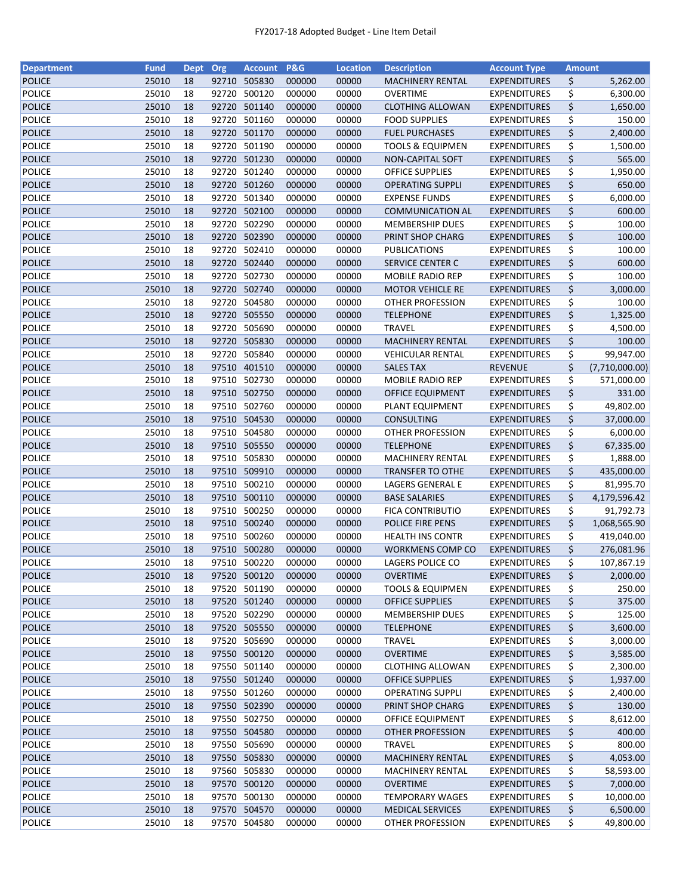FY2017-18 Adopted Budget - Line Item Detail

| Department | Fund | Dept | Org | Account | P&G | Location | Description | Account Type | Amount |
|---|---|---|---|---|---|---|---|---|---|
| POLICE | 25010 | 18 | 92710 | 505830 | 000000 | 00000 | MACHINERY RENTAL | EXPENDITURES | $ 5,262.00 |
| POLICE | 25010 | 18 | 92720 | 500120 | 000000 | 00000 | OVERTIME | EXPENDITURES | $ 6,300.00 |
| POLICE | 25010 | 18 | 92720 | 501140 | 000000 | 00000 | CLOTHING ALLOWAN | EXPENDITURES | $ 1,650.00 |
| POLICE | 25010 | 18 | 92720 | 501160 | 000000 | 00000 | FOOD SUPPLIES | EXPENDITURES | $ 150.00 |
| POLICE | 25010 | 18 | 92720 | 501170 | 000000 | 00000 | FUEL PURCHASES | EXPENDITURES | $ 2,400.00 |
| POLICE | 25010 | 18 | 92720 | 501190 | 000000 | 00000 | TOOLS & EQUIPMEN | EXPENDITURES | $ 1,500.00 |
| POLICE | 25010 | 18 | 92720 | 501230 | 000000 | 00000 | NON-CAPITAL SOFT | EXPENDITURES | $ 565.00 |
| POLICE | 25010 | 18 | 92720 | 501240 | 000000 | 00000 | OFFICE SUPPLIES | EXPENDITURES | $ 1,950.00 |
| POLICE | 25010 | 18 | 92720 | 501260 | 000000 | 00000 | OPERATING SUPPLI | EXPENDITURES | $ 650.00 |
| POLICE | 25010 | 18 | 92720 | 501340 | 000000 | 00000 | EXPENSE FUNDS | EXPENDITURES | $ 6,000.00 |
| POLICE | 25010 | 18 | 92720 | 502100 | 000000 | 00000 | COMMUNICATION AL | EXPENDITURES | $ 600.00 |
| POLICE | 25010 | 18 | 92720 | 502290 | 000000 | 00000 | MEMBERSHIP DUES | EXPENDITURES | $ 100.00 |
| POLICE | 25010 | 18 | 92720 | 502390 | 000000 | 00000 | PRINT SHOP CHARG | EXPENDITURES | $ 100.00 |
| POLICE | 25010 | 18 | 92720 | 502410 | 000000 | 00000 | PUBLICATIONS | EXPENDITURES | $ 100.00 |
| POLICE | 25010 | 18 | 92720 | 502440 | 000000 | 00000 | SERVICE CENTER C | EXPENDITURES | $ 600.00 |
| POLICE | 25010 | 18 | 92720 | 502730 | 000000 | 00000 | MOBILE RADIO REP | EXPENDITURES | $ 100.00 |
| POLICE | 25010 | 18 | 92720 | 502740 | 000000 | 00000 | MOTOR VEHICLE RE | EXPENDITURES | $ 3,000.00 |
| POLICE | 25010 | 18 | 92720 | 504580 | 000000 | 00000 | OTHER PROFESSION | EXPENDITURES | $ 100.00 |
| POLICE | 25010 | 18 | 92720 | 505550 | 000000 | 00000 | TELEPHONE | EXPENDITURES | $ 1,325.00 |
| POLICE | 25010 | 18 | 92720 | 505690 | 000000 | 00000 | TRAVEL | EXPENDITURES | $ 4,500.00 |
| POLICE | 25010 | 18 | 92720 | 505830 | 000000 | 00000 | MACHINERY RENTAL | EXPENDITURES | $ 100.00 |
| POLICE | 25010 | 18 | 92720 | 505840 | 000000 | 00000 | VEHICULAR RENTAL | EXPENDITURES | $ 99,947.00 |
| POLICE | 25010 | 18 | 97510 | 401510 | 000000 | 00000 | SALES TAX | REVENUE | $ (7,710,000.00) |
| POLICE | 25010 | 18 | 97510 | 502730 | 000000 | 00000 | MOBILE RADIO REP | EXPENDITURES | $ 571,000.00 |
| POLICE | 25010 | 18 | 97510 | 502750 | 000000 | 00000 | OFFICE EQUIPMENT | EXPENDITURES | $ 331.00 |
| POLICE | 25010 | 18 | 97510 | 502760 | 000000 | 00000 | PLANT EQUIPMENT | EXPENDITURES | $ 49,802.00 |
| POLICE | 25010 | 18 | 97510 | 504530 | 000000 | 00000 | CONSULTING | EXPENDITURES | $ 37,000.00 |
| POLICE | 25010 | 18 | 97510 | 504580 | 000000 | 00000 | OTHER PROFESSION | EXPENDITURES | $ 6,000.00 |
| POLICE | 25010 | 18 | 97510 | 505550 | 000000 | 00000 | TELEPHONE | EXPENDITURES | $ 67,335.00 |
| POLICE | 25010 | 18 | 97510 | 505830 | 000000 | 00000 | MACHINERY RENTAL | EXPENDITURES | $ 1,888.00 |
| POLICE | 25010 | 18 | 97510 | 509910 | 000000 | 00000 | TRANSFER TO OTHE | EXPENDITURES | $ 435,000.00 |
| POLICE | 25010 | 18 | 97510 | 500210 | 000000 | 00000 | LAGERS GENERAL E | EXPENDITURES | $ 81,995.70 |
| POLICE | 25010 | 18 | 97510 | 500110 | 000000 | 00000 | BASE SALARIES | EXPENDITURES | $ 4,179,596.42 |
| POLICE | 25010 | 18 | 97510 | 500250 | 000000 | 00000 | FICA CONTRIBUTIO | EXPENDITURES | $ 91,792.73 |
| POLICE | 25010 | 18 | 97510 | 500240 | 000000 | 00000 | POLICE FIRE PENS | EXPENDITURES | $ 1,068,565.90 |
| POLICE | 25010 | 18 | 97510 | 500260 | 000000 | 00000 | HEALTH INS CONTR | EXPENDITURES | $ 419,040.00 |
| POLICE | 25010 | 18 | 97510 | 500280 | 000000 | 00000 | WORKMENS COMP CO | EXPENDITURES | $ 276,081.96 |
| POLICE | 25010 | 18 | 97510 | 500220 | 000000 | 00000 | LAGERS POLICE CO | EXPENDITURES | $ 107,867.19 |
| POLICE | 25010 | 18 | 97520 | 500120 | 000000 | 00000 | OVERTIME | EXPENDITURES | $ 2,000.00 |
| POLICE | 25010 | 18 | 97520 | 501190 | 000000 | 00000 | TOOLS & EQUIPMEN | EXPENDITURES | $ 250.00 |
| POLICE | 25010 | 18 | 97520 | 501240 | 000000 | 00000 | OFFICE SUPPLIES | EXPENDITURES | $ 375.00 |
| POLICE | 25010 | 18 | 97520 | 502290 | 000000 | 00000 | MEMBERSHIP DUES | EXPENDITURES | $ 125.00 |
| POLICE | 25010 | 18 | 97520 | 505550 | 000000 | 00000 | TELEPHONE | EXPENDITURES | $ 3,600.00 |
| POLICE | 25010 | 18 | 97520 | 505690 | 000000 | 00000 | TRAVEL | EXPENDITURES | $ 3,000.00 |
| POLICE | 25010 | 18 | 97550 | 500120 | 000000 | 00000 | OVERTIME | EXPENDITURES | $ 3,585.00 |
| POLICE | 25010 | 18 | 97550 | 501140 | 000000 | 00000 | CLOTHING ALLOWAN | EXPENDITURES | $ 2,300.00 |
| POLICE | 25010 | 18 | 97550 | 501240 | 000000 | 00000 | OFFICE SUPPLIES | EXPENDITURES | $ 1,937.00 |
| POLICE | 25010 | 18 | 97550 | 501260 | 000000 | 00000 | OPERATING SUPPLI | EXPENDITURES | $ 2,400.00 |
| POLICE | 25010 | 18 | 97550 | 502390 | 000000 | 00000 | PRINT SHOP CHARG | EXPENDITURES | $ 130.00 |
| POLICE | 25010 | 18 | 97550 | 502750 | 000000 | 00000 | OFFICE EQUIPMENT | EXPENDITURES | $ 8,612.00 |
| POLICE | 25010 | 18 | 97550 | 504580 | 000000 | 00000 | OTHER PROFESSION | EXPENDITURES | $ 400.00 |
| POLICE | 25010 | 18 | 97550 | 505690 | 000000 | 00000 | TRAVEL | EXPENDITURES | $ 800.00 |
| POLICE | 25010 | 18 | 97550 | 505830 | 000000 | 00000 | MACHINERY RENTAL | EXPENDITURES | $ 4,053.00 |
| POLICE | 25010 | 18 | 97560 | 505830 | 000000 | 00000 | MACHINERY RENTAL | EXPENDITURES | $ 58,593.00 |
| POLICE | 25010 | 18 | 97570 | 500120 | 000000 | 00000 | OVERTIME | EXPENDITURES | $ 7,000.00 |
| POLICE | 25010 | 18 | 97570 | 500130 | 000000 | 00000 | TEMPORARY WAGES | EXPENDITURES | $ 10,000.00 |
| POLICE | 25010 | 18 | 97570 | 504570 | 000000 | 00000 | MEDICAL SERVICES | EXPENDITURES | $ 6,500.00 |
| POLICE | 25010 | 18 | 97570 | 504580 | 000000 | 00000 | OTHER PROFESSION | EXPENDITURES | $ 49,800.00 |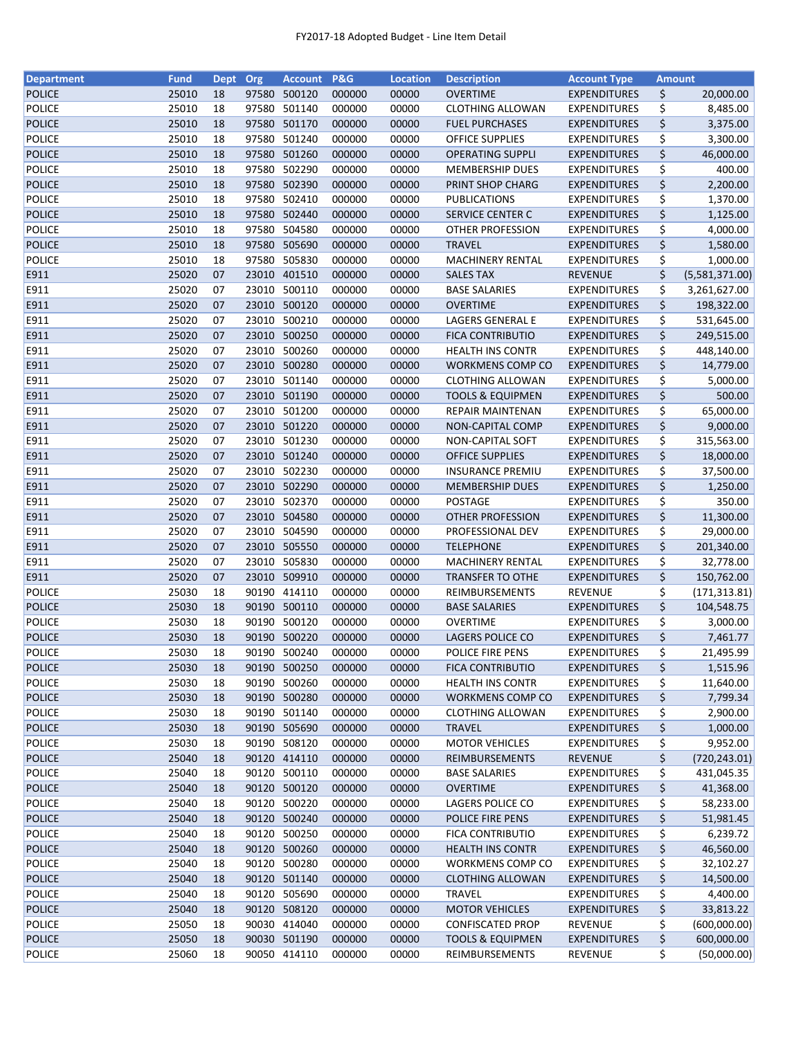FY2017-18 Adopted Budget - Line Item Detail

| Department | Fund | Dept | Org | Account | P&G | Location | Description | Account Type | Amount |
|---|---|---|---|---|---|---|---|---|---|
| POLICE | 25010 | 18 | 97580 | 500120 | 000000 | 00000 | OVERTIME | EXPENDITURES | $ 20,000.00 |
| POLICE | 25010 | 18 | 97580 | 501140 | 000000 | 00000 | CLOTHING ALLOWAN | EXPENDITURES | $ 8,485.00 |
| POLICE | 25010 | 18 | 97580 | 501170 | 000000 | 00000 | FUEL PURCHASES | EXPENDITURES | $ 3,375.00 |
| POLICE | 25010 | 18 | 97580 | 501240 | 000000 | 00000 | OFFICE SUPPLIES | EXPENDITURES | $ 3,300.00 |
| POLICE | 25010 | 18 | 97580 | 501260 | 000000 | 00000 | OPERATING SUPPLI | EXPENDITURES | $ 46,000.00 |
| POLICE | 25010 | 18 | 97580 | 502290 | 000000 | 00000 | MEMBERSHIP DUES | EXPENDITURES | $ 400.00 |
| POLICE | 25010 | 18 | 97580 | 502390 | 000000 | 00000 | PRINT SHOP CHARG | EXPENDITURES | $ 2,200.00 |
| POLICE | 25010 | 18 | 97580 | 502410 | 000000 | 00000 | PUBLICATIONS | EXPENDITURES | $ 1,370.00 |
| POLICE | 25010 | 18 | 97580 | 502440 | 000000 | 00000 | SERVICE CENTER C | EXPENDITURES | $ 1,125.00 |
| POLICE | 25010 | 18 | 97580 | 504580 | 000000 | 00000 | OTHER PROFESSION | EXPENDITURES | $ 4,000.00 |
| POLICE | 25010 | 18 | 97580 | 505690 | 000000 | 00000 | TRAVEL | EXPENDITURES | $ 1,580.00 |
| POLICE | 25010 | 18 | 97580 | 505830 | 000000 | 00000 | MACHINERY RENTAL | EXPENDITURES | $ 1,000.00 |
| E911 | 25020 | 07 | 23010 | 401510 | 000000 | 00000 | SALES TAX | REVENUE | $ (5,581,371.00) |
| E911 | 25020 | 07 | 23010 | 500110 | 000000 | 00000 | BASE SALARIES | EXPENDITURES | $ 3,261,627.00 |
| E911 | 25020 | 07 | 23010 | 500120 | 000000 | 00000 | OVERTIME | EXPENDITURES | $ 198,322.00 |
| E911 | 25020 | 07 | 23010 | 500210 | 000000 | 00000 | LAGERS GENERAL E | EXPENDITURES | $ 531,645.00 |
| E911 | 25020 | 07 | 23010 | 500250 | 000000 | 00000 | FICA CONTRIBUTIO | EXPENDITURES | $ 249,515.00 |
| E911 | 25020 | 07 | 23010 | 500260 | 000000 | 00000 | HEALTH INS CONTR | EXPENDITURES | $ 448,140.00 |
| E911 | 25020 | 07 | 23010 | 500280 | 000000 | 00000 | WORKMENS COMP CO | EXPENDITURES | $ 14,779.00 |
| E911 | 25020 | 07 | 23010 | 501140 | 000000 | 00000 | CLOTHING ALLOWAN | EXPENDITURES | $ 5,000.00 |
| E911 | 25020 | 07 | 23010 | 501190 | 000000 | 00000 | TOOLS & EQUIPMEN | EXPENDITURES | $ 500.00 |
| E911 | 25020 | 07 | 23010 | 501200 | 000000 | 00000 | REPAIR MAINTENAN | EXPENDITURES | $ 65,000.00 |
| E911 | 25020 | 07 | 23010 | 501220 | 000000 | 00000 | NON-CAPITAL COMP | EXPENDITURES | $ 9,000.00 |
| E911 | 25020 | 07 | 23010 | 501230 | 000000 | 00000 | NON-CAPITAL SOFT | EXPENDITURES | $ 315,563.00 |
| E911 | 25020 | 07 | 23010 | 501240 | 000000 | 00000 | OFFICE SUPPLIES | EXPENDITURES | $ 18,000.00 |
| E911 | 25020 | 07 | 23010 | 502230 | 000000 | 00000 | INSURANCE PREMIU | EXPENDITURES | $ 37,500.00 |
| E911 | 25020 | 07 | 23010 | 502290 | 000000 | 00000 | MEMBERSHIP DUES | EXPENDITURES | $ 1,250.00 |
| E911 | 25020 | 07 | 23010 | 502370 | 000000 | 00000 | POSTAGE | EXPENDITURES | $ 350.00 |
| E911 | 25020 | 07 | 23010 | 504580 | 000000 | 00000 | OTHER PROFESSION | EXPENDITURES | $ 11,300.00 |
| E911 | 25020 | 07 | 23010 | 504590 | 000000 | 00000 | PROFESSIONAL DEV | EXPENDITURES | $ 29,000.00 |
| E911 | 25020 | 07 | 23010 | 505550 | 000000 | 00000 | TELEPHONE | EXPENDITURES | $ 201,340.00 |
| E911 | 25020 | 07 | 23010 | 505830 | 000000 | 00000 | MACHINERY RENTAL | EXPENDITURES | $ 32,778.00 |
| E911 | 25020 | 07 | 23010 | 509910 | 000000 | 00000 | TRANSFER TO OTHE | EXPENDITURES | $ 150,762.00 |
| POLICE | 25030 | 18 | 90190 | 414110 | 000000 | 00000 | REIMBURSEMENTS | REVENUE | $ (171,313.81) |
| POLICE | 25030 | 18 | 90190 | 500110 | 000000 | 00000 | BASE SALARIES | EXPENDITURES | $ 104,548.75 |
| POLICE | 25030 | 18 | 90190 | 500120 | 000000 | 00000 | OVERTIME | EXPENDITURES | $ 3,000.00 |
| POLICE | 25030 | 18 | 90190 | 500220 | 000000 | 00000 | LAGERS POLICE CO | EXPENDITURES | $ 7,461.77 |
| POLICE | 25030 | 18 | 90190 | 500240 | 000000 | 00000 | POLICE FIRE PENS | EXPENDITURES | $ 21,495.99 |
| POLICE | 25030 | 18 | 90190 | 500250 | 000000 | 00000 | FICA CONTRIBUTIO | EXPENDITURES | $ 1,515.96 |
| POLICE | 25030 | 18 | 90190 | 500260 | 000000 | 00000 | HEALTH INS CONTR | EXPENDITURES | $ 11,640.00 |
| POLICE | 25030 | 18 | 90190 | 500280 | 000000 | 00000 | WORKMENS COMP CO | EXPENDITURES | $ 7,799.34 |
| POLICE | 25030 | 18 | 90190 | 501140 | 000000 | 00000 | CLOTHING ALLOWAN | EXPENDITURES | $ 2,900.00 |
| POLICE | 25030 | 18 | 90190 | 505690 | 000000 | 00000 | TRAVEL | EXPENDITURES | $ 1,000.00 |
| POLICE | 25030 | 18 | 90190 | 508120 | 000000 | 00000 | MOTOR VEHICLES | EXPENDITURES | $ 9,952.00 |
| POLICE | 25040 | 18 | 90120 | 414110 | 000000 | 00000 | REIMBURSEMENTS | REVENUE | $ (720,243.01) |
| POLICE | 25040 | 18 | 90120 | 500110 | 000000 | 00000 | BASE SALARIES | EXPENDITURES | $ 431,045.35 |
| POLICE | 25040 | 18 | 90120 | 500120 | 000000 | 00000 | OVERTIME | EXPENDITURES | $ 41,368.00 |
| POLICE | 25040 | 18 | 90120 | 500220 | 000000 | 00000 | LAGERS POLICE CO | EXPENDITURES | $ 58,233.00 |
| POLICE | 25040 | 18 | 90120 | 500240 | 000000 | 00000 | POLICE FIRE PENS | EXPENDITURES | $ 51,981.45 |
| POLICE | 25040 | 18 | 90120 | 500250 | 000000 | 00000 | FICA CONTRIBUTIO | EXPENDITURES | $ 6,239.72 |
| POLICE | 25040 | 18 | 90120 | 500260 | 000000 | 00000 | HEALTH INS CONTR | EXPENDITURES | $ 46,560.00 |
| POLICE | 25040 | 18 | 90120 | 500280 | 000000 | 00000 | WORKMENS COMP CO | EXPENDITURES | $ 32,102.27 |
| POLICE | 25040 | 18 | 90120 | 501140 | 000000 | 00000 | CLOTHING ALLOWAN | EXPENDITURES | $ 14,500.00 |
| POLICE | 25040 | 18 | 90120 | 505690 | 000000 | 00000 | TRAVEL | EXPENDITURES | $ 4,400.00 |
| POLICE | 25040 | 18 | 90120 | 508120 | 000000 | 00000 | MOTOR VEHICLES | EXPENDITURES | $ 33,813.22 |
| POLICE | 25050 | 18 | 90030 | 414040 | 000000 | 00000 | CONFISCATED PROP | REVENUE | $ (600,000.00) |
| POLICE | 25050 | 18 | 90030 | 501190 | 000000 | 00000 | TOOLS & EQUIPMEN | EXPENDITURES | $ 600,000.00 |
| POLICE | 25060 | 18 | 90050 | 414110 | 000000 | 00000 | REIMBURSEMENTS | REVENUE | $ (50,000.00) |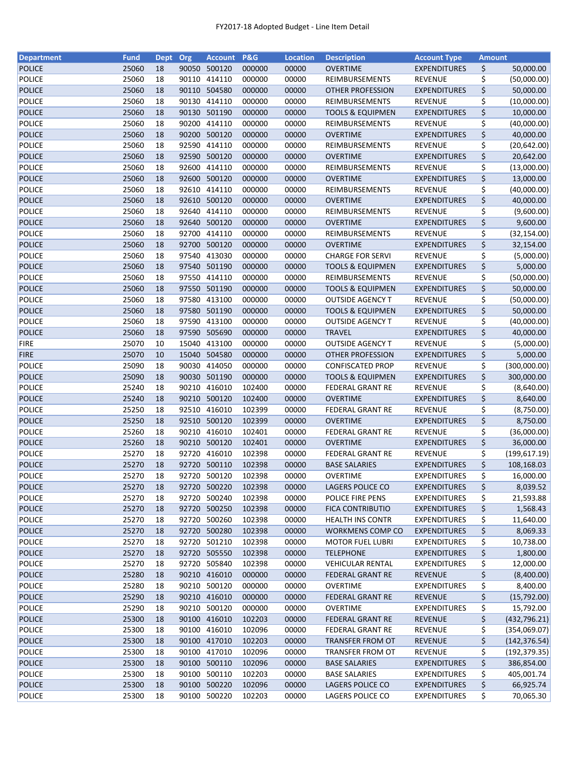| Department | Fund | Dept | Org | Account | P&G | Location | Description | Account Type | Amount |
|---|---|---|---|---|---|---|---|---|---|
| POLICE | 25060 | 18 | 90050 | 500120 | 000000 | 00000 | OVERTIME | EXPENDITURES | $ 50,000.00 |
| POLICE | 25060 | 18 | 90110 | 414110 | 000000 | 00000 | REIMBURSEMENTS | REVENUE | $ (50,000.00) |
| POLICE | 25060 | 18 | 90110 | 504580 | 000000 | 00000 | OTHER PROFESSION | EXPENDITURES | $ 50,000.00 |
| POLICE | 25060 | 18 | 90130 | 414110 | 000000 | 00000 | REIMBURSEMENTS | REVENUE | $ (10,000.00) |
| POLICE | 25060 | 18 | 90130 | 501190 | 000000 | 00000 | TOOLS & EQUIPMEN | EXPENDITURES | $ 10,000.00 |
| POLICE | 25060 | 18 | 90200 | 414110 | 000000 | 00000 | REIMBURSEMENTS | REVENUE | $ (40,000.00) |
| POLICE | 25060 | 18 | 90200 | 500120 | 000000 | 00000 | OVERTIME | EXPENDITURES | $ 40,000.00 |
| POLICE | 25060 | 18 | 92590 | 414110 | 000000 | 00000 | REIMBURSEMENTS | REVENUE | $ (20,642.00) |
| POLICE | 25060 | 18 | 92590 | 500120 | 000000 | 00000 | OVERTIME | EXPENDITURES | $ 20,642.00 |
| POLICE | 25060 | 18 | 92600 | 414110 | 000000 | 00000 | REIMBURSEMENTS | REVENUE | $ (13,000.00) |
| POLICE | 25060 | 18 | 92600 | 500120 | 000000 | 00000 | OVERTIME | EXPENDITURES | $ 13,000.00 |
| POLICE | 25060 | 18 | 92610 | 414110 | 000000 | 00000 | REIMBURSEMENTS | REVENUE | $ (40,000.00) |
| POLICE | 25060 | 18 | 92610 | 500120 | 000000 | 00000 | OVERTIME | EXPENDITURES | $ 40,000.00 |
| POLICE | 25060 | 18 | 92640 | 414110 | 000000 | 00000 | REIMBURSEMENTS | REVENUE | $ (9,600.00) |
| POLICE | 25060 | 18 | 92640 | 500120 | 000000 | 00000 | OVERTIME | EXPENDITURES | $ 9,600.00 |
| POLICE | 25060 | 18 | 92700 | 414110 | 000000 | 00000 | REIMBURSEMENTS | REVENUE | $ (32,154.00) |
| POLICE | 25060 | 18 | 92700 | 500120 | 000000 | 00000 | OVERTIME | EXPENDITURES | $ 32,154.00 |
| POLICE | 25060 | 18 | 97540 | 413030 | 000000 | 00000 | CHARGE FOR SERVI | REVENUE | $ (5,000.00) |
| POLICE | 25060 | 18 | 97540 | 501190 | 000000 | 00000 | TOOLS & EQUIPMEN | EXPENDITURES | $ 5,000.00 |
| POLICE | 25060 | 18 | 97550 | 414110 | 000000 | 00000 | REIMBURSEMENTS | REVENUE | $ (50,000.00) |
| POLICE | 25060 | 18 | 97550 | 501190 | 000000 | 00000 | TOOLS & EQUIPMEN | EXPENDITURES | $ 50,000.00 |
| POLICE | 25060 | 18 | 97580 | 413100 | 000000 | 00000 | OUTSIDE AGENCY T | REVENUE | $ (50,000.00) |
| POLICE | 25060 | 18 | 97580 | 501190 | 000000 | 00000 | TOOLS & EQUIPMEN | EXPENDITURES | $ 50,000.00 |
| POLICE | 25060 | 18 | 97590 | 413100 | 000000 | 00000 | OUTSIDE AGENCY T | REVENUE | $ (40,000.00) |
| POLICE | 25060 | 18 | 97590 | 505690 | 000000 | 00000 | TRAVEL | EXPENDITURES | $ 40,000.00 |
| FIRE | 25070 | 10 | 15040 | 413100 | 000000 | 00000 | OUTSIDE AGENCY T | REVENUE | $ (5,000.00) |
| FIRE | 25070 | 10 | 15040 | 504580 | 000000 | 00000 | OTHER PROFESSION | EXPENDITURES | $ 5,000.00 |
| POLICE | 25090 | 18 | 90030 | 414050 | 000000 | 00000 | CONFISCATED PROP | REVENUE | $ (300,000.00) |
| POLICE | 25090 | 18 | 90030 | 501190 | 000000 | 00000 | TOOLS & EQUIPMEN | EXPENDITURES | $ 300,000.00 |
| POLICE | 25240 | 18 | 90210 | 416010 | 102400 | 00000 | FEDERAL GRANT RE | REVENUE | $ (8,640.00) |
| POLICE | 25240 | 18 | 90210 | 500120 | 102400 | 00000 | OVERTIME | EXPENDITURES | $ 8,640.00 |
| POLICE | 25250 | 18 | 92510 | 416010 | 102399 | 00000 | FEDERAL GRANT RE | REVENUE | $ (8,750.00) |
| POLICE | 25250 | 18 | 92510 | 500120 | 102399 | 00000 | OVERTIME | EXPENDITURES | $ 8,750.00 |
| POLICE | 25260 | 18 | 90210 | 416010 | 102401 | 00000 | FEDERAL GRANT RE | REVENUE | $ (36,000.00) |
| POLICE | 25260 | 18 | 90210 | 500120 | 102401 | 00000 | OVERTIME | EXPENDITURES | $ 36,000.00 |
| POLICE | 25270 | 18 | 92720 | 416010 | 102398 | 00000 | FEDERAL GRANT RE | REVENUE | $ (199,617.19) |
| POLICE | 25270 | 18 | 92720 | 500110 | 102398 | 00000 | BASE SALARIES | EXPENDITURES | $ 108,168.03 |
| POLICE | 25270 | 18 | 92720 | 500120 | 102398 | 00000 | OVERTIME | EXPENDITURES | $ 16,000.00 |
| POLICE | 25270 | 18 | 92720 | 500220 | 102398 | 00000 | LAGERS POLICE CO | EXPENDITURES | $ 8,039.52 |
| POLICE | 25270 | 18 | 92720 | 500240 | 102398 | 00000 | POLICE FIRE PENS | EXPENDITURES | $ 21,593.88 |
| POLICE | 25270 | 18 | 92720 | 500250 | 102398 | 00000 | FICA CONTRIBUTIO | EXPENDITURES | $ 1,568.43 |
| POLICE | 25270 | 18 | 92720 | 500260 | 102398 | 00000 | HEALTH INS CONTR | EXPENDITURES | $ 11,640.00 |
| POLICE | 25270 | 18 | 92720 | 500280 | 102398 | 00000 | WORKMENS COMP CO | EXPENDITURES | $ 8,069.33 |
| POLICE | 25270 | 18 | 92720 | 501210 | 102398 | 00000 | MOTOR FUEL LUBRI | EXPENDITURES | $ 10,738.00 |
| POLICE | 25270 | 18 | 92720 | 505550 | 102398 | 00000 | TELEPHONE | EXPENDITURES | $ 1,800.00 |
| POLICE | 25270 | 18 | 92720 | 505840 | 102398 | 00000 | VEHICULAR RENTAL | EXPENDITURES | $ 12,000.00 |
| POLICE | 25280 | 18 | 90210 | 416010 | 000000 | 00000 | FEDERAL GRANT RE | REVENUE | $ (8,400.00) |
| POLICE | 25280 | 18 | 90210 | 500120 | 000000 | 00000 | OVERTIME | EXPENDITURES | $ 8,400.00 |
| POLICE | 25290 | 18 | 90210 | 416010 | 000000 | 00000 | FEDERAL GRANT RE | REVENUE | $ (15,792.00) |
| POLICE | 25290 | 18 | 90210 | 500120 | 000000 | 00000 | OVERTIME | EXPENDITURES | $ 15,792.00 |
| POLICE | 25300 | 18 | 90100 | 416010 | 102203 | 00000 | FEDERAL GRANT RE | REVENUE | $ (432,796.21) |
| POLICE | 25300 | 18 | 90100 | 416010 | 102096 | 00000 | FEDERAL GRANT RE | REVENUE | $ (354,069.07) |
| POLICE | 25300 | 18 | 90100 | 417010 | 102203 | 00000 | TRANSFER FROM OT | REVENUE | $ (142,376.54) |
| POLICE | 25300 | 18 | 90100 | 417010 | 102096 | 00000 | TRANSFER FROM OT | REVENUE | $ (192,379.35) |
| POLICE | 25300 | 18 | 90100 | 500110 | 102096 | 00000 | BASE SALARIES | EXPENDITURES | $ 386,854.00 |
| POLICE | 25300 | 18 | 90100 | 500110 | 102203 | 00000 | BASE SALARIES | EXPENDITURES | $ 405,001.74 |
| POLICE | 25300 | 18 | 90100 | 500220 | 102096 | 00000 | LAGERS POLICE CO | EXPENDITURES | $ 66,925.74 |
| POLICE | 25300 | 18 | 90100 | 500220 | 102203 | 00000 | LAGERS POLICE CO | EXPENDITURES | $ 70,065.30 |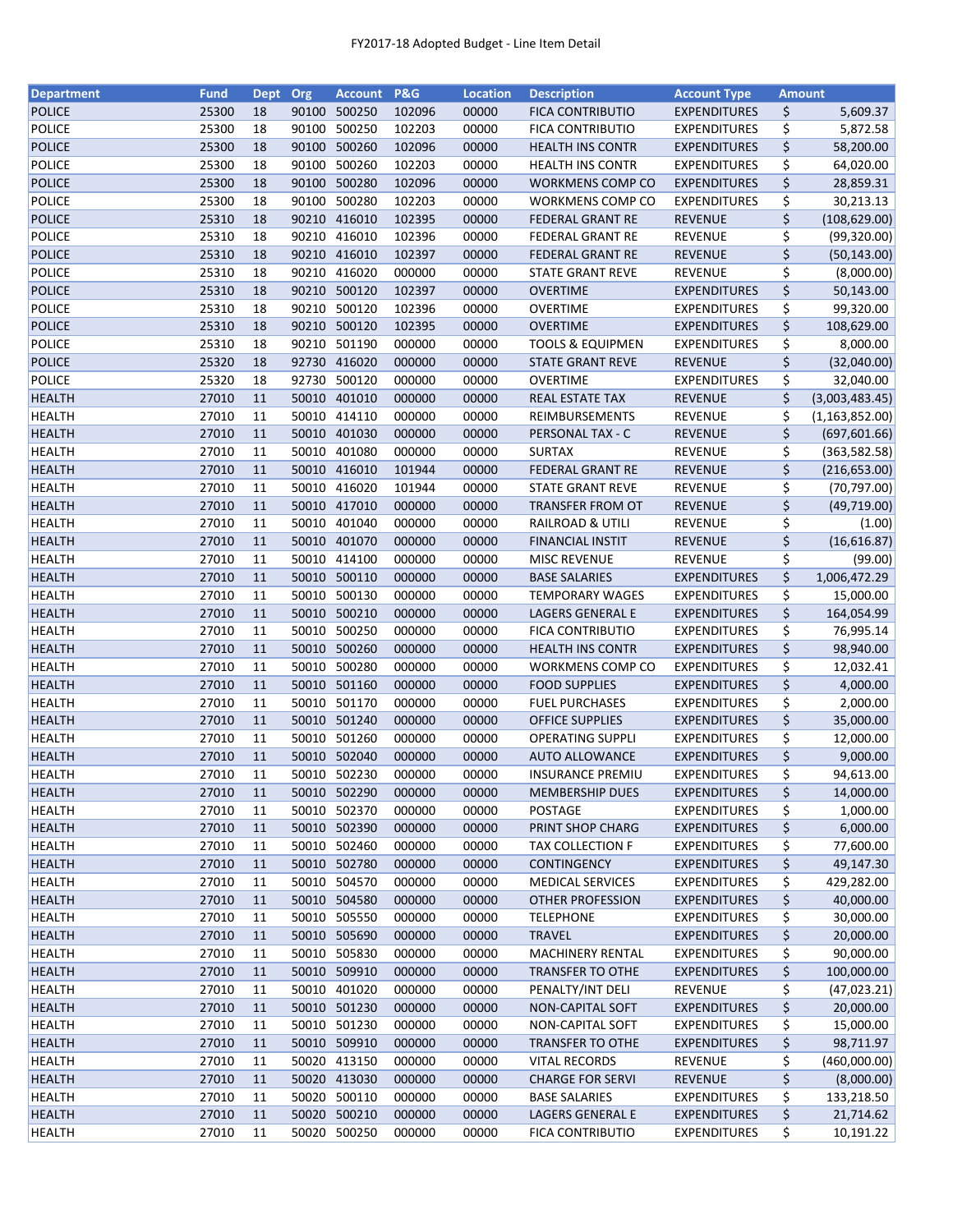FY2017-18 Adopted Budget - Line Item Detail

| Department | Fund | Dept | Org | Account | P&G | Location | Description | Account Type | Amount |
|---|---|---|---|---|---|---|---|---|---|
| POLICE | 25300 | 18 | 90100 | 500250 | 102096 | 00000 | FICA CONTRIBUTIO | EXPENDITURES | $ 5,609.37 |
| POLICE | 25300 | 18 | 90100 | 500250 | 102203 | 00000 | FICA CONTRIBUTIO | EXPENDITURES | $ 5,872.58 |
| POLICE | 25300 | 18 | 90100 | 500260 | 102096 | 00000 | HEALTH INS CONTR | EXPENDITURES | $ 58,200.00 |
| POLICE | 25300 | 18 | 90100 | 500260 | 102203 | 00000 | HEALTH INS CONTR | EXPENDITURES | $ 64,020.00 |
| POLICE | 25300 | 18 | 90100 | 500280 | 102096 | 00000 | WORKMENS COMP CO | EXPENDITURES | $ 28,859.31 |
| POLICE | 25300 | 18 | 90100 | 500280 | 102203 | 00000 | WORKMENS COMP CO | EXPENDITURES | $ 30,213.13 |
| POLICE | 25310 | 18 | 90210 | 416010 | 102395 | 00000 | FEDERAL GRANT RE | REVENUE | $ (108,629.00) |
| POLICE | 25310 | 18 | 90210 | 416010 | 102396 | 00000 | FEDERAL GRANT RE | REVENUE | $ (99,320.00) |
| POLICE | 25310 | 18 | 90210 | 416010 | 102397 | 00000 | FEDERAL GRANT RE | REVENUE | $ (50,143.00) |
| POLICE | 25310 | 18 | 90210 | 416020 | 000000 | 00000 | STATE GRANT REVE | REVENUE | $ (8,000.00) |
| POLICE | 25310 | 18 | 90210 | 500120 | 102397 | 00000 | OVERTIME | EXPENDITURES | $ 50,143.00 |
| POLICE | 25310 | 18 | 90210 | 500120 | 102396 | 00000 | OVERTIME | EXPENDITURES | $ 99,320.00 |
| POLICE | 25310 | 18 | 90210 | 500120 | 102395 | 00000 | OVERTIME | EXPENDITURES | $ 108,629.00 |
| POLICE | 25310 | 18 | 90210 | 501190 | 000000 | 00000 | TOOLS & EQUIPMEN | EXPENDITURES | $ 8,000.00 |
| POLICE | 25320 | 18 | 92730 | 416020 | 000000 | 00000 | STATE GRANT REVE | REVENUE | $ (32,040.00) |
| POLICE | 25320 | 18 | 92730 | 500120 | 000000 | 00000 | OVERTIME | EXPENDITURES | $ 32,040.00 |
| HEALTH | 27010 | 11 | 50010 | 401010 | 000000 | 00000 | REAL ESTATE TAX | REVENUE | $ (3,003,483.45) |
| HEALTH | 27010 | 11 | 50010 | 414110 | 000000 | 00000 | REIMBURSEMENTS | REVENUE | $ (1,163,852.00) |
| HEALTH | 27010 | 11 | 50010 | 401030 | 000000 | 00000 | PERSONAL TAX - C | REVENUE | $ (697,601.66) |
| HEALTH | 27010 | 11 | 50010 | 401080 | 000000 | 00000 | SURTAX | REVENUE | $ (363,582.58) |
| HEALTH | 27010 | 11 | 50010 | 416010 | 101944 | 00000 | FEDERAL GRANT RE | REVENUE | $ (216,653.00) |
| HEALTH | 27010 | 11 | 50010 | 416020 | 101944 | 00000 | STATE GRANT REVE | REVENUE | $ (70,797.00) |
| HEALTH | 27010 | 11 | 50010 | 417010 | 000000 | 00000 | TRANSFER FROM OT | REVENUE | $ (49,719.00) |
| HEALTH | 27010 | 11 | 50010 | 401040 | 000000 | 00000 | RAILROAD & UTILI | REVENUE | $ (1.00) |
| HEALTH | 27010 | 11 | 50010 | 401070 | 000000 | 00000 | FINANCIAL INSTIT | REVENUE | $ (16,616.87) |
| HEALTH | 27010 | 11 | 50010 | 414100 | 000000 | 00000 | MISC REVENUE | REVENUE | $ (99.00) |
| HEALTH | 27010 | 11 | 50010 | 500110 | 000000 | 00000 | BASE SALARIES | EXPENDITURES | $ 1,006,472.29 |
| HEALTH | 27010 | 11 | 50010 | 500130 | 000000 | 00000 | TEMPORARY WAGES | EXPENDITURES | $ 15,000.00 |
| HEALTH | 27010 | 11 | 50010 | 500210 | 000000 | 00000 | LAGERS GENERAL E | EXPENDITURES | $ 164,054.99 |
| HEALTH | 27010 | 11 | 50010 | 500250 | 000000 | 00000 | FICA CONTRIBUTIO | EXPENDITURES | $ 76,995.14 |
| HEALTH | 27010 | 11 | 50010 | 500260 | 000000 | 00000 | HEALTH INS CONTR | EXPENDITURES | $ 98,940.00 |
| HEALTH | 27010 | 11 | 50010 | 500280 | 000000 | 00000 | WORKMENS COMP CO | EXPENDITURES | $ 12,032.41 |
| HEALTH | 27010 | 11 | 50010 | 501160 | 000000 | 00000 | FOOD SUPPLIES | EXPENDITURES | $ 4,000.00 |
| HEALTH | 27010 | 11 | 50010 | 501170 | 000000 | 00000 | FUEL PURCHASES | EXPENDITURES | $ 2,000.00 |
| HEALTH | 27010 | 11 | 50010 | 501240 | 000000 | 00000 | OFFICE SUPPLIES | EXPENDITURES | $ 35,000.00 |
| HEALTH | 27010 | 11 | 50010 | 501260 | 000000 | 00000 | OPERATING SUPPLI | EXPENDITURES | $ 12,000.00 |
| HEALTH | 27010 | 11 | 50010 | 502040 | 000000 | 00000 | AUTO ALLOWANCE | EXPENDITURES | $ 9,000.00 |
| HEALTH | 27010 | 11 | 50010 | 502230 | 000000 | 00000 | INSURANCE PREMIU | EXPENDITURES | $ 94,613.00 |
| HEALTH | 27010 | 11 | 50010 | 502290 | 000000 | 00000 | MEMBERSHIP DUES | EXPENDITURES | $ 14,000.00 |
| HEALTH | 27010 | 11 | 50010 | 502370 | 000000 | 00000 | POSTAGE | EXPENDITURES | $ 1,000.00 |
| HEALTH | 27010 | 11 | 50010 | 502390 | 000000 | 00000 | PRINT SHOP CHARG | EXPENDITURES | $ 6,000.00 |
| HEALTH | 27010 | 11 | 50010 | 502460 | 000000 | 00000 | TAX COLLECTION F | EXPENDITURES | $ 77,600.00 |
| HEALTH | 27010 | 11 | 50010 | 502780 | 000000 | 00000 | CONTINGENCY | EXPENDITURES | $ 49,147.30 |
| HEALTH | 27010 | 11 | 50010 | 504570 | 000000 | 00000 | MEDICAL SERVICES | EXPENDITURES | $ 429,282.00 |
| HEALTH | 27010 | 11 | 50010 | 504580 | 000000 | 00000 | OTHER PROFESSION | EXPENDITURES | $ 40,000.00 |
| HEALTH | 27010 | 11 | 50010 | 505550 | 000000 | 00000 | TELEPHONE | EXPENDITURES | $ 30,000.00 |
| HEALTH | 27010 | 11 | 50010 | 505690 | 000000 | 00000 | TRAVEL | EXPENDITURES | $ 20,000.00 |
| HEALTH | 27010 | 11 | 50010 | 505830 | 000000 | 00000 | MACHINERY RENTAL | EXPENDITURES | $ 90,000.00 |
| HEALTH | 27010 | 11 | 50010 | 509910 | 000000 | 00000 | TRANSFER TO OTHE | EXPENDITURES | $ 100,000.00 |
| HEALTH | 27010 | 11 | 50010 | 401020 | 000000 | 00000 | PENALTY/INT DELI | REVENUE | $ (47,023.21) |
| HEALTH | 27010 | 11 | 50010 | 501230 | 000000 | 00000 | NON-CAPITAL SOFT | EXPENDITURES | $ 20,000.00 |
| HEALTH | 27010 | 11 | 50010 | 501230 | 000000 | 00000 | NON-CAPITAL SOFT | EXPENDITURES | $ 15,000.00 |
| HEALTH | 27010 | 11 | 50010 | 509910 | 000000 | 00000 | TRANSFER TO OTHE | EXPENDITURES | $ 98,711.97 |
| HEALTH | 27010 | 11 | 50020 | 413150 | 000000 | 00000 | VITAL RECORDS | REVENUE | $ (460,000.00) |
| HEALTH | 27010 | 11 | 50020 | 413030 | 000000 | 00000 | CHARGE FOR SERVI | REVENUE | $ (8,000.00) |
| HEALTH | 27010 | 11 | 50020 | 500110 | 000000 | 00000 | BASE SALARIES | EXPENDITURES | $ 133,218.50 |
| HEALTH | 27010 | 11 | 50020 | 500210 | 000000 | 00000 | LAGERS GENERAL E | EXPENDITURES | $ 21,714.62 |
| HEALTH | 27010 | 11 | 50020 | 500250 | 000000 | 00000 | FICA CONTRIBUTIO | EXPENDITURES | $ 10,191.22 |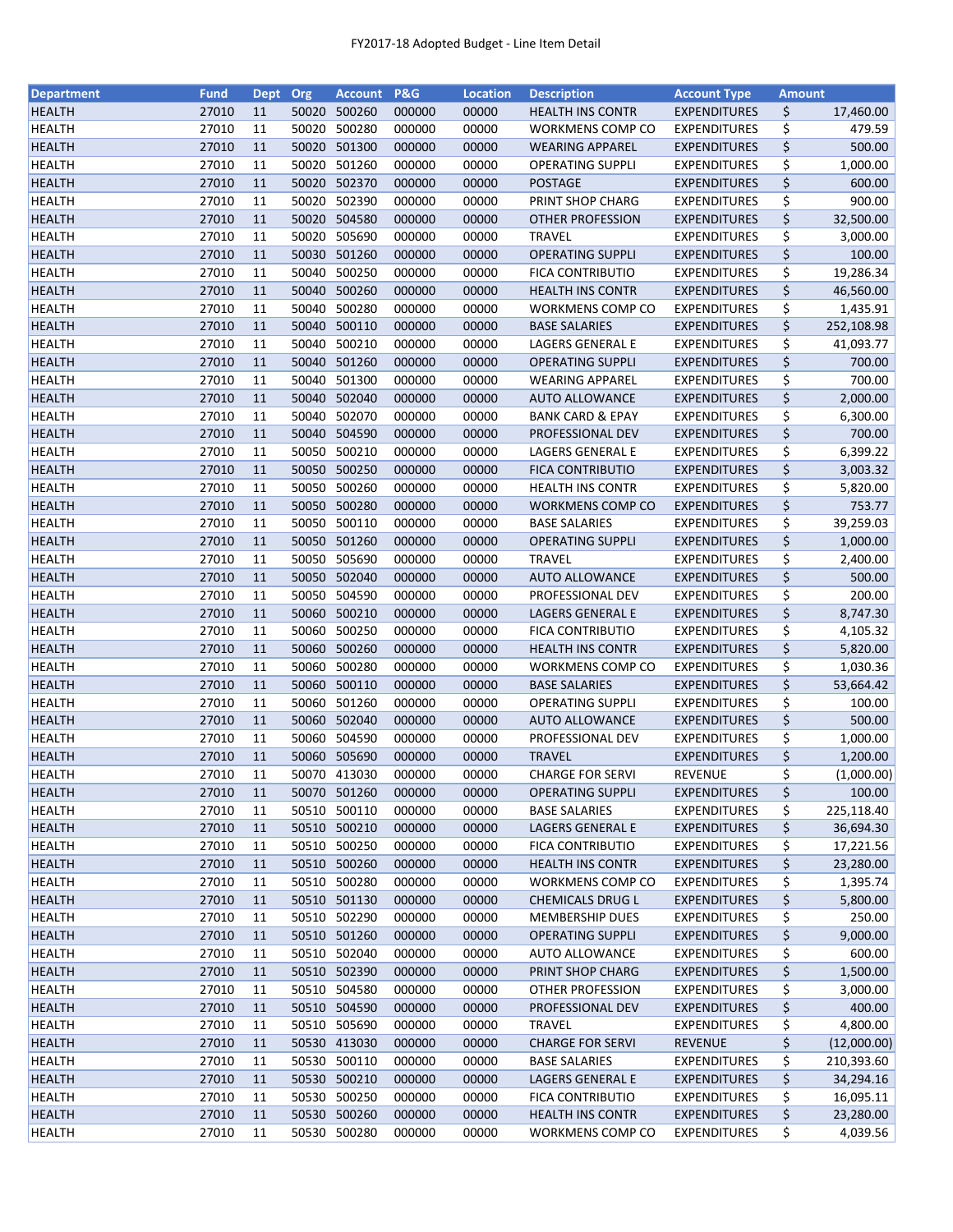FY2017-18 Adopted Budget - Line Item Detail

| Department | Fund | Dept | Org | Account | P&G | Location | Description | Account Type | Amount |
|---|---|---|---|---|---|---|---|---|---|
| HEALTH | 27010 | 11 | 50020 | 500260 | 000000 | 00000 | HEALTH INS CONTR | EXPENDITURES | $ 17,460.00 |
| HEALTH | 27010 | 11 | 50020 | 500280 | 000000 | 00000 | WORKMENS COMP CO | EXPENDITURES | $ 479.59 |
| HEALTH | 27010 | 11 | 50020 | 501300 | 000000 | 00000 | WEARING APPAREL | EXPENDITURES | $ 500.00 |
| HEALTH | 27010 | 11 | 50020 | 501260 | 000000 | 00000 | OPERATING SUPPLI | EXPENDITURES | $ 1,000.00 |
| HEALTH | 27010 | 11 | 50020 | 502370 | 000000 | 00000 | POSTAGE | EXPENDITURES | $ 600.00 |
| HEALTH | 27010 | 11 | 50020 | 502390 | 000000 | 00000 | PRINT SHOP CHARG | EXPENDITURES | $ 900.00 |
| HEALTH | 27010 | 11 | 50020 | 504580 | 000000 | 00000 | OTHER PROFESSION | EXPENDITURES | $ 32,500.00 |
| HEALTH | 27010 | 11 | 50020 | 505690 | 000000 | 00000 | TRAVEL | EXPENDITURES | $ 3,000.00 |
| HEALTH | 27010 | 11 | 50030 | 501260 | 000000 | 00000 | OPERATING SUPPLI | EXPENDITURES | $ 100.00 |
| HEALTH | 27010 | 11 | 50040 | 500250 | 000000 | 00000 | FICA CONTRIBUTIO | EXPENDITURES | $ 19,286.34 |
| HEALTH | 27010 | 11 | 50040 | 500260 | 000000 | 00000 | HEALTH INS CONTR | EXPENDITURES | $ 46,560.00 |
| HEALTH | 27010 | 11 | 50040 | 500280 | 000000 | 00000 | WORKMENS COMP CO | EXPENDITURES | $ 1,435.91 |
| HEALTH | 27010 | 11 | 50040 | 500110 | 000000 | 00000 | BASE SALARIES | EXPENDITURES | $ 252,108.98 |
| HEALTH | 27010 | 11 | 50040 | 500210 | 000000 | 00000 | LAGERS GENERAL E | EXPENDITURES | $ 41,093.77 |
| HEALTH | 27010 | 11 | 50040 | 501260 | 000000 | 00000 | OPERATING SUPPLI | EXPENDITURES | $ 700.00 |
| HEALTH | 27010 | 11 | 50040 | 501300 | 000000 | 00000 | WEARING APPAREL | EXPENDITURES | $ 700.00 |
| HEALTH | 27010 | 11 | 50040 | 502040 | 000000 | 00000 | AUTO ALLOWANCE | EXPENDITURES | $ 2,000.00 |
| HEALTH | 27010 | 11 | 50040 | 502070 | 000000 | 00000 | BANK CARD & EPAY | EXPENDITURES | $ 6,300.00 |
| HEALTH | 27010 | 11 | 50040 | 504590 | 000000 | 00000 | PROFESSIONAL DEV | EXPENDITURES | $ 700.00 |
| HEALTH | 27010 | 11 | 50050 | 500210 | 000000 | 00000 | LAGERS GENERAL E | EXPENDITURES | $ 6,399.22 |
| HEALTH | 27010 | 11 | 50050 | 500250 | 000000 | 00000 | FICA CONTRIBUTIO | EXPENDITURES | $ 3,003.32 |
| HEALTH | 27010 | 11 | 50050 | 500260 | 000000 | 00000 | HEALTH INS CONTR | EXPENDITURES | $ 5,820.00 |
| HEALTH | 27010 | 11 | 50050 | 500280 | 000000 | 00000 | WORKMENS COMP CO | EXPENDITURES | $ 753.77 |
| HEALTH | 27010 | 11 | 50050 | 500110 | 000000 | 00000 | BASE SALARIES | EXPENDITURES | $ 39,259.03 |
| HEALTH | 27010 | 11 | 50050 | 501260 | 000000 | 00000 | OPERATING SUPPLI | EXPENDITURES | $ 1,000.00 |
| HEALTH | 27010 | 11 | 50050 | 505690 | 000000 | 00000 | TRAVEL | EXPENDITURES | $ 2,400.00 |
| HEALTH | 27010 | 11 | 50050 | 502040 | 000000 | 00000 | AUTO ALLOWANCE | EXPENDITURES | $ 500.00 |
| HEALTH | 27010 | 11 | 50050 | 504590 | 000000 | 00000 | PROFESSIONAL DEV | EXPENDITURES | $ 200.00 |
| HEALTH | 27010 | 11 | 50060 | 500210 | 000000 | 00000 | LAGERS GENERAL E | EXPENDITURES | $ 8,747.30 |
| HEALTH | 27010 | 11 | 50060 | 500250 | 000000 | 00000 | FICA CONTRIBUTIO | EXPENDITURES | $ 4,105.32 |
| HEALTH | 27010 | 11 | 50060 | 500260 | 000000 | 00000 | HEALTH INS CONTR | EXPENDITURES | $ 5,820.00 |
| HEALTH | 27010 | 11 | 50060 | 500280 | 000000 | 00000 | WORKMENS COMP CO | EXPENDITURES | $ 1,030.36 |
| HEALTH | 27010 | 11 | 50060 | 500110 | 000000 | 00000 | BASE SALARIES | EXPENDITURES | $ 53,664.42 |
| HEALTH | 27010 | 11 | 50060 | 501260 | 000000 | 00000 | OPERATING SUPPLI | EXPENDITURES | $ 100.00 |
| HEALTH | 27010 | 11 | 50060 | 502040 | 000000 | 00000 | AUTO ALLOWANCE | EXPENDITURES | $ 500.00 |
| HEALTH | 27010 | 11 | 50060 | 504590 | 000000 | 00000 | PROFESSIONAL DEV | EXPENDITURES | $ 1,000.00 |
| HEALTH | 27010 | 11 | 50060 | 505690 | 000000 | 00000 | TRAVEL | EXPENDITURES | $ 1,200.00 |
| HEALTH | 27010 | 11 | 50070 | 413030 | 000000 | 00000 | CHARGE FOR SERVI | REVENUE | $ (1,000.00) |
| HEALTH | 27010 | 11 | 50070 | 501260 | 000000 | 00000 | OPERATING SUPPLI | EXPENDITURES | $ 100.00 |
| HEALTH | 27010 | 11 | 50510 | 500110 | 000000 | 00000 | BASE SALARIES | EXPENDITURES | $ 225,118.40 |
| HEALTH | 27010 | 11 | 50510 | 500210 | 000000 | 00000 | LAGERS GENERAL E | EXPENDITURES | $ 36,694.30 |
| HEALTH | 27010 | 11 | 50510 | 500250 | 000000 | 00000 | FICA CONTRIBUTIO | EXPENDITURES | $ 17,221.56 |
| HEALTH | 27010 | 11 | 50510 | 500260 | 000000 | 00000 | HEALTH INS CONTR | EXPENDITURES | $ 23,280.00 |
| HEALTH | 27010 | 11 | 50510 | 500280 | 000000 | 00000 | WORKMENS COMP CO | EXPENDITURES | $ 1,395.74 |
| HEALTH | 27010 | 11 | 50510 | 501130 | 000000 | 00000 | CHEMICALS DRUG L | EXPENDITURES | $ 5,800.00 |
| HEALTH | 27010 | 11 | 50510 | 502290 | 000000 | 00000 | MEMBERSHIP DUES | EXPENDITURES | $ 250.00 |
| HEALTH | 27010 | 11 | 50510 | 501260 | 000000 | 00000 | OPERATING SUPPLI | EXPENDITURES | $ 9,000.00 |
| HEALTH | 27010 | 11 | 50510 | 502040 | 000000 | 00000 | AUTO ALLOWANCE | EXPENDITURES | $ 600.00 |
| HEALTH | 27010 | 11 | 50510 | 502390 | 000000 | 00000 | PRINT SHOP CHARG | EXPENDITURES | $ 1,500.00 |
| HEALTH | 27010 | 11 | 50510 | 504580 | 000000 | 00000 | OTHER PROFESSION | EXPENDITURES | $ 3,000.00 |
| HEALTH | 27010 | 11 | 50510 | 504590 | 000000 | 00000 | PROFESSIONAL DEV | EXPENDITURES | $ 400.00 |
| HEALTH | 27010 | 11 | 50510 | 505690 | 000000 | 00000 | TRAVEL | EXPENDITURES | $ 4,800.00 |
| HEALTH | 27010 | 11 | 50530 | 413030 | 000000 | 00000 | CHARGE FOR SERVI | REVENUE | $ (12,000.00) |
| HEALTH | 27010 | 11 | 50530 | 500110 | 000000 | 00000 | BASE SALARIES | EXPENDITURES | $ 210,393.60 |
| HEALTH | 27010 | 11 | 50530 | 500210 | 000000 | 00000 | LAGERS GENERAL E | EXPENDITURES | $ 34,294.16 |
| HEALTH | 27010 | 11 | 50530 | 500250 | 000000 | 00000 | FICA CONTRIBUTIO | EXPENDITURES | $ 16,095.11 |
| HEALTH | 27010 | 11 | 50530 | 500260 | 000000 | 00000 | HEALTH INS CONTR | EXPENDITURES | $ 23,280.00 |
| HEALTH | 27010 | 11 | 50530 | 500280 | 000000 | 00000 | WORKMENS COMP CO | EXPENDITURES | $ 4,039.56 |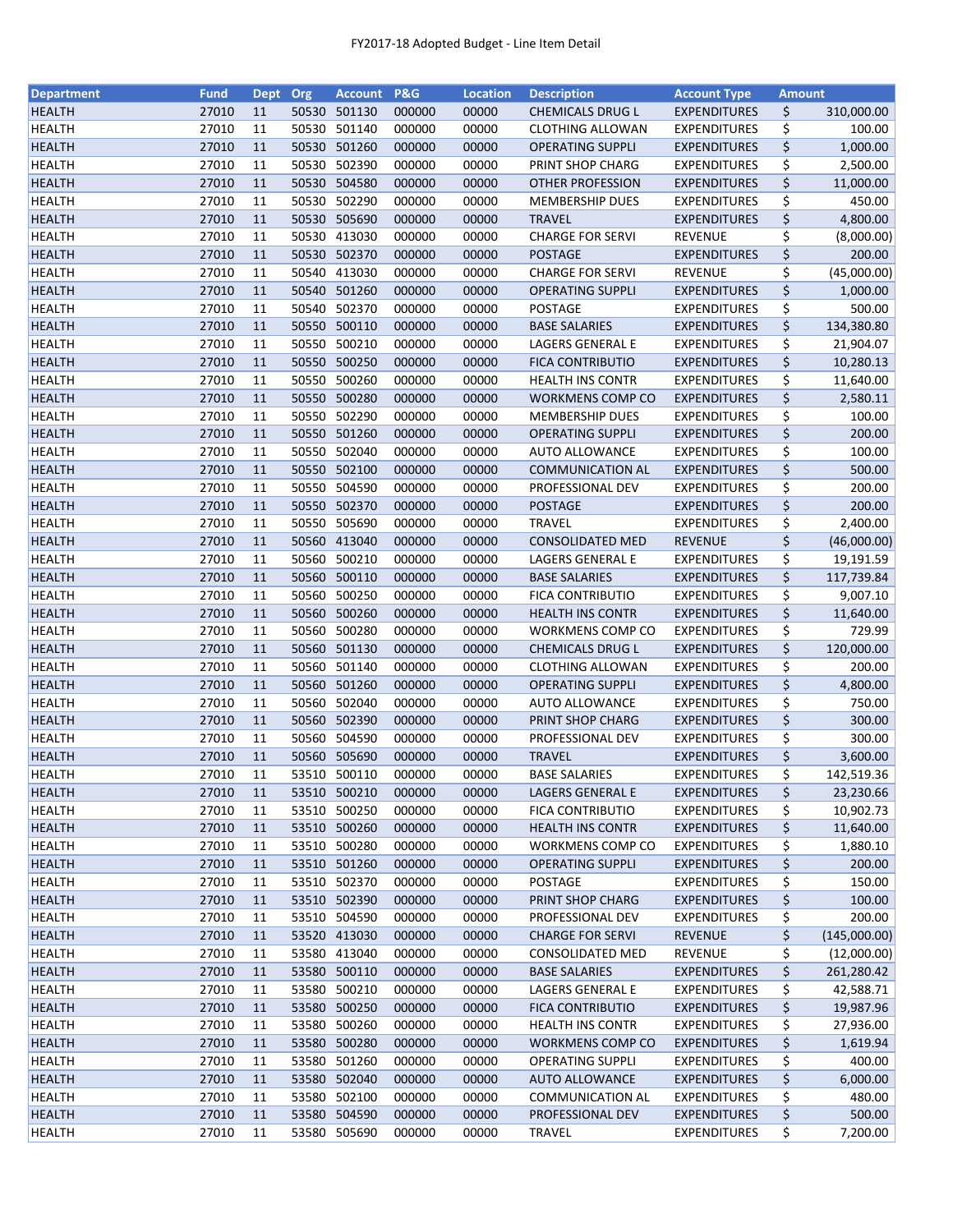FY2017-18 Adopted Budget - Line Item Detail

| Department | Fund | Dept | Org | Account | P&G | Location | Description | Account Type | Amount |
|---|---|---|---|---|---|---|---|---|---|
| HEALTH | 27010 | 11 | 50530 | 501130 | 000000 | 00000 | CHEMICALS DRUG L | EXPENDITURES | $ 310,000.00 |
| HEALTH | 27010 | 11 | 50530 | 501140 | 000000 | 00000 | CLOTHING ALLOWAN | EXPENDITURES | $ 100.00 |
| HEALTH | 27010 | 11 | 50530 | 501260 | 000000 | 00000 | OPERATING SUPPLI | EXPENDITURES | $ 1,000.00 |
| HEALTH | 27010 | 11 | 50530 | 502390 | 000000 | 00000 | PRINT SHOP CHARG | EXPENDITURES | $ 2,500.00 |
| HEALTH | 27010 | 11 | 50530 | 504580 | 000000 | 00000 | OTHER PROFESSION | EXPENDITURES | $ 11,000.00 |
| HEALTH | 27010 | 11 | 50530 | 502290 | 000000 | 00000 | MEMBERSHIP DUES | EXPENDITURES | $ 450.00 |
| HEALTH | 27010 | 11 | 50530 | 505690 | 000000 | 00000 | TRAVEL | EXPENDITURES | $ 4,800.00 |
| HEALTH | 27010 | 11 | 50530 | 413030 | 000000 | 00000 | CHARGE FOR SERVI | REVENUE | $ (8,000.00) |
| HEALTH | 27010 | 11 | 50530 | 502370 | 000000 | 00000 | POSTAGE | EXPENDITURES | $ 200.00 |
| HEALTH | 27010 | 11 | 50540 | 413030 | 000000 | 00000 | CHARGE FOR SERVI | REVENUE | $ (45,000.00) |
| HEALTH | 27010 | 11 | 50540 | 501260 | 000000 | 00000 | OPERATING SUPPLI | EXPENDITURES | $ 1,000.00 |
| HEALTH | 27010 | 11 | 50540 | 502370 | 000000 | 00000 | POSTAGE | EXPENDITURES | $ 500.00 |
| HEALTH | 27010 | 11 | 50550 | 500110 | 000000 | 00000 | BASE SALARIES | EXPENDITURES | $ 134,380.80 |
| HEALTH | 27010 | 11 | 50550 | 500210 | 000000 | 00000 | LAGERS GENERAL E | EXPENDITURES | $ 21,904.07 |
| HEALTH | 27010 | 11 | 50550 | 500250 | 000000 | 00000 | FICA CONTRIBUTIO | EXPENDITURES | $ 10,280.13 |
| HEALTH | 27010 | 11 | 50550 | 500260 | 000000 | 00000 | HEALTH INS CONTR | EXPENDITURES | $ 11,640.00 |
| HEALTH | 27010 | 11 | 50550 | 500280 | 000000 | 00000 | WORKMENS COMP CO | EXPENDITURES | $ 2,580.11 |
| HEALTH | 27010 | 11 | 50550 | 502290 | 000000 | 00000 | MEMBERSHIP DUES | EXPENDITURES | $ 100.00 |
| HEALTH | 27010 | 11 | 50550 | 501260 | 000000 | 00000 | OPERATING SUPPLI | EXPENDITURES | $ 200.00 |
| HEALTH | 27010 | 11 | 50550 | 502040 | 000000 | 00000 | AUTO ALLOWANCE | EXPENDITURES | $ 100.00 |
| HEALTH | 27010 | 11 | 50550 | 502100 | 000000 | 00000 | COMMUNICATION AL | EXPENDITURES | $ 500.00 |
| HEALTH | 27010 | 11 | 50550 | 504590 | 000000 | 00000 | PROFESSIONAL DEV | EXPENDITURES | $ 200.00 |
| HEALTH | 27010 | 11 | 50550 | 502370 | 000000 | 00000 | POSTAGE | EXPENDITURES | $ 200.00 |
| HEALTH | 27010 | 11 | 50550 | 505690 | 000000 | 00000 | TRAVEL | EXPENDITURES | $ 2,400.00 |
| HEALTH | 27010 | 11 | 50560 | 413040 | 000000 | 00000 | CONSOLIDATED MED | REVENUE | $ (46,000.00) |
| HEALTH | 27010 | 11 | 50560 | 500210 | 000000 | 00000 | LAGERS GENERAL E | EXPENDITURES | $ 19,191.59 |
| HEALTH | 27010 | 11 | 50560 | 500110 | 000000 | 00000 | BASE SALARIES | EXPENDITURES | $ 117,739.84 |
| HEALTH | 27010 | 11 | 50560 | 500250 | 000000 | 00000 | FICA CONTRIBUTIO | EXPENDITURES | $ 9,007.10 |
| HEALTH | 27010 | 11 | 50560 | 500260 | 000000 | 00000 | HEALTH INS CONTR | EXPENDITURES | $ 11,640.00 |
| HEALTH | 27010 | 11 | 50560 | 500280 | 000000 | 00000 | WORKMENS COMP CO | EXPENDITURES | $ 729.99 |
| HEALTH | 27010 | 11 | 50560 | 501130 | 000000 | 00000 | CHEMICALS DRUG L | EXPENDITURES | $ 120,000.00 |
| HEALTH | 27010 | 11 | 50560 | 501140 | 000000 | 00000 | CLOTHING ALLOWAN | EXPENDITURES | $ 200.00 |
| HEALTH | 27010 | 11 | 50560 | 501260 | 000000 | 00000 | OPERATING SUPPLI | EXPENDITURES | $ 4,800.00 |
| HEALTH | 27010 | 11 | 50560 | 502040 | 000000 | 00000 | AUTO ALLOWANCE | EXPENDITURES | $ 750.00 |
| HEALTH | 27010 | 11 | 50560 | 502390 | 000000 | 00000 | PRINT SHOP CHARG | EXPENDITURES | $ 300.00 |
| HEALTH | 27010 | 11 | 50560 | 504590 | 000000 | 00000 | PROFESSIONAL DEV | EXPENDITURES | $ 300.00 |
| HEALTH | 27010 | 11 | 50560 | 505690 | 000000 | 00000 | TRAVEL | EXPENDITURES | $ 3,600.00 |
| HEALTH | 27010 | 11 | 53510 | 500110 | 000000 | 00000 | BASE SALARIES | EXPENDITURES | $ 142,519.36 |
| HEALTH | 27010 | 11 | 53510 | 500210 | 000000 | 00000 | LAGERS GENERAL E | EXPENDITURES | $ 23,230.66 |
| HEALTH | 27010 | 11 | 53510 | 500250 | 000000 | 00000 | FICA CONTRIBUTIO | EXPENDITURES | $ 10,902.73 |
| HEALTH | 27010 | 11 | 53510 | 500260 | 000000 | 00000 | HEALTH INS CONTR | EXPENDITURES | $ 11,640.00 |
| HEALTH | 27010 | 11 | 53510 | 500280 | 000000 | 00000 | WORKMENS COMP CO | EXPENDITURES | $ 1,880.10 |
| HEALTH | 27010 | 11 | 53510 | 501260 | 000000 | 00000 | OPERATING SUPPLI | EXPENDITURES | $ 200.00 |
| HEALTH | 27010 | 11 | 53510 | 502370 | 000000 | 00000 | POSTAGE | EXPENDITURES | $ 150.00 |
| HEALTH | 27010 | 11 | 53510 | 502390 | 000000 | 00000 | PRINT SHOP CHARG | EXPENDITURES | $ 100.00 |
| HEALTH | 27010 | 11 | 53510 | 504590 | 000000 | 00000 | PROFESSIONAL DEV | EXPENDITURES | $ 200.00 |
| HEALTH | 27010 | 11 | 53520 | 413030 | 000000 | 00000 | CHARGE FOR SERVI | REVENUE | $ (145,000.00) |
| HEALTH | 27010 | 11 | 53580 | 413040 | 000000 | 00000 | CONSOLIDATED MED | REVENUE | $ (12,000.00) |
| HEALTH | 27010 | 11 | 53580 | 500110 | 000000 | 00000 | BASE SALARIES | EXPENDITURES | $ 261,280.42 |
| HEALTH | 27010 | 11 | 53580 | 500210 | 000000 | 00000 | LAGERS GENERAL E | EXPENDITURES | $ 42,588.71 |
| HEALTH | 27010 | 11 | 53580 | 500250 | 000000 | 00000 | FICA CONTRIBUTIO | EXPENDITURES | $ 19,987.96 |
| HEALTH | 27010 | 11 | 53580 | 500260 | 000000 | 00000 | HEALTH INS CONTR | EXPENDITURES | $ 27,936.00 |
| HEALTH | 27010 | 11 | 53580 | 500280 | 000000 | 00000 | WORKMENS COMP CO | EXPENDITURES | $ 1,619.94 |
| HEALTH | 27010 | 11 | 53580 | 501260 | 000000 | 00000 | OPERATING SUPPLI | EXPENDITURES | $ 400.00 |
| HEALTH | 27010 | 11 | 53580 | 502040 | 000000 | 00000 | AUTO ALLOWANCE | EXPENDITURES | $ 6,000.00 |
| HEALTH | 27010 | 11 | 53580 | 502100 | 000000 | 00000 | COMMUNICATION AL | EXPENDITURES | $ 480.00 |
| HEALTH | 27010 | 11 | 53580 | 504590 | 000000 | 00000 | PROFESSIONAL DEV | EXPENDITURES | $ 500.00 |
| HEALTH | 27010 | 11 | 53580 | 505690 | 000000 | 00000 | TRAVEL | EXPENDITURES | $ 7,200.00 |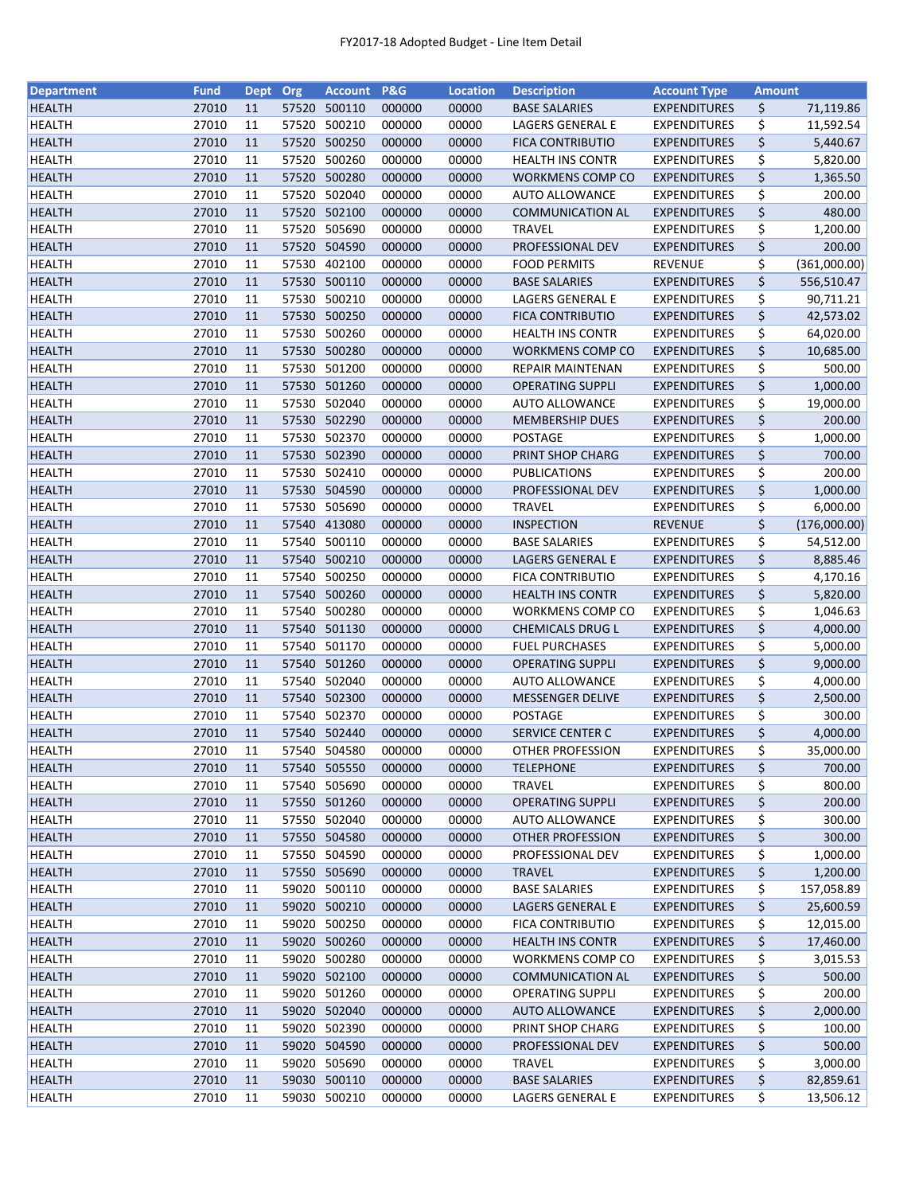| Department | Fund | Dept | Org | Account | P&G | Location | Description | Account Type | Amount |
|---|---|---|---|---|---|---|---|---|---|
| HEALTH | 27010 | 11 | 57520 | 500110 | 000000 | 00000 | BASE SALARIES | EXPENDITURES | $ 71,119.86 |
| HEALTH | 27010 | 11 | 57520 | 500210 | 000000 | 00000 | LAGERS GENERAL E | EXPENDITURES | $ 11,592.54 |
| HEALTH | 27010 | 11 | 57520 | 500250 | 000000 | 00000 | FICA CONTRIBUTIO | EXPENDITURES | $ 5,440.67 |
| HEALTH | 27010 | 11 | 57520 | 500260 | 000000 | 00000 | HEALTH INS CONTR | EXPENDITURES | $ 5,820.00 |
| HEALTH | 27010 | 11 | 57520 | 500280 | 000000 | 00000 | WORKMENS COMP CO | EXPENDITURES | $ 1,365.50 |
| HEALTH | 27010 | 11 | 57520 | 502040 | 000000 | 00000 | AUTO ALLOWANCE | EXPENDITURES | $ 200.00 |
| HEALTH | 27010 | 11 | 57520 | 502100 | 000000 | 00000 | COMMUNICATION AL | EXPENDITURES | $ 480.00 |
| HEALTH | 27010 | 11 | 57520 | 505690 | 000000 | 00000 | TRAVEL | EXPENDITURES | $ 1,200.00 |
| HEALTH | 27010 | 11 | 57520 | 504590 | 000000 | 00000 | PROFESSIONAL DEV | EXPENDITURES | $ 200.00 |
| HEALTH | 27010 | 11 | 57530 | 402100 | 000000 | 00000 | FOOD PERMITS | REVENUE | $ (361,000.00) |
| HEALTH | 27010 | 11 | 57530 | 500110 | 000000 | 00000 | BASE SALARIES | EXPENDITURES | $ 556,510.47 |
| HEALTH | 27010 | 11 | 57530 | 500210 | 000000 | 00000 | LAGERS GENERAL E | EXPENDITURES | $ 90,711.21 |
| HEALTH | 27010 | 11 | 57530 | 500250 | 000000 | 00000 | FICA CONTRIBUTIO | EXPENDITURES | $ 42,573.02 |
| HEALTH | 27010 | 11 | 57530 | 500260 | 000000 | 00000 | HEALTH INS CONTR | EXPENDITURES | $ 64,020.00 |
| HEALTH | 27010 | 11 | 57530 | 500280 | 000000 | 00000 | WORKMENS COMP CO | EXPENDITURES | $ 10,685.00 |
| HEALTH | 27010 | 11 | 57530 | 501200 | 000000 | 00000 | REPAIR MAINTENAN | EXPENDITURES | $ 500.00 |
| HEALTH | 27010 | 11 | 57530 | 501260 | 000000 | 00000 | OPERATING SUPPLI | EXPENDITURES | $ 1,000.00 |
| HEALTH | 27010 | 11 | 57530 | 502040 | 000000 | 00000 | AUTO ALLOWANCE | EXPENDITURES | $ 19,000.00 |
| HEALTH | 27010 | 11 | 57530 | 502290 | 000000 | 00000 | MEMBERSHIP DUES | EXPENDITURES | $ 200.00 |
| HEALTH | 27010 | 11 | 57530 | 502370 | 000000 | 00000 | POSTAGE | EXPENDITURES | $ 1,000.00 |
| HEALTH | 27010 | 11 | 57530 | 502390 | 000000 | 00000 | PRINT SHOP CHARG | EXPENDITURES | $ 700.00 |
| HEALTH | 27010 | 11 | 57530 | 502410 | 000000 | 00000 | PUBLICATIONS | EXPENDITURES | $ 200.00 |
| HEALTH | 27010 | 11 | 57530 | 504590 | 000000 | 00000 | PROFESSIONAL DEV | EXPENDITURES | $ 1,000.00 |
| HEALTH | 27010 | 11 | 57530 | 505690 | 000000 | 00000 | TRAVEL | EXPENDITURES | $ 6,000.00 |
| HEALTH | 27010 | 11 | 57540 | 413080 | 000000 | 00000 | INSPECTION | REVENUE | $ (176,000.00) |
| HEALTH | 27010 | 11 | 57540 | 500110 | 000000 | 00000 | BASE SALARIES | EXPENDITURES | $ 54,512.00 |
| HEALTH | 27010 | 11 | 57540 | 500210 | 000000 | 00000 | LAGERS GENERAL E | EXPENDITURES | $ 8,885.46 |
| HEALTH | 27010 | 11 | 57540 | 500250 | 000000 | 00000 | FICA CONTRIBUTIO | EXPENDITURES | $ 4,170.16 |
| HEALTH | 27010 | 11 | 57540 | 500260 | 000000 | 00000 | HEALTH INS CONTR | EXPENDITURES | $ 5,820.00 |
| HEALTH | 27010 | 11 | 57540 | 500280 | 000000 | 00000 | WORKMENS COMP CO | EXPENDITURES | $ 1,046.63 |
| HEALTH | 27010 | 11 | 57540 | 501130 | 000000 | 00000 | CHEMICALS DRUG L | EXPENDITURES | $ 4,000.00 |
| HEALTH | 27010 | 11 | 57540 | 501170 | 000000 | 00000 | FUEL PURCHASES | EXPENDITURES | $ 5,000.00 |
| HEALTH | 27010 | 11 | 57540 | 501260 | 000000 | 00000 | OPERATING SUPPLI | EXPENDITURES | $ 9,000.00 |
| HEALTH | 27010 | 11 | 57540 | 502040 | 000000 | 00000 | AUTO ALLOWANCE | EXPENDITURES | $ 4,000.00 |
| HEALTH | 27010 | 11 | 57540 | 502300 | 000000 | 00000 | MESSENGER DELIVE | EXPENDITURES | $ 2,500.00 |
| HEALTH | 27010 | 11 | 57540 | 502370 | 000000 | 00000 | POSTAGE | EXPENDITURES | $ 300.00 |
| HEALTH | 27010 | 11 | 57540 | 502440 | 000000 | 00000 | SERVICE CENTER C | EXPENDITURES | $ 4,000.00 |
| HEALTH | 27010 | 11 | 57540 | 504580 | 000000 | 00000 | OTHER PROFESSION | EXPENDITURES | $ 35,000.00 |
| HEALTH | 27010 | 11 | 57540 | 505550 | 000000 | 00000 | TELEPHONE | EXPENDITURES | $ 700.00 |
| HEALTH | 27010 | 11 | 57540 | 505690 | 000000 | 00000 | TRAVEL | EXPENDITURES | $ 800.00 |
| HEALTH | 27010 | 11 | 57550 | 501260 | 000000 | 00000 | OPERATING SUPPLI | EXPENDITURES | $ 200.00 |
| HEALTH | 27010 | 11 | 57550 | 502040 | 000000 | 00000 | AUTO ALLOWANCE | EXPENDITURES | $ 300.00 |
| HEALTH | 27010 | 11 | 57550 | 504580 | 000000 | 00000 | OTHER PROFESSION | EXPENDITURES | $ 300.00 |
| HEALTH | 27010 | 11 | 57550 | 504590 | 000000 | 00000 | PROFESSIONAL DEV | EXPENDITURES | $ 1,000.00 |
| HEALTH | 27010 | 11 | 57550 | 505690 | 000000 | 00000 | TRAVEL | EXPENDITURES | $ 1,200.00 |
| HEALTH | 27010 | 11 | 59020 | 500110 | 000000 | 00000 | BASE SALARIES | EXPENDITURES | $ 157,058.89 |
| HEALTH | 27010 | 11 | 59020 | 500210 | 000000 | 00000 | LAGERS GENERAL E | EXPENDITURES | $ 25,600.59 |
| HEALTH | 27010 | 11 | 59020 | 500250 | 000000 | 00000 | FICA CONTRIBUTIO | EXPENDITURES | $ 12,015.00 |
| HEALTH | 27010 | 11 | 59020 | 500260 | 000000 | 00000 | HEALTH INS CONTR | EXPENDITURES | $ 17,460.00 |
| HEALTH | 27010 | 11 | 59020 | 500280 | 000000 | 00000 | WORKMENS COMP CO | EXPENDITURES | $ 3,015.53 |
| HEALTH | 27010 | 11 | 59020 | 502100 | 000000 | 00000 | COMMUNICATION AL | EXPENDITURES | $ 500.00 |
| HEALTH | 27010 | 11 | 59020 | 501260 | 000000 | 00000 | OPERATING SUPPLI | EXPENDITURES | $ 200.00 |
| HEALTH | 27010 | 11 | 59020 | 502040 | 000000 | 00000 | AUTO ALLOWANCE | EXPENDITURES | $ 2,000.00 |
| HEALTH | 27010 | 11 | 59020 | 502390 | 000000 | 00000 | PRINT SHOP CHARG | EXPENDITURES | $ 100.00 |
| HEALTH | 27010 | 11 | 59020 | 504590 | 000000 | 00000 | PROFESSIONAL DEV | EXPENDITURES | $ 500.00 |
| HEALTH | 27010 | 11 | 59020 | 505690 | 000000 | 00000 | TRAVEL | EXPENDITURES | $ 3,000.00 |
| HEALTH | 27010 | 11 | 59030 | 500110 | 000000 | 00000 | BASE SALARIES | EXPENDITURES | $ 82,859.61 |
| HEALTH | 27010 | 11 | 59030 | 500210 | 000000 | 00000 | LAGERS GENERAL E | EXPENDITURES | $ 13,506.12 |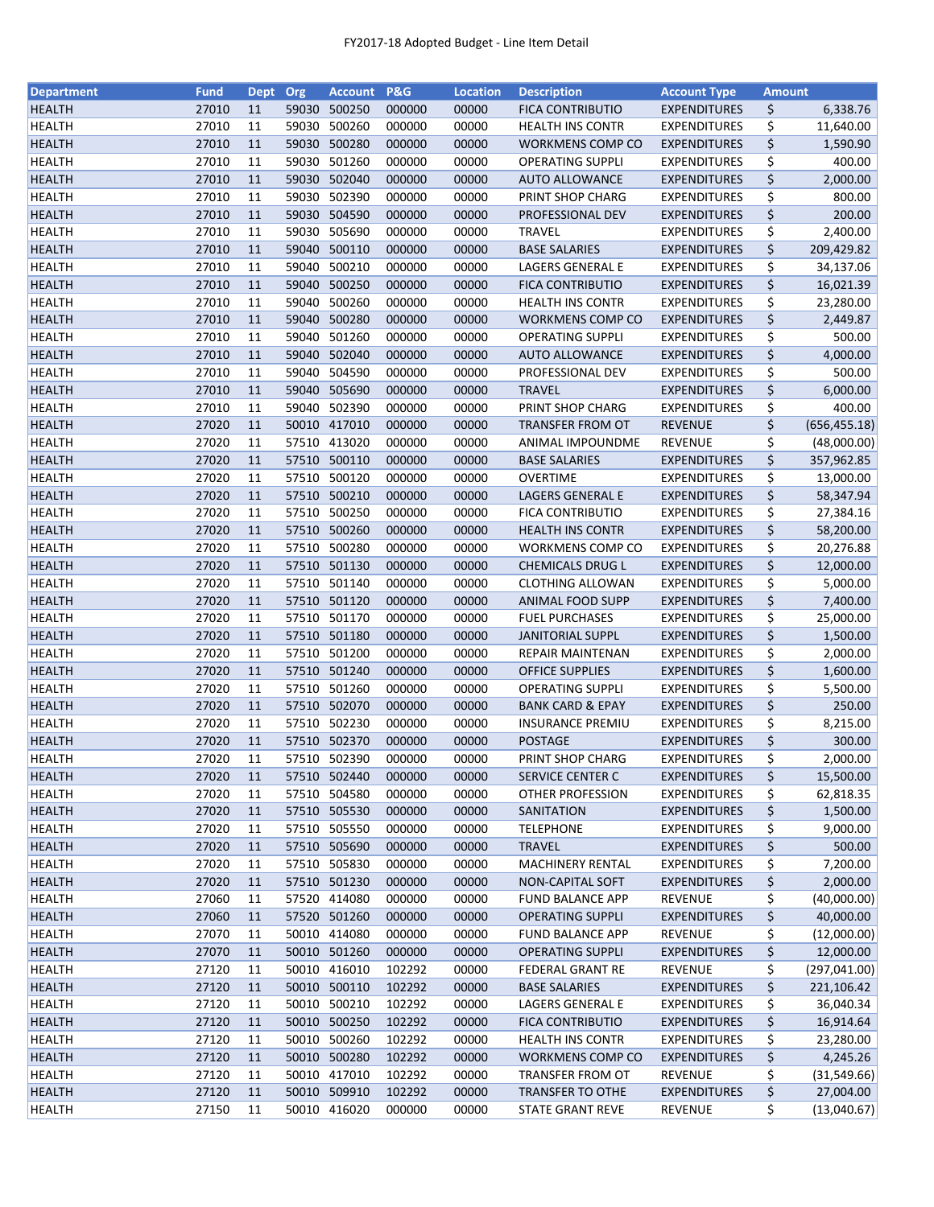FY2017-18 Adopted Budget - Line Item Detail

| Department | Fund | Dept | Org | Account | P&G | Location | Description | Account Type | Amount |
|---|---|---|---|---|---|---|---|---|---|
| HEALTH | 27010 | 11 | 59030 | 500250 | 000000 | 00000 | FICA CONTRIBUTIO | EXPENDITURES | $ 6,338.76 |
| HEALTH | 27010 | 11 | 59030 | 500260 | 000000 | 00000 | HEALTH INS CONTR | EXPENDITURES | $ 11,640.00 |
| HEALTH | 27010 | 11 | 59030 | 500280 | 000000 | 00000 | WORKMENS COMP CO | EXPENDITURES | $ 1,590.90 |
| HEALTH | 27010 | 11 | 59030 | 501260 | 000000 | 00000 | OPERATING SUPPLI | EXPENDITURES | $ 400.00 |
| HEALTH | 27010 | 11 | 59030 | 502040 | 000000 | 00000 | AUTO ALLOWANCE | EXPENDITURES | $ 2,000.00 |
| HEALTH | 27010 | 11 | 59030 | 502390 | 000000 | 00000 | PRINT SHOP CHARG | EXPENDITURES | $ 800.00 |
| HEALTH | 27010 | 11 | 59030 | 504590 | 000000 | 00000 | PROFESSIONAL DEV | EXPENDITURES | $ 200.00 |
| HEALTH | 27010 | 11 | 59030 | 505690 | 000000 | 00000 | TRAVEL | EXPENDITURES | $ 2,400.00 |
| HEALTH | 27010 | 11 | 59040 | 500110 | 000000 | 00000 | BASE SALARIES | EXPENDITURES | $ 209,429.82 |
| HEALTH | 27010 | 11 | 59040 | 500210 | 000000 | 00000 | LAGERS GENERAL E | EXPENDITURES | $ 34,137.06 |
| HEALTH | 27010 | 11 | 59040 | 500250 | 000000 | 00000 | FICA CONTRIBUTIO | EXPENDITURES | $ 16,021.39 |
| HEALTH | 27010 | 11 | 59040 | 500260 | 000000 | 00000 | HEALTH INS CONTR | EXPENDITURES | $ 23,280.00 |
| HEALTH | 27010 | 11 | 59040 | 500280 | 000000 | 00000 | WORKMENS COMP CO | EXPENDITURES | $ 2,449.87 |
| HEALTH | 27010 | 11 | 59040 | 501260 | 000000 | 00000 | OPERATING SUPPLI | EXPENDITURES | $ 500.00 |
| HEALTH | 27010 | 11 | 59040 | 502040 | 000000 | 00000 | AUTO ALLOWANCE | EXPENDITURES | $ 4,000.00 |
| HEALTH | 27010 | 11 | 59040 | 504590 | 000000 | 00000 | PROFESSIONAL DEV | EXPENDITURES | $ 500.00 |
| HEALTH | 27010 | 11 | 59040 | 505690 | 000000 | 00000 | TRAVEL | EXPENDITURES | $ 6,000.00 |
| HEALTH | 27010 | 11 | 59040 | 502390 | 000000 | 00000 | PRINT SHOP CHARG | EXPENDITURES | $ 400.00 |
| HEALTH | 27020 | 11 | 50010 | 417010 | 000000 | 00000 | TRANSFER FROM OT | REVENUE | $ (656,455.18) |
| HEALTH | 27020 | 11 | 57510 | 413020 | 000000 | 00000 | ANIMAL IMPOUNDME | REVENUE | $ (48,000.00) |
| HEALTH | 27020 | 11 | 57510 | 500110 | 000000 | 00000 | BASE SALARIES | EXPENDITURES | $ 357,962.85 |
| HEALTH | 27020 | 11 | 57510 | 500120 | 000000 | 00000 | OVERTIME | EXPENDITURES | $ 13,000.00 |
| HEALTH | 27020 | 11 | 57510 | 500210 | 000000 | 00000 | LAGERS GENERAL E | EXPENDITURES | $ 58,347.94 |
| HEALTH | 27020 | 11 | 57510 | 500250 | 000000 | 00000 | FICA CONTRIBUTIO | EXPENDITURES | $ 27,384.16 |
| HEALTH | 27020 | 11 | 57510 | 500260 | 000000 | 00000 | HEALTH INS CONTR | EXPENDITURES | $ 58,200.00 |
| HEALTH | 27020 | 11 | 57510 | 500280 | 000000 | 00000 | WORKMENS COMP CO | EXPENDITURES | $ 20,276.88 |
| HEALTH | 27020 | 11 | 57510 | 501130 | 000000 | 00000 | CHEMICALS DRUG L | EXPENDITURES | $ 12,000.00 |
| HEALTH | 27020 | 11 | 57510 | 501140 | 000000 | 00000 | CLOTHING ALLOWAN | EXPENDITURES | $ 5,000.00 |
| HEALTH | 27020 | 11 | 57510 | 501120 | 000000 | 00000 | ANIMAL FOOD SUPP | EXPENDITURES | $ 7,400.00 |
| HEALTH | 27020 | 11 | 57510 | 501170 | 000000 | 00000 | FUEL PURCHASES | EXPENDITURES | $ 25,000.00 |
| HEALTH | 27020 | 11 | 57510 | 501180 | 000000 | 00000 | JANITORIAL SUPPL | EXPENDITURES | $ 1,500.00 |
| HEALTH | 27020 | 11 | 57510 | 501200 | 000000 | 00000 | REPAIR MAINTENAN | EXPENDITURES | $ 2,000.00 |
| HEALTH | 27020 | 11 | 57510 | 501240 | 000000 | 00000 | OFFICE SUPPLIES | EXPENDITURES | $ 1,600.00 |
| HEALTH | 27020 | 11 | 57510 | 501260 | 000000 | 00000 | OPERATING SUPPLI | EXPENDITURES | $ 5,500.00 |
| HEALTH | 27020 | 11 | 57510 | 502070 | 000000 | 00000 | BANK CARD & EPAY | EXPENDITURES | $ 250.00 |
| HEALTH | 27020 | 11 | 57510 | 502230 | 000000 | 00000 | INSURANCE PREMIU | EXPENDITURES | $ 8,215.00 |
| HEALTH | 27020 | 11 | 57510 | 502370 | 000000 | 00000 | POSTAGE | EXPENDITURES | $ 300.00 |
| HEALTH | 27020 | 11 | 57510 | 502390 | 000000 | 00000 | PRINT SHOP CHARG | EXPENDITURES | $ 2,000.00 |
| HEALTH | 27020 | 11 | 57510 | 502440 | 000000 | 00000 | SERVICE CENTER C | EXPENDITURES | $ 15,500.00 |
| HEALTH | 27020 | 11 | 57510 | 504580 | 000000 | 00000 | OTHER PROFESSION | EXPENDITURES | $ 62,818.35 |
| HEALTH | 27020 | 11 | 57510 | 505530 | 000000 | 00000 | SANITATION | EXPENDITURES | $ 1,500.00 |
| HEALTH | 27020 | 11 | 57510 | 505550 | 000000 | 00000 | TELEPHONE | EXPENDITURES | $ 9,000.00 |
| HEALTH | 27020 | 11 | 57510 | 505690 | 000000 | 00000 | TRAVEL | EXPENDITURES | $ 500.00 |
| HEALTH | 27020 | 11 | 57510 | 505830 | 000000 | 00000 | MACHINERY RENTAL | EXPENDITURES | $ 7,200.00 |
| HEALTH | 27020 | 11 | 57510 | 501230 | 000000 | 00000 | NON-CAPITAL SOFT | EXPENDITURES | $ 2,000.00 |
| HEALTH | 27060 | 11 | 57520 | 414080 | 000000 | 00000 | FUND BALANCE APP | REVENUE | $ (40,000.00) |
| HEALTH | 27060 | 11 | 57520 | 501260 | 000000 | 00000 | OPERATING SUPPLI | EXPENDITURES | $ 40,000.00 |
| HEALTH | 27070 | 11 | 50010 | 414080 | 000000 | 00000 | FUND BALANCE APP | REVENUE | $ (12,000.00) |
| HEALTH | 27070 | 11 | 50010 | 501260 | 000000 | 00000 | OPERATING SUPPLI | EXPENDITURES | $ 12,000.00 |
| HEALTH | 27120 | 11 | 50010 | 416010 | 102292 | 00000 | FEDERAL GRANT RE | REVENUE | $ (297,041.00) |
| HEALTH | 27120 | 11 | 50010 | 500110 | 102292 | 00000 | BASE SALARIES | EXPENDITURES | $ 221,106.42 |
| HEALTH | 27120 | 11 | 50010 | 500210 | 102292 | 00000 | LAGERS GENERAL E | EXPENDITURES | $ 36,040.34 |
| HEALTH | 27120 | 11 | 50010 | 500250 | 102292 | 00000 | FICA CONTRIBUTIO | EXPENDITURES | $ 16,914.64 |
| HEALTH | 27120 | 11 | 50010 | 500260 | 102292 | 00000 | HEALTH INS CONTR | EXPENDITURES | $ 23,280.00 |
| HEALTH | 27120 | 11 | 50010 | 500280 | 102292 | 00000 | WORKMENS COMP CO | EXPENDITURES | $ 4,245.26 |
| HEALTH | 27120 | 11 | 50010 | 417010 | 102292 | 00000 | TRANSFER FROM OT | REVENUE | $ (31,549.66) |
| HEALTH | 27120 | 11 | 50010 | 509910 | 102292 | 00000 | TRANSFER TO OTHE | EXPENDITURES | $ 27,004.00 |
| HEALTH | 27150 | 11 | 50010 | 416020 | 000000 | 00000 | STATE GRANT REVE | REVENUE | $ (13,040.67) |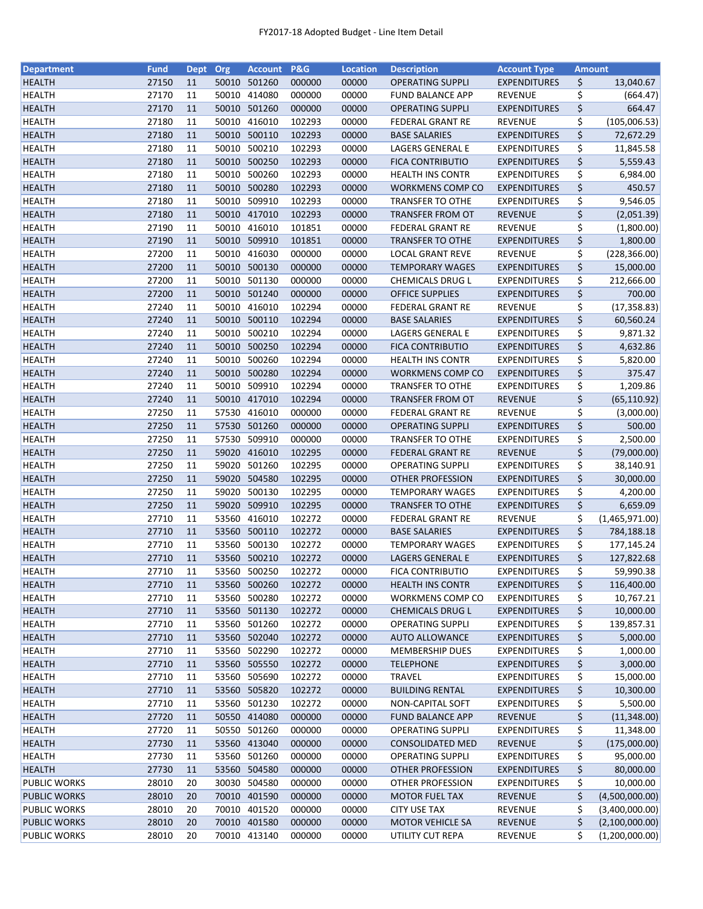FY2017-18 Adopted Budget - Line Item Detail

| Department | Fund | Dept | Org | Account | P&G | Location | Description | Account Type | Amount |
|---|---|---|---|---|---|---|---|---|---|
| HEALTH | 27150 | 11 | 50010 | 501260 | 000000 | 00000 | OPERATING SUPPLI | EXPENDITURES | $ 13,040.67 |
| HEALTH | 27170 | 11 | 50010 | 414080 | 000000 | 00000 | FUND BALANCE APP | REVENUE | $ (664.47) |
| HEALTH | 27170 | 11 | 50010 | 501260 | 000000 | 00000 | OPERATING SUPPLI | EXPENDITURES | $ 664.47 |
| HEALTH | 27180 | 11 | 50010 | 416010 | 102293 | 00000 | FEDERAL GRANT RE | REVENUE | $ (105,006.53) |
| HEALTH | 27180 | 11 | 50010 | 500110 | 102293 | 00000 | BASE SALARIES | EXPENDITURES | $ 72,672.29 |
| HEALTH | 27180 | 11 | 50010 | 500210 | 102293 | 00000 | LAGERS GENERAL E | EXPENDITURES | $ 11,845.58 |
| HEALTH | 27180 | 11 | 50010 | 500250 | 102293 | 00000 | FICA CONTRIBUTIO | EXPENDITURES | $ 5,559.43 |
| HEALTH | 27180 | 11 | 50010 | 500260 | 102293 | 00000 | HEALTH INS CONTR | EXPENDITURES | $ 6,984.00 |
| HEALTH | 27180 | 11 | 50010 | 500280 | 102293 | 00000 | WORKMENS COMP CO | EXPENDITURES | $ 450.57 |
| HEALTH | 27180 | 11 | 50010 | 509910 | 102293 | 00000 | TRANSFER TO OTHE | EXPENDITURES | $ 9,546.05 |
| HEALTH | 27180 | 11 | 50010 | 417010 | 102293 | 00000 | TRANSFER FROM OT | REVENUE | $ (2,051.39) |
| HEALTH | 27190 | 11 | 50010 | 416010 | 101851 | 00000 | FEDERAL GRANT RE | REVENUE | $ (1,800.00) |
| HEALTH | 27190 | 11 | 50010 | 509910 | 101851 | 00000 | TRANSFER TO OTHE | EXPENDITURES | $ 1,800.00 |
| HEALTH | 27200 | 11 | 50010 | 416030 | 000000 | 00000 | LOCAL GRANT REVE | REVENUE | $ (228,366.00) |
| HEALTH | 27200 | 11 | 50010 | 500130 | 000000 | 00000 | TEMPORARY WAGES | EXPENDITURES | $ 15,000.00 |
| HEALTH | 27200 | 11 | 50010 | 501130 | 000000 | 00000 | CHEMICALS DRUG L | EXPENDITURES | $ 212,666.00 |
| HEALTH | 27200 | 11 | 50010 | 501240 | 000000 | 00000 | OFFICE SUPPLIES | EXPENDITURES | $ 700.00 |
| HEALTH | 27240 | 11 | 50010 | 416010 | 102294 | 00000 | FEDERAL GRANT RE | REVENUE | $ (17,358.83) |
| HEALTH | 27240 | 11 | 50010 | 500110 | 102294 | 00000 | BASE SALARIES | EXPENDITURES | $ 60,560.24 |
| HEALTH | 27240 | 11 | 50010 | 500210 | 102294 | 00000 | LAGERS GENERAL E | EXPENDITURES | $ 9,871.32 |
| HEALTH | 27240 | 11 | 50010 | 500250 | 102294 | 00000 | FICA CONTRIBUTIO | EXPENDITURES | $ 4,632.86 |
| HEALTH | 27240 | 11 | 50010 | 500260 | 102294 | 00000 | HEALTH INS CONTR | EXPENDITURES | $ 5,820.00 |
| HEALTH | 27240 | 11 | 50010 | 500280 | 102294 | 00000 | WORKMENS COMP CO | EXPENDITURES | $ 375.47 |
| HEALTH | 27240 | 11 | 50010 | 509910 | 102294 | 00000 | TRANSFER TO OTHE | EXPENDITURES | $ 1,209.86 |
| HEALTH | 27240 | 11 | 50010 | 417010 | 102294 | 00000 | TRANSFER FROM OT | REVENUE | $ (65,110.92) |
| HEALTH | 27250 | 11 | 57530 | 416010 | 000000 | 00000 | FEDERAL GRANT RE | REVENUE | $ (3,000.00) |
| HEALTH | 27250 | 11 | 57530 | 501260 | 000000 | 00000 | OPERATING SUPPLI | EXPENDITURES | $ 500.00 |
| HEALTH | 27250 | 11 | 57530 | 509910 | 000000 | 00000 | TRANSFER TO OTHE | EXPENDITURES | $ 2,500.00 |
| HEALTH | 27250 | 11 | 59020 | 416010 | 102295 | 00000 | FEDERAL GRANT RE | REVENUE | $ (79,000.00) |
| HEALTH | 27250 | 11 | 59020 | 501260 | 102295 | 00000 | OPERATING SUPPLI | EXPENDITURES | $ 38,140.91 |
| HEALTH | 27250 | 11 | 59020 | 504580 | 102295 | 00000 | OTHER PROFESSION | EXPENDITURES | $ 30,000.00 |
| HEALTH | 27250 | 11 | 59020 | 500130 | 102295 | 00000 | TEMPORARY WAGES | EXPENDITURES | $ 4,200.00 |
| HEALTH | 27250 | 11 | 59020 | 509910 | 102295 | 00000 | TRANSFER TO OTHE | EXPENDITURES | $ 6,659.09 |
| HEALTH | 27710 | 11 | 53560 | 416010 | 102272 | 00000 | FEDERAL GRANT RE | REVENUE | $ (1,465,971.00) |
| HEALTH | 27710 | 11 | 53560 | 500110 | 102272 | 00000 | BASE SALARIES | EXPENDITURES | $ 784,188.18 |
| HEALTH | 27710 | 11 | 53560 | 500130 | 102272 | 00000 | TEMPORARY WAGES | EXPENDITURES | $ 177,145.24 |
| HEALTH | 27710 | 11 | 53560 | 500210 | 102272 | 00000 | LAGERS GENERAL E | EXPENDITURES | $ 127,822.68 |
| HEALTH | 27710 | 11 | 53560 | 500250 | 102272 | 00000 | FICA CONTRIBUTIO | EXPENDITURES | $ 59,990.38 |
| HEALTH | 27710 | 11 | 53560 | 500260 | 102272 | 00000 | HEALTH INS CONTR | EXPENDITURES | $ 116,400.00 |
| HEALTH | 27710 | 11 | 53560 | 500280 | 102272 | 00000 | WORKMENS COMP CO | EXPENDITURES | $ 10,767.21 |
| HEALTH | 27710 | 11 | 53560 | 501130 | 102272 | 00000 | CHEMICALS DRUG L | EXPENDITURES | $ 10,000.00 |
| HEALTH | 27710 | 11 | 53560 | 501260 | 102272 | 00000 | OPERATING SUPPLI | EXPENDITURES | $ 139,857.31 |
| HEALTH | 27710 | 11 | 53560 | 502040 | 102272 | 00000 | AUTO ALLOWANCE | EXPENDITURES | $ 5,000.00 |
| HEALTH | 27710 | 11 | 53560 | 502290 | 102272 | 00000 | MEMBERSHIP DUES | EXPENDITURES | $ 1,000.00 |
| HEALTH | 27710 | 11 | 53560 | 505550 | 102272 | 00000 | TELEPHONE | EXPENDITURES | $ 3,000.00 |
| HEALTH | 27710 | 11 | 53560 | 505690 | 102272 | 00000 | TRAVEL | EXPENDITURES | $ 15,000.00 |
| HEALTH | 27710 | 11 | 53560 | 505820 | 102272 | 00000 | BUILDING RENTAL | EXPENDITURES | $ 10,300.00 |
| HEALTH | 27710 | 11 | 53560 | 501230 | 102272 | 00000 | NON-CAPITAL SOFT | EXPENDITURES | $ 5,500.00 |
| HEALTH | 27720 | 11 | 50550 | 414080 | 000000 | 00000 | FUND BALANCE APP | REVENUE | $ (11,348.00) |
| HEALTH | 27720 | 11 | 50550 | 501260 | 000000 | 00000 | OPERATING SUPPLI | EXPENDITURES | $ 11,348.00 |
| HEALTH | 27730 | 11 | 53560 | 413040 | 000000 | 00000 | CONSOLIDATED MED | REVENUE | $ (175,000.00) |
| HEALTH | 27730 | 11 | 53560 | 501260 | 000000 | 00000 | OPERATING SUPPLI | EXPENDITURES | $ 95,000.00 |
| HEALTH | 27730 | 11 | 53560 | 504580 | 000000 | 00000 | OTHER PROFESSION | EXPENDITURES | $ 80,000.00 |
| PUBLIC WORKS | 28010 | 20 | 30030 | 504580 | 000000 | 00000 | OTHER PROFESSION | EXPENDITURES | $ 10,000.00 |
| PUBLIC WORKS | 28010 | 20 | 70010 | 401590 | 000000 | 00000 | MOTOR FUEL TAX | REVENUE | $ (4,500,000.00) |
| PUBLIC WORKS | 28010 | 20 | 70010 | 401520 | 000000 | 00000 | CITY USE TAX | REVENUE | $ (3,400,000.00) |
| PUBLIC WORKS | 28010 | 20 | 70010 | 401580 | 000000 | 00000 | MOTOR VEHICLE SA | REVENUE | $ (2,100,000.00) |
| PUBLIC WORKS | 28010 | 20 | 70010 | 413140 | 000000 | 00000 | UTILITY CUT REPA | REVENUE | $ (1,200,000.00) |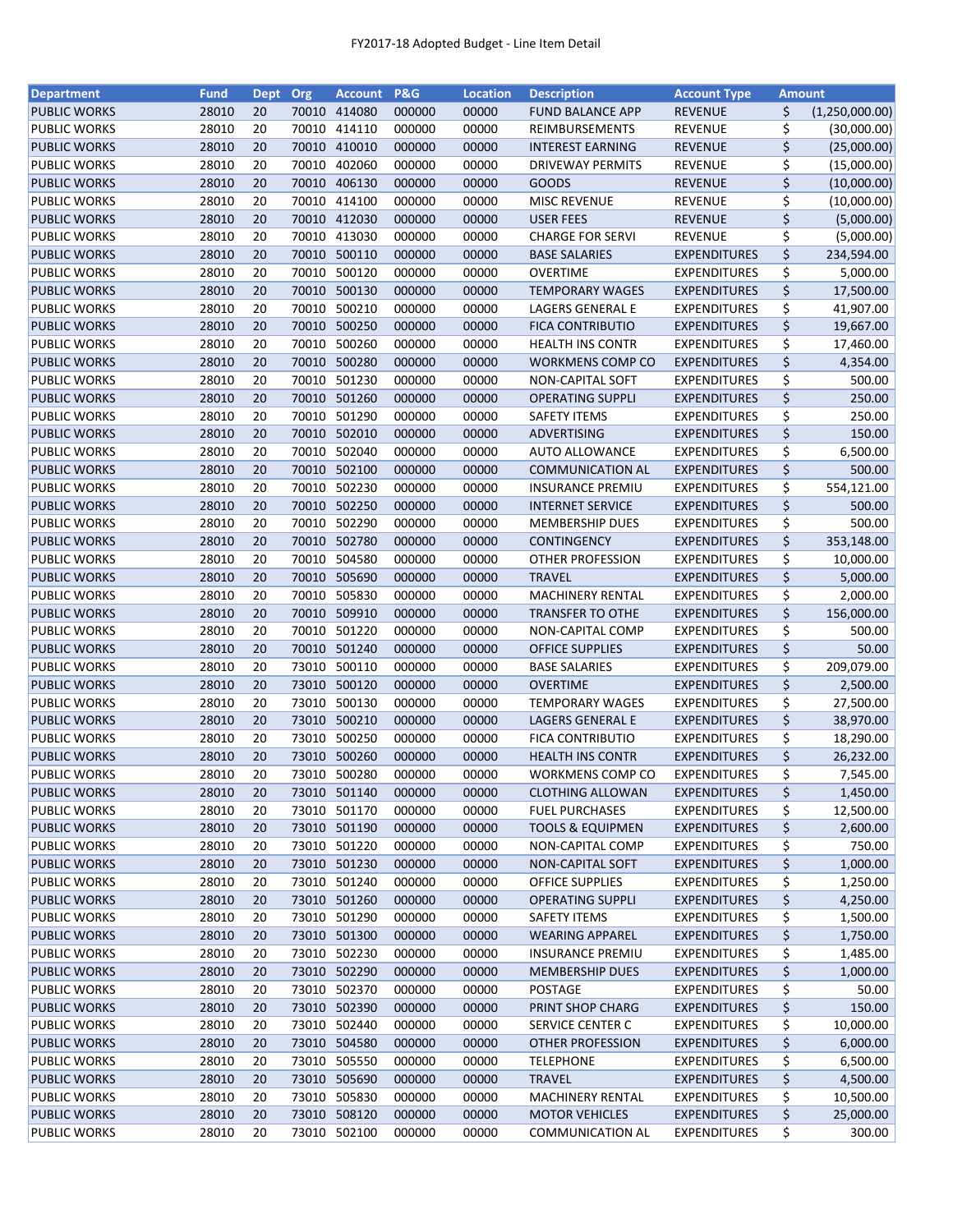# FY2017-18 Adopted Budget - Line Item Detail

| Department | Fund | Dept | Org | Account | P&G | Location | Description | Account Type | Amount |
|---|---|---|---|---|---|---|---|---|---|
| PUBLIC WORKS | 28010 | 20 | 70010 | 414080 | 000000 | 00000 | FUND BALANCE APP | REVENUE | $ (1,250,000.00) |
| PUBLIC WORKS | 28010 | 20 | 70010 | 414110 | 000000 | 00000 | REIMBURSEMENTS | REVENUE | $ (30,000.00) |
| PUBLIC WORKS | 28010 | 20 | 70010 | 410010 | 000000 | 00000 | INTEREST EARNING | REVENUE | $ (25,000.00) |
| PUBLIC WORKS | 28010 | 20 | 70010 | 402060 | 000000 | 00000 | DRIVEWAY PERMITS | REVENUE | $ (15,000.00) |
| PUBLIC WORKS | 28010 | 20 | 70010 | 406130 | 000000 | 00000 | GOODS | REVENUE | $ (10,000.00) |
| PUBLIC WORKS | 28010 | 20 | 70010 | 414100 | 000000 | 00000 | MISC REVENUE | REVENUE | $ (10,000.00) |
| PUBLIC WORKS | 28010 | 20 | 70010 | 412030 | 000000 | 00000 | USER FEES | REVENUE | $ (5,000.00) |
| PUBLIC WORKS | 28010 | 20 | 70010 | 413030 | 000000 | 00000 | CHARGE FOR SERVI | REVENUE | $ (5,000.00) |
| PUBLIC WORKS | 28010 | 20 | 70010 | 500110 | 000000 | 00000 | BASE SALARIES | EXPENDITURES | $ 234,594.00 |
| PUBLIC WORKS | 28010 | 20 | 70010 | 500120 | 000000 | 00000 | OVERTIME | EXPENDITURES | $ 5,000.00 |
| PUBLIC WORKS | 28010 | 20 | 70010 | 500130 | 000000 | 00000 | TEMPORARY WAGES | EXPENDITURES | $ 17,500.00 |
| PUBLIC WORKS | 28010 | 20 | 70010 | 500210 | 000000 | 00000 | LAGERS GENERAL E | EXPENDITURES | $ 41,907.00 |
| PUBLIC WORKS | 28010 | 20 | 70010 | 500250 | 000000 | 00000 | FICA CONTRIBUTIO | EXPENDITURES | $ 19,667.00 |
| PUBLIC WORKS | 28010 | 20 | 70010 | 500260 | 000000 | 00000 | HEALTH INS CONTR | EXPENDITURES | $ 17,460.00 |
| PUBLIC WORKS | 28010 | 20 | 70010 | 500280 | 000000 | 00000 | WORKMENS COMP CO | EXPENDITURES | $ 4,354.00 |
| PUBLIC WORKS | 28010 | 20 | 70010 | 501230 | 000000 | 00000 | NON-CAPITAL SOFT | EXPENDITURES | $ 500.00 |
| PUBLIC WORKS | 28010 | 20 | 70010 | 501260 | 000000 | 00000 | OPERATING SUPPLI | EXPENDITURES | $ 250.00 |
| PUBLIC WORKS | 28010 | 20 | 70010 | 501290 | 000000 | 00000 | SAFETY ITEMS | EXPENDITURES | $ 250.00 |
| PUBLIC WORKS | 28010 | 20 | 70010 | 502010 | 000000 | 00000 | ADVERTISING | EXPENDITURES | $ 150.00 |
| PUBLIC WORKS | 28010 | 20 | 70010 | 502040 | 000000 | 00000 | AUTO ALLOWANCE | EXPENDITURES | $ 6,500.00 |
| PUBLIC WORKS | 28010 | 20 | 70010 | 502100 | 000000 | 00000 | COMMUNICATION AL | EXPENDITURES | $ 500.00 |
| PUBLIC WORKS | 28010 | 20 | 70010 | 502230 | 000000 | 00000 | INSURANCE PREMIU | EXPENDITURES | $ 554,121.00 |
| PUBLIC WORKS | 28010 | 20 | 70010 | 502250 | 000000 | 00000 | INTERNET SERVICE | EXPENDITURES | $ 500.00 |
| PUBLIC WORKS | 28010 | 20 | 70010 | 502290 | 000000 | 00000 | MEMBERSHIP DUES | EXPENDITURES | $ 500.00 |
| PUBLIC WORKS | 28010 | 20 | 70010 | 502780 | 000000 | 00000 | CONTINGENCY | EXPENDITURES | $ 353,148.00 |
| PUBLIC WORKS | 28010 | 20 | 70010 | 504580 | 000000 | 00000 | OTHER PROFESSION | EXPENDITURES | $ 10,000.00 |
| PUBLIC WORKS | 28010 | 20 | 70010 | 505690 | 000000 | 00000 | TRAVEL | EXPENDITURES | $ 5,000.00 |
| PUBLIC WORKS | 28010 | 20 | 70010 | 505830 | 000000 | 00000 | MACHINERY RENTAL | EXPENDITURES | $ 2,000.00 |
| PUBLIC WORKS | 28010 | 20 | 70010 | 509910 | 000000 | 00000 | TRANSFER TO OTHE | EXPENDITURES | $ 156,000.00 |
| PUBLIC WORKS | 28010 | 20 | 70010 | 501220 | 000000 | 00000 | NON-CAPITAL COMP | EXPENDITURES | $ 500.00 |
| PUBLIC WORKS | 28010 | 20 | 70010 | 501240 | 000000 | 00000 | OFFICE SUPPLIES | EXPENDITURES | $ 50.00 |
| PUBLIC WORKS | 28010 | 20 | 73010 | 500110 | 000000 | 00000 | BASE SALARIES | EXPENDITURES | $ 209,079.00 |
| PUBLIC WORKS | 28010 | 20 | 73010 | 500120 | 000000 | 00000 | OVERTIME | EXPENDITURES | $ 2,500.00 |
| PUBLIC WORKS | 28010 | 20 | 73010 | 500130 | 000000 | 00000 | TEMPORARY WAGES | EXPENDITURES | $ 27,500.00 |
| PUBLIC WORKS | 28010 | 20 | 73010 | 500210 | 000000 | 00000 | LAGERS GENERAL E | EXPENDITURES | $ 38,970.00 |
| PUBLIC WORKS | 28010 | 20 | 73010 | 500250 | 000000 | 00000 | FICA CONTRIBUTIO | EXPENDITURES | $ 18,290.00 |
| PUBLIC WORKS | 28010 | 20 | 73010 | 500260 | 000000 | 00000 | HEALTH INS CONTR | EXPENDITURES | $ 26,232.00 |
| PUBLIC WORKS | 28010 | 20 | 73010 | 500280 | 000000 | 00000 | WORKMENS COMP CO | EXPENDITURES | $ 7,545.00 |
| PUBLIC WORKS | 28010 | 20 | 73010 | 501140 | 000000 | 00000 | CLOTHING ALLOWAN | EXPENDITURES | $ 1,450.00 |
| PUBLIC WORKS | 28010 | 20 | 73010 | 501170 | 000000 | 00000 | FUEL PURCHASES | EXPENDITURES | $ 12,500.00 |
| PUBLIC WORKS | 28010 | 20 | 73010 | 501190 | 000000 | 00000 | TOOLS & EQUIPMEN | EXPENDITURES | $ 2,600.00 |
| PUBLIC WORKS | 28010 | 20 | 73010 | 501220 | 000000 | 00000 | NON-CAPITAL COMP | EXPENDITURES | $ 750.00 |
| PUBLIC WORKS | 28010 | 20 | 73010 | 501230 | 000000 | 00000 | NON-CAPITAL SOFT | EXPENDITURES | $ 1,000.00 |
| PUBLIC WORKS | 28010 | 20 | 73010 | 501240 | 000000 | 00000 | OFFICE SUPPLIES | EXPENDITURES | $ 1,250.00 |
| PUBLIC WORKS | 28010 | 20 | 73010 | 501260 | 000000 | 00000 | OPERATING SUPPLI | EXPENDITURES | $ 4,250.00 |
| PUBLIC WORKS | 28010 | 20 | 73010 | 501290 | 000000 | 00000 | SAFETY ITEMS | EXPENDITURES | $ 1,500.00 |
| PUBLIC WORKS | 28010 | 20 | 73010 | 501300 | 000000 | 00000 | WEARING APPAREL | EXPENDITURES | $ 1,750.00 |
| PUBLIC WORKS | 28010 | 20 | 73010 | 502230 | 000000 | 00000 | INSURANCE PREMIU | EXPENDITURES | $ 1,485.00 |
| PUBLIC WORKS | 28010 | 20 | 73010 | 502290 | 000000 | 00000 | MEMBERSHIP DUES | EXPENDITURES | $ 1,000.00 |
| PUBLIC WORKS | 28010 | 20 | 73010 | 502370 | 000000 | 00000 | POSTAGE | EXPENDITURES | $ 50.00 |
| PUBLIC WORKS | 28010 | 20 | 73010 | 502390 | 000000 | 00000 | PRINT SHOP CHARG | EXPENDITURES | $ 150.00 |
| PUBLIC WORKS | 28010 | 20 | 73010 | 502440 | 000000 | 00000 | SERVICE CENTER C | EXPENDITURES | $ 10,000.00 |
| PUBLIC WORKS | 28010 | 20 | 73010 | 504580 | 000000 | 00000 | OTHER PROFESSION | EXPENDITURES | $ 6,000.00 |
| PUBLIC WORKS | 28010 | 20 | 73010 | 505550 | 000000 | 00000 | TELEPHONE | EXPENDITURES | $ 6,500.00 |
| PUBLIC WORKS | 28010 | 20 | 73010 | 505690 | 000000 | 00000 | TRAVEL | EXPENDITURES | $ 4,500.00 |
| PUBLIC WORKS | 28010 | 20 | 73010 | 505830 | 000000 | 00000 | MACHINERY RENTAL | EXPENDITURES | $ 10,500.00 |
| PUBLIC WORKS | 28010 | 20 | 73010 | 508120 | 000000 | 00000 | MOTOR VEHICLES | EXPENDITURES | $ 25,000.00 |
| PUBLIC WORKS | 28010 | 20 | 73010 | 502100 | 000000 | 00000 | COMMUNICATION AL | EXPENDITURES | $ 300.00 |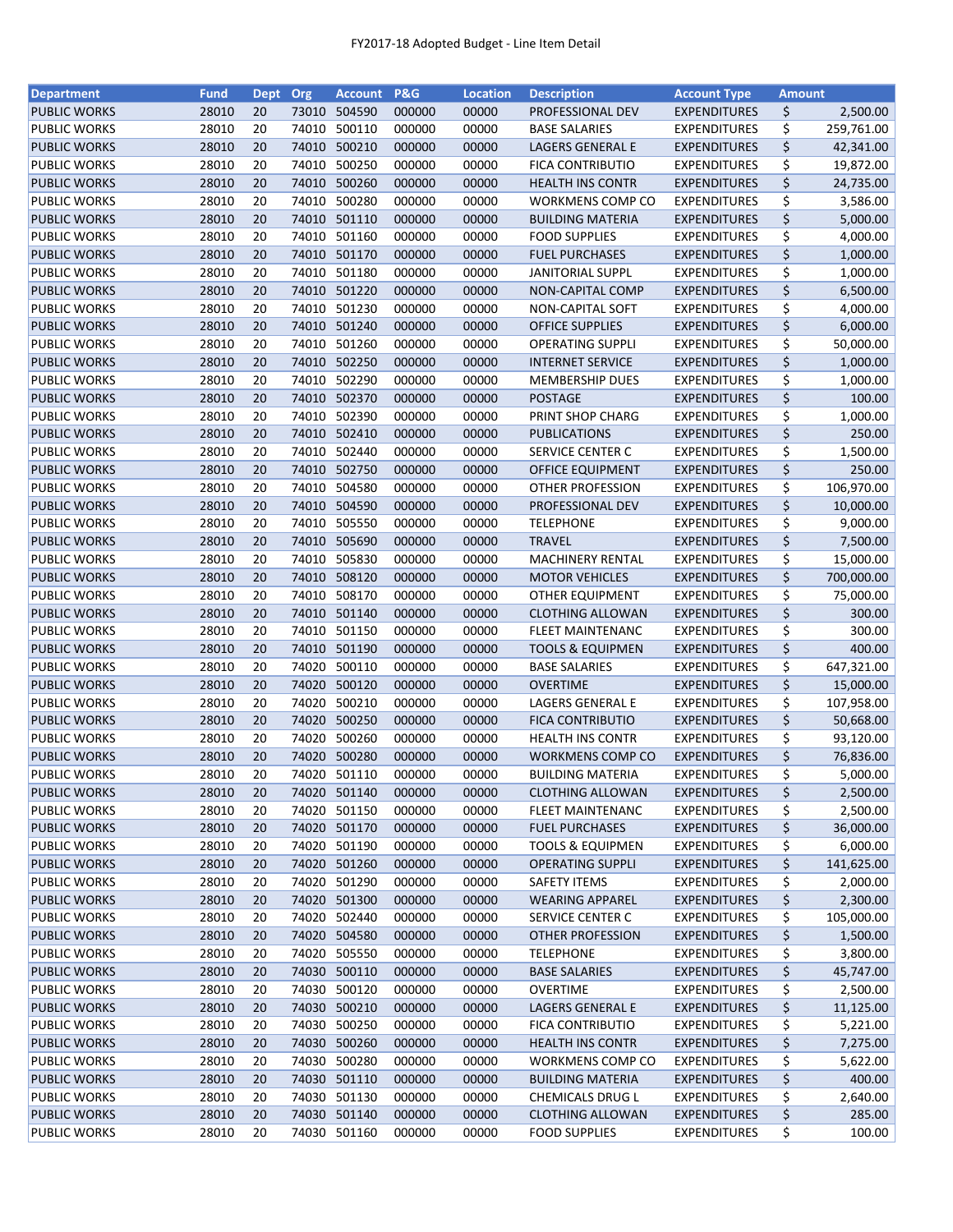FY2017-18 Adopted Budget - Line Item Detail

| Department | Fund | Dept | Org | Account | P&G | Location | Description | Account Type | Amount |
|---|---|---|---|---|---|---|---|---|---|
| PUBLIC WORKS | 28010 | 20 | 73010 | 504590 | 000000 | 00000 | PROFESSIONAL DEV | EXPENDITURES | $ 2,500.00 |
| PUBLIC WORKS | 28010 | 20 | 74010 | 500110 | 000000 | 00000 | BASE SALARIES | EXPENDITURES | $ 259,761.00 |
| PUBLIC WORKS | 28010 | 20 | 74010 | 500210 | 000000 | 00000 | LAGERS GENERAL E | EXPENDITURES | $ 42,341.00 |
| PUBLIC WORKS | 28010 | 20 | 74010 | 500250 | 000000 | 00000 | FICA CONTRIBUTIO | EXPENDITURES | $ 19,872.00 |
| PUBLIC WORKS | 28010 | 20 | 74010 | 500260 | 000000 | 00000 | HEALTH INS CONTR | EXPENDITURES | $ 24,735.00 |
| PUBLIC WORKS | 28010 | 20 | 74010 | 500280 | 000000 | 00000 | WORKMENS COMP CO | EXPENDITURES | $ 3,586.00 |
| PUBLIC WORKS | 28010 | 20 | 74010 | 501110 | 000000 | 00000 | BUILDING MATERIA | EXPENDITURES | $ 5,000.00 |
| PUBLIC WORKS | 28010 | 20 | 74010 | 501160 | 000000 | 00000 | FOOD SUPPLIES | EXPENDITURES | $ 4,000.00 |
| PUBLIC WORKS | 28010 | 20 | 74010 | 501170 | 000000 | 00000 | FUEL PURCHASES | EXPENDITURES | $ 1,000.00 |
| PUBLIC WORKS | 28010 | 20 | 74010 | 501180 | 000000 | 00000 | JANITORIAL SUPPL | EXPENDITURES | $ 1,000.00 |
| PUBLIC WORKS | 28010 | 20 | 74010 | 501220 | 000000 | 00000 | NON-CAPITAL COMP | EXPENDITURES | $ 6,500.00 |
| PUBLIC WORKS | 28010 | 20 | 74010 | 501230 | 000000 | 00000 | NON-CAPITAL SOFT | EXPENDITURES | $ 4,000.00 |
| PUBLIC WORKS | 28010 | 20 | 74010 | 501240 | 000000 | 00000 | OFFICE SUPPLIES | EXPENDITURES | $ 6,000.00 |
| PUBLIC WORKS | 28010 | 20 | 74010 | 501260 | 000000 | 00000 | OPERATING SUPPLI | EXPENDITURES | $ 50,000.00 |
| PUBLIC WORKS | 28010 | 20 | 74010 | 502250 | 000000 | 00000 | INTERNET SERVICE | EXPENDITURES | $ 1,000.00 |
| PUBLIC WORKS | 28010 | 20 | 74010 | 502290 | 000000 | 00000 | MEMBERSHIP DUES | EXPENDITURES | $ 1,000.00 |
| PUBLIC WORKS | 28010 | 20 | 74010 | 502370 | 000000 | 00000 | POSTAGE | EXPENDITURES | $ 100.00 |
| PUBLIC WORKS | 28010 | 20 | 74010 | 502390 | 000000 | 00000 | PRINT SHOP CHARG | EXPENDITURES | $ 1,000.00 |
| PUBLIC WORKS | 28010 | 20 | 74010 | 502410 | 000000 | 00000 | PUBLICATIONS | EXPENDITURES | $ 250.00 |
| PUBLIC WORKS | 28010 | 20 | 74010 | 502440 | 000000 | 00000 | SERVICE CENTER C | EXPENDITURES | $ 1,500.00 |
| PUBLIC WORKS | 28010 | 20 | 74010 | 502750 | 000000 | 00000 | OFFICE EQUIPMENT | EXPENDITURES | $ 250.00 |
| PUBLIC WORKS | 28010 | 20 | 74010 | 504580 | 000000 | 00000 | OTHER PROFESSION | EXPENDITURES | $ 106,970.00 |
| PUBLIC WORKS | 28010 | 20 | 74010 | 504590 | 000000 | 00000 | PROFESSIONAL DEV | EXPENDITURES | $ 10,000.00 |
| PUBLIC WORKS | 28010 | 20 | 74010 | 505550 | 000000 | 00000 | TELEPHONE | EXPENDITURES | $ 9,000.00 |
| PUBLIC WORKS | 28010 | 20 | 74010 | 505690 | 000000 | 00000 | TRAVEL | EXPENDITURES | $ 7,500.00 |
| PUBLIC WORKS | 28010 | 20 | 74010 | 505830 | 000000 | 00000 | MACHINERY RENTAL | EXPENDITURES | $ 15,000.00 |
| PUBLIC WORKS | 28010 | 20 | 74010 | 508120 | 000000 | 00000 | MOTOR VEHICLES | EXPENDITURES | $ 700,000.00 |
| PUBLIC WORKS | 28010 | 20 | 74010 | 508170 | 000000 | 00000 | OTHER EQUIPMENT | EXPENDITURES | $ 75,000.00 |
| PUBLIC WORKS | 28010 | 20 | 74010 | 501140 | 000000 | 00000 | CLOTHING ALLOWAN | EXPENDITURES | $ 300.00 |
| PUBLIC WORKS | 28010 | 20 | 74010 | 501150 | 000000 | 00000 | FLEET MAINTENANC | EXPENDITURES | $ 300.00 |
| PUBLIC WORKS | 28010 | 20 | 74010 | 501190 | 000000 | 00000 | TOOLS & EQUIPMEN | EXPENDITURES | $ 400.00 |
| PUBLIC WORKS | 28010 | 20 | 74020 | 500110 | 000000 | 00000 | BASE SALARIES | EXPENDITURES | $ 647,321.00 |
| PUBLIC WORKS | 28010 | 20 | 74020 | 500120 | 000000 | 00000 | OVERTIME | EXPENDITURES | $ 15,000.00 |
| PUBLIC WORKS | 28010 | 20 | 74020 | 500210 | 000000 | 00000 | LAGERS GENERAL E | EXPENDITURES | $ 107,958.00 |
| PUBLIC WORKS | 28010 | 20 | 74020 | 500250 | 000000 | 00000 | FICA CONTRIBUTIO | EXPENDITURES | $ 50,668.00 |
| PUBLIC WORKS | 28010 | 20 | 74020 | 500260 | 000000 | 00000 | HEALTH INS CONTR | EXPENDITURES | $ 93,120.00 |
| PUBLIC WORKS | 28010 | 20 | 74020 | 500280 | 000000 | 00000 | WORKMENS COMP CO | EXPENDITURES | $ 76,836.00 |
| PUBLIC WORKS | 28010 | 20 | 74020 | 501110 | 000000 | 00000 | BUILDING MATERIA | EXPENDITURES | $ 5,000.00 |
| PUBLIC WORKS | 28010 | 20 | 74020 | 501140 | 000000 | 00000 | CLOTHING ALLOWAN | EXPENDITURES | $ 2,500.00 |
| PUBLIC WORKS | 28010 | 20 | 74020 | 501150 | 000000 | 00000 | FLEET MAINTENANC | EXPENDITURES | $ 2,500.00 |
| PUBLIC WORKS | 28010 | 20 | 74020 | 501170 | 000000 | 00000 | FUEL PURCHASES | EXPENDITURES | $ 36,000.00 |
| PUBLIC WORKS | 28010 | 20 | 74020 | 501190 | 000000 | 00000 | TOOLS & EQUIPMEN | EXPENDITURES | $ 6,000.00 |
| PUBLIC WORKS | 28010 | 20 | 74020 | 501260 | 000000 | 00000 | OPERATING SUPPLI | EXPENDITURES | $ 141,625.00 |
| PUBLIC WORKS | 28010 | 20 | 74020 | 501290 | 000000 | 00000 | SAFETY ITEMS | EXPENDITURES | $ 2,000.00 |
| PUBLIC WORKS | 28010 | 20 | 74020 | 501300 | 000000 | 00000 | WEARING APPAREL | EXPENDITURES | $ 2,300.00 |
| PUBLIC WORKS | 28010 | 20 | 74020 | 502440 | 000000 | 00000 | SERVICE CENTER C | EXPENDITURES | $ 105,000.00 |
| PUBLIC WORKS | 28010 | 20 | 74020 | 504580 | 000000 | 00000 | OTHER PROFESSION | EXPENDITURES | $ 1,500.00 |
| PUBLIC WORKS | 28010 | 20 | 74020 | 505550 | 000000 | 00000 | TELEPHONE | EXPENDITURES | $ 3,800.00 |
| PUBLIC WORKS | 28010 | 20 | 74030 | 500110 | 000000 | 00000 | BASE SALARIES | EXPENDITURES | $ 45,747.00 |
| PUBLIC WORKS | 28010 | 20 | 74030 | 500120 | 000000 | 00000 | OVERTIME | EXPENDITURES | $ 2,500.00 |
| PUBLIC WORKS | 28010 | 20 | 74030 | 500210 | 000000 | 00000 | LAGERS GENERAL E | EXPENDITURES | $ 11,125.00 |
| PUBLIC WORKS | 28010 | 20 | 74030 | 500250 | 000000 | 00000 | FICA CONTRIBUTIO | EXPENDITURES | $ 5,221.00 |
| PUBLIC WORKS | 28010 | 20 | 74030 | 500260 | 000000 | 00000 | HEALTH INS CONTR | EXPENDITURES | $ 7,275.00 |
| PUBLIC WORKS | 28010 | 20 | 74030 | 500280 | 000000 | 00000 | WORKMENS COMP CO | EXPENDITURES | $ 5,622.00 |
| PUBLIC WORKS | 28010 | 20 | 74030 | 501110 | 000000 | 00000 | BUILDING MATERIA | EXPENDITURES | $ 400.00 |
| PUBLIC WORKS | 28010 | 20 | 74030 | 501130 | 000000 | 00000 | CHEMICALS DRUG L | EXPENDITURES | $ 2,640.00 |
| PUBLIC WORKS | 28010 | 20 | 74030 | 501140 | 000000 | 00000 | CLOTHING ALLOWAN | EXPENDITURES | $ 285.00 |
| PUBLIC WORKS | 28010 | 20 | 74030 | 501160 | 000000 | 00000 | FOOD SUPPLIES | EXPENDITURES | $ 100.00 |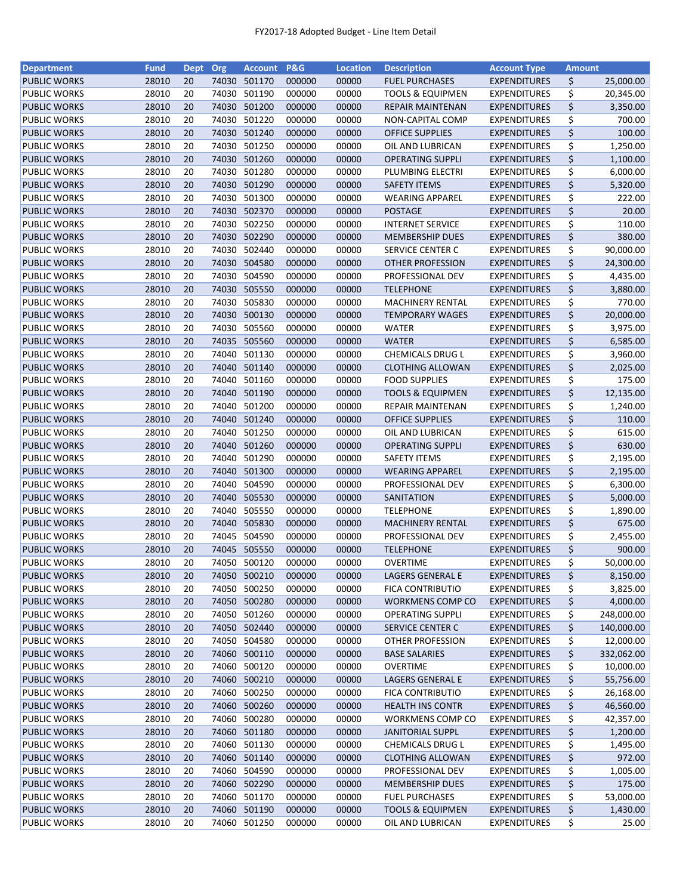FY2017-18 Adopted Budget - Line Item Detail

| Department | Fund | Dept | Org | Account | P&G | Location | Description | Account Type | Amount |
|---|---|---|---|---|---|---|---|---|---|
| PUBLIC WORKS | 28010 | 20 | 74030 | 501170 | 000000 | 00000 | FUEL PURCHASES | EXPENDITURES | $ 25,000.00 |
| PUBLIC WORKS | 28010 | 20 | 74030 | 501190 | 000000 | 00000 | TOOLS & EQUIPMEN | EXPENDITURES | $ 20,345.00 |
| PUBLIC WORKS | 28010 | 20 | 74030 | 501200 | 000000 | 00000 | REPAIR MAINTENAN | EXPENDITURES | $ 3,350.00 |
| PUBLIC WORKS | 28010 | 20 | 74030 | 501220 | 000000 | 00000 | NON-CAPITAL COMP | EXPENDITURES | $ 700.00 |
| PUBLIC WORKS | 28010 | 20 | 74030 | 501240 | 000000 | 00000 | OFFICE SUPPLIES | EXPENDITURES | $ 100.00 |
| PUBLIC WORKS | 28010 | 20 | 74030 | 501250 | 000000 | 00000 | OIL AND LUBRICAN | EXPENDITURES | $ 1,250.00 |
| PUBLIC WORKS | 28010 | 20 | 74030 | 501260 | 000000 | 00000 | OPERATING SUPPLI | EXPENDITURES | $ 1,100.00 |
| PUBLIC WORKS | 28010 | 20 | 74030 | 501280 | 000000 | 00000 | PLUMBING ELECTRI | EXPENDITURES | $ 6,000.00 |
| PUBLIC WORKS | 28010 | 20 | 74030 | 501290 | 000000 | 00000 | SAFETY ITEMS | EXPENDITURES | $ 5,320.00 |
| PUBLIC WORKS | 28010 | 20 | 74030 | 501300 | 000000 | 00000 | WEARING APPAREL | EXPENDITURES | $ 222.00 |
| PUBLIC WORKS | 28010 | 20 | 74030 | 502370 | 000000 | 00000 | POSTAGE | EXPENDITURES | $ 20.00 |
| PUBLIC WORKS | 28010 | 20 | 74030 | 502250 | 000000 | 00000 | INTERNET SERVICE | EXPENDITURES | $ 110.00 |
| PUBLIC WORKS | 28010 | 20 | 74030 | 502290 | 000000 | 00000 | MEMBERSHIP DUES | EXPENDITURES | $ 380.00 |
| PUBLIC WORKS | 28010 | 20 | 74030 | 502440 | 000000 | 00000 | SERVICE CENTER C | EXPENDITURES | $ 90,000.00 |
| PUBLIC WORKS | 28010 | 20 | 74030 | 504580 | 000000 | 00000 | OTHER PROFESSION | EXPENDITURES | $ 24,300.00 |
| PUBLIC WORKS | 28010 | 20 | 74030 | 504590 | 000000 | 00000 | PROFESSIONAL DEV | EXPENDITURES | $ 4,435.00 |
| PUBLIC WORKS | 28010 | 20 | 74030 | 505550 | 000000 | 00000 | TELEPHONE | EXPENDITURES | $ 3,880.00 |
| PUBLIC WORKS | 28010 | 20 | 74030 | 505830 | 000000 | 00000 | MACHINERY RENTAL | EXPENDITURES | $ 770.00 |
| PUBLIC WORKS | 28010 | 20 | 74030 | 500130 | 000000 | 00000 | TEMPORARY WAGES | EXPENDITURES | $ 20,000.00 |
| PUBLIC WORKS | 28010 | 20 | 74030 | 505560 | 000000 | 00000 | WATER | EXPENDITURES | $ 3,975.00 |
| PUBLIC WORKS | 28010 | 20 | 74035 | 505560 | 000000 | 00000 | WATER | EXPENDITURES | $ 6,585.00 |
| PUBLIC WORKS | 28010 | 20 | 74040 | 501130 | 000000 | 00000 | CHEMICALS DRUG L | EXPENDITURES | $ 3,960.00 |
| PUBLIC WORKS | 28010 | 20 | 74040 | 501140 | 000000 | 00000 | CLOTHING ALLOWAN | EXPENDITURES | $ 2,025.00 |
| PUBLIC WORKS | 28010 | 20 | 74040 | 501160 | 000000 | 00000 | FOOD SUPPLIES | EXPENDITURES | $ 175.00 |
| PUBLIC WORKS | 28010 | 20 | 74040 | 501190 | 000000 | 00000 | TOOLS & EQUIPMEN | EXPENDITURES | $ 12,135.00 |
| PUBLIC WORKS | 28010 | 20 | 74040 | 501200 | 000000 | 00000 | REPAIR MAINTENAN | EXPENDITURES | $ 1,240.00 |
| PUBLIC WORKS | 28010 | 20 | 74040 | 501240 | 000000 | 00000 | OFFICE SUPPLIES | EXPENDITURES | $ 110.00 |
| PUBLIC WORKS | 28010 | 20 | 74040 | 501250 | 000000 | 00000 | OIL AND LUBRICAN | EXPENDITURES | $ 615.00 |
| PUBLIC WORKS | 28010 | 20 | 74040 | 501260 | 000000 | 00000 | OPERATING SUPPLI | EXPENDITURES | $ 630.00 |
| PUBLIC WORKS | 28010 | 20 | 74040 | 501290 | 000000 | 00000 | SAFETY ITEMS | EXPENDITURES | $ 2,195.00 |
| PUBLIC WORKS | 28010 | 20 | 74040 | 501300 | 000000 | 00000 | WEARING APPAREL | EXPENDITURES | $ 2,195.00 |
| PUBLIC WORKS | 28010 | 20 | 74040 | 504590 | 000000 | 00000 | PROFESSIONAL DEV | EXPENDITURES | $ 6,300.00 |
| PUBLIC WORKS | 28010 | 20 | 74040 | 505530 | 000000 | 00000 | SANITATION | EXPENDITURES | $ 5,000.00 |
| PUBLIC WORKS | 28010 | 20 | 74040 | 505550 | 000000 | 00000 | TELEPHONE | EXPENDITURES | $ 1,890.00 |
| PUBLIC WORKS | 28010 | 20 | 74040 | 505830 | 000000 | 00000 | MACHINERY RENTAL | EXPENDITURES | $ 675.00 |
| PUBLIC WORKS | 28010 | 20 | 74045 | 504590 | 000000 | 00000 | PROFESSIONAL DEV | EXPENDITURES | $ 2,455.00 |
| PUBLIC WORKS | 28010 | 20 | 74045 | 505550 | 000000 | 00000 | TELEPHONE | EXPENDITURES | $ 900.00 |
| PUBLIC WORKS | 28010 | 20 | 74050 | 500120 | 000000 | 00000 | OVERTIME | EXPENDITURES | $ 50,000.00 |
| PUBLIC WORKS | 28010 | 20 | 74050 | 500210 | 000000 | 00000 | LAGERS GENERAL E | EXPENDITURES | $ 8,150.00 |
| PUBLIC WORKS | 28010 | 20 | 74050 | 500250 | 000000 | 00000 | FICA CONTRIBUTIO | EXPENDITURES | $ 3,825.00 |
| PUBLIC WORKS | 28010 | 20 | 74050 | 500280 | 000000 | 00000 | WORKMENS COMP CO | EXPENDITURES | $ 4,000.00 |
| PUBLIC WORKS | 28010 | 20 | 74050 | 501260 | 000000 | 00000 | OPERATING SUPPLI | EXPENDITURES | $ 248,000.00 |
| PUBLIC WORKS | 28010 | 20 | 74050 | 502440 | 000000 | 00000 | SERVICE CENTER C | EXPENDITURES | $ 140,000.00 |
| PUBLIC WORKS | 28010 | 20 | 74050 | 504580 | 000000 | 00000 | OTHER PROFESSION | EXPENDITURES | $ 12,000.00 |
| PUBLIC WORKS | 28010 | 20 | 74060 | 500110 | 000000 | 00000 | BASE SALARIES | EXPENDITURES | $ 332,062.00 |
| PUBLIC WORKS | 28010 | 20 | 74060 | 500120 | 000000 | 00000 | OVERTIME | EXPENDITURES | $ 10,000.00 |
| PUBLIC WORKS | 28010 | 20 | 74060 | 500210 | 000000 | 00000 | LAGERS GENERAL E | EXPENDITURES | $ 55,756.00 |
| PUBLIC WORKS | 28010 | 20 | 74060 | 500250 | 000000 | 00000 | FICA CONTRIBUTIO | EXPENDITURES | $ 26,168.00 |
| PUBLIC WORKS | 28010 | 20 | 74060 | 500260 | 000000 | 00000 | HEALTH INS CONTR | EXPENDITURES | $ 46,560.00 |
| PUBLIC WORKS | 28010 | 20 | 74060 | 500280 | 000000 | 00000 | WORKMENS COMP CO | EXPENDITURES | $ 42,357.00 |
| PUBLIC WORKS | 28010 | 20 | 74060 | 501180 | 000000 | 00000 | JANITORIAL SUPPL | EXPENDITURES | $ 1,200.00 |
| PUBLIC WORKS | 28010 | 20 | 74060 | 501130 | 000000 | 00000 | CHEMICALS DRUG L | EXPENDITURES | $ 1,495.00 |
| PUBLIC WORKS | 28010 | 20 | 74060 | 501140 | 000000 | 00000 | CLOTHING ALLOWAN | EXPENDITURES | $ 972.00 |
| PUBLIC WORKS | 28010 | 20 | 74060 | 504590 | 000000 | 00000 | PROFESSIONAL DEV | EXPENDITURES | $ 1,005.00 |
| PUBLIC WORKS | 28010 | 20 | 74060 | 502290 | 000000 | 00000 | MEMBERSHIP DUES | EXPENDITURES | $ 175.00 |
| PUBLIC WORKS | 28010 | 20 | 74060 | 501170 | 000000 | 00000 | FUEL PURCHASES | EXPENDITURES | $ 53,000.00 |
| PUBLIC WORKS | 28010 | 20 | 74060 | 501190 | 000000 | 00000 | TOOLS & EQUIPMEN | EXPENDITURES | $ 1,430.00 |
| PUBLIC WORKS | 28010 | 20 | 74060 | 501250 | 000000 | 00000 | OIL AND LUBRICAN | EXPENDITURES | $ 25.00 |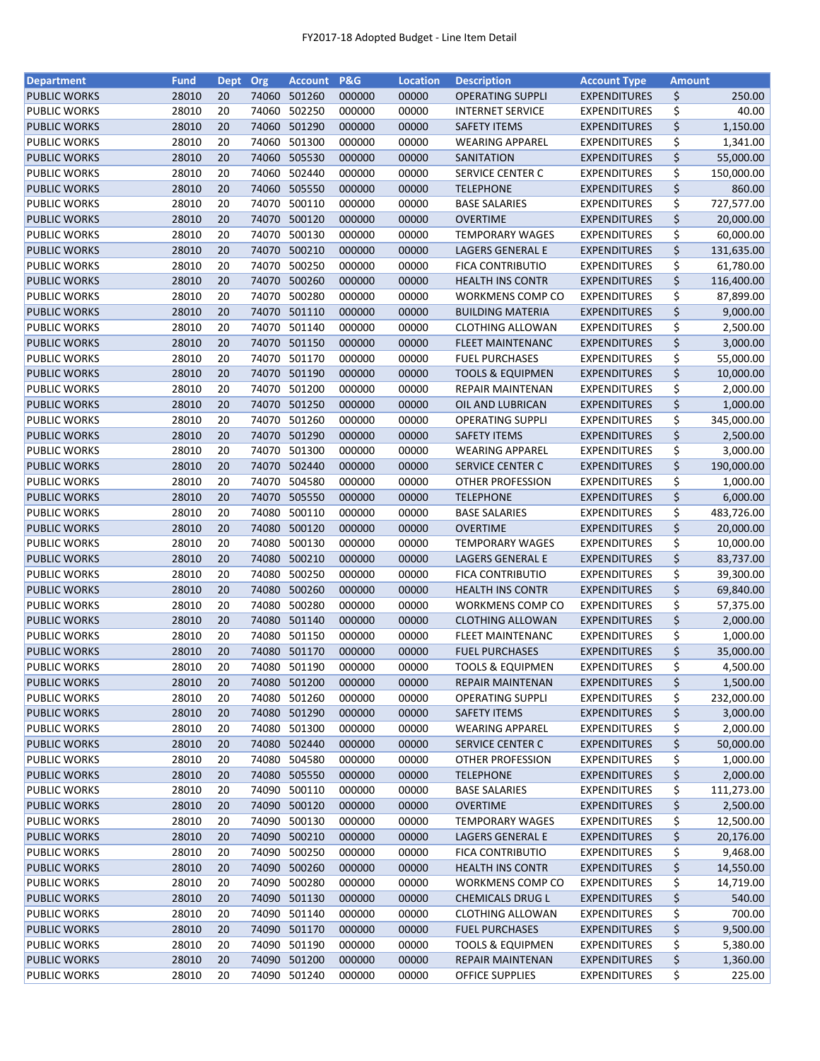# FY2017-18 Adopted Budget - Line Item Detail

| Department | Fund | Dept | Org | Account | P&G | Location | Description | Account Type | Amount |
|---|---|---|---|---|---|---|---|---|---|
| PUBLIC WORKS | 28010 | 20 | 74060 | 501260 | 000000 | 00000 | OPERATING SUPPLI | EXPENDITURES | $ 250.00 |
| PUBLIC WORKS | 28010 | 20 | 74060 | 502250 | 000000 | 00000 | INTERNET SERVICE | EXPENDITURES | $ 40.00 |
| PUBLIC WORKS | 28010 | 20 | 74060 | 501290 | 000000 | 00000 | SAFETY ITEMS | EXPENDITURES | $ 1,150.00 |
| PUBLIC WORKS | 28010 | 20 | 74060 | 501300 | 000000 | 00000 | WEARING APPAREL | EXPENDITURES | $ 1,341.00 |
| PUBLIC WORKS | 28010 | 20 | 74060 | 505530 | 000000 | 00000 | SANITATION | EXPENDITURES | $ 55,000.00 |
| PUBLIC WORKS | 28010 | 20 | 74060 | 502440 | 000000 | 00000 | SERVICE CENTER C | EXPENDITURES | $ 150,000.00 |
| PUBLIC WORKS | 28010 | 20 | 74060 | 505550 | 000000 | 00000 | TELEPHONE | EXPENDITURES | $ 860.00 |
| PUBLIC WORKS | 28010 | 20 | 74070 | 500110 | 000000 | 00000 | BASE SALARIES | EXPENDITURES | $ 727,577.00 |
| PUBLIC WORKS | 28010 | 20 | 74070 | 500120 | 000000 | 00000 | OVERTIME | EXPENDITURES | $ 20,000.00 |
| PUBLIC WORKS | 28010 | 20 | 74070 | 500130 | 000000 | 00000 | TEMPORARY WAGES | EXPENDITURES | $ 60,000.00 |
| PUBLIC WORKS | 28010 | 20 | 74070 | 500210 | 000000 | 00000 | LAGERS GENERAL E | EXPENDITURES | $ 131,635.00 |
| PUBLIC WORKS | 28010 | 20 | 74070 | 500250 | 000000 | 00000 | FICA CONTRIBUTIO | EXPENDITURES | $ 61,780.00 |
| PUBLIC WORKS | 28010 | 20 | 74070 | 500260 | 000000 | 00000 | HEALTH INS CONTR | EXPENDITURES | $ 116,400.00 |
| PUBLIC WORKS | 28010 | 20 | 74070 | 500280 | 000000 | 00000 | WORKMENS COMP CO | EXPENDITURES | $ 87,899.00 |
| PUBLIC WORKS | 28010 | 20 | 74070 | 501110 | 000000 | 00000 | BUILDING MATERIA | EXPENDITURES | $ 9,000.00 |
| PUBLIC WORKS | 28010 | 20 | 74070 | 501140 | 000000 | 00000 | CLOTHING ALLOWAN | EXPENDITURES | $ 2,500.00 |
| PUBLIC WORKS | 28010 | 20 | 74070 | 501150 | 000000 | 00000 | FLEET MAINTENANC | EXPENDITURES | $ 3,000.00 |
| PUBLIC WORKS | 28010 | 20 | 74070 | 501170 | 000000 | 00000 | FUEL PURCHASES | EXPENDITURES | $ 55,000.00 |
| PUBLIC WORKS | 28010 | 20 | 74070 | 501190 | 000000 | 00000 | TOOLS & EQUIPMEN | EXPENDITURES | $ 10,000.00 |
| PUBLIC WORKS | 28010 | 20 | 74070 | 501200 | 000000 | 00000 | REPAIR MAINTENAN | EXPENDITURES | $ 2,000.00 |
| PUBLIC WORKS | 28010 | 20 | 74070 | 501250 | 000000 | 00000 | OIL AND LUBRICAN | EXPENDITURES | $ 1,000.00 |
| PUBLIC WORKS | 28010 | 20 | 74070 | 501260 | 000000 | 00000 | OPERATING SUPPLI | EXPENDITURES | $ 345,000.00 |
| PUBLIC WORKS | 28010 | 20 | 74070 | 501290 | 000000 | 00000 | SAFETY ITEMS | EXPENDITURES | $ 2,500.00 |
| PUBLIC WORKS | 28010 | 20 | 74070 | 501300 | 000000 | 00000 | WEARING APPAREL | EXPENDITURES | $ 3,000.00 |
| PUBLIC WORKS | 28010 | 20 | 74070 | 502440 | 000000 | 00000 | SERVICE CENTER C | EXPENDITURES | $ 190,000.00 |
| PUBLIC WORKS | 28010 | 20 | 74070 | 504580 | 000000 | 00000 | OTHER PROFESSION | EXPENDITURES | $ 1,000.00 |
| PUBLIC WORKS | 28010 | 20 | 74070 | 505550 | 000000 | 00000 | TELEPHONE | EXPENDITURES | $ 6,000.00 |
| PUBLIC WORKS | 28010 | 20 | 74080 | 500110 | 000000 | 00000 | BASE SALARIES | EXPENDITURES | $ 483,726.00 |
| PUBLIC WORKS | 28010 | 20 | 74080 | 500120 | 000000 | 00000 | OVERTIME | EXPENDITURES | $ 20,000.00 |
| PUBLIC WORKS | 28010 | 20 | 74080 | 500130 | 000000 | 00000 | TEMPORARY WAGES | EXPENDITURES | $ 10,000.00 |
| PUBLIC WORKS | 28010 | 20 | 74080 | 500210 | 000000 | 00000 | LAGERS GENERAL E | EXPENDITURES | $ 83,737.00 |
| PUBLIC WORKS | 28010 | 20 | 74080 | 500250 | 000000 | 00000 | FICA CONTRIBUTIO | EXPENDITURES | $ 39,300.00 |
| PUBLIC WORKS | 28010 | 20 | 74080 | 500260 | 000000 | 00000 | HEALTH INS CONTR | EXPENDITURES | $ 69,840.00 |
| PUBLIC WORKS | 28010 | 20 | 74080 | 500280 | 000000 | 00000 | WORKMENS COMP CO | EXPENDITURES | $ 57,375.00 |
| PUBLIC WORKS | 28010 | 20 | 74080 | 501140 | 000000 | 00000 | CLOTHING ALLOWAN | EXPENDITURES | $ 2,000.00 |
| PUBLIC WORKS | 28010 | 20 | 74080 | 501150 | 000000 | 00000 | FLEET MAINTENANC | EXPENDITURES | $ 1,000.00 |
| PUBLIC WORKS | 28010 | 20 | 74080 | 501170 | 000000 | 00000 | FUEL PURCHASES | EXPENDITURES | $ 35,000.00 |
| PUBLIC WORKS | 28010 | 20 | 74080 | 501190 | 000000 | 00000 | TOOLS & EQUIPMEN | EXPENDITURES | $ 4,500.00 |
| PUBLIC WORKS | 28010 | 20 | 74080 | 501200 | 000000 | 00000 | REPAIR MAINTENAN | EXPENDITURES | $ 1,500.00 |
| PUBLIC WORKS | 28010 | 20 | 74080 | 501260 | 000000 | 00000 | OPERATING SUPPLI | EXPENDITURES | $ 232,000.00 |
| PUBLIC WORKS | 28010 | 20 | 74080 | 501290 | 000000 | 00000 | SAFETY ITEMS | EXPENDITURES | $ 3,000.00 |
| PUBLIC WORKS | 28010 | 20 | 74080 | 501300 | 000000 | 00000 | WEARING APPAREL | EXPENDITURES | $ 2,000.00 |
| PUBLIC WORKS | 28010 | 20 | 74080 | 502440 | 000000 | 00000 | SERVICE CENTER C | EXPENDITURES | $ 50,000.00 |
| PUBLIC WORKS | 28010 | 20 | 74080 | 504580 | 000000 | 00000 | OTHER PROFESSION | EXPENDITURES | $ 1,000.00 |
| PUBLIC WORKS | 28010 | 20 | 74080 | 505550 | 000000 | 00000 | TELEPHONE | EXPENDITURES | $ 2,000.00 |
| PUBLIC WORKS | 28010 | 20 | 74090 | 500110 | 000000 | 00000 | BASE SALARIES | EXPENDITURES | $ 111,273.00 |
| PUBLIC WORKS | 28010 | 20 | 74090 | 500120 | 000000 | 00000 | OVERTIME | EXPENDITURES | $ 2,500.00 |
| PUBLIC WORKS | 28010 | 20 | 74090 | 500130 | 000000 | 00000 | TEMPORARY WAGES | EXPENDITURES | $ 12,500.00 |
| PUBLIC WORKS | 28010 | 20 | 74090 | 500210 | 000000 | 00000 | LAGERS GENERAL E | EXPENDITURES | $ 20,176.00 |
| PUBLIC WORKS | 28010 | 20 | 74090 | 500250 | 000000 | 00000 | FICA CONTRIBUTIO | EXPENDITURES | $ 9,468.00 |
| PUBLIC WORKS | 28010 | 20 | 74090 | 500260 | 000000 | 00000 | HEALTH INS CONTR | EXPENDITURES | $ 14,550.00 |
| PUBLIC WORKS | 28010 | 20 | 74090 | 500280 | 000000 | 00000 | WORKMENS COMP CO | EXPENDITURES | $ 14,719.00 |
| PUBLIC WORKS | 28010 | 20 | 74090 | 501130 | 000000 | 00000 | CHEMICALS DRUG L | EXPENDITURES | $ 540.00 |
| PUBLIC WORKS | 28010 | 20 | 74090 | 501140 | 000000 | 00000 | CLOTHING ALLOWAN | EXPENDITURES | $ 700.00 |
| PUBLIC WORKS | 28010 | 20 | 74090 | 501170 | 000000 | 00000 | FUEL PURCHASES | EXPENDITURES | $ 9,500.00 |
| PUBLIC WORKS | 28010 | 20 | 74090 | 501190 | 000000 | 00000 | TOOLS & EQUIPMEN | EXPENDITURES | $ 5,380.00 |
| PUBLIC WORKS | 28010 | 20 | 74090 | 501200 | 000000 | 00000 | REPAIR MAINTENAN | EXPENDITURES | $ 1,360.00 |
| PUBLIC WORKS | 28010 | 20 | 74090 | 501240 | 000000 | 00000 | OFFICE SUPPLIES | EXPENDITURES | $ 225.00 |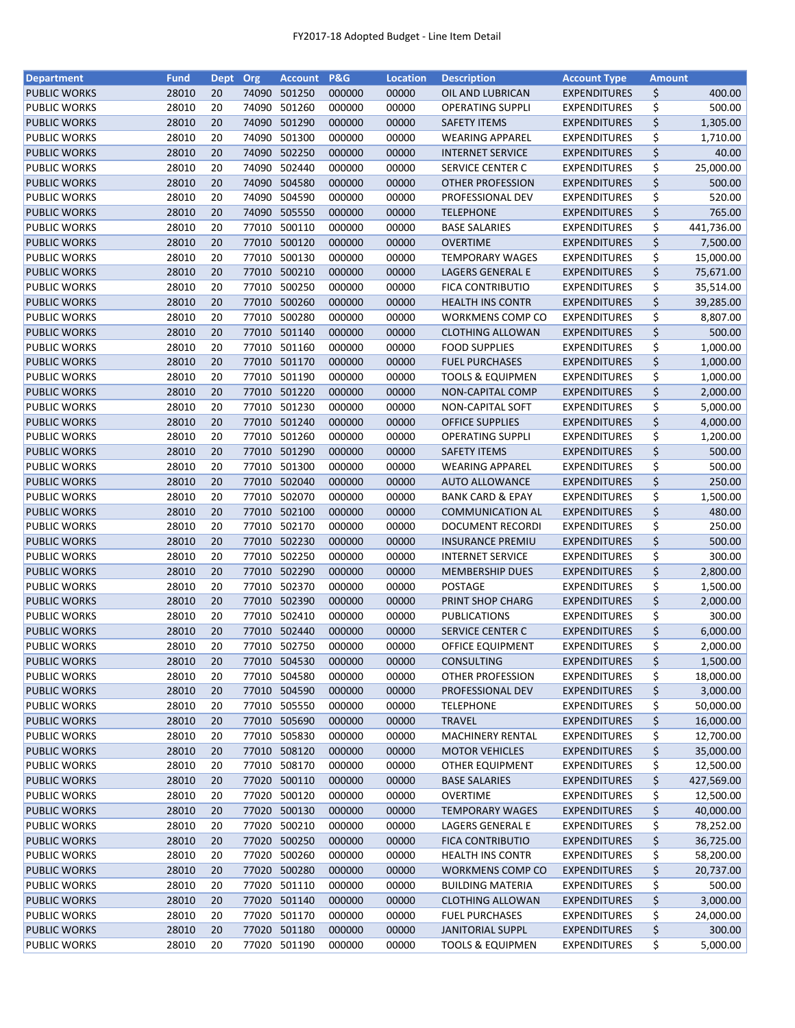FY2017-18 Adopted Budget - Line Item Detail

| Department | Fund | Dept | Org | Account | P&G | Location | Description | Account Type | Amount |
|---|---|---|---|---|---|---|---|---|---|
| PUBLIC WORKS | 28010 | 20 | 74090 | 501250 | 000000 | 00000 | OIL AND LUBRICAN | EXPENDITURES | $ 400.00 |
| PUBLIC WORKS | 28010 | 20 | 74090 | 501260 | 000000 | 00000 | OPERATING SUPPLI | EXPENDITURES | $ 500.00 |
| PUBLIC WORKS | 28010 | 20 | 74090 | 501290 | 000000 | 00000 | SAFETY ITEMS | EXPENDITURES | $ 1,305.00 |
| PUBLIC WORKS | 28010 | 20 | 74090 | 501300 | 000000 | 00000 | WEARING APPAREL | EXPENDITURES | $ 1,710.00 |
| PUBLIC WORKS | 28010 | 20 | 74090 | 502250 | 000000 | 00000 | INTERNET SERVICE | EXPENDITURES | $ 40.00 |
| PUBLIC WORKS | 28010 | 20 | 74090 | 502440 | 000000 | 00000 | SERVICE CENTER C | EXPENDITURES | $ 25,000.00 |
| PUBLIC WORKS | 28010 | 20 | 74090 | 504580 | 000000 | 00000 | OTHER PROFESSION | EXPENDITURES | $ 500.00 |
| PUBLIC WORKS | 28010 | 20 | 74090 | 504590 | 000000 | 00000 | PROFESSIONAL DEV | EXPENDITURES | $ 520.00 |
| PUBLIC WORKS | 28010 | 20 | 74090 | 505550 | 000000 | 00000 | TELEPHONE | EXPENDITURES | $ 765.00 |
| PUBLIC WORKS | 28010 | 20 | 77010 | 500110 | 000000 | 00000 | BASE SALARIES | EXPENDITURES | $ 441,736.00 |
| PUBLIC WORKS | 28010 | 20 | 77010 | 500120 | 000000 | 00000 | OVERTIME | EXPENDITURES | $ 7,500.00 |
| PUBLIC WORKS | 28010 | 20 | 77010 | 500130 | 000000 | 00000 | TEMPORARY WAGES | EXPENDITURES | $ 15,000.00 |
| PUBLIC WORKS | 28010 | 20 | 77010 | 500210 | 000000 | 00000 | LAGERS GENERAL E | EXPENDITURES | $ 75,671.00 |
| PUBLIC WORKS | 28010 | 20 | 77010 | 500250 | 000000 | 00000 | FICA CONTRIBUTIO | EXPENDITURES | $ 35,514.00 |
| PUBLIC WORKS | 28010 | 20 | 77010 | 500260 | 000000 | 00000 | HEALTH INS CONTR | EXPENDITURES | $ 39,285.00 |
| PUBLIC WORKS | 28010 | 20 | 77010 | 500280 | 000000 | 00000 | WORKMENS COMP CO | EXPENDITURES | $ 8,807.00 |
| PUBLIC WORKS | 28010 | 20 | 77010 | 501140 | 000000 | 00000 | CLOTHING ALLOWAN | EXPENDITURES | $ 500.00 |
| PUBLIC WORKS | 28010 | 20 | 77010 | 501160 | 000000 | 00000 | FOOD SUPPLIES | EXPENDITURES | $ 1,000.00 |
| PUBLIC WORKS | 28010 | 20 | 77010 | 501170 | 000000 | 00000 | FUEL PURCHASES | EXPENDITURES | $ 1,000.00 |
| PUBLIC WORKS | 28010 | 20 | 77010 | 501190 | 000000 | 00000 | TOOLS & EQUIPMEN | EXPENDITURES | $ 1,000.00 |
| PUBLIC WORKS | 28010 | 20 | 77010 | 501220 | 000000 | 00000 | NON-CAPITAL COMP | EXPENDITURES | $ 2,000.00 |
| PUBLIC WORKS | 28010 | 20 | 77010 | 501230 | 000000 | 00000 | NON-CAPITAL SOFT | EXPENDITURES | $ 5,000.00 |
| PUBLIC WORKS | 28010 | 20 | 77010 | 501240 | 000000 | 00000 | OFFICE SUPPLIES | EXPENDITURES | $ 4,000.00 |
| PUBLIC WORKS | 28010 | 20 | 77010 | 501260 | 000000 | 00000 | OPERATING SUPPLI | EXPENDITURES | $ 1,200.00 |
| PUBLIC WORKS | 28010 | 20 | 77010 | 501290 | 000000 | 00000 | SAFETY ITEMS | EXPENDITURES | $ 500.00 |
| PUBLIC WORKS | 28010 | 20 | 77010 | 501300 | 000000 | 00000 | WEARING APPAREL | EXPENDITURES | $ 500.00 |
| PUBLIC WORKS | 28010 | 20 | 77010 | 502040 | 000000 | 00000 | AUTO ALLOWANCE | EXPENDITURES | $ 250.00 |
| PUBLIC WORKS | 28010 | 20 | 77010 | 502070 | 000000 | 00000 | BANK CARD & EPAY | EXPENDITURES | $ 1,500.00 |
| PUBLIC WORKS | 28010 | 20 | 77010 | 502100 | 000000 | 00000 | COMMUNICATION AL | EXPENDITURES | $ 480.00 |
| PUBLIC WORKS | 28010 | 20 | 77010 | 502170 | 000000 | 00000 | DOCUMENT RECORDI | EXPENDITURES | $ 250.00 |
| PUBLIC WORKS | 28010 | 20 | 77010 | 502230 | 000000 | 00000 | INSURANCE PREMIU | EXPENDITURES | $ 500.00 |
| PUBLIC WORKS | 28010 | 20 | 77010 | 502250 | 000000 | 00000 | INTERNET SERVICE | EXPENDITURES | $ 300.00 |
| PUBLIC WORKS | 28010 | 20 | 77010 | 502290 | 000000 | 00000 | MEMBERSHIP DUES | EXPENDITURES | $ 2,800.00 |
| PUBLIC WORKS | 28010 | 20 | 77010 | 502370 | 000000 | 00000 | POSTAGE | EXPENDITURES | $ 1,500.00 |
| PUBLIC WORKS | 28010 | 20 | 77010 | 502390 | 000000 | 00000 | PRINT SHOP CHARG | EXPENDITURES | $ 2,000.00 |
| PUBLIC WORKS | 28010 | 20 | 77010 | 502410 | 000000 | 00000 | PUBLICATIONS | EXPENDITURES | $ 300.00 |
| PUBLIC WORKS | 28010 | 20 | 77010 | 502440 | 000000 | 00000 | SERVICE CENTER C | EXPENDITURES | $ 6,000.00 |
| PUBLIC WORKS | 28010 | 20 | 77010 | 502750 | 000000 | 00000 | OFFICE EQUIPMENT | EXPENDITURES | $ 2,000.00 |
| PUBLIC WORKS | 28010 | 20 | 77010 | 504530 | 000000 | 00000 | CONSULTING | EXPENDITURES | $ 1,500.00 |
| PUBLIC WORKS | 28010 | 20 | 77010 | 504580 | 000000 | 00000 | OTHER PROFESSION | EXPENDITURES | $ 18,000.00 |
| PUBLIC WORKS | 28010 | 20 | 77010 | 504590 | 000000 | 00000 | PROFESSIONAL DEV | EXPENDITURES | $ 3,000.00 |
| PUBLIC WORKS | 28010 | 20 | 77010 | 505550 | 000000 | 00000 | TELEPHONE | EXPENDITURES | $ 50,000.00 |
| PUBLIC WORKS | 28010 | 20 | 77010 | 505690 | 000000 | 00000 | TRAVEL | EXPENDITURES | $ 16,000.00 |
| PUBLIC WORKS | 28010 | 20 | 77010 | 505830 | 000000 | 00000 | MACHINERY RENTAL | EXPENDITURES | $ 12,700.00 |
| PUBLIC WORKS | 28010 | 20 | 77010 | 508120 | 000000 | 00000 | MOTOR VEHICLES | EXPENDITURES | $ 35,000.00 |
| PUBLIC WORKS | 28010 | 20 | 77010 | 508170 | 000000 | 00000 | OTHER EQUIPMENT | EXPENDITURES | $ 12,500.00 |
| PUBLIC WORKS | 28010 | 20 | 77020 | 500110 | 000000 | 00000 | BASE SALARIES | EXPENDITURES | $ 427,569.00 |
| PUBLIC WORKS | 28010 | 20 | 77020 | 500120 | 000000 | 00000 | OVERTIME | EXPENDITURES | $ 12,500.00 |
| PUBLIC WORKS | 28010 | 20 | 77020 | 500130 | 000000 | 00000 | TEMPORARY WAGES | EXPENDITURES | $ 40,000.00 |
| PUBLIC WORKS | 28010 | 20 | 77020 | 500210 | 000000 | 00000 | LAGERS GENERAL E | EXPENDITURES | $ 78,252.00 |
| PUBLIC WORKS | 28010 | 20 | 77020 | 500250 | 000000 | 00000 | FICA CONTRIBUTIO | EXPENDITURES | $ 36,725.00 |
| PUBLIC WORKS | 28010 | 20 | 77020 | 500260 | 000000 | 00000 | HEALTH INS CONTR | EXPENDITURES | $ 58,200.00 |
| PUBLIC WORKS | 28010 | 20 | 77020 | 500280 | 000000 | 00000 | WORKMENS COMP CO | EXPENDITURES | $ 20,737.00 |
| PUBLIC WORKS | 28010 | 20 | 77020 | 501110 | 000000 | 00000 | BUILDING MATERIA | EXPENDITURES | $ 500.00 |
| PUBLIC WORKS | 28010 | 20 | 77020 | 501140 | 000000 | 00000 | CLOTHING ALLOWAN | EXPENDITURES | $ 3,000.00 |
| PUBLIC WORKS | 28010 | 20 | 77020 | 501170 | 000000 | 00000 | FUEL PURCHASES | EXPENDITURES | $ 24,000.00 |
| PUBLIC WORKS | 28010 | 20 | 77020 | 501180 | 000000 | 00000 | JANITORIAL SUPPL | EXPENDITURES | $ 300.00 |
| PUBLIC WORKS | 28010 | 20 | 77020 | 501190 | 000000 | 00000 | TOOLS & EQUIPMEN | EXPENDITURES | $ 5,000.00 |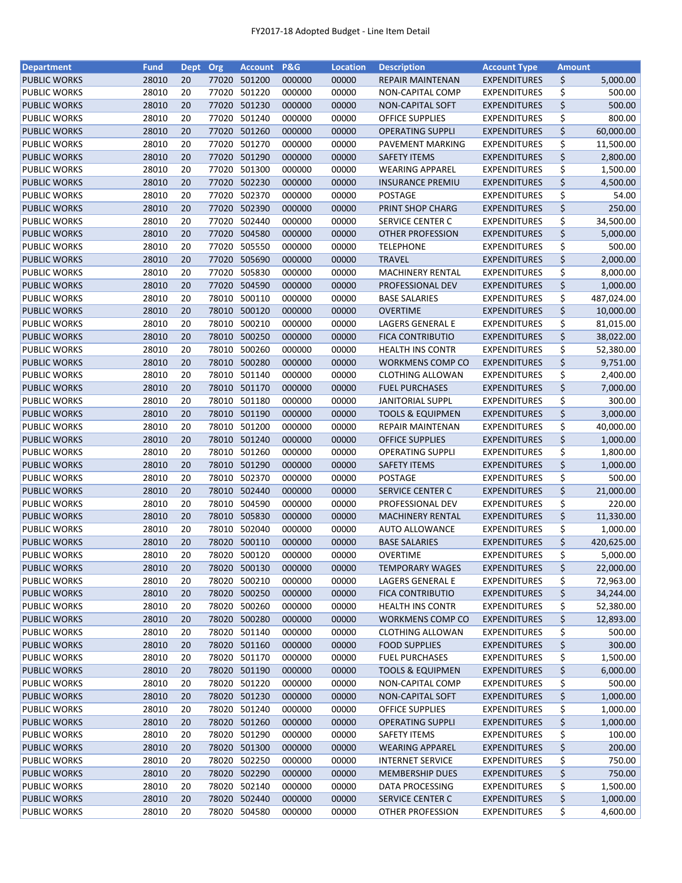FY2017-18 Adopted Budget - Line Item Detail

| Department | Fund | Dept | Org | Account | P&G | Location | Description | Account Type | Amount |
|---|---|---|---|---|---|---|---|---|---|
| PUBLIC WORKS | 28010 | 20 | 77020 | 501200 | 000000 | 00000 | REPAIR MAINTENAN | EXPENDITURES | $ 5,000.00 |
| PUBLIC WORKS | 28010 | 20 | 77020 | 501220 | 000000 | 00000 | NON-CAPITAL COMP | EXPENDITURES | $ 500.00 |
| PUBLIC WORKS | 28010 | 20 | 77020 | 501230 | 000000 | 00000 | NON-CAPITAL SOFT | EXPENDITURES | $ 500.00 |
| PUBLIC WORKS | 28010 | 20 | 77020 | 501240 | 000000 | 00000 | OFFICE SUPPLIES | EXPENDITURES | $ 800.00 |
| PUBLIC WORKS | 28010 | 20 | 77020 | 501260 | 000000 | 00000 | OPERATING SUPPLI | EXPENDITURES | $ 60,000.00 |
| PUBLIC WORKS | 28010 | 20 | 77020 | 501270 | 000000 | 00000 | PAVEMENT MARKING | EXPENDITURES | $ 11,500.00 |
| PUBLIC WORKS | 28010 | 20 | 77020 | 501290 | 000000 | 00000 | SAFETY ITEMS | EXPENDITURES | $ 2,800.00 |
| PUBLIC WORKS | 28010 | 20 | 77020 | 501300 | 000000 | 00000 | WEARING APPAREL | EXPENDITURES | $ 1,500.00 |
| PUBLIC WORKS | 28010 | 20 | 77020 | 502230 | 000000 | 00000 | INSURANCE PREMIU | EXPENDITURES | $ 4,500.00 |
| PUBLIC WORKS | 28010 | 20 | 77020 | 502370 | 000000 | 00000 | POSTAGE | EXPENDITURES | $ 54.00 |
| PUBLIC WORKS | 28010 | 20 | 77020 | 502390 | 000000 | 00000 | PRINT SHOP CHARG | EXPENDITURES | $ 250.00 |
| PUBLIC WORKS | 28010 | 20 | 77020 | 502440 | 000000 | 00000 | SERVICE CENTER C | EXPENDITURES | $ 34,500.00 |
| PUBLIC WORKS | 28010 | 20 | 77020 | 504580 | 000000 | 00000 | OTHER PROFESSION | EXPENDITURES | $ 5,000.00 |
| PUBLIC WORKS | 28010 | 20 | 77020 | 505550 | 000000 | 00000 | TELEPHONE | EXPENDITURES | $ 500.00 |
| PUBLIC WORKS | 28010 | 20 | 77020 | 505690 | 000000 | 00000 | TRAVEL | EXPENDITURES | $ 2,000.00 |
| PUBLIC WORKS | 28010 | 20 | 77020 | 505830 | 000000 | 00000 | MACHINERY RENTAL | EXPENDITURES | $ 8,000.00 |
| PUBLIC WORKS | 28010 | 20 | 77020 | 504590 | 000000 | 00000 | PROFESSIONAL DEV | EXPENDITURES | $ 1,000.00 |
| PUBLIC WORKS | 28010 | 20 | 78010 | 500110 | 000000 | 00000 | BASE SALARIES | EXPENDITURES | $ 487,024.00 |
| PUBLIC WORKS | 28010 | 20 | 78010 | 500120 | 000000 | 00000 | OVERTIME | EXPENDITURES | $ 10,000.00 |
| PUBLIC WORKS | 28010 | 20 | 78010 | 500210 | 000000 | 00000 | LAGERS GENERAL E | EXPENDITURES | $ 81,015.00 |
| PUBLIC WORKS | 28010 | 20 | 78010 | 500250 | 000000 | 00000 | FICA CONTRIBUTIO | EXPENDITURES | $ 38,022.00 |
| PUBLIC WORKS | 28010 | 20 | 78010 | 500260 | 000000 | 00000 | HEALTH INS CONTR | EXPENDITURES | $ 52,380.00 |
| PUBLIC WORKS | 28010 | 20 | 78010 | 500280 | 000000 | 00000 | WORKMENS COMP CO | EXPENDITURES | $ 9,751.00 |
| PUBLIC WORKS | 28010 | 20 | 78010 | 501140 | 000000 | 00000 | CLOTHING ALLOWAN | EXPENDITURES | $ 2,400.00 |
| PUBLIC WORKS | 28010 | 20 | 78010 | 501170 | 000000 | 00000 | FUEL PURCHASES | EXPENDITURES | $ 7,000.00 |
| PUBLIC WORKS | 28010 | 20 | 78010 | 501180 | 000000 | 00000 | JANITORIAL SUPPL | EXPENDITURES | $ 300.00 |
| PUBLIC WORKS | 28010 | 20 | 78010 | 501190 | 000000 | 00000 | TOOLS & EQUIPMEN | EXPENDITURES | $ 3,000.00 |
| PUBLIC WORKS | 28010 | 20 | 78010 | 501200 | 000000 | 00000 | REPAIR MAINTENAN | EXPENDITURES | $ 40,000.00 |
| PUBLIC WORKS | 28010 | 20 | 78010 | 501240 | 000000 | 00000 | OFFICE SUPPLIES | EXPENDITURES | $ 1,000.00 |
| PUBLIC WORKS | 28010 | 20 | 78010 | 501260 | 000000 | 00000 | OPERATING SUPPLI | EXPENDITURES | $ 1,800.00 |
| PUBLIC WORKS | 28010 | 20 | 78010 | 501290 | 000000 | 00000 | SAFETY ITEMS | EXPENDITURES | $ 1,000.00 |
| PUBLIC WORKS | 28010 | 20 | 78010 | 502370 | 000000 | 00000 | POSTAGE | EXPENDITURES | $ 500.00 |
| PUBLIC WORKS | 28010 | 20 | 78010 | 502440 | 000000 | 00000 | SERVICE CENTER C | EXPENDITURES | $ 21,000.00 |
| PUBLIC WORKS | 28010 | 20 | 78010 | 504590 | 000000 | 00000 | PROFESSIONAL DEV | EXPENDITURES | $ 220.00 |
| PUBLIC WORKS | 28010 | 20 | 78010 | 505830 | 000000 | 00000 | MACHINERY RENTAL | EXPENDITURES | $ 11,330.00 |
| PUBLIC WORKS | 28010 | 20 | 78010 | 502040 | 000000 | 00000 | AUTO ALLOWANCE | EXPENDITURES | $ 1,000.00 |
| PUBLIC WORKS | 28010 | 20 | 78020 | 500110 | 000000 | 00000 | BASE SALARIES | EXPENDITURES | $ 420,625.00 |
| PUBLIC WORKS | 28010 | 20 | 78020 | 500120 | 000000 | 00000 | OVERTIME | EXPENDITURES | $ 5,000.00 |
| PUBLIC WORKS | 28010 | 20 | 78020 | 500130 | 000000 | 00000 | TEMPORARY WAGES | EXPENDITURES | $ 22,000.00 |
| PUBLIC WORKS | 28010 | 20 | 78020 | 500210 | 000000 | 00000 | LAGERS GENERAL E | EXPENDITURES | $ 72,963.00 |
| PUBLIC WORKS | 28010 | 20 | 78020 | 500250 | 000000 | 00000 | FICA CONTRIBUTIO | EXPENDITURES | $ 34,244.00 |
| PUBLIC WORKS | 28010 | 20 | 78020 | 500260 | 000000 | 00000 | HEALTH INS CONTR | EXPENDITURES | $ 52,380.00 |
| PUBLIC WORKS | 28010 | 20 | 78020 | 500280 | 000000 | 00000 | WORKMENS COMP CO | EXPENDITURES | $ 12,893.00 |
| PUBLIC WORKS | 28010 | 20 | 78020 | 501140 | 000000 | 00000 | CLOTHING ALLOWAN | EXPENDITURES | $ 500.00 |
| PUBLIC WORKS | 28010 | 20 | 78020 | 501160 | 000000 | 00000 | FOOD SUPPLIES | EXPENDITURES | $ 300.00 |
| PUBLIC WORKS | 28010 | 20 | 78020 | 501170 | 000000 | 00000 | FUEL PURCHASES | EXPENDITURES | $ 1,500.00 |
| PUBLIC WORKS | 28010 | 20 | 78020 | 501190 | 000000 | 00000 | TOOLS & EQUIPMEN | EXPENDITURES | $ 6,000.00 |
| PUBLIC WORKS | 28010 | 20 | 78020 | 501220 | 000000 | 00000 | NON-CAPITAL COMP | EXPENDITURES | $ 500.00 |
| PUBLIC WORKS | 28010 | 20 | 78020 | 501230 | 000000 | 00000 | NON-CAPITAL SOFT | EXPENDITURES | $ 1,000.00 |
| PUBLIC WORKS | 28010 | 20 | 78020 | 501240 | 000000 | 00000 | OFFICE SUPPLIES | EXPENDITURES | $ 1,000.00 |
| PUBLIC WORKS | 28010 | 20 | 78020 | 501260 | 000000 | 00000 | OPERATING SUPPLI | EXPENDITURES | $ 1,000.00 |
| PUBLIC WORKS | 28010 | 20 | 78020 | 501290 | 000000 | 00000 | SAFETY ITEMS | EXPENDITURES | $ 100.00 |
| PUBLIC WORKS | 28010 | 20 | 78020 | 501300 | 000000 | 00000 | WEARING APPAREL | EXPENDITURES | $ 200.00 |
| PUBLIC WORKS | 28010 | 20 | 78020 | 502250 | 000000 | 00000 | INTERNET SERVICE | EXPENDITURES | $ 750.00 |
| PUBLIC WORKS | 28010 | 20 | 78020 | 502290 | 000000 | 00000 | MEMBERSHIP DUES | EXPENDITURES | $ 750.00 |
| PUBLIC WORKS | 28010 | 20 | 78020 | 502140 | 000000 | 00000 | DATA PROCESSING | EXPENDITURES | $ 1,500.00 |
| PUBLIC WORKS | 28010 | 20 | 78020 | 502440 | 000000 | 00000 | SERVICE CENTER C | EXPENDITURES | $ 1,000.00 |
| PUBLIC WORKS | 28010 | 20 | 78020 | 504580 | 000000 | 00000 | OTHER PROFESSION | EXPENDITURES | $ 4,600.00 |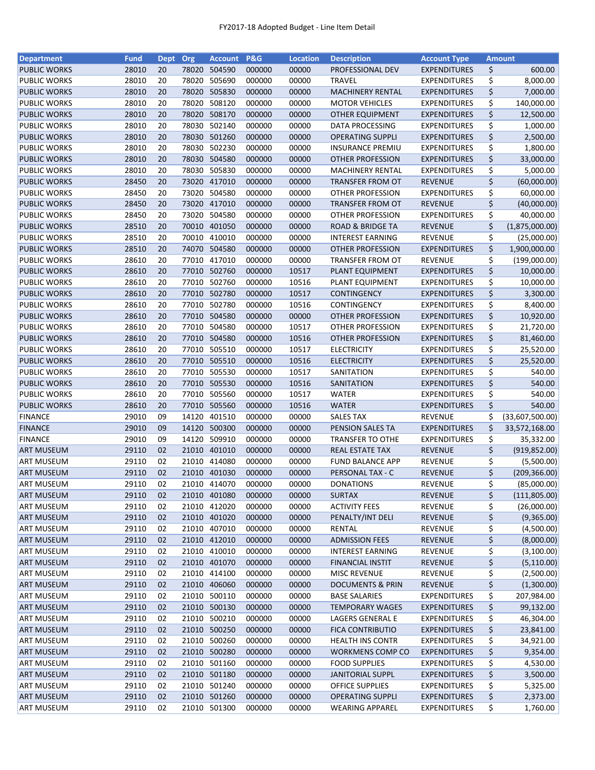FY2017-18 Adopted Budget - Line Item Detail

| Department | Fund | Dept | Org | Account | P&G | Location | Description | Account Type | Amount |
|---|---|---|---|---|---|---|---|---|---|
| PUBLIC WORKS | 28010 | 20 | 78020 | 504590 | 000000 | 00000 | PROFESSIONAL DEV | EXPENDITURES | $ 600.00 |
| PUBLIC WORKS | 28010 | 20 | 78020 | 505690 | 000000 | 00000 | TRAVEL | EXPENDITURES | $ 8,000.00 |
| PUBLIC WORKS | 28010 | 20 | 78020 | 505830 | 000000 | 00000 | MACHINERY RENTAL | EXPENDITURES | $ 7,000.00 |
| PUBLIC WORKS | 28010 | 20 | 78020 | 508120 | 000000 | 00000 | MOTOR VEHICLES | EXPENDITURES | $ 140,000.00 |
| PUBLIC WORKS | 28010 | 20 | 78020 | 508170 | 000000 | 00000 | OTHER EQUIPMENT | EXPENDITURES | $ 12,500.00 |
| PUBLIC WORKS | 28010 | 20 | 78030 | 502140 | 000000 | 00000 | DATA PROCESSING | EXPENDITURES | $ 1,000.00 |
| PUBLIC WORKS | 28010 | 20 | 78030 | 501260 | 000000 | 00000 | OPERATING SUPPLI | EXPENDITURES | $ 2,500.00 |
| PUBLIC WORKS | 28010 | 20 | 78030 | 502230 | 000000 | 00000 | INSURANCE PREMIU | EXPENDITURES | $ 1,800.00 |
| PUBLIC WORKS | 28010 | 20 | 78030 | 504580 | 000000 | 00000 | OTHER PROFESSION | EXPENDITURES | $ 33,000.00 |
| PUBLIC WORKS | 28010 | 20 | 78030 | 505830 | 000000 | 00000 | MACHINERY RENTAL | EXPENDITURES | $ 5,000.00 |
| PUBLIC WORKS | 28450 | 20 | 73020 | 417010 | 000000 | 00000 | TRANSFER FROM OT | REVENUE | $ (60,000.00) |
| PUBLIC WORKS | 28450 | 20 | 73020 | 504580 | 000000 | 00000 | OTHER PROFESSION | EXPENDITURES | $ 60,000.00 |
| PUBLIC WORKS | 28450 | 20 | 73020 | 417010 | 000000 | 00000 | TRANSFER FROM OT | REVENUE | $ (40,000.00) |
| PUBLIC WORKS | 28450 | 20 | 73020 | 504580 | 000000 | 00000 | OTHER PROFESSION | EXPENDITURES | $ 40,000.00 |
| PUBLIC WORKS | 28510 | 20 | 70010 | 401050 | 000000 | 00000 | ROAD & BRIDGE TA | REVENUE | $ (1,875,000.00) |
| PUBLIC WORKS | 28510 | 20 | 70010 | 410010 | 000000 | 00000 | INTEREST EARNING | REVENUE | $ (25,000.00) |
| PUBLIC WORKS | 28510 | 20 | 74070 | 504580 | 000000 | 00000 | OTHER PROFESSION | EXPENDITURES | $ 1,900,000.00 |
| PUBLIC WORKS | 28610 | 20 | 77010 | 417010 | 000000 | 00000 | TRANSFER FROM OT | REVENUE | $ (199,000.00) |
| PUBLIC WORKS | 28610 | 20 | 77010 | 502760 | 000000 | 10517 | PLANT EQUIPMENT | EXPENDITURES | $ 10,000.00 |
| PUBLIC WORKS | 28610 | 20 | 77010 | 502760 | 000000 | 10516 | PLANT EQUIPMENT | EXPENDITURES | $ 10,000.00 |
| PUBLIC WORKS | 28610 | 20 | 77010 | 502780 | 000000 | 10517 | CONTINGENCY | EXPENDITURES | $ 3,300.00 |
| PUBLIC WORKS | 28610 | 20 | 77010 | 502780 | 000000 | 10516 | CONTINGENCY | EXPENDITURES | $ 8,400.00 |
| PUBLIC WORKS | 28610 | 20 | 77010 | 504580 | 000000 | 00000 | OTHER PROFESSION | EXPENDITURES | $ 10,920.00 |
| PUBLIC WORKS | 28610 | 20 | 77010 | 504580 | 000000 | 10517 | OTHER PROFESSION | EXPENDITURES | $ 21,720.00 |
| PUBLIC WORKS | 28610 | 20 | 77010 | 504580 | 000000 | 10516 | OTHER PROFESSION | EXPENDITURES | $ 81,460.00 |
| PUBLIC WORKS | 28610 | 20 | 77010 | 505510 | 000000 | 10517 | ELECTRICITY | EXPENDITURES | $ 25,520.00 |
| PUBLIC WORKS | 28610 | 20 | 77010 | 505510 | 000000 | 10516 | ELECTRICITY | EXPENDITURES | $ 25,520.00 |
| PUBLIC WORKS | 28610 | 20 | 77010 | 505530 | 000000 | 10517 | SANITATION | EXPENDITURES | $ 540.00 |
| PUBLIC WORKS | 28610 | 20 | 77010 | 505530 | 000000 | 10516 | SANITATION | EXPENDITURES | $ 540.00 |
| PUBLIC WORKS | 28610 | 20 | 77010 | 505560 | 000000 | 10517 | WATER | EXPENDITURES | $ 540.00 |
| PUBLIC WORKS | 28610 | 20 | 77010 | 505560 | 000000 | 10516 | WATER | EXPENDITURES | $ 540.00 |
| FINANCE | 29010 | 09 | 14120 | 401510 | 000000 | 00000 | SALES TAX | REVENUE | $ (33,607,500.00) |
| FINANCE | 29010 | 09 | 14120 | 500300 | 000000 | 00000 | PENSION SALES TA | EXPENDITURES | $ 33,572,168.00 |
| FINANCE | 29010 | 09 | 14120 | 509910 | 000000 | 00000 | TRANSFER TO OTHE | EXPENDITURES | $ 35,332.00 |
| ART MUSEUM | 29110 | 02 | 21010 | 401010 | 000000 | 00000 | REAL ESTATE TAX | REVENUE | $ (919,852.00) |
| ART MUSEUM | 29110 | 02 | 21010 | 414080 | 000000 | 00000 | FUND BALANCE APP | REVENUE | $ (5,500.00) |
| ART MUSEUM | 29110 | 02 | 21010 | 401030 | 000000 | 00000 | PERSONAL TAX - C | REVENUE | $ (209,366.00) |
| ART MUSEUM | 29110 | 02 | 21010 | 414070 | 000000 | 00000 | DONATIONS | REVENUE | $ (85,000.00) |
| ART MUSEUM | 29110 | 02 | 21010 | 401080 | 000000 | 00000 | SURTAX | REVENUE | $ (111,805.00) |
| ART MUSEUM | 29110 | 02 | 21010 | 412020 | 000000 | 00000 | ACTIVITY FEES | REVENUE | $ (26,000.00) |
| ART MUSEUM | 29110 | 02 | 21010 | 401020 | 000000 | 00000 | PENALTY/INT DELI | REVENUE | $ (9,365.00) |
| ART MUSEUM | 29110 | 02 | 21010 | 407010 | 000000 | 00000 | RENTAL | REVENUE | $ (4,500.00) |
| ART MUSEUM | 29110 | 02 | 21010 | 412010 | 000000 | 00000 | ADMISSION FEES | REVENUE | $ (8,000.00) |
| ART MUSEUM | 29110 | 02 | 21010 | 410010 | 000000 | 00000 | INTEREST EARNING | REVENUE | $ (3,100.00) |
| ART MUSEUM | 29110 | 02 | 21010 | 401070 | 000000 | 00000 | FINANCIAL INSTIT | REVENUE | $ (5,110.00) |
| ART MUSEUM | 29110 | 02 | 21010 | 414100 | 000000 | 00000 | MISC REVENUE | REVENUE | $ (2,500.00) |
| ART MUSEUM | 29110 | 02 | 21010 | 406060 | 000000 | 00000 | DOCUMENTS & PRIN | REVENUE | $ (1,300.00) |
| ART MUSEUM | 29110 | 02 | 21010 | 500110 | 000000 | 00000 | BASE SALARIES | EXPENDITURES | $ 207,984.00 |
| ART MUSEUM | 29110 | 02 | 21010 | 500130 | 000000 | 00000 | TEMPORARY WAGES | EXPENDITURES | $ 99,132.00 |
| ART MUSEUM | 29110 | 02 | 21010 | 500210 | 000000 | 00000 | LAGERS GENERAL E | EXPENDITURES | $ 46,304.00 |
| ART MUSEUM | 29110 | 02 | 21010 | 500250 | 000000 | 00000 | FICA CONTRIBUTIO | EXPENDITURES | $ 23,841.00 |
| ART MUSEUM | 29110 | 02 | 21010 | 500260 | 000000 | 00000 | HEALTH INS CONTR | EXPENDITURES | $ 34,921.00 |
| ART MUSEUM | 29110 | 02 | 21010 | 500280 | 000000 | 00000 | WORKMENS COMP CO | EXPENDITURES | $ 9,354.00 |
| ART MUSEUM | 29110 | 02 | 21010 | 501160 | 000000 | 00000 | FOOD SUPPLIES | EXPENDITURES | $ 4,530.00 |
| ART MUSEUM | 29110 | 02 | 21010 | 501180 | 000000 | 00000 | JANITORIAL SUPPL | EXPENDITURES | $ 3,500.00 |
| ART MUSEUM | 29110 | 02 | 21010 | 501240 | 000000 | 00000 | OFFICE SUPPLIES | EXPENDITURES | $ 5,325.00 |
| ART MUSEUM | 29110 | 02 | 21010 | 501260 | 000000 | 00000 | OPERATING SUPPLI | EXPENDITURES | $ 2,373.00 |
| ART MUSEUM | 29110 | 02 | 21010 | 501300 | 000000 | 00000 | WEARING APPAREL | EXPENDITURES | $ 1,760.00 |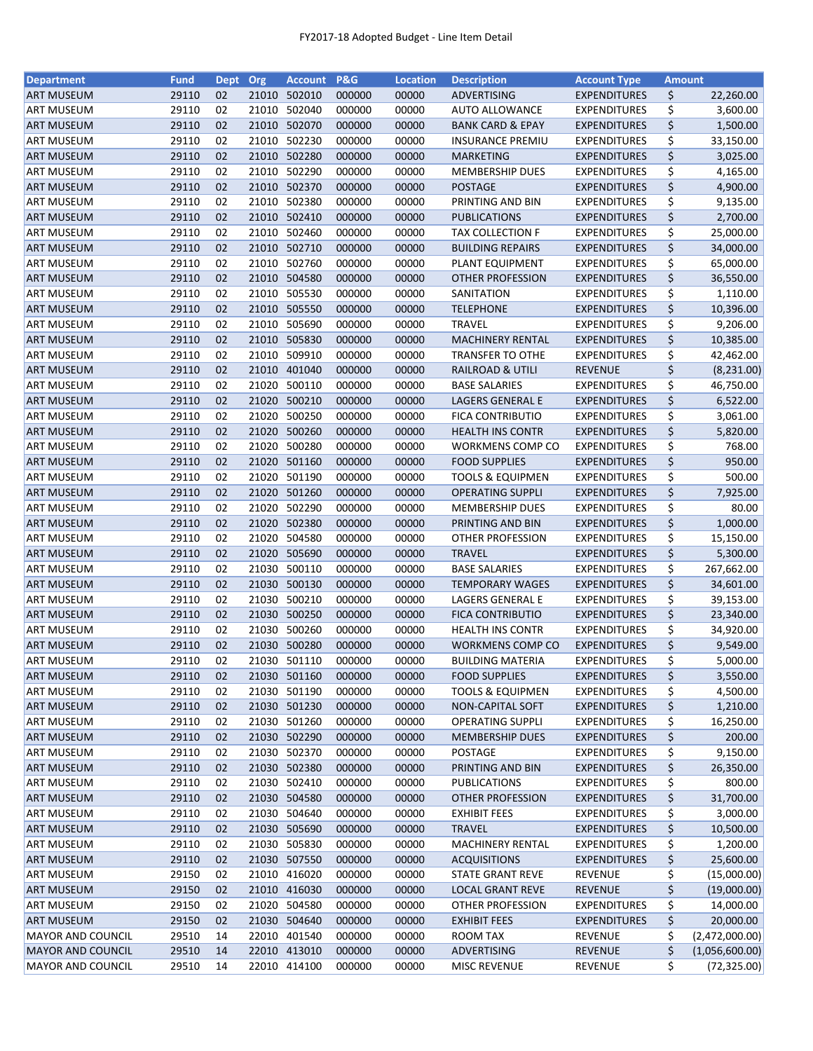FY2017-18 Adopted Budget - Line Item Detail

| Department | Fund | Dept | Org | Account | P&G | Location | Description | Account Type | Amount |
|---|---|---|---|---|---|---|---|---|---|
| ART MUSEUM | 29110 | 02 | 21010 | 502010 | 000000 | 00000 | ADVERTISING | EXPENDITURES | $ 22,260.00 |
| ART MUSEUM | 29110 | 02 | 21010 | 502040 | 000000 | 00000 | AUTO ALLOWANCE | EXPENDITURES | $ 3,600.00 |
| ART MUSEUM | 29110 | 02 | 21010 | 502070 | 000000 | 00000 | BANK CARD & EPAY | EXPENDITURES | $ 1,500.00 |
| ART MUSEUM | 29110 | 02 | 21010 | 502230 | 000000 | 00000 | INSURANCE PREMIU | EXPENDITURES | $ 33,150.00 |
| ART MUSEUM | 29110 | 02 | 21010 | 502280 | 000000 | 00000 | MARKETING | EXPENDITURES | $ 3,025.00 |
| ART MUSEUM | 29110 | 02 | 21010 | 502290 | 000000 | 00000 | MEMBERSHIP DUES | EXPENDITURES | $ 4,165.00 |
| ART MUSEUM | 29110 | 02 | 21010 | 502370 | 000000 | 00000 | POSTAGE | EXPENDITURES | $ 4,900.00 |
| ART MUSEUM | 29110 | 02 | 21010 | 502380 | 000000 | 00000 | PRINTING AND BIN | EXPENDITURES | $ 9,135.00 |
| ART MUSEUM | 29110 | 02 | 21010 | 502410 | 000000 | 00000 | PUBLICATIONS | EXPENDITURES | $ 2,700.00 |
| ART MUSEUM | 29110 | 02 | 21010 | 502460 | 000000 | 00000 | TAX COLLECTION F | EXPENDITURES | $ 25,000.00 |
| ART MUSEUM | 29110 | 02 | 21010 | 502710 | 000000 | 00000 | BUILDING REPAIRS | EXPENDITURES | $ 34,000.00 |
| ART MUSEUM | 29110 | 02 | 21010 | 502760 | 000000 | 00000 | PLANT EQUIPMENT | EXPENDITURES | $ 65,000.00 |
| ART MUSEUM | 29110 | 02 | 21010 | 504580 | 000000 | 00000 | OTHER PROFESSION | EXPENDITURES | $ 36,550.00 |
| ART MUSEUM | 29110 | 02 | 21010 | 505530 | 000000 | 00000 | SANITATION | EXPENDITURES | $ 1,110.00 |
| ART MUSEUM | 29110 | 02 | 21010 | 505550 | 000000 | 00000 | TELEPHONE | EXPENDITURES | $ 10,396.00 |
| ART MUSEUM | 29110 | 02 | 21010 | 505690 | 000000 | 00000 | TRAVEL | EXPENDITURES | $ 9,206.00 |
| ART MUSEUM | 29110 | 02 | 21010 | 505830 | 000000 | 00000 | MACHINERY RENTAL | EXPENDITURES | $ 10,385.00 |
| ART MUSEUM | 29110 | 02 | 21010 | 509910 | 000000 | 00000 | TRANSFER TO OTHE | EXPENDITURES | $ 42,462.00 |
| ART MUSEUM | 29110 | 02 | 21010 | 401040 | 000000 | 00000 | RAILROAD & UTILI | REVENUE | $ (8,231.00) |
| ART MUSEUM | 29110 | 02 | 21020 | 500110 | 000000 | 00000 | BASE SALARIES | EXPENDITURES | $ 46,750.00 |
| ART MUSEUM | 29110 | 02 | 21020 | 500210 | 000000 | 00000 | LAGERS GENERAL E | EXPENDITURES | $ 6,522.00 |
| ART MUSEUM | 29110 | 02 | 21020 | 500250 | 000000 | 00000 | FICA CONTRIBUTIO | EXPENDITURES | $ 3,061.00 |
| ART MUSEUM | 29110 | 02 | 21020 | 500260 | 000000 | 00000 | HEALTH INS CONTR | EXPENDITURES | $ 5,820.00 |
| ART MUSEUM | 29110 | 02 | 21020 | 500280 | 000000 | 00000 | WORKMENS COMP CO | EXPENDITURES | $ 768.00 |
| ART MUSEUM | 29110 | 02 | 21020 | 501160 | 000000 | 00000 | FOOD SUPPLIES | EXPENDITURES | $ 950.00 |
| ART MUSEUM | 29110 | 02 | 21020 | 501190 | 000000 | 00000 | TOOLS & EQUIPMEN | EXPENDITURES | $ 500.00 |
| ART MUSEUM | 29110 | 02 | 21020 | 501260 | 000000 | 00000 | OPERATING SUPPLI | EXPENDITURES | $ 7,925.00 |
| ART MUSEUM | 29110 | 02 | 21020 | 502290 | 000000 | 00000 | MEMBERSHIP DUES | EXPENDITURES | $ 80.00 |
| ART MUSEUM | 29110 | 02 | 21020 | 502380 | 000000 | 00000 | PRINTING AND BIN | EXPENDITURES | $ 1,000.00 |
| ART MUSEUM | 29110 | 02 | 21020 | 504580 | 000000 | 00000 | OTHER PROFESSION | EXPENDITURES | $ 15,150.00 |
| ART MUSEUM | 29110 | 02 | 21020 | 505690 | 000000 | 00000 | TRAVEL | EXPENDITURES | $ 5,300.00 |
| ART MUSEUM | 29110 | 02 | 21030 | 500110 | 000000 | 00000 | BASE SALARIES | EXPENDITURES | $ 267,662.00 |
| ART MUSEUM | 29110 | 02 | 21030 | 500130 | 000000 | 00000 | TEMPORARY WAGES | EXPENDITURES | $ 34,601.00 |
| ART MUSEUM | 29110 | 02 | 21030 | 500210 | 000000 | 00000 | LAGERS GENERAL E | EXPENDITURES | $ 39,153.00 |
| ART MUSEUM | 29110 | 02 | 21030 | 500250 | 000000 | 00000 | FICA CONTRIBUTIO | EXPENDITURES | $ 23,340.00 |
| ART MUSEUM | 29110 | 02 | 21030 | 500260 | 000000 | 00000 | HEALTH INS CONTR | EXPENDITURES | $ 34,920.00 |
| ART MUSEUM | 29110 | 02 | 21030 | 500280 | 000000 | 00000 | WORKMENS COMP CO | EXPENDITURES | $ 9,549.00 |
| ART MUSEUM | 29110 | 02 | 21030 | 501110 | 000000 | 00000 | BUILDING MATERIA | EXPENDITURES | $ 5,000.00 |
| ART MUSEUM | 29110 | 02 | 21030 | 501160 | 000000 | 00000 | FOOD SUPPLIES | EXPENDITURES | $ 3,550.00 |
| ART MUSEUM | 29110 | 02 | 21030 | 501190 | 000000 | 00000 | TOOLS & EQUIPMEN | EXPENDITURES | $ 4,500.00 |
| ART MUSEUM | 29110 | 02 | 21030 | 501230 | 000000 | 00000 | NON-CAPITAL SOFT | EXPENDITURES | $ 1,210.00 |
| ART MUSEUM | 29110 | 02 | 21030 | 501260 | 000000 | 00000 | OPERATING SUPPLI | EXPENDITURES | $ 16,250.00 |
| ART MUSEUM | 29110 | 02 | 21030 | 502290 | 000000 | 00000 | MEMBERSHIP DUES | EXPENDITURES | $ 200.00 |
| ART MUSEUM | 29110 | 02 | 21030 | 502370 | 000000 | 00000 | POSTAGE | EXPENDITURES | $ 9,150.00 |
| ART MUSEUM | 29110 | 02 | 21030 | 502380 | 000000 | 00000 | PRINTING AND BIN | EXPENDITURES | $ 26,350.00 |
| ART MUSEUM | 29110 | 02 | 21030 | 502410 | 000000 | 00000 | PUBLICATIONS | EXPENDITURES | $ 800.00 |
| ART MUSEUM | 29110 | 02 | 21030 | 504580 | 000000 | 00000 | OTHER PROFESSION | EXPENDITURES | $ 31,700.00 |
| ART MUSEUM | 29110 | 02 | 21030 | 504640 | 000000 | 00000 | EXHIBIT FEES | EXPENDITURES | $ 3,000.00 |
| ART MUSEUM | 29110 | 02 | 21030 | 505690 | 000000 | 00000 | TRAVEL | EXPENDITURES | $ 10,500.00 |
| ART MUSEUM | 29110 | 02 | 21030 | 505830 | 000000 | 00000 | MACHINERY RENTAL | EXPENDITURES | $ 1,200.00 |
| ART MUSEUM | 29110 | 02 | 21030 | 507550 | 000000 | 00000 | ACQUISITIONS | EXPENDITURES | $ 25,600.00 |
| ART MUSEUM | 29150 | 02 | 21010 | 416020 | 000000 | 00000 | STATE GRANT REVE | REVENUE | $ (15,000.00) |
| ART MUSEUM | 29150 | 02 | 21010 | 416030 | 000000 | 00000 | LOCAL GRANT REVE | REVENUE | $ (19,000.00) |
| ART MUSEUM | 29150 | 02 | 21020 | 504580 | 000000 | 00000 | OTHER PROFESSION | EXPENDITURES | $ 14,000.00 |
| ART MUSEUM | 29150 | 02 | 21030 | 504640 | 000000 | 00000 | EXHIBIT FEES | EXPENDITURES | $ 20,000.00 |
| MAYOR AND COUNCIL | 29510 | 14 | 22010 | 401540 | 000000 | 00000 | ROOM TAX | REVENUE | $ (2,472,000.00) |
| MAYOR AND COUNCIL | 29510 | 14 | 22010 | 413010 | 000000 | 00000 | ADVERTISING | REVENUE | $ (1,056,600.00) |
| MAYOR AND COUNCIL | 29510 | 14 | 22010 | 414100 | 000000 | 00000 | MISC REVENUE | REVENUE | $ (72,325.00) |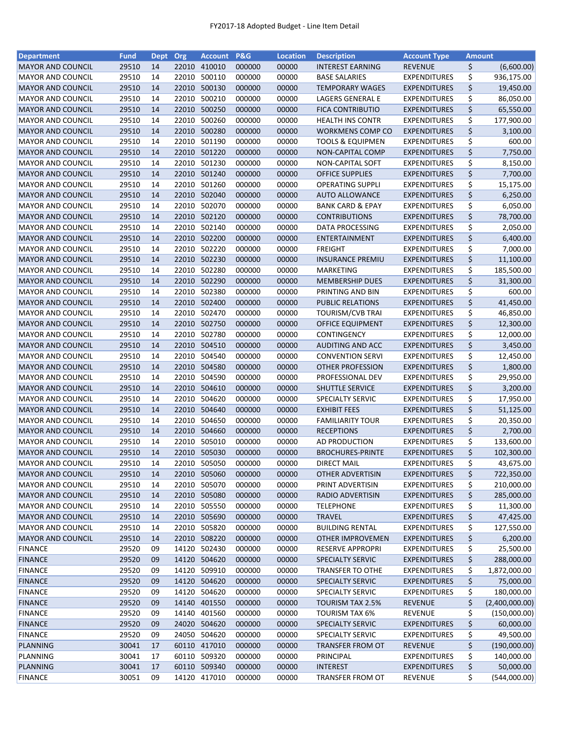FY2017-18 Adopted Budget - Line Item Detail

| Department | Fund | Dept | Org | Account | P&G | Location | Description | Account Type | Amount |
|---|---|---|---|---|---|---|---|---|---|
| MAYOR AND COUNCIL | 29510 | 14 | 22010 | 410010 | 000000 | 00000 | INTEREST EARNING | REVENUE | $ (6,600.00) |
| MAYOR AND COUNCIL | 29510 | 14 | 22010 | 500110 | 000000 | 00000 | BASE SALARIES | EXPENDITURES | $ 936,175.00 |
| MAYOR AND COUNCIL | 29510 | 14 | 22010 | 500130 | 000000 | 00000 | TEMPORARY WAGES | EXPENDITURES | $ 19,450.00 |
| MAYOR AND COUNCIL | 29510 | 14 | 22010 | 500210 | 000000 | 00000 | LAGERS GENERAL E | EXPENDITURES | $ 86,050.00 |
| MAYOR AND COUNCIL | 29510 | 14 | 22010 | 500250 | 000000 | 00000 | FICA CONTRIBUTIO | EXPENDITURES | $ 65,550.00 |
| MAYOR AND COUNCIL | 29510 | 14 | 22010 | 500260 | 000000 | 00000 | HEALTH INS CONTR | EXPENDITURES | $ 177,900.00 |
| MAYOR AND COUNCIL | 29510 | 14 | 22010 | 500280 | 000000 | 00000 | WORKMENS COMP CO | EXPENDITURES | $ 3,100.00 |
| MAYOR AND COUNCIL | 29510 | 14 | 22010 | 501190 | 000000 | 00000 | TOOLS & EQUIPMEN | EXPENDITURES | $ 600.00 |
| MAYOR AND COUNCIL | 29510 | 14 | 22010 | 501220 | 000000 | 00000 | NON-CAPITAL COMP | EXPENDITURES | $ 7,750.00 |
| MAYOR AND COUNCIL | 29510 | 14 | 22010 | 501230 | 000000 | 00000 | NON-CAPITAL SOFT | EXPENDITURES | $ 8,150.00 |
| MAYOR AND COUNCIL | 29510 | 14 | 22010 | 501240 | 000000 | 00000 | OFFICE SUPPLIES | EXPENDITURES | $ 7,700.00 |
| MAYOR AND COUNCIL | 29510 | 14 | 22010 | 501260 | 000000 | 00000 | OPERATING SUPPLI | EXPENDITURES | $ 15,175.00 |
| MAYOR AND COUNCIL | 29510 | 14 | 22010 | 502040 | 000000 | 00000 | AUTO ALLOWANCE | EXPENDITURES | $ 6,250.00 |
| MAYOR AND COUNCIL | 29510 | 14 | 22010 | 502070 | 000000 | 00000 | BANK CARD & EPAY | EXPENDITURES | $ 6,050.00 |
| MAYOR AND COUNCIL | 29510 | 14 | 22010 | 502120 | 000000 | 00000 | CONTRIBUTIONS | EXPENDITURES | $ 78,700.00 |
| MAYOR AND COUNCIL | 29510 | 14 | 22010 | 502140 | 000000 | 00000 | DATA PROCESSING | EXPENDITURES | $ 2,050.00 |
| MAYOR AND COUNCIL | 29510 | 14 | 22010 | 502200 | 000000 | 00000 | ENTERTAINMENT | EXPENDITURES | $ 6,400.00 |
| MAYOR AND COUNCIL | 29510 | 14 | 22010 | 502220 | 000000 | 00000 | FREIGHT | EXPENDITURES | $ 7,000.00 |
| MAYOR AND COUNCIL | 29510 | 14 | 22010 | 502230 | 000000 | 00000 | INSURANCE PREMIU | EXPENDITURES | $ 11,100.00 |
| MAYOR AND COUNCIL | 29510 | 14 | 22010 | 502280 | 000000 | 00000 | MARKETING | EXPENDITURES | $ 185,500.00 |
| MAYOR AND COUNCIL | 29510 | 14 | 22010 | 502290 | 000000 | 00000 | MEMBERSHIP DUES | EXPENDITURES | $ 31,300.00 |
| MAYOR AND COUNCIL | 29510 | 14 | 22010 | 502380 | 000000 | 00000 | PRINTING AND BIN | EXPENDITURES | $ 600.00 |
| MAYOR AND COUNCIL | 29510 | 14 | 22010 | 502400 | 000000 | 00000 | PUBLIC RELATIONS | EXPENDITURES | $ 41,450.00 |
| MAYOR AND COUNCIL | 29510 | 14 | 22010 | 502470 | 000000 | 00000 | TOURISM/CVB TRAI | EXPENDITURES | $ 46,850.00 |
| MAYOR AND COUNCIL | 29510 | 14 | 22010 | 502750 | 000000 | 00000 | OFFICE EQUIPMENT | EXPENDITURES | $ 12,300.00 |
| MAYOR AND COUNCIL | 29510 | 14 | 22010 | 502780 | 000000 | 00000 | CONTINGENCY | EXPENDITURES | $ 12,000.00 |
| MAYOR AND COUNCIL | 29510 | 14 | 22010 | 504510 | 000000 | 00000 | AUDITING AND ACC | EXPENDITURES | $ 3,450.00 |
| MAYOR AND COUNCIL | 29510 | 14 | 22010 | 504540 | 000000 | 00000 | CONVENTION SERVI | EXPENDITURES | $ 12,450.00 |
| MAYOR AND COUNCIL | 29510 | 14 | 22010 | 504580 | 000000 | 00000 | OTHER PROFESSION | EXPENDITURES | $ 1,800.00 |
| MAYOR AND COUNCIL | 29510 | 14 | 22010 | 504590 | 000000 | 00000 | PROFESSIONAL DEV | EXPENDITURES | $ 29,950.00 |
| MAYOR AND COUNCIL | 29510 | 14 | 22010 | 504610 | 000000 | 00000 | SHUTTLE SERVICE | EXPENDITURES | $ 3,200.00 |
| MAYOR AND COUNCIL | 29510 | 14 | 22010 | 504620 | 000000 | 00000 | SPECIALTY SERVIC | EXPENDITURES | $ 17,950.00 |
| MAYOR AND COUNCIL | 29510 | 14 | 22010 | 504640 | 000000 | 00000 | EXHIBIT FEES | EXPENDITURES | $ 51,125.00 |
| MAYOR AND COUNCIL | 29510 | 14 | 22010 | 504650 | 000000 | 00000 | FAMILIARITY TOUR | EXPENDITURES | $ 20,350.00 |
| MAYOR AND COUNCIL | 29510 | 14 | 22010 | 504660 | 000000 | 00000 | RECEPTIONS | EXPENDITURES | $ 2,700.00 |
| MAYOR AND COUNCIL | 29510 | 14 | 22010 | 505010 | 000000 | 00000 | AD PRODUCTION | EXPENDITURES | $ 133,600.00 |
| MAYOR AND COUNCIL | 29510 | 14 | 22010 | 505030 | 000000 | 00000 | BROCHURES-PRINTE | EXPENDITURES | $ 102,300.00 |
| MAYOR AND COUNCIL | 29510 | 14 | 22010 | 505050 | 000000 | 00000 | DIRECT MAIL | EXPENDITURES | $ 43,675.00 |
| MAYOR AND COUNCIL | 29510 | 14 | 22010 | 505060 | 000000 | 00000 | OTHER ADVERTISIN | EXPENDITURES | $ 722,350.00 |
| MAYOR AND COUNCIL | 29510 | 14 | 22010 | 505070 | 000000 | 00000 | PRINT ADVERTISIN | EXPENDITURES | $ 210,000.00 |
| MAYOR AND COUNCIL | 29510 | 14 | 22010 | 505080 | 000000 | 00000 | RADIO ADVERTISIN | EXPENDITURES | $ 285,000.00 |
| MAYOR AND COUNCIL | 29510 | 14 | 22010 | 505550 | 000000 | 00000 | TELEPHONE | EXPENDITURES | $ 11,300.00 |
| MAYOR AND COUNCIL | 29510 | 14 | 22010 | 505690 | 000000 | 00000 | TRAVEL | EXPENDITURES | $ 47,425.00 |
| MAYOR AND COUNCIL | 29510 | 14 | 22010 | 505820 | 000000 | 00000 | BUILDING RENTAL | EXPENDITURES | $ 127,550.00 |
| MAYOR AND COUNCIL | 29510 | 14 | 22010 | 508220 | 000000 | 00000 | OTHER IMPROVEMEN | EXPENDITURES | $ 6,200.00 |
| FINANCE | 29520 | 09 | 14120 | 502430 | 000000 | 00000 | RESERVE APPROPRI | EXPENDITURES | $ 25,500.00 |
| FINANCE | 29520 | 09 | 14120 | 504620 | 000000 | 00000 | SPECIALTY SERVIC | EXPENDITURES | $ 288,000.00 |
| FINANCE | 29520 | 09 | 14120 | 509910 | 000000 | 00000 | TRANSFER TO OTHE | EXPENDITURES | $ 1,872,000.00 |
| FINANCE | 29520 | 09 | 14120 | 504620 | 000000 | 00000 | SPECIALTY SERVIC | EXPENDITURES | $ 75,000.00 |
| FINANCE | 29520 | 09 | 14120 | 504620 | 000000 | 00000 | SPECIALTY SERVIC | EXPENDITURES | $ 180,000.00 |
| FINANCE | 29520 | 09 | 14140 | 401550 | 000000 | 00000 | TOURISM TAX 2.5% | REVENUE | $ (2,400,000.00) |
| FINANCE | 29520 | 09 | 14140 | 401560 | 000000 | 00000 | TOURISM TAX 6% | REVENUE | $ (150,000.00) |
| FINANCE | 29520 | 09 | 24020 | 504620 | 000000 | 00000 | SPECIALTY SERVIC | EXPENDITURES | $ 60,000.00 |
| FINANCE | 29520 | 09 | 24050 | 504620 | 000000 | 00000 | SPECIALTY SERVIC | EXPENDITURES | $ 49,500.00 |
| PLANNING | 30041 | 17 | 60110 | 417010 | 000000 | 00000 | TRANSFER FROM OT | REVENUE | $ (190,000.00) |
| PLANNING | 30041 | 17 | 60110 | 509320 | 000000 | 00000 | PRINCIPAL | EXPENDITURES | $ 140,000.00 |
| PLANNING | 30041 | 17 | 60110 | 509340 | 000000 | 00000 | INTEREST | EXPENDITURES | $ 50,000.00 |
| FINANCE | 30051 | 09 | 14120 | 417010 | 000000 | 00000 | TRANSFER FROM OT | REVENUE | $ (544,000.00) |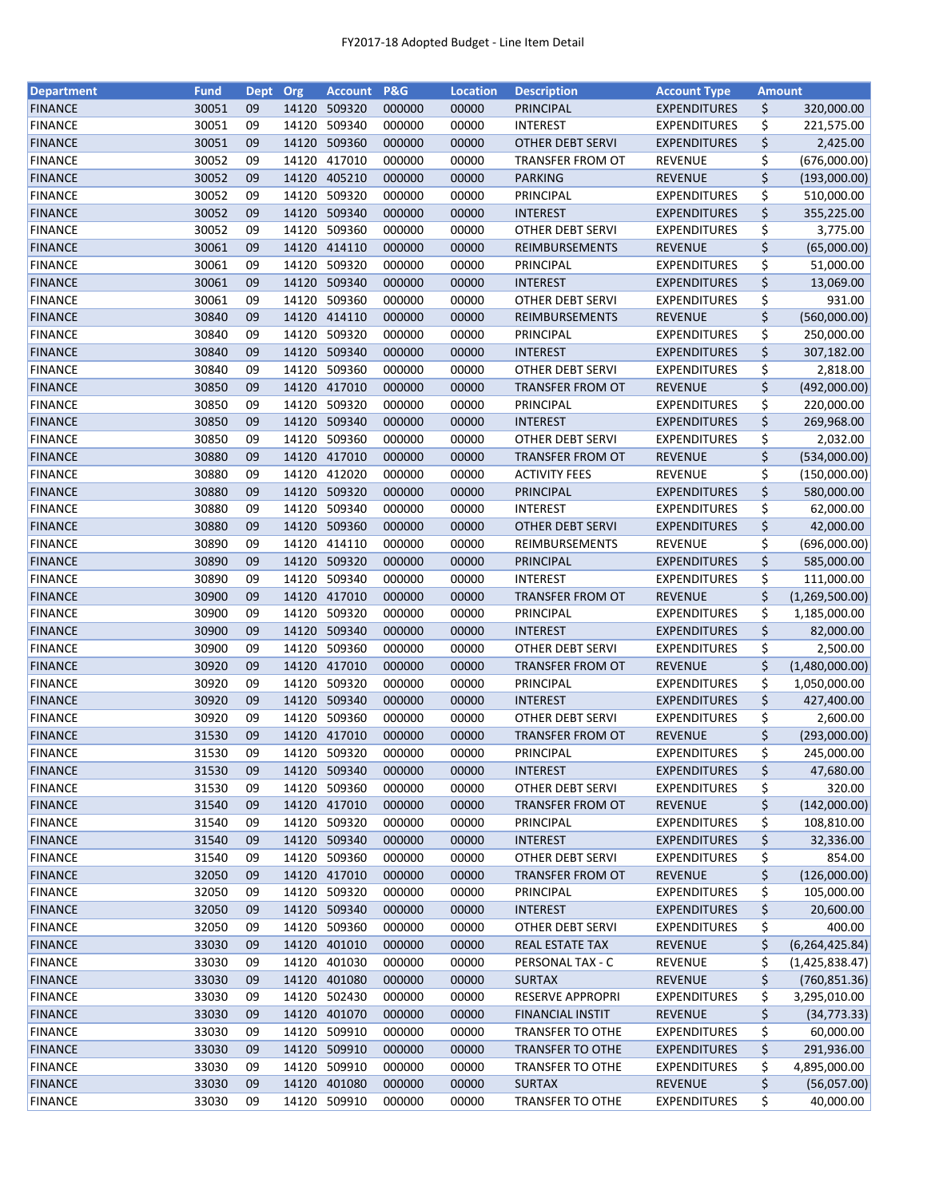# FY2017-18 Adopted Budget - Line Item Detail

| Department | Fund | Dept | Org | Account | P&G | Location | Description | Account Type | Amount |
|---|---|---|---|---|---|---|---|---|---|
| FINANCE | 30051 | 09 | 14120 | 509320 | 000000 | 00000 | PRINCIPAL | EXPENDITURES | $ 320,000.00 |
| FINANCE | 30051 | 09 | 14120 | 509340 | 000000 | 00000 | INTEREST | EXPENDITURES | $ 221,575.00 |
| FINANCE | 30051 | 09 | 14120 | 509360 | 000000 | 00000 | OTHER DEBT SERVI | EXPENDITURES | $ 2,425.00 |
| FINANCE | 30052 | 09 | 14120 | 417010 | 000000 | 00000 | TRANSFER FROM OT | REVENUE | $ (676,000.00) |
| FINANCE | 30052 | 09 | 14120 | 405210 | 000000 | 00000 | PARKING | REVENUE | $ (193,000.00) |
| FINANCE | 30052 | 09 | 14120 | 509320 | 000000 | 00000 | PRINCIPAL | EXPENDITURES | $ 510,000.00 |
| FINANCE | 30052 | 09 | 14120 | 509340 | 000000 | 00000 | INTEREST | EXPENDITURES | $ 355,225.00 |
| FINANCE | 30052 | 09 | 14120 | 509360 | 000000 | 00000 | OTHER DEBT SERVI | EXPENDITURES | $ 3,775.00 |
| FINANCE | 30061 | 09 | 14120 | 414110 | 000000 | 00000 | REIMBURSEMENTS | REVENUE | $ (65,000.00) |
| FINANCE | 30061 | 09 | 14120 | 509320 | 000000 | 00000 | PRINCIPAL | EXPENDITURES | $ 51,000.00 |
| FINANCE | 30061 | 09 | 14120 | 509340 | 000000 | 00000 | INTEREST | EXPENDITURES | $ 13,069.00 |
| FINANCE | 30061 | 09 | 14120 | 509360 | 000000 | 00000 | OTHER DEBT SERVI | EXPENDITURES | $ 931.00 |
| FINANCE | 30840 | 09 | 14120 | 414110 | 000000 | 00000 | REIMBURSEMENTS | REVENUE | $ (560,000.00) |
| FINANCE | 30840 | 09 | 14120 | 509320 | 000000 | 00000 | PRINCIPAL | EXPENDITURES | $ 250,000.00 |
| FINANCE | 30840 | 09 | 14120 | 509340 | 000000 | 00000 | INTEREST | EXPENDITURES | $ 307,182.00 |
| FINANCE | 30840 | 09 | 14120 | 509360 | 000000 | 00000 | OTHER DEBT SERVI | EXPENDITURES | $ 2,818.00 |
| FINANCE | 30850 | 09 | 14120 | 417010 | 000000 | 00000 | TRANSFER FROM OT | REVENUE | $ (492,000.00) |
| FINANCE | 30850 | 09 | 14120 | 509320 | 000000 | 00000 | PRINCIPAL | EXPENDITURES | $ 220,000.00 |
| FINANCE | 30850 | 09 | 14120 | 509340 | 000000 | 00000 | INTEREST | EXPENDITURES | $ 269,968.00 |
| FINANCE | 30850 | 09 | 14120 | 509360 | 000000 | 00000 | OTHER DEBT SERVI | EXPENDITURES | $ 2,032.00 |
| FINANCE | 30880 | 09 | 14120 | 417010 | 000000 | 00000 | TRANSFER FROM OT | REVENUE | $ (534,000.00) |
| FINANCE | 30880 | 09 | 14120 | 412020 | 000000 | 00000 | ACTIVITY FEES | REVENUE | $ (150,000.00) |
| FINANCE | 30880 | 09 | 14120 | 509320 | 000000 | 00000 | PRINCIPAL | EXPENDITURES | $ 580,000.00 |
| FINANCE | 30880 | 09 | 14120 | 509340 | 000000 | 00000 | INTEREST | EXPENDITURES | $ 62,000.00 |
| FINANCE | 30880 | 09 | 14120 | 509360 | 000000 | 00000 | OTHER DEBT SERVI | EXPENDITURES | $ 42,000.00 |
| FINANCE | 30890 | 09 | 14120 | 414110 | 000000 | 00000 | REIMBURSEMENTS | REVENUE | $ (696,000.00) |
| FINANCE | 30890 | 09 | 14120 | 509320 | 000000 | 00000 | PRINCIPAL | EXPENDITURES | $ 585,000.00 |
| FINANCE | 30890 | 09 | 14120 | 509340 | 000000 | 00000 | INTEREST | EXPENDITURES | $ 111,000.00 |
| FINANCE | 30900 | 09 | 14120 | 417010 | 000000 | 00000 | TRANSFER FROM OT | REVENUE | $ (1,269,500.00) |
| FINANCE | 30900 | 09 | 14120 | 509320 | 000000 | 00000 | PRINCIPAL | EXPENDITURES | $ 1,185,000.00 |
| FINANCE | 30900 | 09 | 14120 | 509340 | 000000 | 00000 | INTEREST | EXPENDITURES | $ 82,000.00 |
| FINANCE | 30900 | 09 | 14120 | 509360 | 000000 | 00000 | OTHER DEBT SERVI | EXPENDITURES | $ 2,500.00 |
| FINANCE | 30920 | 09 | 14120 | 417010 | 000000 | 00000 | TRANSFER FROM OT | REVENUE | $ (1,480,000.00) |
| FINANCE | 30920 | 09 | 14120 | 509320 | 000000 | 00000 | PRINCIPAL | EXPENDITURES | $ 1,050,000.00 |
| FINANCE | 30920 | 09 | 14120 | 509340 | 000000 | 00000 | INTEREST | EXPENDITURES | $ 427,400.00 |
| FINANCE | 30920 | 09 | 14120 | 509360 | 000000 | 00000 | OTHER DEBT SERVI | EXPENDITURES | $ 2,600.00 |
| FINANCE | 31530 | 09 | 14120 | 417010 | 000000 | 00000 | TRANSFER FROM OT | REVENUE | $ (293,000.00) |
| FINANCE | 31530 | 09 | 14120 | 509320 | 000000 | 00000 | PRINCIPAL | EXPENDITURES | $ 245,000.00 |
| FINANCE | 31530 | 09 | 14120 | 509340 | 000000 | 00000 | INTEREST | EXPENDITURES | $ 47,680.00 |
| FINANCE | 31530 | 09 | 14120 | 509360 | 000000 | 00000 | OTHER DEBT SERVI | EXPENDITURES | $ 320.00 |
| FINANCE | 31540 | 09 | 14120 | 417010 | 000000 | 00000 | TRANSFER FROM OT | REVENUE | $ (142,000.00) |
| FINANCE | 31540 | 09 | 14120 | 509320 | 000000 | 00000 | PRINCIPAL | EXPENDITURES | $ 108,810.00 |
| FINANCE | 31540 | 09 | 14120 | 509340 | 000000 | 00000 | INTEREST | EXPENDITURES | $ 32,336.00 |
| FINANCE | 31540 | 09 | 14120 | 509360 | 000000 | 00000 | OTHER DEBT SERVI | EXPENDITURES | $ 854.00 |
| FINANCE | 32050 | 09 | 14120 | 417010 | 000000 | 00000 | TRANSFER FROM OT | REVENUE | $ (126,000.00) |
| FINANCE | 32050 | 09 | 14120 | 509320 | 000000 | 00000 | PRINCIPAL | EXPENDITURES | $ 105,000.00 |
| FINANCE | 32050 | 09 | 14120 | 509340 | 000000 | 00000 | INTEREST | EXPENDITURES | $ 20,600.00 |
| FINANCE | 32050 | 09 | 14120 | 509360 | 000000 | 00000 | OTHER DEBT SERVI | EXPENDITURES | $ 400.00 |
| FINANCE | 33030 | 09 | 14120 | 401010 | 000000 | 00000 | REAL ESTATE TAX | REVENUE | $ (6,264,425.84) |
| FINANCE | 33030 | 09 | 14120 | 401030 | 000000 | 00000 | PERSONAL TAX - C | REVENUE | $ (1,425,838.47) |
| FINANCE | 33030 | 09 | 14120 | 401080 | 000000 | 00000 | SURTAX | REVENUE | $ (760,851.36) |
| FINANCE | 33030 | 09 | 14120 | 502430 | 000000 | 00000 | RESERVE APPROPRI | EXPENDITURES | $ 3,295,010.00 |
| FINANCE | 33030 | 09 | 14120 | 401070 | 000000 | 00000 | FINANCIAL INSTIT | REVENUE | $ (34,773.33) |
| FINANCE | 33030 | 09 | 14120 | 509910 | 000000 | 00000 | TRANSFER TO OTHE | EXPENDITURES | $ 60,000.00 |
| FINANCE | 33030 | 09 | 14120 | 509910 | 000000 | 00000 | TRANSFER TO OTHE | EXPENDITURES | $ 291,936.00 |
| FINANCE | 33030 | 09 | 14120 | 509910 | 000000 | 00000 | TRANSFER TO OTHE | EXPENDITURES | $ 4,895,000.00 |
| FINANCE | 33030 | 09 | 14120 | 401080 | 000000 | 00000 | SURTAX | REVENUE | $ (56,057.00) |
| FINANCE | 33030 | 09 | 14120 | 509910 | 000000 | 00000 | TRANSFER TO OTHE | EXPENDITURES | $ 40,000.00 |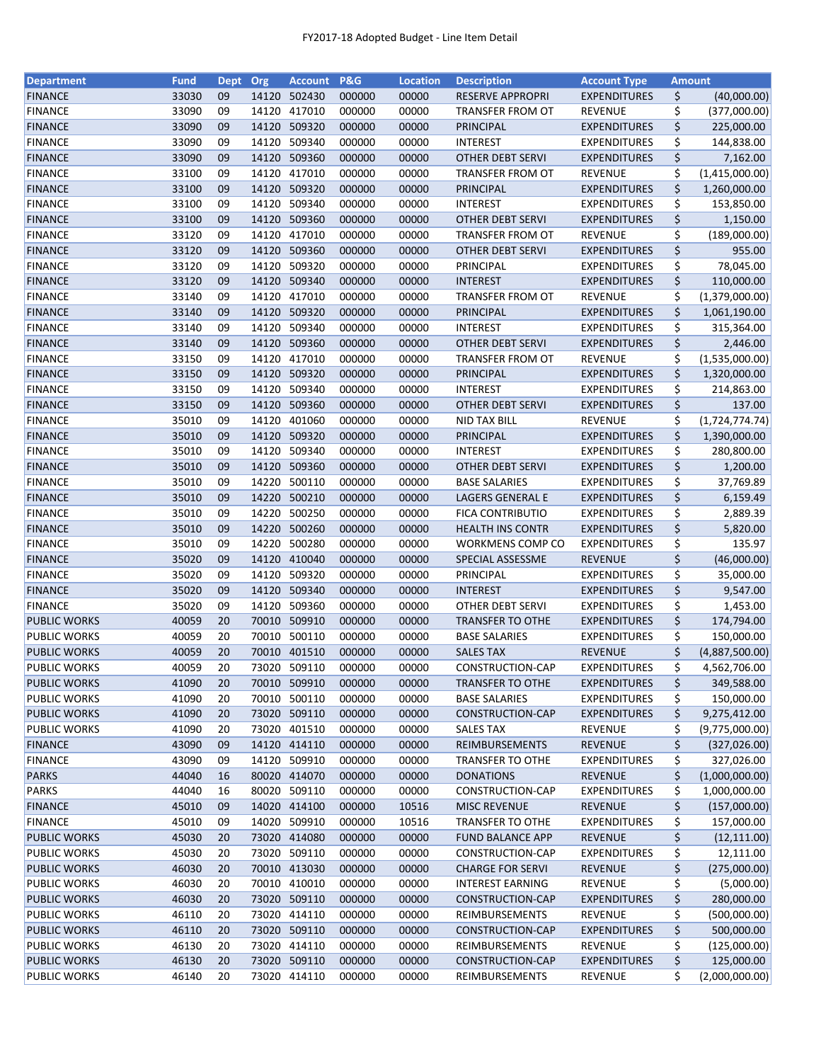| Department | Fund | Dept | Org | Account | P&G | Location | Description | Account Type | Amount |
|---|---|---|---|---|---|---|---|---|---|
| FINANCE | 33030 | 09 | 14120 | 502430 | 000000 | 00000 | RESERVE APPROPRI | EXPENDITURES | $ (40,000.00) |
| FINANCE | 33090 | 09 | 14120 | 417010 | 000000 | 00000 | TRANSFER FROM OT | REVENUE | $ (377,000.00) |
| FINANCE | 33090 | 09 | 14120 | 509320 | 000000 | 00000 | PRINCIPAL | EXPENDITURES | $ 225,000.00 |
| FINANCE | 33090 | 09 | 14120 | 509340 | 000000 | 00000 | INTEREST | EXPENDITURES | $ 144,838.00 |
| FINANCE | 33090 | 09 | 14120 | 509360 | 000000 | 00000 | OTHER DEBT SERVI | EXPENDITURES | $ 7,162.00 |
| FINANCE | 33100 | 09 | 14120 | 417010 | 000000 | 00000 | TRANSFER FROM OT | REVENUE | $ (1,415,000.00) |
| FINANCE | 33100 | 09 | 14120 | 509320 | 000000 | 00000 | PRINCIPAL | EXPENDITURES | $ 1,260,000.00 |
| FINANCE | 33100 | 09 | 14120 | 509340 | 000000 | 00000 | INTEREST | EXPENDITURES | $ 153,850.00 |
| FINANCE | 33100 | 09 | 14120 | 509360 | 000000 | 00000 | OTHER DEBT SERVI | EXPENDITURES | $ 1,150.00 |
| FINANCE | 33120 | 09 | 14120 | 417010 | 000000 | 00000 | TRANSFER FROM OT | REVENUE | $ (189,000.00) |
| FINANCE | 33120 | 09 | 14120 | 509360 | 000000 | 00000 | OTHER DEBT SERVI | EXPENDITURES | $ 955.00 |
| FINANCE | 33120 | 09 | 14120 | 509320 | 000000 | 00000 | PRINCIPAL | EXPENDITURES | $ 78,045.00 |
| FINANCE | 33120 | 09 | 14120 | 509340 | 000000 | 00000 | INTEREST | EXPENDITURES | $ 110,000.00 |
| FINANCE | 33140 | 09 | 14120 | 417010 | 000000 | 00000 | TRANSFER FROM OT | REVENUE | $ (1,379,000.00) |
| FINANCE | 33140 | 09 | 14120 | 509320 | 000000 | 00000 | PRINCIPAL | EXPENDITURES | $ 1,061,190.00 |
| FINANCE | 33140 | 09 | 14120 | 509340 | 000000 | 00000 | INTEREST | EXPENDITURES | $ 315,364.00 |
| FINANCE | 33140 | 09 | 14120 | 509360 | 000000 | 00000 | OTHER DEBT SERVI | EXPENDITURES | $ 2,446.00 |
| FINANCE | 33150 | 09 | 14120 | 417010 | 000000 | 00000 | TRANSFER FROM OT | REVENUE | $ (1,535,000.00) |
| FINANCE | 33150 | 09 | 14120 | 509320 | 000000 | 00000 | PRINCIPAL | EXPENDITURES | $ 1,320,000.00 |
| FINANCE | 33150 | 09 | 14120 | 509340 | 000000 | 00000 | INTEREST | EXPENDITURES | $ 214,863.00 |
| FINANCE | 33150 | 09 | 14120 | 509360 | 000000 | 00000 | OTHER DEBT SERVI | EXPENDITURES | $ 137.00 |
| FINANCE | 35010 | 09 | 14120 | 401060 | 000000 | 00000 | NID TAX BILL | REVENUE | $ (1,724,774.74) |
| FINANCE | 35010 | 09 | 14120 | 509320 | 000000 | 00000 | PRINCIPAL | EXPENDITURES | $ 1,390,000.00 |
| FINANCE | 35010 | 09 | 14120 | 509340 | 000000 | 00000 | INTEREST | EXPENDITURES | $ 280,800.00 |
| FINANCE | 35010 | 09 | 14120 | 509360 | 000000 | 00000 | OTHER DEBT SERVI | EXPENDITURES | $ 1,200.00 |
| FINANCE | 35010 | 09 | 14220 | 500110 | 000000 | 00000 | BASE SALARIES | EXPENDITURES | $ 37,769.89 |
| FINANCE | 35010 | 09 | 14220 | 500210 | 000000 | 00000 | LAGERS GENERAL E | EXPENDITURES | $ 6,159.49 |
| FINANCE | 35010 | 09 | 14220 | 500250 | 000000 | 00000 | FICA CONTRIBUTIO | EXPENDITURES | $ 2,889.39 |
| FINANCE | 35010 | 09 | 14220 | 500260 | 000000 | 00000 | HEALTH INS CONTR | EXPENDITURES | $ 5,820.00 |
| FINANCE | 35010 | 09 | 14220 | 500280 | 000000 | 00000 | WORKMENS COMP CO | EXPENDITURES | $ 135.97 |
| FINANCE | 35020 | 09 | 14120 | 410040 | 000000 | 00000 | SPECIAL ASSESSME | REVENUE | $ (46,000.00) |
| FINANCE | 35020 | 09 | 14120 | 509320 | 000000 | 00000 | PRINCIPAL | EXPENDITURES | $ 35,000.00 |
| FINANCE | 35020 | 09 | 14120 | 509340 | 000000 | 00000 | INTEREST | EXPENDITURES | $ 9,547.00 |
| FINANCE | 35020 | 09 | 14120 | 509360 | 000000 | 00000 | OTHER DEBT SERVI | EXPENDITURES | $ 1,453.00 |
| PUBLIC WORKS | 40059 | 20 | 70010 | 509910 | 000000 | 00000 | TRANSFER TO OTHE | EXPENDITURES | $ 174,794.00 |
| PUBLIC WORKS | 40059 | 20 | 70010 | 500110 | 000000 | 00000 | BASE SALARIES | EXPENDITURES | $ 150,000.00 |
| PUBLIC WORKS | 40059 | 20 | 70010 | 401510 | 000000 | 00000 | SALES TAX | REVENUE | $ (4,887,500.00) |
| PUBLIC WORKS | 40059 | 20 | 73020 | 509110 | 000000 | 00000 | CONSTRUCTION-CAP | EXPENDITURES | $ 4,562,706.00 |
| PUBLIC WORKS | 41090 | 20 | 70010 | 509910 | 000000 | 00000 | TRANSFER TO OTHE | EXPENDITURES | $ 349,588.00 |
| PUBLIC WORKS | 41090 | 20 | 70010 | 500110 | 000000 | 00000 | BASE SALARIES | EXPENDITURES | $ 150,000.00 |
| PUBLIC WORKS | 41090 | 20 | 73020 | 509110 | 000000 | 00000 | CONSTRUCTION-CAP | EXPENDITURES | $ 9,275,412.00 |
| PUBLIC WORKS | 41090 | 20 | 73020 | 401510 | 000000 | 00000 | SALES TAX | REVENUE | $ (9,775,000.00) |
| FINANCE | 43090 | 09 | 14120 | 414110 | 000000 | 00000 | REIMBURSEMENTS | REVENUE | $ (327,026.00) |
| FINANCE | 43090 | 09 | 14120 | 509910 | 000000 | 00000 | TRANSFER TO OTHE | EXPENDITURES | $ 327,026.00 |
| PARKS | 44040 | 16 | 80020 | 414070 | 000000 | 00000 | DONATIONS | REVENUE | $ (1,000,000.00) |
| PARKS | 44040 | 16 | 80020 | 509110 | 000000 | 00000 | CONSTRUCTION-CAP | EXPENDITURES | $ 1,000,000.00 |
| FINANCE | 45010 | 09 | 14020 | 414100 | 000000 | 10516 | MISC REVENUE | REVENUE | $ (157,000.00) |
| FINANCE | 45010 | 09 | 14020 | 509910 | 000000 | 10516 | TRANSFER TO OTHE | EXPENDITURES | $ 157,000.00 |
| PUBLIC WORKS | 45030 | 20 | 73020 | 414080 | 000000 | 00000 | FUND BALANCE APP | REVENUE | $ (12,111.00) |
| PUBLIC WORKS | 45030 | 20 | 73020 | 509110 | 000000 | 00000 | CONSTRUCTION-CAP | EXPENDITURES | $ 12,111.00 |
| PUBLIC WORKS | 46030 | 20 | 70010 | 413030 | 000000 | 00000 | CHARGE FOR SERVI | REVENUE | $ (275,000.00) |
| PUBLIC WORKS | 46030 | 20 | 70010 | 410010 | 000000 | 00000 | INTEREST EARNING | REVENUE | $ (5,000.00) |
| PUBLIC WORKS | 46030 | 20 | 73020 | 509110 | 000000 | 00000 | CONSTRUCTION-CAP | EXPENDITURES | $ 280,000.00 |
| PUBLIC WORKS | 46110 | 20 | 73020 | 414110 | 000000 | 00000 | REIMBURSEMENTS | REVENUE | $ (500,000.00) |
| PUBLIC WORKS | 46110 | 20 | 73020 | 509110 | 000000 | 00000 | CONSTRUCTION-CAP | EXPENDITURES | $ 500,000.00 |
| PUBLIC WORKS | 46130 | 20 | 73020 | 414110 | 000000 | 00000 | REIMBURSEMENTS | REVENUE | $ (125,000.00) |
| PUBLIC WORKS | 46130 | 20 | 73020 | 509110 | 000000 | 00000 | CONSTRUCTION-CAP | EXPENDITURES | $ 125,000.00 |
| PUBLIC WORKS | 46140 | 20 | 73020 | 414110 | 000000 | 00000 | REIMBURSEMENTS | REVENUE | $ (2,000,000.00) |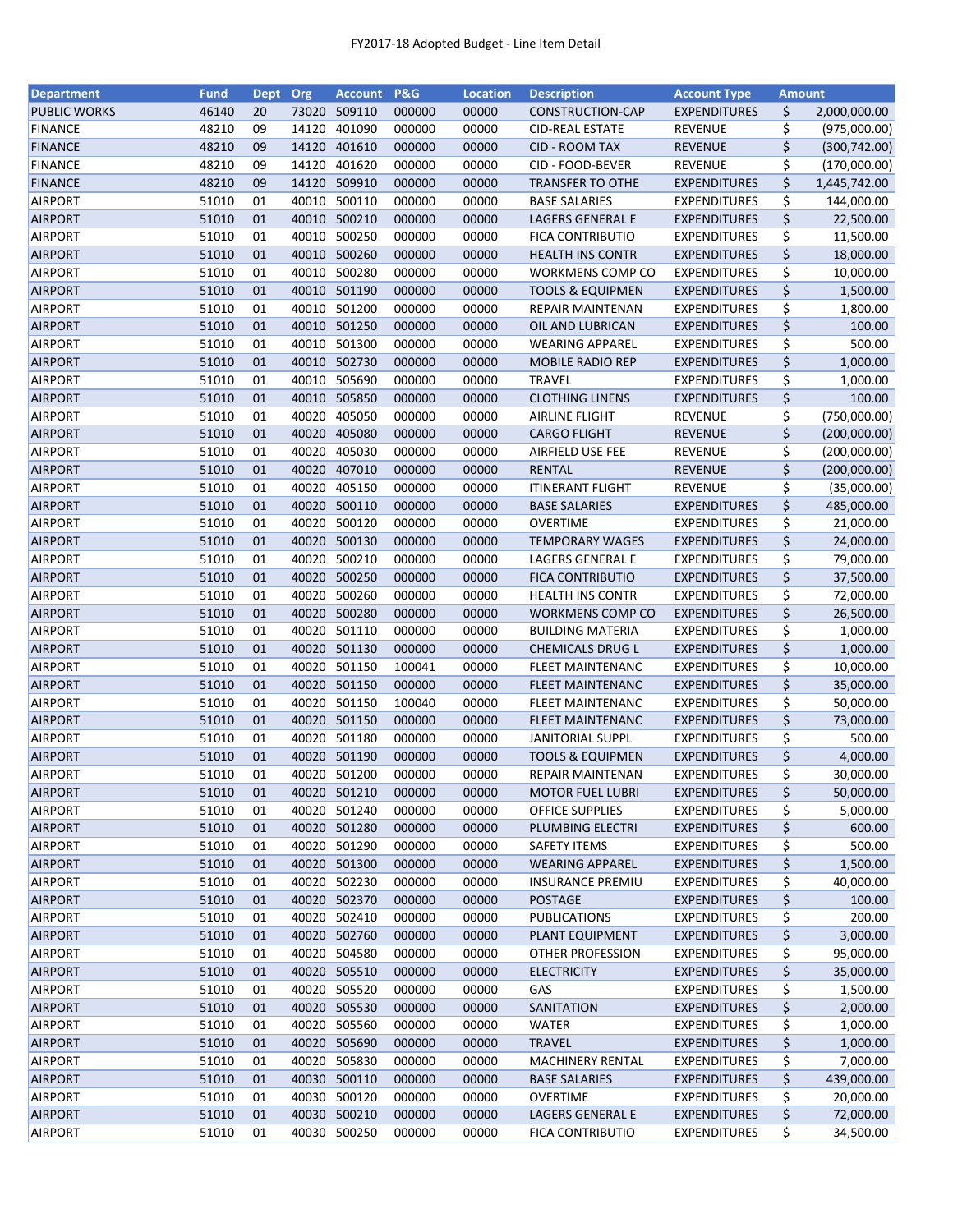FY2017-18 Adopted Budget - Line Item Detail

| Department | Fund | Dept | Org | Account | P&G | Location | Description | Account Type | Amount |
|---|---|---|---|---|---|---|---|---|---|
| PUBLIC WORKS | 46140 | 20 | 73020 | 509110 | 000000 | 00000 | CONSTRUCTION-CAP | EXPENDITURES | $ 2,000,000.00 |
| FINANCE | 48210 | 09 | 14120 | 401090 | 000000 | 00000 | CID-REAL ESTATE | REVENUE | $ (975,000.00) |
| FINANCE | 48210 | 09 | 14120 | 401610 | 000000 | 00000 | CID - ROOM TAX | REVENUE | $ (300,742.00) |
| FINANCE | 48210 | 09 | 14120 | 401620 | 000000 | 00000 | CID - FOOD-BEVER | REVENUE | $ (170,000.00) |
| FINANCE | 48210 | 09 | 14120 | 509910 | 000000 | 00000 | TRANSFER TO OTHE | EXPENDITURES | $ 1,445,742.00 |
| AIRPORT | 51010 | 01 | 40010 | 500110 | 000000 | 00000 | BASE SALARIES | EXPENDITURES | $ 144,000.00 |
| AIRPORT | 51010 | 01 | 40010 | 500210 | 000000 | 00000 | LAGERS GENERAL E | EXPENDITURES | $ 22,500.00 |
| AIRPORT | 51010 | 01 | 40010 | 500250 | 000000 | 00000 | FICA CONTRIBUTIO | EXPENDITURES | $ 11,500.00 |
| AIRPORT | 51010 | 01 | 40010 | 500260 | 000000 | 00000 | HEALTH INS CONTR | EXPENDITURES | $ 18,000.00 |
| AIRPORT | 51010 | 01 | 40010 | 500280 | 000000 | 00000 | WORKMENS COMP CO | EXPENDITURES | $ 10,000.00 |
| AIRPORT | 51010 | 01 | 40010 | 501190 | 000000 | 00000 | TOOLS & EQUIPMEN | EXPENDITURES | $ 1,500.00 |
| AIRPORT | 51010 | 01 | 40010 | 501200 | 000000 | 00000 | REPAIR MAINTENAN | EXPENDITURES | $ 1,800.00 |
| AIRPORT | 51010 | 01 | 40010 | 501250 | 000000 | 00000 | OIL AND LUBRICAN | EXPENDITURES | $ 100.00 |
| AIRPORT | 51010 | 01 | 40010 | 501300 | 000000 | 00000 | WEARING APPAREL | EXPENDITURES | $ 500.00 |
| AIRPORT | 51010 | 01 | 40010 | 502730 | 000000 | 00000 | MOBILE RADIO REP | EXPENDITURES | $ 1,000.00 |
| AIRPORT | 51010 | 01 | 40010 | 505690 | 000000 | 00000 | TRAVEL | EXPENDITURES | $ 1,000.00 |
| AIRPORT | 51010 | 01 | 40010 | 505850 | 000000 | 00000 | CLOTHING LINENS | EXPENDITURES | $ 100.00 |
| AIRPORT | 51010 | 01 | 40020 | 405050 | 000000 | 00000 | AIRLINE FLIGHT | REVENUE | $ (750,000.00) |
| AIRPORT | 51010 | 01 | 40020 | 405080 | 000000 | 00000 | CARGO FLIGHT | REVENUE | $ (200,000.00) |
| AIRPORT | 51010 | 01 | 40020 | 405030 | 000000 | 00000 | AIRFIELD USE FEE | REVENUE | $ (200,000.00) |
| AIRPORT | 51010 | 01 | 40020 | 407010 | 000000 | 00000 | RENTAL | REVENUE | $ (200,000.00) |
| AIRPORT | 51010 | 01 | 40020 | 405150 | 000000 | 00000 | ITINERANT FLIGHT | REVENUE | $ (35,000.00) |
| AIRPORT | 51010 | 01 | 40020 | 500110 | 000000 | 00000 | BASE SALARIES | EXPENDITURES | $ 485,000.00 |
| AIRPORT | 51010 | 01 | 40020 | 500120 | 000000 | 00000 | OVERTIME | EXPENDITURES | $ 21,000.00 |
| AIRPORT | 51010 | 01 | 40020 | 500130 | 000000 | 00000 | TEMPORARY WAGES | EXPENDITURES | $ 24,000.00 |
| AIRPORT | 51010 | 01 | 40020 | 500210 | 000000 | 00000 | LAGERS GENERAL E | EXPENDITURES | $ 79,000.00 |
| AIRPORT | 51010 | 01 | 40020 | 500250 | 000000 | 00000 | FICA CONTRIBUTIO | EXPENDITURES | $ 37,500.00 |
| AIRPORT | 51010 | 01 | 40020 | 500260 | 000000 | 00000 | HEALTH INS CONTR | EXPENDITURES | $ 72,000.00 |
| AIRPORT | 51010 | 01 | 40020 | 500280 | 000000 | 00000 | WORKMENS COMP CO | EXPENDITURES | $ 26,500.00 |
| AIRPORT | 51010 | 01 | 40020 | 501110 | 000000 | 00000 | BUILDING MATERIA | EXPENDITURES | $ 1,000.00 |
| AIRPORT | 51010 | 01 | 40020 | 501130 | 000000 | 00000 | CHEMICALS DRUG L | EXPENDITURES | $ 1,000.00 |
| AIRPORT | 51010 | 01 | 40020 | 501150 | 100041 | 00000 | FLEET MAINTENANC | EXPENDITURES | $ 10,000.00 |
| AIRPORT | 51010 | 01 | 40020 | 501150 | 000000 | 00000 | FLEET MAINTENANC | EXPENDITURES | $ 35,000.00 |
| AIRPORT | 51010 | 01 | 40020 | 501150 | 100040 | 00000 | FLEET MAINTENANC | EXPENDITURES | $ 50,000.00 |
| AIRPORT | 51010 | 01 | 40020 | 501150 | 000000 | 00000 | FLEET MAINTENANC | EXPENDITURES | $ 73,000.00 |
| AIRPORT | 51010 | 01 | 40020 | 501180 | 000000 | 00000 | JANITORIAL SUPPL | EXPENDITURES | $ 500.00 |
| AIRPORT | 51010 | 01 | 40020 | 501190 | 000000 | 00000 | TOOLS & EQUIPMEN | EXPENDITURES | $ 4,000.00 |
| AIRPORT | 51010 | 01 | 40020 | 501200 | 000000 | 00000 | REPAIR MAINTENAN | EXPENDITURES | $ 30,000.00 |
| AIRPORT | 51010 | 01 | 40020 | 501210 | 000000 | 00000 | MOTOR FUEL LUBRI | EXPENDITURES | $ 50,000.00 |
| AIRPORT | 51010 | 01 | 40020 | 501240 | 000000 | 00000 | OFFICE SUPPLIES | EXPENDITURES | $ 5,000.00 |
| AIRPORT | 51010 | 01 | 40020 | 501280 | 000000 | 00000 | PLUMBING ELECTRI | EXPENDITURES | $ 600.00 |
| AIRPORT | 51010 | 01 | 40020 | 501290 | 000000 | 00000 | SAFETY ITEMS | EXPENDITURES | $ 500.00 |
| AIRPORT | 51010 | 01 | 40020 | 501300 | 000000 | 00000 | WEARING APPAREL | EXPENDITURES | $ 1,500.00 |
| AIRPORT | 51010 | 01 | 40020 | 502230 | 000000 | 00000 | INSURANCE PREMIU | EXPENDITURES | $ 40,000.00 |
| AIRPORT | 51010 | 01 | 40020 | 502370 | 000000 | 00000 | POSTAGE | EXPENDITURES | $ 100.00 |
| AIRPORT | 51010 | 01 | 40020 | 502410 | 000000 | 00000 | PUBLICATIONS | EXPENDITURES | $ 200.00 |
| AIRPORT | 51010 | 01 | 40020 | 502760 | 000000 | 00000 | PLANT EQUIPMENT | EXPENDITURES | $ 3,000.00 |
| AIRPORT | 51010 | 01 | 40020 | 504580 | 000000 | 00000 | OTHER PROFESSION | EXPENDITURES | $ 95,000.00 |
| AIRPORT | 51010 | 01 | 40020 | 505510 | 000000 | 00000 | ELECTRICITY | EXPENDITURES | $ 35,000.00 |
| AIRPORT | 51010 | 01 | 40020 | 505520 | 000000 | 00000 | GAS | EXPENDITURES | $ 1,500.00 |
| AIRPORT | 51010 | 01 | 40020 | 505530 | 000000 | 00000 | SANITATION | EXPENDITURES | $ 2,000.00 |
| AIRPORT | 51010 | 01 | 40020 | 505560 | 000000 | 00000 | WATER | EXPENDITURES | $ 1,000.00 |
| AIRPORT | 51010 | 01 | 40020 | 505690 | 000000 | 00000 | TRAVEL | EXPENDITURES | $ 1,000.00 |
| AIRPORT | 51010 | 01 | 40020 | 505830 | 000000 | 00000 | MACHINERY RENTAL | EXPENDITURES | $ 7,000.00 |
| AIRPORT | 51010 | 01 | 40030 | 500110 | 000000 | 00000 | BASE SALARIES | EXPENDITURES | $ 439,000.00 |
| AIRPORT | 51010 | 01 | 40030 | 500120 | 000000 | 00000 | OVERTIME | EXPENDITURES | $ 20,000.00 |
| AIRPORT | 51010 | 01 | 40030 | 500210 | 000000 | 00000 | LAGERS GENERAL E | EXPENDITURES | $ 72,000.00 |
| AIRPORT | 51010 | 01 | 40030 | 500250 | 000000 | 00000 | FICA CONTRIBUTIO | EXPENDITURES | $ 34,500.00 |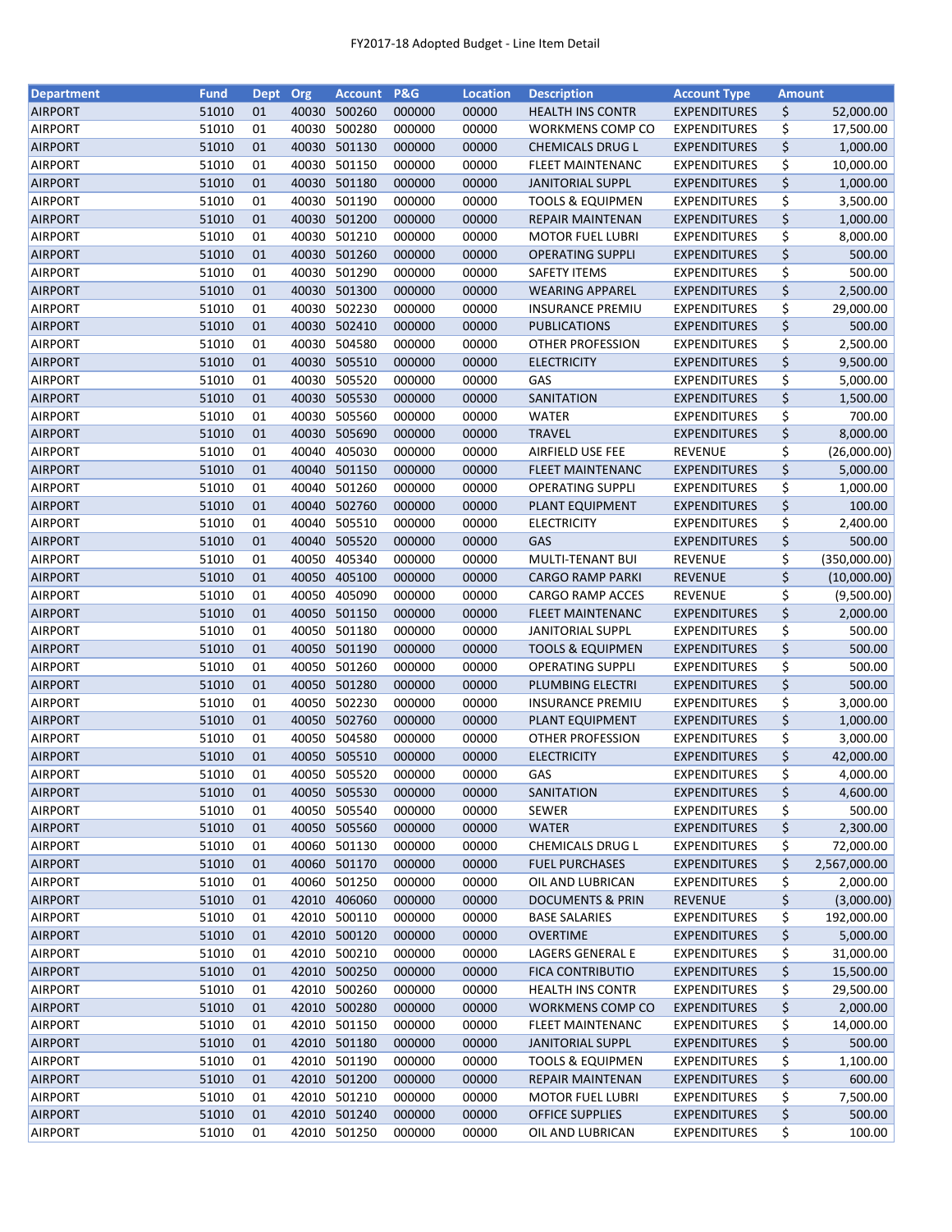FY2017-18 Adopted Budget - Line Item Detail

| Department | Fund | Dept | Org | Account | P&G | Location | Description | Account Type | Amount |
|---|---|---|---|---|---|---|---|---|---|
| AIRPORT | 51010 | 01 | 40030 | 500260 | 000000 | 00000 | HEALTH INS CONTR | EXPENDITURES | $ 52,000.00 |
| AIRPORT | 51010 | 01 | 40030 | 500280 | 000000 | 00000 | WORKMENS COMP CO | EXPENDITURES | $ 17,500.00 |
| AIRPORT | 51010 | 01 | 40030 | 501130 | 000000 | 00000 | CHEMICALS DRUG L | EXPENDITURES | $ 1,000.00 |
| AIRPORT | 51010 | 01 | 40030 | 501150 | 000000 | 00000 | FLEET MAINTENANC | EXPENDITURES | $ 10,000.00 |
| AIRPORT | 51010 | 01 | 40030 | 501180 | 000000 | 00000 | JANITORIAL SUPPL | EXPENDITURES | $ 1,000.00 |
| AIRPORT | 51010 | 01 | 40030 | 501190 | 000000 | 00000 | TOOLS & EQUIPMEN | EXPENDITURES | $ 3,500.00 |
| AIRPORT | 51010 | 01 | 40030 | 501200 | 000000 | 00000 | REPAIR MAINTENAN | EXPENDITURES | $ 1,000.00 |
| AIRPORT | 51010 | 01 | 40030 | 501210 | 000000 | 00000 | MOTOR FUEL LUBRI | EXPENDITURES | $ 8,000.00 |
| AIRPORT | 51010 | 01 | 40030 | 501260 | 000000 | 00000 | OPERATING SUPPLI | EXPENDITURES | $ 500.00 |
| AIRPORT | 51010 | 01 | 40030 | 501290 | 000000 | 00000 | SAFETY ITEMS | EXPENDITURES | $ 500.00 |
| AIRPORT | 51010 | 01 | 40030 | 501300 | 000000 | 00000 | WEARING APPAREL | EXPENDITURES | $ 2,500.00 |
| AIRPORT | 51010 | 01 | 40030 | 502230 | 000000 | 00000 | INSURANCE PREMIU | EXPENDITURES | $ 29,000.00 |
| AIRPORT | 51010 | 01 | 40030 | 502410 | 000000 | 00000 | PUBLICATIONS | EXPENDITURES | $ 500.00 |
| AIRPORT | 51010 | 01 | 40030 | 504580 | 000000 | 00000 | OTHER PROFESSION | EXPENDITURES | $ 2,500.00 |
| AIRPORT | 51010 | 01 | 40030 | 505510 | 000000 | 00000 | ELECTRICITY | EXPENDITURES | $ 9,500.00 |
| AIRPORT | 51010 | 01 | 40030 | 505520 | 000000 | 00000 | GAS | EXPENDITURES | $ 5,000.00 |
| AIRPORT | 51010 | 01 | 40030 | 505530 | 000000 | 00000 | SANITATION | EXPENDITURES | $ 1,500.00 |
| AIRPORT | 51010 | 01 | 40030 | 505560 | 000000 | 00000 | WATER | EXPENDITURES | $ 700.00 |
| AIRPORT | 51010 | 01 | 40030 | 505690 | 000000 | 00000 | TRAVEL | EXPENDITURES | $ 8,000.00 |
| AIRPORT | 51010 | 01 | 40040 | 405030 | 000000 | 00000 | AIRFIELD USE FEE | REVENUE | $ (26,000.00) |
| AIRPORT | 51010 | 01 | 40040 | 501150 | 000000 | 00000 | FLEET MAINTENANC | EXPENDITURES | $ 5,000.00 |
| AIRPORT | 51010 | 01 | 40040 | 501260 | 000000 | 00000 | OPERATING SUPPLI | EXPENDITURES | $ 1,000.00 |
| AIRPORT | 51010 | 01 | 40040 | 502760 | 000000 | 00000 | PLANT EQUIPMENT | EXPENDITURES | $ 100.00 |
| AIRPORT | 51010 | 01 | 40040 | 505510 | 000000 | 00000 | ELECTRICITY | EXPENDITURES | $ 2,400.00 |
| AIRPORT | 51010 | 01 | 40040 | 505520 | 000000 | 00000 | GAS | EXPENDITURES | $ 500.00 |
| AIRPORT | 51010 | 01 | 40050 | 405340 | 000000 | 00000 | MULTI-TENANT BUI | REVENUE | $ (350,000.00) |
| AIRPORT | 51010 | 01 | 40050 | 405100 | 000000 | 00000 | CARGO RAMP PARKI | REVENUE | $ (10,000.00) |
| AIRPORT | 51010 | 01 | 40050 | 405090 | 000000 | 00000 | CARGO RAMP ACCES | REVENUE | $ (9,500.00) |
| AIRPORT | 51010 | 01 | 40050 | 501150 | 000000 | 00000 | FLEET MAINTENANC | EXPENDITURES | $ 2,000.00 |
| AIRPORT | 51010 | 01 | 40050 | 501180 | 000000 | 00000 | JANITORIAL SUPPL | EXPENDITURES | $ 500.00 |
| AIRPORT | 51010 | 01 | 40050 | 501190 | 000000 | 00000 | TOOLS & EQUIPMEN | EXPENDITURES | $ 500.00 |
| AIRPORT | 51010 | 01 | 40050 | 501260 | 000000 | 00000 | OPERATING SUPPLI | EXPENDITURES | $ 500.00 |
| AIRPORT | 51010 | 01 | 40050 | 501280 | 000000 | 00000 | PLUMBING ELECTRI | EXPENDITURES | $ 500.00 |
| AIRPORT | 51010 | 01 | 40050 | 502230 | 000000 | 00000 | INSURANCE PREMIU | EXPENDITURES | $ 3,000.00 |
| AIRPORT | 51010 | 01 | 40050 | 502760 | 000000 | 00000 | PLANT EQUIPMENT | EXPENDITURES | $ 1,000.00 |
| AIRPORT | 51010 | 01 | 40050 | 504580 | 000000 | 00000 | OTHER PROFESSION | EXPENDITURES | $ 3,000.00 |
| AIRPORT | 51010 | 01 | 40050 | 505510 | 000000 | 00000 | ELECTRICITY | EXPENDITURES | $ 42,000.00 |
| AIRPORT | 51010 | 01 | 40050 | 505520 | 000000 | 00000 | GAS | EXPENDITURES | $ 4,000.00 |
| AIRPORT | 51010 | 01 | 40050 | 505530 | 000000 | 00000 | SANITATION | EXPENDITURES | $ 4,600.00 |
| AIRPORT | 51010 | 01 | 40050 | 505540 | 000000 | 00000 | SEWER | EXPENDITURES | $ 500.00 |
| AIRPORT | 51010 | 01 | 40050 | 505560 | 000000 | 00000 | WATER | EXPENDITURES | $ 2,300.00 |
| AIRPORT | 51010 | 01 | 40060 | 501130 | 000000 | 00000 | CHEMICALS DRUG L | EXPENDITURES | $ 72,000.00 |
| AIRPORT | 51010 | 01 | 40060 | 501170 | 000000 | 00000 | FUEL PURCHASES | EXPENDITURES | $ 2,567,000.00 |
| AIRPORT | 51010 | 01 | 40060 | 501250 | 000000 | 00000 | OIL AND LUBRICAN | EXPENDITURES | $ 2,000.00 |
| AIRPORT | 51010 | 01 | 42010 | 406060 | 000000 | 00000 | DOCUMENTS & PRIN | REVENUE | $ (3,000.00) |
| AIRPORT | 51010 | 01 | 42010 | 500110 | 000000 | 00000 | BASE SALARIES | EXPENDITURES | $ 192,000.00 |
| AIRPORT | 51010 | 01 | 42010 | 500120 | 000000 | 00000 | OVERTIME | EXPENDITURES | $ 5,000.00 |
| AIRPORT | 51010 | 01 | 42010 | 500210 | 000000 | 00000 | LAGERS GENERAL E | EXPENDITURES | $ 31,000.00 |
| AIRPORT | 51010 | 01 | 42010 | 500250 | 000000 | 00000 | FICA CONTRIBUTIO | EXPENDITURES | $ 15,500.00 |
| AIRPORT | 51010 | 01 | 42010 | 500260 | 000000 | 00000 | HEALTH INS CONTR | EXPENDITURES | $ 29,500.00 |
| AIRPORT | 51010 | 01 | 42010 | 500280 | 000000 | 00000 | WORKMENS COMP CO | EXPENDITURES | $ 2,000.00 |
| AIRPORT | 51010 | 01 | 42010 | 501150 | 000000 | 00000 | FLEET MAINTENANC | EXPENDITURES | $ 14,000.00 |
| AIRPORT | 51010 | 01 | 42010 | 501180 | 000000 | 00000 | JANITORIAL SUPPL | EXPENDITURES | $ 500.00 |
| AIRPORT | 51010 | 01 | 42010 | 501190 | 000000 | 00000 | TOOLS & EQUIPMEN | EXPENDITURES | $ 1,100.00 |
| AIRPORT | 51010 | 01 | 42010 | 501200 | 000000 | 00000 | REPAIR MAINTENAN | EXPENDITURES | $ 600.00 |
| AIRPORT | 51010 | 01 | 42010 | 501210 | 000000 | 00000 | MOTOR FUEL LUBRI | EXPENDITURES | $ 7,500.00 |
| AIRPORT | 51010 | 01 | 42010 | 501240 | 000000 | 00000 | OFFICE SUPPLIES | EXPENDITURES | $ 500.00 |
| AIRPORT | 51010 | 01 | 42010 | 501250 | 000000 | 00000 | OIL AND LUBRICAN | EXPENDITURES | $ 100.00 |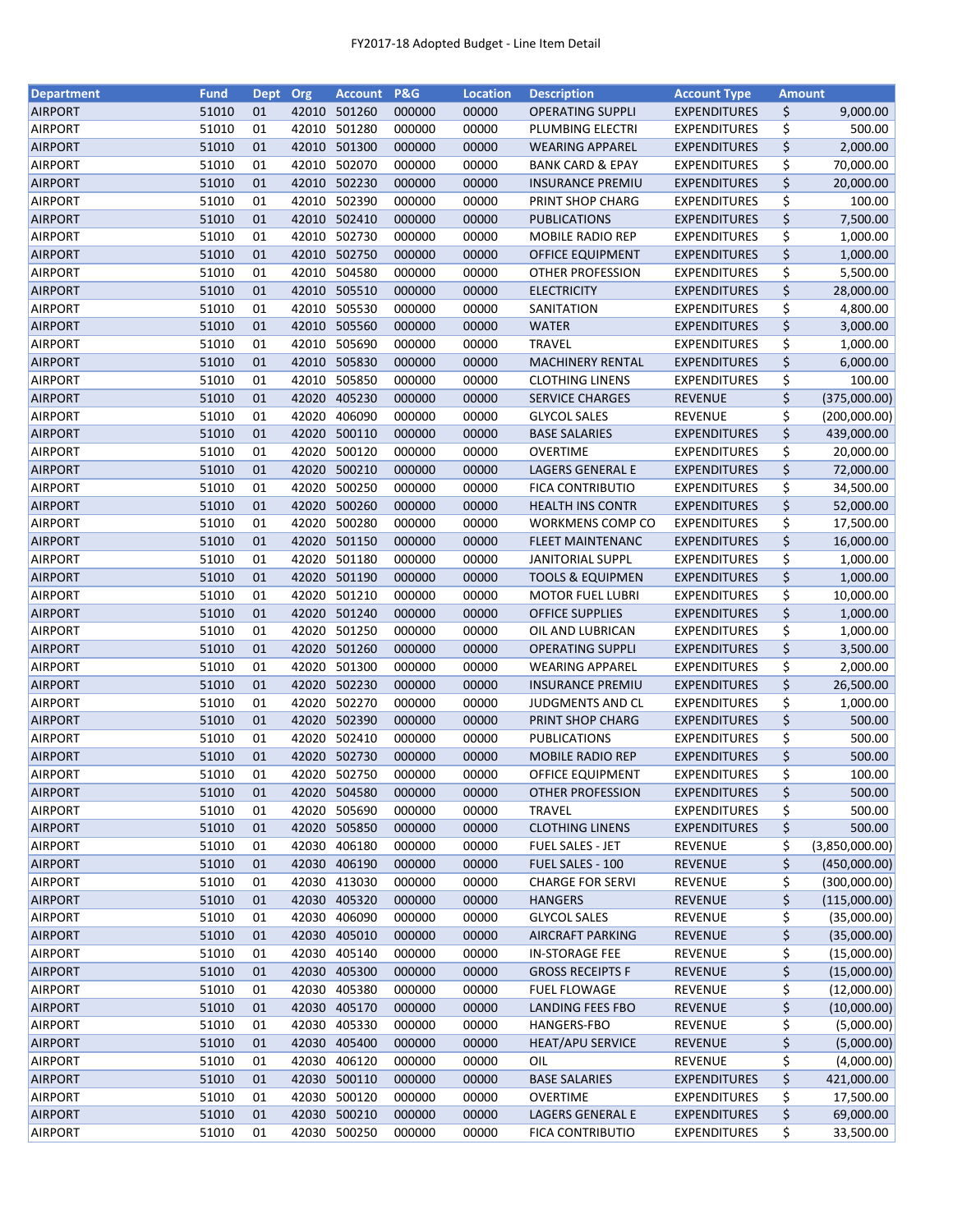FY2017-18 Adopted Budget - Line Item Detail

| Department | Fund | Dept | Org | Account | P&G | Location | Description | Account Type | Amount |
|---|---|---|---|---|---|---|---|---|---|
| AIRPORT | 51010 | 01 | 42010 | 501260 | 000000 | 00000 | OPERATING SUPPLI | EXPENDITURES | $ 9,000.00 |
| AIRPORT | 51010 | 01 | 42010 | 501280 | 000000 | 00000 | PLUMBING ELECTRI | EXPENDITURES | $ 500.00 |
| AIRPORT | 51010 | 01 | 42010 | 501300 | 000000 | 00000 | WEARING APPAREL | EXPENDITURES | $ 2,000.00 |
| AIRPORT | 51010 | 01 | 42010 | 502070 | 000000 | 00000 | BANK CARD & EPAY | EXPENDITURES | $ 70,000.00 |
| AIRPORT | 51010 | 01 | 42010 | 502230 | 000000 | 00000 | INSURANCE PREMIU | EXPENDITURES | $ 20,000.00 |
| AIRPORT | 51010 | 01 | 42010 | 502390 | 000000 | 00000 | PRINT SHOP CHARG | EXPENDITURES | $ 100.00 |
| AIRPORT | 51010 | 01 | 42010 | 502410 | 000000 | 00000 | PUBLICATIONS | EXPENDITURES | $ 7,500.00 |
| AIRPORT | 51010 | 01 | 42010 | 502730 | 000000 | 00000 | MOBILE RADIO REP | EXPENDITURES | $ 1,000.00 |
| AIRPORT | 51010 | 01 | 42010 | 502750 | 000000 | 00000 | OFFICE EQUIPMENT | EXPENDITURES | $ 1,000.00 |
| AIRPORT | 51010 | 01 | 42010 | 504580 | 000000 | 00000 | OTHER PROFESSION | EXPENDITURES | $ 5,500.00 |
| AIRPORT | 51010 | 01 | 42010 | 505510 | 000000 | 00000 | ELECTRICITY | EXPENDITURES | $ 28,000.00 |
| AIRPORT | 51010 | 01 | 42010 | 505530 | 000000 | 00000 | SANITATION | EXPENDITURES | $ 4,800.00 |
| AIRPORT | 51010 | 01 | 42010 | 505560 | 000000 | 00000 | WATER | EXPENDITURES | $ 3,000.00 |
| AIRPORT | 51010 | 01 | 42010 | 505690 | 000000 | 00000 | TRAVEL | EXPENDITURES | $ 1,000.00 |
| AIRPORT | 51010 | 01 | 42010 | 505830 | 000000 | 00000 | MACHINERY RENTAL | EXPENDITURES | $ 6,000.00 |
| AIRPORT | 51010 | 01 | 42010 | 505850 | 000000 | 00000 | CLOTHING LINENS | EXPENDITURES | $ 100.00 |
| AIRPORT | 51010 | 01 | 42020 | 405230 | 000000 | 00000 | SERVICE CHARGES | REVENUE | $ (375,000.00) |
| AIRPORT | 51010 | 01 | 42020 | 406090 | 000000 | 00000 | GLYCOL SALES | REVENUE | $ (200,000.00) |
| AIRPORT | 51010 | 01 | 42020 | 500110 | 000000 | 00000 | BASE SALARIES | EXPENDITURES | $ 439,000.00 |
| AIRPORT | 51010 | 01 | 42020 | 500120 | 000000 | 00000 | OVERTIME | EXPENDITURES | $ 20,000.00 |
| AIRPORT | 51010 | 01 | 42020 | 500210 | 000000 | 00000 | LAGERS GENERAL E | EXPENDITURES | $ 72,000.00 |
| AIRPORT | 51010 | 01 | 42020 | 500250 | 000000 | 00000 | FICA CONTRIBUTIO | EXPENDITURES | $ 34,500.00 |
| AIRPORT | 51010 | 01 | 42020 | 500260 | 000000 | 00000 | HEALTH INS CONTR | EXPENDITURES | $ 52,000.00 |
| AIRPORT | 51010 | 01 | 42020 | 500280 | 000000 | 00000 | WORKMENS COMP CO | EXPENDITURES | $ 17,500.00 |
| AIRPORT | 51010 | 01 | 42020 | 501150 | 000000 | 00000 | FLEET MAINTENANC | EXPENDITURES | $ 16,000.00 |
| AIRPORT | 51010 | 01 | 42020 | 501180 | 000000 | 00000 | JANITORIAL SUPPL | EXPENDITURES | $ 1,000.00 |
| AIRPORT | 51010 | 01 | 42020 | 501190 | 000000 | 00000 | TOOLS & EQUIPMEN | EXPENDITURES | $ 1,000.00 |
| AIRPORT | 51010 | 01 | 42020 | 501210 | 000000 | 00000 | MOTOR FUEL LUBRI | EXPENDITURES | $ 10,000.00 |
| AIRPORT | 51010 | 01 | 42020 | 501240 | 000000 | 00000 | OFFICE SUPPLIES | EXPENDITURES | $ 1,000.00 |
| AIRPORT | 51010 | 01 | 42020 | 501250 | 000000 | 00000 | OIL AND LUBRICAN | EXPENDITURES | $ 1,000.00 |
| AIRPORT | 51010 | 01 | 42020 | 501260 | 000000 | 00000 | OPERATING SUPPLI | EXPENDITURES | $ 3,500.00 |
| AIRPORT | 51010 | 01 | 42020 | 501300 | 000000 | 00000 | WEARING APPAREL | EXPENDITURES | $ 2,000.00 |
| AIRPORT | 51010 | 01 | 42020 | 502230 | 000000 | 00000 | INSURANCE PREMIU | EXPENDITURES | $ 26,500.00 |
| AIRPORT | 51010 | 01 | 42020 | 502270 | 000000 | 00000 | JUDGMENTS AND CL | EXPENDITURES | $ 1,000.00 |
| AIRPORT | 51010 | 01 | 42020 | 502390 | 000000 | 00000 | PRINT SHOP CHARG | EXPENDITURES | $ 500.00 |
| AIRPORT | 51010 | 01 | 42020 | 502410 | 000000 | 00000 | PUBLICATIONS | EXPENDITURES | $ 500.00 |
| AIRPORT | 51010 | 01 | 42020 | 502730 | 000000 | 00000 | MOBILE RADIO REP | EXPENDITURES | $ 500.00 |
| AIRPORT | 51010 | 01 | 42020 | 502750 | 000000 | 00000 | OFFICE EQUIPMENT | EXPENDITURES | $ 100.00 |
| AIRPORT | 51010 | 01 | 42020 | 504580 | 000000 | 00000 | OTHER PROFESSION | EXPENDITURES | $ 500.00 |
| AIRPORT | 51010 | 01 | 42020 | 505690 | 000000 | 00000 | TRAVEL | EXPENDITURES | $ 500.00 |
| AIRPORT | 51010 | 01 | 42020 | 505850 | 000000 | 00000 | CLOTHING LINENS | EXPENDITURES | $ 500.00 |
| AIRPORT | 51010 | 01 | 42030 | 406180 | 000000 | 00000 | FUEL SALES - JET | REVENUE | $ (3,850,000.00) |
| AIRPORT | 51010 | 01 | 42030 | 406190 | 000000 | 00000 | FUEL SALES - 100 | REVENUE | $ (450,000.00) |
| AIRPORT | 51010 | 01 | 42030 | 413030 | 000000 | 00000 | CHARGE FOR SERVI | REVENUE | $ (300,000.00) |
| AIRPORT | 51010 | 01 | 42030 | 405320 | 000000 | 00000 | HANGERS | REVENUE | $ (115,000.00) |
| AIRPORT | 51010 | 01 | 42030 | 406090 | 000000 | 00000 | GLYCOL SALES | REVENUE | $ (35,000.00) |
| AIRPORT | 51010 | 01 | 42030 | 405010 | 000000 | 00000 | AIRCRAFT PARKING | REVENUE | $ (35,000.00) |
| AIRPORT | 51010 | 01 | 42030 | 405140 | 000000 | 00000 | IN-STORAGE FEE | REVENUE | $ (15,000.00) |
| AIRPORT | 51010 | 01 | 42030 | 405300 | 000000 | 00000 | GROSS RECEIPTS F | REVENUE | $ (15,000.00) |
| AIRPORT | 51010 | 01 | 42030 | 405380 | 000000 | 00000 | FUEL FLOWAGE | REVENUE | $ (12,000.00) |
| AIRPORT | 51010 | 01 | 42030 | 405170 | 000000 | 00000 | LANDING FEES FBO | REVENUE | $ (10,000.00) |
| AIRPORT | 51010 | 01 | 42030 | 405330 | 000000 | 00000 | HANGERS-FBO | REVENUE | $ (5,000.00) |
| AIRPORT | 51010 | 01 | 42030 | 405400 | 000000 | 00000 | HEAT/APU SERVICE | REVENUE | $ (5,000.00) |
| AIRPORT | 51010 | 01 | 42030 | 406120 | 000000 | 00000 | OIL | REVENUE | $ (4,000.00) |
| AIRPORT | 51010 | 01 | 42030 | 500110 | 000000 | 00000 | BASE SALARIES | EXPENDITURES | $ 421,000.00 |
| AIRPORT | 51010 | 01 | 42030 | 500120 | 000000 | 00000 | OVERTIME | EXPENDITURES | $ 17,500.00 |
| AIRPORT | 51010 | 01 | 42030 | 500210 | 000000 | 00000 | LAGERS GENERAL E | EXPENDITURES | $ 69,000.00 |
| AIRPORT | 51010 | 01 | 42030 | 500250 | 000000 | 00000 | FICA CONTRIBUTIO | EXPENDITURES | $ 33,500.00 |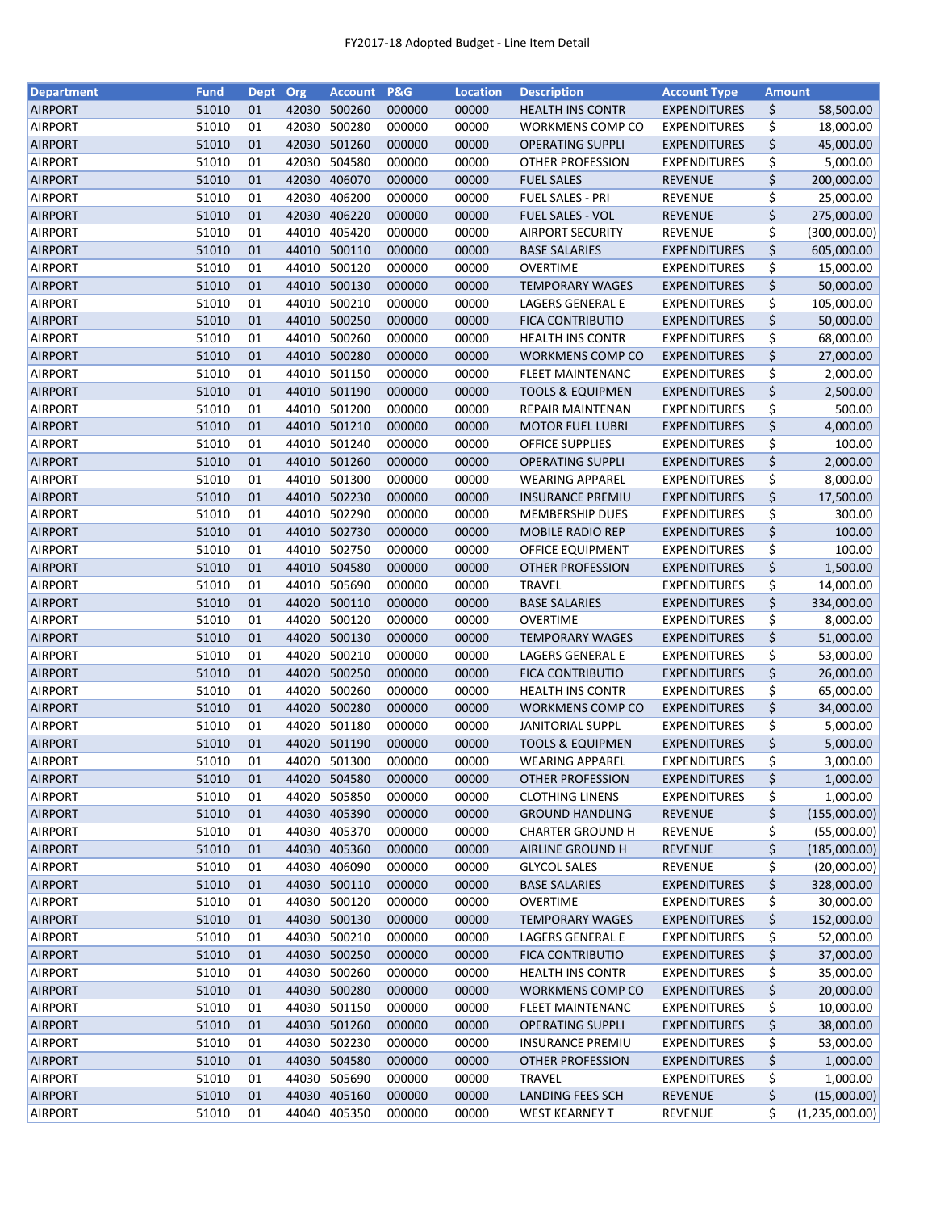FY2017-18 Adopted Budget - Line Item Detail

| Department | Fund | Dept | Org | Account | P&G | Location | Description | Account Type | Amount |
|---|---|---|---|---|---|---|---|---|---|
| AIRPORT | 51010 | 01 | 42030 | 500260 | 000000 | 00000 | HEALTH INS CONTR | EXPENDITURES | $ 58,500.00 |
| AIRPORT | 51010 | 01 | 42030 | 500280 | 000000 | 00000 | WORKMENS COMP CO | EXPENDITURES | $ 18,000.00 |
| AIRPORT | 51010 | 01 | 42030 | 501260 | 000000 | 00000 | OPERATING SUPPLI | EXPENDITURES | $ 45,000.00 |
| AIRPORT | 51010 | 01 | 42030 | 504580 | 000000 | 00000 | OTHER PROFESSION | EXPENDITURES | $ 5,000.00 |
| AIRPORT | 51010 | 01 | 42030 | 406070 | 000000 | 00000 | FUEL SALES | REVENUE | $ 200,000.00 |
| AIRPORT | 51010 | 01 | 42030 | 406200 | 000000 | 00000 | FUEL SALES - PRI | REVENUE | $ 25,000.00 |
| AIRPORT | 51010 | 01 | 42030 | 406220 | 000000 | 00000 | FUEL SALES - VOL | REVENUE | $ 275,000.00 |
| AIRPORT | 51010 | 01 | 44010 | 405420 | 000000 | 00000 | AIRPORT SECURITY | REVENUE | $ (300,000.00) |
| AIRPORT | 51010 | 01 | 44010 | 500110 | 000000 | 00000 | BASE SALARIES | EXPENDITURES | $ 605,000.00 |
| AIRPORT | 51010 | 01 | 44010 | 500120 | 000000 | 00000 | OVERTIME | EXPENDITURES | $ 15,000.00 |
| AIRPORT | 51010 | 01 | 44010 | 500130 | 000000 | 00000 | TEMPORARY WAGES | EXPENDITURES | $ 50,000.00 |
| AIRPORT | 51010 | 01 | 44010 | 500210 | 000000 | 00000 | LAGERS GENERAL E | EXPENDITURES | $ 105,000.00 |
| AIRPORT | 51010 | 01 | 44010 | 500250 | 000000 | 00000 | FICA CONTRIBUTIO | EXPENDITURES | $ 50,000.00 |
| AIRPORT | 51010 | 01 | 44010 | 500260 | 000000 | 00000 | HEALTH INS CONTR | EXPENDITURES | $ 68,000.00 |
| AIRPORT | 51010 | 01 | 44010 | 500280 | 000000 | 00000 | WORKMENS COMP CO | EXPENDITURES | $ 27,000.00 |
| AIRPORT | 51010 | 01 | 44010 | 501150 | 000000 | 00000 | FLEET MAINTENANC | EXPENDITURES | $ 2,000.00 |
| AIRPORT | 51010 | 01 | 44010 | 501190 | 000000 | 00000 | TOOLS & EQUIPMEN | EXPENDITURES | $ 2,500.00 |
| AIRPORT | 51010 | 01 | 44010 | 501200 | 000000 | 00000 | REPAIR MAINTENAN | EXPENDITURES | $ 500.00 |
| AIRPORT | 51010 | 01 | 44010 | 501210 | 000000 | 00000 | MOTOR FUEL LUBRI | EXPENDITURES | $ 4,000.00 |
| AIRPORT | 51010 | 01 | 44010 | 501240 | 000000 | 00000 | OFFICE SUPPLIES | EXPENDITURES | $ 100.00 |
| AIRPORT | 51010 | 01 | 44010 | 501260 | 000000 | 00000 | OPERATING SUPPLI | EXPENDITURES | $ 2,000.00 |
| AIRPORT | 51010 | 01 | 44010 | 501300 | 000000 | 00000 | WEARING APPAREL | EXPENDITURES | $ 8,000.00 |
| AIRPORT | 51010 | 01 | 44010 | 502230 | 000000 | 00000 | INSURANCE PREMIU | EXPENDITURES | $ 17,500.00 |
| AIRPORT | 51010 | 01 | 44010 | 502290 | 000000 | 00000 | MEMBERSHIP DUES | EXPENDITURES | $ 300.00 |
| AIRPORT | 51010 | 01 | 44010 | 502730 | 000000 | 00000 | MOBILE RADIO REP | EXPENDITURES | $ 100.00 |
| AIRPORT | 51010 | 01 | 44010 | 502750 | 000000 | 00000 | OFFICE EQUIPMENT | EXPENDITURES | $ 100.00 |
| AIRPORT | 51010 | 01 | 44010 | 504580 | 000000 | 00000 | OTHER PROFESSION | EXPENDITURES | $ 1,500.00 |
| AIRPORT | 51010 | 01 | 44010 | 505690 | 000000 | 00000 | TRAVEL | EXPENDITURES | $ 14,000.00 |
| AIRPORT | 51010 | 01 | 44020 | 500110 | 000000 | 00000 | BASE SALARIES | EXPENDITURES | $ 334,000.00 |
| AIRPORT | 51010 | 01 | 44020 | 500120 | 000000 | 00000 | OVERTIME | EXPENDITURES | $ 8,000.00 |
| AIRPORT | 51010 | 01 | 44020 | 500130 | 000000 | 00000 | TEMPORARY WAGES | EXPENDITURES | $ 51,000.00 |
| AIRPORT | 51010 | 01 | 44020 | 500210 | 000000 | 00000 | LAGERS GENERAL E | EXPENDITURES | $ 53,000.00 |
| AIRPORT | 51010 | 01 | 44020 | 500250 | 000000 | 00000 | FICA CONTRIBUTIO | EXPENDITURES | $ 26,000.00 |
| AIRPORT | 51010 | 01 | 44020 | 500260 | 000000 | 00000 | HEALTH INS CONTR | EXPENDITURES | $ 65,000.00 |
| AIRPORT | 51010 | 01 | 44020 | 500280 | 000000 | 00000 | WORKMENS COMP CO | EXPENDITURES | $ 34,000.00 |
| AIRPORT | 51010 | 01 | 44020 | 501180 | 000000 | 00000 | JANITORIAL SUPPL | EXPENDITURES | $ 5,000.00 |
| AIRPORT | 51010 | 01 | 44020 | 501190 | 000000 | 00000 | TOOLS & EQUIPMEN | EXPENDITURES | $ 5,000.00 |
| AIRPORT | 51010 | 01 | 44020 | 501300 | 000000 | 00000 | WEARING APPAREL | EXPENDITURES | $ 3,000.00 |
| AIRPORT | 51010 | 01 | 44020 | 504580 | 000000 | 00000 | OTHER PROFESSION | EXPENDITURES | $ 1,000.00 |
| AIRPORT | 51010 | 01 | 44020 | 505850 | 000000 | 00000 | CLOTHING LINENS | EXPENDITURES | $ 1,000.00 |
| AIRPORT | 51010 | 01 | 44030 | 405390 | 000000 | 00000 | GROUND HANDLING | REVENUE | $ (155,000.00) |
| AIRPORT | 51010 | 01 | 44030 | 405370 | 000000 | 00000 | CHARTER GROUND H | REVENUE | $ (55,000.00) |
| AIRPORT | 51010 | 01 | 44030 | 405360 | 000000 | 00000 | AIRLINE GROUND H | REVENUE | $ (185,000.00) |
| AIRPORT | 51010 | 01 | 44030 | 406090 | 000000 | 00000 | GLYCOL SALES | REVENUE | $ (20,000.00) |
| AIRPORT | 51010 | 01 | 44030 | 500110 | 000000 | 00000 | BASE SALARIES | EXPENDITURES | $ 328,000.00 |
| AIRPORT | 51010 | 01 | 44030 | 500120 | 000000 | 00000 | OVERTIME | EXPENDITURES | $ 30,000.00 |
| AIRPORT | 51010 | 01 | 44030 | 500130 | 000000 | 00000 | TEMPORARY WAGES | EXPENDITURES | $ 152,000.00 |
| AIRPORT | 51010 | 01 | 44030 | 500210 | 000000 | 00000 | LAGERS GENERAL E | EXPENDITURES | $ 52,000.00 |
| AIRPORT | 51010 | 01 | 44030 | 500250 | 000000 | 00000 | FICA CONTRIBUTIO | EXPENDITURES | $ 37,000.00 |
| AIRPORT | 51010 | 01 | 44030 | 500260 | 000000 | 00000 | HEALTH INS CONTR | EXPENDITURES | $ 35,000.00 |
| AIRPORT | 51010 | 01 | 44030 | 500280 | 000000 | 00000 | WORKMENS COMP CO | EXPENDITURES | $ 20,000.00 |
| AIRPORT | 51010 | 01 | 44030 | 501150 | 000000 | 00000 | FLEET MAINTENANC | EXPENDITURES | $ 10,000.00 |
| AIRPORT | 51010 | 01 | 44030 | 501260 | 000000 | 00000 | OPERATING SUPPLI | EXPENDITURES | $ 38,000.00 |
| AIRPORT | 51010 | 01 | 44030 | 502230 | 000000 | 00000 | INSURANCE PREMIU | EXPENDITURES | $ 53,000.00 |
| AIRPORT | 51010 | 01 | 44030 | 504580 | 000000 | 00000 | OTHER PROFESSION | EXPENDITURES | $ 1,000.00 |
| AIRPORT | 51010 | 01 | 44030 | 505690 | 000000 | 00000 | TRAVEL | EXPENDITURES | $ 1,000.00 |
| AIRPORT | 51010 | 01 | 44030 | 405160 | 000000 | 00000 | LANDING FEES SCH | REVENUE | $ (15,000.00) |
| AIRPORT | 51010 | 01 | 44040 | 405350 | 000000 | 00000 | WEST KEARNEY T | REVENUE | $ (1,235,000.00) |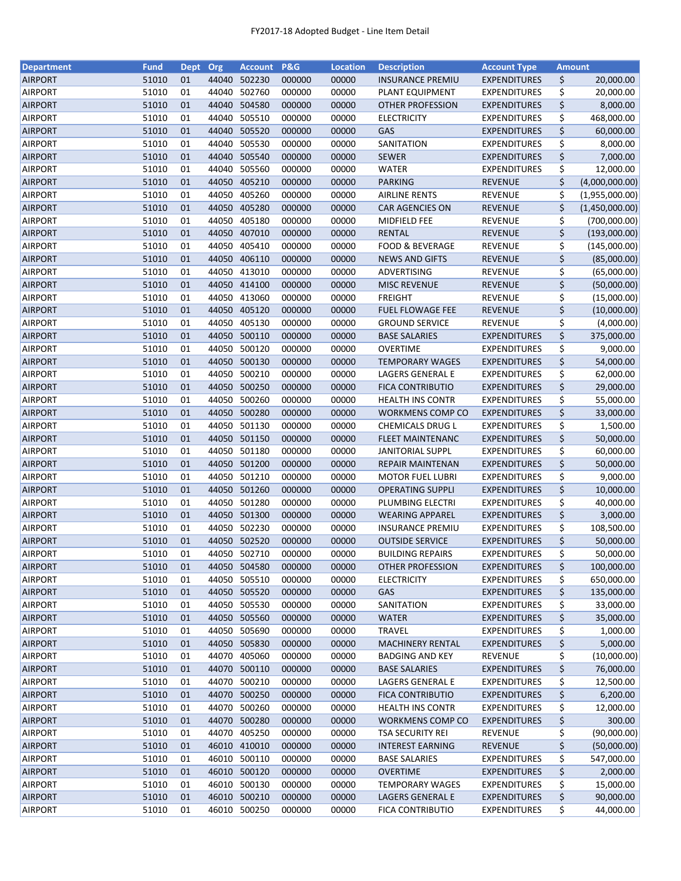FY2017-18 Adopted Budget - Line Item Detail

| Department | Fund | Dept | Org | Account | P&G | Location | Description | Account Type | Amount |
|---|---|---|---|---|---|---|---|---|---|
| AIRPORT | 51010 | 01 | 44040 | 502230 | 000000 | 00000 | INSURANCE PREMIU | EXPENDITURES | $ 20,000.00 |
| AIRPORT | 51010 | 01 | 44040 | 502760 | 000000 | 00000 | PLANT EQUIPMENT | EXPENDITURES | $ 20,000.00 |
| AIRPORT | 51010 | 01 | 44040 | 504580 | 000000 | 00000 | OTHER PROFESSION | EXPENDITURES | $ 8,000.00 |
| AIRPORT | 51010 | 01 | 44040 | 505510 | 000000 | 00000 | ELECTRICITY | EXPENDITURES | $ 468,000.00 |
| AIRPORT | 51010 | 01 | 44040 | 505520 | 000000 | 00000 | GAS | EXPENDITURES | $ 60,000.00 |
| AIRPORT | 51010 | 01 | 44040 | 505530 | 000000 | 00000 | SANITATION | EXPENDITURES | $ 8,000.00 |
| AIRPORT | 51010 | 01 | 44040 | 505540 | 000000 | 00000 | SEWER | EXPENDITURES | $ 7,000.00 |
| AIRPORT | 51010 | 01 | 44040 | 505560 | 000000 | 00000 | WATER | EXPENDITURES | $ 12,000.00 |
| AIRPORT | 51010 | 01 | 44050 | 405210 | 000000 | 00000 | PARKING | REVENUE | $ (4,000,000.00) |
| AIRPORT | 51010 | 01 | 44050 | 405260 | 000000 | 00000 | AIRLINE RENTS | REVENUE | $ (1,955,000.00) |
| AIRPORT | 51010 | 01 | 44050 | 405280 | 000000 | 00000 | CAR AGENCIES ON | REVENUE | $ (1,450,000.00) |
| AIRPORT | 51010 | 01 | 44050 | 405180 | 000000 | 00000 | MIDFIELD FEE | REVENUE | $ (700,000.00) |
| AIRPORT | 51010 | 01 | 44050 | 407010 | 000000 | 00000 | RENTAL | REVENUE | $ (193,000.00) |
| AIRPORT | 51010 | 01 | 44050 | 405410 | 000000 | 00000 | FOOD & BEVERAGE | REVENUE | $ (145,000.00) |
| AIRPORT | 51010 | 01 | 44050 | 406110 | 000000 | 00000 | NEWS AND GIFTS | REVENUE | $ (85,000.00) |
| AIRPORT | 51010 | 01 | 44050 | 413010 | 000000 | 00000 | ADVERTISING | REVENUE | $ (65,000.00) |
| AIRPORT | 51010 | 01 | 44050 | 414100 | 000000 | 00000 | MISC REVENUE | REVENUE | $ (50,000.00) |
| AIRPORT | 51010 | 01 | 44050 | 413060 | 000000 | 00000 | FREIGHT | REVENUE | $ (15,000.00) |
| AIRPORT | 51010 | 01 | 44050 | 405120 | 000000 | 00000 | FUEL FLOWAGE FEE | REVENUE | $ (10,000.00) |
| AIRPORT | 51010 | 01 | 44050 | 405130 | 000000 | 00000 | GROUND SERVICE | REVENUE | $ (4,000.00) |
| AIRPORT | 51010 | 01 | 44050 | 500110 | 000000 | 00000 | BASE SALARIES | EXPENDITURES | $ 375,000.00 |
| AIRPORT | 51010 | 01 | 44050 | 500120 | 000000 | 00000 | OVERTIME | EXPENDITURES | $ 9,000.00 |
| AIRPORT | 51010 | 01 | 44050 | 500130 | 000000 | 00000 | TEMPORARY WAGES | EXPENDITURES | $ 54,000.00 |
| AIRPORT | 51010 | 01 | 44050 | 500210 | 000000 | 00000 | LAGERS GENERAL E | EXPENDITURES | $ 62,000.00 |
| AIRPORT | 51010 | 01 | 44050 | 500250 | 000000 | 00000 | FICA CONTRIBUTIO | EXPENDITURES | $ 29,000.00 |
| AIRPORT | 51010 | 01 | 44050 | 500260 | 000000 | 00000 | HEALTH INS CONTR | EXPENDITURES | $ 55,000.00 |
| AIRPORT | 51010 | 01 | 44050 | 500280 | 000000 | 00000 | WORKMENS COMP CO | EXPENDITURES | $ 33,000.00 |
| AIRPORT | 51010 | 01 | 44050 | 501130 | 000000 | 00000 | CHEMICALS DRUG L | EXPENDITURES | $ 1,500.00 |
| AIRPORT | 51010 | 01 | 44050 | 501150 | 000000 | 00000 | FLEET MAINTENANC | EXPENDITURES | $ 50,000.00 |
| AIRPORT | 51010 | 01 | 44050 | 501180 | 000000 | 00000 | JANITORIAL SUPPL | EXPENDITURES | $ 60,000.00 |
| AIRPORT | 51010 | 01 | 44050 | 501200 | 000000 | 00000 | REPAIR MAINTENAN | EXPENDITURES | $ 50,000.00 |
| AIRPORT | 51010 | 01 | 44050 | 501210 | 000000 | 00000 | MOTOR FUEL LUBRI | EXPENDITURES | $ 9,000.00 |
| AIRPORT | 51010 | 01 | 44050 | 501260 | 000000 | 00000 | OPERATING SUPPLI | EXPENDITURES | $ 10,000.00 |
| AIRPORT | 51010 | 01 | 44050 | 501280 | 000000 | 00000 | PLUMBING ELECTRI | EXPENDITURES | $ 40,000.00 |
| AIRPORT | 51010 | 01 | 44050 | 501300 | 000000 | 00000 | WEARING APPAREL | EXPENDITURES | $ 3,000.00 |
| AIRPORT | 51010 | 01 | 44050 | 502230 | 000000 | 00000 | INSURANCE PREMIU | EXPENDITURES | $ 108,500.00 |
| AIRPORT | 51010 | 01 | 44050 | 502520 | 000000 | 00000 | OUTSIDE SERVICE | EXPENDITURES | $ 50,000.00 |
| AIRPORT | 51010 | 01 | 44050 | 502710 | 000000 | 00000 | BUILDING REPAIRS | EXPENDITURES | $ 50,000.00 |
| AIRPORT | 51010 | 01 | 44050 | 504580 | 000000 | 00000 | OTHER PROFESSION | EXPENDITURES | $ 100,000.00 |
| AIRPORT | 51010 | 01 | 44050 | 505510 | 000000 | 00000 | ELECTRICITY | EXPENDITURES | $ 650,000.00 |
| AIRPORT | 51010 | 01 | 44050 | 505520 | 000000 | 00000 | GAS | EXPENDITURES | $ 135,000.00 |
| AIRPORT | 51010 | 01 | 44050 | 505530 | 000000 | 00000 | SANITATION | EXPENDITURES | $ 33,000.00 |
| AIRPORT | 51010 | 01 | 44050 | 505560 | 000000 | 00000 | WATER | EXPENDITURES | $ 35,000.00 |
| AIRPORT | 51010 | 01 | 44050 | 505690 | 000000 | 00000 | TRAVEL | EXPENDITURES | $ 1,000.00 |
| AIRPORT | 51010 | 01 | 44050 | 505830 | 000000 | 00000 | MACHINERY RENTAL | EXPENDITURES | $ 5,000.00 |
| AIRPORT | 51010 | 01 | 44070 | 405060 | 000000 | 00000 | BADGING AND KEY | REVENUE | $ (10,000.00) |
| AIRPORT | 51010 | 01 | 44070 | 500110 | 000000 | 00000 | BASE SALARIES | EXPENDITURES | $ 76,000.00 |
| AIRPORT | 51010 | 01 | 44070 | 500210 | 000000 | 00000 | LAGERS GENERAL E | EXPENDITURES | $ 12,500.00 |
| AIRPORT | 51010 | 01 | 44070 | 500250 | 000000 | 00000 | FICA CONTRIBUTIO | EXPENDITURES | $ 6,200.00 |
| AIRPORT | 51010 | 01 | 44070 | 500260 | 000000 | 00000 | HEALTH INS CONTR | EXPENDITURES | $ 12,000.00 |
| AIRPORT | 51010 | 01 | 44070 | 500280 | 000000 | 00000 | WORKMENS COMP CO | EXPENDITURES | $ 300.00 |
| AIRPORT | 51010 | 01 | 44070 | 405250 | 000000 | 00000 | TSA SECURITY REI | REVENUE | $ (90,000.00) |
| AIRPORT | 51010 | 01 | 46010 | 410010 | 000000 | 00000 | INTEREST EARNING | REVENUE | $ (50,000.00) |
| AIRPORT | 51010 | 01 | 46010 | 500110 | 000000 | 00000 | BASE SALARIES | EXPENDITURES | $ 547,000.00 |
| AIRPORT | 51010 | 01 | 46010 | 500120 | 000000 | 00000 | OVERTIME | EXPENDITURES | $ 2,000.00 |
| AIRPORT | 51010 | 01 | 46010 | 500130 | 000000 | 00000 | TEMPORARY WAGES | EXPENDITURES | $ 15,000.00 |
| AIRPORT | 51010 | 01 | 46010 | 500210 | 000000 | 00000 | LAGERS GENERAL E | EXPENDITURES | $ 90,000.00 |
| AIRPORT | 51010 | 01 | 46010 | 500250 | 000000 | 00000 | FICA CONTRIBUTIO | EXPENDITURES | $ 44,000.00 |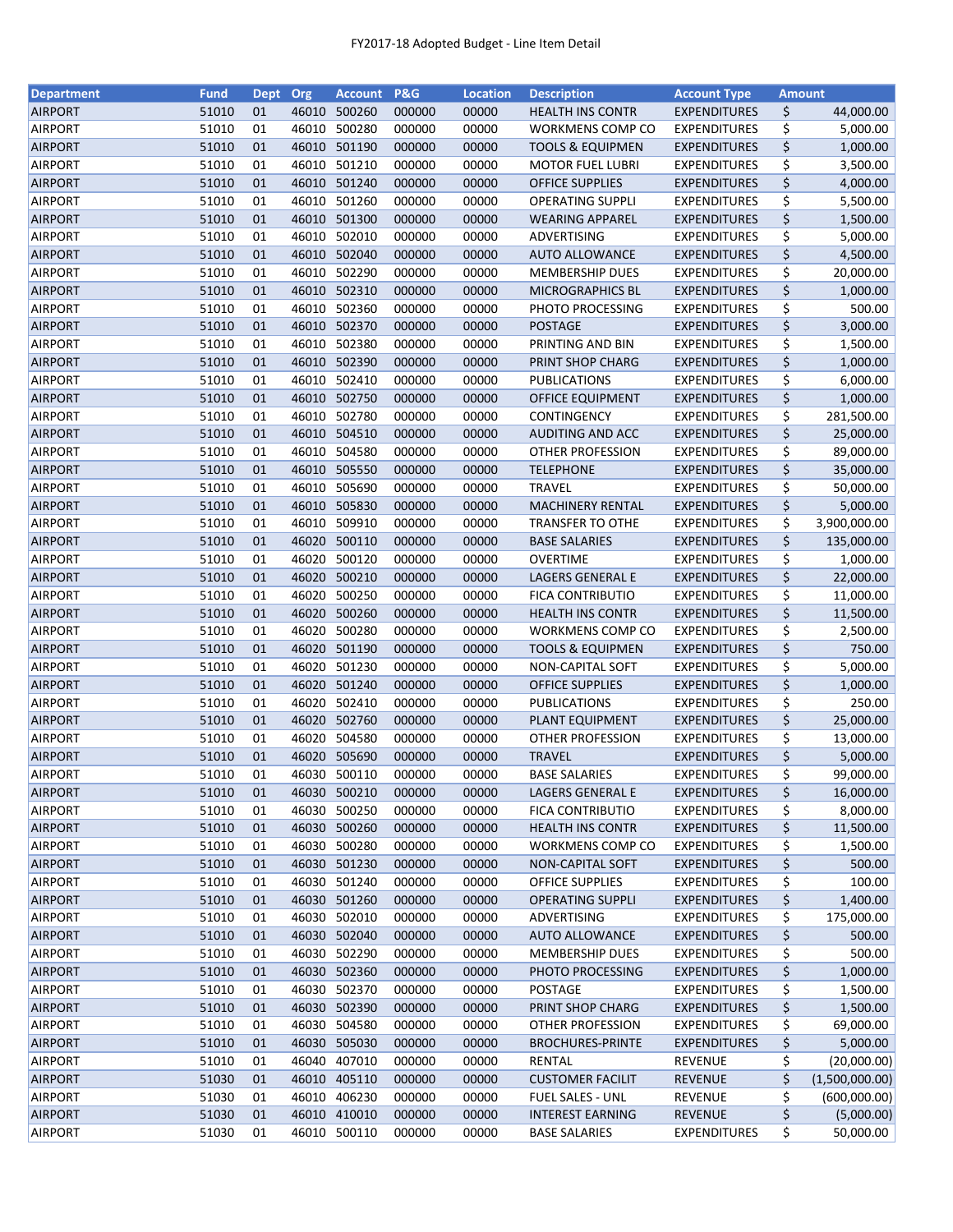FY2017-18 Adopted Budget - Line Item Detail

| Department | Fund | Dept | Org | Account | P&G | Location | Description | Account Type | Amount |
|---|---|---|---|---|---|---|---|---|---|
| AIRPORT | 51010 | 01 | 46010 | 500260 | 000000 | 00000 | HEALTH INS CONTR | EXPENDITURES | $ 44,000.00 |
| AIRPORT | 51010 | 01 | 46010 | 500280 | 000000 | 00000 | WORKMENS COMP CO | EXPENDITURES | $ 5,000.00 |
| AIRPORT | 51010 | 01 | 46010 | 501190 | 000000 | 00000 | TOOLS & EQUIPMEN | EXPENDITURES | $ 1,000.00 |
| AIRPORT | 51010 | 01 | 46010 | 501210 | 000000 | 00000 | MOTOR FUEL LUBRI | EXPENDITURES | $ 3,500.00 |
| AIRPORT | 51010 | 01 | 46010 | 501240 | 000000 | 00000 | OFFICE SUPPLIES | EXPENDITURES | $ 4,000.00 |
| AIRPORT | 51010 | 01 | 46010 | 501260 | 000000 | 00000 | OPERATING SUPPLI | EXPENDITURES | $ 5,500.00 |
| AIRPORT | 51010 | 01 | 46010 | 501300 | 000000 | 00000 | WEARING APPAREL | EXPENDITURES | $ 1,500.00 |
| AIRPORT | 51010 | 01 | 46010 | 502010 | 000000 | 00000 | ADVERTISING | EXPENDITURES | $ 5,000.00 |
| AIRPORT | 51010 | 01 | 46010 | 502040 | 000000 | 00000 | AUTO ALLOWANCE | EXPENDITURES | $ 4,500.00 |
| AIRPORT | 51010 | 01 | 46010 | 502290 | 000000 | 00000 | MEMBERSHIP DUES | EXPENDITURES | $ 20,000.00 |
| AIRPORT | 51010 | 01 | 46010 | 502310 | 000000 | 00000 | MICROGRAPHICS BL | EXPENDITURES | $ 1,000.00 |
| AIRPORT | 51010 | 01 | 46010 | 502360 | 000000 | 00000 | PHOTO PROCESSING | EXPENDITURES | $ 500.00 |
| AIRPORT | 51010 | 01 | 46010 | 502370 | 000000 | 00000 | POSTAGE | EXPENDITURES | $ 3,000.00 |
| AIRPORT | 51010 | 01 | 46010 | 502380 | 000000 | 00000 | PRINTING AND BIN | EXPENDITURES | $ 1,500.00 |
| AIRPORT | 51010 | 01 | 46010 | 502390 | 000000 | 00000 | PRINT SHOP CHARG | EXPENDITURES | $ 1,000.00 |
| AIRPORT | 51010 | 01 | 46010 | 502410 | 000000 | 00000 | PUBLICATIONS | EXPENDITURES | $ 6,000.00 |
| AIRPORT | 51010 | 01 | 46010 | 502750 | 000000 | 00000 | OFFICE EQUIPMENT | EXPENDITURES | $ 1,000.00 |
| AIRPORT | 51010 | 01 | 46010 | 502780 | 000000 | 00000 | CONTINGENCY | EXPENDITURES | $ 281,500.00 |
| AIRPORT | 51010 | 01 | 46010 | 504510 | 000000 | 00000 | AUDITING AND ACC | EXPENDITURES | $ 25,000.00 |
| AIRPORT | 51010 | 01 | 46010 | 504580 | 000000 | 00000 | OTHER PROFESSION | EXPENDITURES | $ 89,000.00 |
| AIRPORT | 51010 | 01 | 46010 | 505550 | 000000 | 00000 | TELEPHONE | EXPENDITURES | $ 35,000.00 |
| AIRPORT | 51010 | 01 | 46010 | 505690 | 000000 | 00000 | TRAVEL | EXPENDITURES | $ 50,000.00 |
| AIRPORT | 51010 | 01 | 46010 | 505830 | 000000 | 00000 | MACHINERY RENTAL | EXPENDITURES | $ 5,000.00 |
| AIRPORT | 51010 | 01 | 46010 | 509910 | 000000 | 00000 | TRANSFER TO OTHE | EXPENDITURES | $ 3,900,000.00 |
| AIRPORT | 51010 | 01 | 46020 | 500110 | 000000 | 00000 | BASE SALARIES | EXPENDITURES | $ 135,000.00 |
| AIRPORT | 51010 | 01 | 46020 | 500120 | 000000 | 00000 | OVERTIME | EXPENDITURES | $ 1,000.00 |
| AIRPORT | 51010 | 01 | 46020 | 500210 | 000000 | 00000 | LAGERS GENERAL E | EXPENDITURES | $ 22,000.00 |
| AIRPORT | 51010 | 01 | 46020 | 500250 | 000000 | 00000 | FICA CONTRIBUTIO | EXPENDITURES | $ 11,000.00 |
| AIRPORT | 51010 | 01 | 46020 | 500260 | 000000 | 00000 | HEALTH INS CONTR | EXPENDITURES | $ 11,500.00 |
| AIRPORT | 51010 | 01 | 46020 | 500280 | 000000 | 00000 | WORKMENS COMP CO | EXPENDITURES | $ 2,500.00 |
| AIRPORT | 51010 | 01 | 46020 | 501190 | 000000 | 00000 | TOOLS & EQUIPMEN | EXPENDITURES | $ 750.00 |
| AIRPORT | 51010 | 01 | 46020 | 501230 | 000000 | 00000 | NON-CAPITAL SOFT | EXPENDITURES | $ 5,000.00 |
| AIRPORT | 51010 | 01 | 46020 | 501240 | 000000 | 00000 | OFFICE SUPPLIES | EXPENDITURES | $ 1,000.00 |
| AIRPORT | 51010 | 01 | 46020 | 502410 | 000000 | 00000 | PUBLICATIONS | EXPENDITURES | $ 250.00 |
| AIRPORT | 51010 | 01 | 46020 | 502760 | 000000 | 00000 | PLANT EQUIPMENT | EXPENDITURES | $ 25,000.00 |
| AIRPORT | 51010 | 01 | 46020 | 504580 | 000000 | 00000 | OTHER PROFESSION | EXPENDITURES | $ 13,000.00 |
| AIRPORT | 51010 | 01 | 46020 | 505690 | 000000 | 00000 | TRAVEL | EXPENDITURES | $ 5,000.00 |
| AIRPORT | 51010 | 01 | 46030 | 500110 | 000000 | 00000 | BASE SALARIES | EXPENDITURES | $ 99,000.00 |
| AIRPORT | 51010 | 01 | 46030 | 500210 | 000000 | 00000 | LAGERS GENERAL E | EXPENDITURES | $ 16,000.00 |
| AIRPORT | 51010 | 01 | 46030 | 500250 | 000000 | 00000 | FICA CONTRIBUTIO | EXPENDITURES | $ 8,000.00 |
| AIRPORT | 51010 | 01 | 46030 | 500260 | 000000 | 00000 | HEALTH INS CONTR | EXPENDITURES | $ 11,500.00 |
| AIRPORT | 51010 | 01 | 46030 | 500280 | 000000 | 00000 | WORKMENS COMP CO | EXPENDITURES | $ 1,500.00 |
| AIRPORT | 51010 | 01 | 46030 | 501230 | 000000 | 00000 | NON-CAPITAL SOFT | EXPENDITURES | $ 500.00 |
| AIRPORT | 51010 | 01 | 46030 | 501240 | 000000 | 00000 | OFFICE SUPPLIES | EXPENDITURES | $ 100.00 |
| AIRPORT | 51010 | 01 | 46030 | 501260 | 000000 | 00000 | OPERATING SUPPLI | EXPENDITURES | $ 1,400.00 |
| AIRPORT | 51010 | 01 | 46030 | 502010 | 000000 | 00000 | ADVERTISING | EXPENDITURES | $ 175,000.00 |
| AIRPORT | 51010 | 01 | 46030 | 502040 | 000000 | 00000 | AUTO ALLOWANCE | EXPENDITURES | $ 500.00 |
| AIRPORT | 51010 | 01 | 46030 | 502290 | 000000 | 00000 | MEMBERSHIP DUES | EXPENDITURES | $ 500.00 |
| AIRPORT | 51010 | 01 | 46030 | 502360 | 000000 | 00000 | PHOTO PROCESSING | EXPENDITURES | $ 1,000.00 |
| AIRPORT | 51010 | 01 | 46030 | 502370 | 000000 | 00000 | POSTAGE | EXPENDITURES | $ 1,500.00 |
| AIRPORT | 51010 | 01 | 46030 | 502390 | 000000 | 00000 | PRINT SHOP CHARG | EXPENDITURES | $ 1,500.00 |
| AIRPORT | 51010 | 01 | 46030 | 504580 | 000000 | 00000 | OTHER PROFESSION | EXPENDITURES | $ 69,000.00 |
| AIRPORT | 51010 | 01 | 46030 | 505030 | 000000 | 00000 | BROCHURES-PRINTE | EXPENDITURES | $ 5,000.00 |
| AIRPORT | 51010 | 01 | 46040 | 407010 | 000000 | 00000 | RENTAL | REVENUE | $ (20,000.00) |
| AIRPORT | 51030 | 01 | 46010 | 405110 | 000000 | 00000 | CUSTOMER FACILIT | REVENUE | $ (1,500,000.00) |
| AIRPORT | 51030 | 01 | 46010 | 406230 | 000000 | 00000 | FUEL SALES - UNL | REVENUE | $ (600,000.00) |
| AIRPORT | 51030 | 01 | 46010 | 410010 | 000000 | 00000 | INTEREST EARNING | REVENUE | $ (5,000.00) |
| AIRPORT | 51030 | 01 | 46010 | 500110 | 000000 | 00000 | BASE SALARIES | EXPENDITURES | $ 50,000.00 |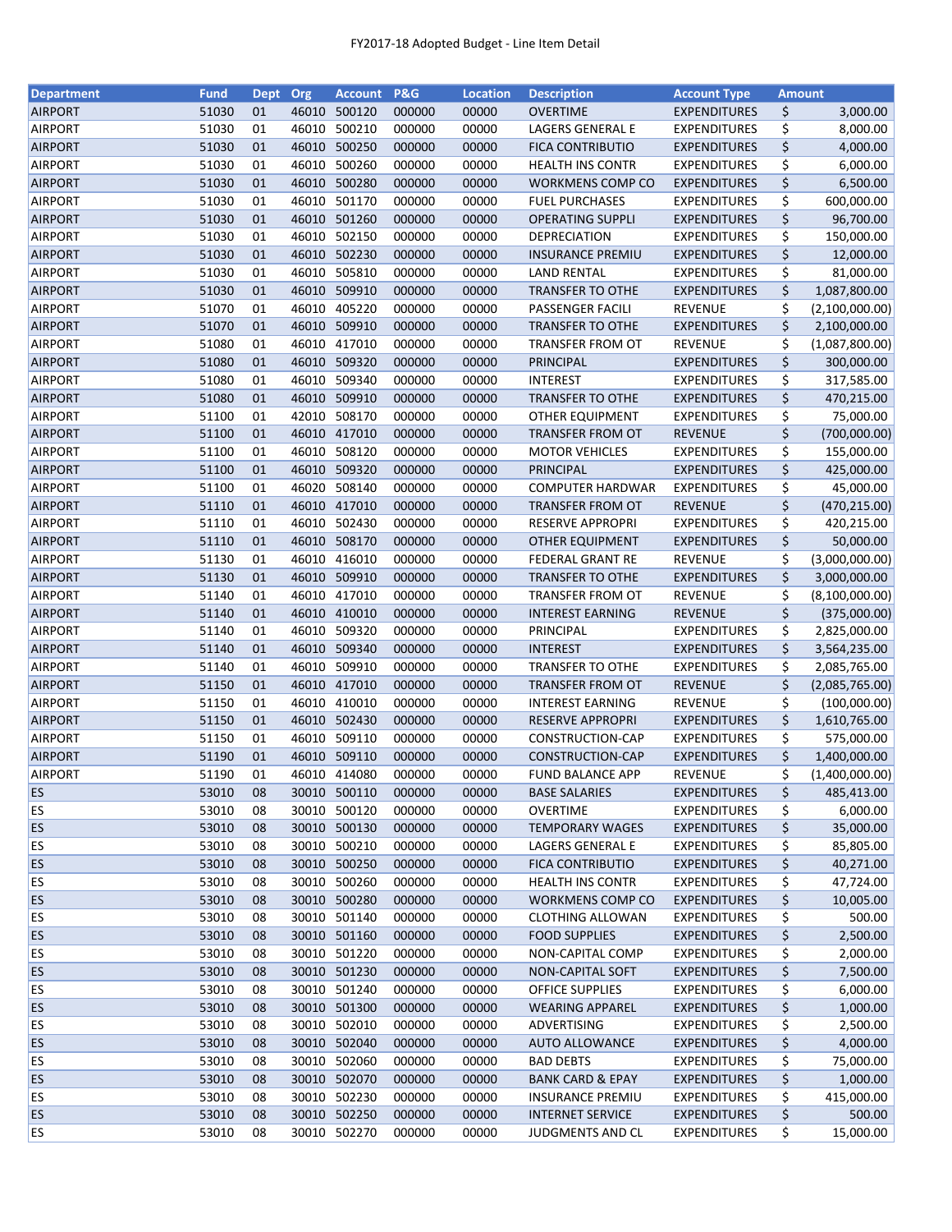FY2017-18 Adopted Budget - Line Item Detail

| Department | Fund | Dept | Org | Account | P&G | Location | Description | Account Type | Amount |
|---|---|---|---|---|---|---|---|---|---|
| AIRPORT | 51030 | 01 | 46010 | 500120 | 000000 | 00000 | OVERTIME | EXPENDITURES | $ 3,000.00 |
| AIRPORT | 51030 | 01 | 46010 | 500210 | 000000 | 00000 | LAGERS GENERAL E | EXPENDITURES | $ 8,000.00 |
| AIRPORT | 51030 | 01 | 46010 | 500250 | 000000 | 00000 | FICA CONTRIBUTIO | EXPENDITURES | $ 4,000.00 |
| AIRPORT | 51030 | 01 | 46010 | 500260 | 000000 | 00000 | HEALTH INS CONTR | EXPENDITURES | $ 6,000.00 |
| AIRPORT | 51030 | 01 | 46010 | 500280 | 000000 | 00000 | WORKMENS COMP CO | EXPENDITURES | $ 6,500.00 |
| AIRPORT | 51030 | 01 | 46010 | 501170 | 000000 | 00000 | FUEL PURCHASES | EXPENDITURES | $ 600,000.00 |
| AIRPORT | 51030 | 01 | 46010 | 501260 | 000000 | 00000 | OPERATING SUPPLI | EXPENDITURES | $ 96,700.00 |
| AIRPORT | 51030 | 01 | 46010 | 502150 | 000000 | 00000 | DEPRECIATION | EXPENDITURES | $ 150,000.00 |
| AIRPORT | 51030 | 01 | 46010 | 502230 | 000000 | 00000 | INSURANCE PREMIU | EXPENDITURES | $ 12,000.00 |
| AIRPORT | 51030 | 01 | 46010 | 505810 | 000000 | 00000 | LAND RENTAL | EXPENDITURES | $ 81,000.00 |
| AIRPORT | 51030 | 01 | 46010 | 509910 | 000000 | 00000 | TRANSFER TO OTHE | EXPENDITURES | $ 1,087,800.00 |
| AIRPORT | 51070 | 01 | 46010 | 405220 | 000000 | 00000 | PASSENGER FACILI | REVENUE | $ (2,100,000.00) |
| AIRPORT | 51070 | 01 | 46010 | 509910 | 000000 | 00000 | TRANSFER TO OTHE | EXPENDITURES | $ 2,100,000.00 |
| AIRPORT | 51080 | 01 | 46010 | 417010 | 000000 | 00000 | TRANSFER FROM OT | REVENUE | $ (1,087,800.00) |
| AIRPORT | 51080 | 01 | 46010 | 509320 | 000000 | 00000 | PRINCIPAL | EXPENDITURES | $ 300,000.00 |
| AIRPORT | 51080 | 01 | 46010 | 509340 | 000000 | 00000 | INTEREST | EXPENDITURES | $ 317,585.00 |
| AIRPORT | 51080 | 01 | 46010 | 509910 | 000000 | 00000 | TRANSFER TO OTHE | EXPENDITURES | $ 470,215.00 |
| AIRPORT | 51100 | 01 | 42010 | 508170 | 000000 | 00000 | OTHER EQUIPMENT | EXPENDITURES | $ 75,000.00 |
| AIRPORT | 51100 | 01 | 46010 | 417010 | 000000 | 00000 | TRANSFER FROM OT | REVENUE | $ (700,000.00) |
| AIRPORT | 51100 | 01 | 46010 | 508120 | 000000 | 00000 | MOTOR VEHICLES | EXPENDITURES | $ 155,000.00 |
| AIRPORT | 51100 | 01 | 46010 | 509320 | 000000 | 00000 | PRINCIPAL | EXPENDITURES | $ 425,000.00 |
| AIRPORT | 51100 | 01 | 46020 | 508140 | 000000 | 00000 | COMPUTER HARDWAR | EXPENDITURES | $ 45,000.00 |
| AIRPORT | 51110 | 01 | 46010 | 417010 | 000000 | 00000 | TRANSFER FROM OT | REVENUE | $ (470,215.00) |
| AIRPORT | 51110 | 01 | 46010 | 502430 | 000000 | 00000 | RESERVE APPROPRI | EXPENDITURES | $ 420,215.00 |
| AIRPORT | 51110 | 01 | 46010 | 508170 | 000000 | 00000 | OTHER EQUIPMENT | EXPENDITURES | $ 50,000.00 |
| AIRPORT | 51130 | 01 | 46010 | 416010 | 000000 | 00000 | FEDERAL GRANT RE | REVENUE | $ (3,000,000.00) |
| AIRPORT | 51130 | 01 | 46010 | 509910 | 000000 | 00000 | TRANSFER TO OTHE | EXPENDITURES | $ 3,000,000.00 |
| AIRPORT | 51140 | 01 | 46010 | 417010 | 000000 | 00000 | TRANSFER FROM OT | REVENUE | $ (8,100,000.00) |
| AIRPORT | 51140 | 01 | 46010 | 410010 | 000000 | 00000 | INTEREST EARNING | REVENUE | $ (375,000.00) |
| AIRPORT | 51140 | 01 | 46010 | 509320 | 000000 | 00000 | PRINCIPAL | EXPENDITURES | $ 2,825,000.00 |
| AIRPORT | 51140 | 01 | 46010 | 509340 | 000000 | 00000 | INTEREST | EXPENDITURES | $ 3,564,235.00 |
| AIRPORT | 51140 | 01 | 46010 | 509910 | 000000 | 00000 | TRANSFER TO OTHE | EXPENDITURES | $ 2,085,765.00 |
| AIRPORT | 51150 | 01 | 46010 | 417010 | 000000 | 00000 | TRANSFER FROM OT | REVENUE | $ (2,085,765.00) |
| AIRPORT | 51150 | 01 | 46010 | 410010 | 000000 | 00000 | INTEREST EARNING | REVENUE | $ (100,000.00) |
| AIRPORT | 51150 | 01 | 46010 | 502430 | 000000 | 00000 | RESERVE APPROPRI | EXPENDITURES | $ 1,610,765.00 |
| AIRPORT | 51150 | 01 | 46010 | 509110 | 000000 | 00000 | CONSTRUCTION-CAP | EXPENDITURES | $ 575,000.00 |
| AIRPORT | 51190 | 01 | 46010 | 509110 | 000000 | 00000 | CONSTRUCTION-CAP | EXPENDITURES | $ 1,400,000.00 |
| AIRPORT | 51190 | 01 | 46010 | 414080 | 000000 | 00000 | FUND BALANCE APP | REVENUE | $ (1,400,000.00) |
| ES | 53010 | 08 | 30010 | 500110 | 000000 | 00000 | BASE SALARIES | EXPENDITURES | $ 485,413.00 |
| ES | 53010 | 08 | 30010 | 500120 | 000000 | 00000 | OVERTIME | EXPENDITURES | $ 6,000.00 |
| ES | 53010 | 08 | 30010 | 500130 | 000000 | 00000 | TEMPORARY WAGES | EXPENDITURES | $ 35,000.00 |
| ES | 53010 | 08 | 30010 | 500210 | 000000 | 00000 | LAGERS GENERAL E | EXPENDITURES | $ 85,805.00 |
| ES | 53010 | 08 | 30010 | 500250 | 000000 | 00000 | FICA CONTRIBUTIO | EXPENDITURES | $ 40,271.00 |
| ES | 53010 | 08 | 30010 | 500260 | 000000 | 00000 | HEALTH INS CONTR | EXPENDITURES | $ 47,724.00 |
| ES | 53010 | 08 | 30010 | 500280 | 000000 | 00000 | WORKMENS COMP CO | EXPENDITURES | $ 10,005.00 |
| ES | 53010 | 08 | 30010 | 501140 | 000000 | 00000 | CLOTHING ALLOWAN | EXPENDITURES | $ 500.00 |
| ES | 53010 | 08 | 30010 | 501160 | 000000 | 00000 | FOOD SUPPLIES | EXPENDITURES | $ 2,500.00 |
| ES | 53010 | 08 | 30010 | 501220 | 000000 | 00000 | NON-CAPITAL COMP | EXPENDITURES | $ 2,000.00 |
| ES | 53010 | 08 | 30010 | 501230 | 000000 | 00000 | NON-CAPITAL SOFT | EXPENDITURES | $ 7,500.00 |
| ES | 53010 | 08 | 30010 | 501240 | 000000 | 00000 | OFFICE SUPPLIES | EXPENDITURES | $ 6,000.00 |
| ES | 53010 | 08 | 30010 | 501300 | 000000 | 00000 | WEARING APPAREL | EXPENDITURES | $ 1,000.00 |
| ES | 53010 | 08 | 30010 | 502010 | 000000 | 00000 | ADVERTISING | EXPENDITURES | $ 2,500.00 |
| ES | 53010 | 08 | 30010 | 502040 | 000000 | 00000 | AUTO ALLOWANCE | EXPENDITURES | $ 4,000.00 |
| ES | 53010 | 08 | 30010 | 502060 | 000000 | 00000 | BAD DEBTS | EXPENDITURES | $ 75,000.00 |
| ES | 53010 | 08 | 30010 | 502070 | 000000 | 00000 | BANK CARD & EPAY | EXPENDITURES | $ 1,000.00 |
| ES | 53010 | 08 | 30010 | 502230 | 000000 | 00000 | INSURANCE PREMIU | EXPENDITURES | $ 415,000.00 |
| ES | 53010 | 08 | 30010 | 502250 | 000000 | 00000 | INTERNET SERVICE | EXPENDITURES | $ 500.00 |
| ES | 53010 | 08 | 30010 | 502270 | 000000 | 00000 | JUDGMENTS AND CL | EXPENDITURES | $ 15,000.00 |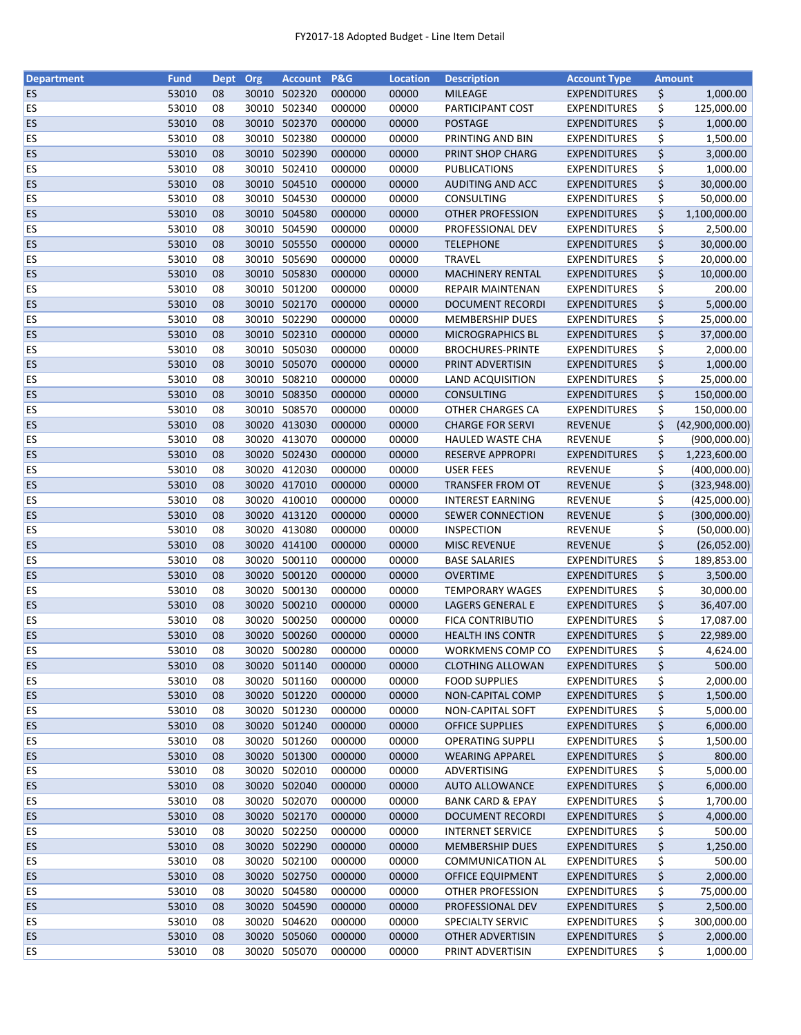| Department | Fund | Dept | Org | Account | P&G | Location | Description | Account Type | Amount |
|---|---|---|---|---|---|---|---|---|---|
| ES | 53010 | 08 | 30010 | 502320 | 000000 | 00000 | MILEAGE | EXPENDITURES | $ 1,000.00 |
| ES | 53010 | 08 | 30010 | 502340 | 000000 | 00000 | PARTICIPANT COST | EXPENDITURES | $ 125,000.00 |
| ES | 53010 | 08 | 30010 | 502370 | 000000 | 00000 | POSTAGE | EXPENDITURES | $ 1,000.00 |
| ES | 53010 | 08 | 30010 | 502380 | 000000 | 00000 | PRINTING AND BIN | EXPENDITURES | $ 1,500.00 |
| ES | 53010 | 08 | 30010 | 502390 | 000000 | 00000 | PRINT SHOP CHARG | EXPENDITURES | $ 3,000.00 |
| ES | 53010 | 08 | 30010 | 502410 | 000000 | 00000 | PUBLICATIONS | EXPENDITURES | $ 1,000.00 |
| ES | 53010 | 08 | 30010 | 504510 | 000000 | 00000 | AUDITING AND ACC | EXPENDITURES | $ 30,000.00 |
| ES | 53010 | 08 | 30010 | 504530 | 000000 | 00000 | CONSULTING | EXPENDITURES | $ 50,000.00 |
| ES | 53010 | 08 | 30010 | 504580 | 000000 | 00000 | OTHER PROFESSION | EXPENDITURES | $ 1,100,000.00 |
| ES | 53010 | 08 | 30010 | 504590 | 000000 | 00000 | PROFESSIONAL DEV | EXPENDITURES | $ 2,500.00 |
| ES | 53010 | 08 | 30010 | 505550 | 000000 | 00000 | TELEPHONE | EXPENDITURES | $ 30,000.00 |
| ES | 53010 | 08 | 30010 | 505690 | 000000 | 00000 | TRAVEL | EXPENDITURES | $ 20,000.00 |
| ES | 53010 | 08 | 30010 | 505830 | 000000 | 00000 | MACHINERY RENTAL | EXPENDITURES | $ 10,000.00 |
| ES | 53010 | 08 | 30010 | 501200 | 000000 | 00000 | REPAIR MAINTENAN | EXPENDITURES | $ 200.00 |
| ES | 53010 | 08 | 30010 | 502170 | 000000 | 00000 | DOCUMENT RECORDI | EXPENDITURES | $ 5,000.00 |
| ES | 53010 | 08 | 30010 | 502290 | 000000 | 00000 | MEMBERSHIP DUES | EXPENDITURES | $ 25,000.00 |
| ES | 53010 | 08 | 30010 | 502310 | 000000 | 00000 | MICROGRAPHICS BL | EXPENDITURES | $ 37,000.00 |
| ES | 53010 | 08 | 30010 | 505030 | 000000 | 00000 | BROCHURES-PRINTE | EXPENDITURES | $ 2,000.00 |
| ES | 53010 | 08 | 30010 | 505070 | 000000 | 00000 | PRINT ADVERTISIN | EXPENDITURES | $ 1,000.00 |
| ES | 53010 | 08 | 30010 | 508210 | 000000 | 00000 | LAND ACQUISITION | EXPENDITURES | $ 25,000.00 |
| ES | 53010 | 08 | 30010 | 508350 | 000000 | 00000 | CONSULTING | EXPENDITURES | $ 150,000.00 |
| ES | 53010 | 08 | 30010 | 508570 | 000000 | 00000 | OTHER CHARGES CA | EXPENDITURES | $ 150,000.00 |
| ES | 53010 | 08 | 30020 | 413030 | 000000 | 00000 | CHARGE FOR SERVI | REVENUE | $ (42,900,000.00) |
| ES | 53010 | 08 | 30020 | 413070 | 000000 | 00000 | HAULED WASTE CHA | REVENUE | $ (900,000.00) |
| ES | 53010 | 08 | 30020 | 502430 | 000000 | 00000 | RESERVE APPROPRI | EXPENDITURES | $ 1,223,600.00 |
| ES | 53010 | 08 | 30020 | 412030 | 000000 | 00000 | USER FEES | REVENUE | $ (400,000.00) |
| ES | 53010 | 08 | 30020 | 417010 | 000000 | 00000 | TRANSFER FROM OT | REVENUE | $ (323,948.00) |
| ES | 53010 | 08 | 30020 | 410010 | 000000 | 00000 | INTEREST EARNING | REVENUE | $ (425,000.00) |
| ES | 53010 | 08 | 30020 | 413120 | 000000 | 00000 | SEWER CONNECTION | REVENUE | $ (300,000.00) |
| ES | 53010 | 08 | 30020 | 413080 | 000000 | 00000 | INSPECTION | REVENUE | $ (50,000.00) |
| ES | 53010 | 08 | 30020 | 414100 | 000000 | 00000 | MISC REVENUE | REVENUE | $ (26,052.00) |
| ES | 53010 | 08 | 30020 | 500110 | 000000 | 00000 | BASE SALARIES | EXPENDITURES | $ 189,853.00 |
| ES | 53010 | 08 | 30020 | 500120 | 000000 | 00000 | OVERTIME | EXPENDITURES | $ 3,500.00 |
| ES | 53010 | 08 | 30020 | 500130 | 000000 | 00000 | TEMPORARY WAGES | EXPENDITURES | $ 30,000.00 |
| ES | 53010 | 08 | 30020 | 500210 | 000000 | 00000 | LAGERS GENERAL E | EXPENDITURES | $ 36,407.00 |
| ES | 53010 | 08 | 30020 | 500250 | 000000 | 00000 | FICA CONTRIBUTIO | EXPENDITURES | $ 17,087.00 |
| ES | 53010 | 08 | 30020 | 500260 | 000000 | 00000 | HEALTH INS CONTR | EXPENDITURES | $ 22,989.00 |
| ES | 53010 | 08 | 30020 | 500280 | 000000 | 00000 | WORKMENS COMP CO | EXPENDITURES | $ 4,624.00 |
| ES | 53010 | 08 | 30020 | 501140 | 000000 | 00000 | CLOTHING ALLOWAN | EXPENDITURES | $ 500.00 |
| ES | 53010 | 08 | 30020 | 501160 | 000000 | 00000 | FOOD SUPPLIES | EXPENDITURES | $ 2,000.00 |
| ES | 53010 | 08 | 30020 | 501220 | 000000 | 00000 | NON-CAPITAL COMP | EXPENDITURES | $ 1,500.00 |
| ES | 53010 | 08 | 30020 | 501230 | 000000 | 00000 | NON-CAPITAL SOFT | EXPENDITURES | $ 5,000.00 |
| ES | 53010 | 08 | 30020 | 501240 | 000000 | 00000 | OFFICE SUPPLIES | EXPENDITURES | $ 6,000.00 |
| ES | 53010 | 08 | 30020 | 501260 | 000000 | 00000 | OPERATING SUPPLI | EXPENDITURES | $ 1,500.00 |
| ES | 53010 | 08 | 30020 | 501300 | 000000 | 00000 | WEARING APPAREL | EXPENDITURES | $ 800.00 |
| ES | 53010 | 08 | 30020 | 502010 | 000000 | 00000 | ADVERTISING | EXPENDITURES | $ 5,000.00 |
| ES | 53010 | 08 | 30020 | 502040 | 000000 | 00000 | AUTO ALLOWANCE | EXPENDITURES | $ 6,000.00 |
| ES | 53010 | 08 | 30020 | 502070 | 000000 | 00000 | BANK CARD & EPAY | EXPENDITURES | $ 1,700.00 |
| ES | 53010 | 08 | 30020 | 502170 | 000000 | 00000 | DOCUMENT RECORDI | EXPENDITURES | $ 4,000.00 |
| ES | 53010 | 08 | 30020 | 502250 | 000000 | 00000 | INTERNET SERVICE | EXPENDITURES | $ 500.00 |
| ES | 53010 | 08 | 30020 | 502290 | 000000 | 00000 | MEMBERSHIP DUES | EXPENDITURES | $ 1,250.00 |
| ES | 53010 | 08 | 30020 | 502100 | 000000 | 00000 | COMMUNICATION AL | EXPENDITURES | $ 500.00 |
| ES | 53010 | 08 | 30020 | 502750 | 000000 | 00000 | OFFICE EQUIPMENT | EXPENDITURES | $ 2,000.00 |
| ES | 53010 | 08 | 30020 | 504580 | 000000 | 00000 | OTHER PROFESSION | EXPENDITURES | $ 75,000.00 |
| ES | 53010 | 08 | 30020 | 504590 | 000000 | 00000 | PROFESSIONAL DEV | EXPENDITURES | $ 2,500.00 |
| ES | 53010 | 08 | 30020 | 504620 | 000000 | 00000 | SPECIALTY SERVIC | EXPENDITURES | $ 300,000.00 |
| ES | 53010 | 08 | 30020 | 505060 | 000000 | 00000 | OTHER ADVERTISIN | EXPENDITURES | $ 2,000.00 |
| ES | 53010 | 08 | 30020 | 505070 | 000000 | 00000 | PRINT ADVERTISIN | EXPENDITURES | $ 1,000.00 |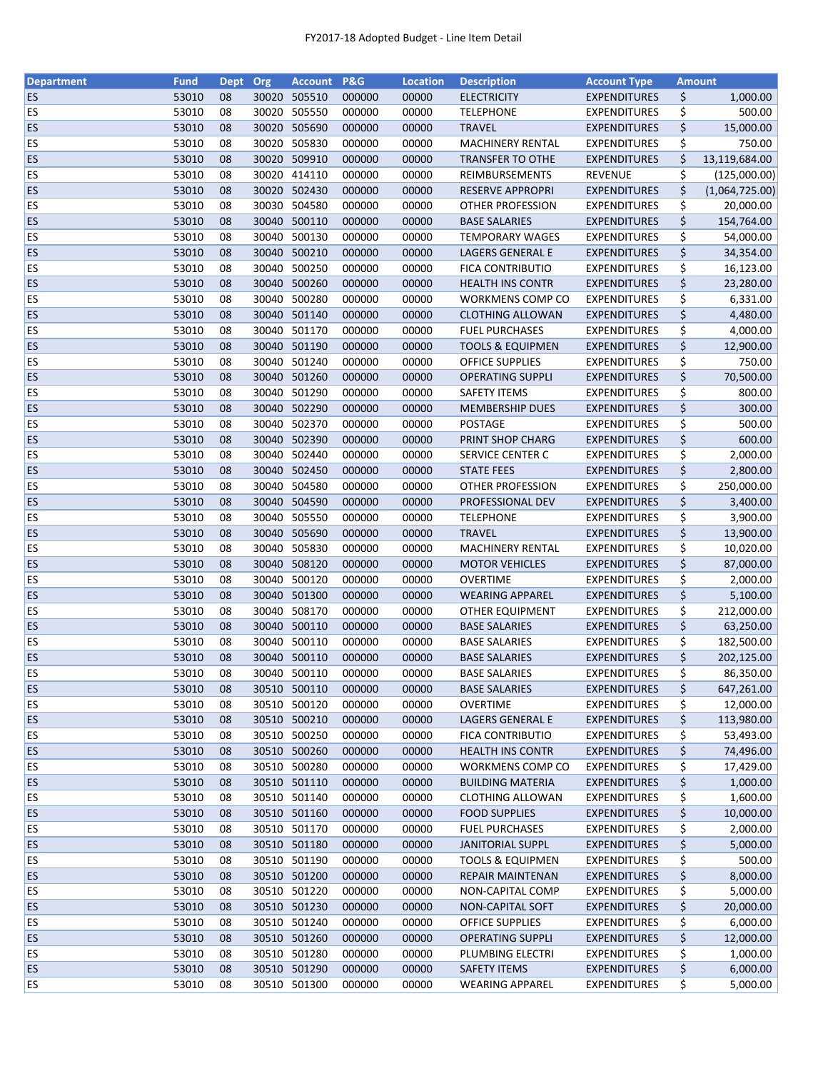FY2017-18 Adopted Budget - Line Item Detail

| Department | Fund | Dept | Org | Account | P&G | Location | Description | Account Type | Amount |
|---|---|---|---|---|---|---|---|---|---|
| ES | 53010 | 08 | 30020 | 505510 | 000000 | 00000 | ELECTRICITY | EXPENDITURES | $ 1,000.00 |
| ES | 53010 | 08 | 30020 | 505550 | 000000 | 00000 | TELEPHONE | EXPENDITURES | $ 500.00 |
| ES | 53010 | 08 | 30020 | 505690 | 000000 | 00000 | TRAVEL | EXPENDITURES | $ 15,000.00 |
| ES | 53010 | 08 | 30020 | 505830 | 000000 | 00000 | MACHINERY RENTAL | EXPENDITURES | $ 750.00 |
| ES | 53010 | 08 | 30020 | 509910 | 000000 | 00000 | TRANSFER TO OTHE | EXPENDITURES | $ 13,119,684.00 |
| ES | 53010 | 08 | 30020 | 414110 | 000000 | 00000 | REIMBURSEMENTS | REVENUE | $ (125,000.00) |
| ES | 53010 | 08 | 30020 | 502430 | 000000 | 00000 | RESERVE APPROPRI | EXPENDITURES | $ (1,064,725.00) |
| ES | 53010 | 08 | 30030 | 504580 | 000000 | 00000 | OTHER PROFESSION | EXPENDITURES | $ 20,000.00 |
| ES | 53010 | 08 | 30040 | 500110 | 000000 | 00000 | BASE SALARIES | EXPENDITURES | $ 154,764.00 |
| ES | 53010 | 08 | 30040 | 500130 | 000000 | 00000 | TEMPORARY WAGES | EXPENDITURES | $ 54,000.00 |
| ES | 53010 | 08 | 30040 | 500210 | 000000 | 00000 | LAGERS GENERAL E | EXPENDITURES | $ 34,354.00 |
| ES | 53010 | 08 | 30040 | 500250 | 000000 | 00000 | FICA CONTRIBUTIO | EXPENDITURES | $ 16,123.00 |
| ES | 53010 | 08 | 30040 | 500260 | 000000 | 00000 | HEALTH INS CONTR | EXPENDITURES | $ 23,280.00 |
| ES | 53010 | 08 | 30040 | 500280 | 000000 | 00000 | WORKMENS COMP CO | EXPENDITURES | $ 6,331.00 |
| ES | 53010 | 08 | 30040 | 501140 | 000000 | 00000 | CLOTHING ALLOWAN | EXPENDITURES | $ 4,480.00 |
| ES | 53010 | 08 | 30040 | 501170 | 000000 | 00000 | FUEL PURCHASES | EXPENDITURES | $ 4,000.00 |
| ES | 53010 | 08 | 30040 | 501190 | 000000 | 00000 | TOOLS & EQUIPMEN | EXPENDITURES | $ 12,900.00 |
| ES | 53010 | 08 | 30040 | 501240 | 000000 | 00000 | OFFICE SUPPLIES | EXPENDITURES | $ 750.00 |
| ES | 53010 | 08 | 30040 | 501260 | 000000 | 00000 | OPERATING SUPPLI | EXPENDITURES | $ 70,500.00 |
| ES | 53010 | 08 | 30040 | 501290 | 000000 | 00000 | SAFETY ITEMS | EXPENDITURES | $ 800.00 |
| ES | 53010 | 08 | 30040 | 502290 | 000000 | 00000 | MEMBERSHIP DUES | EXPENDITURES | $ 300.00 |
| ES | 53010 | 08 | 30040 | 502370 | 000000 | 00000 | POSTAGE | EXPENDITURES | $ 500.00 |
| ES | 53010 | 08 | 30040 | 502390 | 000000 | 00000 | PRINT SHOP CHARG | EXPENDITURES | $ 600.00 |
| ES | 53010 | 08 | 30040 | 502440 | 000000 | 00000 | SERVICE CENTER C | EXPENDITURES | $ 2,000.00 |
| ES | 53010 | 08 | 30040 | 502450 | 000000 | 00000 | STATE FEES | EXPENDITURES | $ 2,800.00 |
| ES | 53010 | 08 | 30040 | 504580 | 000000 | 00000 | OTHER PROFESSION | EXPENDITURES | $ 250,000.00 |
| ES | 53010 | 08 | 30040 | 504590 | 000000 | 00000 | PROFESSIONAL DEV | EXPENDITURES | $ 3,400.00 |
| ES | 53010 | 08 | 30040 | 505550 | 000000 | 00000 | TELEPHONE | EXPENDITURES | $ 3,900.00 |
| ES | 53010 | 08 | 30040 | 505690 | 000000 | 00000 | TRAVEL | EXPENDITURES | $ 13,900.00 |
| ES | 53010 | 08 | 30040 | 505830 | 000000 | 00000 | MACHINERY RENTAL | EXPENDITURES | $ 10,020.00 |
| ES | 53010 | 08 | 30040 | 508120 | 000000 | 00000 | MOTOR VEHICLES | EXPENDITURES | $ 87,000.00 |
| ES | 53010 | 08 | 30040 | 500120 | 000000 | 00000 | OVERTIME | EXPENDITURES | $ 2,000.00 |
| ES | 53010 | 08 | 30040 | 501300 | 000000 | 00000 | WEARING APPAREL | EXPENDITURES | $ 5,100.00 |
| ES | 53010 | 08 | 30040 | 508170 | 000000 | 00000 | OTHER EQUIPMENT | EXPENDITURES | $ 212,000.00 |
| ES | 53010 | 08 | 30040 | 500110 | 000000 | 00000 | BASE SALARIES | EXPENDITURES | $ 63,250.00 |
| ES | 53010 | 08 | 30040 | 500110 | 000000 | 00000 | BASE SALARIES | EXPENDITURES | $ 182,500.00 |
| ES | 53010 | 08 | 30040 | 500110 | 000000 | 00000 | BASE SALARIES | EXPENDITURES | $ 202,125.00 |
| ES | 53010 | 08 | 30040 | 500110 | 000000 | 00000 | BASE SALARIES | EXPENDITURES | $ 86,350.00 |
| ES | 53010 | 08 | 30510 | 500110 | 000000 | 00000 | BASE SALARIES | EXPENDITURES | $ 647,261.00 |
| ES | 53010 | 08 | 30510 | 500120 | 000000 | 00000 | OVERTIME | EXPENDITURES | $ 12,000.00 |
| ES | 53010 | 08 | 30510 | 500210 | 000000 | 00000 | LAGERS GENERAL E | EXPENDITURES | $ 113,980.00 |
| ES | 53010 | 08 | 30510 | 500250 | 000000 | 00000 | FICA CONTRIBUTIO | EXPENDITURES | $ 53,493.00 |
| ES | 53010 | 08 | 30510 | 500260 | 000000 | 00000 | HEALTH INS CONTR | EXPENDITURES | $ 74,496.00 |
| ES | 53010 | 08 | 30510 | 500280 | 000000 | 00000 | WORKMENS COMP CO | EXPENDITURES | $ 17,429.00 |
| ES | 53010 | 08 | 30510 | 501110 | 000000 | 00000 | BUILDING MATERIA | EXPENDITURES | $ 1,000.00 |
| ES | 53010 | 08 | 30510 | 501140 | 000000 | 00000 | CLOTHING ALLOWAN | EXPENDITURES | $ 1,600.00 |
| ES | 53010 | 08 | 30510 | 501160 | 000000 | 00000 | FOOD SUPPLIES | EXPENDITURES | $ 10,000.00 |
| ES | 53010 | 08 | 30510 | 501170 | 000000 | 00000 | FUEL PURCHASES | EXPENDITURES | $ 2,000.00 |
| ES | 53010 | 08 | 30510 | 501180 | 000000 | 00000 | JANITORIAL SUPPL | EXPENDITURES | $ 5,000.00 |
| ES | 53010 | 08 | 30510 | 501190 | 000000 | 00000 | TOOLS & EQUIPMEN | EXPENDITURES | $ 500.00 |
| ES | 53010 | 08 | 30510 | 501200 | 000000 | 00000 | REPAIR MAINTENAN | EXPENDITURES | $ 8,000.00 |
| ES | 53010 | 08 | 30510 | 501220 | 000000 | 00000 | NON-CAPITAL COMP | EXPENDITURES | $ 5,000.00 |
| ES | 53010 | 08 | 30510 | 501230 | 000000 | 00000 | NON-CAPITAL SOFT | EXPENDITURES | $ 20,000.00 |
| ES | 53010 | 08 | 30510 | 501240 | 000000 | 00000 | OFFICE SUPPLIES | EXPENDITURES | $ 6,000.00 |
| ES | 53010 | 08 | 30510 | 501260 | 000000 | 00000 | OPERATING SUPPLI | EXPENDITURES | $ 12,000.00 |
| ES | 53010 | 08 | 30510 | 501280 | 000000 | 00000 | PLUMBING ELECTRI | EXPENDITURES | $ 1,000.00 |
| ES | 53010 | 08 | 30510 | 501290 | 000000 | 00000 | SAFETY ITEMS | EXPENDITURES | $ 6,000.00 |
| ES | 53010 | 08 | 30510 | 501300 | 000000 | 00000 | WEARING APPAREL | EXPENDITURES | $ 5,000.00 |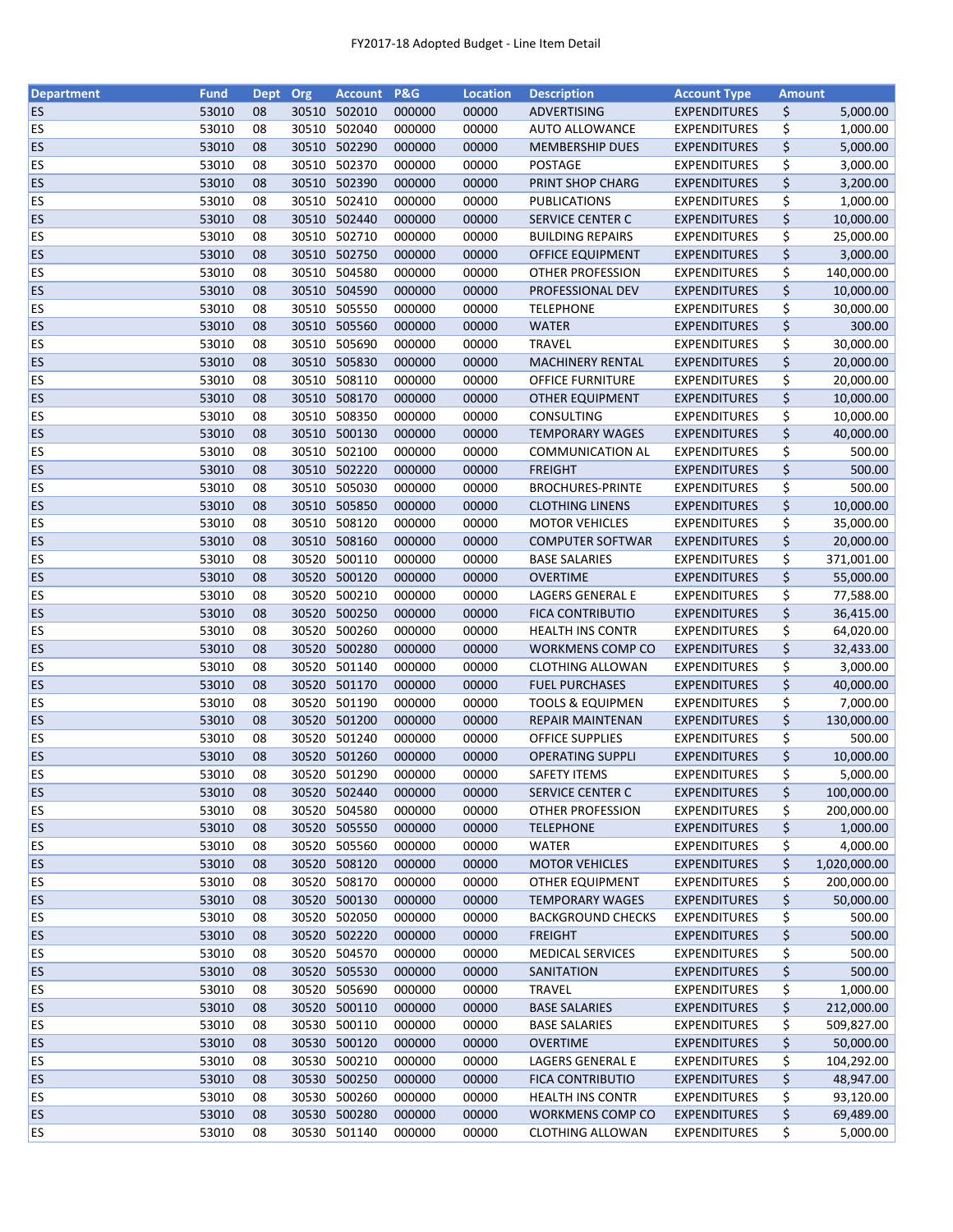FY2017-18 Adopted Budget - Line Item Detail

| Department | Fund | Dept | Org | Account | P&G | Location | Description | Account Type | Amount |
|---|---|---|---|---|---|---|---|---|---|
| ES | 53010 | 08 | 30510 | 502010 | 000000 | 00000 | ADVERTISING | EXPENDITURES | $ 5,000.00 |
| ES | 53010 | 08 | 30510 | 502040 | 000000 | 00000 | AUTO ALLOWANCE | EXPENDITURES | $ 1,000.00 |
| ES | 53010 | 08 | 30510 | 502290 | 000000 | 00000 | MEMBERSHIP DUES | EXPENDITURES | $ 5,000.00 |
| ES | 53010 | 08 | 30510 | 502370 | 000000 | 00000 | POSTAGE | EXPENDITURES | $ 3,000.00 |
| ES | 53010 | 08 | 30510 | 502390 | 000000 | 00000 | PRINT SHOP CHARG | EXPENDITURES | $ 3,200.00 |
| ES | 53010 | 08 | 30510 | 502410 | 000000 | 00000 | PUBLICATIONS | EXPENDITURES | $ 1,000.00 |
| ES | 53010 | 08 | 30510 | 502440 | 000000 | 00000 | SERVICE CENTER C | EXPENDITURES | $ 10,000.00 |
| ES | 53010 | 08 | 30510 | 502710 | 000000 | 00000 | BUILDING REPAIRS | EXPENDITURES | $ 25,000.00 |
| ES | 53010 | 08 | 30510 | 502750 | 000000 | 00000 | OFFICE EQUIPMENT | EXPENDITURES | $ 3,000.00 |
| ES | 53010 | 08 | 30510 | 504580 | 000000 | 00000 | OTHER PROFESSION | EXPENDITURES | $ 140,000.00 |
| ES | 53010 | 08 | 30510 | 504590 | 000000 | 00000 | PROFESSIONAL DEV | EXPENDITURES | $ 10,000.00 |
| ES | 53010 | 08 | 30510 | 505550 | 000000 | 00000 | TELEPHONE | EXPENDITURES | $ 30,000.00 |
| ES | 53010 | 08 | 30510 | 505560 | 000000 | 00000 | WATER | EXPENDITURES | $ 300.00 |
| ES | 53010 | 08 | 30510 | 505690 | 000000 | 00000 | TRAVEL | EXPENDITURES | $ 30,000.00 |
| ES | 53010 | 08 | 30510 | 505830 | 000000 | 00000 | MACHINERY RENTAL | EXPENDITURES | $ 20,000.00 |
| ES | 53010 | 08 | 30510 | 508110 | 000000 | 00000 | OFFICE FURNITURE | EXPENDITURES | $ 20,000.00 |
| ES | 53010 | 08 | 30510 | 508170 | 000000 | 00000 | OTHER EQUIPMENT | EXPENDITURES | $ 10,000.00 |
| ES | 53010 | 08 | 30510 | 508350 | 000000 | 00000 | CONSULTING | EXPENDITURES | $ 10,000.00 |
| ES | 53010 | 08 | 30510 | 500130 | 000000 | 00000 | TEMPORARY WAGES | EXPENDITURES | $ 40,000.00 |
| ES | 53010 | 08 | 30510 | 502100 | 000000 | 00000 | COMMUNICATION AL | EXPENDITURES | $ 500.00 |
| ES | 53010 | 08 | 30510 | 502220 | 000000 | 00000 | FREIGHT | EXPENDITURES | $ 500.00 |
| ES | 53010 | 08 | 30510 | 505030 | 000000 | 00000 | BROCHURES-PRINTE | EXPENDITURES | $ 500.00 |
| ES | 53010 | 08 | 30510 | 505850 | 000000 | 00000 | CLOTHING LINENS | EXPENDITURES | $ 10,000.00 |
| ES | 53010 | 08 | 30510 | 508120 | 000000 | 00000 | MOTOR VEHICLES | EXPENDITURES | $ 35,000.00 |
| ES | 53010 | 08 | 30510 | 508160 | 000000 | 00000 | COMPUTER SOFTWAR | EXPENDITURES | $ 20,000.00 |
| ES | 53010 | 08 | 30520 | 500110 | 000000 | 00000 | BASE SALARIES | EXPENDITURES | $ 371,001.00 |
| ES | 53010 | 08 | 30520 | 500120 | 000000 | 00000 | OVERTIME | EXPENDITURES | $ 55,000.00 |
| ES | 53010 | 08 | 30520 | 500210 | 000000 | 00000 | LAGERS GENERAL E | EXPENDITURES | $ 77,588.00 |
| ES | 53010 | 08 | 30520 | 500250 | 000000 | 00000 | FICA CONTRIBUTIO | EXPENDITURES | $ 36,415.00 |
| ES | 53010 | 08 | 30520 | 500260 | 000000 | 00000 | HEALTH INS CONTR | EXPENDITURES | $ 64,020.00 |
| ES | 53010 | 08 | 30520 | 500280 | 000000 | 00000 | WORKMENS COMP CO | EXPENDITURES | $ 32,433.00 |
| ES | 53010 | 08 | 30520 | 501140 | 000000 | 00000 | CLOTHING ALLOWAN | EXPENDITURES | $ 3,000.00 |
| ES | 53010 | 08 | 30520 | 501170 | 000000 | 00000 | FUEL PURCHASES | EXPENDITURES | $ 40,000.00 |
| ES | 53010 | 08 | 30520 | 501190 | 000000 | 00000 | TOOLS & EQUIPMEN | EXPENDITURES | $ 7,000.00 |
| ES | 53010 | 08 | 30520 | 501200 | 000000 | 00000 | REPAIR MAINTENAN | EXPENDITURES | $ 130,000.00 |
| ES | 53010 | 08 | 30520 | 501240 | 000000 | 00000 | OFFICE SUPPLIES | EXPENDITURES | $ 500.00 |
| ES | 53010 | 08 | 30520 | 501260 | 000000 | 00000 | OPERATING SUPPLI | EXPENDITURES | $ 10,000.00 |
| ES | 53010 | 08 | 30520 | 501290 | 000000 | 00000 | SAFETY ITEMS | EXPENDITURES | $ 5,000.00 |
| ES | 53010 | 08 | 30520 | 502440 | 000000 | 00000 | SERVICE CENTER C | EXPENDITURES | $ 100,000.00 |
| ES | 53010 | 08 | 30520 | 504580 | 000000 | 00000 | OTHER PROFESSION | EXPENDITURES | $ 200,000.00 |
| ES | 53010 | 08 | 30520 | 505550 | 000000 | 00000 | TELEPHONE | EXPENDITURES | $ 1,000.00 |
| ES | 53010 | 08 | 30520 | 505560 | 000000 | 00000 | WATER | EXPENDITURES | $ 4,000.00 |
| ES | 53010 | 08 | 30520 | 508120 | 000000 | 00000 | MOTOR VEHICLES | EXPENDITURES | $ 1,020,000.00 |
| ES | 53010 | 08 | 30520 | 508170 | 000000 | 00000 | OTHER EQUIPMENT | EXPENDITURES | $ 200,000.00 |
| ES | 53010 | 08 | 30520 | 500130 | 000000 | 00000 | TEMPORARY WAGES | EXPENDITURES | $ 50,000.00 |
| ES | 53010 | 08 | 30520 | 502050 | 000000 | 00000 | BACKGROUND CHECKS | EXPENDITURES | $ 500.00 |
| ES | 53010 | 08 | 30520 | 502220 | 000000 | 00000 | FREIGHT | EXPENDITURES | $ 500.00 |
| ES | 53010 | 08 | 30520 | 504570 | 000000 | 00000 | MEDICAL SERVICES | EXPENDITURES | $ 500.00 |
| ES | 53010 | 08 | 30520 | 505530 | 000000 | 00000 | SANITATION | EXPENDITURES | $ 500.00 |
| ES | 53010 | 08 | 30520 | 505690 | 000000 | 00000 | TRAVEL | EXPENDITURES | $ 1,000.00 |
| ES | 53010 | 08 | 30520 | 500110 | 000000 | 00000 | BASE SALARIES | EXPENDITURES | $ 212,000.00 |
| ES | 53010 | 08 | 30530 | 500110 | 000000 | 00000 | BASE SALARIES | EXPENDITURES | $ 509,827.00 |
| ES | 53010 | 08 | 30530 | 500120 | 000000 | 00000 | OVERTIME | EXPENDITURES | $ 50,000.00 |
| ES | 53010 | 08 | 30530 | 500210 | 000000 | 00000 | LAGERS GENERAL E | EXPENDITURES | $ 104,292.00 |
| ES | 53010 | 08 | 30530 | 500250 | 000000 | 00000 | FICA CONTRIBUTIO | EXPENDITURES | $ 48,947.00 |
| ES | 53010 | 08 | 30530 | 500260 | 000000 | 00000 | HEALTH INS CONTR | EXPENDITURES | $ 93,120.00 |
| ES | 53010 | 08 | 30530 | 500280 | 000000 | 00000 | WORKMENS COMP CO | EXPENDITURES | $ 69,489.00 |
| ES | 53010 | 08 | 30530 | 501140 | 000000 | 00000 | CLOTHING ALLOWAN | EXPENDITURES | $ 5,000.00 |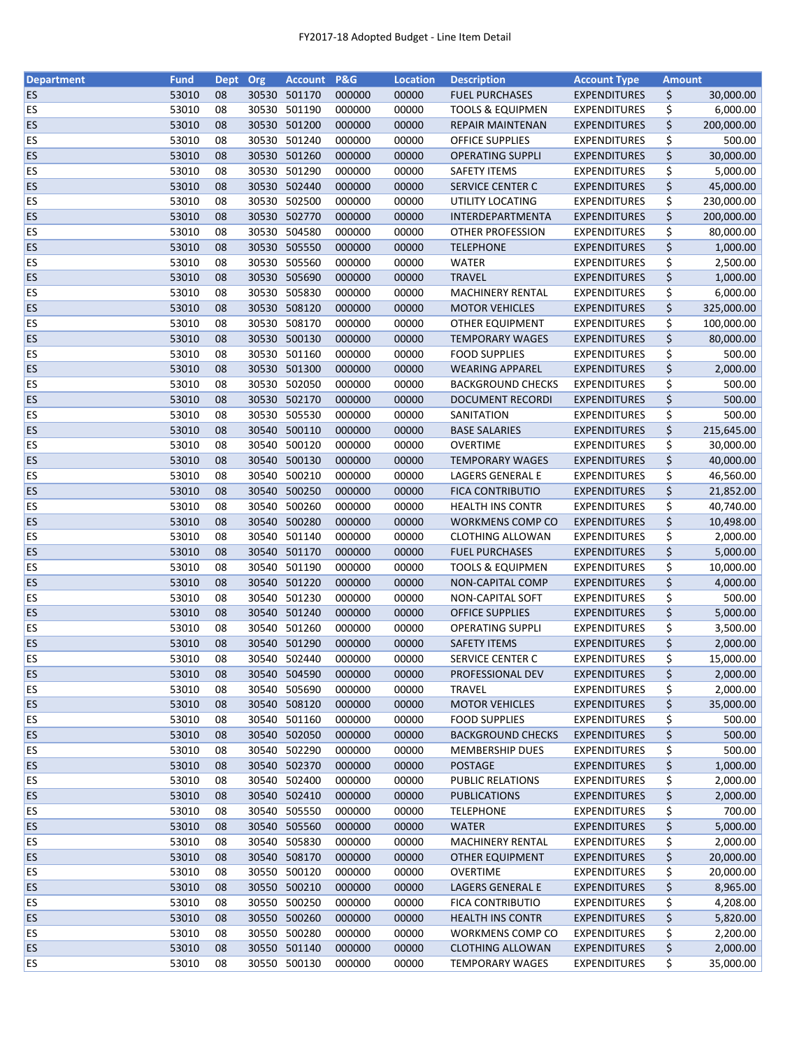FY2017-18 Adopted Budget - Line Item Detail

| Department | Fund | Dept | Org | Account | P&G | Location | Description | Account Type | Amount |
|---|---|---|---|---|---|---|---|---|---|
| ES | 53010 | 08 | 30530 | 501170 | 000000 | 00000 | FUEL PURCHASES | EXPENDITURES | $ 30,000.00 |
| ES | 53010 | 08 | 30530 | 501190 | 000000 | 00000 | TOOLS & EQUIPMEN | EXPENDITURES | $ 6,000.00 |
| ES | 53010 | 08 | 30530 | 501200 | 000000 | 00000 | REPAIR MAINTENAN | EXPENDITURES | $ 200,000.00 |
| ES | 53010 | 08 | 30530 | 501240 | 000000 | 00000 | OFFICE SUPPLIES | EXPENDITURES | $ 500.00 |
| ES | 53010 | 08 | 30530 | 501260 | 000000 | 00000 | OPERATING SUPPLI | EXPENDITURES | $ 30,000.00 |
| ES | 53010 | 08 | 30530 | 501290 | 000000 | 00000 | SAFETY ITEMS | EXPENDITURES | $ 5,000.00 |
| ES | 53010 | 08 | 30530 | 502440 | 000000 | 00000 | SERVICE CENTER C | EXPENDITURES | $ 45,000.00 |
| ES | 53010 | 08 | 30530 | 502500 | 000000 | 00000 | UTILITY LOCATING | EXPENDITURES | $ 230,000.00 |
| ES | 53010 | 08 | 30530 | 502770 | 000000 | 00000 | INTERDEPARTMENTA | EXPENDITURES | $ 200,000.00 |
| ES | 53010 | 08 | 30530 | 504580 | 000000 | 00000 | OTHER PROFESSION | EXPENDITURES | $ 80,000.00 |
| ES | 53010 | 08 | 30530 | 505550 | 000000 | 00000 | TELEPHONE | EXPENDITURES | $ 1,000.00 |
| ES | 53010 | 08 | 30530 | 505560 | 000000 | 00000 | WATER | EXPENDITURES | $ 2,500.00 |
| ES | 53010 | 08 | 30530 | 505690 | 000000 | 00000 | TRAVEL | EXPENDITURES | $ 1,000.00 |
| ES | 53010 | 08 | 30530 | 505830 | 000000 | 00000 | MACHINERY RENTAL | EXPENDITURES | $ 6,000.00 |
| ES | 53010 | 08 | 30530 | 508120 | 000000 | 00000 | MOTOR VEHICLES | EXPENDITURES | $ 325,000.00 |
| ES | 53010 | 08 | 30530 | 508170 | 000000 | 00000 | OTHER EQUIPMENT | EXPENDITURES | $ 100,000.00 |
| ES | 53010 | 08 | 30530 | 500130 | 000000 | 00000 | TEMPORARY WAGES | EXPENDITURES | $ 80,000.00 |
| ES | 53010 | 08 | 30530 | 501160 | 000000 | 00000 | FOOD SUPPLIES | EXPENDITURES | $ 500.00 |
| ES | 53010 | 08 | 30530 | 501300 | 000000 | 00000 | WEARING APPAREL | EXPENDITURES | $ 2,000.00 |
| ES | 53010 | 08 | 30530 | 502050 | 000000 | 00000 | BACKGROUND CHECKS | EXPENDITURES | $ 500.00 |
| ES | 53010 | 08 | 30530 | 502170 | 000000 | 00000 | DOCUMENT RECORDI | EXPENDITURES | $ 500.00 |
| ES | 53010 | 08 | 30530 | 505530 | 000000 | 00000 | SANITATION | EXPENDITURES | $ 500.00 |
| ES | 53010 | 08 | 30540 | 500110 | 000000 | 00000 | BASE SALARIES | EXPENDITURES | $ 215,645.00 |
| ES | 53010 | 08 | 30540 | 500120 | 000000 | 00000 | OVERTIME | EXPENDITURES | $ 30,000.00 |
| ES | 53010 | 08 | 30540 | 500130 | 000000 | 00000 | TEMPORARY WAGES | EXPENDITURES | $ 40,000.00 |
| ES | 53010 | 08 | 30540 | 500210 | 000000 | 00000 | LAGERS GENERAL E | EXPENDITURES | $ 46,560.00 |
| ES | 53010 | 08 | 30540 | 500250 | 000000 | 00000 | FICA CONTRIBUTIO | EXPENDITURES | $ 21,852.00 |
| ES | 53010 | 08 | 30540 | 500260 | 000000 | 00000 | HEALTH INS CONTR | EXPENDITURES | $ 40,740.00 |
| ES | 53010 | 08 | 30540 | 500280 | 000000 | 00000 | WORKMENS COMP CO | EXPENDITURES | $ 10,498.00 |
| ES | 53010 | 08 | 30540 | 501140 | 000000 | 00000 | CLOTHING ALLOWAN | EXPENDITURES | $ 2,000.00 |
| ES | 53010 | 08 | 30540 | 501170 | 000000 | 00000 | FUEL PURCHASES | EXPENDITURES | $ 5,000.00 |
| ES | 53010 | 08 | 30540 | 501190 | 000000 | 00000 | TOOLS & EQUIPMEN | EXPENDITURES | $ 10,000.00 |
| ES | 53010 | 08 | 30540 | 501220 | 000000 | 00000 | NON-CAPITAL COMP | EXPENDITURES | $ 4,000.00 |
| ES | 53010 | 08 | 30540 | 501230 | 000000 | 00000 | NON-CAPITAL SOFT | EXPENDITURES | $ 500.00 |
| ES | 53010 | 08 | 30540 | 501240 | 000000 | 00000 | OFFICE SUPPLIES | EXPENDITURES | $ 5,000.00 |
| ES | 53010 | 08 | 30540 | 501260 | 000000 | 00000 | OPERATING SUPPLI | EXPENDITURES | $ 3,500.00 |
| ES | 53010 | 08 | 30540 | 501290 | 000000 | 00000 | SAFETY ITEMS | EXPENDITURES | $ 2,000.00 |
| ES | 53010 | 08 | 30540 | 502440 | 000000 | 00000 | SERVICE CENTER C | EXPENDITURES | $ 15,000.00 |
| ES | 53010 | 08 | 30540 | 504590 | 000000 | 00000 | PROFESSIONAL DEV | EXPENDITURES | $ 2,000.00 |
| ES | 53010 | 08 | 30540 | 505690 | 000000 | 00000 | TRAVEL | EXPENDITURES | $ 2,000.00 |
| ES | 53010 | 08 | 30540 | 508120 | 000000 | 00000 | MOTOR VEHICLES | EXPENDITURES | $ 35,000.00 |
| ES | 53010 | 08 | 30540 | 501160 | 000000 | 00000 | FOOD SUPPLIES | EXPENDITURES | $ 500.00 |
| ES | 53010 | 08 | 30540 | 502050 | 000000 | 00000 | BACKGROUND CHECKS | EXPENDITURES | $ 500.00 |
| ES | 53010 | 08 | 30540 | 502290 | 000000 | 00000 | MEMBERSHIP DUES | EXPENDITURES | $ 500.00 |
| ES | 53010 | 08 | 30540 | 502370 | 000000 | 00000 | POSTAGE | EXPENDITURES | $ 1,000.00 |
| ES | 53010 | 08 | 30540 | 502400 | 000000 | 00000 | PUBLIC RELATIONS | EXPENDITURES | $ 2,000.00 |
| ES | 53010 | 08 | 30540 | 502410 | 000000 | 00000 | PUBLICATIONS | EXPENDITURES | $ 2,000.00 |
| ES | 53010 | 08 | 30540 | 505550 | 000000 | 00000 | TELEPHONE | EXPENDITURES | $ 700.00 |
| ES | 53010 | 08 | 30540 | 505560 | 000000 | 00000 | WATER | EXPENDITURES | $ 5,000.00 |
| ES | 53010 | 08 | 30540 | 505830 | 000000 | 00000 | MACHINERY RENTAL | EXPENDITURES | $ 2,000.00 |
| ES | 53010 | 08 | 30540 | 508170 | 000000 | 00000 | OTHER EQUIPMENT | EXPENDITURES | $ 20,000.00 |
| ES | 53010 | 08 | 30550 | 500120 | 000000 | 00000 | OVERTIME | EXPENDITURES | $ 20,000.00 |
| ES | 53010 | 08 | 30550 | 500210 | 000000 | 00000 | LAGERS GENERAL E | EXPENDITURES | $ 8,965.00 |
| ES | 53010 | 08 | 30550 | 500250 | 000000 | 00000 | FICA CONTRIBUTIO | EXPENDITURES | $ 4,208.00 |
| ES | 53010 | 08 | 30550 | 500260 | 000000 | 00000 | HEALTH INS CONTR | EXPENDITURES | $ 5,820.00 |
| ES | 53010 | 08 | 30550 | 500280 | 000000 | 00000 | WORKMENS COMP CO | EXPENDITURES | $ 2,200.00 |
| ES | 53010 | 08 | 30550 | 501140 | 000000 | 00000 | CLOTHING ALLOWAN | EXPENDITURES | $ 2,000.00 |
| ES | 53010 | 08 | 30550 | 500130 | 000000 | 00000 | TEMPORARY WAGES | EXPENDITURES | $ 35,000.00 |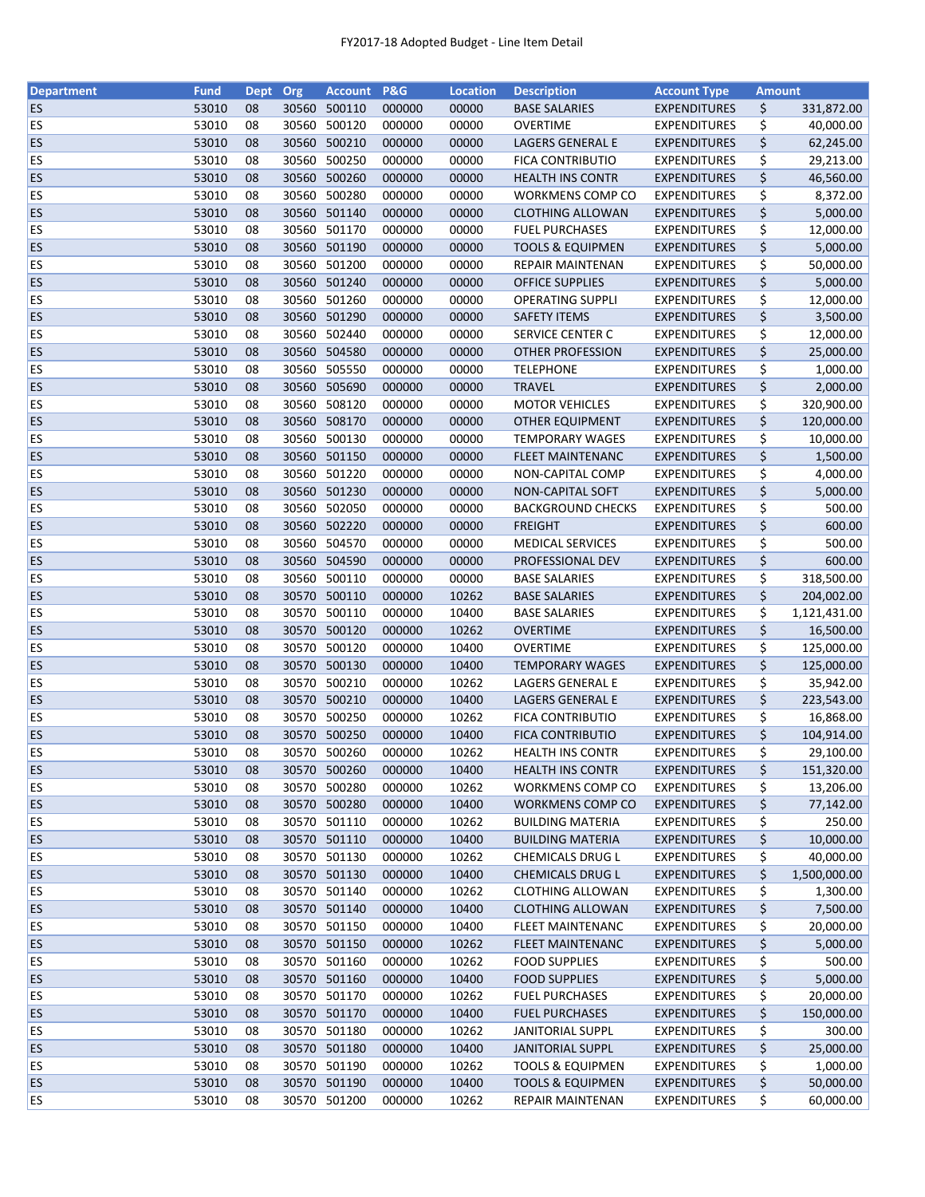| Department | Fund | Dept | Org | Account | P&G | Location | Description | Account Type | Amount |
|---|---|---|---|---|---|---|---|---|---|
| ES | 53010 | 08 | 30560 | 500110 | 000000 | 00000 | BASE SALARIES | EXPENDITURES | $ 331,872.00 |
| ES | 53010 | 08 | 30560 | 500120 | 000000 | 00000 | OVERTIME | EXPENDITURES | $ 40,000.00 |
| ES | 53010 | 08 | 30560 | 500210 | 000000 | 00000 | LAGERS GENERAL E | EXPENDITURES | $ 62,245.00 |
| ES | 53010 | 08 | 30560 | 500250 | 000000 | 00000 | FICA CONTRIBUTIO | EXPENDITURES | $ 29,213.00 |
| ES | 53010 | 08 | 30560 | 500260 | 000000 | 00000 | HEALTH INS CONTR | EXPENDITURES | $ 46,560.00 |
| ES | 53010 | 08 | 30560 | 500280 | 000000 | 00000 | WORKMENS COMP CO | EXPENDITURES | $ 8,372.00 |
| ES | 53010 | 08 | 30560 | 501140 | 000000 | 00000 | CLOTHING ALLOWAN | EXPENDITURES | $ 5,000.00 |
| ES | 53010 | 08 | 30560 | 501170 | 000000 | 00000 | FUEL PURCHASES | EXPENDITURES | $ 12,000.00 |
| ES | 53010 | 08 | 30560 | 501190 | 000000 | 00000 | TOOLS & EQUIPMEN | EXPENDITURES | $ 5,000.00 |
| ES | 53010 | 08 | 30560 | 501200 | 000000 | 00000 | REPAIR MAINTENAN | EXPENDITURES | $ 50,000.00 |
| ES | 53010 | 08 | 30560 | 501240 | 000000 | 00000 | OFFICE SUPPLIES | EXPENDITURES | $ 5,000.00 |
| ES | 53010 | 08 | 30560 | 501260 | 000000 | 00000 | OPERATING SUPPLI | EXPENDITURES | $ 12,000.00 |
| ES | 53010 | 08 | 30560 | 501290 | 000000 | 00000 | SAFETY ITEMS | EXPENDITURES | $ 3,500.00 |
| ES | 53010 | 08 | 30560 | 502440 | 000000 | 00000 | SERVICE CENTER C | EXPENDITURES | $ 12,000.00 |
| ES | 53010 | 08 | 30560 | 504580 | 000000 | 00000 | OTHER PROFESSION | EXPENDITURES | $ 25,000.00 |
| ES | 53010 | 08 | 30560 | 505550 | 000000 | 00000 | TELEPHONE | EXPENDITURES | $ 1,000.00 |
| ES | 53010 | 08 | 30560 | 505690 | 000000 | 00000 | TRAVEL | EXPENDITURES | $ 2,000.00 |
| ES | 53010 | 08 | 30560 | 508120 | 000000 | 00000 | MOTOR VEHICLES | EXPENDITURES | $ 320,900.00 |
| ES | 53010 | 08 | 30560 | 508170 | 000000 | 00000 | OTHER EQUIPMENT | EXPENDITURES | $ 120,000.00 |
| ES | 53010 | 08 | 30560 | 500130 | 000000 | 00000 | TEMPORARY WAGES | EXPENDITURES | $ 10,000.00 |
| ES | 53010 | 08 | 30560 | 501150 | 000000 | 00000 | FLEET MAINTENANC | EXPENDITURES | $ 1,500.00 |
| ES | 53010 | 08 | 30560 | 501220 | 000000 | 00000 | NON-CAPITAL COMP | EXPENDITURES | $ 4,000.00 |
| ES | 53010 | 08 | 30560 | 501230 | 000000 | 00000 | NON-CAPITAL SOFT | EXPENDITURES | $ 5,000.00 |
| ES | 53010 | 08 | 30560 | 502050 | 000000 | 00000 | BACKGROUND CHECKS | EXPENDITURES | $ 500.00 |
| ES | 53010 | 08 | 30560 | 502220 | 000000 | 00000 | FREIGHT | EXPENDITURES | $ 600.00 |
| ES | 53010 | 08 | 30560 | 504570 | 000000 | 00000 | MEDICAL SERVICES | EXPENDITURES | $ 500.00 |
| ES | 53010 | 08 | 30560 | 504590 | 000000 | 00000 | PROFESSIONAL DEV | EXPENDITURES | $ 600.00 |
| ES | 53010 | 08 | 30560 | 500110 | 000000 | 00000 | BASE SALARIES | EXPENDITURES | $ 318,500.00 |
| ES | 53010 | 08 | 30570 | 500110 | 000000 | 10262 | BASE SALARIES | EXPENDITURES | $ 204,002.00 |
| ES | 53010 | 08 | 30570 | 500110 | 000000 | 10400 | BASE SALARIES | EXPENDITURES | $ 1,121,431.00 |
| ES | 53010 | 08 | 30570 | 500120 | 000000 | 10262 | OVERTIME | EXPENDITURES | $ 16,500.00 |
| ES | 53010 | 08 | 30570 | 500120 | 000000 | 10400 | OVERTIME | EXPENDITURES | $ 125,000.00 |
| ES | 53010 | 08 | 30570 | 500130 | 000000 | 10400 | TEMPORARY WAGES | EXPENDITURES | $ 125,000.00 |
| ES | 53010 | 08 | 30570 | 500210 | 000000 | 10262 | LAGERS GENERAL E | EXPENDITURES | $ 35,942.00 |
| ES | 53010 | 08 | 30570 | 500210 | 000000 | 10400 | LAGERS GENERAL E | EXPENDITURES | $ 223,543.00 |
| ES | 53010 | 08 | 30570 | 500250 | 000000 | 10262 | FICA CONTRIBUTIO | EXPENDITURES | $ 16,868.00 |
| ES | 53010 | 08 | 30570 | 500250 | 000000 | 10400 | FICA CONTRIBUTIO | EXPENDITURES | $ 104,914.00 |
| ES | 53010 | 08 | 30570 | 500260 | 000000 | 10262 | HEALTH INS CONTR | EXPENDITURES | $ 29,100.00 |
| ES | 53010 | 08 | 30570 | 500260 | 000000 | 10400 | HEALTH INS CONTR | EXPENDITURES | $ 151,320.00 |
| ES | 53010 | 08 | 30570 | 500280 | 000000 | 10262 | WORKMENS COMP CO | EXPENDITURES | $ 13,206.00 |
| ES | 53010 | 08 | 30570 | 500280 | 000000 | 10400 | WORKMENS COMP CO | EXPENDITURES | $ 77,142.00 |
| ES | 53010 | 08 | 30570 | 501110 | 000000 | 10262 | BUILDING MATERIA | EXPENDITURES | $ 250.00 |
| ES | 53010 | 08 | 30570 | 501110 | 000000 | 10400 | BUILDING MATERIA | EXPENDITURES | $ 10,000.00 |
| ES | 53010 | 08 | 30570 | 501130 | 000000 | 10262 | CHEMICALS DRUG L | EXPENDITURES | $ 40,000.00 |
| ES | 53010 | 08 | 30570 | 501130 | 000000 | 10400 | CHEMICALS DRUG L | EXPENDITURES | $ 1,500,000.00 |
| ES | 53010 | 08 | 30570 | 501140 | 000000 | 10262 | CLOTHING ALLOWAN | EXPENDITURES | $ 1,300.00 |
| ES | 53010 | 08 | 30570 | 501140 | 000000 | 10400 | CLOTHING ALLOWAN | EXPENDITURES | $ 7,500.00 |
| ES | 53010 | 08 | 30570 | 501150 | 000000 | 10400 | FLEET MAINTENANC | EXPENDITURES | $ 20,000.00 |
| ES | 53010 | 08 | 30570 | 501150 | 000000 | 10262 | FLEET MAINTENANC | EXPENDITURES | $ 5,000.00 |
| ES | 53010 | 08 | 30570 | 501160 | 000000 | 10262 | FOOD SUPPLIES | EXPENDITURES | $ 500.00 |
| ES | 53010 | 08 | 30570 | 501160 | 000000 | 10400 | FOOD SUPPLIES | EXPENDITURES | $ 5,000.00 |
| ES | 53010 | 08 | 30570 | 501170 | 000000 | 10262 | FUEL PURCHASES | EXPENDITURES | $ 20,000.00 |
| ES | 53010 | 08 | 30570 | 501170 | 000000 | 10400 | FUEL PURCHASES | EXPENDITURES | $ 150,000.00 |
| ES | 53010 | 08 | 30570 | 501180 | 000000 | 10262 | JANITORIAL SUPPL | EXPENDITURES | $ 300.00 |
| ES | 53010 | 08 | 30570 | 501180 | 000000 | 10400 | JANITORIAL SUPPL | EXPENDITURES | $ 25,000.00 |
| ES | 53010 | 08 | 30570 | 501190 | 000000 | 10262 | TOOLS & EQUIPMEN | EXPENDITURES | $ 1,000.00 |
| ES | 53010 | 08 | 30570 | 501190 | 000000 | 10400 | TOOLS & EQUIPMEN | EXPENDITURES | $ 50,000.00 |
| ES | 53010 | 08 | 30570 | 501200 | 000000 | 10262 | REPAIR MAINTENAN | EXPENDITURES | $ 60,000.00 |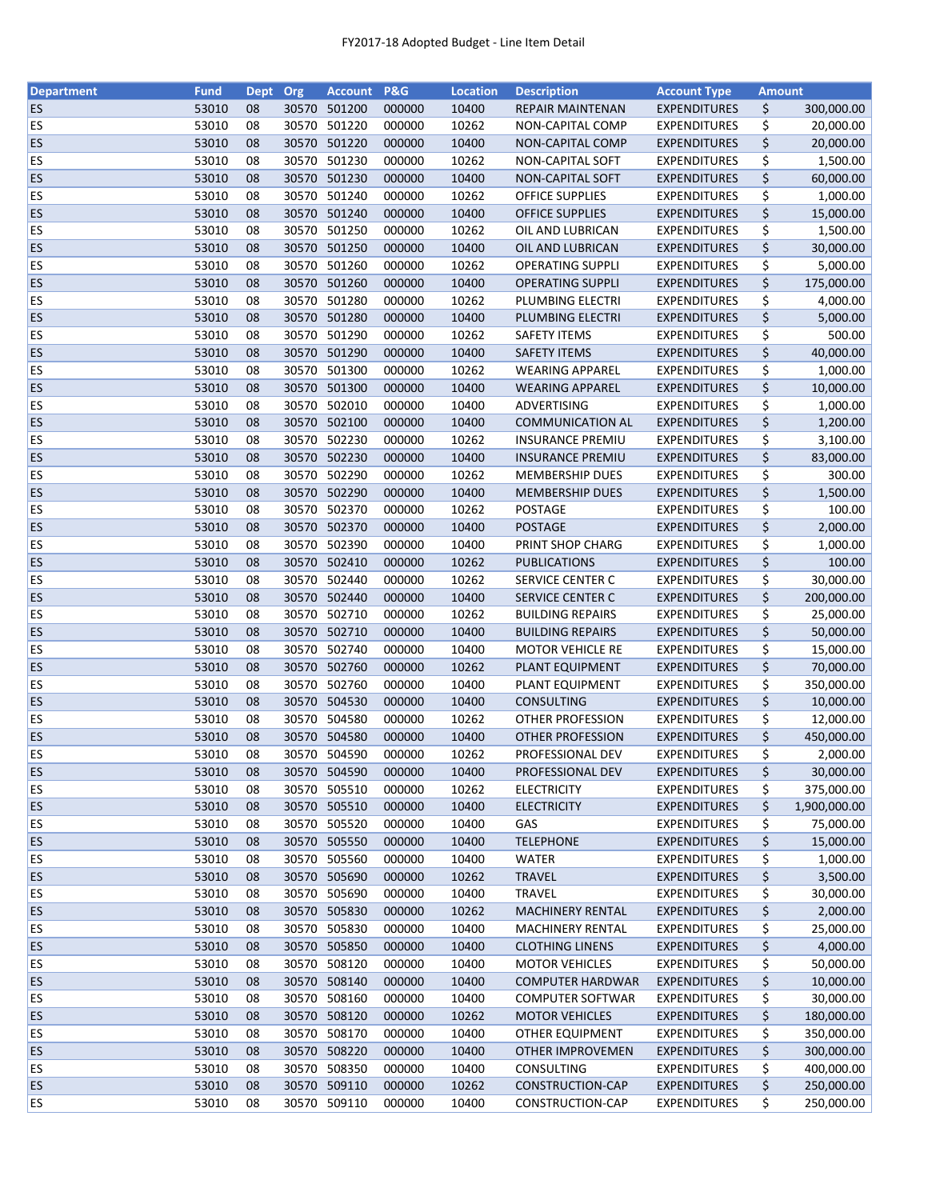FY2017-18 Adopted Budget - Line Item Detail

| Department | Fund | Dept | Org | Account | P&G | Location | Description | Account Type | Amount |
|---|---|---|---|---|---|---|---|---|---|
| ES | 53010 | 08 | 30570 | 501200 | 000000 | 10400 | REPAIR MAINTENAN | EXPENDITURES | $ 300,000.00 |
| ES | 53010 | 08 | 30570 | 501220 | 000000 | 10262 | NON-CAPITAL COMP | EXPENDITURES | $ 20,000.00 |
| ES | 53010 | 08 | 30570 | 501220 | 000000 | 10400 | NON-CAPITAL COMP | EXPENDITURES | $ 20,000.00 |
| ES | 53010 | 08 | 30570 | 501230 | 000000 | 10262 | NON-CAPITAL SOFT | EXPENDITURES | $ 1,500.00 |
| ES | 53010 | 08 | 30570 | 501230 | 000000 | 10400 | NON-CAPITAL SOFT | EXPENDITURES | $ 60,000.00 |
| ES | 53010 | 08 | 30570 | 501240 | 000000 | 10262 | OFFICE SUPPLIES | EXPENDITURES | $ 1,000.00 |
| ES | 53010 | 08 | 30570 | 501240 | 000000 | 10400 | OFFICE SUPPLIES | EXPENDITURES | $ 15,000.00 |
| ES | 53010 | 08 | 30570 | 501250 | 000000 | 10262 | OIL AND LUBRICAN | EXPENDITURES | $ 1,500.00 |
| ES | 53010 | 08 | 30570 | 501250 | 000000 | 10400 | OIL AND LUBRICAN | EXPENDITURES | $ 30,000.00 |
| ES | 53010 | 08 | 30570 | 501260 | 000000 | 10262 | OPERATING SUPPLI | EXPENDITURES | $ 5,000.00 |
| ES | 53010 | 08 | 30570 | 501260 | 000000 | 10400 | OPERATING SUPPLI | EXPENDITURES | $ 175,000.00 |
| ES | 53010 | 08 | 30570 | 501280 | 000000 | 10262 | PLUMBING ELECTRI | EXPENDITURES | $ 4,000.00 |
| ES | 53010 | 08 | 30570 | 501280 | 000000 | 10400 | PLUMBING ELECTRI | EXPENDITURES | $ 5,000.00 |
| ES | 53010 | 08 | 30570 | 501290 | 000000 | 10262 | SAFETY ITEMS | EXPENDITURES | $ 500.00 |
| ES | 53010 | 08 | 30570 | 501290 | 000000 | 10400 | SAFETY ITEMS | EXPENDITURES | $ 40,000.00 |
| ES | 53010 | 08 | 30570 | 501300 | 000000 | 10262 | WEARING APPAREL | EXPENDITURES | $ 1,000.00 |
| ES | 53010 | 08 | 30570 | 501300 | 000000 | 10400 | WEARING APPAREL | EXPENDITURES | $ 10,000.00 |
| ES | 53010 | 08 | 30570 | 502010 | 000000 | 10400 | ADVERTISING | EXPENDITURES | $ 1,000.00 |
| ES | 53010 | 08 | 30570 | 502100 | 000000 | 10400 | COMMUNICATION AL | EXPENDITURES | $ 1,200.00 |
| ES | 53010 | 08 | 30570 | 502230 | 000000 | 10262 | INSURANCE PREMIU | EXPENDITURES | $ 3,100.00 |
| ES | 53010 | 08 | 30570 | 502230 | 000000 | 10400 | INSURANCE PREMIU | EXPENDITURES | $ 83,000.00 |
| ES | 53010 | 08 | 30570 | 502290 | 000000 | 10262 | MEMBERSHIP DUES | EXPENDITURES | $ 300.00 |
| ES | 53010 | 08 | 30570 | 502290 | 000000 | 10400 | MEMBERSHIP DUES | EXPENDITURES | $ 1,500.00 |
| ES | 53010 | 08 | 30570 | 502370 | 000000 | 10262 | POSTAGE | EXPENDITURES | $ 100.00 |
| ES | 53010 | 08 | 30570 | 502370 | 000000 | 10400 | POSTAGE | EXPENDITURES | $ 2,000.00 |
| ES | 53010 | 08 | 30570 | 502390 | 000000 | 10400 | PRINT SHOP CHARG | EXPENDITURES | $ 1,000.00 |
| ES | 53010 | 08 | 30570 | 502410 | 000000 | 10262 | PUBLICATIONS | EXPENDITURES | $ 100.00 |
| ES | 53010 | 08 | 30570 | 502440 | 000000 | 10262 | SERVICE CENTER C | EXPENDITURES | $ 30,000.00 |
| ES | 53010 | 08 | 30570 | 502440 | 000000 | 10400 | SERVICE CENTER C | EXPENDITURES | $ 200,000.00 |
| ES | 53010 | 08 | 30570 | 502710 | 000000 | 10262 | BUILDING REPAIRS | EXPENDITURES | $ 25,000.00 |
| ES | 53010 | 08 | 30570 | 502710 | 000000 | 10400 | BUILDING REPAIRS | EXPENDITURES | $ 50,000.00 |
| ES | 53010 | 08 | 30570 | 502740 | 000000 | 10400 | MOTOR VEHICLE RE | EXPENDITURES | $ 15,000.00 |
| ES | 53010 | 08 | 30570 | 502760 | 000000 | 10262 | PLANT EQUIPMENT | EXPENDITURES | $ 70,000.00 |
| ES | 53010 | 08 | 30570 | 502760 | 000000 | 10400 | PLANT EQUIPMENT | EXPENDITURES | $ 350,000.00 |
| ES | 53010 | 08 | 30570 | 504530 | 000000 | 10400 | CONSULTING | EXPENDITURES | $ 10,000.00 |
| ES | 53010 | 08 | 30570 | 504580 | 000000 | 10262 | OTHER PROFESSION | EXPENDITURES | $ 12,000.00 |
| ES | 53010 | 08 | 30570 | 504580 | 000000 | 10400 | OTHER PROFESSION | EXPENDITURES | $ 450,000.00 |
| ES | 53010 | 08 | 30570 | 504590 | 000000 | 10262 | PROFESSIONAL DEV | EXPENDITURES | $ 2,000.00 |
| ES | 53010 | 08 | 30570 | 504590 | 000000 | 10400 | PROFESSIONAL DEV | EXPENDITURES | $ 30,000.00 |
| ES | 53010 | 08 | 30570 | 505510 | 000000 | 10262 | ELECTRICITY | EXPENDITURES | $ 375,000.00 |
| ES | 53010 | 08 | 30570 | 505510 | 000000 | 10400 | ELECTRICITY | EXPENDITURES | $ 1,900,000.00 |
| ES | 53010 | 08 | 30570 | 505520 | 000000 | 10400 | GAS | EXPENDITURES | $ 75,000.00 |
| ES | 53010 | 08 | 30570 | 505550 | 000000 | 10400 | TELEPHONE | EXPENDITURES | $ 15,000.00 |
| ES | 53010 | 08 | 30570 | 505560 | 000000 | 10400 | WATER | EXPENDITURES | $ 1,000.00 |
| ES | 53010 | 08 | 30570 | 505690 | 000000 | 10262 | TRAVEL | EXPENDITURES | $ 3,500.00 |
| ES | 53010 | 08 | 30570 | 505690 | 000000 | 10400 | TRAVEL | EXPENDITURES | $ 30,000.00 |
| ES | 53010 | 08 | 30570 | 505830 | 000000 | 10262 | MACHINERY RENTAL | EXPENDITURES | $ 2,000.00 |
| ES | 53010 | 08 | 30570 | 505830 | 000000 | 10400 | MACHINERY RENTAL | EXPENDITURES | $ 25,000.00 |
| ES | 53010 | 08 | 30570 | 505850 | 000000 | 10400 | CLOTHING LINENS | EXPENDITURES | $ 4,000.00 |
| ES | 53010 | 08 | 30570 | 508120 | 000000 | 10400 | MOTOR VEHICLES | EXPENDITURES | $ 50,000.00 |
| ES | 53010 | 08 | 30570 | 508140 | 000000 | 10400 | COMPUTER HARDWAR | EXPENDITURES | $ 10,000.00 |
| ES | 53010 | 08 | 30570 | 508160 | 000000 | 10400 | COMPUTER SOFTWAR | EXPENDITURES | $ 30,000.00 |
| ES | 53010 | 08 | 30570 | 508120 | 000000 | 10262 | MOTOR VEHICLES | EXPENDITURES | $ 180,000.00 |
| ES | 53010 | 08 | 30570 | 508170 | 000000 | 10400 | OTHER EQUIPMENT | EXPENDITURES | $ 350,000.00 |
| ES | 53010 | 08 | 30570 | 508220 | 000000 | 10400 | OTHER IMPROVEMEN | EXPENDITURES | $ 300,000.00 |
| ES | 53010 | 08 | 30570 | 508350 | 000000 | 10400 | CONSULTING | EXPENDITURES | $ 400,000.00 |
| ES | 53010 | 08 | 30570 | 509110 | 000000 | 10262 | CONSTRUCTION-CAP | EXPENDITURES | $ 250,000.00 |
| ES | 53010 | 08 | 30570 | 509110 | 000000 | 10400 | CONSTRUCTION-CAP | EXPENDITURES | $ 250,000.00 |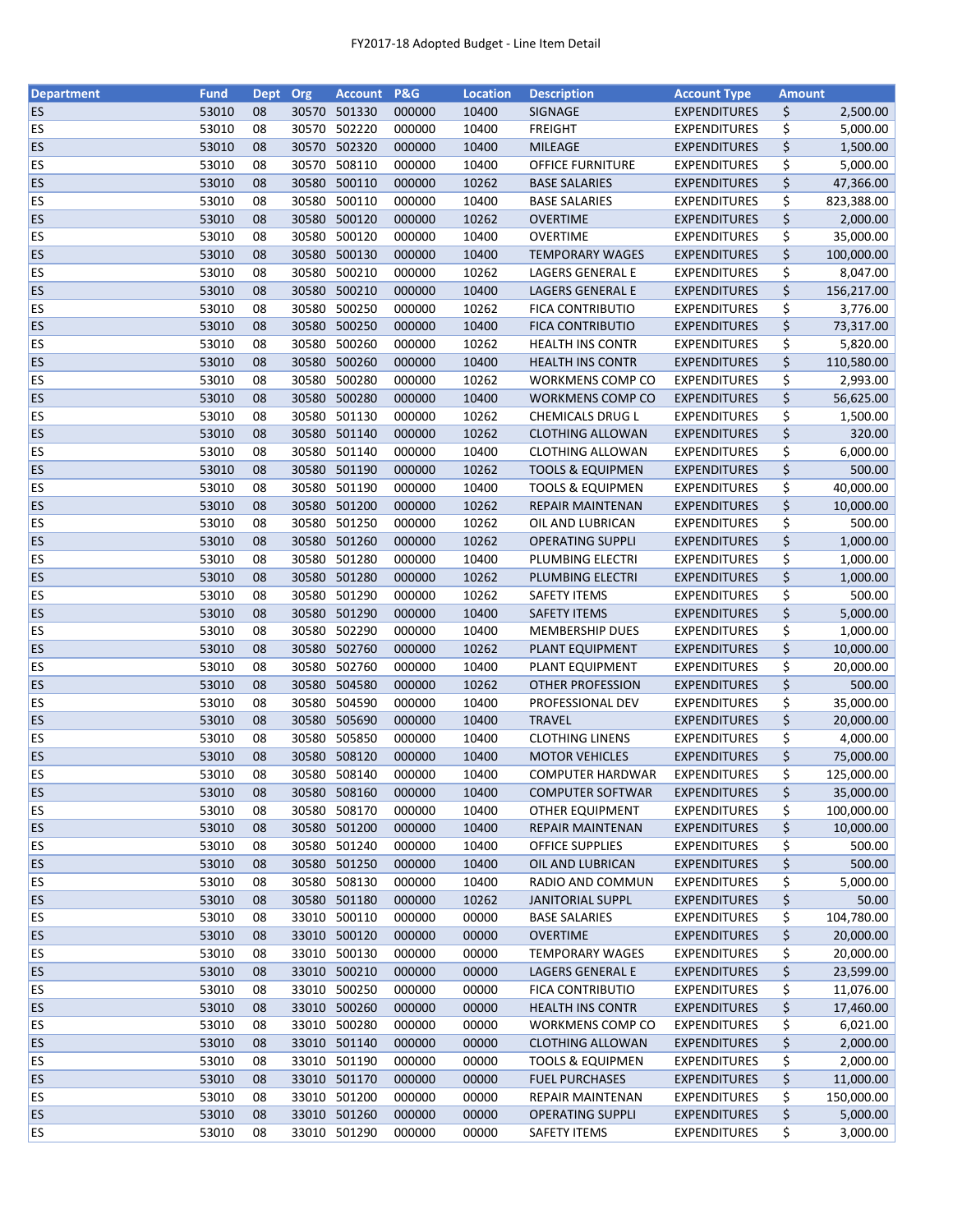# FY2017-18 Adopted Budget - Line Item Detail

| Department | Fund | Dept | Org | Account | P&G | Location | Description | Account Type | Amount |
|---|---|---|---|---|---|---|---|---|---|
| ES | 53010 | 08 | 30570 | 501330 | 000000 | 10400 | SIGNAGE | EXPENDITURES | $ 2,500.00 |
| ES | 53010 | 08 | 30570 | 502220 | 000000 | 10400 | FREIGHT | EXPENDITURES | $ 5,000.00 |
| ES | 53010 | 08 | 30570 | 502320 | 000000 | 10400 | MILEAGE | EXPENDITURES | $ 1,500.00 |
| ES | 53010 | 08 | 30570 | 508110 | 000000 | 10400 | OFFICE FURNITURE | EXPENDITURES | $ 5,000.00 |
| ES | 53010 | 08 | 30580 | 500110 | 000000 | 10262 | BASE SALARIES | EXPENDITURES | $ 47,366.00 |
| ES | 53010 | 08 | 30580 | 500110 | 000000 | 10400 | BASE SALARIES | EXPENDITURES | $ 823,388.00 |
| ES | 53010 | 08 | 30580 | 500120 | 000000 | 10262 | OVERTIME | EXPENDITURES | $ 2,000.00 |
| ES | 53010 | 08 | 30580 | 500120 | 000000 | 10400 | OVERTIME | EXPENDITURES | $ 35,000.00 |
| ES | 53010 | 08 | 30580 | 500130 | 000000 | 10400 | TEMPORARY WAGES | EXPENDITURES | $ 100,000.00 |
| ES | 53010 | 08 | 30580 | 500210 | 000000 | 10262 | LAGERS GENERAL E | EXPENDITURES | $ 8,047.00 |
| ES | 53010 | 08 | 30580 | 500210 | 000000 | 10400 | LAGERS GENERAL E | EXPENDITURES | $ 156,217.00 |
| ES | 53010 | 08 | 30580 | 500250 | 000000 | 10262 | FICA CONTRIBUTIO | EXPENDITURES | $ 3,776.00 |
| ES | 53010 | 08 | 30580 | 500250 | 000000 | 10400 | FICA CONTRIBUTIO | EXPENDITURES | $ 73,317.00 |
| ES | 53010 | 08 | 30580 | 500260 | 000000 | 10262 | HEALTH INS CONTR | EXPENDITURES | $ 5,820.00 |
| ES | 53010 | 08 | 30580 | 500260 | 000000 | 10400 | HEALTH INS CONTR | EXPENDITURES | $ 110,580.00 |
| ES | 53010 | 08 | 30580 | 500280 | 000000 | 10262 | WORKMENS COMP CO | EXPENDITURES | $ 2,993.00 |
| ES | 53010 | 08 | 30580 | 500280 | 000000 | 10400 | WORKMENS COMP CO | EXPENDITURES | $ 56,625.00 |
| ES | 53010 | 08 | 30580 | 501130 | 000000 | 10262 | CHEMICALS DRUG L | EXPENDITURES | $ 1,500.00 |
| ES | 53010 | 08 | 30580 | 501140 | 000000 | 10262 | CLOTHING ALLOWAN | EXPENDITURES | $ 320.00 |
| ES | 53010 | 08 | 30580 | 501140 | 000000 | 10400 | CLOTHING ALLOWAN | EXPENDITURES | $ 6,000.00 |
| ES | 53010 | 08 | 30580 | 501190 | 000000 | 10262 | TOOLS & EQUIPMEN | EXPENDITURES | $ 500.00 |
| ES | 53010 | 08 | 30580 | 501190 | 000000 | 10400 | TOOLS & EQUIPMEN | EXPENDITURES | $ 40,000.00 |
| ES | 53010 | 08 | 30580 | 501200 | 000000 | 10262 | REPAIR MAINTENAN | EXPENDITURES | $ 10,000.00 |
| ES | 53010 | 08 | 30580 | 501250 | 000000 | 10262 | OIL AND LUBRICAN | EXPENDITURES | $ 500.00 |
| ES | 53010 | 08 | 30580 | 501260 | 000000 | 10262 | OPERATING SUPPLI | EXPENDITURES | $ 1,000.00 |
| ES | 53010 | 08 | 30580 | 501280 | 000000 | 10400 | PLUMBING ELECTRI | EXPENDITURES | $ 1,000.00 |
| ES | 53010 | 08 | 30580 | 501280 | 000000 | 10262 | PLUMBING ELECTRI | EXPENDITURES | $ 1,000.00 |
| ES | 53010 | 08 | 30580 | 501290 | 000000 | 10262 | SAFETY ITEMS | EXPENDITURES | $ 500.00 |
| ES | 53010 | 08 | 30580 | 501290 | 000000 | 10400 | SAFETY ITEMS | EXPENDITURES | $ 5,000.00 |
| ES | 53010 | 08 | 30580 | 502290 | 000000 | 10400 | MEMBERSHIP DUES | EXPENDITURES | $ 1,000.00 |
| ES | 53010 | 08 | 30580 | 502760 | 000000 | 10262 | PLANT EQUIPMENT | EXPENDITURES | $ 10,000.00 |
| ES | 53010 | 08 | 30580 | 502760 | 000000 | 10400 | PLANT EQUIPMENT | EXPENDITURES | $ 20,000.00 |
| ES | 53010 | 08 | 30580 | 504580 | 000000 | 10262 | OTHER PROFESSION | EXPENDITURES | $ 500.00 |
| ES | 53010 | 08 | 30580 | 504590 | 000000 | 10400 | PROFESSIONAL DEV | EXPENDITURES | $ 35,000.00 |
| ES | 53010 | 08 | 30580 | 505690 | 000000 | 10400 | TRAVEL | EXPENDITURES | $ 20,000.00 |
| ES | 53010 | 08 | 30580 | 505850 | 000000 | 10400 | CLOTHING LINENS | EXPENDITURES | $ 4,000.00 |
| ES | 53010 | 08 | 30580 | 508120 | 000000 | 10400 | MOTOR VEHICLES | EXPENDITURES | $ 75,000.00 |
| ES | 53010 | 08 | 30580 | 508140 | 000000 | 10400 | COMPUTER HARDWAR | EXPENDITURES | $ 125,000.00 |
| ES | 53010 | 08 | 30580 | 508160 | 000000 | 10400 | COMPUTER SOFTWAR | EXPENDITURES | $ 35,000.00 |
| ES | 53010 | 08 | 30580 | 508170 | 000000 | 10400 | OTHER EQUIPMENT | EXPENDITURES | $ 100,000.00 |
| ES | 53010 | 08 | 30580 | 501200 | 000000 | 10400 | REPAIR MAINTENAN | EXPENDITURES | $ 10,000.00 |
| ES | 53010 | 08 | 30580 | 501240 | 000000 | 10400 | OFFICE SUPPLIES | EXPENDITURES | $ 500.00 |
| ES | 53010 | 08 | 30580 | 501250 | 000000 | 10400 | OIL AND LUBRICAN | EXPENDITURES | $ 500.00 |
| ES | 53010 | 08 | 30580 | 508130 | 000000 | 10400 | RADIO AND COMMUN | EXPENDITURES | $ 5,000.00 |
| ES | 53010 | 08 | 30580 | 501180 | 000000 | 10262 | JANITORIAL SUPPL | EXPENDITURES | $ 50.00 |
| ES | 53010 | 08 | 33010 | 500110 | 000000 | 00000 | BASE SALARIES | EXPENDITURES | $ 104,780.00 |
| ES | 53010 | 08 | 33010 | 500120 | 000000 | 00000 | OVERTIME | EXPENDITURES | $ 20,000.00 |
| ES | 53010 | 08 | 33010 | 500130 | 000000 | 00000 | TEMPORARY WAGES | EXPENDITURES | $ 20,000.00 |
| ES | 53010 | 08 | 33010 | 500210 | 000000 | 00000 | LAGERS GENERAL E | EXPENDITURES | $ 23,599.00 |
| ES | 53010 | 08 | 33010 | 500250 | 000000 | 00000 | FICA CONTRIBUTIO | EXPENDITURES | $ 11,076.00 |
| ES | 53010 | 08 | 33010 | 500260 | 000000 | 00000 | HEALTH INS CONTR | EXPENDITURES | $ 17,460.00 |
| ES | 53010 | 08 | 33010 | 500280 | 000000 | 00000 | WORKMENS COMP CO | EXPENDITURES | $ 6,021.00 |
| ES | 53010 | 08 | 33010 | 501140 | 000000 | 00000 | CLOTHING ALLOWAN | EXPENDITURES | $ 2,000.00 |
| ES | 53010 | 08 | 33010 | 501190 | 000000 | 00000 | TOOLS & EQUIPMEN | EXPENDITURES | $ 2,000.00 |
| ES | 53010 | 08 | 33010 | 501170 | 000000 | 00000 | FUEL PURCHASES | EXPENDITURES | $ 11,000.00 |
| ES | 53010 | 08 | 33010 | 501200 | 000000 | 00000 | REPAIR MAINTENAN | EXPENDITURES | $ 150,000.00 |
| ES | 53010 | 08 | 33010 | 501260 | 000000 | 00000 | OPERATING SUPPLI | EXPENDITURES | $ 5,000.00 |
| ES | 53010 | 08 | 33010 | 501290 | 000000 | 00000 | SAFETY ITEMS | EXPENDITURES | $ 3,000.00 |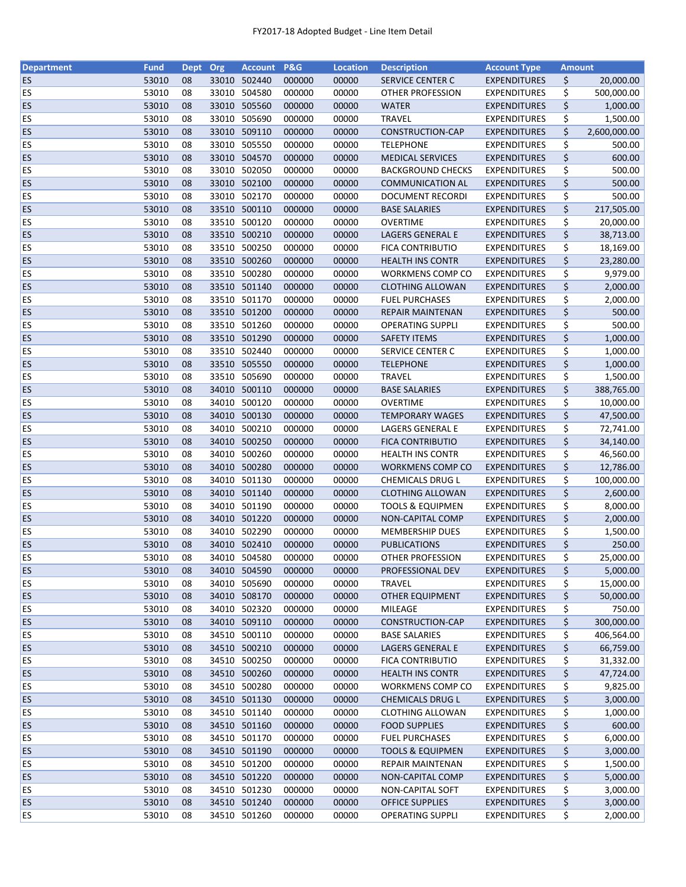FY2017-18 Adopted Budget - Line Item Detail

| Department | Fund | Dept | Org | Account | P&G | Location | Description | Account Type | Amount |
|---|---|---|---|---|---|---|---|---|---|
| ES | 53010 | 08 | 33010 | 502440 | 000000 | 00000 | SERVICE CENTER C | EXPENDITURES | $ 20,000.00 |
| ES | 53010 | 08 | 33010 | 504580 | 000000 | 00000 | OTHER PROFESSION | EXPENDITURES | $ 500,000.00 |
| ES | 53010 | 08 | 33010 | 505560 | 000000 | 00000 | WATER | EXPENDITURES | $ 1,000.00 |
| ES | 53010 | 08 | 33010 | 505690 | 000000 | 00000 | TRAVEL | EXPENDITURES | $ 1,500.00 |
| ES | 53010 | 08 | 33010 | 509110 | 000000 | 00000 | CONSTRUCTION-CAP | EXPENDITURES | $ 2,600,000.00 |
| ES | 53010 | 08 | 33010 | 505550 | 000000 | 00000 | TELEPHONE | EXPENDITURES | $ 500.00 |
| ES | 53010 | 08 | 33010 | 504570 | 000000 | 00000 | MEDICAL SERVICES | EXPENDITURES | $ 600.00 |
| ES | 53010 | 08 | 33010 | 502050 | 000000 | 00000 | BACKGROUND CHECKS | EXPENDITURES | $ 500.00 |
| ES | 53010 | 08 | 33010 | 502100 | 000000 | 00000 | COMMUNICATION AL | EXPENDITURES | $ 500.00 |
| ES | 53010 | 08 | 33010 | 502170 | 000000 | 00000 | DOCUMENT RECORDI | EXPENDITURES | $ 500.00 |
| ES | 53010 | 08 | 33510 | 500110 | 000000 | 00000 | BASE SALARIES | EXPENDITURES | $ 217,505.00 |
| ES | 53010 | 08 | 33510 | 500120 | 000000 | 00000 | OVERTIME | EXPENDITURES | $ 20,000.00 |
| ES | 53010 | 08 | 33510 | 500210 | 000000 | 00000 | LAGERS GENERAL E | EXPENDITURES | $ 38,713.00 |
| ES | 53010 | 08 | 33510 | 500250 | 000000 | 00000 | FICA CONTRIBUTIO | EXPENDITURES | $ 18,169.00 |
| ES | 53010 | 08 | 33510 | 500260 | 000000 | 00000 | HEALTH INS CONTR | EXPENDITURES | $ 23,280.00 |
| ES | 53010 | 08 | 33510 | 500280 | 000000 | 00000 | WORKMENS COMP CO | EXPENDITURES | $ 9,979.00 |
| ES | 53010 | 08 | 33510 | 501140 | 000000 | 00000 | CLOTHING ALLOWAN | EXPENDITURES | $ 2,000.00 |
| ES | 53010 | 08 | 33510 | 501170 | 000000 | 00000 | FUEL PURCHASES | EXPENDITURES | $ 2,000.00 |
| ES | 53010 | 08 | 33510 | 501200 | 000000 | 00000 | REPAIR MAINTENAN | EXPENDITURES | $ 500.00 |
| ES | 53010 | 08 | 33510 | 501260 | 000000 | 00000 | OPERATING SUPPLI | EXPENDITURES | $ 500.00 |
| ES | 53010 | 08 | 33510 | 501290 | 000000 | 00000 | SAFETY ITEMS | EXPENDITURES | $ 1,000.00 |
| ES | 53010 | 08 | 33510 | 502440 | 000000 | 00000 | SERVICE CENTER C | EXPENDITURES | $ 1,000.00 |
| ES | 53010 | 08 | 33510 | 505550 | 000000 | 00000 | TELEPHONE | EXPENDITURES | $ 1,000.00 |
| ES | 53010 | 08 | 33510 | 505690 | 000000 | 00000 | TRAVEL | EXPENDITURES | $ 1,500.00 |
| ES | 53010 | 08 | 34010 | 500110 | 000000 | 00000 | BASE SALARIES | EXPENDITURES | $ 388,765.00 |
| ES | 53010 | 08 | 34010 | 500120 | 000000 | 00000 | OVERTIME | EXPENDITURES | $ 10,000.00 |
| ES | 53010 | 08 | 34010 | 500130 | 000000 | 00000 | TEMPORARY WAGES | EXPENDITURES | $ 47,500.00 |
| ES | 53010 | 08 | 34010 | 500210 | 000000 | 00000 | LAGERS GENERAL E | EXPENDITURES | $ 72,741.00 |
| ES | 53010 | 08 | 34010 | 500250 | 000000 | 00000 | FICA CONTRIBUTIO | EXPENDITURES | $ 34,140.00 |
| ES | 53010 | 08 | 34010 | 500260 | 000000 | 00000 | HEALTH INS CONTR | EXPENDITURES | $ 46,560.00 |
| ES | 53010 | 08 | 34010 | 500280 | 000000 | 00000 | WORKMENS COMP CO | EXPENDITURES | $ 12,786.00 |
| ES | 53010 | 08 | 34010 | 501130 | 000000 | 00000 | CHEMICALS DRUG L | EXPENDITURES | $ 100,000.00 |
| ES | 53010 | 08 | 34010 | 501140 | 000000 | 00000 | CLOTHING ALLOWAN | EXPENDITURES | $ 2,600.00 |
| ES | 53010 | 08 | 34010 | 501190 | 000000 | 00000 | TOOLS & EQUIPMEN | EXPENDITURES | $ 8,000.00 |
| ES | 53010 | 08 | 34010 | 501220 | 000000 | 00000 | NON-CAPITAL COMP | EXPENDITURES | $ 2,000.00 |
| ES | 53010 | 08 | 34010 | 502290 | 000000 | 00000 | MEMBERSHIP DUES | EXPENDITURES | $ 1,500.00 |
| ES | 53010 | 08 | 34010 | 502410 | 000000 | 00000 | PUBLICATIONS | EXPENDITURES | $ 250.00 |
| ES | 53010 | 08 | 34010 | 504580 | 000000 | 00000 | OTHER PROFESSION | EXPENDITURES | $ 25,000.00 |
| ES | 53010 | 08 | 34010 | 504590 | 000000 | 00000 | PROFESSIONAL DEV | EXPENDITURES | $ 5,000.00 |
| ES | 53010 | 08 | 34010 | 505690 | 000000 | 00000 | TRAVEL | EXPENDITURES | $ 15,000.00 |
| ES | 53010 | 08 | 34010 | 508170 | 000000 | 00000 | OTHER EQUIPMENT | EXPENDITURES | $ 50,000.00 |
| ES | 53010 | 08 | 34010 | 502320 | 000000 | 00000 | MILEAGE | EXPENDITURES | $ 750.00 |
| ES | 53010 | 08 | 34010 | 509110 | 000000 | 00000 | CONSTRUCTION-CAP | EXPENDITURES | $ 300,000.00 |
| ES | 53010 | 08 | 34510 | 500110 | 000000 | 00000 | BASE SALARIES | EXPENDITURES | $ 406,564.00 |
| ES | 53010 | 08 | 34510 | 500210 | 000000 | 00000 | LAGERS GENERAL E | EXPENDITURES | $ 66,759.00 |
| ES | 53010 | 08 | 34510 | 500250 | 000000 | 00000 | FICA CONTRIBUTIO | EXPENDITURES | $ 31,332.00 |
| ES | 53010 | 08 | 34510 | 500260 | 000000 | 00000 | HEALTH INS CONTR | EXPENDITURES | $ 47,724.00 |
| ES | 53010 | 08 | 34510 | 500280 | 000000 | 00000 | WORKMENS COMP CO | EXPENDITURES | $ 9,825.00 |
| ES | 53010 | 08 | 34510 | 501130 | 000000 | 00000 | CHEMICALS DRUG L | EXPENDITURES | $ 3,000.00 |
| ES | 53010 | 08 | 34510 | 501140 | 000000 | 00000 | CLOTHING ALLOWAN | EXPENDITURES | $ 1,000.00 |
| ES | 53010 | 08 | 34510 | 501160 | 000000 | 00000 | FOOD SUPPLIES | EXPENDITURES | $ 600.00 |
| ES | 53010 | 08 | 34510 | 501170 | 000000 | 00000 | FUEL PURCHASES | EXPENDITURES | $ 6,000.00 |
| ES | 53010 | 08 | 34510 | 501190 | 000000 | 00000 | TOOLS & EQUIPMEN | EXPENDITURES | $ 3,000.00 |
| ES | 53010 | 08 | 34510 | 501200 | 000000 | 00000 | REPAIR MAINTENAN | EXPENDITURES | $ 1,500.00 |
| ES | 53010 | 08 | 34510 | 501220 | 000000 | 00000 | NON-CAPITAL COMP | EXPENDITURES | $ 5,000.00 |
| ES | 53010 | 08 | 34510 | 501230 | 000000 | 00000 | NON-CAPITAL SOFT | EXPENDITURES | $ 3,000.00 |
| ES | 53010 | 08 | 34510 | 501240 | 000000 | 00000 | OFFICE SUPPLIES | EXPENDITURES | $ 3,000.00 |
| ES | 53010 | 08 | 34510 | 501260 | 000000 | 00000 | OPERATING SUPPLI | EXPENDITURES | $ 2,000.00 |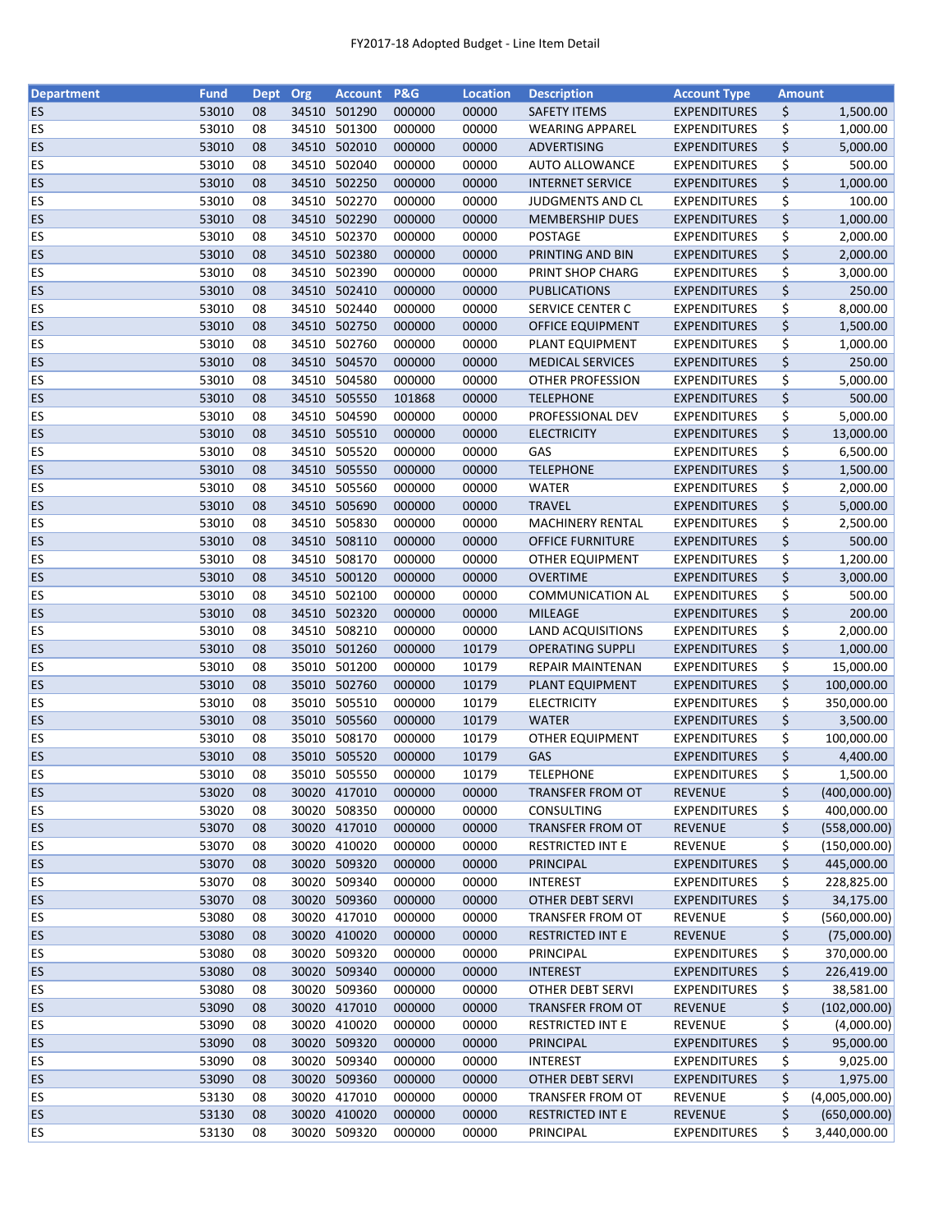# FY2017-18 Adopted Budget - Line Item Detail

| Department | Fund | Dept | Org | Account | P&G | Location | Description | Account Type | Amount |
|---|---|---|---|---|---|---|---|---|---|
| ES | 53010 | 08 | 34510 | 501290 | 000000 | 00000 | SAFETY ITEMS | EXPENDITURES | $ 1,500.00 |
| ES | 53010 | 08 | 34510 | 501300 | 000000 | 00000 | WEARING APPAREL | EXPENDITURES | $ 1,000.00 |
| ES | 53010 | 08 | 34510 | 502010 | 000000 | 00000 | ADVERTISING | EXPENDITURES | $ 5,000.00 |
| ES | 53010 | 08 | 34510 | 502040 | 000000 | 00000 | AUTO ALLOWANCE | EXPENDITURES | $ 500.00 |
| ES | 53010 | 08 | 34510 | 502250 | 000000 | 00000 | INTERNET SERVICE | EXPENDITURES | $ 1,000.00 |
| ES | 53010 | 08 | 34510 | 502270 | 000000 | 00000 | JUDGMENTS AND CL | EXPENDITURES | $ 100.00 |
| ES | 53010 | 08 | 34510 | 502290 | 000000 | 00000 | MEMBERSHIP DUES | EXPENDITURES | $ 1,000.00 |
| ES | 53010 | 08 | 34510 | 502370 | 000000 | 00000 | POSTAGE | EXPENDITURES | $ 2,000.00 |
| ES | 53010 | 08 | 34510 | 502380 | 000000 | 00000 | PRINTING AND BIN | EXPENDITURES | $ 2,000.00 |
| ES | 53010 | 08 | 34510 | 502390 | 000000 | 00000 | PRINT SHOP CHARG | EXPENDITURES | $ 3,000.00 |
| ES | 53010 | 08 | 34510 | 502410 | 000000 | 00000 | PUBLICATIONS | EXPENDITURES | $ 250.00 |
| ES | 53010 | 08 | 34510 | 502440 | 000000 | 00000 | SERVICE CENTER C | EXPENDITURES | $ 8,000.00 |
| ES | 53010 | 08 | 34510 | 502750 | 000000 | 00000 | OFFICE EQUIPMENT | EXPENDITURES | $ 1,500.00 |
| ES | 53010 | 08 | 34510 | 502760 | 000000 | 00000 | PLANT EQUIPMENT | EXPENDITURES | $ 1,000.00 |
| ES | 53010 | 08 | 34510 | 504570 | 000000 | 00000 | MEDICAL SERVICES | EXPENDITURES | $ 250.00 |
| ES | 53010 | 08 | 34510 | 504580 | 000000 | 00000 | OTHER PROFESSION | EXPENDITURES | $ 5,000.00 |
| ES | 53010 | 08 | 34510 | 505550 | 101868 | 00000 | TELEPHONE | EXPENDITURES | $ 500.00 |
| ES | 53010 | 08 | 34510 | 504590 | 000000 | 00000 | PROFESSIONAL DEV | EXPENDITURES | $ 5,000.00 |
| ES | 53010 | 08 | 34510 | 505510 | 000000 | 00000 | ELECTRICITY | EXPENDITURES | $ 13,000.00 |
| ES | 53010 | 08 | 34510 | 505520 | 000000 | 00000 | GAS | EXPENDITURES | $ 6,500.00 |
| ES | 53010 | 08 | 34510 | 505550 | 000000 | 00000 | TELEPHONE | EXPENDITURES | $ 1,500.00 |
| ES | 53010 | 08 | 34510 | 505560 | 000000 | 00000 | WATER | EXPENDITURES | $ 2,000.00 |
| ES | 53010 | 08 | 34510 | 505690 | 000000 | 00000 | TRAVEL | EXPENDITURES | $ 5,000.00 |
| ES | 53010 | 08 | 34510 | 505830 | 000000 | 00000 | MACHINERY RENTAL | EXPENDITURES | $ 2,500.00 |
| ES | 53010 | 08 | 34510 | 508110 | 000000 | 00000 | OFFICE FURNITURE | EXPENDITURES | $ 500.00 |
| ES | 53010 | 08 | 34510 | 508170 | 000000 | 00000 | OTHER EQUIPMENT | EXPENDITURES | $ 1,200.00 |
| ES | 53010 | 08 | 34510 | 500120 | 000000 | 00000 | OVERTIME | EXPENDITURES | $ 3,000.00 |
| ES | 53010 | 08 | 34510 | 502100 | 000000 | 00000 | COMMUNICATION AL | EXPENDITURES | $ 500.00 |
| ES | 53010 | 08 | 34510 | 502320 | 000000 | 00000 | MILEAGE | EXPENDITURES | $ 200.00 |
| ES | 53010 | 08 | 34510 | 508210 | 000000 | 00000 | LAND ACQUISITIONS | EXPENDITURES | $ 2,000.00 |
| ES | 53010 | 08 | 35010 | 501260 | 000000 | 10179 | OPERATING SUPPLI | EXPENDITURES | $ 1,000.00 |
| ES | 53010 | 08 | 35010 | 501200 | 000000 | 10179 | REPAIR MAINTENAN | EXPENDITURES | $ 15,000.00 |
| ES | 53010 | 08 | 35010 | 502760 | 000000 | 10179 | PLANT EQUIPMENT | EXPENDITURES | $ 100,000.00 |
| ES | 53010 | 08 | 35010 | 505510 | 000000 | 10179 | ELECTRICITY | EXPENDITURES | $ 350,000.00 |
| ES | 53010 | 08 | 35010 | 505560 | 000000 | 10179 | WATER | EXPENDITURES | $ 3,500.00 |
| ES | 53010 | 08 | 35010 | 508170 | 000000 | 10179 | OTHER EQUIPMENT | EXPENDITURES | $ 100,000.00 |
| ES | 53010 | 08 | 35010 | 505520 | 000000 | 10179 | GAS | EXPENDITURES | $ 4,400.00 |
| ES | 53010 | 08 | 35010 | 505550 | 000000 | 10179 | TELEPHONE | EXPENDITURES | $ 1,500.00 |
| ES | 53020 | 08 | 30020 | 417010 | 000000 | 00000 | TRANSFER FROM OT | REVENUE | $ (400,000.00) |
| ES | 53020 | 08 | 30020 | 508350 | 000000 | 00000 | CONSULTING | EXPENDITURES | $ 400,000.00 |
| ES | 53070 | 08 | 30020 | 417010 | 000000 | 00000 | TRANSFER FROM OT | REVENUE | $ (558,000.00) |
| ES | 53070 | 08 | 30020 | 410020 | 000000 | 00000 | RESTRICTED INT E | REVENUE | $ (150,000.00) |
| ES | 53070 | 08 | 30020 | 509320 | 000000 | 00000 | PRINCIPAL | EXPENDITURES | $ 445,000.00 |
| ES | 53070 | 08 | 30020 | 509340 | 000000 | 00000 | INTEREST | EXPENDITURES | $ 228,825.00 |
| ES | 53070 | 08 | 30020 | 509360 | 000000 | 00000 | OTHER DEBT SERVI | EXPENDITURES | $ 34,175.00 |
| ES | 53080 | 08 | 30020 | 417010 | 000000 | 00000 | TRANSFER FROM OT | REVENUE | $ (560,000.00) |
| ES | 53080 | 08 | 30020 | 410020 | 000000 | 00000 | RESTRICTED INT E | REVENUE | $ (75,000.00) |
| ES | 53080 | 08 | 30020 | 509320 | 000000 | 00000 | PRINCIPAL | EXPENDITURES | $ 370,000.00 |
| ES | 53080 | 08 | 30020 | 509340 | 000000 | 00000 | INTEREST | EXPENDITURES | $ 226,419.00 |
| ES | 53080 | 08 | 30020 | 509360 | 000000 | 00000 | OTHER DEBT SERVI | EXPENDITURES | $ 38,581.00 |
| ES | 53090 | 08 | 30020 | 417010 | 000000 | 00000 | TRANSFER FROM OT | REVENUE | $ (102,000.00) |
| ES | 53090 | 08 | 30020 | 410020 | 000000 | 00000 | RESTRICTED INT E | REVENUE | $ (4,000.00) |
| ES | 53090 | 08 | 30020 | 509320 | 000000 | 00000 | PRINCIPAL | EXPENDITURES | $ 95,000.00 |
| ES | 53090 | 08 | 30020 | 509340 | 000000 | 00000 | INTEREST | EXPENDITURES | $ 9,025.00 |
| ES | 53090 | 08 | 30020 | 509360 | 000000 | 00000 | OTHER DEBT SERVI | EXPENDITURES | $ 1,975.00 |
| ES | 53130 | 08 | 30020 | 417010 | 000000 | 00000 | TRANSFER FROM OT | REVENUE | $ (4,005,000.00) |
| ES | 53130 | 08 | 30020 | 410020 | 000000 | 00000 | RESTRICTED INT E | REVENUE | $ (650,000.00) |
| ES | 53130 | 08 | 30020 | 509320 | 000000 | 00000 | PRINCIPAL | EXPENDITURES | $ 3,440,000.00 |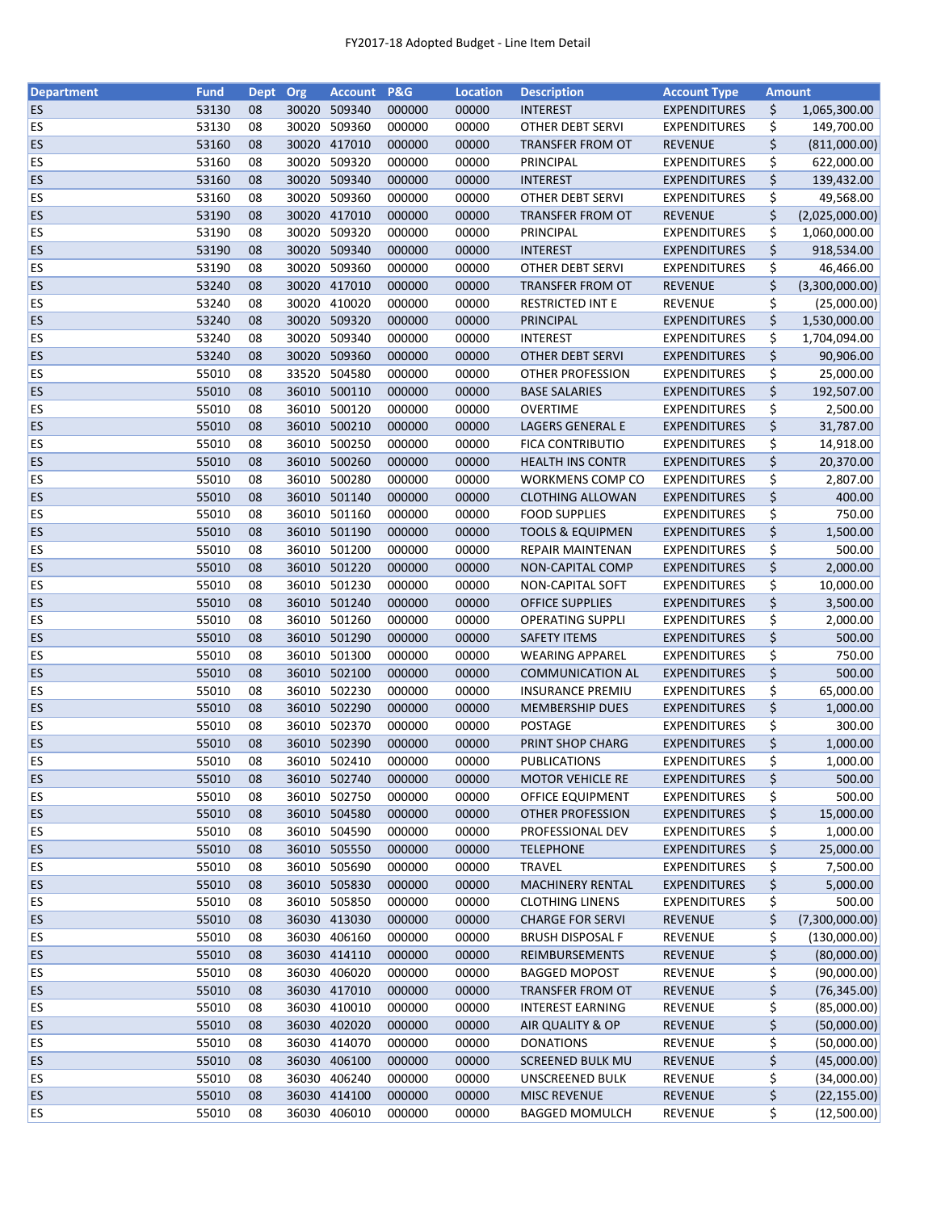FY2017-18 Adopted Budget - Line Item Detail

| Department | Fund | Dept | Org | Account | P&G | Location | Description | Account Type | Amount |
|---|---|---|---|---|---|---|---|---|---|
| ES | 53130 | 08 | 30020 | 509340 | 000000 | 00000 | INTEREST | EXPENDITURES | $ 1,065,300.00 |
| ES | 53130 | 08 | 30020 | 509360 | 000000 | 00000 | OTHER DEBT SERVI | EXPENDITURES | $ 149,700.00 |
| ES | 53160 | 08 | 30020 | 417010 | 000000 | 00000 | TRANSFER FROM OT | REVENUE | $ (811,000.00) |
| ES | 53160 | 08 | 30020 | 509320 | 000000 | 00000 | PRINCIPAL | EXPENDITURES | $ 622,000.00 |
| ES | 53160 | 08 | 30020 | 509340 | 000000 | 00000 | INTEREST | EXPENDITURES | $ 139,432.00 |
| ES | 53160 | 08 | 30020 | 509360 | 000000 | 00000 | OTHER DEBT SERVI | EXPENDITURES | $ 49,568.00 |
| ES | 53190 | 08 | 30020 | 417010 | 000000 | 00000 | TRANSFER FROM OT | REVENUE | $ (2,025,000.00) |
| ES | 53190 | 08 | 30020 | 509320 | 000000 | 00000 | PRINCIPAL | EXPENDITURES | $ 1,060,000.00 |
| ES | 53190 | 08 | 30020 | 509340 | 000000 | 00000 | INTEREST | EXPENDITURES | $ 918,534.00 |
| ES | 53190 | 08 | 30020 | 509360 | 000000 | 00000 | OTHER DEBT SERVI | EXPENDITURES | $ 46,466.00 |
| ES | 53240 | 08 | 30020 | 417010 | 000000 | 00000 | TRANSFER FROM OT | REVENUE | $ (3,300,000.00) |
| ES | 53240 | 08 | 30020 | 410020 | 000000 | 00000 | RESTRICTED INT E | REVENUE | $ (25,000.00) |
| ES | 53240 | 08 | 30020 | 509320 | 000000 | 00000 | PRINCIPAL | EXPENDITURES | $ 1,530,000.00 |
| ES | 53240 | 08 | 30020 | 509340 | 000000 | 00000 | INTEREST | EXPENDITURES | $ 1,704,094.00 |
| ES | 53240 | 08 | 30020 | 509360 | 000000 | 00000 | OTHER DEBT SERVI | EXPENDITURES | $ 90,906.00 |
| ES | 55010 | 08 | 33520 | 504580 | 000000 | 00000 | OTHER PROFESSION | EXPENDITURES | $ 25,000.00 |
| ES | 55010 | 08 | 36010 | 500110 | 000000 | 00000 | BASE SALARIES | EXPENDITURES | $ 192,507.00 |
| ES | 55010 | 08 | 36010 | 500120 | 000000 | 00000 | OVERTIME | EXPENDITURES | $ 2,500.00 |
| ES | 55010 | 08 | 36010 | 500210 | 000000 | 00000 | LAGERS GENERAL E | EXPENDITURES | $ 31,787.00 |
| ES | 55010 | 08 | 36010 | 500250 | 000000 | 00000 | FICA CONTRIBUTIO | EXPENDITURES | $ 14,918.00 |
| ES | 55010 | 08 | 36010 | 500260 | 000000 | 00000 | HEALTH INS CONTR | EXPENDITURES | $ 20,370.00 |
| ES | 55010 | 08 | 36010 | 500280 | 000000 | 00000 | WORKMENS COMP CO | EXPENDITURES | $ 2,807.00 |
| ES | 55010 | 08 | 36010 | 501140 | 000000 | 00000 | CLOTHING ALLOWAN | EXPENDITURES | $ 400.00 |
| ES | 55010 | 08 | 36010 | 501160 | 000000 | 00000 | FOOD SUPPLIES | EXPENDITURES | $ 750.00 |
| ES | 55010 | 08 | 36010 | 501190 | 000000 | 00000 | TOOLS & EQUIPMEN | EXPENDITURES | $ 1,500.00 |
| ES | 55010 | 08 | 36010 | 501200 | 000000 | 00000 | REPAIR MAINTENAN | EXPENDITURES | $ 500.00 |
| ES | 55010 | 08 | 36010 | 501220 | 000000 | 00000 | NON-CAPITAL COMP | EXPENDITURES | $ 2,000.00 |
| ES | 55010 | 08 | 36010 | 501230 | 000000 | 00000 | NON-CAPITAL SOFT | EXPENDITURES | $ 10,000.00 |
| ES | 55010 | 08 | 36010 | 501240 | 000000 | 00000 | OFFICE SUPPLIES | EXPENDITURES | $ 3,500.00 |
| ES | 55010 | 08 | 36010 | 501260 | 000000 | 00000 | OPERATING SUPPLI | EXPENDITURES | $ 2,000.00 |
| ES | 55010 | 08 | 36010 | 501290 | 000000 | 00000 | SAFETY ITEMS | EXPENDITURES | $ 500.00 |
| ES | 55010 | 08 | 36010 | 501300 | 000000 | 00000 | WEARING APPAREL | EXPENDITURES | $ 750.00 |
| ES | 55010 | 08 | 36010 | 502100 | 000000 | 00000 | COMMUNICATION AL | EXPENDITURES | $ 500.00 |
| ES | 55010 | 08 | 36010 | 502230 | 000000 | 00000 | INSURANCE PREMIU | EXPENDITURES | $ 65,000.00 |
| ES | 55010 | 08 | 36010 | 502290 | 000000 | 00000 | MEMBERSHIP DUES | EXPENDITURES | $ 1,000.00 |
| ES | 55010 | 08 | 36010 | 502370 | 000000 | 00000 | POSTAGE | EXPENDITURES | $ 300.00 |
| ES | 55010 | 08 | 36010 | 502390 | 000000 | 00000 | PRINT SHOP CHARG | EXPENDITURES | $ 1,000.00 |
| ES | 55010 | 08 | 36010 | 502410 | 000000 | 00000 | PUBLICATIONS | EXPENDITURES | $ 1,000.00 |
| ES | 55010 | 08 | 36010 | 502740 | 000000 | 00000 | MOTOR VEHICLE RE | EXPENDITURES | $ 500.00 |
| ES | 55010 | 08 | 36010 | 502750 | 000000 | 00000 | OFFICE EQUIPMENT | EXPENDITURES | $ 500.00 |
| ES | 55010 | 08 | 36010 | 504580 | 000000 | 00000 | OTHER PROFESSION | EXPENDITURES | $ 15,000.00 |
| ES | 55010 | 08 | 36010 | 504590 | 000000 | 00000 | PROFESSIONAL DEV | EXPENDITURES | $ 1,000.00 |
| ES | 55010 | 08 | 36010 | 505550 | 000000 | 00000 | TELEPHONE | EXPENDITURES | $ 25,000.00 |
| ES | 55010 | 08 | 36010 | 505690 | 000000 | 00000 | TRAVEL | EXPENDITURES | $ 7,500.00 |
| ES | 55010 | 08 | 36010 | 505830 | 000000 | 00000 | MACHINERY RENTAL | EXPENDITURES | $ 5,000.00 |
| ES | 55010 | 08 | 36010 | 505850 | 000000 | 00000 | CLOTHING LINENS | EXPENDITURES | $ 500.00 |
| ES | 55010 | 08 | 36030 | 413030 | 000000 | 00000 | CHARGE FOR SERVI | REVENUE | $ (7,300,000.00) |
| ES | 55010 | 08 | 36030 | 406160 | 000000 | 00000 | BRUSH DISPOSAL F | REVENUE | $ (130,000.00) |
| ES | 55010 | 08 | 36030 | 414110 | 000000 | 00000 | REIMBURSEMENTS | REVENUE | $ (80,000.00) |
| ES | 55010 | 08 | 36030 | 406020 | 000000 | 00000 | BAGGED MOPOST | REVENUE | $ (90,000.00) |
| ES | 55010 | 08 | 36030 | 417010 | 000000 | 00000 | TRANSFER FROM OT | REVENUE | $ (76,345.00) |
| ES | 55010 | 08 | 36030 | 410010 | 000000 | 00000 | INTEREST EARNING | REVENUE | $ (85,000.00) |
| ES | 55010 | 08 | 36030 | 402020 | 000000 | 00000 | AIR QUALITY & OP | REVENUE | $ (50,000.00) |
| ES | 55010 | 08 | 36030 | 414070 | 000000 | 00000 | DONATIONS | REVENUE | $ (50,000.00) |
| ES | 55010 | 08 | 36030 | 406100 | 000000 | 00000 | SCREENED BULK MU | REVENUE | $ (45,000.00) |
| ES | 55010 | 08 | 36030 | 406240 | 000000 | 00000 | UNSCREENED BULK | REVENUE | $ (34,000.00) |
| ES | 55010 | 08 | 36030 | 414100 | 000000 | 00000 | MISC REVENUE | REVENUE | $ (22,155.00) |
| ES | 55010 | 08 | 36030 | 406010 | 000000 | 00000 | BAGGED MOMULCH | REVENUE | $ (12,500.00) |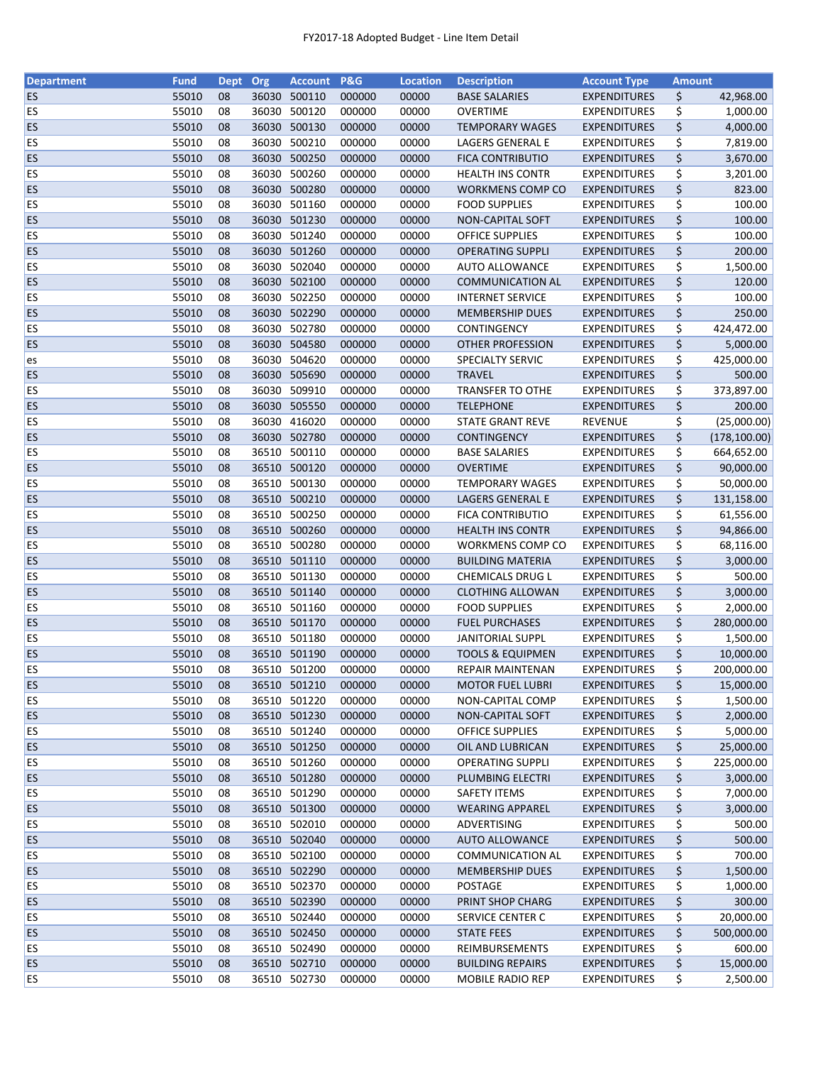FY2017-18 Adopted Budget - Line Item Detail

| Department | Fund | Dept | Org | Account | P&G | Location | Description | Account Type | Amount |
|---|---|---|---|---|---|---|---|---|---|
| ES | 55010 | 08 | 36030 | 500110 | 000000 | 00000 | BASE SALARIES | EXPENDITURES | $ 42,968.00 |
| ES | 55010 | 08 | 36030 | 500120 | 000000 | 00000 | OVERTIME | EXPENDITURES | $ 1,000.00 |
| ES | 55010 | 08 | 36030 | 500130 | 000000 | 00000 | TEMPORARY WAGES | EXPENDITURES | $ 4,000.00 |
| ES | 55010 | 08 | 36030 | 500210 | 000000 | 00000 | LAGERS GENERAL E | EXPENDITURES | $ 7,819.00 |
| ES | 55010 | 08 | 36030 | 500250 | 000000 | 00000 | FICA CONTRIBUTIO | EXPENDITURES | $ 3,670.00 |
| ES | 55010 | 08 | 36030 | 500260 | 000000 | 00000 | HEALTH INS CONTR | EXPENDITURES | $ 3,201.00 |
| ES | 55010 | 08 | 36030 | 500280 | 000000 | 00000 | WORKMENS COMP CO | EXPENDITURES | $ 823.00 |
| ES | 55010 | 08 | 36030 | 501160 | 000000 | 00000 | FOOD SUPPLIES | EXPENDITURES | $ 100.00 |
| ES | 55010 | 08 | 36030 | 501230 | 000000 | 00000 | NON-CAPITAL SOFT | EXPENDITURES | $ 100.00 |
| ES | 55010 | 08 | 36030 | 501240 | 000000 | 00000 | OFFICE SUPPLIES | EXPENDITURES | $ 100.00 |
| ES | 55010 | 08 | 36030 | 501260 | 000000 | 00000 | OPERATING SUPPLI | EXPENDITURES | $ 200.00 |
| ES | 55010 | 08 | 36030 | 502040 | 000000 | 00000 | AUTO ALLOWANCE | EXPENDITURES | $ 1,500.00 |
| ES | 55010 | 08 | 36030 | 502100 | 000000 | 00000 | COMMUNICATION AL | EXPENDITURES | $ 120.00 |
| ES | 55010 | 08 | 36030 | 502250 | 000000 | 00000 | INTERNET SERVICE | EXPENDITURES | $ 100.00 |
| ES | 55010 | 08 | 36030 | 502290 | 000000 | 00000 | MEMBERSHIP DUES | EXPENDITURES | $ 250.00 |
| ES | 55010 | 08 | 36030 | 502780 | 000000 | 00000 | CONTINGENCY | EXPENDITURES | $ 424,472.00 |
| ES | 55010 | 08 | 36030 | 504580 | 000000 | 00000 | OTHER PROFESSION | EXPENDITURES | $ 5,000.00 |
| es | 55010 | 08 | 36030 | 504620 | 000000 | 00000 | SPECIALTY SERVIC | EXPENDITURES | $ 425,000.00 |
| ES | 55010 | 08 | 36030 | 505690 | 000000 | 00000 | TRAVEL | EXPENDITURES | $ 500.00 |
| ES | 55010 | 08 | 36030 | 509910 | 000000 | 00000 | TRANSFER TO OTHE | EXPENDITURES | $ 373,897.00 |
| ES | 55010 | 08 | 36030 | 505550 | 000000 | 00000 | TELEPHONE | EXPENDITURES | $ 200.00 |
| ES | 55010 | 08 | 36030 | 416020 | 000000 | 00000 | STATE GRANT REVE | REVENUE | $ (25,000.00) |
| ES | 55010 | 08 | 36030 | 502780 | 000000 | 00000 | CONTINGENCY | EXPENDITURES | $ (178,100.00) |
| ES | 55010 | 08 | 36510 | 500110 | 000000 | 00000 | BASE SALARIES | EXPENDITURES | $ 664,652.00 |
| ES | 55010 | 08 | 36510 | 500120 | 000000 | 00000 | OVERTIME | EXPENDITURES | $ 90,000.00 |
| ES | 55010 | 08 | 36510 | 500130 | 000000 | 00000 | TEMPORARY WAGES | EXPENDITURES | $ 50,000.00 |
| ES | 55010 | 08 | 36510 | 500210 | 000000 | 00000 | LAGERS GENERAL E | EXPENDITURES | $ 131,158.00 |
| ES | 55010 | 08 | 36510 | 500250 | 000000 | 00000 | FICA CONTRIBUTIO | EXPENDITURES | $ 61,556.00 |
| ES | 55010 | 08 | 36510 | 500260 | 000000 | 00000 | HEALTH INS CONTR | EXPENDITURES | $ 94,866.00 |
| ES | 55010 | 08 | 36510 | 500280 | 000000 | 00000 | WORKMENS COMP CO | EXPENDITURES | $ 68,116.00 |
| ES | 55010 | 08 | 36510 | 501110 | 000000 | 00000 | BUILDING MATERIA | EXPENDITURES | $ 3,000.00 |
| ES | 55010 | 08 | 36510 | 501130 | 000000 | 00000 | CHEMICALS DRUG L | EXPENDITURES | $ 500.00 |
| ES | 55010 | 08 | 36510 | 501140 | 000000 | 00000 | CLOTHING ALLOWAN | EXPENDITURES | $ 3,000.00 |
| ES | 55010 | 08 | 36510 | 501160 | 000000 | 00000 | FOOD SUPPLIES | EXPENDITURES | $ 2,000.00 |
| ES | 55010 | 08 | 36510 | 501170 | 000000 | 00000 | FUEL PURCHASES | EXPENDITURES | $ 280,000.00 |
| ES | 55010 | 08 | 36510 | 501180 | 000000 | 00000 | JANITORIAL SUPPL | EXPENDITURES | $ 1,500.00 |
| ES | 55010 | 08 | 36510 | 501190 | 000000 | 00000 | TOOLS & EQUIPMEN | EXPENDITURES | $ 10,000.00 |
| ES | 55010 | 08 | 36510 | 501200 | 000000 | 00000 | REPAIR MAINTENAN | EXPENDITURES | $ 200,000.00 |
| ES | 55010 | 08 | 36510 | 501210 | 000000 | 00000 | MOTOR FUEL LUBRI | EXPENDITURES | $ 15,000.00 |
| ES | 55010 | 08 | 36510 | 501220 | 000000 | 00000 | NON-CAPITAL COMP | EXPENDITURES | $ 1,500.00 |
| ES | 55010 | 08 | 36510 | 501230 | 000000 | 00000 | NON-CAPITAL SOFT | EXPENDITURES | $ 2,000.00 |
| ES | 55010 | 08 | 36510 | 501240 | 000000 | 00000 | OFFICE SUPPLIES | EXPENDITURES | $ 5,000.00 |
| ES | 55010 | 08 | 36510 | 501250 | 000000 | 00000 | OIL AND LUBRICAN | EXPENDITURES | $ 25,000.00 |
| ES | 55010 | 08 | 36510 | 501260 | 000000 | 00000 | OPERATING SUPPLI | EXPENDITURES | $ 225,000.00 |
| ES | 55010 | 08 | 36510 | 501280 | 000000 | 00000 | PLUMBING ELECTRI | EXPENDITURES | $ 3,000.00 |
| ES | 55010 | 08 | 36510 | 501290 | 000000 | 00000 | SAFETY ITEMS | EXPENDITURES | $ 7,000.00 |
| ES | 55010 | 08 | 36510 | 501300 | 000000 | 00000 | WEARING APPAREL | EXPENDITURES | $ 3,000.00 |
| ES | 55010 | 08 | 36510 | 502010 | 000000 | 00000 | ADVERTISING | EXPENDITURES | $ 500.00 |
| ES | 55010 | 08 | 36510 | 502040 | 000000 | 00000 | AUTO ALLOWANCE | EXPENDITURES | $ 500.00 |
| ES | 55010 | 08 | 36510 | 502100 | 000000 | 00000 | COMMUNICATION AL | EXPENDITURES | $ 700.00 |
| ES | 55010 | 08 | 36510 | 502290 | 000000 | 00000 | MEMBERSHIP DUES | EXPENDITURES | $ 1,500.00 |
| ES | 55010 | 08 | 36510 | 502370 | 000000 | 00000 | POSTAGE | EXPENDITURES | $ 1,000.00 |
| ES | 55010 | 08 | 36510 | 502390 | 000000 | 00000 | PRINT SHOP CHARG | EXPENDITURES | $ 300.00 |
| ES | 55010 | 08 | 36510 | 502440 | 000000 | 00000 | SERVICE CENTER C | EXPENDITURES | $ 20,000.00 |
| ES | 55010 | 08 | 36510 | 502450 | 000000 | 00000 | STATE FEES | EXPENDITURES | $ 500,000.00 |
| ES | 55010 | 08 | 36510 | 502490 | 000000 | 00000 | REIMBURSEMENTS | EXPENDITURES | $ 600.00 |
| ES | 55010 | 08 | 36510 | 502710 | 000000 | 00000 | BUILDING REPAIRS | EXPENDITURES | $ 15,000.00 |
| ES | 55010 | 08 | 36510 | 502730 | 000000 | 00000 | MOBILE RADIO REP | EXPENDITURES | $ 2,500.00 |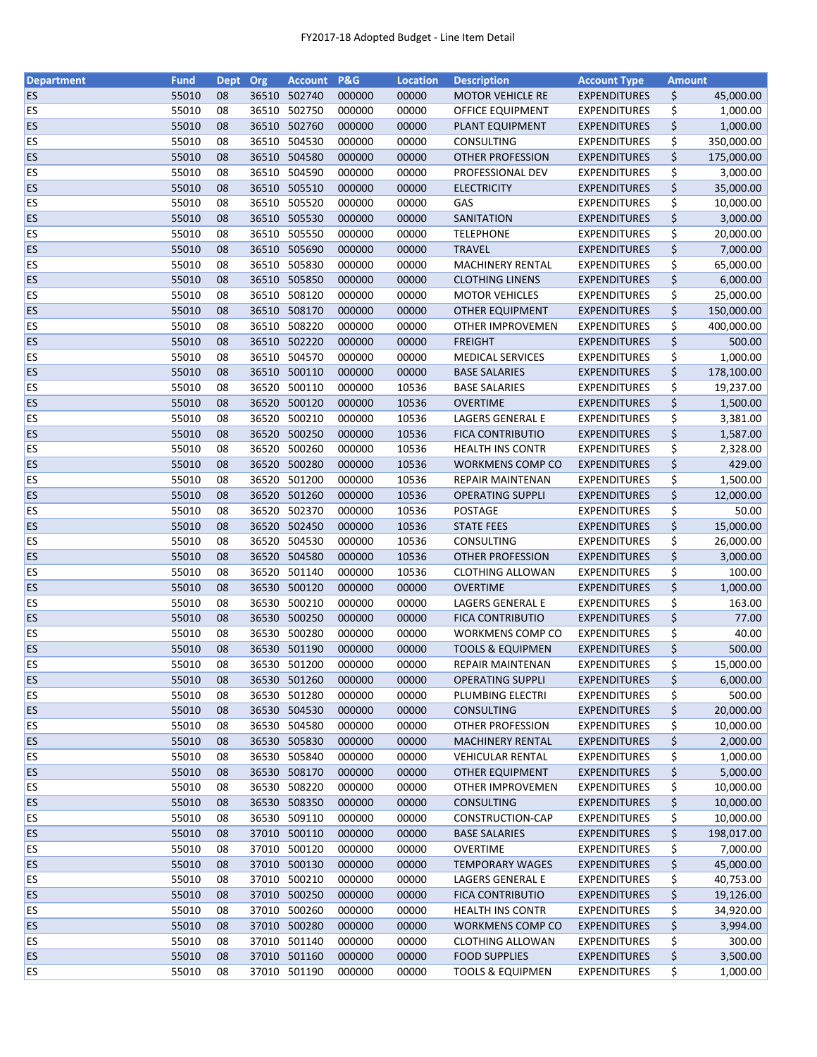FY2017-18 Adopted Budget - Line Item Detail

| Department | Fund | Dept | Org | Account | P&G | Location | Description | Account Type | Amount |
|---|---|---|---|---|---|---|---|---|---|
| ES | 55010 | 08 | 36510 | 502740 | 000000 | 00000 | MOTOR VEHICLE RE | EXPENDITURES | $ 45,000.00 |
| ES | 55010 | 08 | 36510 | 502750 | 000000 | 00000 | OFFICE EQUIPMENT | EXPENDITURES | $ 1,000.00 |
| ES | 55010 | 08 | 36510 | 502760 | 000000 | 00000 | PLANT EQUIPMENT | EXPENDITURES | $ 1,000.00 |
| ES | 55010 | 08 | 36510 | 504530 | 000000 | 00000 | CONSULTING | EXPENDITURES | $ 350,000.00 |
| ES | 55010 | 08 | 36510 | 504580 | 000000 | 00000 | OTHER PROFESSION | EXPENDITURES | $ 175,000.00 |
| ES | 55010 | 08 | 36510 | 504590 | 000000 | 00000 | PROFESSIONAL DEV | EXPENDITURES | $ 3,000.00 |
| ES | 55010 | 08 | 36510 | 505510 | 000000 | 00000 | ELECTRICITY | EXPENDITURES | $ 35,000.00 |
| ES | 55010 | 08 | 36510 | 505520 | 000000 | 00000 | GAS | EXPENDITURES | $ 10,000.00 |
| ES | 55010 | 08 | 36510 | 505530 | 000000 | 00000 | SANITATION | EXPENDITURES | $ 3,000.00 |
| ES | 55010 | 08 | 36510 | 505550 | 000000 | 00000 | TELEPHONE | EXPENDITURES | $ 20,000.00 |
| ES | 55010 | 08 | 36510 | 505690 | 000000 | 00000 | TRAVEL | EXPENDITURES | $ 7,000.00 |
| ES | 55010 | 08 | 36510 | 505830 | 000000 | 00000 | MACHINERY RENTAL | EXPENDITURES | $ 65,000.00 |
| ES | 55010 | 08 | 36510 | 505850 | 000000 | 00000 | CLOTHING LINENS | EXPENDITURES | $ 6,000.00 |
| ES | 55010 | 08 | 36510 | 508120 | 000000 | 00000 | MOTOR VEHICLES | EXPENDITURES | $ 25,000.00 |
| ES | 55010 | 08 | 36510 | 508170 | 000000 | 00000 | OTHER EQUIPMENT | EXPENDITURES | $ 150,000.00 |
| ES | 55010 | 08 | 36510 | 508220 | 000000 | 00000 | OTHER IMPROVEMEN | EXPENDITURES | $ 400,000.00 |
| ES | 55010 | 08 | 36510 | 502220 | 000000 | 00000 | FREIGHT | EXPENDITURES | $ 500.00 |
| ES | 55010 | 08 | 36510 | 504570 | 000000 | 00000 | MEDICAL SERVICES | EXPENDITURES | $ 1,000.00 |
| ES | 55010 | 08 | 36510 | 500110 | 000000 | 00000 | BASE SALARIES | EXPENDITURES | $ 178,100.00 |
| ES | 55010 | 08 | 36520 | 500110 | 000000 | 10536 | BASE SALARIES | EXPENDITURES | $ 19,237.00 |
| ES | 55010 | 08 | 36520 | 500120 | 000000 | 10536 | OVERTIME | EXPENDITURES | $ 1,500.00 |
| ES | 55010 | 08 | 36520 | 500210 | 000000 | 10536 | LAGERS GENERAL E | EXPENDITURES | $ 3,381.00 |
| ES | 55010 | 08 | 36520 | 500250 | 000000 | 10536 | FICA CONTRIBUTIO | EXPENDITURES | $ 1,587.00 |
| ES | 55010 | 08 | 36520 | 500260 | 000000 | 10536 | HEALTH INS CONTR | EXPENDITURES | $ 2,328.00 |
| ES | 55010 | 08 | 36520 | 500280 | 000000 | 10536 | WORKMENS COMP CO | EXPENDITURES | $ 429.00 |
| ES | 55010 | 08 | 36520 | 501200 | 000000 | 10536 | REPAIR MAINTENAN | EXPENDITURES | $ 1,500.00 |
| ES | 55010 | 08 | 36520 | 501260 | 000000 | 10536 | OPERATING SUPPLI | EXPENDITURES | $ 12,000.00 |
| ES | 55010 | 08 | 36520 | 502370 | 000000 | 10536 | POSTAGE | EXPENDITURES | $ 50.00 |
| ES | 55010 | 08 | 36520 | 502450 | 000000 | 10536 | STATE FEES | EXPENDITURES | $ 15,000.00 |
| ES | 55010 | 08 | 36520 | 504530 | 000000 | 10536 | CONSULTING | EXPENDITURES | $ 26,000.00 |
| ES | 55010 | 08 | 36520 | 504580 | 000000 | 10536 | OTHER PROFESSION | EXPENDITURES | $ 3,000.00 |
| ES | 55010 | 08 | 36520 | 501140 | 000000 | 10536 | CLOTHING ALLOWAN | EXPENDITURES | $ 100.00 |
| ES | 55010 | 08 | 36530 | 500120 | 000000 | 00000 | OVERTIME | EXPENDITURES | $ 1,000.00 |
| ES | 55010 | 08 | 36530 | 500210 | 000000 | 00000 | LAGERS GENERAL E | EXPENDITURES | $ 163.00 |
| ES | 55010 | 08 | 36530 | 500250 | 000000 | 00000 | FICA CONTRIBUTIO | EXPENDITURES | $ 77.00 |
| ES | 55010 | 08 | 36530 | 500280 | 000000 | 00000 | WORKMENS COMP CO | EXPENDITURES | $ 40.00 |
| ES | 55010 | 08 | 36530 | 501190 | 000000 | 00000 | TOOLS & EQUIPMEN | EXPENDITURES | $ 500.00 |
| ES | 55010 | 08 | 36530 | 501200 | 000000 | 00000 | REPAIR MAINTENAN | EXPENDITURES | $ 15,000.00 |
| ES | 55010 | 08 | 36530 | 501260 | 000000 | 00000 | OPERATING SUPPLI | EXPENDITURES | $ 6,000.00 |
| ES | 55010 | 08 | 36530 | 501280 | 000000 | 00000 | PLUMBING ELECTRI | EXPENDITURES | $ 500.00 |
| ES | 55010 | 08 | 36530 | 504530 | 000000 | 00000 | CONSULTING | EXPENDITURES | $ 20,000.00 |
| ES | 55010 | 08 | 36530 | 504580 | 000000 | 00000 | OTHER PROFESSION | EXPENDITURES | $ 10,000.00 |
| ES | 55010 | 08 | 36530 | 505830 | 000000 | 00000 | MACHINERY RENTAL | EXPENDITURES | $ 2,000.00 |
| ES | 55010 | 08 | 36530 | 505840 | 000000 | 00000 | VEHICULAR RENTAL | EXPENDITURES | $ 1,000.00 |
| ES | 55010 | 08 | 36530 | 508170 | 000000 | 00000 | OTHER EQUIPMENT | EXPENDITURES | $ 5,000.00 |
| ES | 55010 | 08 | 36530 | 508220 | 000000 | 00000 | OTHER IMPROVEMEN | EXPENDITURES | $ 10,000.00 |
| ES | 55010 | 08 | 36530 | 508350 | 000000 | 00000 | CONSULTING | EXPENDITURES | $ 10,000.00 |
| ES | 55010 | 08 | 36530 | 509110 | 000000 | 00000 | CONSTRUCTION-CAP | EXPENDITURES | $ 10,000.00 |
| ES | 55010 | 08 | 37010 | 500110 | 000000 | 00000 | BASE SALARIES | EXPENDITURES | $ 198,017.00 |
| ES | 55010 | 08 | 37010 | 500120 | 000000 | 00000 | OVERTIME | EXPENDITURES | $ 7,000.00 |
| ES | 55010 | 08 | 37010 | 500130 | 000000 | 00000 | TEMPORARY WAGES | EXPENDITURES | $ 45,000.00 |
| ES | 55010 | 08 | 37010 | 500210 | 000000 | 00000 | LAGERS GENERAL E | EXPENDITURES | $ 40,753.00 |
| ES | 55010 | 08 | 37010 | 500250 | 000000 | 00000 | FICA CONTRIBUTIO | EXPENDITURES | $ 19,126.00 |
| ES | 55010 | 08 | 37010 | 500260 | 000000 | 00000 | HEALTH INS CONTR | EXPENDITURES | $ 34,920.00 |
| ES | 55010 | 08 | 37010 | 500280 | 000000 | 00000 | WORKMENS COMP CO | EXPENDITURES | $ 3,994.00 |
| ES | 55010 | 08 | 37010 | 501140 | 000000 | 00000 | CLOTHING ALLOWAN | EXPENDITURES | $ 300.00 |
| ES | 55010 | 08 | 37010 | 501160 | 000000 | 00000 | FOOD SUPPLIES | EXPENDITURES | $ 3,500.00 |
| ES | 55010 | 08 | 37010 | 501190 | 000000 | 00000 | TOOLS & EQUIPMEN | EXPENDITURES | $ 1,000.00 |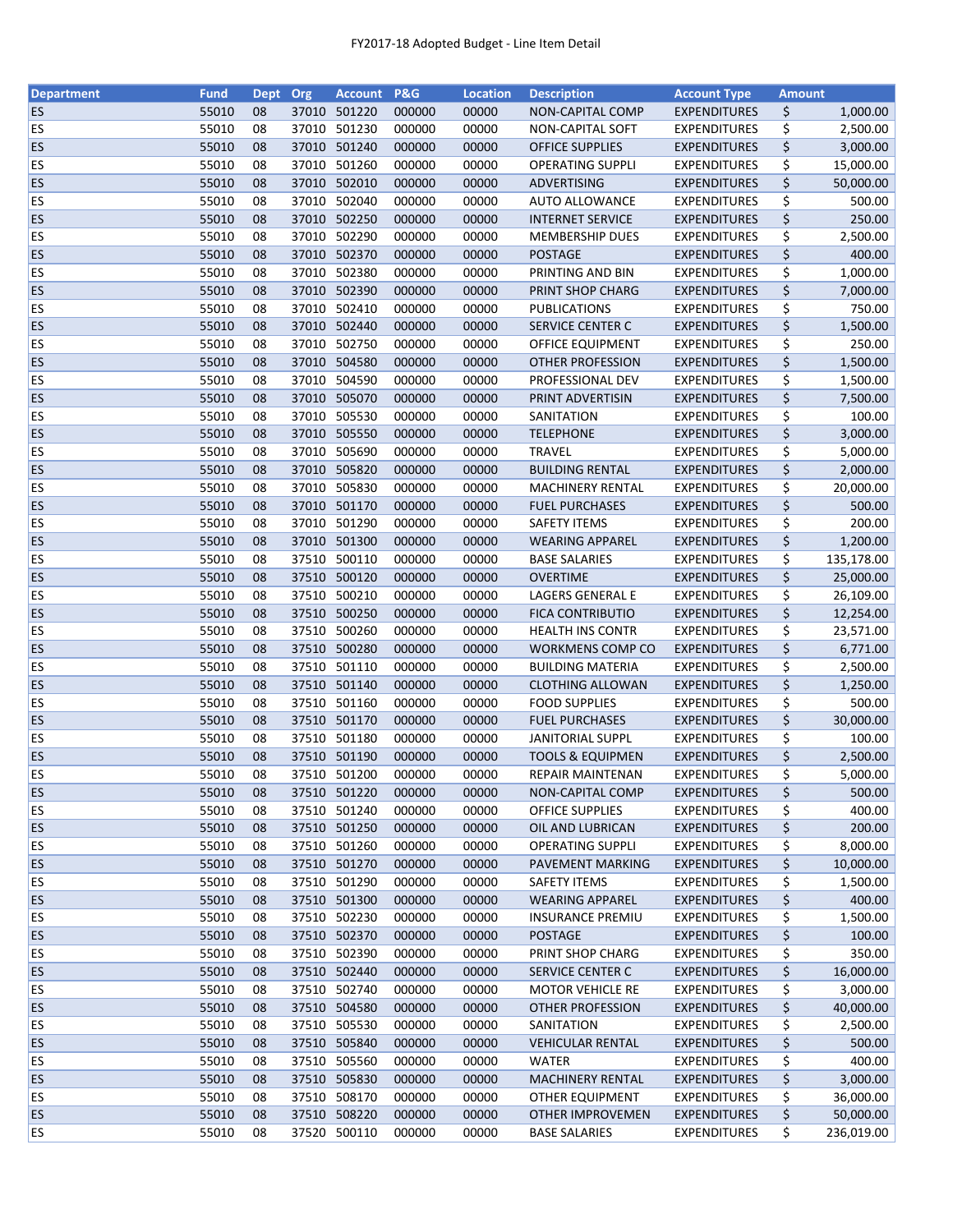FY2017-18 Adopted Budget - Line Item Detail

| Department | Fund | Dept | Org | Account | P&G | Location | Description | Account Type | Amount |
|---|---|---|---|---|---|---|---|---|---|
| ES | 55010 | 08 | 37010 | 501220 | 000000 | 00000 | NON-CAPITAL COMP | EXPENDITURES | $ 1,000.00 |
| ES | 55010 | 08 | 37010 | 501230 | 000000 | 00000 | NON-CAPITAL SOFT | EXPENDITURES | $ 2,500.00 |
| ES | 55010 | 08 | 37010 | 501240 | 000000 | 00000 | OFFICE SUPPLIES | EXPENDITURES | $ 3,000.00 |
| ES | 55010 | 08 | 37010 | 501260 | 000000 | 00000 | OPERATING SUPPLI | EXPENDITURES | $ 15,000.00 |
| ES | 55010 | 08 | 37010 | 502010 | 000000 | 00000 | ADVERTISING | EXPENDITURES | $ 50,000.00 |
| ES | 55010 | 08 | 37010 | 502040 | 000000 | 00000 | AUTO ALLOWANCE | EXPENDITURES | $ 500.00 |
| ES | 55010 | 08 | 37010 | 502250 | 000000 | 00000 | INTERNET SERVICE | EXPENDITURES | $ 250.00 |
| ES | 55010 | 08 | 37010 | 502290 | 000000 | 00000 | MEMBERSHIP DUES | EXPENDITURES | $ 2,500.00 |
| ES | 55010 | 08 | 37010 | 502370 | 000000 | 00000 | POSTAGE | EXPENDITURES | $ 400.00 |
| ES | 55010 | 08 | 37010 | 502380 | 000000 | 00000 | PRINTING AND BIN | EXPENDITURES | $ 1,000.00 |
| ES | 55010 | 08 | 37010 | 502390 | 000000 | 00000 | PRINT SHOP CHARG | EXPENDITURES | $ 7,000.00 |
| ES | 55010 | 08 | 37010 | 502410 | 000000 | 00000 | PUBLICATIONS | EXPENDITURES | $ 750.00 |
| ES | 55010 | 08 | 37010 | 502440 | 000000 | 00000 | SERVICE CENTER C | EXPENDITURES | $ 1,500.00 |
| ES | 55010 | 08 | 37010 | 502750 | 000000 | 00000 | OFFICE EQUIPMENT | EXPENDITURES | $ 250.00 |
| ES | 55010 | 08 | 37010 | 504580 | 000000 | 00000 | OTHER PROFESSION | EXPENDITURES | $ 1,500.00 |
| ES | 55010 | 08 | 37010 | 504590 | 000000 | 00000 | PROFESSIONAL DEV | EXPENDITURES | $ 1,500.00 |
| ES | 55010 | 08 | 37010 | 505070 | 000000 | 00000 | PRINT ADVERTISIN | EXPENDITURES | $ 7,500.00 |
| ES | 55010 | 08 | 37010 | 505530 | 000000 | 00000 | SANITATION | EXPENDITURES | $ 100.00 |
| ES | 55010 | 08 | 37010 | 505550 | 000000 | 00000 | TELEPHONE | EXPENDITURES | $ 3,000.00 |
| ES | 55010 | 08 | 37010 | 505690 | 000000 | 00000 | TRAVEL | EXPENDITURES | $ 5,000.00 |
| ES | 55010 | 08 | 37010 | 505820 | 000000 | 00000 | BUILDING RENTAL | EXPENDITURES | $ 2,000.00 |
| ES | 55010 | 08 | 37010 | 505830 | 000000 | 00000 | MACHINERY RENTAL | EXPENDITURES | $ 20,000.00 |
| ES | 55010 | 08 | 37010 | 501170 | 000000 | 00000 | FUEL PURCHASES | EXPENDITURES | $ 500.00 |
| ES | 55010 | 08 | 37010 | 501290 | 000000 | 00000 | SAFETY ITEMS | EXPENDITURES | $ 200.00 |
| ES | 55010 | 08 | 37010 | 501300 | 000000 | 00000 | WEARING APPAREL | EXPENDITURES | $ 1,200.00 |
| ES | 55010 | 08 | 37510 | 500110 | 000000 | 00000 | BASE SALARIES | EXPENDITURES | $ 135,178.00 |
| ES | 55010 | 08 | 37510 | 500120 | 000000 | 00000 | OVERTIME | EXPENDITURES | $ 25,000.00 |
| ES | 55010 | 08 | 37510 | 500210 | 000000 | 00000 | LAGERS GENERAL E | EXPENDITURES | $ 26,109.00 |
| ES | 55010 | 08 | 37510 | 500250 | 000000 | 00000 | FICA CONTRIBUTIO | EXPENDITURES | $ 12,254.00 |
| ES | 55010 | 08 | 37510 | 500260 | 000000 | 00000 | HEALTH INS CONTR | EXPENDITURES | $ 23,571.00 |
| ES | 55010 | 08 | 37510 | 500280 | 000000 | 00000 | WORKMENS COMP CO | EXPENDITURES | $ 6,771.00 |
| ES | 55010 | 08 | 37510 | 501110 | 000000 | 00000 | BUILDING MATERIA | EXPENDITURES | $ 2,500.00 |
| ES | 55010 | 08 | 37510 | 501140 | 000000 | 00000 | CLOTHING ALLOWAN | EXPENDITURES | $ 1,250.00 |
| ES | 55010 | 08 | 37510 | 501160 | 000000 | 00000 | FOOD SUPPLIES | EXPENDITURES | $ 500.00 |
| ES | 55010 | 08 | 37510 | 501170 | 000000 | 00000 | FUEL PURCHASES | EXPENDITURES | $ 30,000.00 |
| ES | 55010 | 08 | 37510 | 501180 | 000000 | 00000 | JANITORIAL SUPPL | EXPENDITURES | $ 100.00 |
| ES | 55010 | 08 | 37510 | 501190 | 000000 | 00000 | TOOLS & EQUIPMEN | EXPENDITURES | $ 2,500.00 |
| ES | 55010 | 08 | 37510 | 501200 | 000000 | 00000 | REPAIR MAINTENAN | EXPENDITURES | $ 5,000.00 |
| ES | 55010 | 08 | 37510 | 501220 | 000000 | 00000 | NON-CAPITAL COMP | EXPENDITURES | $ 500.00 |
| ES | 55010 | 08 | 37510 | 501240 | 000000 | 00000 | OFFICE SUPPLIES | EXPENDITURES | $ 400.00 |
| ES | 55010 | 08 | 37510 | 501250 | 000000 | 00000 | OIL AND LUBRICAN | EXPENDITURES | $ 200.00 |
| ES | 55010 | 08 | 37510 | 501260 | 000000 | 00000 | OPERATING SUPPLI | EXPENDITURES | $ 8,000.00 |
| ES | 55010 | 08 | 37510 | 501270 | 000000 | 00000 | PAVEMENT MARKING | EXPENDITURES | $ 10,000.00 |
| ES | 55010 | 08 | 37510 | 501290 | 000000 | 00000 | SAFETY ITEMS | EXPENDITURES | $ 1,500.00 |
| ES | 55010 | 08 | 37510 | 501300 | 000000 | 00000 | WEARING APPAREL | EXPENDITURES | $ 400.00 |
| ES | 55010 | 08 | 37510 | 502230 | 000000 | 00000 | INSURANCE PREMIU | EXPENDITURES | $ 1,500.00 |
| ES | 55010 | 08 | 37510 | 502370 | 000000 | 00000 | POSTAGE | EXPENDITURES | $ 100.00 |
| ES | 55010 | 08 | 37510 | 502390 | 000000 | 00000 | PRINT SHOP CHARG | EXPENDITURES | $ 350.00 |
| ES | 55010 | 08 | 37510 | 502440 | 000000 | 00000 | SERVICE CENTER C | EXPENDITURES | $ 16,000.00 |
| ES | 55010 | 08 | 37510 | 502740 | 000000 | 00000 | MOTOR VEHICLE RE | EXPENDITURES | $ 3,000.00 |
| ES | 55010 | 08 | 37510 | 504580 | 000000 | 00000 | OTHER PROFESSION | EXPENDITURES | $ 40,000.00 |
| ES | 55010 | 08 | 37510 | 505530 | 000000 | 00000 | SANITATION | EXPENDITURES | $ 2,500.00 |
| ES | 55010 | 08 | 37510 | 505840 | 000000 | 00000 | VEHICULAR RENTAL | EXPENDITURES | $ 500.00 |
| ES | 55010 | 08 | 37510 | 505560 | 000000 | 00000 | WATER | EXPENDITURES | $ 400.00 |
| ES | 55010 | 08 | 37510 | 505830 | 000000 | 00000 | MACHINERY RENTAL | EXPENDITURES | $ 3,000.00 |
| ES | 55010 | 08 | 37510 | 508170 | 000000 | 00000 | OTHER EQUIPMENT | EXPENDITURES | $ 36,000.00 |
| ES | 55010 | 08 | 37510 | 508220 | 000000 | 00000 | OTHER IMPROVEMEN | EXPENDITURES | $ 50,000.00 |
| ES | 55010 | 08 | 37520 | 500110 | 000000 | 00000 | BASE SALARIES | EXPENDITURES | $ 236,019.00 |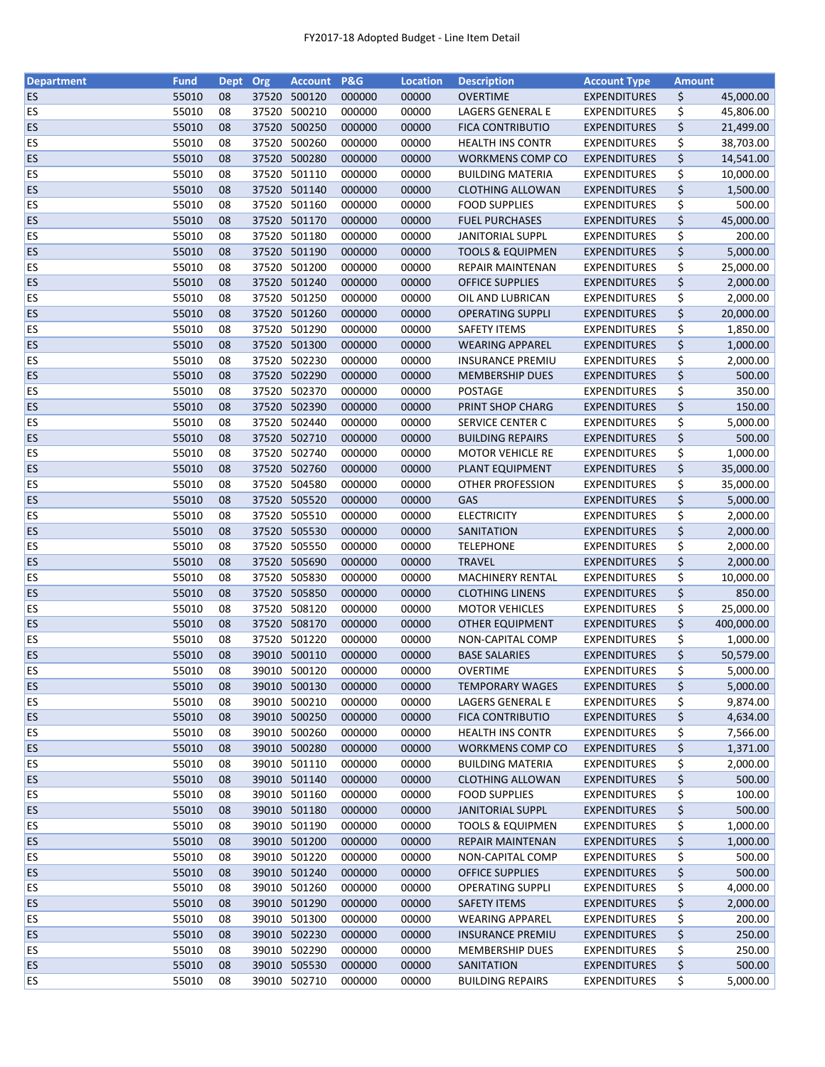FY2017-18 Adopted Budget - Line Item Detail

| Department | Fund | Dept | Org | Account | P&G | Location | Description | Account Type | Amount |
|---|---|---|---|---|---|---|---|---|---|
| ES | 55010 | 08 | 37520 | 500120 | 000000 | 00000 | OVERTIME | EXPENDITURES | $ 45,000.00 |
| ES | 55010 | 08 | 37520 | 500210 | 000000 | 00000 | LAGERS GENERAL E | EXPENDITURES | $ 45,806.00 |
| ES | 55010 | 08 | 37520 | 500250 | 000000 | 00000 | FICA CONTRIBUTIO | EXPENDITURES | $ 21,499.00 |
| ES | 55010 | 08 | 37520 | 500260 | 000000 | 00000 | HEALTH INS CONTR | EXPENDITURES | $ 38,703.00 |
| ES | 55010 | 08 | 37520 | 500280 | 000000 | 00000 | WORKMENS COMP CO | EXPENDITURES | $ 14,541.00 |
| ES | 55010 | 08 | 37520 | 501110 | 000000 | 00000 | BUILDING MATERIA | EXPENDITURES | $ 10,000.00 |
| ES | 55010 | 08 | 37520 | 501140 | 000000 | 00000 | CLOTHING ALLOWAN | EXPENDITURES | $ 1,500.00 |
| ES | 55010 | 08 | 37520 | 501160 | 000000 | 00000 | FOOD SUPPLIES | EXPENDITURES | $ 500.00 |
| ES | 55010 | 08 | 37520 | 501170 | 000000 | 00000 | FUEL PURCHASES | EXPENDITURES | $ 45,000.00 |
| ES | 55010 | 08 | 37520 | 501180 | 000000 | 00000 | JANITORIAL SUPPL | EXPENDITURES | $ 200.00 |
| ES | 55010 | 08 | 37520 | 501190 | 000000 | 00000 | TOOLS & EQUIPMEN | EXPENDITURES | $ 5,000.00 |
| ES | 55010 | 08 | 37520 | 501200 | 000000 | 00000 | REPAIR MAINTENAN | EXPENDITURES | $ 25,000.00 |
| ES | 55010 | 08 | 37520 | 501240 | 000000 | 00000 | OFFICE SUPPLIES | EXPENDITURES | $ 2,000.00 |
| ES | 55010 | 08 | 37520 | 501250 | 000000 | 00000 | OIL AND LUBRICAN | EXPENDITURES | $ 2,000.00 |
| ES | 55010 | 08 | 37520 | 501260 | 000000 | 00000 | OPERATING SUPPLI | EXPENDITURES | $ 20,000.00 |
| ES | 55010 | 08 | 37520 | 501290 | 000000 | 00000 | SAFETY ITEMS | EXPENDITURES | $ 1,850.00 |
| ES | 55010 | 08 | 37520 | 501300 | 000000 | 00000 | WEARING APPAREL | EXPENDITURES | $ 1,000.00 |
| ES | 55010 | 08 | 37520 | 502230 | 000000 | 00000 | INSURANCE PREMIU | EXPENDITURES | $ 2,000.00 |
| ES | 55010 | 08 | 37520 | 502290 | 000000 | 00000 | MEMBERSHIP DUES | EXPENDITURES | $ 500.00 |
| ES | 55010 | 08 | 37520 | 502370 | 000000 | 00000 | POSTAGE | EXPENDITURES | $ 350.00 |
| ES | 55010 | 08 | 37520 | 502390 | 000000 | 00000 | PRINT SHOP CHARG | EXPENDITURES | $ 150.00 |
| ES | 55010 | 08 | 37520 | 502440 | 000000 | 00000 | SERVICE CENTER C | EXPENDITURES | $ 5,000.00 |
| ES | 55010 | 08 | 37520 | 502710 | 000000 | 00000 | BUILDING REPAIRS | EXPENDITURES | $ 500.00 |
| ES | 55010 | 08 | 37520 | 502740 | 000000 | 00000 | MOTOR VEHICLE RE | EXPENDITURES | $ 1,000.00 |
| ES | 55010 | 08 | 37520 | 502760 | 000000 | 00000 | PLANT EQUIPMENT | EXPENDITURES | $ 35,000.00 |
| ES | 55010 | 08 | 37520 | 504580 | 000000 | 00000 | OTHER PROFESSION | EXPENDITURES | $ 35,000.00 |
| ES | 55010 | 08 | 37520 | 505520 | 000000 | 00000 | GAS | EXPENDITURES | $ 5,000.00 |
| ES | 55010 | 08 | 37520 | 505510 | 000000 | 00000 | ELECTRICITY | EXPENDITURES | $ 2,000.00 |
| ES | 55010 | 08 | 37520 | 505530 | 000000 | 00000 | SANITATION | EXPENDITURES | $ 2,000.00 |
| ES | 55010 | 08 | 37520 | 505550 | 000000 | 00000 | TELEPHONE | EXPENDITURES | $ 2,000.00 |
| ES | 55010 | 08 | 37520 | 505690 | 000000 | 00000 | TRAVEL | EXPENDITURES | $ 2,000.00 |
| ES | 55010 | 08 | 37520 | 505830 | 000000 | 00000 | MACHINERY RENTAL | EXPENDITURES | $ 10,000.00 |
| ES | 55010 | 08 | 37520 | 505850 | 000000 | 00000 | CLOTHING LINENS | EXPENDITURES | $ 850.00 |
| ES | 55010 | 08 | 37520 | 508120 | 000000 | 00000 | MOTOR VEHICLES | EXPENDITURES | $ 25,000.00 |
| ES | 55010 | 08 | 37520 | 508170 | 000000 | 00000 | OTHER EQUIPMENT | EXPENDITURES | $ 400,000.00 |
| ES | 55010 | 08 | 37520 | 501220 | 000000 | 00000 | NON-CAPITAL COMP | EXPENDITURES | $ 1,000.00 |
| ES | 55010 | 08 | 39010 | 500110 | 000000 | 00000 | BASE SALARIES | EXPENDITURES | $ 50,579.00 |
| ES | 55010 | 08 | 39010 | 500120 | 000000 | 00000 | OVERTIME | EXPENDITURES | $ 5,000.00 |
| ES | 55010 | 08 | 39010 | 500130 | 000000 | 00000 | TEMPORARY WAGES | EXPENDITURES | $ 5,000.00 |
| ES | 55010 | 08 | 39010 | 500210 | 000000 | 00000 | LAGERS GENERAL E | EXPENDITURES | $ 9,874.00 |
| ES | 55010 | 08 | 39010 | 500250 | 000000 | 00000 | FICA CONTRIBUTIO | EXPENDITURES | $ 4,634.00 |
| ES | 55010 | 08 | 39010 | 500260 | 000000 | 00000 | HEALTH INS CONTR | EXPENDITURES | $ 7,566.00 |
| ES | 55010 | 08 | 39010 | 500280 | 000000 | 00000 | WORKMENS COMP CO | EXPENDITURES | $ 1,371.00 |
| ES | 55010 | 08 | 39010 | 501110 | 000000 | 00000 | BUILDING MATERIA | EXPENDITURES | $ 2,000.00 |
| ES | 55010 | 08 | 39010 | 501140 | 000000 | 00000 | CLOTHING ALLOWAN | EXPENDITURES | $ 500.00 |
| ES | 55010 | 08 | 39010 | 501160 | 000000 | 00000 | FOOD SUPPLIES | EXPENDITURES | $ 100.00 |
| ES | 55010 | 08 | 39010 | 501180 | 000000 | 00000 | JANITORIAL SUPPL | EXPENDITURES | $ 500.00 |
| ES | 55010 | 08 | 39010 | 501190 | 000000 | 00000 | TOOLS & EQUIPMEN | EXPENDITURES | $ 1,000.00 |
| ES | 55010 | 08 | 39010 | 501200 | 000000 | 00000 | REPAIR MAINTENAN | EXPENDITURES | $ 1,000.00 |
| ES | 55010 | 08 | 39010 | 501220 | 000000 | 00000 | NON-CAPITAL COMP | EXPENDITURES | $ 500.00 |
| ES | 55010 | 08 | 39010 | 501240 | 000000 | 00000 | OFFICE SUPPLIES | EXPENDITURES | $ 500.00 |
| ES | 55010 | 08 | 39010 | 501260 | 000000 | 00000 | OPERATING SUPPLI | EXPENDITURES | $ 4,000.00 |
| ES | 55010 | 08 | 39010 | 501290 | 000000 | 00000 | SAFETY ITEMS | EXPENDITURES | $ 2,000.00 |
| ES | 55010 | 08 | 39010 | 501300 | 000000 | 00000 | WEARING APPAREL | EXPENDITURES | $ 200.00 |
| ES | 55010 | 08 | 39010 | 502230 | 000000 | 00000 | INSURANCE PREMIU | EXPENDITURES | $ 250.00 |
| ES | 55010 | 08 | 39010 | 502290 | 000000 | 00000 | MEMBERSHIP DUES | EXPENDITURES | $ 250.00 |
| ES | 55010 | 08 | 39010 | 505530 | 000000 | 00000 | SANITATION | EXPENDITURES | $ 500.00 |
| ES | 55010 | 08 | 39010 | 502710 | 000000 | 00000 | BUILDING REPAIRS | EXPENDITURES | $ 5,000.00 |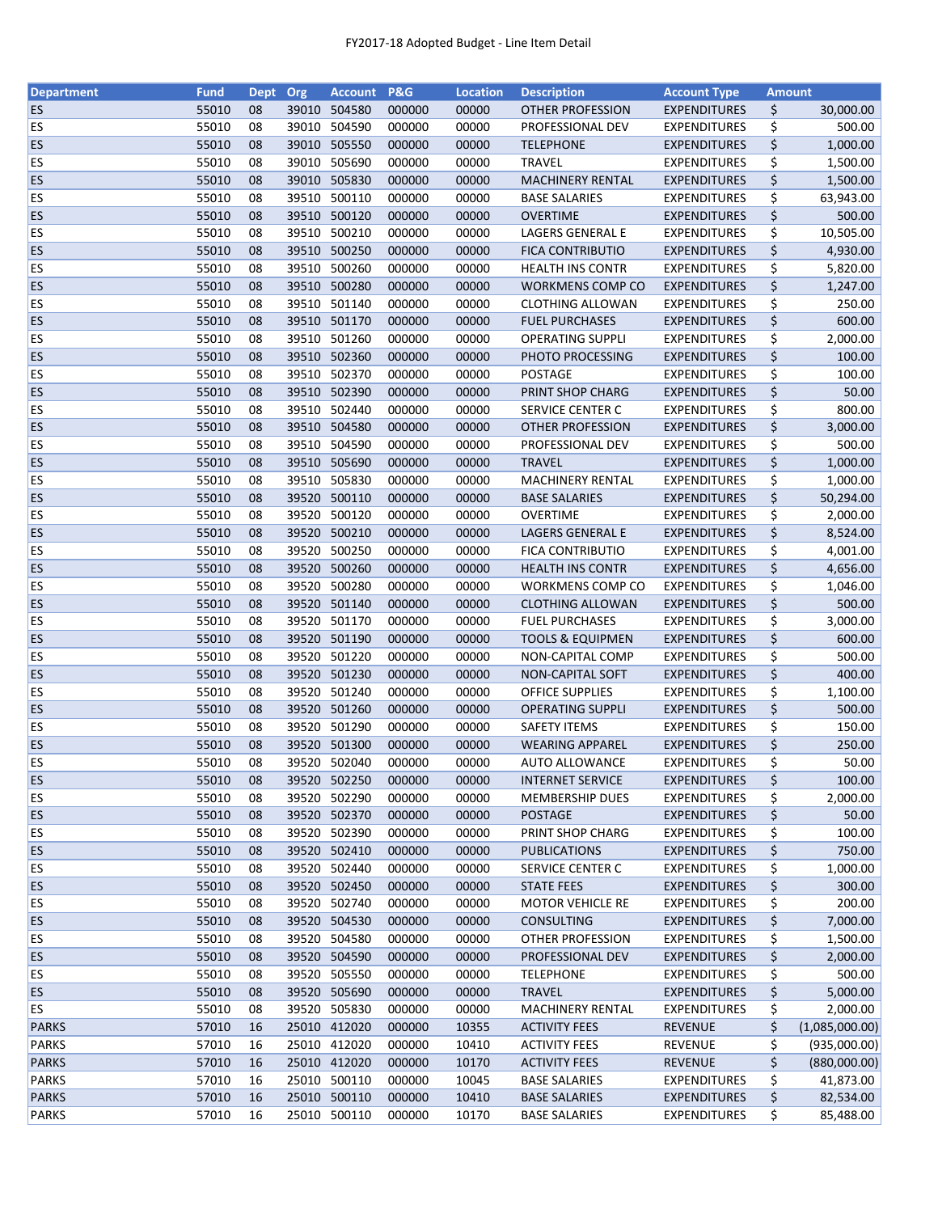FY2017-18 Adopted Budget - Line Item Detail

| Department | Fund | Dept | Org | Account | P&G | Location | Description | Account Type | Amount |
|---|---|---|---|---|---|---|---|---|---|
| ES | 55010 | 08 | 39010 | 504580 | 000000 | 00000 | OTHER PROFESSION | EXPENDITURES | $ 30,000.00 |
| ES | 55010 | 08 | 39010 | 504590 | 000000 | 00000 | PROFESSIONAL DEV | EXPENDITURES | $ 500.00 |
| ES | 55010 | 08 | 39010 | 505550 | 000000 | 00000 | TELEPHONE | EXPENDITURES | $ 1,000.00 |
| ES | 55010 | 08 | 39010 | 505690 | 000000 | 00000 | TRAVEL | EXPENDITURES | $ 1,500.00 |
| ES | 55010 | 08 | 39010 | 505830 | 000000 | 00000 | MACHINERY RENTAL | EXPENDITURES | $ 1,500.00 |
| ES | 55010 | 08 | 39510 | 500110 | 000000 | 00000 | BASE SALARIES | EXPENDITURES | $ 63,943.00 |
| ES | 55010 | 08 | 39510 | 500120 | 000000 | 00000 | OVERTIME | EXPENDITURES | $ 500.00 |
| ES | 55010 | 08 | 39510 | 500210 | 000000 | 00000 | LAGERS GENERAL E | EXPENDITURES | $ 10,505.00 |
| ES | 55010 | 08 | 39510 | 500250 | 000000 | 00000 | FICA CONTRIBUTIO | EXPENDITURES | $ 4,930.00 |
| ES | 55010 | 08 | 39510 | 500260 | 000000 | 00000 | HEALTH INS CONTR | EXPENDITURES | $ 5,820.00 |
| ES | 55010 | 08 | 39510 | 500280 | 000000 | 00000 | WORKMENS COMP CO | EXPENDITURES | $ 1,247.00 |
| ES | 55010 | 08 | 39510 | 501140 | 000000 | 00000 | CLOTHING ALLOWAN | EXPENDITURES | $ 250.00 |
| ES | 55010 | 08 | 39510 | 501170 | 000000 | 00000 | FUEL PURCHASES | EXPENDITURES | $ 600.00 |
| ES | 55010 | 08 | 39510 | 501260 | 000000 | 00000 | OPERATING SUPPLI | EXPENDITURES | $ 2,000.00 |
| ES | 55010 | 08 | 39510 | 502360 | 000000 | 00000 | PHOTO PROCESSING | EXPENDITURES | $ 100.00 |
| ES | 55010 | 08 | 39510 | 502370 | 000000 | 00000 | POSTAGE | EXPENDITURES | $ 100.00 |
| ES | 55010 | 08 | 39510 | 502390 | 000000 | 00000 | PRINT SHOP CHARG | EXPENDITURES | $ 50.00 |
| ES | 55010 | 08 | 39510 | 502440 | 000000 | 00000 | SERVICE CENTER C | EXPENDITURES | $ 800.00 |
| ES | 55010 | 08 | 39510 | 504580 | 000000 | 00000 | OTHER PROFESSION | EXPENDITURES | $ 3,000.00 |
| ES | 55010 | 08 | 39510 | 504590 | 000000 | 00000 | PROFESSIONAL DEV | EXPENDITURES | $ 500.00 |
| ES | 55010 | 08 | 39510 | 505690 | 000000 | 00000 | TRAVEL | EXPENDITURES | $ 1,000.00 |
| ES | 55010 | 08 | 39510 | 505830 | 000000 | 00000 | MACHINERY RENTAL | EXPENDITURES | $ 1,000.00 |
| ES | 55010 | 08 | 39520 | 500110 | 000000 | 00000 | BASE SALARIES | EXPENDITURES | $ 50,294.00 |
| ES | 55010 | 08 | 39520 | 500120 | 000000 | 00000 | OVERTIME | EXPENDITURES | $ 2,000.00 |
| ES | 55010 | 08 | 39520 | 500210 | 000000 | 00000 | LAGERS GENERAL E | EXPENDITURES | $ 8,524.00 |
| ES | 55010 | 08 | 39520 | 500250 | 000000 | 00000 | FICA CONTRIBUTIO | EXPENDITURES | $ 4,001.00 |
| ES | 55010 | 08 | 39520 | 500260 | 000000 | 00000 | HEALTH INS CONTR | EXPENDITURES | $ 4,656.00 |
| ES | 55010 | 08 | 39520 | 500280 | 000000 | 00000 | WORKMENS COMP CO | EXPENDITURES | $ 1,046.00 |
| ES | 55010 | 08 | 39520 | 501140 | 000000 | 00000 | CLOTHING ALLOWAN | EXPENDITURES | $ 500.00 |
| ES | 55010 | 08 | 39520 | 501170 | 000000 | 00000 | FUEL PURCHASES | EXPENDITURES | $ 3,000.00 |
| ES | 55010 | 08 | 39520 | 501190 | 000000 | 00000 | TOOLS & EQUIPMEN | EXPENDITURES | $ 600.00 |
| ES | 55010 | 08 | 39520 | 501220 | 000000 | 00000 | NON-CAPITAL COMP | EXPENDITURES | $ 500.00 |
| ES | 55010 | 08 | 39520 | 501230 | 000000 | 00000 | NON-CAPITAL SOFT | EXPENDITURES | $ 400.00 |
| ES | 55010 | 08 | 39520 | 501240 | 000000 | 00000 | OFFICE SUPPLIES | EXPENDITURES | $ 1,100.00 |
| ES | 55010 | 08 | 39520 | 501260 | 000000 | 00000 | OPERATING SUPPLI | EXPENDITURES | $ 500.00 |
| ES | 55010 | 08 | 39520 | 501290 | 000000 | 00000 | SAFETY ITEMS | EXPENDITURES | $ 150.00 |
| ES | 55010 | 08 | 39520 | 501300 | 000000 | 00000 | WEARING APPAREL | EXPENDITURES | $ 250.00 |
| ES | 55010 | 08 | 39520 | 502040 | 000000 | 00000 | AUTO ALLOWANCE | EXPENDITURES | $ 50.00 |
| ES | 55010 | 08 | 39520 | 502250 | 000000 | 00000 | INTERNET SERVICE | EXPENDITURES | $ 100.00 |
| ES | 55010 | 08 | 39520 | 502290 | 000000 | 00000 | MEMBERSHIP DUES | EXPENDITURES | $ 2,000.00 |
| ES | 55010 | 08 | 39520 | 502370 | 000000 | 00000 | POSTAGE | EXPENDITURES | $ 50.00 |
| ES | 55010 | 08 | 39520 | 502390 | 000000 | 00000 | PRINT SHOP CHARG | EXPENDITURES | $ 100.00 |
| ES | 55010 | 08 | 39520 | 502410 | 000000 | 00000 | PUBLICATIONS | EXPENDITURES | $ 750.00 |
| ES | 55010 | 08 | 39520 | 502440 | 000000 | 00000 | SERVICE CENTER C | EXPENDITURES | $ 1,000.00 |
| ES | 55010 | 08 | 39520 | 502450 | 000000 | 00000 | STATE FEES | EXPENDITURES | $ 300.00 |
| ES | 55010 | 08 | 39520 | 502740 | 000000 | 00000 | MOTOR VEHICLE RE | EXPENDITURES | $ 200.00 |
| ES | 55010 | 08 | 39520 | 504530 | 000000 | 00000 | CONSULTING | EXPENDITURES | $ 7,000.00 |
| ES | 55010 | 08 | 39520 | 504580 | 000000 | 00000 | OTHER PROFESSION | EXPENDITURES | $ 1,500.00 |
| ES | 55010 | 08 | 39520 | 504590 | 000000 | 00000 | PROFESSIONAL DEV | EXPENDITURES | $ 2,000.00 |
| ES | 55010 | 08 | 39520 | 505550 | 000000 | 00000 | TELEPHONE | EXPENDITURES | $ 500.00 |
| ES | 55010 | 08 | 39520 | 505690 | 000000 | 00000 | TRAVEL | EXPENDITURES | $ 5,000.00 |
| ES | 55010 | 08 | 39520 | 505830 | 000000 | 00000 | MACHINERY RENTAL | EXPENDITURES | $ 2,000.00 |
| PARKS | 57010 | 16 | 25010 | 412020 | 000000 | 10355 | ACTIVITY FEES | REVENUE | $ (1,085,000.00) |
| PARKS | 57010 | 16 | 25010 | 412020 | 000000 | 10410 | ACTIVITY FEES | REVENUE | $ (935,000.00) |
| PARKS | 57010 | 16 | 25010 | 412020 | 000000 | 10170 | ACTIVITY FEES | REVENUE | $ (880,000.00) |
| PARKS | 57010 | 16 | 25010 | 500110 | 000000 | 10045 | BASE SALARIES | EXPENDITURES | $ 41,873.00 |
| PARKS | 57010 | 16 | 25010 | 500110 | 000000 | 10410 | BASE SALARIES | EXPENDITURES | $ 82,534.00 |
| PARKS | 57010 | 16 | 25010 | 500110 | 000000 | 10170 | BASE SALARIES | EXPENDITURES | $ 85,488.00 |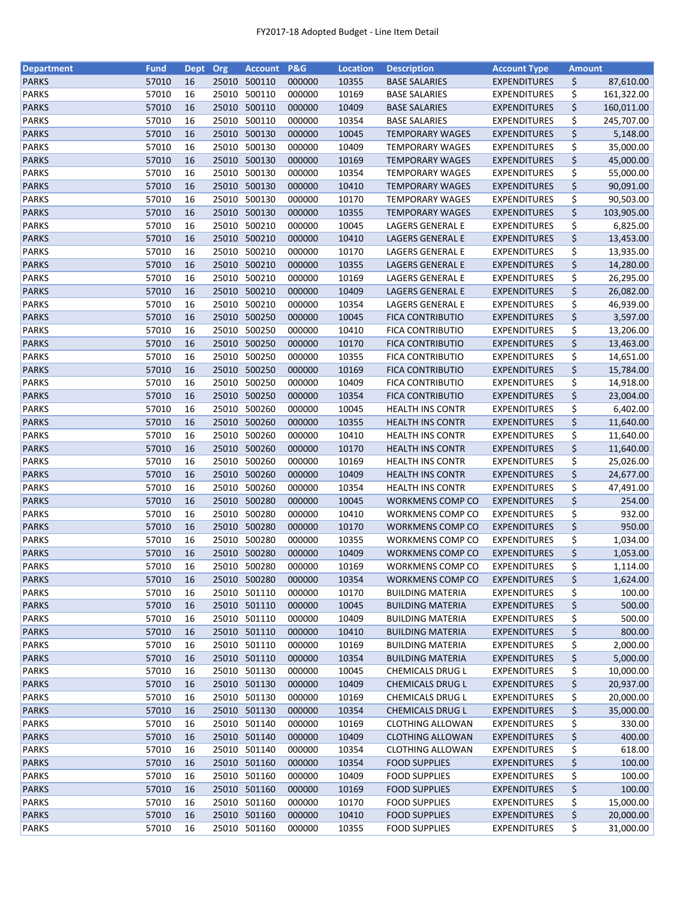FY2017-18 Adopted Budget - Line Item Detail

| Department | Fund | Dept | Org | Account | P&G | Location | Description | Account Type | Amount |
|---|---|---|---|---|---|---|---|---|---|
| PARKS | 57010 | 16 | 25010 | 500110 | 000000 | 10355 | BASE SALARIES | EXPENDITURES | $ 87,610.00 |
| PARKS | 57010 | 16 | 25010 | 500110 | 000000 | 10169 | BASE SALARIES | EXPENDITURES | $ 161,322.00 |
| PARKS | 57010 | 16 | 25010 | 500110 | 000000 | 10409 | BASE SALARIES | EXPENDITURES | $ 160,011.00 |
| PARKS | 57010 | 16 | 25010 | 500110 | 000000 | 10354 | BASE SALARIES | EXPENDITURES | $ 245,707.00 |
| PARKS | 57010 | 16 | 25010 | 500130 | 000000 | 10045 | TEMPORARY WAGES | EXPENDITURES | $ 5,148.00 |
| PARKS | 57010 | 16 | 25010 | 500130 | 000000 | 10409 | TEMPORARY WAGES | EXPENDITURES | $ 35,000.00 |
| PARKS | 57010 | 16 | 25010 | 500130 | 000000 | 10169 | TEMPORARY WAGES | EXPENDITURES | $ 45,000.00 |
| PARKS | 57010 | 16 | 25010 | 500130 | 000000 | 10354 | TEMPORARY WAGES | EXPENDITURES | $ 55,000.00 |
| PARKS | 57010 | 16 | 25010 | 500130 | 000000 | 10410 | TEMPORARY WAGES | EXPENDITURES | $ 90,091.00 |
| PARKS | 57010 | 16 | 25010 | 500130 | 000000 | 10170 | TEMPORARY WAGES | EXPENDITURES | $ 90,503.00 |
| PARKS | 57010 | 16 | 25010 | 500130 | 000000 | 10355 | TEMPORARY WAGES | EXPENDITURES | $ 103,905.00 |
| PARKS | 57010 | 16 | 25010 | 500210 | 000000 | 10045 | LAGERS GENERAL E | EXPENDITURES | $ 6,825.00 |
| PARKS | 57010 | 16 | 25010 | 500210 | 000000 | 10410 | LAGERS GENERAL E | EXPENDITURES | $ 13,453.00 |
| PARKS | 57010 | 16 | 25010 | 500210 | 000000 | 10170 | LAGERS GENERAL E | EXPENDITURES | $ 13,935.00 |
| PARKS | 57010 | 16 | 25010 | 500210 | 000000 | 10355 | LAGERS GENERAL E | EXPENDITURES | $ 14,280.00 |
| PARKS | 57010 | 16 | 25010 | 500210 | 000000 | 10169 | LAGERS GENERAL E | EXPENDITURES | $ 26,295.00 |
| PARKS | 57010 | 16 | 25010 | 500210 | 000000 | 10409 | LAGERS GENERAL E | EXPENDITURES | $ 26,082.00 |
| PARKS | 57010 | 16 | 25010 | 500210 | 000000 | 10354 | LAGERS GENERAL E | EXPENDITURES | $ 46,939.00 |
| PARKS | 57010 | 16 | 25010 | 500250 | 000000 | 10045 | FICA CONTRIBUTIO | EXPENDITURES | $ 3,597.00 |
| PARKS | 57010 | 16 | 25010 | 500250 | 000000 | 10410 | FICA CONTRIBUTIO | EXPENDITURES | $ 13,206.00 |
| PARKS | 57010 | 16 | 25010 | 500250 | 000000 | 10170 | FICA CONTRIBUTIO | EXPENDITURES | $ 13,463.00 |
| PARKS | 57010 | 16 | 25010 | 500250 | 000000 | 10355 | FICA CONTRIBUTIO | EXPENDITURES | $ 14,651.00 |
| PARKS | 57010 | 16 | 25010 | 500250 | 000000 | 10169 | FICA CONTRIBUTIO | EXPENDITURES | $ 15,784.00 |
| PARKS | 57010 | 16 | 25010 | 500250 | 000000 | 10409 | FICA CONTRIBUTIO | EXPENDITURES | $ 14,918.00 |
| PARKS | 57010 | 16 | 25010 | 500250 | 000000 | 10354 | FICA CONTRIBUTIO | EXPENDITURES | $ 23,004.00 |
| PARKS | 57010 | 16 | 25010 | 500260 | 000000 | 10045 | HEALTH INS CONTR | EXPENDITURES | $ 6,402.00 |
| PARKS | 57010 | 16 | 25010 | 500260 | 000000 | 10355 | HEALTH INS CONTR | EXPENDITURES | $ 11,640.00 |
| PARKS | 57010 | 16 | 25010 | 500260 | 000000 | 10410 | HEALTH INS CONTR | EXPENDITURES | $ 11,640.00 |
| PARKS | 57010 | 16 | 25010 | 500260 | 000000 | 10170 | HEALTH INS CONTR | EXPENDITURES | $ 11,640.00 |
| PARKS | 57010 | 16 | 25010 | 500260 | 000000 | 10169 | HEALTH INS CONTR | EXPENDITURES | $ 25,026.00 |
| PARKS | 57010 | 16 | 25010 | 500260 | 000000 | 10409 | HEALTH INS CONTR | EXPENDITURES | $ 24,677.00 |
| PARKS | 57010 | 16 | 25010 | 500260 | 000000 | 10354 | HEALTH INS CONTR | EXPENDITURES | $ 47,491.00 |
| PARKS | 57010 | 16 | 25010 | 500280 | 000000 | 10045 | WORKMENS COMP CO | EXPENDITURES | $ 254.00 |
| PARKS | 57010 | 16 | 25010 | 500280 | 000000 | 10410 | WORKMENS COMP CO | EXPENDITURES | $ 932.00 |
| PARKS | 57010 | 16 | 25010 | 500280 | 000000 | 10170 | WORKMENS COMP CO | EXPENDITURES | $ 950.00 |
| PARKS | 57010 | 16 | 25010 | 500280 | 000000 | 10355 | WORKMENS COMP CO | EXPENDITURES | $ 1,034.00 |
| PARKS | 57010 | 16 | 25010 | 500280 | 000000 | 10409 | WORKMENS COMP CO | EXPENDITURES | $ 1,053.00 |
| PARKS | 57010 | 16 | 25010 | 500280 | 000000 | 10169 | WORKMENS COMP CO | EXPENDITURES | $ 1,114.00 |
| PARKS | 57010 | 16 | 25010 | 500280 | 000000 | 10354 | WORKMENS COMP CO | EXPENDITURES | $ 1,624.00 |
| PARKS | 57010 | 16 | 25010 | 501110 | 000000 | 10170 | BUILDING MATERIA | EXPENDITURES | $ 100.00 |
| PARKS | 57010 | 16 | 25010 | 501110 | 000000 | 10045 | BUILDING MATERIA | EXPENDITURES | $ 500.00 |
| PARKS | 57010 | 16 | 25010 | 501110 | 000000 | 10409 | BUILDING MATERIA | EXPENDITURES | $ 500.00 |
| PARKS | 57010 | 16 | 25010 | 501110 | 000000 | 10410 | BUILDING MATERIA | EXPENDITURES | $ 800.00 |
| PARKS | 57010 | 16 | 25010 | 501110 | 000000 | 10169 | BUILDING MATERIA | EXPENDITURES | $ 2,000.00 |
| PARKS | 57010 | 16 | 25010 | 501110 | 000000 | 10354 | BUILDING MATERIA | EXPENDITURES | $ 5,000.00 |
| PARKS | 57010 | 16 | 25010 | 501130 | 000000 | 10045 | CHEMICALS DRUG L | EXPENDITURES | $ 10,000.00 |
| PARKS | 57010 | 16 | 25010 | 501130 | 000000 | 10409 | CHEMICALS DRUG L | EXPENDITURES | $ 20,937.00 |
| PARKS | 57010 | 16 | 25010 | 501130 | 000000 | 10169 | CHEMICALS DRUG L | EXPENDITURES | $ 20,000.00 |
| PARKS | 57010 | 16 | 25010 | 501130 | 000000 | 10354 | CHEMICALS DRUG L | EXPENDITURES | $ 35,000.00 |
| PARKS | 57010 | 16 | 25010 | 501140 | 000000 | 10169 | CLOTHING ALLOWAN | EXPENDITURES | $ 330.00 |
| PARKS | 57010 | 16 | 25010 | 501140 | 000000 | 10409 | CLOTHING ALLOWAN | EXPENDITURES | $ 400.00 |
| PARKS | 57010 | 16 | 25010 | 501140 | 000000 | 10354 | CLOTHING ALLOWAN | EXPENDITURES | $ 618.00 |
| PARKS | 57010 | 16 | 25010 | 501160 | 000000 | 10354 | FOOD SUPPLIES | EXPENDITURES | $ 100.00 |
| PARKS | 57010 | 16 | 25010 | 501160 | 000000 | 10409 | FOOD SUPPLIES | EXPENDITURES | $ 100.00 |
| PARKS | 57010 | 16 | 25010 | 501160 | 000000 | 10169 | FOOD SUPPLIES | EXPENDITURES | $ 100.00 |
| PARKS | 57010 | 16 | 25010 | 501160 | 000000 | 10170 | FOOD SUPPLIES | EXPENDITURES | $ 15,000.00 |
| PARKS | 57010 | 16 | 25010 | 501160 | 000000 | 10410 | FOOD SUPPLIES | EXPENDITURES | $ 20,000.00 |
| PARKS | 57010 | 16 | 25010 | 501160 | 000000 | 10355 | FOOD SUPPLIES | EXPENDITURES | $ 31,000.00 |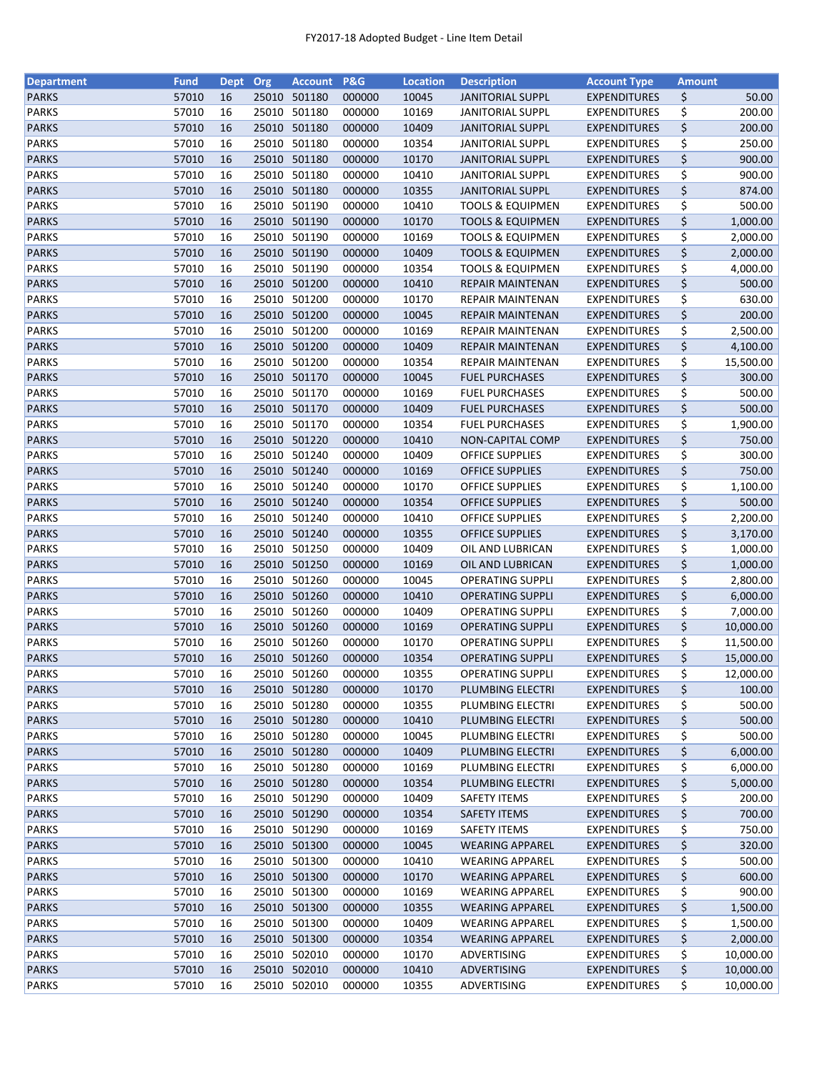FY2017-18 Adopted Budget - Line Item Detail

| Department | Fund | Dept | Org | Account | P&G | Location | Description | Account Type | Amount |
|---|---|---|---|---|---|---|---|---|---|
| PARKS | 57010 | 16 | 25010 | 501180 | 000000 | 10045 | JANITORIAL SUPPL | EXPENDITURES | $ 50.00 |
| PARKS | 57010 | 16 | 25010 | 501180 | 000000 | 10169 | JANITORIAL SUPPL | EXPENDITURES | $ 200.00 |
| PARKS | 57010 | 16 | 25010 | 501180 | 000000 | 10409 | JANITORIAL SUPPL | EXPENDITURES | $ 200.00 |
| PARKS | 57010 | 16 | 25010 | 501180 | 000000 | 10354 | JANITORIAL SUPPL | EXPENDITURES | $ 250.00 |
| PARKS | 57010 | 16 | 25010 | 501180 | 000000 | 10170 | JANITORIAL SUPPL | EXPENDITURES | $ 900.00 |
| PARKS | 57010 | 16 | 25010 | 501180 | 000000 | 10410 | JANITORIAL SUPPL | EXPENDITURES | $ 900.00 |
| PARKS | 57010 | 16 | 25010 | 501180 | 000000 | 10355 | JANITORIAL SUPPL | EXPENDITURES | $ 874.00 |
| PARKS | 57010 | 16 | 25010 | 501190 | 000000 | 10410 | TOOLS & EQUIPMEN | EXPENDITURES | $ 500.00 |
| PARKS | 57010 | 16 | 25010 | 501190 | 000000 | 10170 | TOOLS & EQUIPMEN | EXPENDITURES | $ 1,000.00 |
| PARKS | 57010 | 16 | 25010 | 501190 | 000000 | 10169 | TOOLS & EQUIPMEN | EXPENDITURES | $ 2,000.00 |
| PARKS | 57010 | 16 | 25010 | 501190 | 000000 | 10409 | TOOLS & EQUIPMEN | EXPENDITURES | $ 2,000.00 |
| PARKS | 57010 | 16 | 25010 | 501190 | 000000 | 10354 | TOOLS & EQUIPMEN | EXPENDITURES | $ 4,000.00 |
| PARKS | 57010 | 16 | 25010 | 501200 | 000000 | 10410 | REPAIR MAINTENAN | EXPENDITURES | $ 500.00 |
| PARKS | 57010 | 16 | 25010 | 501200 | 000000 | 10170 | REPAIR MAINTENAN | EXPENDITURES | $ 630.00 |
| PARKS | 57010 | 16 | 25010 | 501200 | 000000 | 10045 | REPAIR MAINTENAN | EXPENDITURES | $ 200.00 |
| PARKS | 57010 | 16 | 25010 | 501200 | 000000 | 10169 | REPAIR MAINTENAN | EXPENDITURES | $ 2,500.00 |
| PARKS | 57010 | 16 | 25010 | 501200 | 000000 | 10409 | REPAIR MAINTENAN | EXPENDITURES | $ 4,100.00 |
| PARKS | 57010 | 16 | 25010 | 501200 | 000000 | 10354 | REPAIR MAINTENAN | EXPENDITURES | $ 15,500.00 |
| PARKS | 57010 | 16 | 25010 | 501170 | 000000 | 10045 | FUEL PURCHASES | EXPENDITURES | $ 300.00 |
| PARKS | 57010 | 16 | 25010 | 501170 | 000000 | 10169 | FUEL PURCHASES | EXPENDITURES | $ 500.00 |
| PARKS | 57010 | 16 | 25010 | 501170 | 000000 | 10409 | FUEL PURCHASES | EXPENDITURES | $ 500.00 |
| PARKS | 57010 | 16 | 25010 | 501170 | 000000 | 10354 | FUEL PURCHASES | EXPENDITURES | $ 1,900.00 |
| PARKS | 57010 | 16 | 25010 | 501220 | 000000 | 10410 | NON-CAPITAL COMP | EXPENDITURES | $ 750.00 |
| PARKS | 57010 | 16 | 25010 | 501240 | 000000 | 10409 | OFFICE SUPPLIES | EXPENDITURES | $ 300.00 |
| PARKS | 57010 | 16 | 25010 | 501240 | 000000 | 10169 | OFFICE SUPPLIES | EXPENDITURES | $ 750.00 |
| PARKS | 57010 | 16 | 25010 | 501240 | 000000 | 10170 | OFFICE SUPPLIES | EXPENDITURES | $ 1,100.00 |
| PARKS | 57010 | 16 | 25010 | 501240 | 000000 | 10354 | OFFICE SUPPLIES | EXPENDITURES | $ 500.00 |
| PARKS | 57010 | 16 | 25010 | 501240 | 000000 | 10410 | OFFICE SUPPLIES | EXPENDITURES | $ 2,200.00 |
| PARKS | 57010 | 16 | 25010 | 501240 | 000000 | 10355 | OFFICE SUPPLIES | EXPENDITURES | $ 3,170.00 |
| PARKS | 57010 | 16 | 25010 | 501250 | 000000 | 10409 | OIL AND LUBRICAN | EXPENDITURES | $ 1,000.00 |
| PARKS | 57010 | 16 | 25010 | 501250 | 000000 | 10169 | OIL AND LUBRICAN | EXPENDITURES | $ 1,000.00 |
| PARKS | 57010 | 16 | 25010 | 501260 | 000000 | 10045 | OPERATING SUPPLI | EXPENDITURES | $ 2,800.00 |
| PARKS | 57010 | 16 | 25010 | 501260 | 000000 | 10410 | OPERATING SUPPLI | EXPENDITURES | $ 6,000.00 |
| PARKS | 57010 | 16 | 25010 | 501260 | 000000 | 10409 | OPERATING SUPPLI | EXPENDITURES | $ 7,000.00 |
| PARKS | 57010 | 16 | 25010 | 501260 | 000000 | 10169 | OPERATING SUPPLI | EXPENDITURES | $ 10,000.00 |
| PARKS | 57010 | 16 | 25010 | 501260 | 000000 | 10170 | OPERATING SUPPLI | EXPENDITURES | $ 11,500.00 |
| PARKS | 57010 | 16 | 25010 | 501260 | 000000 | 10354 | OPERATING SUPPLI | EXPENDITURES | $ 15,000.00 |
| PARKS | 57010 | 16 | 25010 | 501260 | 000000 | 10355 | OPERATING SUPPLI | EXPENDITURES | $ 12,000.00 |
| PARKS | 57010 | 16 | 25010 | 501280 | 000000 | 10170 | PLUMBING ELECTRI | EXPENDITURES | $ 100.00 |
| PARKS | 57010 | 16 | 25010 | 501280 | 000000 | 10355 | PLUMBING ELECTRI | EXPENDITURES | $ 500.00 |
| PARKS | 57010 | 16 | 25010 | 501280 | 000000 | 10410 | PLUMBING ELECTRI | EXPENDITURES | $ 500.00 |
| PARKS | 57010 | 16 | 25010 | 501280 | 000000 | 10045 | PLUMBING ELECTRI | EXPENDITURES | $ 500.00 |
| PARKS | 57010 | 16 | 25010 | 501280 | 000000 | 10409 | PLUMBING ELECTRI | EXPENDITURES | $ 6,000.00 |
| PARKS | 57010 | 16 | 25010 | 501280 | 000000 | 10169 | PLUMBING ELECTRI | EXPENDITURES | $ 6,000.00 |
| PARKS | 57010 | 16 | 25010 | 501280 | 000000 | 10354 | PLUMBING ELECTRI | EXPENDITURES | $ 5,000.00 |
| PARKS | 57010 | 16 | 25010 | 501290 | 000000 | 10409 | SAFETY ITEMS | EXPENDITURES | $ 200.00 |
| PARKS | 57010 | 16 | 25010 | 501290 | 000000 | 10354 | SAFETY ITEMS | EXPENDITURES | $ 700.00 |
| PARKS | 57010 | 16 | 25010 | 501290 | 000000 | 10169 | SAFETY ITEMS | EXPENDITURES | $ 750.00 |
| PARKS | 57010 | 16 | 25010 | 501300 | 000000 | 10045 | WEARING APPAREL | EXPENDITURES | $ 320.00 |
| PARKS | 57010 | 16 | 25010 | 501300 | 000000 | 10410 | WEARING APPAREL | EXPENDITURES | $ 500.00 |
| PARKS | 57010 | 16 | 25010 | 501300 | 000000 | 10170 | WEARING APPAREL | EXPENDITURES | $ 600.00 |
| PARKS | 57010 | 16 | 25010 | 501300 | 000000 | 10169 | WEARING APPAREL | EXPENDITURES | $ 900.00 |
| PARKS | 57010 | 16 | 25010 | 501300 | 000000 | 10355 | WEARING APPAREL | EXPENDITURES | $ 1,500.00 |
| PARKS | 57010 | 16 | 25010 | 501300 | 000000 | 10409 | WEARING APPAREL | EXPENDITURES | $ 1,500.00 |
| PARKS | 57010 | 16 | 25010 | 501300 | 000000 | 10354 | WEARING APPAREL | EXPENDITURES | $ 2,000.00 |
| PARKS | 57010 | 16 | 25010 | 502010 | 000000 | 10170 | ADVERTISING | EXPENDITURES | $ 10,000.00 |
| PARKS | 57010 | 16 | 25010 | 502010 | 000000 | 10410 | ADVERTISING | EXPENDITURES | $ 10,000.00 |
| PARKS | 57010 | 16 | 25010 | 502010 | 000000 | 10355 | ADVERTISING | EXPENDITURES | $ 10,000.00 |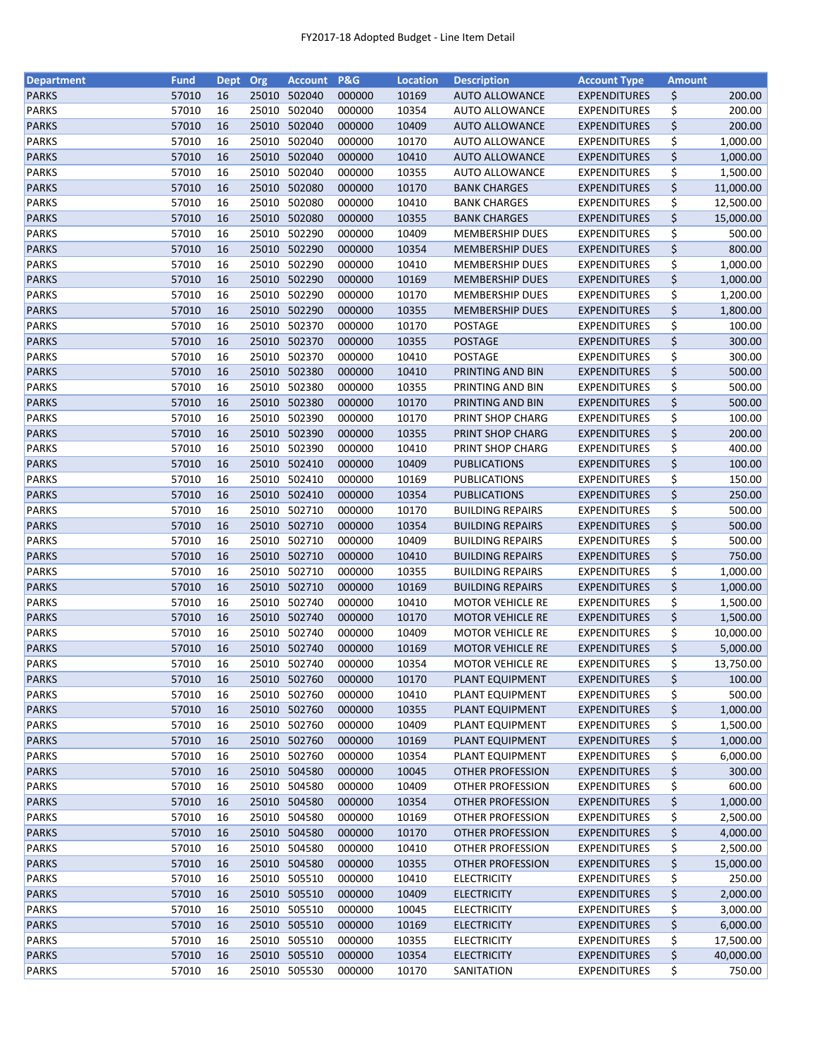FY2017-18 Adopted Budget - Line Item Detail

| Department | Fund | Dept | Org | Account | P&G | Location | Description | Account Type | Amount |
|---|---|---|---|---|---|---|---|---|---|
| PARKS | 57010 | 16 | 25010 | 502040 | 000000 | 10169 | AUTO ALLOWANCE | EXPENDITURES | $ 200.00 |
| PARKS | 57010 | 16 | 25010 | 502040 | 000000 | 10354 | AUTO ALLOWANCE | EXPENDITURES | $ 200.00 |
| PARKS | 57010 | 16 | 25010 | 502040 | 000000 | 10409 | AUTO ALLOWANCE | EXPENDITURES | $ 200.00 |
| PARKS | 57010 | 16 | 25010 | 502040 | 000000 | 10170 | AUTO ALLOWANCE | EXPENDITURES | $ 1,000.00 |
| PARKS | 57010 | 16 | 25010 | 502040 | 000000 | 10410 | AUTO ALLOWANCE | EXPENDITURES | $ 1,000.00 |
| PARKS | 57010 | 16 | 25010 | 502040 | 000000 | 10355 | AUTO ALLOWANCE | EXPENDITURES | $ 1,500.00 |
| PARKS | 57010 | 16 | 25010 | 502080 | 000000 | 10170 | BANK CHARGES | EXPENDITURES | $ 11,000.00 |
| PARKS | 57010 | 16 | 25010 | 502080 | 000000 | 10410 | BANK CHARGES | EXPENDITURES | $ 12,500.00 |
| PARKS | 57010 | 16 | 25010 | 502080 | 000000 | 10355 | BANK CHARGES | EXPENDITURES | $ 15,000.00 |
| PARKS | 57010 | 16 | 25010 | 502290 | 000000 | 10409 | MEMBERSHIP DUES | EXPENDITURES | $ 500.00 |
| PARKS | 57010 | 16 | 25010 | 502290 | 000000 | 10354 | MEMBERSHIP DUES | EXPENDITURES | $ 800.00 |
| PARKS | 57010 | 16 | 25010 | 502290 | 000000 | 10410 | MEMBERSHIP DUES | EXPENDITURES | $ 1,000.00 |
| PARKS | 57010 | 16 | 25010 | 502290 | 000000 | 10169 | MEMBERSHIP DUES | EXPENDITURES | $ 1,000.00 |
| PARKS | 57010 | 16 | 25010 | 502290 | 000000 | 10170 | MEMBERSHIP DUES | EXPENDITURES | $ 1,200.00 |
| PARKS | 57010 | 16 | 25010 | 502290 | 000000 | 10355 | MEMBERSHIP DUES | EXPENDITURES | $ 1,800.00 |
| PARKS | 57010 | 16 | 25010 | 502370 | 000000 | 10170 | POSTAGE | EXPENDITURES | $ 100.00 |
| PARKS | 57010 | 16 | 25010 | 502370 | 000000 | 10355 | POSTAGE | EXPENDITURES | $ 300.00 |
| PARKS | 57010 | 16 | 25010 | 502370 | 000000 | 10410 | POSTAGE | EXPENDITURES | $ 300.00 |
| PARKS | 57010 | 16 | 25010 | 502380 | 000000 | 10410 | PRINTING AND BIN | EXPENDITURES | $ 500.00 |
| PARKS | 57010 | 16 | 25010 | 502380 | 000000 | 10355 | PRINTING AND BIN | EXPENDITURES | $ 500.00 |
| PARKS | 57010 | 16 | 25010 | 502380 | 000000 | 10170 | PRINTING AND BIN | EXPENDITURES | $ 500.00 |
| PARKS | 57010 | 16 | 25010 | 502390 | 000000 | 10170 | PRINT SHOP CHARG | EXPENDITURES | $ 100.00 |
| PARKS | 57010 | 16 | 25010 | 502390 | 000000 | 10355 | PRINT SHOP CHARG | EXPENDITURES | $ 200.00 |
| PARKS | 57010 | 16 | 25010 | 502390 | 000000 | 10410 | PRINT SHOP CHARG | EXPENDITURES | $ 400.00 |
| PARKS | 57010 | 16 | 25010 | 502410 | 000000 | 10409 | PUBLICATIONS | EXPENDITURES | $ 100.00 |
| PARKS | 57010 | 16 | 25010 | 502410 | 000000 | 10169 | PUBLICATIONS | EXPENDITURES | $ 150.00 |
| PARKS | 57010 | 16 | 25010 | 502410 | 000000 | 10354 | PUBLICATIONS | EXPENDITURES | $ 250.00 |
| PARKS | 57010 | 16 | 25010 | 502710 | 000000 | 10170 | BUILDING REPAIRS | EXPENDITURES | $ 500.00 |
| PARKS | 57010 | 16 | 25010 | 502710 | 000000 | 10354 | BUILDING REPAIRS | EXPENDITURES | $ 500.00 |
| PARKS | 57010 | 16 | 25010 | 502710 | 000000 | 10409 | BUILDING REPAIRS | EXPENDITURES | $ 500.00 |
| PARKS | 57010 | 16 | 25010 | 502710 | 000000 | 10410 | BUILDING REPAIRS | EXPENDITURES | $ 750.00 |
| PARKS | 57010 | 16 | 25010 | 502710 | 000000 | 10355 | BUILDING REPAIRS | EXPENDITURES | $ 1,000.00 |
| PARKS | 57010 | 16 | 25010 | 502710 | 000000 | 10169 | BUILDING REPAIRS | EXPENDITURES | $ 1,000.00 |
| PARKS | 57010 | 16 | 25010 | 502740 | 000000 | 10410 | MOTOR VEHICLE RE | EXPENDITURES | $ 1,500.00 |
| PARKS | 57010 | 16 | 25010 | 502740 | 000000 | 10170 | MOTOR VEHICLE RE | EXPENDITURES | $ 1,500.00 |
| PARKS | 57010 | 16 | 25010 | 502740 | 000000 | 10409 | MOTOR VEHICLE RE | EXPENDITURES | $ 10,000.00 |
| PARKS | 57010 | 16 | 25010 | 502740 | 000000 | 10169 | MOTOR VEHICLE RE | EXPENDITURES | $ 5,000.00 |
| PARKS | 57010 | 16 | 25010 | 502740 | 000000 | 10354 | MOTOR VEHICLE RE | EXPENDITURES | $ 13,750.00 |
| PARKS | 57010 | 16 | 25010 | 502760 | 000000 | 10170 | PLANT EQUIPMENT | EXPENDITURES | $ 100.00 |
| PARKS | 57010 | 16 | 25010 | 502760 | 000000 | 10410 | PLANT EQUIPMENT | EXPENDITURES | $ 500.00 |
| PARKS | 57010 | 16 | 25010 | 502760 | 000000 | 10355 | PLANT EQUIPMENT | EXPENDITURES | $ 1,000.00 |
| PARKS | 57010 | 16 | 25010 | 502760 | 000000 | 10409 | PLANT EQUIPMENT | EXPENDITURES | $ 1,500.00 |
| PARKS | 57010 | 16 | 25010 | 502760 | 000000 | 10169 | PLANT EQUIPMENT | EXPENDITURES | $ 1,000.00 |
| PARKS | 57010 | 16 | 25010 | 502760 | 000000 | 10354 | PLANT EQUIPMENT | EXPENDITURES | $ 6,000.00 |
| PARKS | 57010 | 16 | 25010 | 504580 | 000000 | 10045 | OTHER PROFESSION | EXPENDITURES | $ 300.00 |
| PARKS | 57010 | 16 | 25010 | 504580 | 000000 | 10409 | OTHER PROFESSION | EXPENDITURES | $ 600.00 |
| PARKS | 57010 | 16 | 25010 | 504580 | 000000 | 10354 | OTHER PROFESSION | EXPENDITURES | $ 1,000.00 |
| PARKS | 57010 | 16 | 25010 | 504580 | 000000 | 10169 | OTHER PROFESSION | EXPENDITURES | $ 2,500.00 |
| PARKS | 57010 | 16 | 25010 | 504580 | 000000 | 10170 | OTHER PROFESSION | EXPENDITURES | $ 4,000.00 |
| PARKS | 57010 | 16 | 25010 | 504580 | 000000 | 10410 | OTHER PROFESSION | EXPENDITURES | $ 2,500.00 |
| PARKS | 57010 | 16 | 25010 | 504580 | 000000 | 10355 | OTHER PROFESSION | EXPENDITURES | $ 15,000.00 |
| PARKS | 57010 | 16 | 25010 | 505510 | 000000 | 10410 | ELECTRICITY | EXPENDITURES | $ 250.00 |
| PARKS | 57010 | 16 | 25010 | 505510 | 000000 | 10409 | ELECTRICITY | EXPENDITURES | $ 2,000.00 |
| PARKS | 57010 | 16 | 25010 | 505510 | 000000 | 10045 | ELECTRICITY | EXPENDITURES | $ 3,000.00 |
| PARKS | 57010 | 16 | 25010 | 505510 | 000000 | 10169 | ELECTRICITY | EXPENDITURES | $ 6,000.00 |
| PARKS | 57010 | 16 | 25010 | 505510 | 000000 | 10355 | ELECTRICITY | EXPENDITURES | $ 17,500.00 |
| PARKS | 57010 | 16 | 25010 | 505510 | 000000 | 10354 | ELECTRICITY | EXPENDITURES | $ 40,000.00 |
| PARKS | 57010 | 16 | 25010 | 505530 | 000000 | 10170 | SANITATION | EXPENDITURES | $ 750.00 |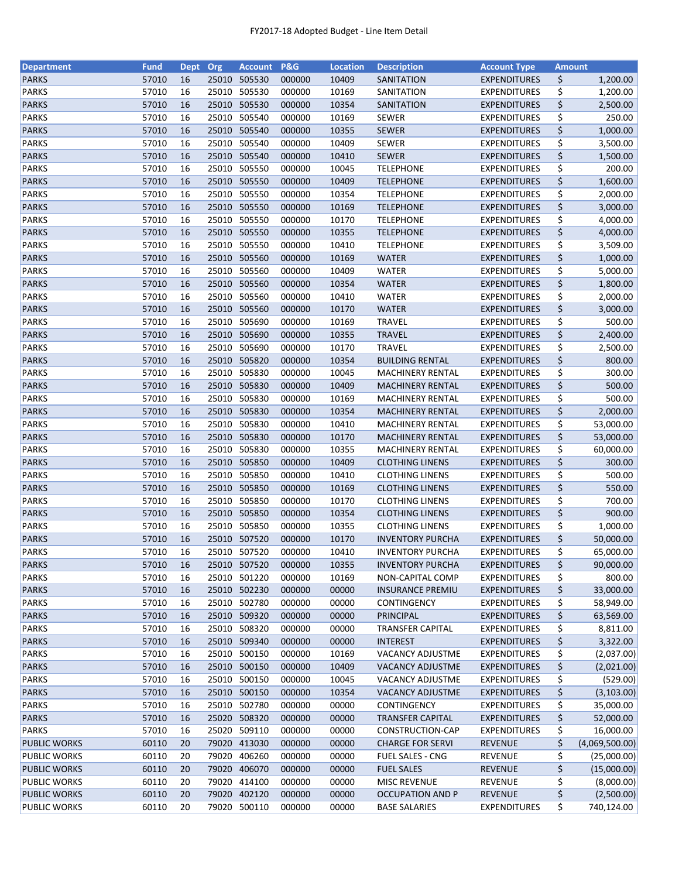FY2017-18 Adopted Budget - Line Item Detail

| Department | Fund | Dept | Org | Account | P&G | Location | Description | Account Type | Amount |
|---|---|---|---|---|---|---|---|---|---|
| PARKS | 57010 | 16 | 25010 | 505530 | 000000 | 10409 | SANITATION | EXPENDITURES | $ 1,200.00 |
| PARKS | 57010 | 16 | 25010 | 505530 | 000000 | 10169 | SANITATION | EXPENDITURES | $ 1,200.00 |
| PARKS | 57010 | 16 | 25010 | 505530 | 000000 | 10354 | SANITATION | EXPENDITURES | $ 2,500.00 |
| PARKS | 57010 | 16 | 25010 | 505540 | 000000 | 10169 | SEWER | EXPENDITURES | $ 250.00 |
| PARKS | 57010 | 16 | 25010 | 505540 | 000000 | 10355 | SEWER | EXPENDITURES | $ 1,000.00 |
| PARKS | 57010 | 16 | 25010 | 505540 | 000000 | 10409 | SEWER | EXPENDITURES | $ 3,500.00 |
| PARKS | 57010 | 16 | 25010 | 505540 | 000000 | 10410 | SEWER | EXPENDITURES | $ 1,500.00 |
| PARKS | 57010 | 16 | 25010 | 505550 | 000000 | 10045 | TELEPHONE | EXPENDITURES | $ 200.00 |
| PARKS | 57010 | 16 | 25010 | 505550 | 000000 | 10409 | TELEPHONE | EXPENDITURES | $ 1,600.00 |
| PARKS | 57010 | 16 | 25010 | 505550 | 000000 | 10354 | TELEPHONE | EXPENDITURES | $ 2,000.00 |
| PARKS | 57010 | 16 | 25010 | 505550 | 000000 | 10169 | TELEPHONE | EXPENDITURES | $ 3,000.00 |
| PARKS | 57010 | 16 | 25010 | 505550 | 000000 | 10170 | TELEPHONE | EXPENDITURES | $ 4,000.00 |
| PARKS | 57010 | 16 | 25010 | 505550 | 000000 | 10355 | TELEPHONE | EXPENDITURES | $ 4,000.00 |
| PARKS | 57010 | 16 | 25010 | 505550 | 000000 | 10410 | TELEPHONE | EXPENDITURES | $ 3,509.00 |
| PARKS | 57010 | 16 | 25010 | 505560 | 000000 | 10169 | WATER | EXPENDITURES | $ 1,000.00 |
| PARKS | 57010 | 16 | 25010 | 505560 | 000000 | 10409 | WATER | EXPENDITURES | $ 5,000.00 |
| PARKS | 57010 | 16 | 25010 | 505560 | 000000 | 10354 | WATER | EXPENDITURES | $ 1,800.00 |
| PARKS | 57010 | 16 | 25010 | 505560 | 000000 | 10410 | WATER | EXPENDITURES | $ 2,000.00 |
| PARKS | 57010 | 16 | 25010 | 505560 | 000000 | 10170 | WATER | EXPENDITURES | $ 3,000.00 |
| PARKS | 57010 | 16 | 25010 | 505690 | 000000 | 10169 | TRAVEL | EXPENDITURES | $ 500.00 |
| PARKS | 57010 | 16 | 25010 | 505690 | 000000 | 10355 | TRAVEL | EXPENDITURES | $ 2,400.00 |
| PARKS | 57010 | 16 | 25010 | 505690 | 000000 | 10170 | TRAVEL | EXPENDITURES | $ 2,500.00 |
| PARKS | 57010 | 16 | 25010 | 505820 | 000000 | 10354 | BUILDING RENTAL | EXPENDITURES | $ 800.00 |
| PARKS | 57010 | 16 | 25010 | 505830 | 000000 | 10045 | MACHINERY RENTAL | EXPENDITURES | $ 300.00 |
| PARKS | 57010 | 16 | 25010 | 505830 | 000000 | 10409 | MACHINERY RENTAL | EXPENDITURES | $ 500.00 |
| PARKS | 57010 | 16 | 25010 | 505830 | 000000 | 10169 | MACHINERY RENTAL | EXPENDITURES | $ 500.00 |
| PARKS | 57010 | 16 | 25010 | 505830 | 000000 | 10354 | MACHINERY RENTAL | EXPENDITURES | $ 2,000.00 |
| PARKS | 57010 | 16 | 25010 | 505830 | 000000 | 10410 | MACHINERY RENTAL | EXPENDITURES | $ 53,000.00 |
| PARKS | 57010 | 16 | 25010 | 505830 | 000000 | 10170 | MACHINERY RENTAL | EXPENDITURES | $ 53,000.00 |
| PARKS | 57010 | 16 | 25010 | 505830 | 000000 | 10355 | MACHINERY RENTAL | EXPENDITURES | $ 60,000.00 |
| PARKS | 57010 | 16 | 25010 | 505850 | 000000 | 10409 | CLOTHING LINENS | EXPENDITURES | $ 300.00 |
| PARKS | 57010 | 16 | 25010 | 505850 | 000000 | 10410 | CLOTHING LINENS | EXPENDITURES | $ 500.00 |
| PARKS | 57010 | 16 | 25010 | 505850 | 000000 | 10169 | CLOTHING LINENS | EXPENDITURES | $ 550.00 |
| PARKS | 57010 | 16 | 25010 | 505850 | 000000 | 10170 | CLOTHING LINENS | EXPENDITURES | $ 700.00 |
| PARKS | 57010 | 16 | 25010 | 505850 | 000000 | 10354 | CLOTHING LINENS | EXPENDITURES | $ 900.00 |
| PARKS | 57010 | 16 | 25010 | 505850 | 000000 | 10355 | CLOTHING LINENS | EXPENDITURES | $ 1,000.00 |
| PARKS | 57010 | 16 | 25010 | 507520 | 000000 | 10170 | INVENTORY PURCHA | EXPENDITURES | $ 50,000.00 |
| PARKS | 57010 | 16 | 25010 | 507520 | 000000 | 10410 | INVENTORY PURCHA | EXPENDITURES | $ 65,000.00 |
| PARKS | 57010 | 16 | 25010 | 507520 | 000000 | 10355 | INVENTORY PURCHA | EXPENDITURES | $ 90,000.00 |
| PARKS | 57010 | 16 | 25010 | 501220 | 000000 | 10169 | NON-CAPITAL COMP | EXPENDITURES | $ 800.00 |
| PARKS | 57010 | 16 | 25010 | 502230 | 000000 | 00000 | INSURANCE PREMIU | EXPENDITURES | $ 33,000.00 |
| PARKS | 57010 | 16 | 25010 | 502780 | 000000 | 00000 | CONTINGENCY | EXPENDITURES | $ 58,949.00 |
| PARKS | 57010 | 16 | 25010 | 509320 | 000000 | 00000 | PRINCIPAL | EXPENDITURES | $ 63,569.00 |
| PARKS | 57010 | 16 | 25010 | 508320 | 000000 | 00000 | TRANSFER CAPITAL | EXPENDITURES | $ 8,811.00 |
| PARKS | 57010 | 16 | 25010 | 509340 | 000000 | 00000 | INTEREST | EXPENDITURES | $ 3,322.00 |
| PARKS | 57010 | 16 | 25010 | 500150 | 000000 | 10169 | VACANCY ADJUSTME | EXPENDITURES | $ (2,037.00) |
| PARKS | 57010 | 16 | 25010 | 500150 | 000000 | 10409 | VACANCY ADJUSTME | EXPENDITURES | $ (2,021.00) |
| PARKS | 57010 | 16 | 25010 | 500150 | 000000 | 10045 | VACANCY ADJUSTME | EXPENDITURES | $ (529.00) |
| PARKS | 57010 | 16 | 25010 | 500150 | 000000 | 10354 | VACANCY ADJUSTME | EXPENDITURES | $ (3,103.00) |
| PARKS | 57010 | 16 | 25010 | 502780 | 000000 | 00000 | CONTINGENCY | EXPENDITURES | $ 35,000.00 |
| PARKS | 57010 | 16 | 25020 | 508320 | 000000 | 00000 | TRANSFER CAPITAL | EXPENDITURES | $ 52,000.00 |
| PARKS | 57010 | 16 | 25020 | 509110 | 000000 | 00000 | CONSTRUCTION-CAP | EXPENDITURES | $ 16,000.00 |
| PUBLIC WORKS | 60110 | 20 | 79020 | 413030 | 000000 | 00000 | CHARGE FOR SERVI | REVENUE | $ (4,069,500.00) |
| PUBLIC WORKS | 60110 | 20 | 79020 | 406260 | 000000 | 00000 | FUEL SALES - CNG | REVENUE | $ (25,000.00) |
| PUBLIC WORKS | 60110 | 20 | 79020 | 406070 | 000000 | 00000 | FUEL SALES | REVENUE | $ (15,000.00) |
| PUBLIC WORKS | 60110 | 20 | 79020 | 414100 | 000000 | 00000 | MISC REVENUE | REVENUE | $ (8,000.00) |
| PUBLIC WORKS | 60110 | 20 | 79020 | 402120 | 000000 | 00000 | OCCUPATION AND P | REVENUE | $ (2,500.00) |
| PUBLIC WORKS | 60110 | 20 | 79020 | 500110 | 000000 | 00000 | BASE SALARIES | EXPENDITURES | $ 740,124.00 |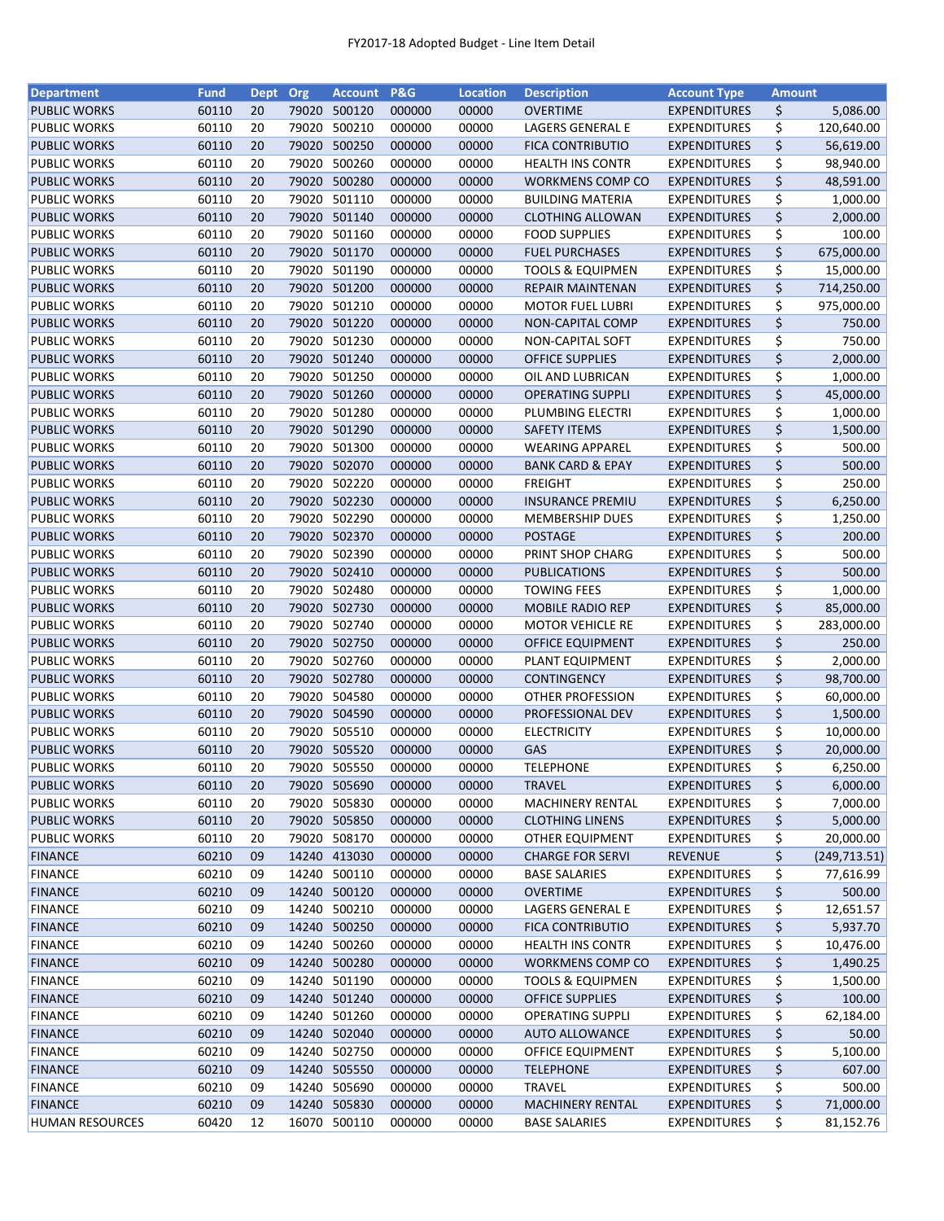FY2017-18 Adopted Budget - Line Item Detail

| Department | Fund | Dept | Org | Account | P&G | Location | Description | Account Type | Amount |
|---|---|---|---|---|---|---|---|---|---|
| PUBLIC WORKS | 60110 | 20 | 79020 | 500120 | 000000 | 00000 | OVERTIME | EXPENDITURES | $ 5,086.00 |
| PUBLIC WORKS | 60110 | 20 | 79020 | 500210 | 000000 | 00000 | LAGERS GENERAL E | EXPENDITURES | $ 120,640.00 |
| PUBLIC WORKS | 60110 | 20 | 79020 | 500250 | 000000 | 00000 | FICA CONTRIBUTIO | EXPENDITURES | $ 56,619.00 |
| PUBLIC WORKS | 60110 | 20 | 79020 | 500260 | 000000 | 00000 | HEALTH INS CONTR | EXPENDITURES | $ 98,940.00 |
| PUBLIC WORKS | 60110 | 20 | 79020 | 500280 | 000000 | 00000 | WORKMENS COMP CO | EXPENDITURES | $ 48,591.00 |
| PUBLIC WORKS | 60110 | 20 | 79020 | 501110 | 000000 | 00000 | BUILDING MATERIA | EXPENDITURES | $ 1,000.00 |
| PUBLIC WORKS | 60110 | 20 | 79020 | 501140 | 000000 | 00000 | CLOTHING ALLOWAN | EXPENDITURES | $ 2,000.00 |
| PUBLIC WORKS | 60110 | 20 | 79020 | 501160 | 000000 | 00000 | FOOD SUPPLIES | EXPENDITURES | $ 100.00 |
| PUBLIC WORKS | 60110 | 20 | 79020 | 501170 | 000000 | 00000 | FUEL PURCHASES | EXPENDITURES | $ 675,000.00 |
| PUBLIC WORKS | 60110 | 20 | 79020 | 501190 | 000000 | 00000 | TOOLS & EQUIPMEN | EXPENDITURES | $ 15,000.00 |
| PUBLIC WORKS | 60110 | 20 | 79020 | 501200 | 000000 | 00000 | REPAIR MAINTENAN | EXPENDITURES | $ 714,250.00 |
| PUBLIC WORKS | 60110 | 20 | 79020 | 501210 | 000000 | 00000 | MOTOR FUEL LUBRI | EXPENDITURES | $ 975,000.00 |
| PUBLIC WORKS | 60110 | 20 | 79020 | 501220 | 000000 | 00000 | NON-CAPITAL COMP | EXPENDITURES | $ 750.00 |
| PUBLIC WORKS | 60110 | 20 | 79020 | 501230 | 000000 | 00000 | NON-CAPITAL SOFT | EXPENDITURES | $ 750.00 |
| PUBLIC WORKS | 60110 | 20 | 79020 | 501240 | 000000 | 00000 | OFFICE SUPPLIES | EXPENDITURES | $ 2,000.00 |
| PUBLIC WORKS | 60110 | 20 | 79020 | 501250 | 000000 | 00000 | OIL AND LUBRICAN | EXPENDITURES | $ 1,000.00 |
| PUBLIC WORKS | 60110 | 20 | 79020 | 501260 | 000000 | 00000 | OPERATING SUPPLI | EXPENDITURES | $ 45,000.00 |
| PUBLIC WORKS | 60110 | 20 | 79020 | 501280 | 000000 | 00000 | PLUMBING ELECTRI | EXPENDITURES | $ 1,000.00 |
| PUBLIC WORKS | 60110 | 20 | 79020 | 501290 | 000000 | 00000 | SAFETY ITEMS | EXPENDITURES | $ 1,500.00 |
| PUBLIC WORKS | 60110 | 20 | 79020 | 501300 | 000000 | 00000 | WEARING APPAREL | EXPENDITURES | $ 500.00 |
| PUBLIC WORKS | 60110 | 20 | 79020 | 502070 | 000000 | 00000 | BANK CARD & EPAY | EXPENDITURES | $ 500.00 |
| PUBLIC WORKS | 60110 | 20 | 79020 | 502220 | 000000 | 00000 | FREIGHT | EXPENDITURES | $ 250.00 |
| PUBLIC WORKS | 60110 | 20 | 79020 | 502230 | 000000 | 00000 | INSURANCE PREMIU | EXPENDITURES | $ 6,250.00 |
| PUBLIC WORKS | 60110 | 20 | 79020 | 502290 | 000000 | 00000 | MEMBERSHIP DUES | EXPENDITURES | $ 1,250.00 |
| PUBLIC WORKS | 60110 | 20 | 79020 | 502370 | 000000 | 00000 | POSTAGE | EXPENDITURES | $ 200.00 |
| PUBLIC WORKS | 60110 | 20 | 79020 | 502390 | 000000 | 00000 | PRINT SHOP CHARG | EXPENDITURES | $ 500.00 |
| PUBLIC WORKS | 60110 | 20 | 79020 | 502410 | 000000 | 00000 | PUBLICATIONS | EXPENDITURES | $ 500.00 |
| PUBLIC WORKS | 60110 | 20 | 79020 | 502480 | 000000 | 00000 | TOWING FEES | EXPENDITURES | $ 1,000.00 |
| PUBLIC WORKS | 60110 | 20 | 79020 | 502730 | 000000 | 00000 | MOBILE RADIO REP | EXPENDITURES | $ 85,000.00 |
| PUBLIC WORKS | 60110 | 20 | 79020 | 502740 | 000000 | 00000 | MOTOR VEHICLE RE | EXPENDITURES | $ 283,000.00 |
| PUBLIC WORKS | 60110 | 20 | 79020 | 502750 | 000000 | 00000 | OFFICE EQUIPMENT | EXPENDITURES | $ 250.00 |
| PUBLIC WORKS | 60110 | 20 | 79020 | 502760 | 000000 | 00000 | PLANT EQUIPMENT | EXPENDITURES | $ 2,000.00 |
| PUBLIC WORKS | 60110 | 20 | 79020 | 502780 | 000000 | 00000 | CONTINGENCY | EXPENDITURES | $ 98,700.00 |
| PUBLIC WORKS | 60110 | 20 | 79020 | 504580 | 000000 | 00000 | OTHER PROFESSION | EXPENDITURES | $ 60,000.00 |
| PUBLIC WORKS | 60110 | 20 | 79020 | 504590 | 000000 | 00000 | PROFESSIONAL DEV | EXPENDITURES | $ 1,500.00 |
| PUBLIC WORKS | 60110 | 20 | 79020 | 505510 | 000000 | 00000 | ELECTRICITY | EXPENDITURES | $ 10,000.00 |
| PUBLIC WORKS | 60110 | 20 | 79020 | 505520 | 000000 | 00000 | GAS | EXPENDITURES | $ 20,000.00 |
| PUBLIC WORKS | 60110 | 20 | 79020 | 505550 | 000000 | 00000 | TELEPHONE | EXPENDITURES | $ 6,250.00 |
| PUBLIC WORKS | 60110 | 20 | 79020 | 505690 | 000000 | 00000 | TRAVEL | EXPENDITURES | $ 6,000.00 |
| PUBLIC WORKS | 60110 | 20 | 79020 | 505830 | 000000 | 00000 | MACHINERY RENTAL | EXPENDITURES | $ 7,000.00 |
| PUBLIC WORKS | 60110 | 20 | 79020 | 505850 | 000000 | 00000 | CLOTHING LINENS | EXPENDITURES | $ 5,000.00 |
| PUBLIC WORKS | 60110 | 20 | 79020 | 508170 | 000000 | 00000 | OTHER EQUIPMENT | EXPENDITURES | $ 20,000.00 |
| FINANCE | 60210 | 09 | 14240 | 413030 | 000000 | 00000 | CHARGE FOR SERVI | REVENUE | $ (249,713.51) |
| FINANCE | 60210 | 09 | 14240 | 500110 | 000000 | 00000 | BASE SALARIES | EXPENDITURES | $ 77,616.99 |
| FINANCE | 60210 | 09 | 14240 | 500120 | 000000 | 00000 | OVERTIME | EXPENDITURES | $ 500.00 |
| FINANCE | 60210 | 09 | 14240 | 500210 | 000000 | 00000 | LAGERS GENERAL E | EXPENDITURES | $ 12,651.57 |
| FINANCE | 60210 | 09 | 14240 | 500250 | 000000 | 00000 | FICA CONTRIBUTIO | EXPENDITURES | $ 5,937.70 |
| FINANCE | 60210 | 09 | 14240 | 500260 | 000000 | 00000 | HEALTH INS CONTR | EXPENDITURES | $ 10,476.00 |
| FINANCE | 60210 | 09 | 14240 | 500280 | 000000 | 00000 | WORKMENS COMP CO | EXPENDITURES | $ 1,490.25 |
| FINANCE | 60210 | 09 | 14240 | 501190 | 000000 | 00000 | TOOLS & EQUIPMEN | EXPENDITURES | $ 1,500.00 |
| FINANCE | 60210 | 09 | 14240 | 501240 | 000000 | 00000 | OFFICE SUPPLIES | EXPENDITURES | $ 100.00 |
| FINANCE | 60210 | 09 | 14240 | 501260 | 000000 | 00000 | OPERATING SUPPLI | EXPENDITURES | $ 62,184.00 |
| FINANCE | 60210 | 09 | 14240 | 502040 | 000000 | 00000 | AUTO ALLOWANCE | EXPENDITURES | $ 50.00 |
| FINANCE | 60210 | 09 | 14240 | 502750 | 000000 | 00000 | OFFICE EQUIPMENT | EXPENDITURES | $ 5,100.00 |
| FINANCE | 60210 | 09 | 14240 | 505550 | 000000 | 00000 | TELEPHONE | EXPENDITURES | $ 607.00 |
| FINANCE | 60210 | 09 | 14240 | 505690 | 000000 | 00000 | TRAVEL | EXPENDITURES | $ 500.00 |
| FINANCE | 60210 | 09 | 14240 | 505830 | 000000 | 00000 | MACHINERY RENTAL | EXPENDITURES | $ 71,000.00 |
| HUMAN RESOURCES | 60420 | 12 | 16070 | 500110 | 000000 | 00000 | BASE SALARIES | EXPENDITURES | $ 81,152.76 |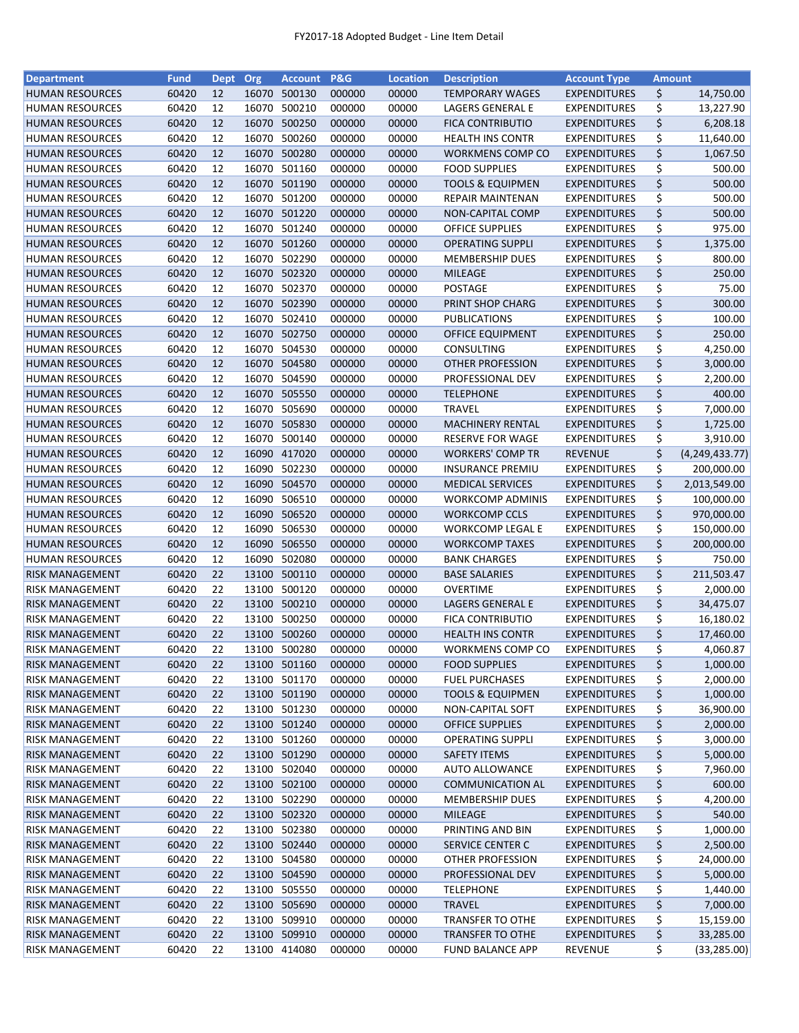FY2017-18 Adopted Budget - Line Item Detail

| Department | Fund | Dept | Org | Account | P&G | Location | Description | Account Type | Amount |
|---|---|---|---|---|---|---|---|---|---|
| HUMAN RESOURCES | 60420 | 12 | 16070 | 500130 | 000000 | 00000 | TEMPORARY WAGES | EXPENDITURES | $ 14,750.00 |
| HUMAN RESOURCES | 60420 | 12 | 16070 | 500210 | 000000 | 00000 | LAGERS GENERAL E | EXPENDITURES | $ 13,227.90 |
| HUMAN RESOURCES | 60420 | 12 | 16070 | 500250 | 000000 | 00000 | FICA CONTRIBUTIO | EXPENDITURES | $ 6,208.18 |
| HUMAN RESOURCES | 60420 | 12 | 16070 | 500260 | 000000 | 00000 | HEALTH INS CONTR | EXPENDITURES | $ 11,640.00 |
| HUMAN RESOURCES | 60420 | 12 | 16070 | 500280 | 000000 | 00000 | WORKMENS COMP CO | EXPENDITURES | $ 1,067.50 |
| HUMAN RESOURCES | 60420 | 12 | 16070 | 501160 | 000000 | 00000 | FOOD SUPPLIES | EXPENDITURES | $ 500.00 |
| HUMAN RESOURCES | 60420 | 12 | 16070 | 501190 | 000000 | 00000 | TOOLS & EQUIPMEN | EXPENDITURES | $ 500.00 |
| HUMAN RESOURCES | 60420 | 12 | 16070 | 501200 | 000000 | 00000 | REPAIR MAINTENAN | EXPENDITURES | $ 500.00 |
| HUMAN RESOURCES | 60420 | 12 | 16070 | 501220 | 000000 | 00000 | NON-CAPITAL COMP | EXPENDITURES | $ 500.00 |
| HUMAN RESOURCES | 60420 | 12 | 16070 | 501240 | 000000 | 00000 | OFFICE SUPPLIES | EXPENDITURES | $ 975.00 |
| HUMAN RESOURCES | 60420 | 12 | 16070 | 501260 | 000000 | 00000 | OPERATING SUPPLI | EXPENDITURES | $ 1,375.00 |
| HUMAN RESOURCES | 60420 | 12 | 16070 | 502290 | 000000 | 00000 | MEMBERSHIP DUES | EXPENDITURES | $ 800.00 |
| HUMAN RESOURCES | 60420 | 12 | 16070 | 502320 | 000000 | 00000 | MILEAGE | EXPENDITURES | $ 250.00 |
| HUMAN RESOURCES | 60420 | 12 | 16070 | 502370 | 000000 | 00000 | POSTAGE | EXPENDITURES | $ 75.00 |
| HUMAN RESOURCES | 60420 | 12 | 16070 | 502390 | 000000 | 00000 | PRINT SHOP CHARG | EXPENDITURES | $ 300.00 |
| HUMAN RESOURCES | 60420 | 12 | 16070 | 502410 | 000000 | 00000 | PUBLICATIONS | EXPENDITURES | $ 100.00 |
| HUMAN RESOURCES | 60420 | 12 | 16070 | 502750 | 000000 | 00000 | OFFICE EQUIPMENT | EXPENDITURES | $ 250.00 |
| HUMAN RESOURCES | 60420 | 12 | 16070 | 504530 | 000000 | 00000 | CONSULTING | EXPENDITURES | $ 4,250.00 |
| HUMAN RESOURCES | 60420 | 12 | 16070 | 504580 | 000000 | 00000 | OTHER PROFESSION | EXPENDITURES | $ 3,000.00 |
| HUMAN RESOURCES | 60420 | 12 | 16070 | 504590 | 000000 | 00000 | PROFESSIONAL DEV | EXPENDITURES | $ 2,200.00 |
| HUMAN RESOURCES | 60420 | 12 | 16070 | 505550 | 000000 | 00000 | TELEPHONE | EXPENDITURES | $ 400.00 |
| HUMAN RESOURCES | 60420 | 12 | 16070 | 505690 | 000000 | 00000 | TRAVEL | EXPENDITURES | $ 7,000.00 |
| HUMAN RESOURCES | 60420 | 12 | 16070 | 505830 | 000000 | 00000 | MACHINERY RENTAL | EXPENDITURES | $ 1,725.00 |
| HUMAN RESOURCES | 60420 | 12 | 16070 | 500140 | 000000 | 00000 | RESERVE FOR WAGE | EXPENDITURES | $ 3,910.00 |
| HUMAN RESOURCES | 60420 | 12 | 16090 | 417020 | 000000 | 00000 | WORKERS' COMP TR | REVENUE | $ (4,249,433.77) |
| HUMAN RESOURCES | 60420 | 12 | 16090 | 502230 | 000000 | 00000 | INSURANCE PREMIU | EXPENDITURES | $ 200,000.00 |
| HUMAN RESOURCES | 60420 | 12 | 16090 | 504570 | 000000 | 00000 | MEDICAL SERVICES | EXPENDITURES | $ 2,013,549.00 |
| HUMAN RESOURCES | 60420 | 12 | 16090 | 506510 | 000000 | 00000 | WORKCOMP ADMINIS | EXPENDITURES | $ 100,000.00 |
| HUMAN RESOURCES | 60420 | 12 | 16090 | 506520 | 000000 | 00000 | WORKCOMP CCLS | EXPENDITURES | $ 970,000.00 |
| HUMAN RESOURCES | 60420 | 12 | 16090 | 506530 | 000000 | 00000 | WORKCOMP LEGAL E | EXPENDITURES | $ 150,000.00 |
| HUMAN RESOURCES | 60420 | 12 | 16090 | 506550 | 000000 | 00000 | WORKCOMP TAXES | EXPENDITURES | $ 200,000.00 |
| HUMAN RESOURCES | 60420 | 12 | 16090 | 502080 | 000000 | 00000 | BANK CHARGES | EXPENDITURES | $ 750.00 |
| RISK MANAGEMENT | 60420 | 22 | 13100 | 500110 | 000000 | 00000 | BASE SALARIES | EXPENDITURES | $ 211,503.47 |
| RISK MANAGEMENT | 60420 | 22 | 13100 | 500120 | 000000 | 00000 | OVERTIME | EXPENDITURES | $ 2,000.00 |
| RISK MANAGEMENT | 60420 | 22 | 13100 | 500210 | 000000 | 00000 | LAGERS GENERAL E | EXPENDITURES | $ 34,475.07 |
| RISK MANAGEMENT | 60420 | 22 | 13100 | 500250 | 000000 | 00000 | FICA CONTRIBUTIO | EXPENDITURES | $ 16,180.02 |
| RISK MANAGEMENT | 60420 | 22 | 13100 | 500260 | 000000 | 00000 | HEALTH INS CONTR | EXPENDITURES | $ 17,460.00 |
| RISK MANAGEMENT | 60420 | 22 | 13100 | 500280 | 000000 | 00000 | WORKMENS COMP CO | EXPENDITURES | $ 4,060.87 |
| RISK MANAGEMENT | 60420 | 22 | 13100 | 501160 | 000000 | 00000 | FOOD SUPPLIES | EXPENDITURES | $ 1,000.00 |
| RISK MANAGEMENT | 60420 | 22 | 13100 | 501170 | 000000 | 00000 | FUEL PURCHASES | EXPENDITURES | $ 2,000.00 |
| RISK MANAGEMENT | 60420 | 22 | 13100 | 501190 | 000000 | 00000 | TOOLS & EQUIPMEN | EXPENDITURES | $ 1,000.00 |
| RISK MANAGEMENT | 60420 | 22 | 13100 | 501230 | 000000 | 00000 | NON-CAPITAL SOFT | EXPENDITURES | $ 36,900.00 |
| RISK MANAGEMENT | 60420 | 22 | 13100 | 501240 | 000000 | 00000 | OFFICE SUPPLIES | EXPENDITURES | $ 2,000.00 |
| RISK MANAGEMENT | 60420 | 22 | 13100 | 501260 | 000000 | 00000 | OPERATING SUPPLI | EXPENDITURES | $ 3,000.00 |
| RISK MANAGEMENT | 60420 | 22 | 13100 | 501290 | 000000 | 00000 | SAFETY ITEMS | EXPENDITURES | $ 5,000.00 |
| RISK MANAGEMENT | 60420 | 22 | 13100 | 502040 | 000000 | 00000 | AUTO ALLOWANCE | EXPENDITURES | $ 7,960.00 |
| RISK MANAGEMENT | 60420 | 22 | 13100 | 502100 | 000000 | 00000 | COMMUNICATION AL | EXPENDITURES | $ 600.00 |
| RISK MANAGEMENT | 60420 | 22 | 13100 | 502290 | 000000 | 00000 | MEMBERSHIP DUES | EXPENDITURES | $ 4,200.00 |
| RISK MANAGEMENT | 60420 | 22 | 13100 | 502320 | 000000 | 00000 | MILEAGE | EXPENDITURES | $ 540.00 |
| RISK MANAGEMENT | 60420 | 22 | 13100 | 502380 | 000000 | 00000 | PRINTING AND BIN | EXPENDITURES | $ 1,000.00 |
| RISK MANAGEMENT | 60420 | 22 | 13100 | 502440 | 000000 | 00000 | SERVICE CENTER C | EXPENDITURES | $ 2,500.00 |
| RISK MANAGEMENT | 60420 | 22 | 13100 | 504580 | 000000 | 00000 | OTHER PROFESSION | EXPENDITURES | $ 24,000.00 |
| RISK MANAGEMENT | 60420 | 22 | 13100 | 504590 | 000000 | 00000 | PROFESSIONAL DEV | EXPENDITURES | $ 5,000.00 |
| RISK MANAGEMENT | 60420 | 22 | 13100 | 505550 | 000000 | 00000 | TELEPHONE | EXPENDITURES | $ 1,440.00 |
| RISK MANAGEMENT | 60420 | 22 | 13100 | 505690 | 000000 | 00000 | TRAVEL | EXPENDITURES | $ 7,000.00 |
| RISK MANAGEMENT | 60420 | 22 | 13100 | 509910 | 000000 | 00000 | TRANSFER TO OTHE | EXPENDITURES | $ 15,159.00 |
| RISK MANAGEMENT | 60420 | 22 | 13100 | 509910 | 000000 | 00000 | TRANSFER TO OTHE | EXPENDITURES | $ 33,285.00 |
| RISK MANAGEMENT | 60420 | 22 | 13100 | 414080 | 000000 | 00000 | FUND BALANCE APP | REVENUE | $ (33,285.00) |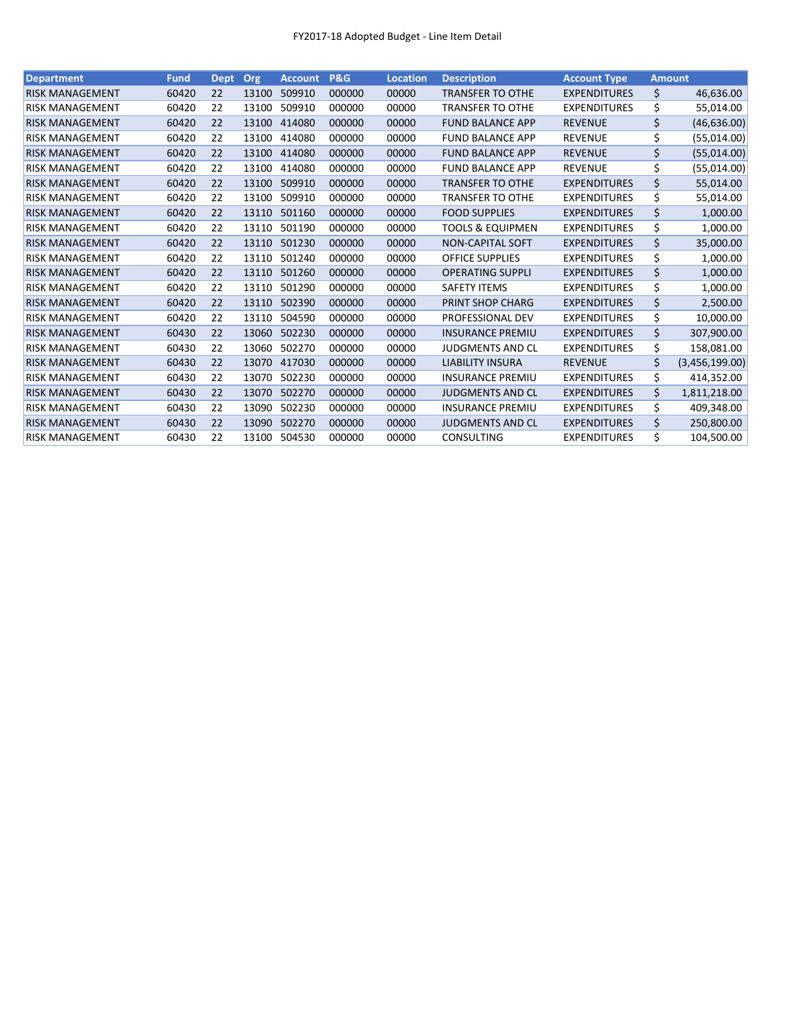FY2017-18 Adopted Budget - Line Item Detail

| Department | Fund | Dept | Org | Account | P&G | Location | Description | Account Type | Amount |
|---|---|---|---|---|---|---|---|---|---|
| RISK MANAGEMENT | 60420 | 22 | 13100 | 509910 | 000000 | 00000 | TRANSFER TO OTHE | EXPENDITURES | $ 46,636.00 |
| RISK MANAGEMENT | 60420 | 22 | 13100 | 509910 | 000000 | 00000 | TRANSFER TO OTHE | EXPENDITURES | $ 55,014.00 |
| RISK MANAGEMENT | 60420 | 22 | 13100 | 414080 | 000000 | 00000 | FUND BALANCE APP | REVENUE | $ (46,636.00) |
| RISK MANAGEMENT | 60420 | 22 | 13100 | 414080 | 000000 | 00000 | FUND BALANCE APP | REVENUE | $ (55,014.00) |
| RISK MANAGEMENT | 60420 | 22 | 13100 | 414080 | 000000 | 00000 | FUND BALANCE APP | REVENUE | $ (55,014.00) |
| RISK MANAGEMENT | 60420 | 22 | 13100 | 414080 | 000000 | 00000 | FUND BALANCE APP | REVENUE | $ (55,014.00) |
| RISK MANAGEMENT | 60420 | 22 | 13100 | 509910 | 000000 | 00000 | TRANSFER TO OTHE | EXPENDITURES | $ 55,014.00 |
| RISK MANAGEMENT | 60420 | 22 | 13100 | 509910 | 000000 | 00000 | TRANSFER TO OTHE | EXPENDITURES | $ 55,014.00 |
| RISK MANAGEMENT | 60420 | 22 | 13110 | 501160 | 000000 | 00000 | FOOD SUPPLIES | EXPENDITURES | $ 1,000.00 |
| RISK MANAGEMENT | 60420 | 22 | 13110 | 501190 | 000000 | 00000 | TOOLS & EQUIPMEN | EXPENDITURES | $ 1,000.00 |
| RISK MANAGEMENT | 60420 | 22 | 13110 | 501230 | 000000 | 00000 | NON-CAPITAL SOFT | EXPENDITURES | $ 35,000.00 |
| RISK MANAGEMENT | 60420 | 22 | 13110 | 501240 | 000000 | 00000 | OFFICE SUPPLIES | EXPENDITURES | $ 1,000.00 |
| RISK MANAGEMENT | 60420 | 22 | 13110 | 501260 | 000000 | 00000 | OPERATING SUPPLI | EXPENDITURES | $ 1,000.00 |
| RISK MANAGEMENT | 60420 | 22 | 13110 | 501290 | 000000 | 00000 | SAFETY ITEMS | EXPENDITURES | $ 1,000.00 |
| RISK MANAGEMENT | 60420 | 22 | 13110 | 502390 | 000000 | 00000 | PRINT SHOP CHARG | EXPENDITURES | $ 2,500.00 |
| RISK MANAGEMENT | 60420 | 22 | 13110 | 504590 | 000000 | 00000 | PROFESSIONAL DEV | EXPENDITURES | $ 10,000.00 |
| RISK MANAGEMENT | 60430 | 22 | 13060 | 502230 | 000000 | 00000 | INSURANCE PREMIU | EXPENDITURES | $ 307,900.00 |
| RISK MANAGEMENT | 60430 | 22 | 13060 | 502270 | 000000 | 00000 | JUDGMENTS AND CL | EXPENDITURES | $ 158,081.00 |
| RISK MANAGEMENT | 60430 | 22 | 13070 | 417030 | 000000 | 00000 | LIABILITY INSURA | REVENUE | $ (3,456,199.00) |
| RISK MANAGEMENT | 60430 | 22 | 13070 | 502230 | 000000 | 00000 | INSURANCE PREMIU | EXPENDITURES | $ 414,352.00 |
| RISK MANAGEMENT | 60430 | 22 | 13070 | 502270 | 000000 | 00000 | JUDGMENTS AND CL | EXPENDITURES | $ 1,811,218.00 |
| RISK MANAGEMENT | 60430 | 22 | 13090 | 502230 | 000000 | 00000 | INSURANCE PREMIU | EXPENDITURES | $ 409,348.00 |
| RISK MANAGEMENT | 60430 | 22 | 13090 | 502270 | 000000 | 00000 | JUDGMENTS AND CL | EXPENDITURES | $ 250,800.00 |
| RISK MANAGEMENT | 60430 | 22 | 13100 | 504530 | 000000 | 00000 | CONSULTING | EXPENDITURES | $ 104,500.00 |